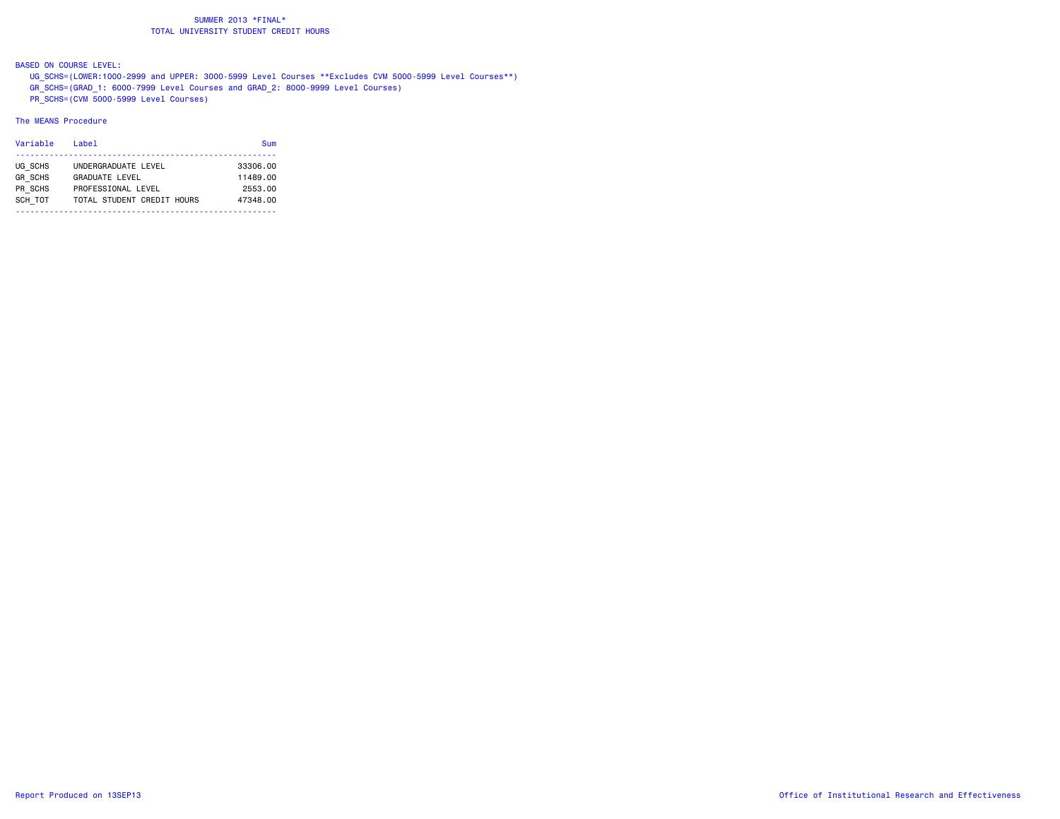# SUMMER 2013 *FINAL*
## TOTAL UNIVERSITY STUDENT CREDIT HOURS

BASED ON COURSE LEVEL:

- UG_SCHS=(LOWER:1000-2999 and UPPER: 3000-5999 Level Courses **Excludes CVM 5000-5999 Level Courses**)
- GR_SCHS=(GRAD_1: 6000-7999 Level Courses and GRAD_2: 8000-9999 Level Courses)
- PR_SCHS=(CVM 5000-5999 Level Courses)

The MEANS Procedure

| Variable | Label | Sum |
|---|---|---|
| UG_SCHS | UNDERGRADUATE LEVEL | 33306.00 |
| GR_SCHS | GRADUATE LEVEL | 11489.00 |
| PR_SCHS | PROFESSIONAL LEVEL | 2553.00 |
| SCH_TOT | TOTAL STUDENT CREDIT HOURS | 47348.00 |

Report Produced on 13SEP13

Office of Institutional Research and Effectiveness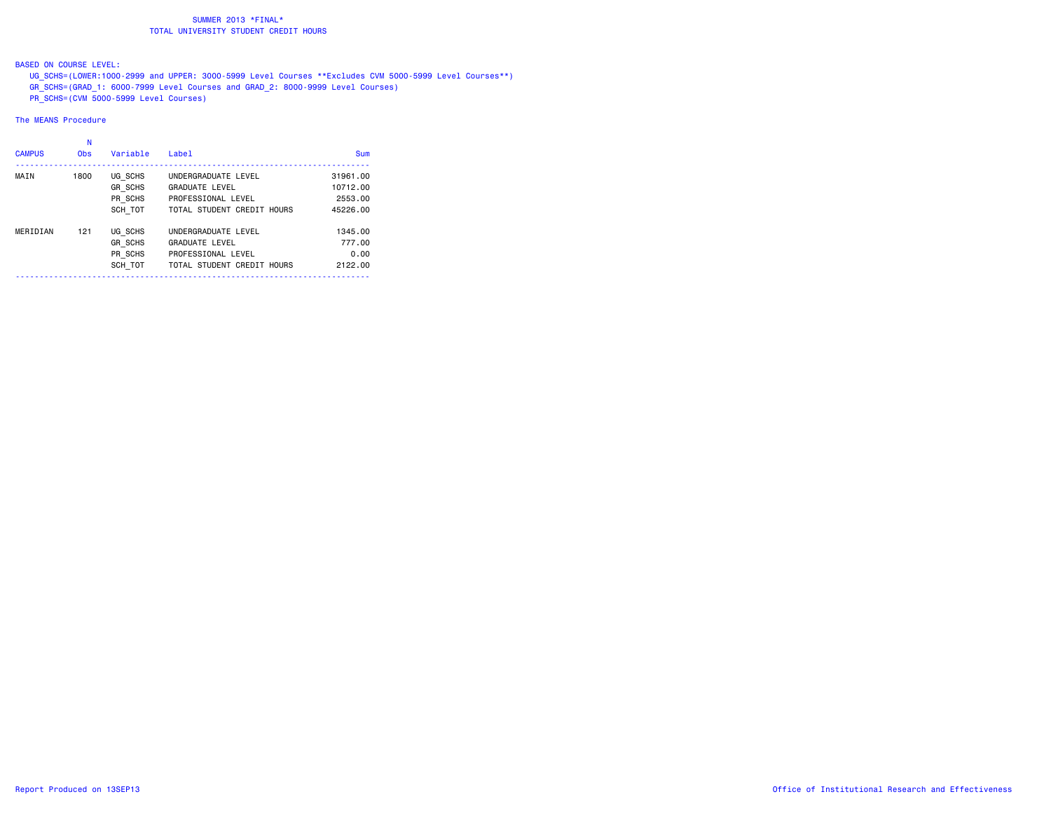# SUMMER 2013 *FINAL*
## TOTAL UNIVERSITY STUDENT CREDIT HOURS

BASED ON COURSE LEVEL:

- UG_SCHS=(LOWER:1000-2999 and UPPER: 3000-5999 Level Courses **Excludes CVM 5000-5999 Level Courses**)
- GR_SCHS=(GRAD_1: 6000-7999 Level Courses and GRAD_2: 8000-9999 Level Courses)
- PR_SCHS=(CVM 5000-5999 Level Courses)

The MEANS Procedure

| CAMPUS | N Obs | Variable | Label | Sum |
|---|---|---|---|---|
| MAIN | 1800 | UG_SCHS | UNDERGRADUATE LEVEL | 31961.00 |
| | | GR_SCHS | GRADUATE LEVEL | 10712.00 |
| | | PR_SCHS | PROFESSIONAL LEVEL | 2553.00 |
| | | SCH_TOT | TOTAL STUDENT CREDIT HOURS | 45226.00 |
| MERIDIAN | 121 | UG_SCHS | UNDERGRADUATE LEVEL | 1345.00 |
| | | GR_SCHS | GRADUATE LEVEL | 777.00 |
| | | PR_SCHS | PROFESSIONAL LEVEL | 0.00 |
| | | SCH_TOT | TOTAL STUDENT CREDIT HOURS | 2122.00 |

Report Produced on 13SEP13

Office of Institutional Research and Effectiveness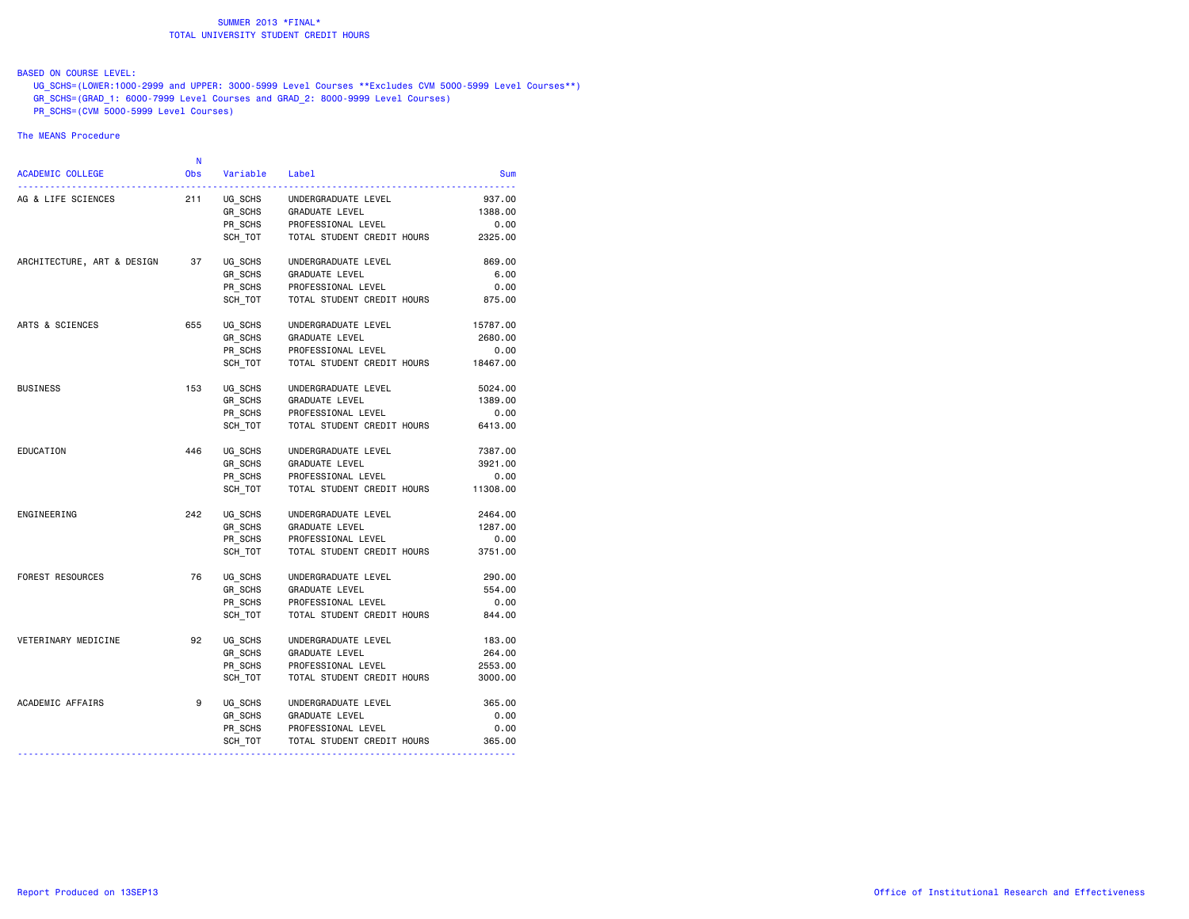SUMMER 2013 *FINAL*
TOTAL UNIVERSITY STUDENT CREDIT HOURS

BASED ON COURSE LEVEL:
UG_SCHS=(LOWER:1000-2999 and UPPER: 3000-5999 Level Courses **Excludes CVM 5000-5999 Level Courses**)
GR_SCHS=(GRAD_1: 6000-7999 Level Courses and GRAD_2: 8000-9999 Level Courses)
PR_SCHS=(CVM 5000-5999 Level Courses)

The MEANS Procedure

| ACADEMIC COLLEGE | N Obs | Variable | Label | Sum |
|---|---|---|---|---|
| AG & LIFE SCIENCES | 211 | UG_SCHS | UNDERGRADUATE LEVEL | 937.00 |
| | | GR_SCHS | GRADUATE LEVEL | 1388.00 |
| | | PR_SCHS | PROFESSIONAL LEVEL | 0.00 |
| | | SCH_TOT | TOTAL STUDENT CREDIT HOURS | 2325.00 |
| ARCHITECTURE, ART & DESIGN | 37 | UG_SCHS | UNDERGRADUATE LEVEL | 869.00 |
| | | GR_SCHS | GRADUATE LEVEL | 6.00 |
| | | PR_SCHS | PROFESSIONAL LEVEL | 0.00 |
| | | SCH_TOT | TOTAL STUDENT CREDIT HOURS | 875.00 |
| ARTS & SCIENCES | 655 | UG_SCHS | UNDERGRADUATE LEVEL | 15787.00 |
| | | GR_SCHS | GRADUATE LEVEL | 2680.00 |
| | | PR_SCHS | PROFESSIONAL LEVEL | 0.00 |
| | | SCH_TOT | TOTAL STUDENT CREDIT HOURS | 18467.00 |
| BUSINESS | 153 | UG_SCHS | UNDERGRADUATE LEVEL | 5024.00 |
| | | GR_SCHS | GRADUATE LEVEL | 1389.00 |
| | | PR_SCHS | PROFESSIONAL LEVEL | 0.00 |
| | | SCH_TOT | TOTAL STUDENT CREDIT HOURS | 6413.00 |
| EDUCATION | 446 | UG_SCHS | UNDERGRADUATE LEVEL | 7387.00 |
| | | GR_SCHS | GRADUATE LEVEL | 3921.00 |
| | | PR_SCHS | PROFESSIONAL LEVEL | 0.00 |
| | | SCH_TOT | TOTAL STUDENT CREDIT HOURS | 11308.00 |
| ENGINEERING | 242 | UG_SCHS | UNDERGRADUATE LEVEL | 2464.00 |
| | | GR_SCHS | GRADUATE LEVEL | 1287.00 |
| | | PR_SCHS | PROFESSIONAL LEVEL | 0.00 |
| | | SCH_TOT | TOTAL STUDENT CREDIT HOURS | 3751.00 |
| FOREST RESOURCES | 76 | UG_SCHS | UNDERGRADUATE LEVEL | 290.00 |
| | | GR_SCHS | GRADUATE LEVEL | 554.00 |
| | | PR_SCHS | PROFESSIONAL LEVEL | 0.00 |
| | | SCH_TOT | TOTAL STUDENT CREDIT HOURS | 844.00 |
| VETERINARY MEDICINE | 92 | UG_SCHS | UNDERGRADUATE LEVEL | 183.00 |
| | | GR_SCHS | GRADUATE LEVEL | 264.00 |
| | | PR_SCHS | PROFESSIONAL LEVEL | 2553.00 |
| | | SCH_TOT | TOTAL STUDENT CREDIT HOURS | 3000.00 |
| ACADEMIC AFFAIRS | 9 | UG_SCHS | UNDERGRADUATE LEVEL | 365.00 |
| | | GR_SCHS | GRADUATE LEVEL | 0.00 |
| | | PR_SCHS | PROFESSIONAL LEVEL | 0.00 |
| | | SCH_TOT | TOTAL STUDENT CREDIT HOURS | 365.00 |

Report Produced on 13SEP13

Office of Institutional Research and Effectiveness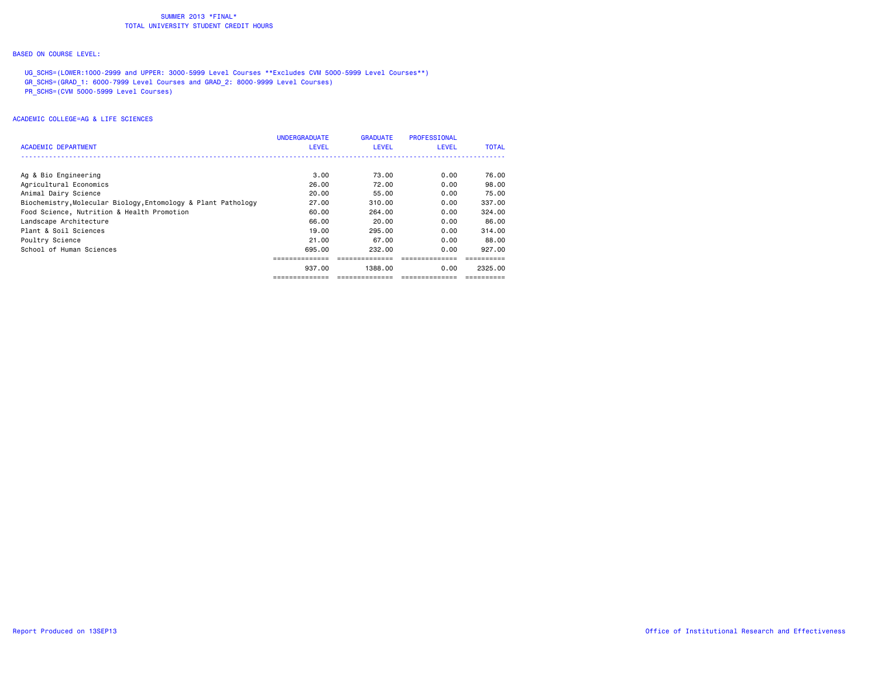# SUMMER 2013 *FINAL*
## TOTAL UNIVERSITY STUDENT CREDIT HOURS

BASED ON COURSE LEVEL:

UG_SCHS=(LOWER:1000-2999 and UPPER: 3000-5999 Level Courses **Excludes CVM 5000-5999 Level Courses**)
GR_SCHS=(GRAD_1: 6000-7999 Level Courses and GRAD_2: 8000-9999 Level Courses)
PR_SCHS=(CVM 5000-5999 Level Courses)

ACADEMIC COLLEGE=AG & LIFE SCIENCES

| ACADEMIC DEPARTMENT | UNDERGRADUATE LEVEL | GRADUATE LEVEL | PROFESSIONAL LEVEL | TOTAL |
|---|---|---|---|---|
| Ag & Bio Engineering | 3.00 | 73.00 | 0.00 | 76.00 |
| Agricultural Economics | 26.00 | 72.00 | 0.00 | 98.00 |
| Animal Dairy Science | 20.00 | 55.00 | 0.00 | 75.00 |
| Biochemistry,Molecular Biology,Entomology & Plant Pathology | 27.00 | 310.00 | 0.00 | 337.00 |
| Food Science, Nutrition & Health Promotion | 60.00 | 264.00 | 0.00 | 324.00 |
| Landscape Architecture | 66.00 | 20.00 | 0.00 | 86.00 |
| Plant & Soil Sciences | 19.00 | 295.00 | 0.00 | 314.00 |
| Poultry Science | 21.00 | 67.00 | 0.00 | 88.00 |
| School of Human Sciences | 695.00 | 232.00 | 0.00 | 927.00 |
| | 937.00 | 1388.00 | 0.00 | 2325.00 |

Report Produced on 13SEP13

Office of Institutional Research and Effectiveness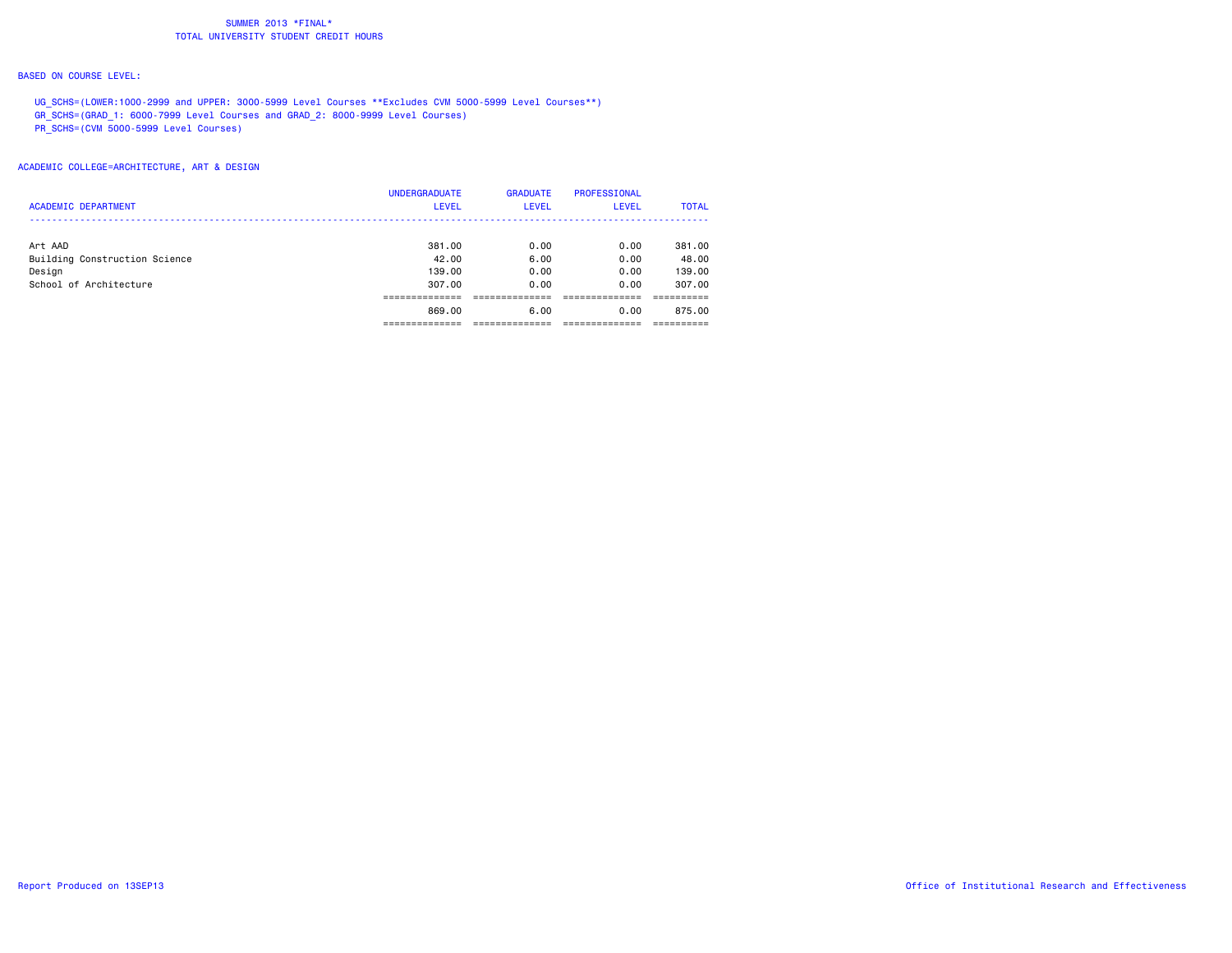SUMMER 2013 *FINAL*
TOTAL UNIVERSITY STUDENT CREDIT HOURS

BASED ON COURSE LEVEL:

UG_SCHS=(LOWER:1000-2999 and UPPER: 3000-5999 Level Courses **Excludes CVM 5000-5999 Level Courses**)
GR_SCHS=(GRAD_1: 6000-7999 Level Courses and GRAD_2: 8000-9999 Level Courses)
PR_SCHS=(CVM 5000-5999 Level Courses)

ACADEMIC COLLEGE=ARCHITECTURE, ART & DESIGN

| ACADEMIC DEPARTMENT | UNDERGRADUATE LEVEL | GRADUATE LEVEL | PROFESSIONAL LEVEL | TOTAL |
|---|---|---|---|---|
| Art AAD | 381.00 | 0.00 | 0.00 | 381.00 |
| Building Construction Science | 42.00 | 6.00 | 0.00 | 48.00 |
| Design | 139.00 | 0.00 | 0.00 | 139.00 |
| School of Architecture | 307.00 | 0.00 | 0.00 | 307.00 |
| | 869.00 | 6.00 | 0.00 | 875.00 |

Report Produced on 13SEP13

Office of Institutional Research and Effectiveness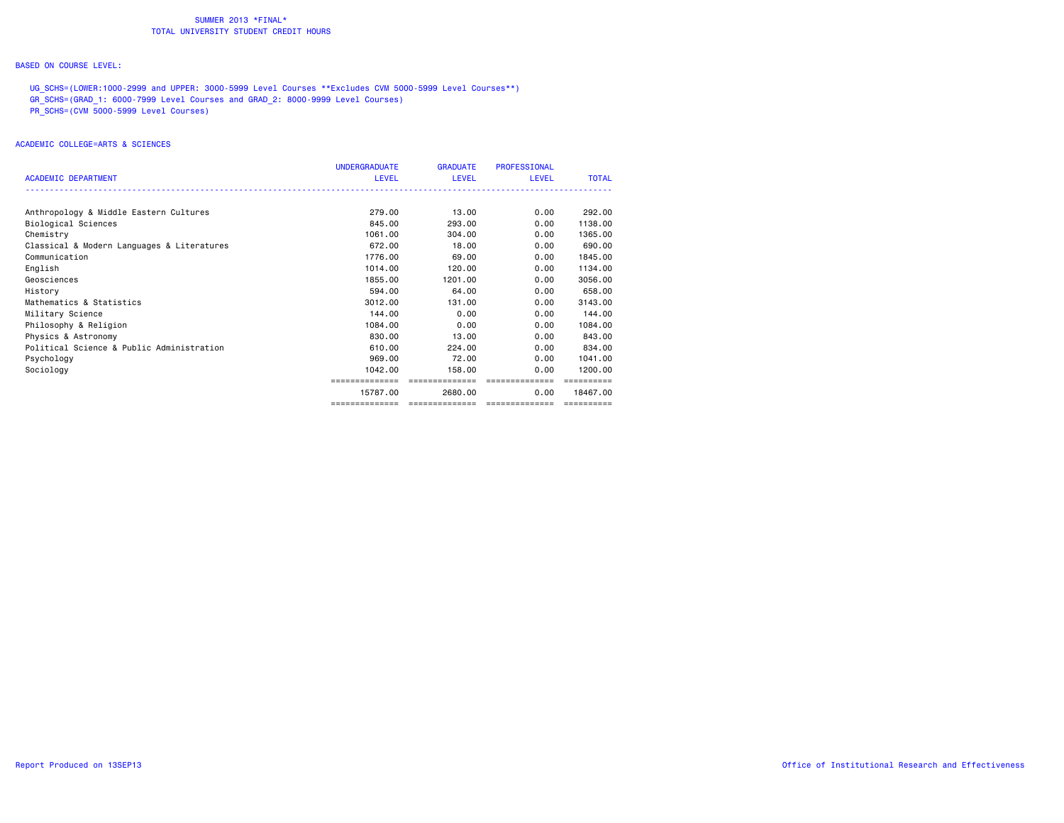# SUMMER 2013 *FINAL*
## TOTAL UNIVERSITY STUDENT CREDIT HOURS

BASED ON COURSE LEVEL:

UG_SCHS=(LOWER:1000-2999 and UPPER: 3000-5999 Level Courses **Excludes CVM 5000-5999 Level Courses**)
GR_SCHS=(GRAD_1: 6000-7999 Level Courses and GRAD_2: 8000-9999 Level Courses)
PR_SCHS=(CVM 5000-5999 Level Courses)

ACADEMIC COLLEGE=ARTS & SCIENCES

| ACADEMIC DEPARTMENT | UNDERGRADUATE LEVEL | GRADUATE LEVEL | PROFESSIONAL LEVEL | TOTAL |
|---|---|---|---|---|
| Anthropology & Middle Eastern Cultures | 279.00 | 13.00 | 0.00 | 292.00 |
| Biological Sciences | 845.00 | 293.00 | 0.00 | 1138.00 |
| Chemistry | 1061.00 | 304.00 | 0.00 | 1365.00 |
| Classical & Modern Languages & Literatures | 672.00 | 18.00 | 0.00 | 690.00 |
| Communication | 1776.00 | 69.00 | 0.00 | 1845.00 |
| English | 1014.00 | 120.00 | 0.00 | 1134.00 |
| Geosciences | 1855.00 | 1201.00 | 0.00 | 3056.00 |
| History | 594.00 | 64.00 | 0.00 | 658.00 |
| Mathematics & Statistics | 3012.00 | 131.00 | 0.00 | 3143.00 |
| Military Science | 144.00 | 0.00 | 0.00 | 144.00 |
| Philosophy & Religion | 1084.00 | 0.00 | 0.00 | 1084.00 |
| Physics & Astronomy | 830.00 | 13.00 | 0.00 | 843.00 |
| Political Science & Public Administration | 610.00 | 224.00 | 0.00 | 834.00 |
| Psychology | 969.00 | 72.00 | 0.00 | 1041.00 |
| Sociology | 1042.00 | 158.00 | 0.00 | 1200.00 |
| | 15787.00 | 2680.00 | 0.00 | 18467.00 |

Report Produced on 13SEP13

Office of Institutional Research and Effectiveness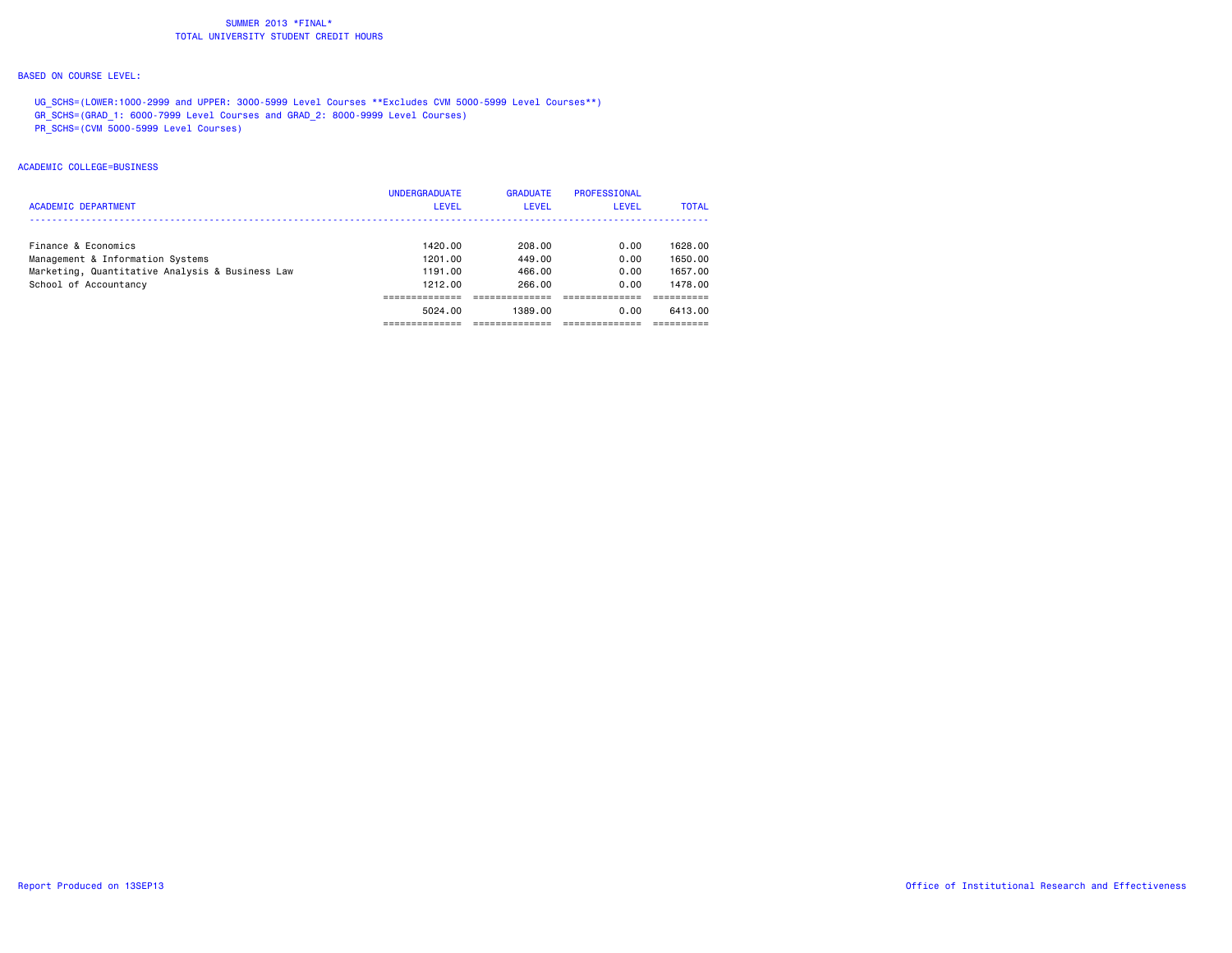SUMMER 2013 *FINAL*
TOTAL UNIVERSITY STUDENT CREDIT HOURS

BASED ON COURSE LEVEL:

UG_SCHS=(LOWER:1000-2999 and UPPER: 3000-5999 Level Courses **Excludes CVM 5000-5999 Level Courses**)
GR_SCHS=(GRAD_1: 6000-7999 Level Courses and GRAD_2: 8000-9999 Level Courses)
PR_SCHS=(CVM 5000-5999 Level Courses)

ACADEMIC COLLEGE=BUSINESS

| ACADEMIC DEPARTMENT | UNDERGRADUATE LEVEL | GRADUATE LEVEL | PROFESSIONAL LEVEL | TOTAL |
|---|---|---|---|---|
| Finance & Economics | 1420.00 | 208.00 | 0.00 | 1628.00 |
| Management & Information Systems | 1201.00 | 449.00 | 0.00 | 1650.00 |
| Marketing, Quantitative Analysis & Business Law | 1191.00 | 466.00 | 0.00 | 1657.00 |
| School of Accountancy | 1212.00 | 266.00 | 0.00 | 1478.00 |
| | 5024.00 | 1389.00 | 0.00 | 6413.00 |

Report Produced on 13SEP13

Office of Institutional Research and Effectiveness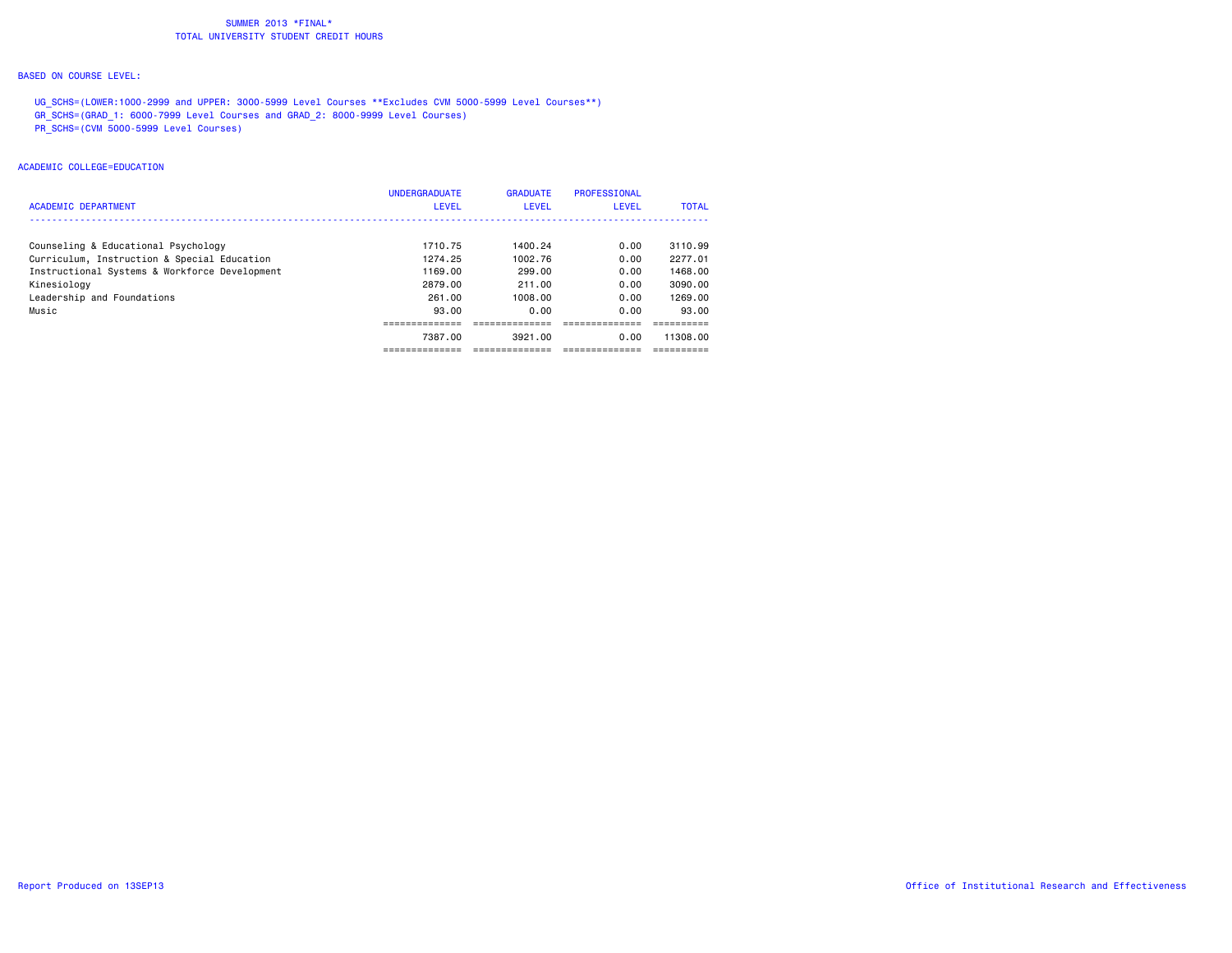# SUMMER 2013 *FINAL*
## TOTAL UNIVERSITY STUDENT CREDIT HOURS

BASED ON COURSE LEVEL:

UG_SCHS=(LOWER:1000-2999 and UPPER: 3000-5999 Level Courses **Excludes CVM 5000-5999 Level Courses**)
GR_SCHS=(GRAD_1: 6000-7999 Level Courses and GRAD_2: 8000-9999 Level Courses)
PR_SCHS=(CVM 5000-5999 Level Courses)

ACADEMIC COLLEGE=EDUCATION

| ACADEMIC DEPARTMENT | UNDERGRADUATE LEVEL | GRADUATE LEVEL | PROFESSIONAL LEVEL | TOTAL |
|---|---|---|---|---|
| Counseling & Educational Psychology | 1710.75 | 1400.24 | 0.00 | 3110.99 |
| Curriculum, Instruction & Special Education | 1274.25 | 1002.76 | 0.00 | 2277.01 |
| Instructional Systems & Workforce Development | 1169.00 | 299.00 | 0.00 | 1468.00 |
| Kinesiology | 2879.00 | 211.00 | 0.00 | 3090.00 |
| Leadership and Foundations | 261.00 | 1008.00 | 0.00 | 1269.00 |
| Music | 93.00 | 0.00 | 0.00 | 93.00 |
| | 7387.00 | 3921.00 | 0.00 | 11308.00 |

Report Produced on 13SEP13

Office of Institutional Research and Effectiveness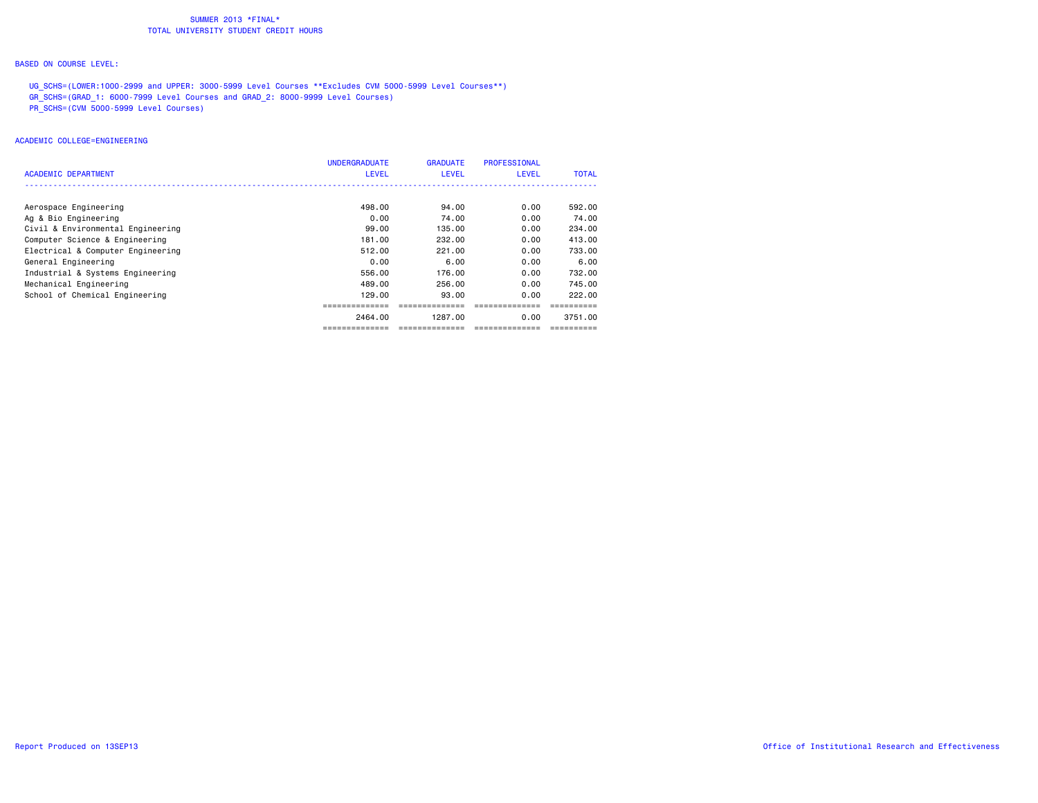# SUMMER 2013 *FINAL*
## TOTAL UNIVERSITY STUDENT CREDIT HOURS

BASED ON COURSE LEVEL:

UG_SCHS=(LOWER:1000-2999 and UPPER: 3000-5999 Level Courses **Excludes CVM 5000-5999 Level Courses**)
GR_SCHS=(GRAD_1: 6000-7999 Level Courses and GRAD_2: 8000-9999 Level Courses)
PR_SCHS=(CVM 5000-5999 Level Courses)

ACADEMIC COLLEGE=ENGINEERING

| ACADEMIC DEPARTMENT | UNDERGRADUATE LEVEL | GRADUATE LEVEL | PROFESSIONAL LEVEL | TOTAL |
|---|---|---|---|---|
| Aerospace Engineering | 498.00 | 94.00 | 0.00 | 592.00 |
| Ag & Bio Engineering | 0.00 | 74.00 | 0.00 | 74.00 |
| Civil & Environmental Engineering | 99.00 | 135.00 | 0.00 | 234.00 |
| Computer Science & Engineering | 181.00 | 232.00 | 0.00 | 413.00 |
| Electrical & Computer Engineering | 512.00 | 221.00 | 0.00 | 733.00 |
| General Engineering | 0.00 | 6.00 | 0.00 | 6.00 |
| Industrial & Systems Engineering | 556.00 | 176.00 | 0.00 | 732.00 |
| Mechanical Engineering | 489.00 | 256.00 | 0.00 | 745.00 |
| School of Chemical Engineering | 129.00 | 93.00 | 0.00 | 222.00 |
| | 2464.00 | 1287.00 | 0.00 | 3751.00 |

Report Produced on 13SEP13

Office of Institutional Research and Effectiveness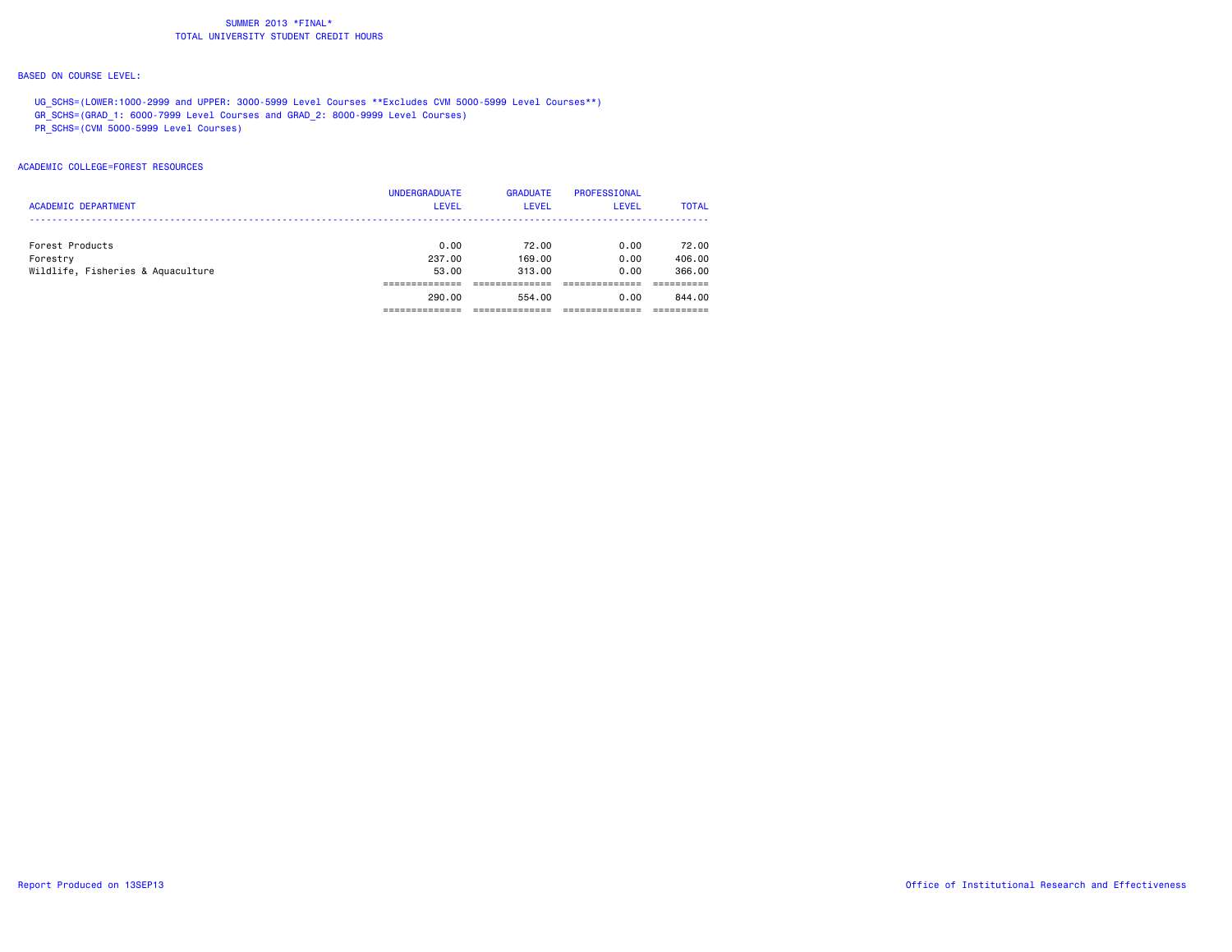# SUMMER 2013 *FINAL*
## TOTAL UNIVERSITY STUDENT CREDIT HOURS

BASED ON COURSE LEVEL:

UG_SCHS=(LOWER:1000-2999 and UPPER: 3000-5999 Level Courses **Excludes CVM 5000-5999 Level Courses**)
GR_SCHS=(GRAD_1: 6000-7999 Level Courses and GRAD_2: 8000-9999 Level Courses)
PR_SCHS=(CVM 5000-5999 Level Courses)

ACADEMIC COLLEGE=FOREST RESOURCES

| ACADEMIC DEPARTMENT | UNDERGRADUATE LEVEL | GRADUATE LEVEL | PROFESSIONAL LEVEL | TOTAL |
|---|---|---|---|---|
| Forest Products | 0.00 | 72.00 | 0.00 | 72.00 |
| Forestry | 237.00 | 169.00 | 0.00 | 406.00 |
| Wildlife, Fisheries & Aquaculture | 53.00 | 313.00 | 0.00 | 366.00 |
| | 290.00 | 554.00 | 0.00 | 844.00 |

Report Produced on 13SEP13

Office of Institutional Research and Effectiveness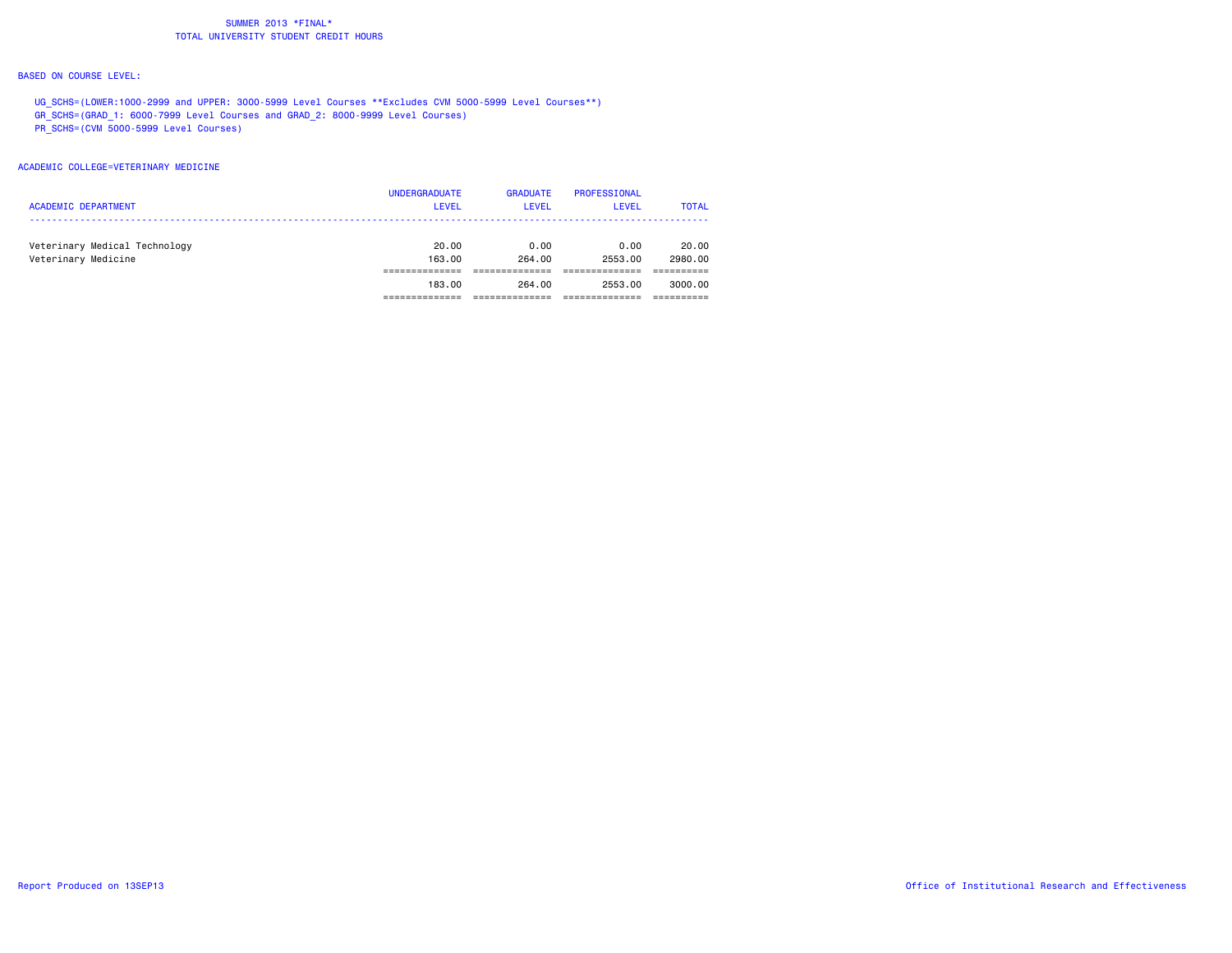# SUMMER 2013 *FINAL*
## TOTAL UNIVERSITY STUDENT CREDIT HOURS

BASED ON COURSE LEVEL:

UG_SCHS=(LOWER:1000-2999 and UPPER: 3000-5999 Level Courses **Excludes CVM 5000-5999 Level Courses**)
GR_SCHS=(GRAD_1: 6000-7999 Level Courses and GRAD_2: 8000-9999 Level Courses)
PR_SCHS=(CVM 5000-5999 Level Courses)

ACADEMIC COLLEGE=VETERINARY MEDICINE

| ACADEMIC DEPARTMENT | UNDERGRADUATE LEVEL | GRADUATE LEVEL | PROFESSIONAL LEVEL | TOTAL |
|---|---|---|---|---|
| Veterinary Medical Technology | 20.00 | 0.00 | 0.00 | 20.00 |
| Veterinary Medicine | 163.00 | 264.00 | 2553.00 | 2980.00 |
| | 183.00 | 264.00 | 2553.00 | 3000.00 |

Report Produced on 13SEP13

Office of Institutional Research and Effectiveness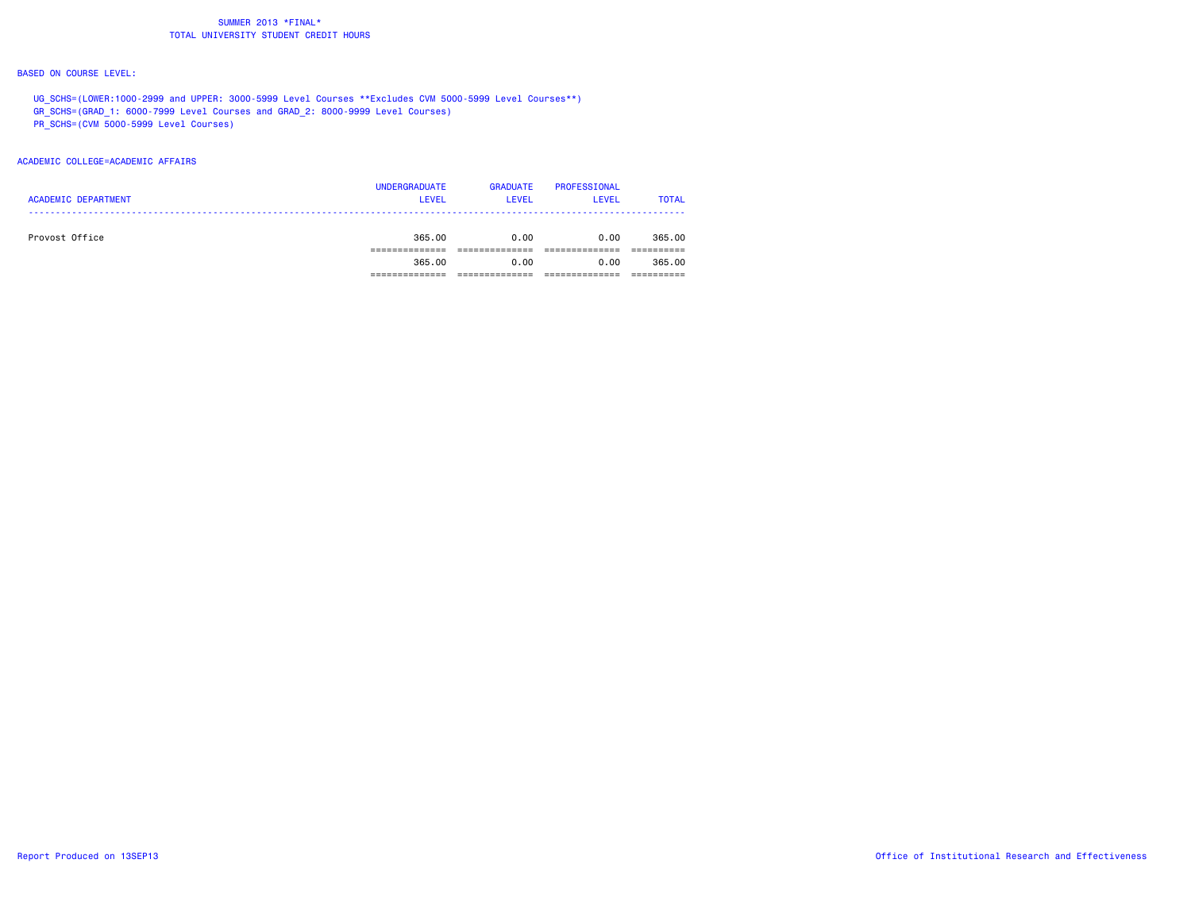# SUMMER 2013 *FINAL*
## TOTAL UNIVERSITY STUDENT CREDIT HOURS

BASED ON COURSE LEVEL:

UG_SCHS=(LOWER:1000-2999 and UPPER: 3000-5999 Level Courses **Excludes CVM 5000-5999 Level Courses**)
GR_SCHS=(GRAD_1: 6000-7999 Level Courses and GRAD_2: 8000-9999 Level Courses)
PR_SCHS=(CVM 5000-5999 Level Courses)

ACADEMIC COLLEGE=ACADEMIC AFFAIRS

| ACADEMIC DEPARTMENT | UNDERGRADUATE LEVEL | GRADUATE LEVEL | PROFESSIONAL LEVEL | TOTAL |
|---|---|---|---|---|
| Provost Office | 365.00 | 0.00 | 0.00 | 365.00 |
| | 365.00 | 0.00 | 0.00 | 365.00 |

Report Produced on 13SEP13

Office of Institutional Research and Effectiveness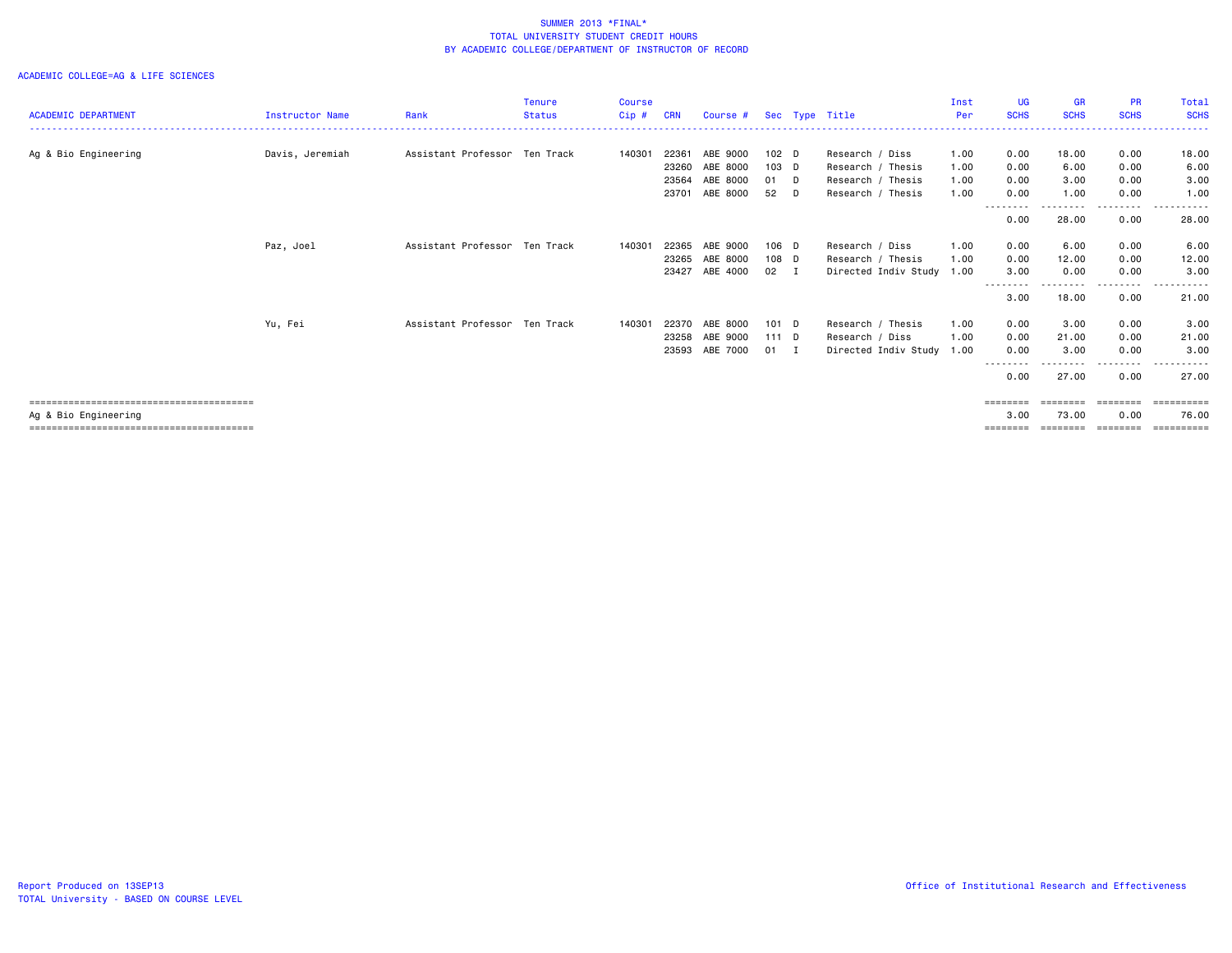# SUMMER 2013 *FINAL*
## TOTAL UNIVERSITY STUDENT CREDIT HOURS
## BY ACADEMIC COLLEGE/DEPARTMENT OF INSTRUCTOR OF RECORD

ACADEMIC COLLEGE=AG & LIFE SCIENCES

| ACADEMIC DEPARTMENT | Instructor Name | Rank | Tenure Status | Course Cip # | CRN | Course # | Sec | Type | Title | Inst Per | UG SCHS | GR SCHS | PR SCHS | Total SCHS |
|---|---|---|---|---|---|---|---|---|---|---|---|---|---|---|
| Ag & Bio Engineering | Davis, Jeremiah | Assistant Professor | Ten Track | 140301 | 22361 | ABE 9000 | 102 | D | Research / Diss | 1.00 | 0.00 | 18.00 | 0.00 | 18.00 |
| | | | | | 23260 | ABE 8000 | 103 | D | Research / Thesis | 1.00 | 0.00 | 6.00 | 0.00 | 6.00 |
| | | | | | 23564 | ABE 8000 | 01 | D | Research / Thesis | 1.00 | 0.00 | 3.00 | 0.00 | 3.00 |
| | | | | | 23701 | ABE 8000 | 52 | D | Research / Thesis | 1.00 | 0.00 | 1.00 | 0.00 | 1.00 |
| | | | | | | | | | | | 0.00 | 28.00 | 0.00 | 28.00 |
| | Paz, Joel | Assistant Professor | Ten Track | 140301 | 22365 | ABE 9000 | 106 | D | Research / Diss | 1.00 | 0.00 | 6.00 | 0.00 | 6.00 |
| | | | | | 23265 | ABE 8000 | 108 | D | Research / Thesis | 1.00 | 0.00 | 12.00 | 0.00 | 12.00 |
| | | | | | 23427 | ABE 4000 | 02 | I | Directed Indiv Study | 1.00 | 3.00 | 0.00 | 0.00 | 3.00 |
| | | | | | | | | | | | 3.00 | 18.00 | 0.00 | 21.00 |
| | Yu, Fei | Assistant Professor | Ten Track | 140301 | 22370 | ABE 8000 | 101 | D | Research / Thesis | 1.00 | 0.00 | 3.00 | 0.00 | 3.00 |
| | | | | | 23258 | ABE 9000 | 111 | D | Research / Diss | 1.00 | 0.00 | 21.00 | 0.00 | 21.00 |
| | | | | | 23593 | ABE 7000 | 01 | I | Directed Indiv Study | 1.00 | 0.00 | 3.00 | 0.00 | 3.00 |
| | | | | | | | | | | | 0.00 | 27.00 | 0.00 | 27.00 |
| Ag & Bio Engineering | | | | | | | | | | | 3.00 | 73.00 | 0.00 | 76.00 |

Report Produced on 13SEP13
TOTAL University - BASED ON COURSE LEVEL

Office of Institutional Research and Effectiveness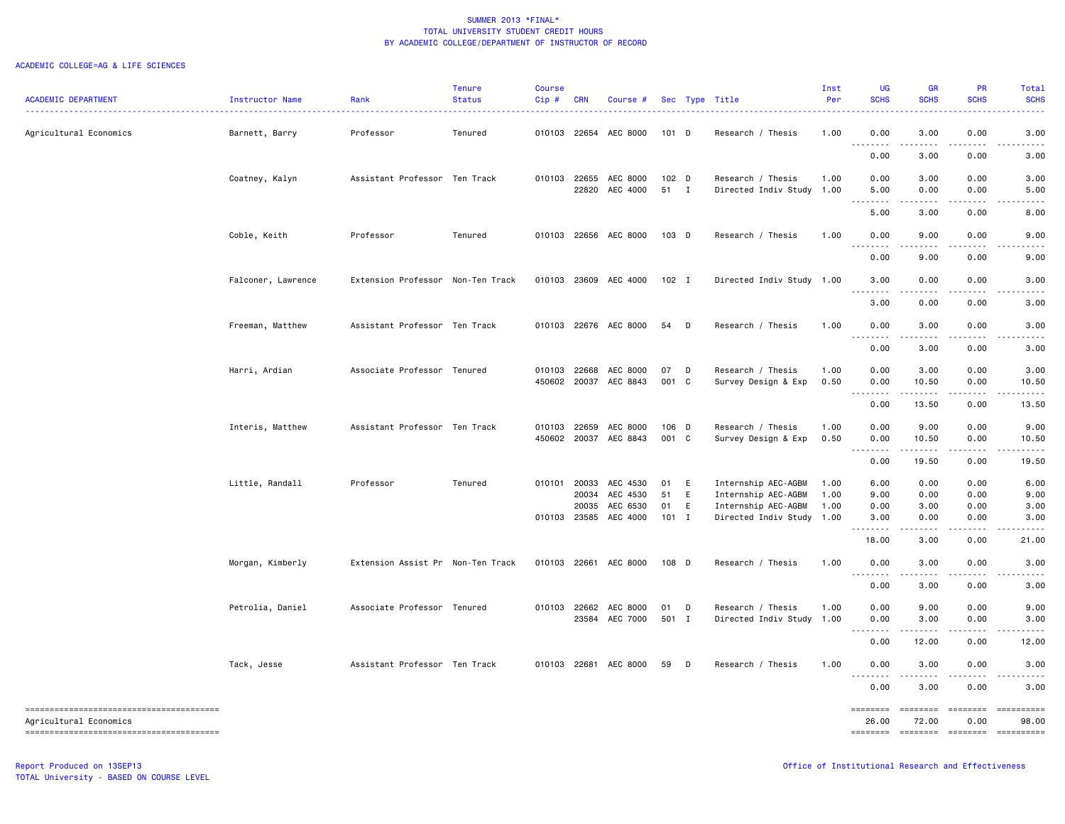SUMMER 2013 *FINAL*
TOTAL UNIVERSITY STUDENT CREDIT HOURS
BY ACADEMIC COLLEGE/DEPARTMENT OF INSTRUCTOR OF RECORD

ACADEMIC COLLEGE=AG & LIFE SCIENCES

| ACADEMIC DEPARTMENT | Instructor Name | Rank | Tenure Status | Course Cip # | CRN | Course # | Sec | Type | Title | Inst Per | UG SCHS | GR SCHS | PR SCHS | Total SCHS |
|---|---|---|---|---|---|---|---|---|---|---|---|---|---|---|
| Agricultural Economics | Barnett, Barry | Professor | Tenured | 010103 | 22654 | AEC 8000 | 101 | D | Research / Thesis | 1.00 | 0.00 | 3.00 | 0.00 | 3.00 |
| | | | | | | | | | | | 0.00 | 3.00 | 0.00 | 3.00 |
| | Coatney, Kalyn | Assistant Professor | Ten Track | 010103 | 22655 | AEC 8000 | 102 | D | Research / Thesis | 1.00 | 0.00 | 3.00 | 0.00 | 3.00 |
| | | | | | 22820 | AEC 4000 | 51 | I | Directed Indiv Study | 1.00 | 5.00 | 0.00 | 0.00 | 5.00 |
| | | | | | | | | | | | 5.00 | 3.00 | 0.00 | 8.00 |
| | Coble, Keith | Professor | Tenured | 010103 | 22656 | AEC 8000 | 103 | D | Research / Thesis | 1.00 | 0.00 | 9.00 | 0.00 | 9.00 |
| | | | | | | | | | | | 0.00 | 9.00 | 0.00 | 9.00 |
| | Falconer, Lawrence | Extension Professor | Non-Ten Track | 010103 | 23609 | AEC 4000 | 102 | I | Directed Indiv Study | 1.00 | 3.00 | 0.00 | 0.00 | 3.00 |
| | | | | | | | | | | | 3.00 | 0.00 | 0.00 | 3.00 |
| | Freeman, Matthew | Assistant Professor | Ten Track | 010103 | 22676 | AEC 8000 | 54 | D | Research / Thesis | 1.00 | 0.00 | 3.00 | 0.00 | 3.00 |
| | | | | | | | | | | | 0.00 | 3.00 | 0.00 | 3.00 |
| | Harri, Ardian | Associate Professor | Tenured | 010103 | 22668 | AEC 8000 | 07 | D | Research / Thesis | 1.00 | 0.00 | 3.00 | 0.00 | 3.00 |
| | | | | 450602 | 20037 | AEC 8843 | 001 | C | Survey Design & Exp | 0.50 | 0.00 | 10.50 | 0.00 | 10.50 |
| | | | | | | | | | | | 0.00 | 13.50 | 0.00 | 13.50 |
| | Interis, Matthew | Assistant Professor | Ten Track | 010103 | 22659 | AEC 8000 | 106 | D | Research / Thesis | 1.00 | 0.00 | 9.00 | 0.00 | 9.00 |
| | | | | 450602 | 20037 | AEC 8843 | 001 | C | Survey Design & Exp | 0.50 | 0.00 | 10.50 | 0.00 | 10.50 |
| | | | | | | | | | | | 0.00 | 19.50 | 0.00 | 19.50 |
| | Little, Randall | Professor | Tenured | 010101 | 20033 | AEC 4530 | 01 | E | Internship AEC-AGBM | 1.00 | 6.00 | 0.00 | 0.00 | 6.00 |
| | | | | | 20034 | AEC 4530 | 51 | E | Internship AEC-AGBM | 1.00 | 9.00 | 0.00 | 0.00 | 9.00 |
| | | | | | 20035 | AEC 6530 | 01 | E | Internship AEC-AGBM | 1.00 | 0.00 | 3.00 | 0.00 | 3.00 |
| | | | | 010103 | 23585 | AEC 4000 | 101 | I | Directed Indiv Study | 1.00 | 3.00 | 0.00 | 0.00 | 3.00 |
| | | | | | | | | | | | 18.00 | 3.00 | 0.00 | 21.00 |
| | Morgan, Kimberly | Extension Assist Pr | Non-Ten Track | 010103 | 22661 | AEC 8000 | 108 | D | Research / Thesis | 1.00 | 0.00 | 3.00 | 0.00 | 3.00 |
| | | | | | | | | | | | 0.00 | 3.00 | 0.00 | 3.00 |
| | Petrolia, Daniel | Associate Professor | Tenured | 010103 | 22662 | AEC 8000 | 01 | D | Research / Thesis | 1.00 | 0.00 | 9.00 | 0.00 | 9.00 |
| | | | | | 23584 | AEC 7000 | 501 | I | Directed Indiv Study | 1.00 | 0.00 | 3.00 | 0.00 | 3.00 |
| | | | | | | | | | | | 0.00 | 12.00 | 0.00 | 12.00 |
| | Tack, Jesse | Assistant Professor | Ten Track | 010103 | 22681 | AEC 8000 | 59 | D | Research / Thesis | 1.00 | 0.00 | 3.00 | 0.00 | 3.00 |
| | | | | | | | | | | | 0.00 | 3.00 | 0.00 | 3.00 |
| Agricultural Economics | | | | | | | | | | | 26.00 | 72.00 | 0.00 | 98.00 |

Report Produced on 13SEP13
TOTAL University - BASED ON COURSE LEVEL

Office of Institutional Research and Effectiveness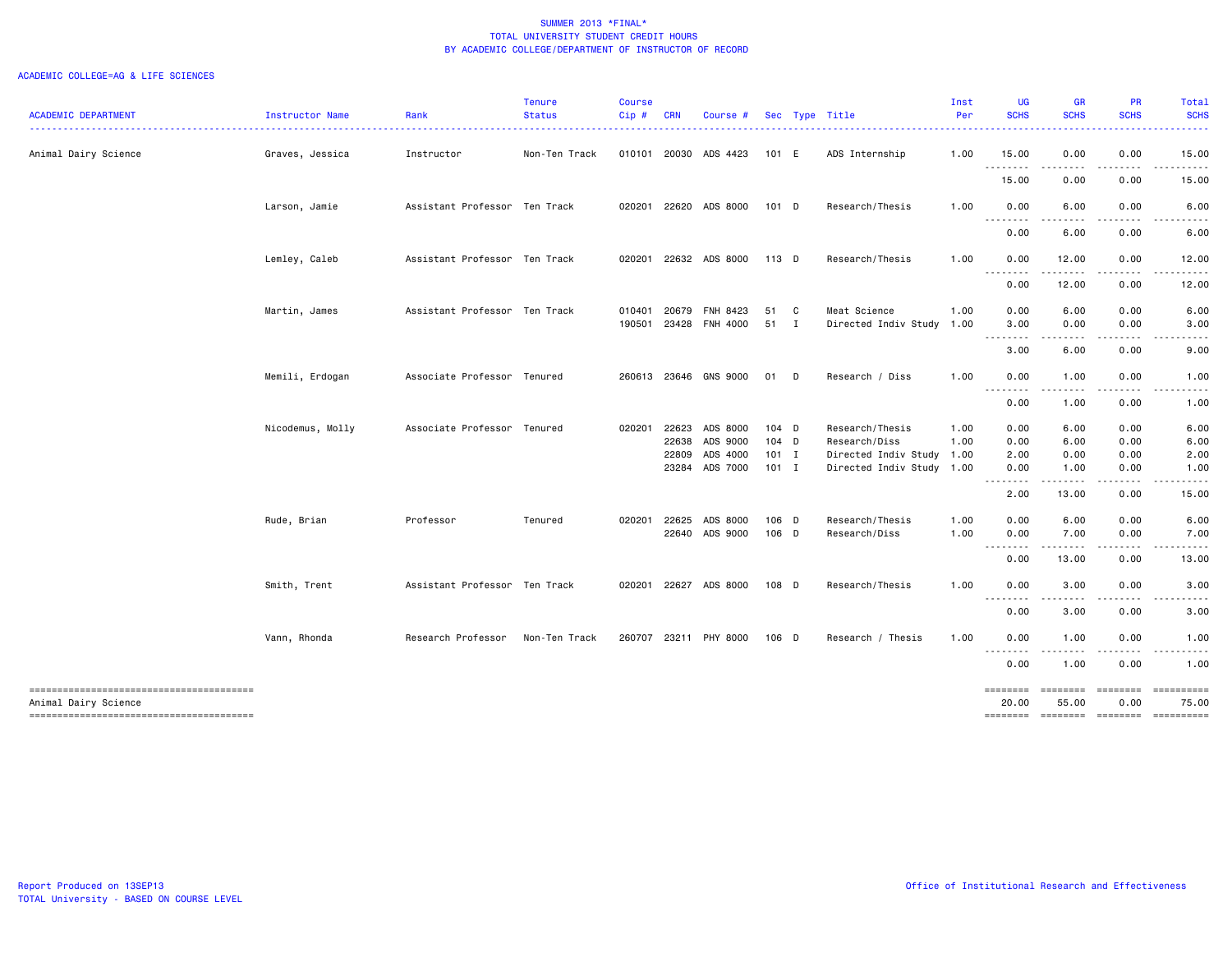SUMMER 2013 *FINAL*
TOTAL UNIVERSITY STUDENT CREDIT HOURS
BY ACADEMIC COLLEGE/DEPARTMENT OF INSTRUCTOR OF RECORD

ACADEMIC COLLEGE=AG & LIFE SCIENCES

| ACADEMIC DEPARTMENT | Instructor Name | Rank | Tenure Status | Course Cip # | CRN | Course # | Sec | Type | Title | Inst Per | UG SCHS | GR SCHS | PR SCHS | Total SCHS |
|---|---|---|---|---|---|---|---|---|---|---|---|---|---|---|
| Animal Dairy Science | Graves, Jessica | Instructor | Non-Ten Track | 010101 | 20030 | ADS 4423 | 101 | E | ADS Internship | 1.00 | 15.00 | 0.00 | 0.00 | 15.00 |
| | | | | | | | | | | | 15.00 | 0.00 | 0.00 | 15.00 |
| | Larson, Jamie | Assistant Professor | Ten Track | 020201 | 22620 | ADS 8000 | 101 | D | Research/Thesis | 1.00 | 0.00 | 6.00 | 0.00 | 6.00 |
| | | | | | | | | | | | 0.00 | 6.00 | 0.00 | 6.00 |
| | Lemley, Caleb | Assistant Professor | Ten Track | 020201 | 22632 | ADS 8000 | 113 | D | Research/Thesis | 1.00 | 0.00 | 12.00 | 0.00 | 12.00 |
| | | | | | | | | | | | 0.00 | 12.00 | 0.00 | 12.00 |
| | Martin, James | Assistant Professor | Ten Track | 010401 | 20679 | FNH 8423 | 51 | C | Meat Science | 1.00 | 0.00 | 6.00 | 0.00 | 6.00 |
| | | | | 190501 | 23428 | FNH 4000 | 51 | I | Directed Indiv Study | 1.00 | 3.00 | 0.00 | 0.00 | 3.00 |
| | | | | | | | | | | | 3.00 | 6.00 | 0.00 | 9.00 |
| | Memili, Erdogan | Associate Professor | Tenured | 260613 | 23646 | GNS 9000 | 01 | D | Research / Diss | 1.00 | 0.00 | 1.00 | 0.00 | 1.00 |
| | | | | | | | | | | | 0.00 | 1.00 | 0.00 | 1.00 |
| | Nicodemus, Molly | Associate Professor | Tenured | 020201 | 22623 | ADS 8000 | 104 | D | Research/Thesis | 1.00 | 0.00 | 6.00 | 0.00 | 6.00 |
| | | | | | 22638 | ADS 9000 | 104 | D | Research/Diss | 1.00 | 0.00 | 6.00 | 0.00 | 6.00 |
| | | | | | 22809 | ADS 4000 | 101 | I | Directed Indiv Study | 1.00 | 2.00 | 0.00 | 0.00 | 2.00 |
| | | | | | 23284 | ADS 7000 | 101 | I | Directed Indiv Study | 1.00 | 0.00 | 1.00 | 0.00 | 1.00 |
| | | | | | | | | | | | 2.00 | 13.00 | 0.00 | 15.00 |
| | Rude, Brian | Professor | Tenured | 020201 | 22625 | ADS 8000 | 106 | D | Research/Thesis | 1.00 | 0.00 | 6.00 | 0.00 | 6.00 |
| | | | | | 22640 | ADS 9000 | 106 | D | Research/Diss | 1.00 | 0.00 | 7.00 | 0.00 | 7.00 |
| | | | | | | | | | | | 0.00 | 13.00 | 0.00 | 13.00 |
| | Smith, Trent | Assistant Professor | Ten Track | 020201 | 22627 | ADS 8000 | 108 | D | Research/Thesis | 1.00 | 0.00 | 3.00 | 0.00 | 3.00 |
| | | | | | | | | | | | 0.00 | 3.00 | 0.00 | 3.00 |
| | Vann, Rhonda | Research Professor | Non-Ten Track | 260707 | 23211 | PHY 8000 | 106 | D | Research / Thesis | 1.00 | 0.00 | 1.00 | 0.00 | 1.00 |
| | | | | | | | | | | | 0.00 | 1.00 | 0.00 | 1.00 |
| Animal Dairy Science | | | | | | | | | | | 20.00 | 55.00 | 0.00 | 75.00 |

Report Produced on 13SEP13
TOTAL University - BASED ON COURSE LEVEL

Office of Institutional Research and Effectiveness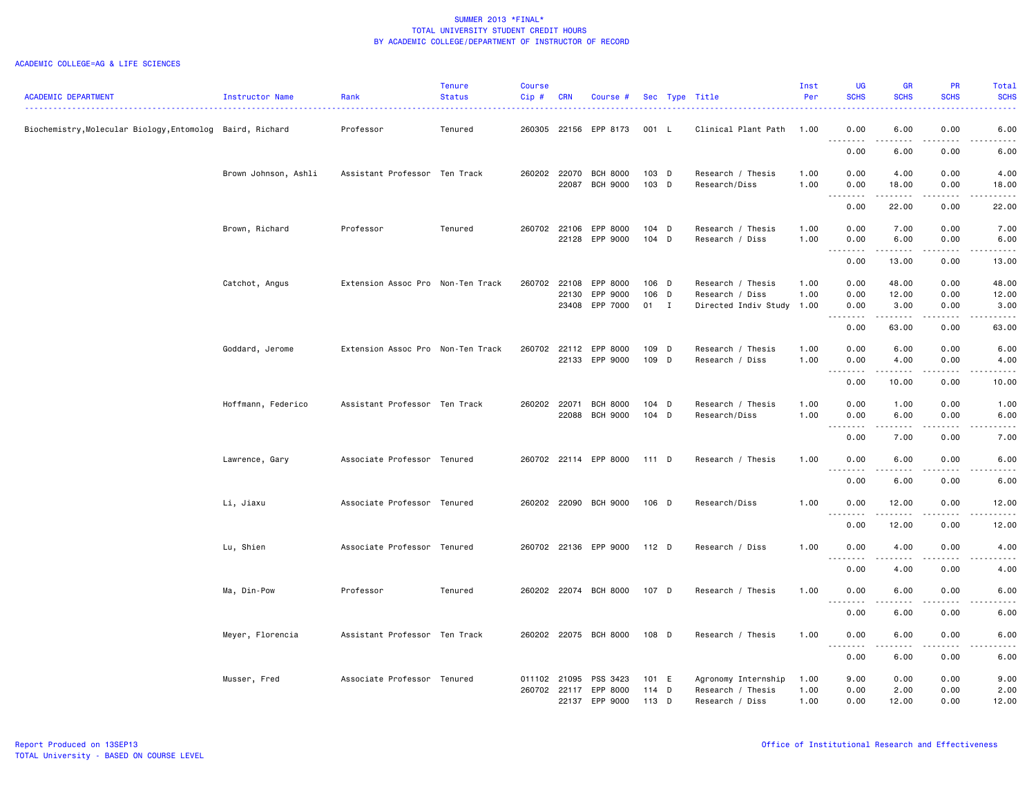SUMMER 2013 *FINAL*
TOTAL UNIVERSITY STUDENT CREDIT HOURS
BY ACADEMIC COLLEGE/DEPARTMENT OF INSTRUCTOR OF RECORD

ACADEMIC COLLEGE=AG & LIFE SCIENCES

| ACADEMIC DEPARTMENT | Instructor Name | Rank | Tenure Status | Course Cip # | CRN | Course # | Sec | Type | Title | Inst Per | UG SCHS | GR SCHS | PR SCHS | Total SCHS |
|---|---|---|---|---|---|---|---|---|---|---|---|---|---|---|
| Biochemistry,Molecular Biology,Entomolog | Baird, Richard | Professor | Tenured | 260305 | 22156 | EPP 8173 | 001 | L | Clinical Plant Path | 1.00 | 0.00 | 6.00 | 0.00 | 6.00 |
| | | | | | | | | | | | 0.00 | 6.00 | 0.00 | 6.00 |
| | Brown Johnson, Ashli | Assistant Professor | Ten Track | 260202 | 22070 | BCH 8000 | 103 | D | Research / Thesis | 1.00 | 0.00 | 4.00 | 0.00 | 4.00 |
| | | | | | 22087 | BCH 9000 | 103 | D | Research/Diss | 1.00 | 0.00 | 18.00 | 0.00 | 18.00 |
| | | | | | | | | | | | 0.00 | 22.00 | 0.00 | 22.00 |
| | Brown, Richard | Professor | Tenured | 260702 | 22106 | EPP 8000 | 104 | D | Research / Thesis | 1.00 | 0.00 | 7.00 | 0.00 | 7.00 |
| | | | | | 22128 | EPP 9000 | 104 | D | Research / Diss | 1.00 | 0.00 | 6.00 | 0.00 | 6.00 |
| | | | | | | | | | | | 0.00 | 13.00 | 0.00 | 13.00 |
| | Catchot, Angus | Extension Assoc Pro | Non-Ten Track | 260702 | 22108 | EPP 8000 | 106 | D | Research / Thesis | 1.00 | 0.00 | 48.00 | 0.00 | 48.00 |
| | | | | | 22130 | EPP 9000 | 106 | D | Research / Diss | 1.00 | 0.00 | 12.00 | 0.00 | 12.00 |
| | | | | | 23408 | EPP 7000 | 01 | I | Directed Indiv Study | 1.00 | 0.00 | 3.00 | 0.00 | 3.00 |
| | | | | | | | | | | | 0.00 | 63.00 | 0.00 | 63.00 |
| | Goddard, Jerome | Extension Assoc Pro | Non-Ten Track | 260702 | 22112 | EPP 8000 | 109 | D | Research / Thesis | 1.00 | 0.00 | 6.00 | 0.00 | 6.00 |
| | | | | | 22133 | EPP 9000 | 109 | D | Research / Diss | 1.00 | 0.00 | 4.00 | 0.00 | 4.00 |
| | | | | | | | | | | | 0.00 | 10.00 | 0.00 | 10.00 |
| | Hoffmann, Federico | Assistant Professor | Ten Track | 260202 | 22071 | BCH 8000 | 104 | D | Research / Thesis | 1.00 | 0.00 | 1.00 | 0.00 | 1.00 |
| | | | | | 22088 | BCH 9000 | 104 | D | Research/Diss | 1.00 | 0.00 | 6.00 | 0.00 | 6.00 |
| | | | | | | | | | | | 0.00 | 7.00 | 0.00 | 7.00 |
| | Lawrence, Gary | Associate Professor | Tenured | 260702 | 22114 | EPP 8000 | 111 | D | Research / Thesis | 1.00 | 0.00 | 6.00 | 0.00 | 6.00 |
| | | | | | | | | | | | 0.00 | 6.00 | 0.00 | 6.00 |
| | Li, Jiaxu | Associate Professor | Tenured | 260202 | 22090 | BCH 9000 | 106 | D | Research/Diss | 1.00 | 0.00 | 12.00 | 0.00 | 12.00 |
| | | | | | | | | | | | 0.00 | 12.00 | 0.00 | 12.00 |
| | Lu, Shien | Associate Professor | Tenured | 260702 | 22136 | EPP 9000 | 112 | D | Research / Diss | 1.00 | 0.00 | 4.00 | 0.00 | 4.00 |
| | | | | | | | | | | | 0.00 | 4.00 | 0.00 | 4.00 |
| | Ma, Din-Pow | Professor | Tenured | 260202 | 22074 | BCH 8000 | 107 | D | Research / Thesis | 1.00 | 0.00 | 6.00 | 0.00 | 6.00 |
| | | | | | | | | | | | 0.00 | 6.00 | 0.00 | 6.00 |
| | Meyer, Florencia | Assistant Professor | Ten Track | 260202 | 22075 | BCH 8000 | 108 | D | Research / Thesis | 1.00 | 0.00 | 6.00 | 0.00 | 6.00 |
| | | | | | | | | | | | 0.00 | 6.00 | 0.00 | 6.00 |
| | Musser, Fred | Associate Professor | Tenured | 011102 | 21095 | PSS 3423 | 101 | E | Agronomy Internship | 1.00 | 9.00 | 0.00 | 0.00 | 9.00 |
| | | | | 260702 | 22117 | EPP 8000 | 114 | D | Research / Thesis | 1.00 | 0.00 | 2.00 | 0.00 | 2.00 |
| | | | | | 22137 | EPP 9000 | 113 | D | Research / Diss | 1.00 | 0.00 | 12.00 | 0.00 | 12.00 |

Report Produced on 13SEP13
TOTAL University - BASED ON COURSE LEVEL
Office of Institutional Research and Effectiveness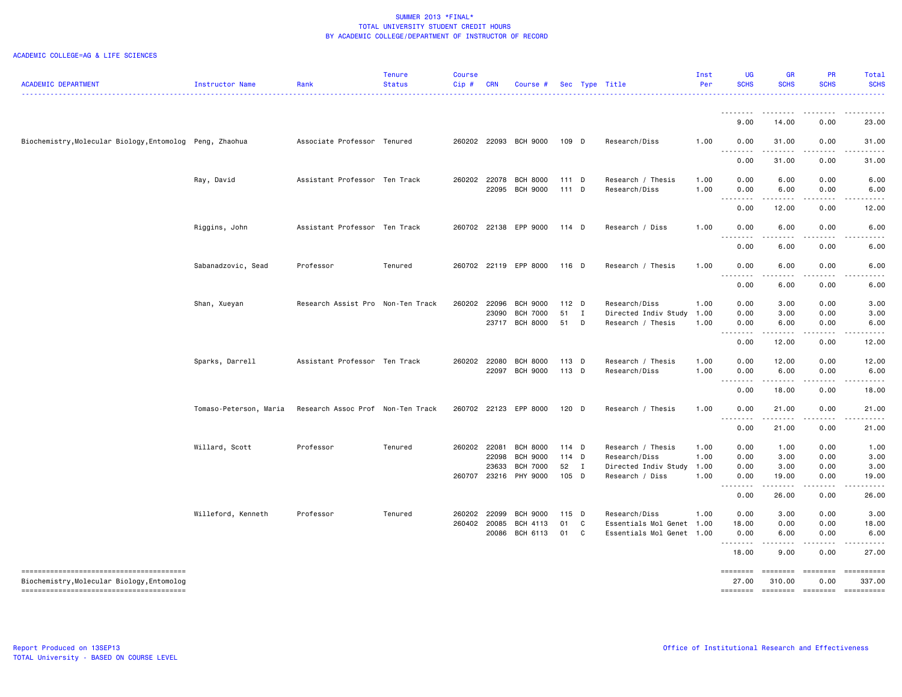SUMMER 2013 *FINAL*
TOTAL UNIVERSITY STUDENT CREDIT HOURS
BY ACADEMIC COLLEGE/DEPARTMENT OF INSTRUCTOR OF RECORD

ACADEMIC COLLEGE=AG & LIFE SCIENCES

| ACADEMIC DEPARTMENT | Instructor Name | Rank | Tenure Status | Course Cip # | CRN | Course # | Sec | Type | Title | Inst Per | UG SCHS | GR SCHS | PR SCHS | Total SCHS |
|---|---|---|---|---|---|---|---|---|---|---|---|---|---|---|
| | | | | | | | | | | | 9.00 | 14.00 | 0.00 | 23.00 |
| Biochemistry,Molecular Biology,Entomolog | Peng, Zhaohua | Associate Professor | Tenured | 260202 | 22093 | BCH 9000 | 109 | D | Research/Diss | 1.00 | 0.00 | 31.00 | 0.00 | 31.00 |
| | | | | | | | | | | | 0.00 | 31.00 | 0.00 | 31.00 |
| | Ray, David | Assistant Professor | Ten Track | 260202 | 22078 | BCH 8000 | 111 | D | Research / Thesis | 1.00 | 0.00 | 6.00 | 0.00 | 6.00 |
| | | | | | 22095 | BCH 9000 | 111 | D | Research/Diss | 1.00 | 0.00 | 6.00 | 0.00 | 6.00 |
| | | | | | | | | | | | 0.00 | 12.00 | 0.00 | 12.00 |
| | Riggins, John | Assistant Professor | Ten Track | 260702 | 22138 | EPP 9000 | 114 | D | Research / Diss | 1.00 | 0.00 | 6.00 | 0.00 | 6.00 |
| | | | | | | | | | | | 0.00 | 6.00 | 0.00 | 6.00 |
| | Sabanadzovic, Sead | Professor | Tenured | 260702 | 22119 | EPP 8000 | 116 | D | Research / Thesis | 1.00 | 0.00 | 6.00 | 0.00 | 6.00 |
| | | | | | | | | | | | 0.00 | 6.00 | 0.00 | 6.00 |
| | Shan, Xueyan | Research Assist Pro | Non-Ten Track | 260202 | 22096 | BCH 9000 | 112 | D | Research/Diss | 1.00 | 0.00 | 3.00 | 0.00 | 3.00 |
| | | | | | 23090 | BCH 7000 | 51 | I | Directed Indiv Study | 1.00 | 0.00 | 3.00 | 0.00 | 3.00 |
| | | | | | 23717 | BCH 8000 | 51 | D | Research / Thesis | 1.00 | 0.00 | 6.00 | 0.00 | 6.00 |
| | | | | | | | | | | | 0.00 | 12.00 | 0.00 | 12.00 |
| | Sparks, Darrell | Assistant Professor | Ten Track | 260202 | 22080 | BCH 8000 | 113 | D | Research / Thesis | 1.00 | 0.00 | 12.00 | 0.00 | 12.00 |
| | | | | | 22097 | BCH 9000 | 113 | D | Research/Diss | 1.00 | 0.00 | 6.00 | 0.00 | 6.00 |
| | | | | | | | | | | | 0.00 | 18.00 | 0.00 | 18.00 |
| | Tomaso-Peterson, Maria | Research Assoc Prof | Non-Ten Track | 260702 | 22123 | EPP 8000 | 120 | D | Research / Thesis | 1.00 | 0.00 | 21.00 | 0.00 | 21.00 |
| | | | | | | | | | | | 0.00 | 21.00 | 0.00 | 21.00 |
| | Willard, Scott | Professor | Tenured | 260202 | 22081 | BCH 8000 | 114 | D | Research / Thesis | 1.00 | 0.00 | 1.00 | 0.00 | 1.00 |
| | | | | | 22098 | BCH 9000 | 114 | D | Research/Diss | 1.00 | 0.00 | 3.00 | 0.00 | 3.00 |
| | | | | | 23633 | BCH 7000 | 52 | I | Directed Indiv Study | 1.00 | 0.00 | 3.00 | 0.00 | 3.00 |
| | | | | 260707 | 23216 | PHY 9000 | 105 | D | Research / Diss | 1.00 | 0.00 | 19.00 | 0.00 | 19.00 |
| | | | | | | | | | | | 0.00 | 26.00 | 0.00 | 26.00 |
| | Willeford, Kenneth | Professor | Tenured | 260202 | 22099 | BCH 9000 | 115 | D | Research/Diss | 1.00 | 0.00 | 3.00 | 0.00 | 3.00 |
| | | | | 260402 | 20085 | BCH 4113 | 01 | C | Essentials Mol Genet | 1.00 | 18.00 | 0.00 | 0.00 | 18.00 |
| | | | | | 20086 | BCH 6113 | 01 | C | Essentials Mol Genet | 1.00 | 0.00 | 6.00 | 0.00 | 6.00 |
| | | | | | | | | | | | 18.00 | 9.00 | 0.00 | 27.00 |
| Biochemistry,Molecular Biology,Entomolog | | | | | | | | | | | 27.00 | 310.00 | 0.00 | 337.00 |

Report Produced on 13SEP13
TOTAL University - BASED ON COURSE LEVEL

Office of Institutional Research and Effectiveness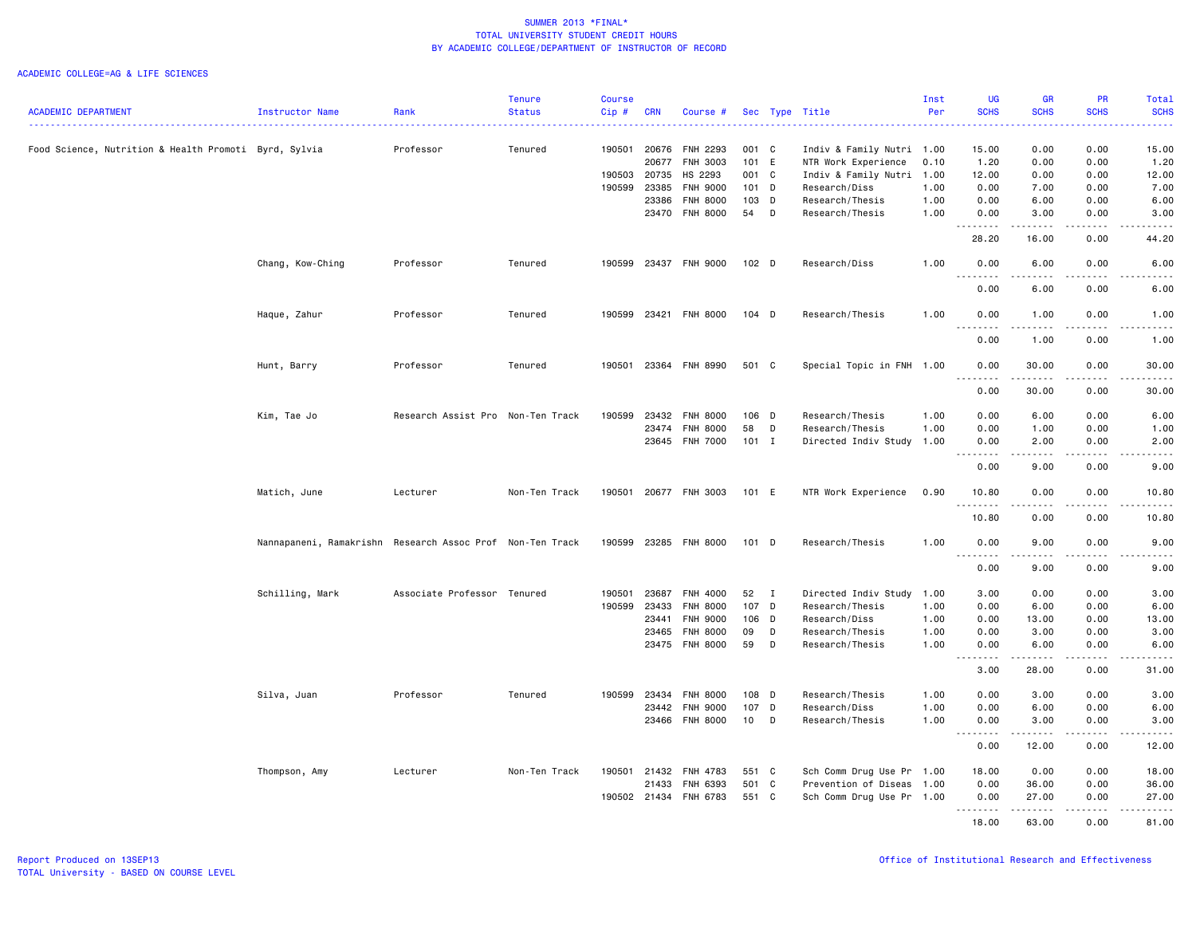SUMMER 2013 *FINAL*
TOTAL UNIVERSITY STUDENT CREDIT HOURS
BY ACADEMIC COLLEGE/DEPARTMENT OF INSTRUCTOR OF RECORD

ACADEMIC COLLEGE=AG & LIFE SCIENCES

| ACADEMIC DEPARTMENT | Instructor Name | Rank | Tenure Status | Course Cip # | CRN | Course # | Sec | Type | Title | Inst Per | UG SCHS | GR SCHS | PR SCHS | Total SCHS |
|---|---|---|---|---|---|---|---|---|---|---|---|---|---|---|
| Food Science, Nutrition & Health Promoti | Byrd, Sylvia | Professor | Tenured | 190501 | 20676 | FNH 2293 | 001 | C | Indiv & Family Nutri | 1.00 | 15.00 | 0.00 | 0.00 | 15.00 |
| | | | | | 20677 | FNH 3003 | 101 | E | NTR Work Experience | 0.10 | 1.20 | 0.00 | 0.00 | 1.20 |
| | | | | 190503 | 20735 | HS 2293 | 001 | C | Indiv & Family Nutri | 1.00 | 12.00 | 0.00 | 0.00 | 12.00 |
| | | | | 190599 | 23385 | FNH 9000 | 101 | D | Research/Diss | 1.00 | 0.00 | 7.00 | 0.00 | 7.00 |
| | | | | | 23386 | FNH 8000 | 103 | D | Research/Thesis | 1.00 | 0.00 | 6.00 | 0.00 | 6.00 |
| | | | | | 23470 | FNH 8000 | 54 | D | Research/Thesis | 1.00 | 0.00 | 3.00 | 0.00 | 3.00 |
| | | | | | | | | | | | 28.20 | 16.00 | 0.00 | 44.20 |
| | Chang, Kow-Ching | Professor | Tenured | 190599 | 23437 | FNH 9000 | 102 | D | Research/Diss | 1.00 | 0.00 | 6.00 | 0.00 | 6.00 |
| | | | | | | | | | | | 0.00 | 6.00 | 0.00 | 6.00 |
| | Haque, Zahur | Professor | Tenured | 190599 | 23421 | FNH 8000 | 104 | D | Research/Thesis | 1.00 | 0.00 | 1.00 | 0.00 | 1.00 |
| | | | | | | | | | | | 0.00 | 1.00 | 0.00 | 1.00 |
| | Hunt, Barry | Professor | Tenured | 190501 | 23364 | FNH 8990 | 501 | C | Special Topic in FNH | 1.00 | 0.00 | 30.00 | 0.00 | 30.00 |
| | | | | | | | | | | | 0.00 | 30.00 | 0.00 | 30.00 |
| | Kim, Tae Jo | Research Assist Pro | Non-Ten Track | 190599 | 23432 | FNH 8000 | 106 | D | Research/Thesis | 1.00 | 0.00 | 6.00 | 0.00 | 6.00 |
| | | | | | 23474 | FNH 8000 | 58 | D | Research/Thesis | 1.00 | 0.00 | 1.00 | 0.00 | 1.00 |
| | | | | | 23645 | FNH 7000 | 101 | I | Directed Indiv Study | 1.00 | 0.00 | 2.00 | 0.00 | 2.00 |
| | | | | | | | | | | | 0.00 | 9.00 | 0.00 | 9.00 |
| | Matich, June | Lecturer | Non-Ten Track | 190501 | 20677 | FNH 3003 | 101 | E | NTR Work Experience | 0.90 | 10.80 | 0.00 | 0.00 | 10.80 |
| | | | | | | | | | | | 10.80 | 0.00 | 0.00 | 10.80 |
| | Nannapaneni, Ramakrishn | Research Assoc Prof | Non-Ten Track | 190599 | 23285 | FNH 8000 | 101 | D | Research/Thesis | 1.00 | 0.00 | 9.00 | 0.00 | 9.00 |
| | | | | | | | | | | | 0.00 | 9.00 | 0.00 | 9.00 |
| | Schilling, Mark | Associate Professor | Tenured | 190501 | 23687 | FNH 4000 | 52 | I | Directed Indiv Study | 1.00 | 3.00 | 0.00 | 0.00 | 3.00 |
| | | | | 190599 | 23433 | FNH 8000 | 107 | D | Research/Thesis | 1.00 | 0.00 | 6.00 | 0.00 | 6.00 |
| | | | | | 23441 | FNH 9000 | 106 | D | Research/Diss | 1.00 | 0.00 | 13.00 | 0.00 | 13.00 |
| | | | | | 23465 | FNH 8000 | 09 | D | Research/Thesis | 1.00 | 0.00 | 3.00 | 0.00 | 3.00 |
| | | | | | 23475 | FNH 8000 | 59 | D | Research/Thesis | 1.00 | 0.00 | 6.00 | 0.00 | 6.00 |
| | | | | | | | | | | | 3.00 | 28.00 | 0.00 | 31.00 |
| | Silva, Juan | Professor | Tenured | 190599 | 23434 | FNH 8000 | 108 | D | Research/Thesis | 1.00 | 0.00 | 3.00 | 0.00 | 3.00 |
| | | | | | 23442 | FNH 9000 | 107 | D | Research/Diss | 1.00 | 0.00 | 6.00 | 0.00 | 6.00 |
| | | | | | 23466 | FNH 8000 | 10 | D | Research/Thesis | 1.00 | 0.00 | 3.00 | 0.00 | 3.00 |
| | | | | | | | | | | | 0.00 | 12.00 | 0.00 | 12.00 |
| | Thompson, Amy | Lecturer | Non-Ten Track | 190501 | 21432 | FNH 4783 | 551 | C | Sch Comm Drug Use Pr | 1.00 | 18.00 | 0.00 | 0.00 | 18.00 |
| | | | | | 21433 | FNH 6393 | 501 | C | Prevention of Diseas | 1.00 | 0.00 | 36.00 | 0.00 | 36.00 |
| | | | | 190502 | 21434 | FNH 6783 | 551 | C | Sch Comm Drug Use Pr | 1.00 | 0.00 | 27.00 | 0.00 | 27.00 |
| | | | | | | | | | | | 18.00 | 63.00 | 0.00 | 81.00 |

Report Produced on 13SEP13
TOTAL University - BASED ON COURSE LEVEL

Office of Institutional Research and Effectiveness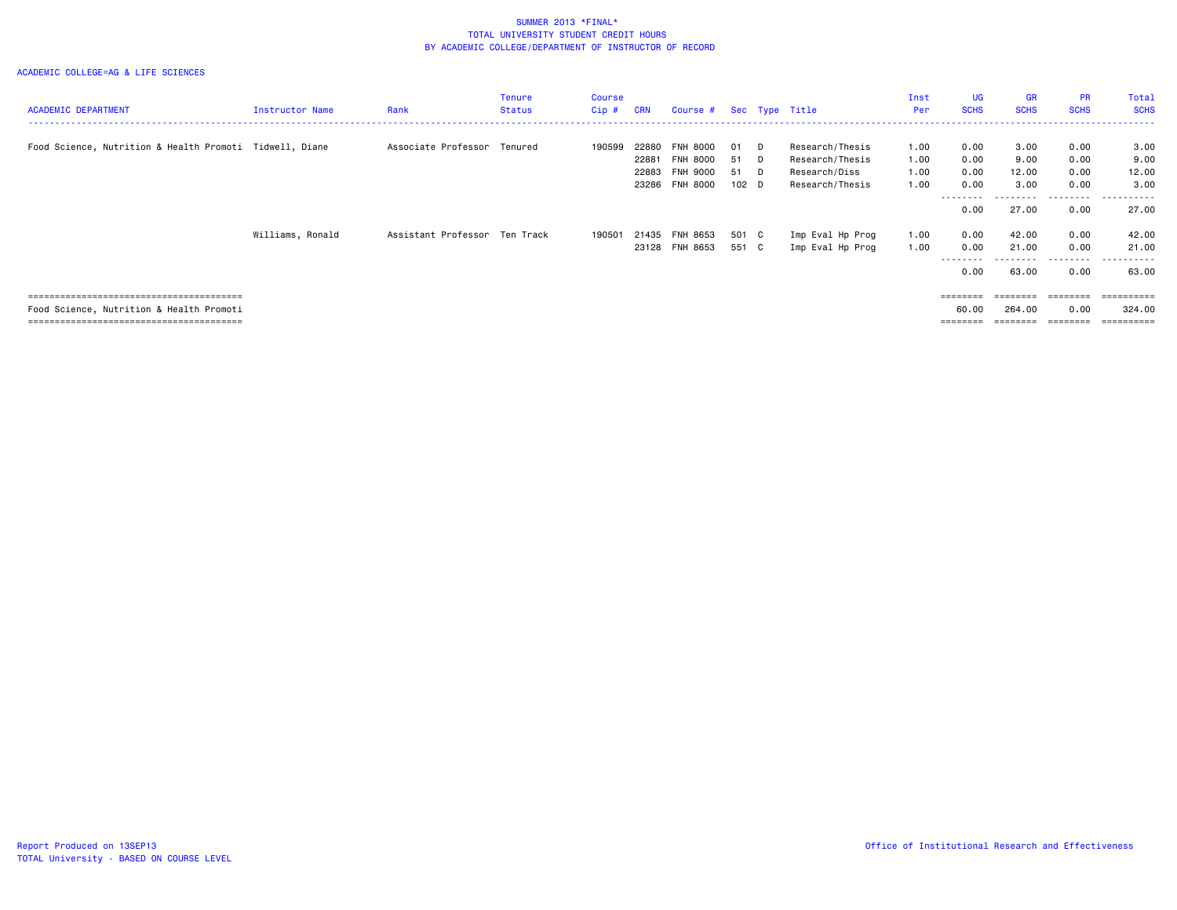SUMMER 2013 *FINAL*
TOTAL UNIVERSITY STUDENT CREDIT HOURS
BY ACADEMIC COLLEGE/DEPARTMENT OF INSTRUCTOR OF RECORD

ACADEMIC COLLEGE=AG & LIFE SCIENCES

| ACADEMIC DEPARTMENT | Instructor Name | Rank | Tenure Status | Course Cip # | CRN | Course # | Sec | Type | Title | Inst Per | UG SCHS | GR SCHS | PR SCHS | Total SCHS |
|---|---|---|---|---|---|---|---|---|---|---|---|---|---|---|
| Food Science, Nutrition & Health Promoti | Tidwell, Diane | Associate Professor | Tenured | 190599 | 22880 | FNH 8000 | 01 | D | Research/Thesis | 1.00 | 0.00 | 3.00 | 0.00 | 3.00 |
| | | | | | 22881 | FNH 8000 | 51 | D | Research/Thesis | 1.00 | 0.00 | 9.00 | 0.00 | 9.00 |
| | | | | | 22883 | FNH 9000 | 51 | D | Research/Diss | 1.00 | 0.00 | 12.00 | 0.00 | 12.00 |
| | | | | | 23286 | FNH 8000 | 102 | D | Research/Thesis | 1.00 | 0.00 | 3.00 | 0.00 | 3.00 |
| | | | | | | | | | | | 0.00 | 27.00 | 0.00 | 27.00 |
| | Williams, Ronald | Assistant Professor | Ten Track | 190501 | 21435 | FNH 8653 | 501 | C | Imp Eval Hp Prog | 1.00 | 0.00 | 42.00 | 0.00 | 42.00 |
| | | | | | 23128 | FNH 8653 | 551 | C | Imp Eval Hp Prog | 1.00 | 0.00 | 21.00 | 0.00 | 21.00 |
| | | | | | | | | | | | 0.00 | 63.00 | 0.00 | 63.00 |
| Food Science, Nutrition & Health Promoti | | | | | | | | | | | 60.00 | 264.00 | 0.00 | 324.00 |

Report Produced on 13SEP13
TOTAL University - BASED ON COURSE LEVEL

Office of Institutional Research and Effectiveness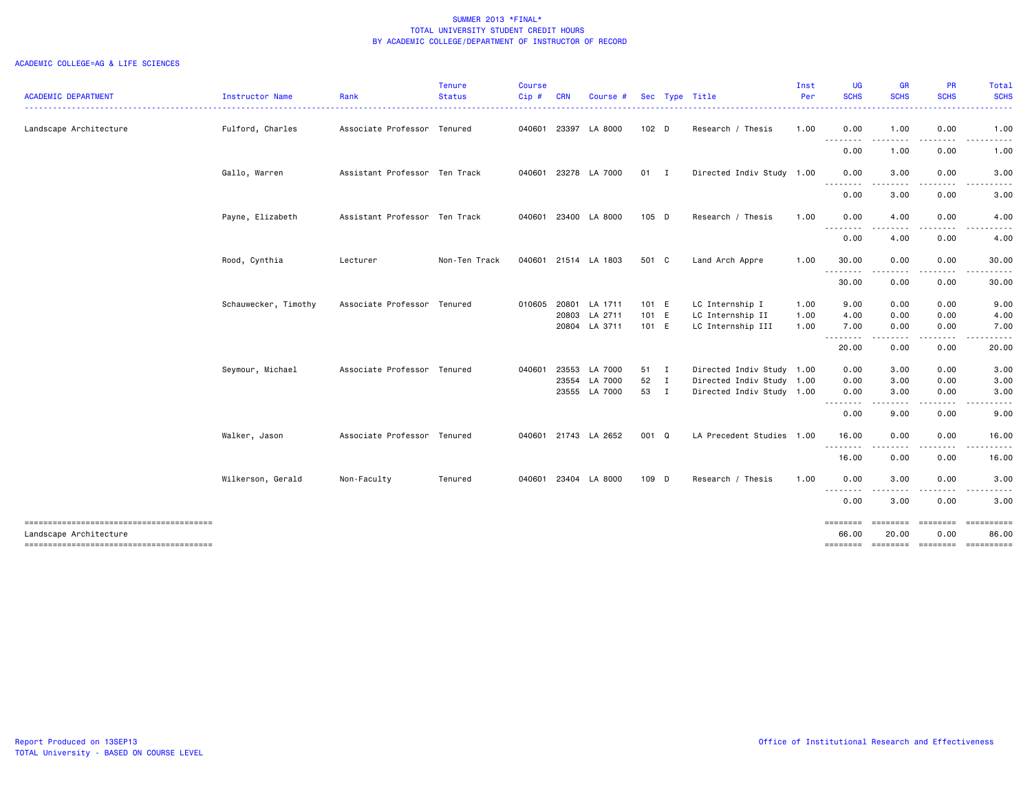SUMMER 2013 *FINAL*
TOTAL UNIVERSITY STUDENT CREDIT HOURS
BY ACADEMIC COLLEGE/DEPARTMENT OF INSTRUCTOR OF RECORD

ACADEMIC COLLEGE=AG & LIFE SCIENCES

| ACADEMIC DEPARTMENT | Instructor Name | Rank | Tenure Status | Course Cip # | CRN | Course # | Sec | Type | Title | Inst Per | UG SCHS | GR SCHS | PR SCHS | Total SCHS |
|---|---|---|---|---|---|---|---|---|---|---|---|---|---|---|
| Landscape Architecture | Fulford, Charles | Associate Professor | Tenured | 040601 | 23397 | LA 8000 | 102 | D | Research / Thesis | 1.00 | 0.00 | 1.00 | 0.00 | 1.00 |
| | | | | | | | | | | | 0.00 | 1.00 | 0.00 | 1.00 |
| | Gallo, Warren | Assistant Professor | Ten Track | 040601 | 23278 | LA 7000 | 01 | I | Directed Indiv Study | 1.00 | 0.00 | 3.00 | 0.00 | 3.00 |
| | | | | | | | | | | | 0.00 | 3.00 | 0.00 | 3.00 |
| | Payne, Elizabeth | Assistant Professor | Ten Track | 040601 | 23400 | LA 8000 | 105 | D | Research / Thesis | 1.00 | 0.00 | 4.00 | 0.00 | 4.00 |
| | | | | | | | | | | | 0.00 | 4.00 | 0.00 | 4.00 |
| | Rood, Cynthia | Lecturer | Non-Ten Track | 040601 | 21514 | LA 1803 | 501 | C | Land Arch Appre | 1.00 | 30.00 | 0.00 | 0.00 | 30.00 |
| | | | | | | | | | | | 30.00 | 0.00 | 0.00 | 30.00 |
| | Schauwecker, Timothy | Associate Professor | Tenured | 010605 | 20801 | LA 1711 | 101 | E | LC Internship I | 1.00 | 9.00 | 0.00 | 0.00 | 9.00 |
| | | | | | 20803 | LA 2711 | 101 | E | LC Internship II | 1.00 | 4.00 | 0.00 | 0.00 | 4.00 |
| | | | | | 20804 | LA 3711 | 101 | E | LC Internship III | 1.00 | 7.00 | 0.00 | 0.00 | 7.00 |
| | | | | | | | | | | | 20.00 | 0.00 | 0.00 | 20.00 |
| | Seymour, Michael | Associate Professor | Tenured | 040601 | 23553 | LA 7000 | 51 | I | Directed Indiv Study | 1.00 | 0.00 | 3.00 | 0.00 | 3.00 |
| | | | | | 23554 | LA 7000 | 52 | I | Directed Indiv Study | 1.00 | 0.00 | 3.00 | 0.00 | 3.00 |
| | | | | | 23555 | LA 7000 | 53 | I | Directed Indiv Study | 1.00 | 0.00 | 3.00 | 0.00 | 3.00 |
| | | | | | | | | | | | 0.00 | 9.00 | 0.00 | 9.00 |
| | Walker, Jason | Associate Professor | Tenured | 040601 | 21743 | LA 2652 | 001 | Q | LA Precedent Studies | 1.00 | 16.00 | 0.00 | 0.00 | 16.00 |
| | | | | | | | | | | | 16.00 | 0.00 | 0.00 | 16.00 |
| | Wilkerson, Gerald | Non-Faculty | Tenured | 040601 | 23404 | LA 8000 | 109 | D | Research / Thesis | 1.00 | 0.00 | 3.00 | 0.00 | 3.00 |
| | | | | | | | | | | | 0.00 | 3.00 | 0.00 | 3.00 |
| Landscape Architecture | | | | | | | | | | | 66.00 | 20.00 | 0.00 | 86.00 |

Report Produced on 13SEP13
TOTAL University - BASED ON COURSE LEVEL

Office of Institutional Research and Effectiveness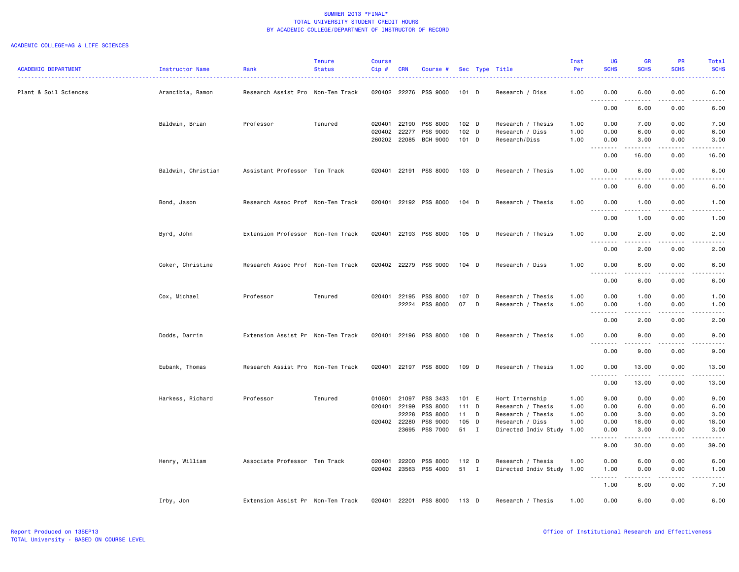SUMMER 2013 *FINAL*
TOTAL UNIVERSITY STUDENT CREDIT HOURS
BY ACADEMIC COLLEGE/DEPARTMENT OF INSTRUCTOR OF RECORD

ACADEMIC COLLEGE=AG & LIFE SCIENCES

| ACADEMIC DEPARTMENT | Instructor Name | Rank | Tenure Status | Course Cip # | CRN | Course # | Sec | Type | Title | Inst Per | UG SCHS | GR SCHS | PR SCHS | Total SCHS |
|---|---|---|---|---|---|---|---|---|---|---|---|---|---|---|
| Plant & Soil Sciences | Arancibia, Ramon | Research Assist Pro | Non-Ten Track | 020402 | 22276 | PSS 9000 | 101 | D | Research / Diss | 1.00 | 0.00 | 6.00 | 0.00 | 6.00 |
| | | | | | | | | | | | 0.00 | 6.00 | 0.00 | 6.00 |
| | Baldwin, Brian | Professor | Tenured | 020401 | 22190 | PSS 8000 | 102 | D | Research / Thesis | 1.00 | 0.00 | 7.00 | 0.00 | 7.00 |
| | | | | 020402 | 22277 | PSS 9000 | 102 | D | Research / Diss | 1.00 | 0.00 | 6.00 | 0.00 | 6.00 |
| | | | | 260202 | 22085 | BCH 9000 | 101 | D | Research/Diss | 1.00 | 0.00 | 3.00 | 0.00 | 3.00 |
| | | | | | | | | | | | 0.00 | 16.00 | 0.00 | 16.00 |
| | Baldwin, Christian | Assistant Professor | Ten Track | 020401 | 22191 | PSS 8000 | 103 | D | Research / Thesis | 1.00 | 0.00 | 6.00 | 0.00 | 6.00 |
| | | | | | | | | | | | 0.00 | 6.00 | 0.00 | 6.00 |
| | Bond, Jason | Research Assoc Prof | Non-Ten Track | 020401 | 22192 | PSS 8000 | 104 | D | Research / Thesis | 1.00 | 0.00 | 1.00 | 0.00 | 1.00 |
| | | | | | | | | | | | 0.00 | 1.00 | 0.00 | 1.00 |
| | Byrd, John | Extension Professor | Non-Ten Track | 020401 | 22193 | PSS 8000 | 105 | D | Research / Thesis | 1.00 | 0.00 | 2.00 | 0.00 | 2.00 |
| | | | | | | | | | | | 0.00 | 2.00 | 0.00 | 2.00 |
| | Coker, Christine | Research Assoc Prof | Non-Ten Track | 020402 | 22279 | PSS 9000 | 104 | D | Research / Diss | 1.00 | 0.00 | 6.00 | 0.00 | 6.00 |
| | | | | | | | | | | | 0.00 | 6.00 | 0.00 | 6.00 |
| | Cox, Michael | Professor | Tenured | 020401 | 22195 | PSS 8000 | 107 | D | Research / Thesis | 1.00 | 0.00 | 1.00 | 0.00 | 1.00 |
| | | | | | 22224 | PSS 8000 | 07 | D | Research / Thesis | 1.00 | 0.00 | 1.00 | 0.00 | 1.00 |
| | | | | | | | | | | | 0.00 | 2.00 | 0.00 | 2.00 |
| | Dodds, Darrin | Extension Assist Pr | Non-Ten Track | 020401 | 22196 | PSS 8000 | 108 | D | Research / Thesis | 1.00 | 0.00 | 9.00 | 0.00 | 9.00 |
| | | | | | | | | | | | 0.00 | 9.00 | 0.00 | 9.00 |
| | Eubank, Thomas | Research Assist Pro | Non-Ten Track | 020401 | 22197 | PSS 8000 | 109 | D | Research / Thesis | 1.00 | 0.00 | 13.00 | 0.00 | 13.00 |
| | | | | | | | | | | | 0.00 | 13.00 | 0.00 | 13.00 |
| | Harkess, Richard | Professor | Tenured | 010601 | 21097 | PSS 3433 | 101 | E | Hort Internship | 1.00 | 9.00 | 0.00 | 0.00 | 9.00 |
| | | | | 020401 | 22199 | PSS 8000 | 111 | D | Research / Thesis | 1.00 | 0.00 | 6.00 | 0.00 | 6.00 |
| | | | | | 22228 | PSS 8000 | 11 | D | Research / Thesis | 1.00 | 0.00 | 3.00 | 0.00 | 3.00 |
| | | | | 020402 | 22280 | PSS 9000 | 105 | D | Research / Diss | 1.00 | 0.00 | 18.00 | 0.00 | 18.00 |
| | | | | | 23695 | PSS 7000 | 51 | I | Directed Indiv Study | 1.00 | 0.00 | 3.00 | 0.00 | 3.00 |
| | | | | | | | | | | | 9.00 | 30.00 | 0.00 | 39.00 |
| | Henry, William | Associate Professor | Ten Track | 020401 | 22200 | PSS 8000 | 112 | D | Research / Thesis | 1.00 | 0.00 | 6.00 | 0.00 | 6.00 |
| | | | | 020402 | 23563 | PSS 4000 | 51 | I | Directed Indiv Study | 1.00 | 1.00 | 0.00 | 0.00 | 1.00 |
| | | | | | | | | | | | 1.00 | 6.00 | 0.00 | 7.00 |
| | Irby, Jon | Extension Assist Pr | Non-Ten Track | 020401 | 22201 | PSS 8000 | 113 | D | Research / Thesis | 1.00 | 0.00 | 6.00 | 0.00 | 6.00 |

Report Produced on 13SEP13
TOTAL University - BASED ON COURSE LEVEL

Office of Institutional Research and Effectiveness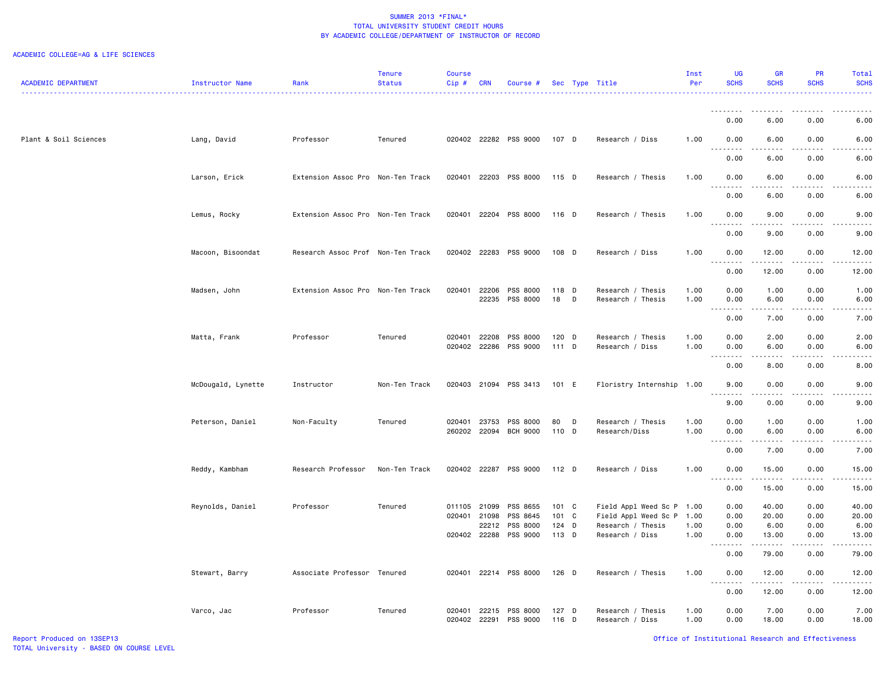SUMMER 2013 *FINAL*
TOTAL UNIVERSITY STUDENT CREDIT HOURS
BY ACADEMIC COLLEGE/DEPARTMENT OF INSTRUCTOR OF RECORD

ACADEMIC COLLEGE=AG & LIFE SCIENCES

| ACADEMIC DEPARTMENT | Instructor Name | Rank | Tenure Status | Course Cip # | CRN | Course # | Sec | Type | Title | Inst Per | UG SCHS | GR SCHS | PR SCHS | Total SCHS |
|---|---|---|---|---|---|---|---|---|---|---|---|---|---|---|
| | | | | | | | | | | | 0.00 | 6.00 | 0.00 | 6.00 |
| Plant & Soil Sciences | Lang, David | Professor | Tenured | 020402 | 22282 | PSS 9000 | 107 | D | Research / Diss | 1.00 | 0.00 | 6.00 | 0.00 | 6.00 |
| | | | | | | | | | | | 0.00 | 6.00 | 0.00 | 6.00 |
| | Larson, Erick | Extension Assoc Pro | Non-Ten Track | 020401 | 22203 | PSS 8000 | 115 | D | Research / Thesis | 1.00 | 0.00 | 6.00 | 0.00 | 6.00 |
| | | | | | | | | | | | 0.00 | 6.00 | 0.00 | 6.00 |
| | Lemus, Rocky | Extension Assoc Pro | Non-Ten Track | 020401 | 22204 | PSS 8000 | 116 | D | Research / Thesis | 1.00 | 0.00 | 9.00 | 0.00 | 9.00 |
| | | | | | | | | | | | 0.00 | 9.00 | 0.00 | 9.00 |
| | Macoon, Bisoondat | Research Assoc Prof | Non-Ten Track | 020402 | 22283 | PSS 9000 | 108 | D | Research / Diss | 1.00 | 0.00 | 12.00 | 0.00 | 12.00 |
| | | | | | | | | | | | 0.00 | 12.00 | 0.00 | 12.00 |
| | Madsen, John | Extension Assoc Pro | Non-Ten Track | 020401 | 22206 | PSS 8000 | 118 | D | Research / Thesis | 1.00 | 0.00 | 1.00 | 0.00 | 1.00 |
| | | | | | 22235 | PSS 8000 | 18 | D | Research / Thesis | 1.00 | 0.00 | 6.00 | 0.00 | 6.00 |
| | | | | | | | | | | | 0.00 | 7.00 | 0.00 | 7.00 |
| | Matta, Frank | Professor | Tenured | 020401 | 22208 | PSS 8000 | 120 | D | Research / Thesis | 1.00 | 0.00 | 2.00 | 0.00 | 2.00 |
| | | | | 020402 | 22286 | PSS 9000 | 111 | D | Research / Diss | 1.00 | 0.00 | 6.00 | 0.00 | 6.00 |
| | | | | | | | | | | | 0.00 | 8.00 | 0.00 | 8.00 |
| | McDougald, Lynette | Instructor | Non-Ten Track | 020403 | 21094 | PSS 3413 | 101 | E | Floristry Internship | 1.00 | 9.00 | 0.00 | 0.00 | 9.00 |
| | | | | | | | | | | | 9.00 | 0.00 | 0.00 | 9.00 |
| | Peterson, Daniel | Non-Faculty | Tenured | 020401 | 23753 | PSS 8000 | 80 | D | Research / Thesis | 1.00 | 0.00 | 1.00 | 0.00 | 1.00 |
| | | | | 260202 | 22094 | BCH 9000 | 110 | D | Research/Diss | 1.00 | 0.00 | 6.00 | 0.00 | 6.00 |
| | | | | | | | | | | | 0.00 | 7.00 | 0.00 | 7.00 |
| | Reddy, Kambham | Research Professor | Non-Ten Track | 020402 | 22287 | PSS 9000 | 112 | D | Research / Diss | 1.00 | 0.00 | 15.00 | 0.00 | 15.00 |
| | | | | | | | | | | | 0.00 | 15.00 | 0.00 | 15.00 |
| | Reynolds, Daniel | Professor | Tenured | 011105 | 21099 | PSS 8655 | 101 | C | Field Appl Weed Sc P | 1.00 | 0.00 | 40.00 | 0.00 | 40.00 |
| | | | | 020401 | 21098 | PSS 8645 | 101 | C | Field Appl Weed Sc P | 1.00 | 0.00 | 20.00 | 0.00 | 20.00 |
| | | | | | 22212 | PSS 8000 | 124 | D | Research / Thesis | 1.00 | 0.00 | 6.00 | 0.00 | 6.00 |
| | | | | 020402 | 22288 | PSS 9000 | 113 | D | Research / Diss | 1.00 | 0.00 | 13.00 | 0.00 | 13.00 |
| | | | | | | | | | | | 0.00 | 79.00 | 0.00 | 79.00 |
| | Stewart, Barry | Associate Professor | Tenured | 020401 | 22214 | PSS 8000 | 126 | D | Research / Thesis | 1.00 | 0.00 | 12.00 | 0.00 | 12.00 |
| | | | | | | | | | | | 0.00 | 12.00 | 0.00 | 12.00 |
| | Varco, Jac | Professor | Tenured | 020401 | 22215 | PSS 8000 | 127 | D | Research / Thesis | 1.00 | 0.00 | 7.00 | 0.00 | 7.00 |
| | | | | 020402 | 22291 | PSS 9000 | 116 | D | Research / Diss | 1.00 | 0.00 | 18.00 | 0.00 | 18.00 |

Report Produced on 13SEP13
TOTAL University - BASED ON COURSE LEVEL

Office of Institutional Research and Effectiveness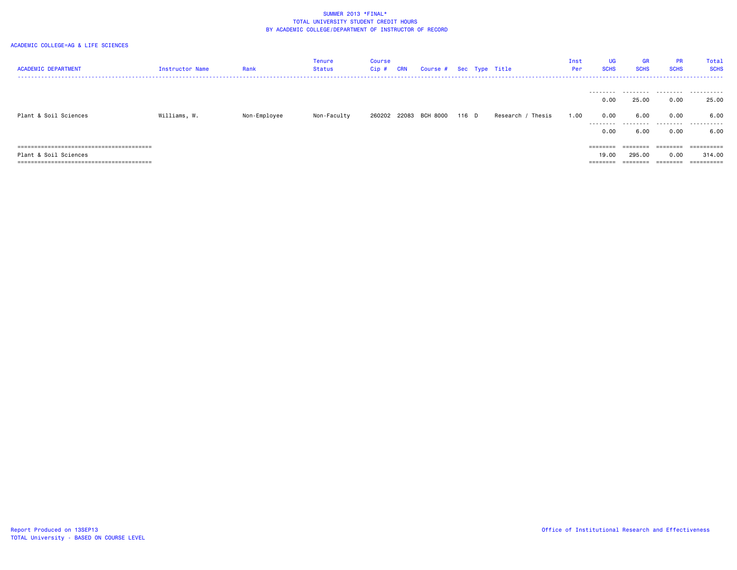SUMMER 2013 *FINAL*
TOTAL UNIVERSITY STUDENT CREDIT HOURS
BY ACADEMIC COLLEGE/DEPARTMENT OF INSTRUCTOR OF RECORD

ACADEMIC COLLEGE=AG & LIFE SCIENCES

| ACADEMIC DEPARTMENT | Instructor Name | Rank | Tenure Status | Course Cip # | CRN | Course # | Sec | Type | Title | Inst Per | UG SCHS | GR SCHS | PR SCHS | Total SCHS |
|---|---|---|---|---|---|---|---|---|---|---|---|---|---|---|
| | | | | | | | | | | | 0.00 | 25.00 | 0.00 | 25.00 |
| Plant & Soil Sciences | Williams, W. | Non-Employee | Non-Faculty | 260202 | 22083 | BCH 8000 | 116 | D | Research / Thesis | 1.00 | 0.00 | 6.00 | 0.00 | 6.00 |
| | | | | | | | | | | | 0.00 | 6.00 | 0.00 | 6.00 |
| Plant & Soil Sciences | | | | | | | | | | | 19.00 | 295.00 | 0.00 | 314.00 |

Report Produced on 13SEP13
TOTAL University - BASED ON COURSE LEVEL

Office of Institutional Research and Effectiveness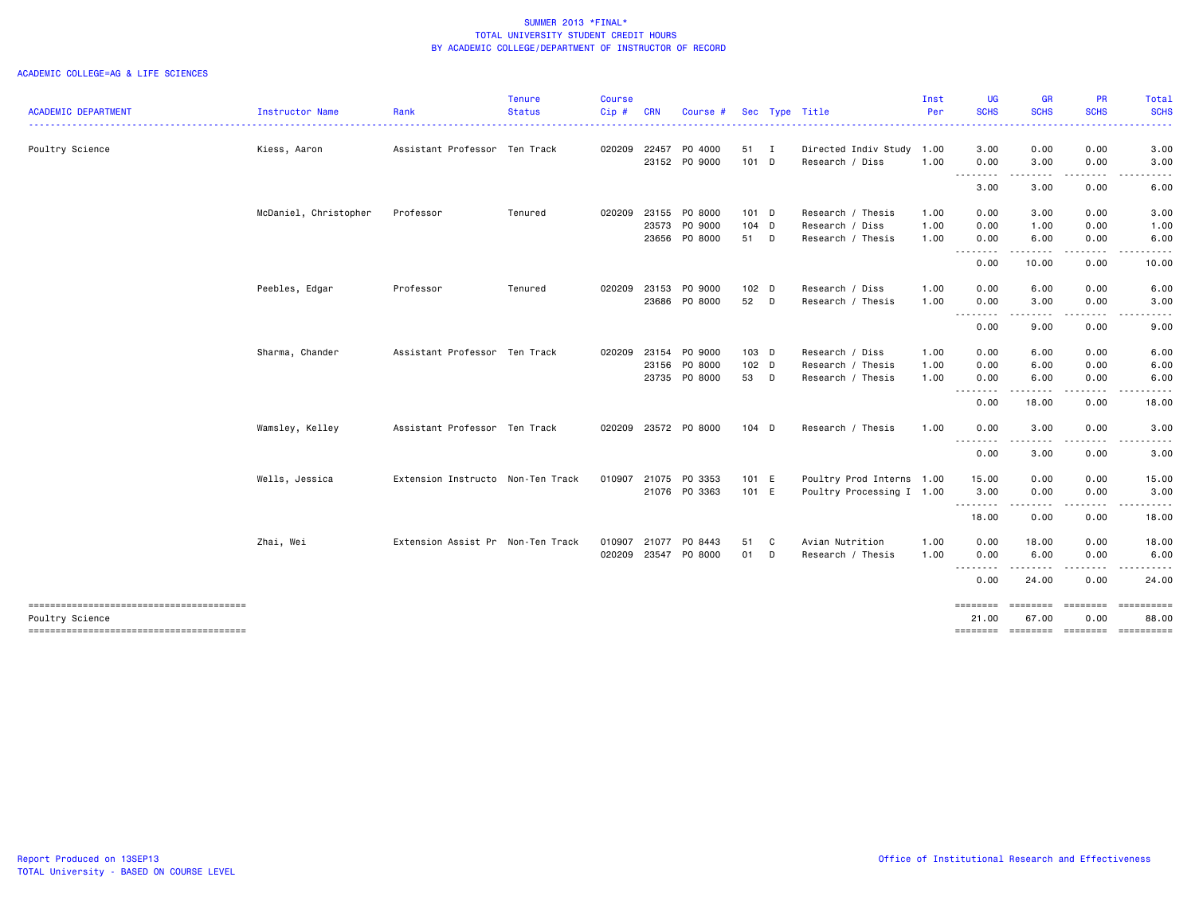SUMMER 2013 *FINAL*
TOTAL UNIVERSITY STUDENT CREDIT HOURS
BY ACADEMIC COLLEGE/DEPARTMENT OF INSTRUCTOR OF RECORD

ACADEMIC COLLEGE=AG & LIFE SCIENCES

| ACADEMIC DEPARTMENT | Instructor Name | Rank | Tenure Status | Course Cip # | CRN | Course # | Sec | Type | Title | Inst Per | UG SCHS | GR SCHS | PR SCHS | Total SCHS |
|---|---|---|---|---|---|---|---|---|---|---|---|---|---|---|
| Poultry Science | Kiess, Aaron | Assistant Professor | Ten Track | 020209 | 22457 | PO 4000 | 51 | I | Directed Indiv Study | 1.00 | 3.00 | 0.00 | 0.00 | 3.00 |
| | | | | | 23152 | PO 9000 | 101 | D | Research / Diss | 1.00 | 0.00 | 3.00 | 0.00 | 3.00 |
| | | | | | | | | | | | 3.00 | 3.00 | 0.00 | 6.00 |
| | McDaniel, Christopher | Professor | Tenured | 020209 | 23155 | PO 8000 | 101 | D | Research / Thesis | 1.00 | 0.00 | 3.00 | 0.00 | 3.00 |
| | | | | | 23573 | PO 9000 | 104 | D | Research / Diss | 1.00 | 0.00 | 1.00 | 0.00 | 1.00 |
| | | | | | 23656 | PO 8000 | 51 | D | Research / Thesis | 1.00 | 0.00 | 6.00 | 0.00 | 6.00 |
| | | | | | | | | | | | 0.00 | 10.00 | 0.00 | 10.00 |
| | Peebles, Edgar | Professor | Tenured | 020209 | 23153 | PO 9000 | 102 | D | Research / Diss | 1.00 | 0.00 | 6.00 | 0.00 | 6.00 |
| | | | | | 23686 | PO 8000 | 52 | D | Research / Thesis | 1.00 | 0.00 | 3.00 | 0.00 | 3.00 |
| | | | | | | | | | | | 0.00 | 9.00 | 0.00 | 9.00 |
| | Sharma, Chander | Assistant Professor | Ten Track | 020209 | 23154 | PO 9000 | 103 | D | Research / Diss | 1.00 | 0.00 | 6.00 | 0.00 | 6.00 |
| | | | | | 23156 | PO 8000 | 102 | D | Research / Thesis | 1.00 | 0.00 | 6.00 | 0.00 | 6.00 |
| | | | | | 23735 | PO 8000 | 53 | D | Research / Thesis | 1.00 | 0.00 | 6.00 | 0.00 | 6.00 |
| | | | | | | | | | | | 0.00 | 18.00 | 0.00 | 18.00 |
| | Wamsley, Kelley | Assistant Professor | Ten Track | 020209 | 23572 | PO 8000 | 104 | D | Research / Thesis | 1.00 | 0.00 | 3.00 | 0.00 | 3.00 |
| | | | | | | | | | | | 0.00 | 3.00 | 0.00 | 3.00 |
| | Wells, Jessica | Extension Instructo | Non-Ten Track | 010907 | 21075 | PO 3353 | 101 | E | Poultry Prod Interns | 1.00 | 15.00 | 0.00 | 0.00 | 15.00 |
| | | | | | 21076 | PO 3363 | 101 | E | Poultry Processing I | 1.00 | 3.00 | 0.00 | 0.00 | 3.00 |
| | | | | | | | | | | | 18.00 | 0.00 | 0.00 | 18.00 |
| | Zhai, Wei | Extension Assist Pr | Non-Ten Track | 010907 | 21077 | PO 8443 | 51 | C | Avian Nutrition | 1.00 | 0.00 | 18.00 | 0.00 | 18.00 |
| | | | | 020209 | 23547 | PO 8000 | 01 | D | Research / Thesis | 1.00 | 0.00 | 6.00 | 0.00 | 6.00 |
| | | | | | | | | | | | 0.00 | 24.00 | 0.00 | 24.00 |
| Poultry Science | | | | | | | | | | | 21.00 | 67.00 | 0.00 | 88.00 |

Report Produced on 13SEP13
TOTAL University - BASED ON COURSE LEVEL

Office of Institutional Research and Effectiveness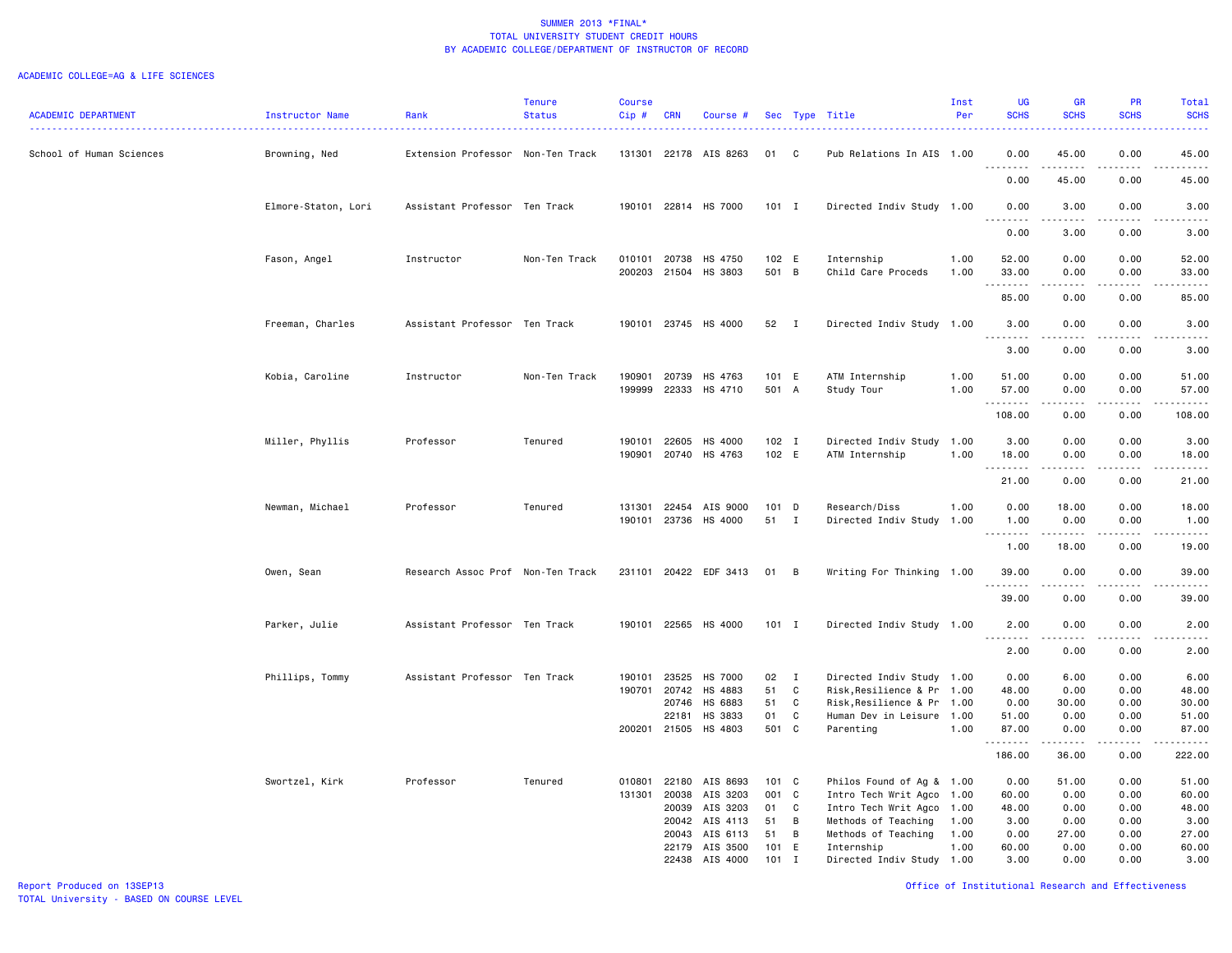SUMMER 2013 *FINAL*
TOTAL UNIVERSITY STUDENT CREDIT HOURS
BY ACADEMIC COLLEGE/DEPARTMENT OF INSTRUCTOR OF RECORD

ACADEMIC COLLEGE=AG & LIFE SCIENCES

| ACADEMIC DEPARTMENT | Instructor Name | Rank | Tenure Status | Course Cip # | CRN | Course # | Sec | Type | Title | Inst Per | UG SCHS | GR SCHS | PR SCHS | Total SCHS |
|---|---|---|---|---|---|---|---|---|---|---|---|---|---|---|
| School of Human Sciences | Browning, Ned | Extension Professor | Non-Ten Track | 131301 | 22178 | AIS 8263 | 01 | C | Pub Relations In AIS | 1.00 | 0.00 | 45.00 | 0.00 | 45.00 |
| | | | | | | | | | | | 0.00 | 45.00 | 0.00 | 45.00 |
| | Elmore-Staton, Lori | Assistant Professor | Ten Track | 190101 | 22814 | HS 7000 | 101 | I | Directed Indiv Study | 1.00 | 0.00 | 3.00 | 0.00 | 3.00 |
| | | | | | | | | | | | 0.00 | 3.00 | 0.00 | 3.00 |
| | Fason, Angel | Instructor | Non-Ten Track | 010101 | 20738 | HS 4750 | 102 | E | Internship | 1.00 | 52.00 | 0.00 | 0.00 | 52.00 |
| | | | | 200203 | 21504 | HS 3803 | 501 | B | Child Care Proceds | 1.00 | 33.00 | 0.00 | 0.00 | 33.00 |
| | | | | | | | | | | | 85.00 | 0.00 | 0.00 | 85.00 |
| | Freeman, Charles | Assistant Professor | Ten Track | 190101 | 23745 | HS 4000 | 52 | I | Directed Indiv Study | 1.00 | 3.00 | 0.00 | 0.00 | 3.00 |
| | | | | | | | | | | | 3.00 | 0.00 | 0.00 | 3.00 |
| | Kobia, Caroline | Instructor | Non-Ten Track | 190901 | 20739 | HS 4763 | 101 | E | ATM Internship | 1.00 | 51.00 | 0.00 | 0.00 | 51.00 |
| | | | | 199999 | 22333 | HS 4710 | 501 | A | Study Tour | 1.00 | 57.00 | 0.00 | 0.00 | 57.00 |
| | | | | | | | | | | | 108.00 | 0.00 | 0.00 | 108.00 |
| | Miller, Phyllis | Professor | Tenured | 190101 | 22605 | HS 4000 | 102 | I | Directed Indiv Study | 1.00 | 3.00 | 0.00 | 0.00 | 3.00 |
| | | | | 190901 | 20740 | HS 4763 | 102 | E | ATM Internship | 1.00 | 18.00 | 0.00 | 0.00 | 18.00 |
| | | | | | | | | | | | 21.00 | 0.00 | 0.00 | 21.00 |
| | Newman, Michael | Professor | Tenured | 131301 | 22454 | AIS 9000 | 101 | D | Research/Diss | 1.00 | 0.00 | 18.00 | 0.00 | 18.00 |
| | | | | 190101 | 23736 | HS 4000 | 51 | I | Directed Indiv Study | 1.00 | 1.00 | 0.00 | 0.00 | 1.00 |
| | | | | | | | | | | | 1.00 | 18.00 | 0.00 | 19.00 |
| | Owen, Sean | Research Assoc Prof | Non-Ten Track | 231101 | 20422 | EDF 3413 | 01 | B | Writing For Thinking | 1.00 | 39.00 | 0.00 | 0.00 | 39.00 |
| | | | | | | | | | | | 39.00 | 0.00 | 0.00 | 39.00 |
| | Parker, Julie | Assistant Professor | Ten Track | 190101 | 22565 | HS 4000 | 101 | I | Directed Indiv Study | 1.00 | 2.00 | 0.00 | 0.00 | 2.00 |
| | | | | | | | | | | | 2.00 | 0.00 | 0.00 | 2.00 |
| | Phillips, Tommy | Assistant Professor | Ten Track | 190101 | 23525 | HS 7000 | 02 | I | Directed Indiv Study | 1.00 | 0.00 | 6.00 | 0.00 | 6.00 |
| | | | | 190701 | 20742 | HS 4883 | 51 | C | Risk,Resilience & Pr | 1.00 | 48.00 | 0.00 | 0.00 | 48.00 |
| | | | | | 20746 | HS 6883 | 51 | C | Risk,Resilience & Pr | 1.00 | 0.00 | 30.00 | 0.00 | 30.00 |
| | | | | | 22181 | HS 3833 | 01 | C | Human Dev in Leisure | 1.00 | 51.00 | 0.00 | 0.00 | 51.00 |
| | | | | 200201 | 21505 | HS 4803 | 501 | C | Parenting | 1.00 | 87.00 | 0.00 | 0.00 | 87.00 |
| | | | | | | | | | | | 186.00 | 36.00 | 0.00 | 222.00 |
| | Swortzel, Kirk | Professor | Tenured | 010801 | 22180 | AIS 8693 | 101 | C | Philos Found of Ag & | 1.00 | 0.00 | 51.00 | 0.00 | 51.00 |
| | | | | 131301 | 20038 | AIS 3203 | 001 | C | Intro Tech Writ Agco | 1.00 | 60.00 | 0.00 | 0.00 | 60.00 |
| | | | | | 20039 | AIS 3203 | 01 | C | Intro Tech Writ Agco | 1.00 | 48.00 | 0.00 | 0.00 | 48.00 |
| | | | | | 20042 | AIS 4113 | 51 | B | Methods of Teaching | 1.00 | 3.00 | 0.00 | 0.00 | 3.00 |
| | | | | | 20043 | AIS 6113 | 51 | B | Methods of Teaching | 1.00 | 0.00 | 27.00 | 0.00 | 27.00 |
| | | | | | 22179 | AIS 3500 | 101 | E | Internship | 1.00 | 60.00 | 0.00 | 0.00 | 60.00 |
| | | | | | 22438 | AIS 4000 | 101 | I | Directed Indiv Study | 1.00 | 3.00 | 0.00 | 0.00 | 3.00 |

Report Produced on 13SEP13
TOTAL University - BASED ON COURSE LEVEL
Office of Institutional Research and Effectiveness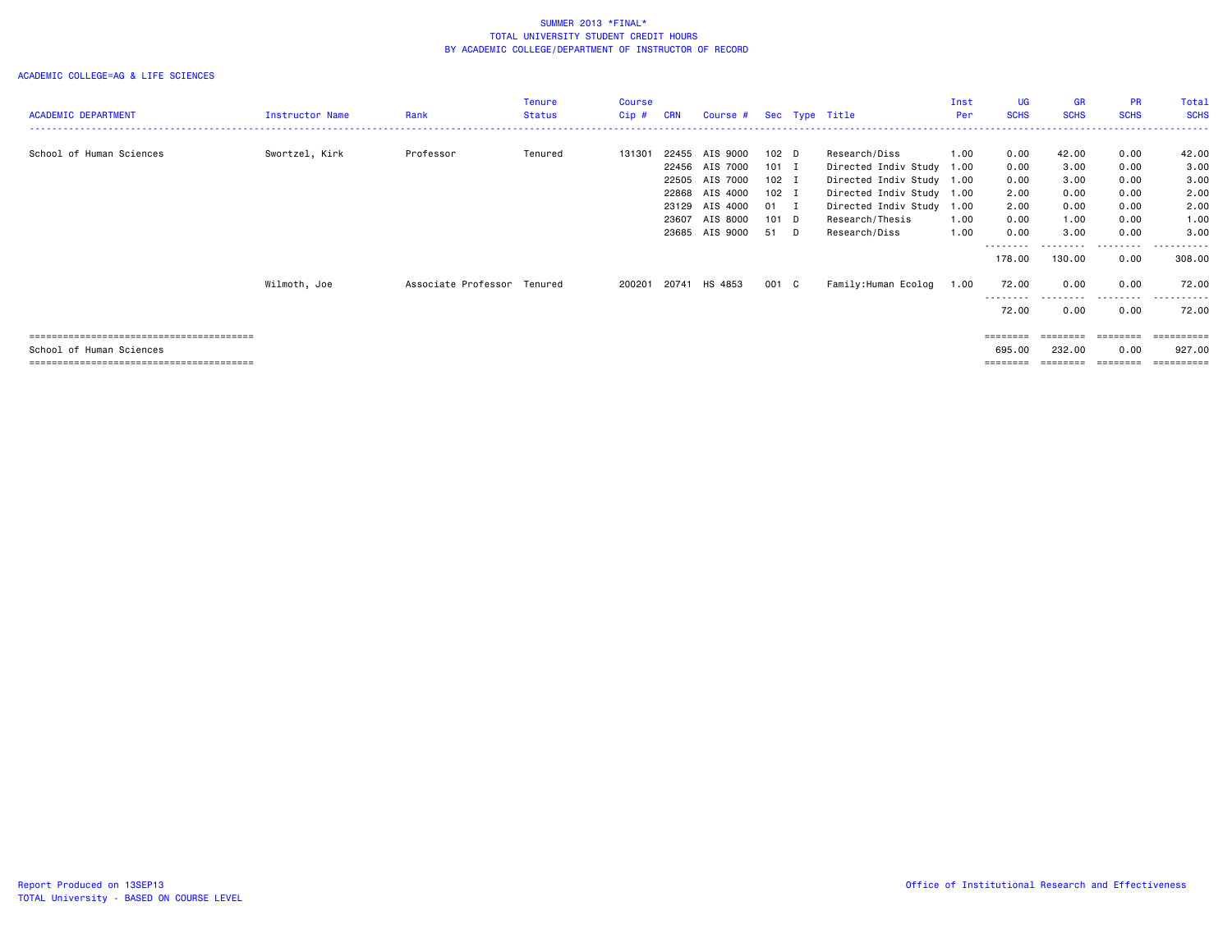SUMMER 2013 *FINAL*
TOTAL UNIVERSITY STUDENT CREDIT HOURS
BY ACADEMIC COLLEGE/DEPARTMENT OF INSTRUCTOR OF RECORD

ACADEMIC COLLEGE=AG & LIFE SCIENCES

| ACADEMIC DEPARTMENT | Instructor Name | Rank | Tenure Status | Course Cip # | CRN | Course # | Sec | Type | Title | Inst Per | UG SCHS | GR SCHS | PR SCHS | Total SCHS |
|---|---|---|---|---|---|---|---|---|---|---|---|---|---|---|
| School of Human Sciences | Swortzel, Kirk | Professor | Tenured | 131301 | 22455 | AIS 9000 | 102 | D | Research/Diss | 1.00 | 0.00 | 42.00 | 0.00 | 42.00 |
| | | | | | 22456 | AIS 7000 | 101 | I | Directed Indiv Study | 1.00 | 0.00 | 3.00 | 0.00 | 3.00 |
| | | | | | 22505 | AIS 7000 | 102 | I | Directed Indiv Study | 1.00 | 0.00 | 3.00 | 0.00 | 3.00 |
| | | | | | 22868 | AIS 4000 | 102 | I | Directed Indiv Study | 1.00 | 2.00 | 0.00 | 0.00 | 2.00 |
| | | | | | 23129 | AIS 4000 | 01 | I | Directed Indiv Study | 1.00 | 2.00 | 0.00 | 0.00 | 2.00 |
| | | | | | 23607 | AIS 8000 | 101 | D | Research/Thesis | 1.00 | 0.00 | 1.00 | 0.00 | 1.00 |
| | | | | | 23685 | AIS 9000 | 51 | D | Research/Diss | 1.00 | 0.00 | 3.00 | 0.00 | 3.00 |
| | | | | | | | | | | | 178.00 | 130.00 | 0.00 | 308.00 |
| | Wilmoth, Joe | Associate Professor | Tenured | 200201 | 20741 | HS 4853 | 001 | C | Family:Human Ecolog | 1.00 | 72.00 | 0.00 | 0.00 | 72.00 |
| | | | | | | | | | | | 72.00 | 0.00 | 0.00 | 72.00 |
| School of Human Sciences | | | | | | | | | | | 695.00 | 232.00 | 0.00 | 927.00 |

Report Produced on 13SEP13
TOTAL University - BASED ON COURSE LEVEL

Office of Institutional Research and Effectiveness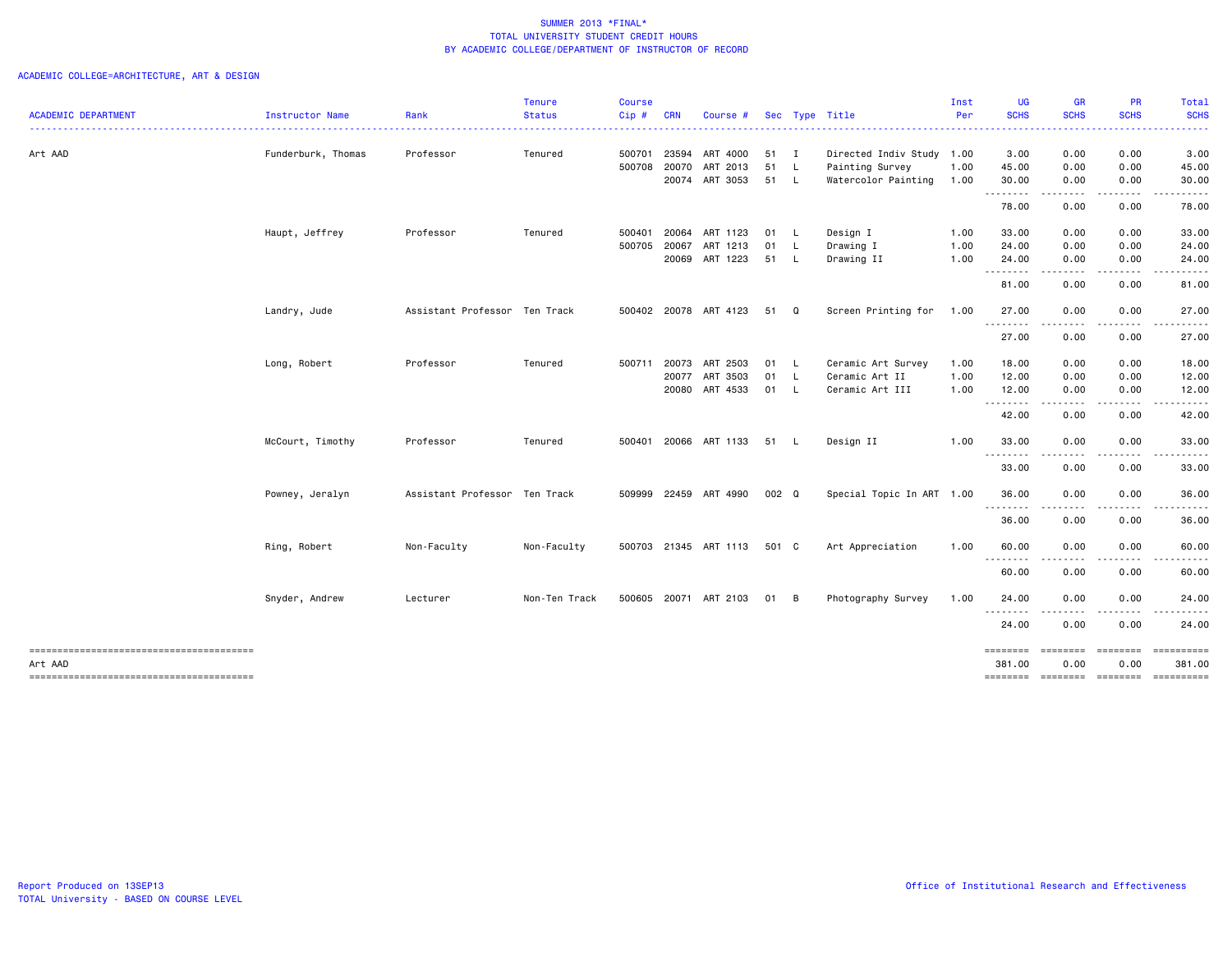SUMMER 2013 *FINAL*
TOTAL UNIVERSITY STUDENT CREDIT HOURS
BY ACADEMIC COLLEGE/DEPARTMENT OF INSTRUCTOR OF RECORD

ACADEMIC COLLEGE=ARCHITECTURE, ART & DESIGN

| ACADEMIC DEPARTMENT | Instructor Name | Rank | Tenure Status | Course Cip # | CRN | Course # | Sec | Type | Title | Inst Per | UG SCHS | GR SCHS | PR SCHS | Total SCHS |
|---|---|---|---|---|---|---|---|---|---|---|---|---|---|---|
| Art AAD | Funderburk, Thomas | Professor | Tenured | 500701 | 23594 | ART 4000 | 51 | I | Directed Indiv Study | 1.00 | 3.00 | 0.00 | 0.00 | 3.00 |
| | | | | 500708 | 20070 | ART 2013 | 51 | L | Painting Survey | 1.00 | 45.00 | 0.00 | 0.00 | 45.00 |
| | | | | | 20074 | ART 3053 | 51 | L | Watercolor Painting | 1.00 | 30.00 | 0.00 | 0.00 | 30.00 |
| | | | | | | | | | | | 78.00 | 0.00 | 0.00 | 78.00 |
| | Haupt, Jeffrey | Professor | Tenured | 500401 | 20064 | ART 1123 | 01 | L | Design I | 1.00 | 33.00 | 0.00 | 0.00 | 33.00 |
| | | | | 500705 | 20067 | ART 1213 | 01 | L | Drawing I | 1.00 | 24.00 | 0.00 | 0.00 | 24.00 |
| | | | | | 20069 | ART 1223 | 51 | L | Drawing II | 1.00 | 24.00 | 0.00 | 0.00 | 24.00 |
| | | | | | | | | | | | 81.00 | 0.00 | 0.00 | 81.00 |
| | Landry, Jude | Assistant Professor | Ten Track | 500402 | 20078 | ART 4123 | 51 | Q | Screen Printing for | 1.00 | 27.00 | 0.00 | 0.00 | 27.00 |
| | | | | | | | | | | | 27.00 | 0.00 | 0.00 | 27.00 |
| | Long, Robert | Professor | Tenured | 500711 | 20073 | ART 2503 | 01 | L | Ceramic Art Survey | 1.00 | 18.00 | 0.00 | 0.00 | 18.00 |
| | | | | | 20077 | ART 3503 | 01 | L | Ceramic Art II | 1.00 | 12.00 | 0.00 | 0.00 | 12.00 |
| | | | | | 20080 | ART 4533 | 01 | L | Ceramic Art III | 1.00 | 12.00 | 0.00 | 0.00 | 12.00 |
| | | | | | | | | | | | 42.00 | 0.00 | 0.00 | 42.00 |
| | McCourt, Timothy | Professor | Tenured | 500401 | 20066 | ART 1133 | 51 | L | Design II | 1.00 | 33.00 | 0.00 | 0.00 | 33.00 |
| | | | | | | | | | | | 33.00 | 0.00 | 0.00 | 33.00 |
| | Powney, Jeralyn | Assistant Professor | Ten Track | 509999 | 22459 | ART 4990 | 002 | Q | Special Topic In ART | 1.00 | 36.00 | 0.00 | 0.00 | 36.00 |
| | | | | | | | | | | | 36.00 | 0.00 | 0.00 | 36.00 |
| | Ring, Robert | Non-Faculty | Non-Faculty | 500703 | 21345 | ART 1113 | 501 | C | Art Appreciation | 1.00 | 60.00 | 0.00 | 0.00 | 60.00 |
| | | | | | | | | | | | 60.00 | 0.00 | 0.00 | 60.00 |
| | Snyder, Andrew | Lecturer | Non-Ten Track | 500605 | 20071 | ART 2103 | 01 | B | Photography Survey | 1.00 | 24.00 | 0.00 | 0.00 | 24.00 |
| | | | | | | | | | | | 24.00 | 0.00 | 0.00 | 24.00 |
| Art AAD | | | | | | | | | | | 381.00 | 0.00 | 0.00 | 381.00 |

Report Produced on 13SEP13
TOTAL University - BASED ON COURSE LEVEL

Office of Institutional Research and Effectiveness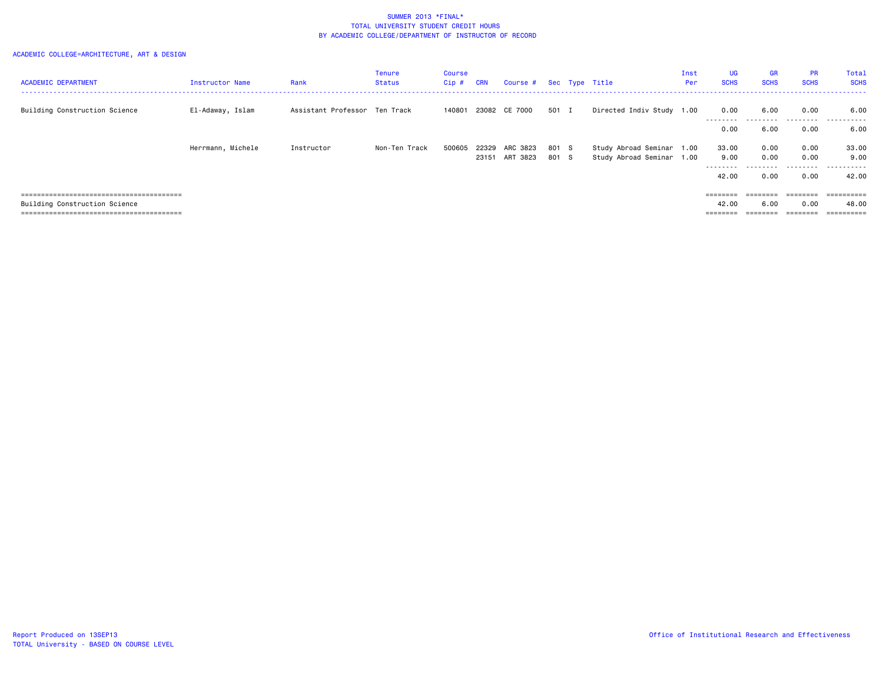SUMMER 2013 *FINAL*
TOTAL UNIVERSITY STUDENT CREDIT HOURS
BY ACADEMIC COLLEGE/DEPARTMENT OF INSTRUCTOR OF RECORD

ACADEMIC COLLEGE=ARCHITECTURE, ART & DESIGN

| ACADEMIC DEPARTMENT | Instructor Name | Rank | Tenure Status | Course Cip # | CRN | Course # | Sec | Type | Title | Inst Per | UG SCHS | GR SCHS | PR SCHS | Total SCHS |
|---|---|---|---|---|---|---|---|---|---|---|---|---|---|---|
| Building Construction Science | El-Adaway, Islam | Assistant Professor | Ten Track | 140801 | 23082 | CE 7000 | 501 | I | Directed Indiv Study | 1.00 | 0.00 | 6.00 | 0.00 | 6.00 |
| | | | | | | | | | | | 0.00 | 6.00 | 0.00 | 6.00 |
| | Herrmann, Michele | Instructor | Non-Ten Track | 500605 | 22329 | ARC 3823 | 801 | S | Study Abroad Seminar | 1.00 | 33.00 | 0.00 | 0.00 | 33.00 |
| | | | | | 23151 | ART 3823 | 801 | S | Study Abroad Seminar | 1.00 | 9.00 | 0.00 | 0.00 | 9.00 |
| | | | | | | | | | | | 42.00 | 0.00 | 0.00 | 42.00 |
| Building Construction Science | | | | | | | | | | | 42.00 | 6.00 | 0.00 | 48.00 |

Report Produced on 13SEP13
TOTAL University - BASED ON COURSE LEVEL

Office of Institutional Research and Effectiveness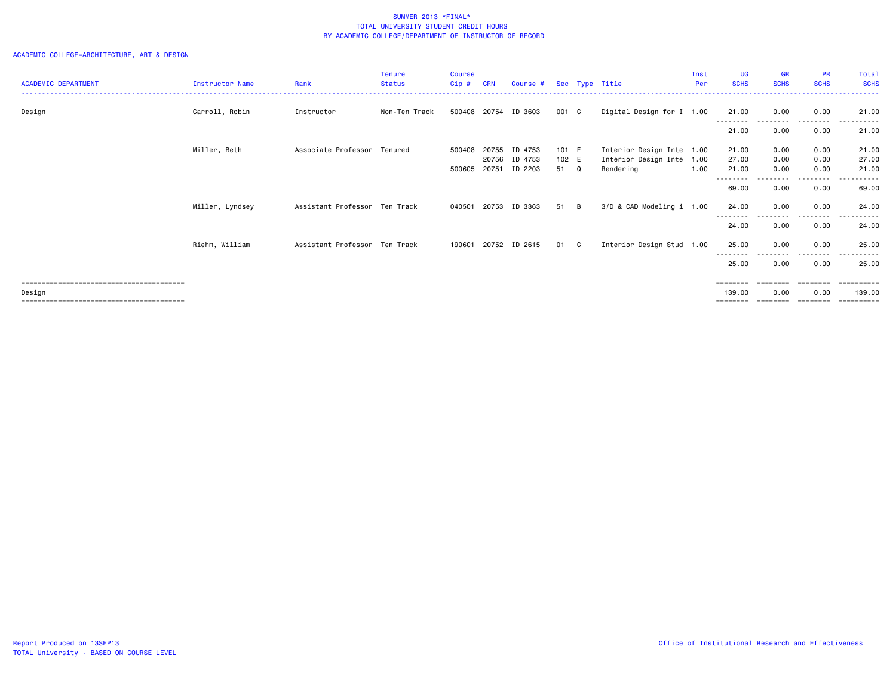SUMMER 2013 *FINAL*
TOTAL UNIVERSITY STUDENT CREDIT HOURS
BY ACADEMIC COLLEGE/DEPARTMENT OF INSTRUCTOR OF RECORD

ACADEMIC COLLEGE=ARCHITECTURE, ART & DESIGN

| ACADEMIC DEPARTMENT | Instructor Name | Rank | Tenure Status | Course Cip # | CRN | Course # | Sec | Type | Title | Inst Per | UG SCHS | GR SCHS | PR SCHS | Total SCHS |
|---|---|---|---|---|---|---|---|---|---|---|---|---|---|---|
| Design | Carroll, Robin | Instructor | Non-Ten Track | 500408 | 20754 | ID 3603 | 001 | C | Digital Design for I | 1.00 | 21.00 | 0.00 | 0.00 | 21.00 |
| | | | | | | | | | | | 21.00 | 0.00 | 0.00 | 21.00 |
| | Miller, Beth | Associate Professor | Tenured | 500408 | 20755 | ID 4753 | 101 | E | Interior Design Inte | 1.00 | 21.00 | 0.00 | 0.00 | 21.00 |
| | | | | | 20756 | ID 4753 | 102 | E | Interior Design Inte | 1.00 | 27.00 | 0.00 | 0.00 | 27.00 |
| | | | | 500605 | 20751 | ID 2203 | 51 | Q | Rendering | 1.00 | 21.00 | 0.00 | 0.00 | 21.00 |
| | | | | | | | | | | | 69.00 | 0.00 | 0.00 | 69.00 |
| | Miller, Lyndsey | Assistant Professor | Ten Track | 040501 | 20753 | ID 3363 | 51 | B | 3/D & CAD Modeling i | 1.00 | 24.00 | 0.00 | 0.00 | 24.00 |
| | | | | | | | | | | | 24.00 | 0.00 | 0.00 | 24.00 |
| | Riehm, William | Assistant Professor | Ten Track | 190601 | 20752 | ID 2615 | 01 | C | Interior Design Stud | 1.00 | 25.00 | 0.00 | 0.00 | 25.00 |
| | | | | | | | | | | | 25.00 | 0.00 | 0.00 | 25.00 |
| Design | | | | | | | | | | | 139.00 | 0.00 | 0.00 | 139.00 |

Report Produced on 13SEP13
TOTAL University - BASED ON COURSE LEVEL

Office of Institutional Research and Effectiveness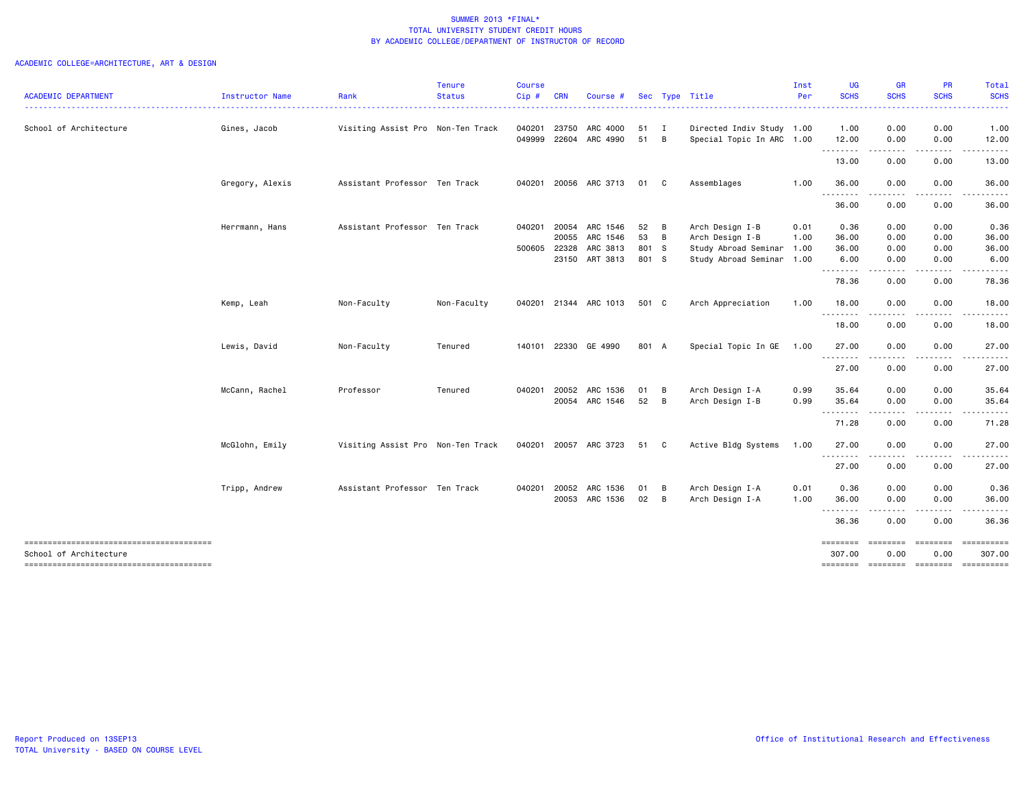SUMMER 2013 *FINAL*
TOTAL UNIVERSITY STUDENT CREDIT HOURS
BY ACADEMIC COLLEGE/DEPARTMENT OF INSTRUCTOR OF RECORD

ACADEMIC COLLEGE=ARCHITECTURE, ART & DESIGN

| ACADEMIC DEPARTMENT | Instructor Name | Rank | Tenure Status | Course Cip # | CRN | Course # | Sec | Type | Title | Inst Per | UG SCHS | GR SCHS | PR SCHS | Total SCHS |
|---|---|---|---|---|---|---|---|---|---|---|---|---|---|---|
| School of Architecture | Gines, Jacob | Visiting Assist Pro | Non-Ten Track | 040201 | 23750 | ARC 4000 | 51 | I | Directed Indiv Study | 1.00 | 1.00 | 0.00 | 0.00 | 1.00 |
| | | | | 049999 | 22604 | ARC 4990 | 51 | B | Special Topic In ARC | 1.00 | 12.00 | 0.00 | 0.00 | 12.00 |
| | | | | | | | | | | | 13.00 | 0.00 | 0.00 | 13.00 |
| | Gregory, Alexis | Assistant Professor | Ten Track | 040201 | 20056 | ARC 3713 | 01 | C | Assemblages | 1.00 | 36.00 | 0.00 | 0.00 | 36.00 |
| | | | | | | | | | | | 36.00 | 0.00 | 0.00 | 36.00 |
| | Herrmann, Hans | Assistant Professor | Ten Track | 040201 | 20054 | ARC 1546 | 52 | B | Arch Design I-B | 0.01 | 0.36 | 0.00 | 0.00 | 0.36 |
| | | | | | 20055 | ARC 1546 | 53 | B | Arch Design I-B | 1.00 | 36.00 | 0.00 | 0.00 | 36.00 |
| | | | | 500605 | 22328 | ARC 3813 | 801 | S | Study Abroad Seminar | 1.00 | 36.00 | 0.00 | 0.00 | 36.00 |
| | | | | | 23150 | ART 3813 | 801 | S | Study Abroad Seminar | 1.00 | 6.00 | 0.00 | 0.00 | 6.00 |
| | | | | | | | | | | | 78.36 | 0.00 | 0.00 | 78.36 |
| | Kemp, Leah | Non-Faculty | Non-Faculty | 040201 | 21344 | ARC 1013 | 501 | C | Arch Appreciation | 1.00 | 18.00 | 0.00 | 0.00 | 18.00 |
| | | | | | | | | | | | 18.00 | 0.00 | 0.00 | 18.00 |
| | Lewis, David | Non-Faculty | Tenured | 140101 | 22330 | GE 4990 | 801 | A | Special Topic In GE | 1.00 | 27.00 | 0.00 | 0.00 | 27.00 |
| | | | | | | | | | | | 27.00 | 0.00 | 0.00 | 27.00 |
| | McCann, Rachel | Professor | Tenured | 040201 | 20052 | ARC 1536 | 01 | B | Arch Design I-A | 0.99 | 35.64 | 0.00 | 0.00 | 35.64 |
| | | | | | 20054 | ARC 1546 | 52 | B | Arch Design I-B | 0.99 | 35.64 | 0.00 | 0.00 | 35.64 |
| | | | | | | | | | | | 71.28 | 0.00 | 0.00 | 71.28 |
| | McGlohn, Emily | Visiting Assist Pro | Non-Ten Track | 040201 | 20057 | ARC 3723 | 51 | C | Active Bldg Systems | 1.00 | 27.00 | 0.00 | 0.00 | 27.00 |
| | | | | | | | | | | | 27.00 | 0.00 | 0.00 | 27.00 |
| | Tripp, Andrew | Assistant Professor | Ten Track | 040201 | 20052 | ARC 1536 | 01 | B | Arch Design I-A | 0.01 | 0.36 | 0.00 | 0.00 | 0.36 |
| | | | | | 20053 | ARC 1536 | 02 | B | Arch Design I-A | 1.00 | 36.00 | 0.00 | 0.00 | 36.00 |
| | | | | | | | | | | | 36.36 | 0.00 | 0.00 | 36.36 |
| School of Architecture | | | | | | | | | | | 307.00 | 0.00 | 0.00 | 307.00 |

Report Produced on 13SEP13
TOTAL University - BASED ON COURSE LEVEL

Office of Institutional Research and Effectiveness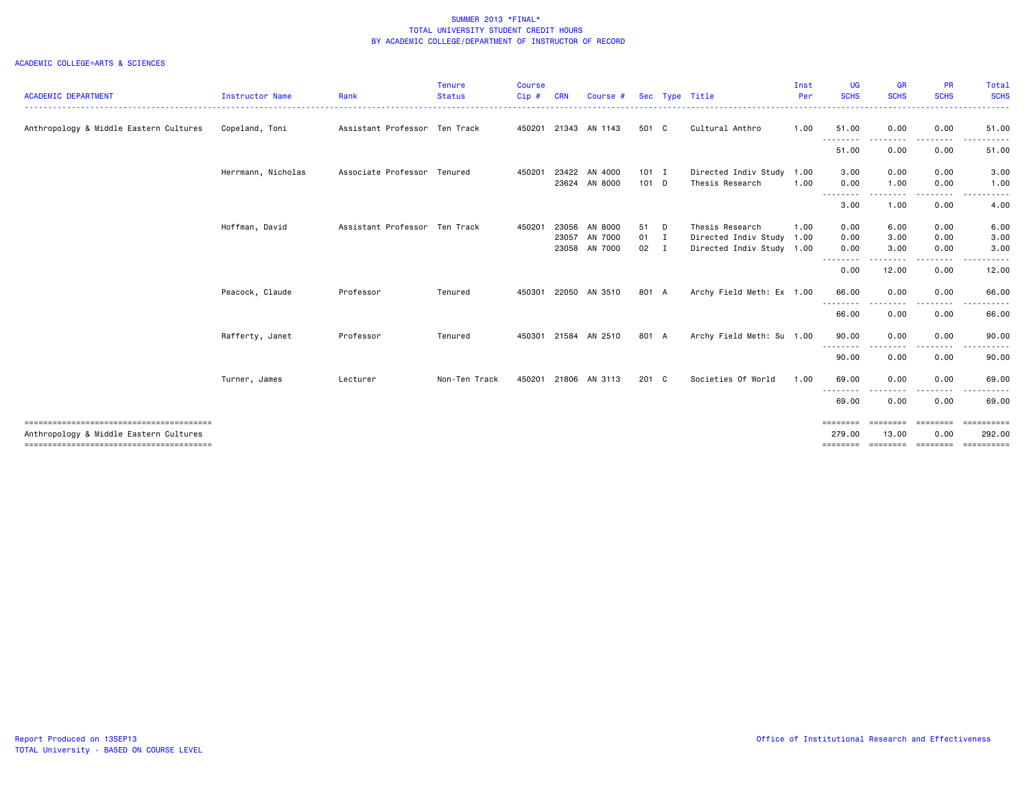SUMMER 2013 *FINAL*
TOTAL UNIVERSITY STUDENT CREDIT HOURS
BY ACADEMIC COLLEGE/DEPARTMENT OF INSTRUCTOR OF RECORD

ACADEMIC COLLEGE=ARTS & SCIENCES

| ACADEMIC DEPARTMENT | Instructor Name | Rank | Tenure Status | Course Cip # | CRN | Course # | Sec | Type | Title | Inst Per | UG SCHS | GR SCHS | PR SCHS | Total SCHS |
|---|---|---|---|---|---|---|---|---|---|---|---|---|---|---|
| Anthropology & Middle Eastern Cultures | Copeland, Toni | Assistant Professor | Ten Track | 450201 | 21343 | AN 1143 | 501 | C | Cultural Anthro | 1.00 | 51.00 | 0.00 | 0.00 | 51.00 |
| | | | | | | | | | | | 51.00 | 0.00 | 0.00 | 51.00 |
| | Herrmann, Nicholas | Associate Professor | Tenured | 450201 | 23422 | AN 4000 | 101 | I | Directed Indiv Study | 1.00 | 3.00 | 0.00 | 0.00 | 3.00 |
| | | | | | 23624 | AN 8000 | 101 | D | Thesis Research | 1.00 | 0.00 | 1.00 | 0.00 | 1.00 |
| | | | | | | | | | | | 3.00 | 1.00 | 0.00 | 4.00 |
| | Hoffman, David | Assistant Professor | Ten Track | 450201 | 23056 | AN 8000 | 51 | D | Thesis Research | 1.00 | 0.00 | 6.00 | 0.00 | 6.00 |
| | | | | | 23057 | AN 7000 | 01 | I | Directed Indiv Study | 1.00 | 0.00 | 3.00 | 0.00 | 3.00 |
| | | | | | 23058 | AN 7000 | 02 | I | Directed Indiv Study | 1.00 | 0.00 | 3.00 | 0.00 | 3.00 |
| | | | | | | | | | | | 0.00 | 12.00 | 0.00 | 12.00 |
| | Peacock, Claude | Professor | Tenured | 450301 | 22050 | AN 3510 | 801 | A | Archy Field Meth: Ex | 1.00 | 66.00 | 0.00 | 0.00 | 66.00 |
| | | | | | | | | | | | 66.00 | 0.00 | 0.00 | 66.00 |
| | Rafferty, Janet | Professor | Tenured | 450301 | 21584 | AN 2510 | 801 | A | Archy Field Meth: Su | 1.00 | 90.00 | 0.00 | 0.00 | 90.00 |
| | | | | | | | | | | | 90.00 | 0.00 | 0.00 | 90.00 |
| | Turner, James | Lecturer | Non-Ten Track | 450201 | 21806 | AN 3113 | 201 | C | Societies Of World | 1.00 | 69.00 | 0.00 | 0.00 | 69.00 |
| | | | | | | | | | | | 69.00 | 0.00 | 0.00 | 69.00 |
| Anthropology & Middle Eastern Cultures | | | | | | | | | | | 279.00 | 13.00 | 0.00 | 292.00 |

Report Produced on 13SEP13
TOTAL University - BASED ON COURSE LEVEL

Office of Institutional Research and Effectiveness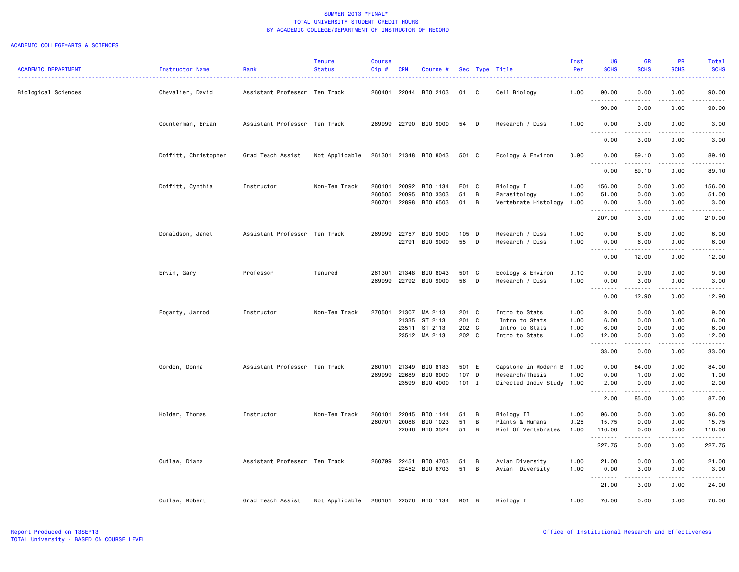SUMMER 2013 *FINAL*
TOTAL UNIVERSITY STUDENT CREDIT HOURS
BY ACADEMIC COLLEGE/DEPARTMENT OF INSTRUCTOR OF RECORD

ACADEMIC COLLEGE=ARTS & SCIENCES

| ACADEMIC DEPARTMENT | Instructor Name | Rank | Tenure Status | Course Cip # | CRN | Course # | Sec | Type | Title | Inst Per | UG SCHS | GR SCHS | PR SCHS | Total SCHS |
|---|---|---|---|---|---|---|---|---|---|---|---|---|---|---|
| Biological Sciences | Chevalier, David | Assistant Professor | Ten Track | 260401 | 22044 | BIO 2103 | 01 | C | Cell Biology | 1.00 | 90.00 | 0.00 | 0.00 | 90.00 |
| | | | | | | | | | | | 90.00 | 0.00 | 0.00 | 90.00 |
| | Counterman, Brian | Assistant Professor | Ten Track | 269999 | 22790 | BIO 9000 | 54 | D | Research / Diss | 1.00 | 0.00 | 3.00 | 0.00 | 3.00 |
| | | | | | | | | | | | 0.00 | 3.00 | 0.00 | 3.00 |
| | Doffitt, Christopher | Grad Teach Assist | Not Applicable | 261301 | 21348 | BIO 8043 | 501 | C | Ecology & Environ | 0.90 | 0.00 | 89.10 | 0.00 | 89.10 |
| | | | | | | | | | | | 0.00 | 89.10 | 0.00 | 89.10 |
| | Doffitt, Cynthia | Instructor | Non-Ten Track | 260101 | 20092 | BIO 1134 | E01 | C | Biology I | 1.00 | 156.00 | 0.00 | 0.00 | 156.00 |
| | | | | 260505 | 20095 | BIO 3303 | 51 | B | Parasitology | 1.00 | 51.00 | 0.00 | 0.00 | 51.00 |
| | | | | 260701 | 22898 | BIO 6503 | 01 | B | Vertebrate Histology | 1.00 | 0.00 | 3.00 | 0.00 | 3.00 |
| | | | | | | | | | | | 207.00 | 3.00 | 0.00 | 210.00 |
| | Donaldson, Janet | Assistant Professor | Ten Track | 269999 | 22757 | BIO 9000 | 105 | D | Research / Diss | 1.00 | 0.00 | 6.00 | 0.00 | 6.00 |
| | | | | | 22791 | BIO 9000 | 55 | D | Research / Diss | 1.00 | 0.00 | 6.00 | 0.00 | 6.00 |
| | | | | | | | | | | | 0.00 | 12.00 | 0.00 | 12.00 |
| | Ervin, Gary | Professor | Tenured | 261301 | 21348 | BIO 8043 | 501 | C | Ecology & Environ | 0.10 | 0.00 | 9.90 | 0.00 | 9.90 |
| | | | | 269999 | 22792 | BIO 9000 | 56 | D | Research / Diss | 1.00 | 0.00 | 3.00 | 0.00 | 3.00 |
| | | | | | | | | | | | 0.00 | 12.90 | 0.00 | 12.90 |
| | Fogarty, Jarrod | Instructor | Non-Ten Track | 270501 | 21307 | MA 2113 | 201 | C | Intro to Stats | 1.00 | 9.00 | 0.00 | 0.00 | 9.00 |
| | | | | | 21335 | ST 2113 | 201 | C | Intro to Stats | 1.00 | 6.00 | 0.00 | 0.00 | 6.00 |
| | | | | | 23511 | ST 2113 | 202 | C | Intro to Stats | 1.00 | 6.00 | 0.00 | 0.00 | 6.00 |
| | | | | | 23512 | MA 2113 | 202 | C | Intro to Stats | 1.00 | 12.00 | 0.00 | 0.00 | 12.00 |
| | | | | | | | | | | | 33.00 | 0.00 | 0.00 | 33.00 |
| | Gordon, Donna | Assistant Professor | Ten Track | 260101 | 21349 | BIO 8183 | 501 | E | Capstone in Modern B | 1.00 | 0.00 | 84.00 | 0.00 | 84.00 |
| | | | | 269999 | 22689 | BIO 8000 | 107 | D | Research/Thesis | 1.00 | 0.00 | 1.00 | 0.00 | 1.00 |
| | | | | | 23599 | BIO 4000 | 101 | I | Directed Indiv Study | 1.00 | 2.00 | 0.00 | 0.00 | 2.00 |
| | | | | | | | | | | | 2.00 | 85.00 | 0.00 | 87.00 |
| | Holder, Thomas | Instructor | Non-Ten Track | 260101 | 22045 | BIO 1144 | 51 | B | Biology II | 1.00 | 96.00 | 0.00 | 0.00 | 96.00 |
| | | | | 260701 | 20088 | BIO 1023 | 51 | B | Plants & Humans | 0.25 | 15.75 | 0.00 | 0.00 | 15.75 |
| | | | | | 22046 | BIO 3524 | 51 | B | Biol Of Vertebrates | 1.00 | 116.00 | 0.00 | 0.00 | 116.00 |
| | | | | | | | | | | | 227.75 | 0.00 | 0.00 | 227.75 |
| | Outlaw, Diana | Assistant Professor | Ten Track | 260799 | 22451 | BIO 4703 | 51 | B | Avian Diversity | 1.00 | 21.00 | 0.00 | 0.00 | 21.00 |
| | | | | | 22452 | BIO 6703 | 51 | B | Avian Diversity | 1.00 | 0.00 | 3.00 | 0.00 | 3.00 |
| | | | | | | | | | | | 21.00 | 3.00 | 0.00 | 24.00 |
| | Outlaw, Robert | Grad Teach Assist | Not Applicable | 260101 | 22576 | BIO 1134 | R01 | B | Biology I | 1.00 | 76.00 | 0.00 | 0.00 | 76.00 |

Report Produced on 13SEP13
TOTAL University - BASED ON COURSE LEVEL

Office of Institutional Research and Effectiveness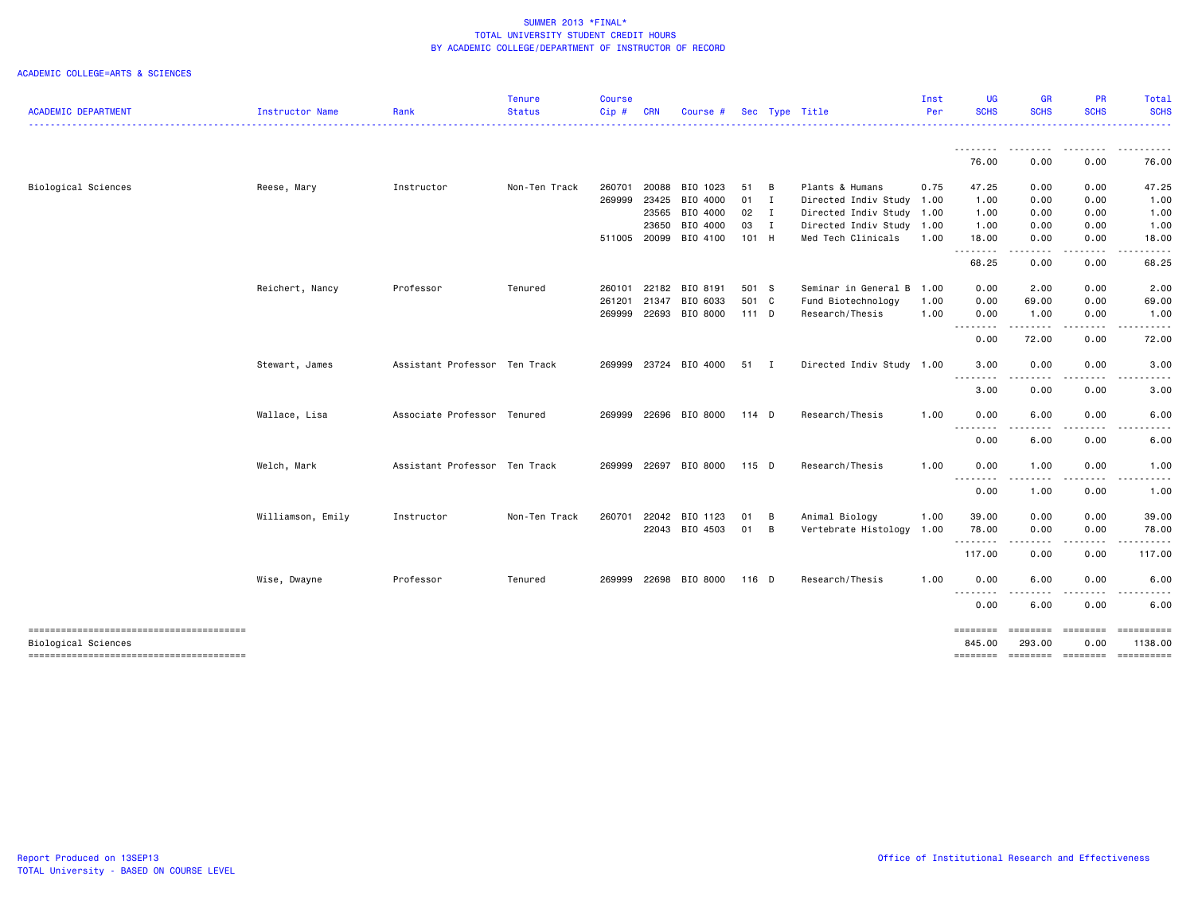SUMMER 2013 *FINAL*
TOTAL UNIVERSITY STUDENT CREDIT HOURS
BY ACADEMIC COLLEGE/DEPARTMENT OF INSTRUCTOR OF RECORD

ACADEMIC COLLEGE=ARTS & SCIENCES

| ACADEMIC DEPARTMENT | Instructor Name | Rank | Tenure Status | Course Cip # | CRN | Course # | Sec | Type | Title | Inst Per | UG SCHS | GR SCHS | PR SCHS | Total SCHS |
|---|---|---|---|---|---|---|---|---|---|---|---|---|---|---|
| | | | | | | | | | | | 76.00 | 0.00 | 0.00 | 76.00 |
| Biological Sciences | Reese, Mary | Instructor | Non-Ten Track | 260701 | 20088 | BIO 1023 | 51 | B | Plants & Humans | 0.75 | 47.25 | 0.00 | 0.00 | 47.25 |
| | | | | 269999 | 23425 | BIO 4000 | 01 | I | Directed Indiv Study | 1.00 | 1.00 | 0.00 | 0.00 | 1.00 |
| | | | | | 23565 | BIO 4000 | 02 | I | Directed Indiv Study | 1.00 | 1.00 | 0.00 | 0.00 | 1.00 |
| | | | | | 23650 | BIO 4000 | 03 | I | Directed Indiv Study | 1.00 | 1.00 | 0.00 | 0.00 | 1.00 |
| | | | | 511005 | 20099 | BIO 4100 | 101 | H | Med Tech Clinicals | 1.00 | 18.00 | 0.00 | 0.00 | 18.00 |
| | | | | | | | | | | | 68.25 | 0.00 | 0.00 | 68.25 |
| | Reichert, Nancy | Professor | Tenured | 260101 | 22182 | BIO 8191 | 501 | S | Seminar in General B | 1.00 | 0.00 | 2.00 | 0.00 | 2.00 |
| | | | | 261201 | 21347 | BIO 6033 | 501 | C | Fund Biotechnology | 1.00 | 0.00 | 69.00 | 0.00 | 69.00 |
| | | | | 269999 | 22693 | BIO 8000 | 111 | D | Research/Thesis | 1.00 | 0.00 | 1.00 | 0.00 | 1.00 |
| | | | | | | | | | | | 0.00 | 72.00 | 0.00 | 72.00 |
| | Stewart, James | Assistant Professor | Ten Track | 269999 | 23724 | BIO 4000 | 51 | I | Directed Indiv Study | 1.00 | 3.00 | 0.00 | 0.00 | 3.00 |
| | | | | | | | | | | | 3.00 | 0.00 | 0.00 | 3.00 |
| | Wallace, Lisa | Associate Professor | Tenured | 269999 | 22696 | BIO 8000 | 114 | D | Research/Thesis | 1.00 | 0.00 | 6.00 | 0.00 | 6.00 |
| | | | | | | | | | | | 0.00 | 6.00 | 0.00 | 6.00 |
| | Welch, Mark | Assistant Professor | Ten Track | 269999 | 22697 | BIO 8000 | 115 | D | Research/Thesis | 1.00 | 0.00 | 1.00 | 0.00 | 1.00 |
| | | | | | | | | | | | 0.00 | 1.00 | 0.00 | 1.00 |
| | Williamson, Emily | Instructor | Non-Ten Track | 260701 | 22042 | BIO 1123 | 01 | B | Animal Biology | 1.00 | 39.00 | 0.00 | 0.00 | 39.00 |
| | | | | | 22043 | BIO 4503 | 01 | B | Vertebrate Histology | 1.00 | 78.00 | 0.00 | 0.00 | 78.00 |
| | | | | | | | | | | | 117.00 | 0.00 | 0.00 | 117.00 |
| | Wise, Dwayne | Professor | Tenured | 269999 | 22698 | BIO 8000 | 116 | D | Research/Thesis | 1.00 | 0.00 | 6.00 | 0.00 | 6.00 |
| | | | | | | | | | | | 0.00 | 6.00 | 0.00 | 6.00 |
| Biological Sciences | | | | | | | | | | | 845.00 | 293.00 | 0.00 | 1138.00 |

Report Produced on 13SEP13
TOTAL University - BASED ON COURSE LEVEL

Office of Institutional Research and Effectiveness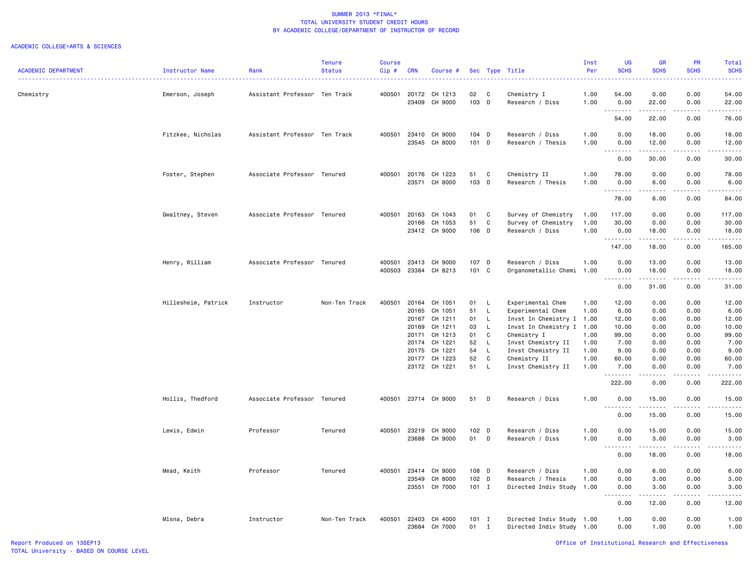SUMMER 2013 *FINAL*
TOTAL UNIVERSITY STUDENT CREDIT HOURS
BY ACADEMIC COLLEGE/DEPARTMENT OF INSTRUCTOR OF RECORD

ACADEMIC COLLEGE=ARTS & SCIENCES

| ACADEMIC DEPARTMENT | Instructor Name | Rank | Tenure Status | Course Cip # | CRN | Course # | Sec | Type | Title | Inst Per | UG SCHS | GR SCHS | PR SCHS | Total SCHS |
|---|---|---|---|---|---|---|---|---|---|---|---|---|---|---|
| Chemistry | Emerson, Joseph | Assistant Professor | Ten Track | 400501 | 20172 | CH 1213 | 02 | C | Chemistry I | 1.00 | 54.00 | 0.00 | 0.00 | 54.00 |
| | | | | | 23409 | CH 9000 | 103 | D | Research / Diss | 1.00 | 0.00 | 22.00 | 0.00 | 22.00 |
| | | | | | | | | | | | 54.00 | 22.00 | 0.00 | 76.00 |
| | Fitzkee, Nicholas | Assistant Professor | Ten Track | 400501 | 23410 | CH 9000 | 104 | D | Research / Diss | 1.00 | 0.00 | 18.00 | 0.00 | 18.00 |
| | | | | | 23545 | CH 8000 | 101 | D | Research / Thesis | 1.00 | 0.00 | 12.00 | 0.00 | 12.00 |
| | | | | | | | | | | | 0.00 | 30.00 | 0.00 | 30.00 |
| | Foster, Stephen | Associate Professor | Tenured | 400501 | 20176 | CH 1223 | 51 | C | Chemistry II | 1.00 | 78.00 | 0.00 | 0.00 | 78.00 |
| | | | | | 23571 | CH 8000 | 103 | D | Research / Thesis | 1.00 | 0.00 | 6.00 | 0.00 | 6.00 |
| | | | | | | | | | | | 78.00 | 6.00 | 0.00 | 84.00 |
| | Gwaltney, Steven | Associate Professor | Tenured | 400501 | 20163 | CH 1043 | 01 | C | Survey of Chemistry | 1.00 | 117.00 | 0.00 | 0.00 | 117.00 |
| | | | | | 20166 | CH 1053 | 51 | C | Survey of Chemistry | 1.00 | 30.00 | 0.00 | 0.00 | 30.00 |
| | | | | | 23412 | CH 9000 | 106 | D | Research / Diss | 1.00 | 0.00 | 18.00 | 0.00 | 18.00 |
| | | | | | | | | | | | 147.00 | 18.00 | 0.00 | 165.00 |
| | Henry, William | Associate Professor | Tenured | 400501 | 23413 | CH 9000 | 107 | D | Research / Diss | 1.00 | 0.00 | 13.00 | 0.00 | 13.00 |
| | | | | 400503 | 23384 | CH 8213 | 101 | C | Organometallic Chemi | 1.00 | 0.00 | 18.00 | 0.00 | 18.00 |
| | | | | | | | | | | | 0.00 | 31.00 | 0.00 | 31.00 |
| | Hillesheim, Patrick | Instructor | Non-Ten Track | 400501 | 20164 | CH 1051 | 01 | L | Experimental Chem | 1.00 | 12.00 | 0.00 | 0.00 | 12.00 |
| | | | | | 20165 | CH 1051 | 51 | L | Experimental Chem | 1.00 | 6.00 | 0.00 | 0.00 | 6.00 |
| | | | | | 20167 | CH 1211 | 01 | L | Invst In Chemistry I | 1.00 | 12.00 | 0.00 | 0.00 | 12.00 |
| | | | | | 20169 | CH 1211 | 03 | L | Invst In Chemistry I | 1.00 | 10.00 | 0.00 | 0.00 | 10.00 |
| | | | | | 20171 | CH 1213 | 01 | C | Chemistry I | 1.00 | 99.00 | 0.00 | 0.00 | 99.00 |
| | | | | | 20174 | CH 1221 | 52 | L | Invst Chemistry II | 1.00 | 7.00 | 0.00 | 0.00 | 7.00 |
| | | | | | 20175 | CH 1221 | 54 | L | Invst Chemistry II | 1.00 | 9.00 | 0.00 | 0.00 | 9.00 |
| | | | | | 20177 | CH 1223 | 52 | C | Chemistry II | 1.00 | 60.00 | 0.00 | 0.00 | 60.00 |
| | | | | | 23172 | CH 1221 | 51 | L | Invst Chemistry II | 1.00 | 7.00 | 0.00 | 0.00 | 7.00 |
| | | | | | | | | | | | 222.00 | 0.00 | 0.00 | 222.00 |
| | Hollis, Thedford | Associate Professor | Tenured | 400501 | 23714 | CH 9000 | 51 | D | Research / Diss | 1.00 | 0.00 | 15.00 | 0.00 | 15.00 |
| | | | | | | | | | | | 0.00 | 15.00 | 0.00 | 15.00 |
| | Lewis, Edwin | Professor | Tenured | 400501 | 23219 | CH 9000 | 102 | D | Research / Diss | 1.00 | 0.00 | 15.00 | 0.00 | 15.00 |
| | | | | | 23688 | CH 9000 | 01 | D | Research / Diss | 1.00 | 0.00 | 3.00 | 0.00 | 3.00 |
| | | | | | | | | | | | 0.00 | 18.00 | 0.00 | 18.00 |
| | Mead, Keith | Professor | Tenured | 400501 | 23414 | CH 9000 | 108 | D | Research / Diss | 1.00 | 0.00 | 6.00 | 0.00 | 6.00 |
| | | | | | 23549 | CH 8000 | 102 | D | Research / Thesis | 1.00 | 0.00 | 3.00 | 0.00 | 3.00 |
| | | | | | 23551 | CH 7000 | 101 | I | Directed Indiv Study | 1.00 | 0.00 | 3.00 | 0.00 | 3.00 |
| | | | | | | | | | | | 0.00 | 12.00 | 0.00 | 12.00 |
| | Mlsna, Debra | Instructor | Non-Ten Track | 400501 | 22403 | CH 4000 | 101 | I | Directed Indiv Study | 1.00 | 1.00 | 0.00 | 0.00 | 1.00 |
| | | | | | 23684 | CH 7000 | 01 | I | Directed Indiv Study | 1.00 | 0.00 | 1.00 | 0.00 | 1.00 |

Report Produced on 13SEP13
TOTAL University - BASED ON COURSE LEVEL

Office of Institutional Research and Effectiveness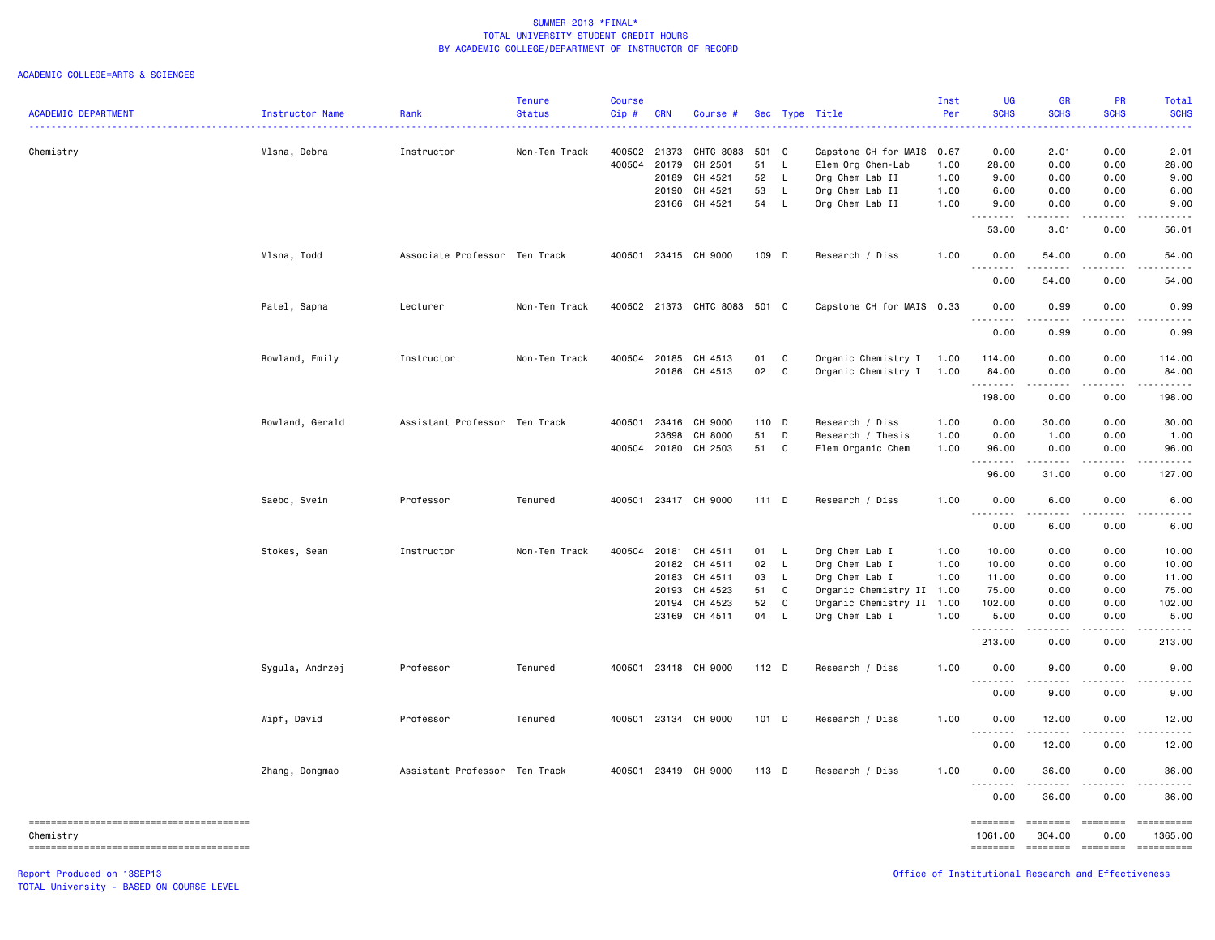SUMMER 2013 *FINAL*
TOTAL UNIVERSITY STUDENT CREDIT HOURS
BY ACADEMIC COLLEGE/DEPARTMENT OF INSTRUCTOR OF RECORD

ACADEMIC COLLEGE=ARTS & SCIENCES

| ACADEMIC DEPARTMENT | Instructor Name | Rank | Tenure Status | Course Cip # | CRN | Course # | Sec | Type | Title | Inst Per | UG SCHS | GR SCHS | PR SCHS | Total SCHS |
|---|---|---|---|---|---|---|---|---|---|---|---|---|---|---|
| Chemistry | Mlsna, Debra | Instructor | Non-Ten Track | 400502 | 21373 | CHTC 8083 | 501 | C | Capstone CH for MAIS | 0.67 | 0.00 | 2.01 | 0.00 | 2.01 |
| | | | | 400504 | 20179 | CH 2501 | 51 | L | Elem Org Chem-Lab | 1.00 | 28.00 | 0.00 | 0.00 | 28.00 |
| | | | | | 20189 | CH 4521 | 52 | L | Org Chem Lab II | 1.00 | 9.00 | 0.00 | 0.00 | 9.00 |
| | | | | | 20190 | CH 4521 | 53 | L | Org Chem Lab II | 1.00 | 6.00 | 0.00 | 0.00 | 6.00 |
| | | | | | 23166 | CH 4521 | 54 | L | Org Chem Lab II | 1.00 | 9.00 | 0.00 | 0.00 | 9.00 |
| | | | | | | | | | | | 53.00 | 3.01 | 0.00 | 56.01 |
| | Mlsna, Todd | Associate Professor | Ten Track | 400501 | 23415 | CH 9000 | 109 | D | Research / Diss | 1.00 | 0.00 | 54.00 | 0.00 | 54.00 |
| | | | | | | | | | | | 0.00 | 54.00 | 0.00 | 54.00 |
| | Patel, Sapna | Lecturer | Non-Ten Track | 400502 | 21373 | CHTC 8083 | 501 | C | Capstone CH for MAIS | 0.33 | 0.00 | 0.99 | 0.00 | 0.99 |
| | | | | | | | | | | | 0.00 | 0.99 | 0.00 | 0.99 |
| | Rowland, Emily | Instructor | Non-Ten Track | 400504 | 20185 | CH 4513 | 01 | C | Organic Chemistry I | 1.00 | 114.00 | 0.00 | 0.00 | 114.00 |
| | | | | | 20186 | CH 4513 | 02 | C | Organic Chemistry I | 1.00 | 84.00 | 0.00 | 0.00 | 84.00 |
| | | | | | | | | | | | 198.00 | 0.00 | 0.00 | 198.00 |
| | Rowland, Gerald | Assistant Professor | Ten Track | 400501 | 23416 | CH 9000 | 110 | D | Research / Diss | 1.00 | 0.00 | 30.00 | 0.00 | 30.00 |
| | | | | | 23698 | CH 8000 | 51 | D | Research / Thesis | 1.00 | 0.00 | 1.00 | 0.00 | 1.00 |
| | | | | 400504 | 20180 | CH 2503 | 51 | C | Elem Organic Chem | 1.00 | 96.00 | 0.00 | 0.00 | 96.00 |
| | | | | | | | | | | | 96.00 | 31.00 | 0.00 | 127.00 |
| | Saebo, Svein | Professor | Tenured | 400501 | 23417 | CH 9000 | 111 | D | Research / Diss | 1.00 | 0.00 | 6.00 | 0.00 | 6.00 |
| | | | | | | | | | | | 0.00 | 6.00 | 0.00 | 6.00 |
| | Stokes, Sean | Instructor | Non-Ten Track | 400504 | 20181 | CH 4511 | 01 | L | Org Chem Lab I | 1.00 | 10.00 | 0.00 | 0.00 | 10.00 |
| | | | | | 20182 | CH 4511 | 02 | L | Org Chem Lab I | 1.00 | 10.00 | 0.00 | 0.00 | 10.00 |
| | | | | | 20183 | CH 4511 | 03 | L | Org Chem Lab I | 1.00 | 11.00 | 0.00 | 0.00 | 11.00 |
| | | | | | 20193 | CH 4523 | 51 | C | Organic Chemistry II | 1.00 | 75.00 | 0.00 | 0.00 | 75.00 |
| | | | | | 20194 | CH 4523 | 52 | C | Organic Chemistry II | 1.00 | 102.00 | 0.00 | 0.00 | 102.00 |
| | | | | | 23169 | CH 4511 | 04 | L | Org Chem Lab I | 1.00 | 5.00 | 0.00 | 0.00 | 5.00 |
| | | | | | | | | | | | 213.00 | 0.00 | 0.00 | 213.00 |
| | Sygula, Andrzej | Professor | Tenured | 400501 | 23418 | CH 9000 | 112 | D | Research / Diss | 1.00 | 0.00 | 9.00 | 0.00 | 9.00 |
| | | | | | | | | | | | 0.00 | 9.00 | 0.00 | 9.00 |
| | Wipf, David | Professor | Tenured | 400501 | 23134 | CH 9000 | 101 | D | Research / Diss | 1.00 | 0.00 | 12.00 | 0.00 | 12.00 |
| | | | | | | | | | | | 0.00 | 12.00 | 0.00 | 12.00 |
| | Zhang, Dongmao | Assistant Professor | Ten Track | 400501 | 23419 | CH 9000 | 113 | D | Research / Diss | 1.00 | 0.00 | 36.00 | 0.00 | 36.00 |
| | | | | | | | | | | | 0.00 | 36.00 | 0.00 | 36.00 |
| Chemistry | | | | | | | | | | | 1061.00 | 304.00 | 0.00 | 1365.00 |

Report Produced on 13SEP13
TOTAL University - BASED ON COURSE LEVEL

Office of Institutional Research and Effectiveness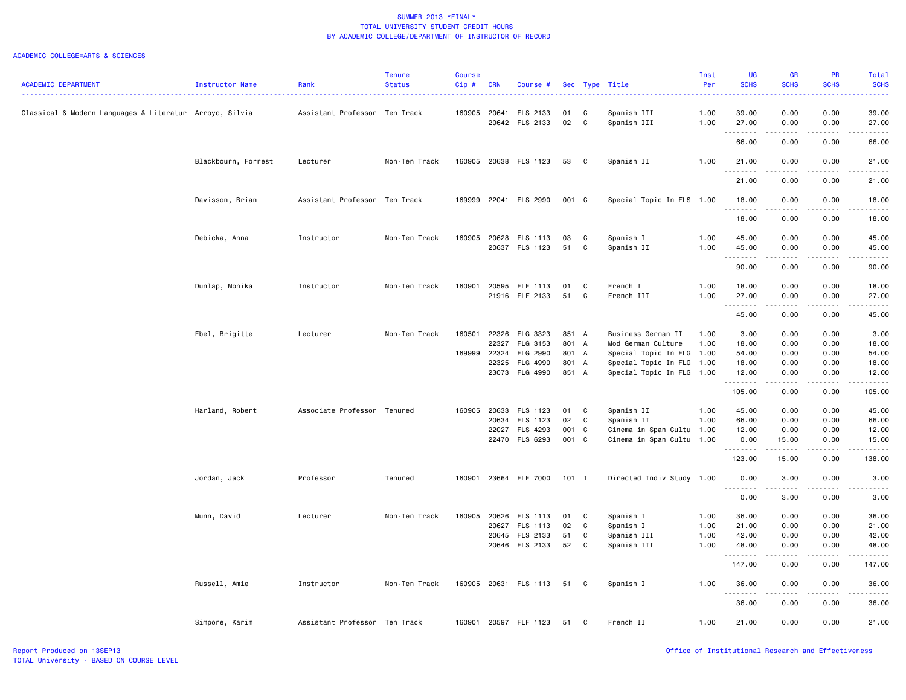SUMMER 2013 *FINAL*
TOTAL UNIVERSITY STUDENT CREDIT HOURS
BY ACADEMIC COLLEGE/DEPARTMENT OF INSTRUCTOR OF RECORD

ACADEMIC COLLEGE=ARTS & SCIENCES

| ACADEMIC DEPARTMENT | Instructor Name | Rank | Tenure Status | Course Cip # | CRN | Course # | Sec | Type | Title | Inst Per | UG SCHS | GR SCHS | PR SCHS | Total SCHS |
|---|---|---|---|---|---|---|---|---|---|---|---|---|---|---|
| Classical & Modern Languages & Literatur | Arroyo, Silvia | Assistant Professor | Ten Track | 160905 | 20641 | FLS 2133 | 01 | C | Spanish III | 1.00 | 39.00 | 0.00 | 0.00 | 39.00 |
| | | | | | 20642 | FLS 2133 | 02 | C | Spanish III | 1.00 | 27.00 | 0.00 | 0.00 | 27.00 |
| | | | | | | | | | | | 66.00 | 0.00 | 0.00 | 66.00 |
| | Blackbourn, Forrest | Lecturer | Non-Ten Track | 160905 | 20638 | FLS 1123 | 53 | C | Spanish II | 1.00 | 21.00 | 0.00 | 0.00 | 21.00 |
| | | | | | | | | | | | 21.00 | 0.00 | 0.00 | 21.00 |
| | Davisson, Brian | Assistant Professor | Ten Track | 169999 | 22041 | FLS 2990 | 001 | C | Special Topic In FLS | 1.00 | 18.00 | 0.00 | 0.00 | 18.00 |
| | | | | | | | | | | | 18.00 | 0.00 | 0.00 | 18.00 |
| | Debicka, Anna | Instructor | Non-Ten Track | 160905 | 20628 | FLS 1113 | 03 | C | Spanish I | 1.00 | 45.00 | 0.00 | 0.00 | 45.00 |
| | | | | | 20637 | FLS 1123 | 51 | C | Spanish II | 1.00 | 45.00 | 0.00 | 0.00 | 45.00 |
| | | | | | | | | | | | 90.00 | 0.00 | 0.00 | 90.00 |
| | Dunlap, Monika | Instructor | Non-Ten Track | 160901 | 20595 | FLF 1113 | 01 | C | French I | 1.00 | 18.00 | 0.00 | 0.00 | 18.00 |
| | | | | | 21916 | FLF 2133 | 51 | C | French III | 1.00 | 27.00 | 0.00 | 0.00 | 27.00 |
| | | | | | | | | | | | 45.00 | 0.00 | 0.00 | 45.00 |
| | Ebel, Brigitte | Lecturer | Non-Ten Track | 160501 | 22326 | FLG 3323 | 851 | A | Business German II | 1.00 | 3.00 | 0.00 | 0.00 | 3.00 |
| | | | | | 22327 | FLG 3153 | 801 | A | Mod German Culture | 1.00 | 18.00 | 0.00 | 0.00 | 18.00 |
| | | | | 169999 | 22324 | FLG 2990 | 801 | A | Special Topic In FLG | 1.00 | 54.00 | 0.00 | 0.00 | 54.00 |
| | | | | | 22325 | FLG 4990 | 801 | A | Special Topic In FLG | 1.00 | 18.00 | 0.00 | 0.00 | 18.00 |
| | | | | | 23073 | FLG 4990 | 851 | A | Special Topic In FLG | 1.00 | 12.00 | 0.00 | 0.00 | 12.00 |
| | | | | | | | | | | | 105.00 | 0.00 | 0.00 | 105.00 |
| | Harland, Robert | Associate Professor | Tenured | 160905 | 20633 | FLS 1123 | 01 | C | Spanish II | 1.00 | 45.00 | 0.00 | 0.00 | 45.00 |
| | | | | | 20634 | FLS 1123 | 02 | C | Spanish II | 1.00 | 66.00 | 0.00 | 0.00 | 66.00 |
| | | | | | 22027 | FLS 4293 | 001 | C | Cinema in Span Cultu | 1.00 | 12.00 | 0.00 | 0.00 | 12.00 |
| | | | | | 22470 | FLS 6293 | 001 | C | Cinema in Span Cultu | 1.00 | 0.00 | 15.00 | 0.00 | 15.00 |
| | | | | | | | | | | | 123.00 | 15.00 | 0.00 | 138.00 |
| | Jordan, Jack | Professor | Tenured | 160901 | 23664 | FLF 7000 | 101 | I | Directed Indiv Study | 1.00 | 0.00 | 3.00 | 0.00 | 3.00 |
| | | | | | | | | | | | 0.00 | 3.00 | 0.00 | 3.00 |
| | Munn, David | Lecturer | Non-Ten Track | 160905 | 20626 | FLS 1113 | 01 | C | Spanish I | 1.00 | 36.00 | 0.00 | 0.00 | 36.00 |
| | | | | | 20627 | FLS 1113 | 02 | C | Spanish I | 1.00 | 21.00 | 0.00 | 0.00 | 21.00 |
| | | | | | 20645 | FLS 2133 | 51 | C | Spanish III | 1.00 | 42.00 | 0.00 | 0.00 | 42.00 |
| | | | | | 20646 | FLS 2133 | 52 | C | Spanish III | 1.00 | 48.00 | 0.00 | 0.00 | 48.00 |
| | | | | | | | | | | | 147.00 | 0.00 | 0.00 | 147.00 |
| | Russell, Amie | Instructor | Non-Ten Track | 160905 | 20631 | FLS 1113 | 51 | C | Spanish I | 1.00 | 36.00 | 0.00 | 0.00 | 36.00 |
| | | | | | | | | | | | 36.00 | 0.00 | 0.00 | 36.00 |
| | Simpore, Karim | Assistant Professor | Ten Track | 160901 | 20597 | FLF 1123 | 51 | C | French II | 1.00 | 21.00 | 0.00 | 0.00 | 21.00 |

Report Produced on 13SEP13
TOTAL University - BASED ON COURSE LEVEL

Office of Institutional Research and Effectiveness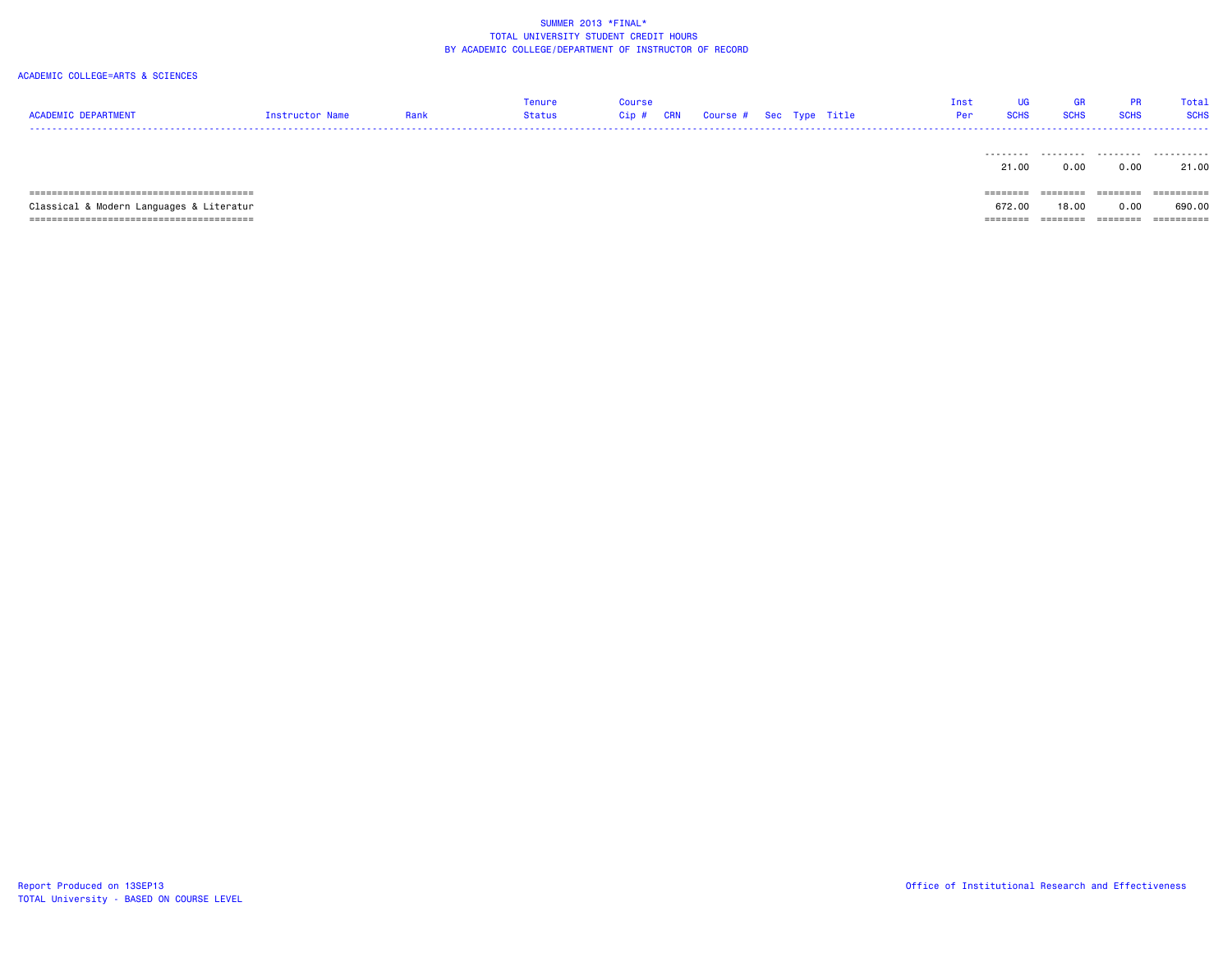SUMMER 2013 *FINAL*
TOTAL UNIVERSITY STUDENT CREDIT HOURS
BY ACADEMIC COLLEGE/DEPARTMENT OF INSTRUCTOR OF RECORD

ACADEMIC COLLEGE=ARTS & SCIENCES

| ACADEMIC DEPARTMENT | Instructor Name | Rank | Tenure Status | Course Cip # | CRN | Course # | Sec | Type | Title | Inst Per | UG SCHS | GR SCHS | PR SCHS | Total SCHS |
|---|---|---|---|---|---|---|---|---|---|---|---|---|---|---|
| | | | | | | | | | | | 21.00 | 0.00 | 0.00 | 21.00 |
| Classical & Modern Languages & Literatur | | | | | | | | | | | 672.00 | 18.00 | 0.00 | 690.00 |

Report Produced on 13SEP13
TOTAL University - BASED ON COURSE LEVEL

Office of Institutional Research and Effectiveness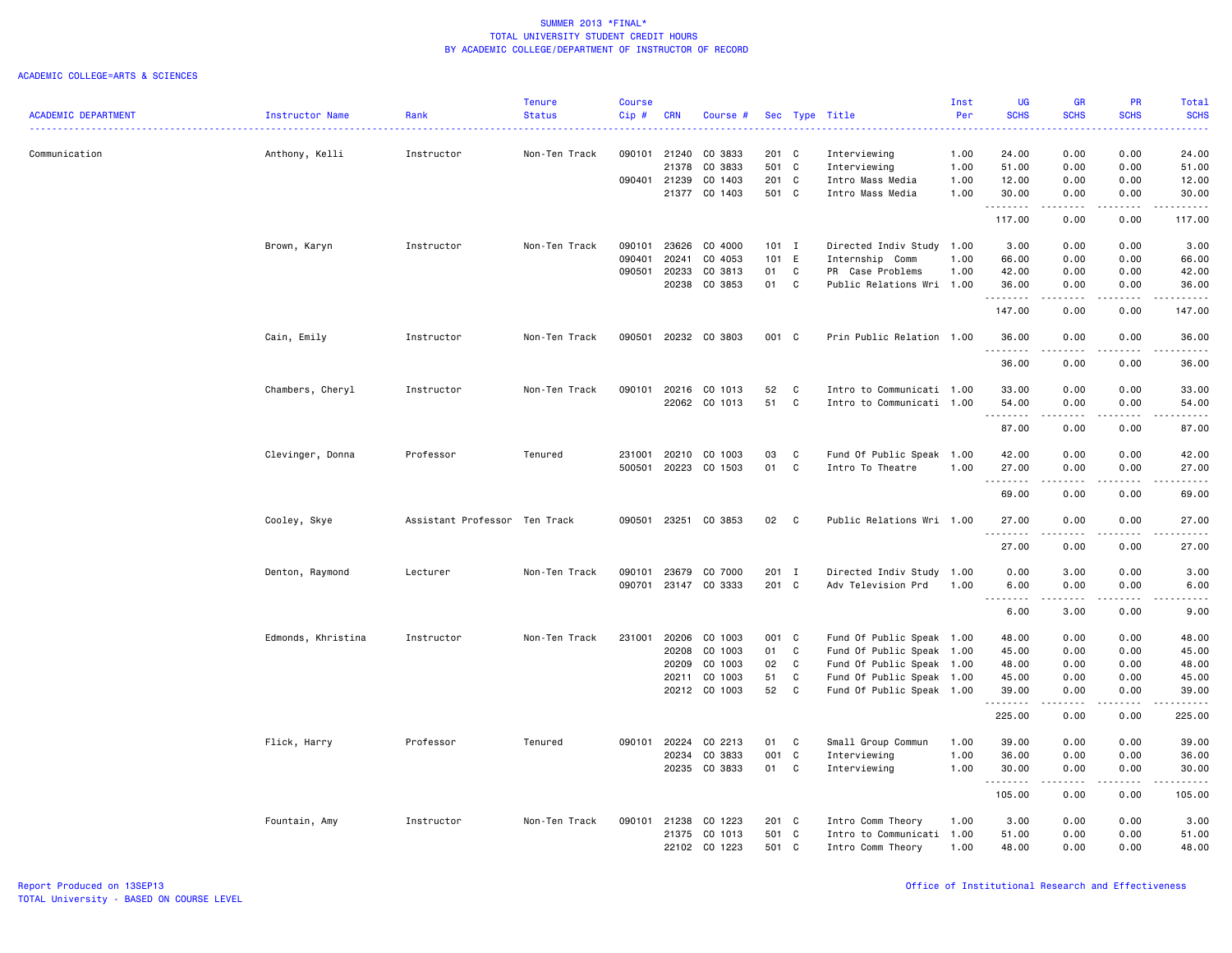SUMMER 2013 *FINAL*
TOTAL UNIVERSITY STUDENT CREDIT HOURS
BY ACADEMIC COLLEGE/DEPARTMENT OF INSTRUCTOR OF RECORD

ACADEMIC COLLEGE=ARTS & SCIENCES

| ACADEMIC DEPARTMENT | Instructor Name | Rank | Tenure Status | Course Cip # | CRN | Course # | Sec | Type | Title | Inst Per | UG SCHS | GR SCHS | PR SCHS | Total SCHS |
|---|---|---|---|---|---|---|---|---|---|---|---|---|---|---|
| Communication | Anthony, Kelli | Instructor | Non-Ten Track | 090101 | 21240 | CO 3833 | 201 | C | Interviewing | 1.00 | 24.00 | 0.00 | 0.00 | 24.00 |
| | | | | | 21378 | CO 3833 | 501 | C | Interviewing | 1.00 | 51.00 | 0.00 | 0.00 | 51.00 |
| | | | | 090401 | 21239 | CO 1403 | 201 | C | Intro Mass Media | 1.00 | 12.00 | 0.00 | 0.00 | 12.00 |
| | | | | | 21377 | CO 1403 | 501 | C | Intro Mass Media | 1.00 | 30.00 | 0.00 | 0.00 | 30.00 |
| | | | | | | | | | | | 117.00 | 0.00 | 0.00 | 117.00 |
| | Brown, Karyn | Instructor | Non-Ten Track | 090101 | 23626 | CO 4000 | 101 | I | Directed Indiv Study | 1.00 | 3.00 | 0.00 | 0.00 | 3.00 |
| | | | | 090401 | 20241 | CO 4053 | 101 | E | Internship Comm | 1.00 | 66.00 | 0.00 | 0.00 | 66.00 |
| | | | | 090501 | 20233 | CO 3813 | 01 | C | PR Case Problems | 1.00 | 42.00 | 0.00 | 0.00 | 42.00 |
| | | | | | 20238 | CO 3853 | 01 | C | Public Relations Wri | 1.00 | 36.00 | 0.00 | 0.00 | 36.00 |
| | | | | | | | | | | | 147.00 | 0.00 | 0.00 | 147.00 |
| | Cain, Emily | Instructor | Non-Ten Track | 090501 | 20232 | CO 3803 | 001 | C | Prin Public Relation | 1.00 | 36.00 | 0.00 | 0.00 | 36.00 |
| | | | | | | | | | | | 36.00 | 0.00 | 0.00 | 36.00 |
| | Chambers, Cheryl | Instructor | Non-Ten Track | 090101 | 20216 | CO 1013 | 52 | C | Intro to Communicati | 1.00 | 33.00 | 0.00 | 0.00 | 33.00 |
| | | | | | 22062 | CO 1013 | 51 | C | Intro to Communicati | 1.00 | 54.00 | 0.00 | 0.00 | 54.00 |
| | | | | | | | | | | | 87.00 | 0.00 | 0.00 | 87.00 |
| | Clevinger, Donna | Professor | Tenured | 231001 | 20210 | CO 1003 | 03 | C | Fund Of Public Speak | 1.00 | 42.00 | 0.00 | 0.00 | 42.00 |
| | | | | 500501 | 20223 | CO 1503 | 01 | C | Intro To Theatre | 1.00 | 27.00 | 0.00 | 0.00 | 27.00 |
| | | | | | | | | | | | 69.00 | 0.00 | 0.00 | 69.00 |
| | Cooley, Skye | Assistant Professor | Ten Track | 090501 | 23251 | CO 3853 | 02 | C | Public Relations Wri | 1.00 | 27.00 | 0.00 | 0.00 | 27.00 |
| | | | | | | | | | | | 27.00 | 0.00 | 0.00 | 27.00 |
| | Denton, Raymond | Lecturer | Non-Ten Track | 090101 | 23679 | CO 7000 | 201 | I | Directed Indiv Study | 1.00 | 0.00 | 3.00 | 0.00 | 3.00 |
| | | | | 090701 | 23147 | CO 3333 | 201 | C | Adv Television Prd | 1.00 | 6.00 | 0.00 | 0.00 | 6.00 |
| | | | | | | | | | | | 6.00 | 3.00 | 0.00 | 9.00 |
| | Edmonds, Khristina | Instructor | Non-Ten Track | 231001 | 20206 | CO 1003 | 001 | C | Fund Of Public Speak | 1.00 | 48.00 | 0.00 | 0.00 | 48.00 |
| | | | | | 20208 | CO 1003 | 01 | C | Fund Of Public Speak | 1.00 | 45.00 | 0.00 | 0.00 | 45.00 |
| | | | | | 20209 | CO 1003 | 02 | C | Fund Of Public Speak | 1.00 | 48.00 | 0.00 | 0.00 | 48.00 |
| | | | | | 20211 | CO 1003 | 51 | C | Fund Of Public Speak | 1.00 | 45.00 | 0.00 | 0.00 | 45.00 |
| | | | | | 20212 | CO 1003 | 52 | C | Fund Of Public Speak | 1.00 | 39.00 | 0.00 | 0.00 | 39.00 |
| | | | | | | | | | | | 225.00 | 0.00 | 0.00 | 225.00 |
| | Flick, Harry | Professor | Tenured | 090101 | 20224 | CO 2213 | 01 | C | Small Group Commun | 1.00 | 39.00 | 0.00 | 0.00 | 39.00 |
| | | | | | 20234 | CO 3833 | 001 | C | Interviewing | 1.00 | 36.00 | 0.00 | 0.00 | 36.00 |
| | | | | | 20235 | CO 3833 | 01 | C | Interviewing | 1.00 | 30.00 | 0.00 | 0.00 | 30.00 |
| | | | | | | | | | | | 105.00 | 0.00 | 0.00 | 105.00 |
| | Fountain, Amy | Instructor | Non-Ten Track | 090101 | 21238 | CO 1223 | 201 | C | Intro Comm Theory | 1.00 | 3.00 | 0.00 | 0.00 | 3.00 |
| | | | | | 21375 | CO 1013 | 501 | C | Intro to Communicati | 1.00 | 51.00 | 0.00 | 0.00 | 51.00 |
| | | | | | 22102 | CO 1223 | 501 | C | Intro Comm Theory | 1.00 | 48.00 | 0.00 | 0.00 | 48.00 |

Report Produced on 13SEP13
TOTAL University - BASED ON COURSE LEVEL

Office of Institutional Research and Effectiveness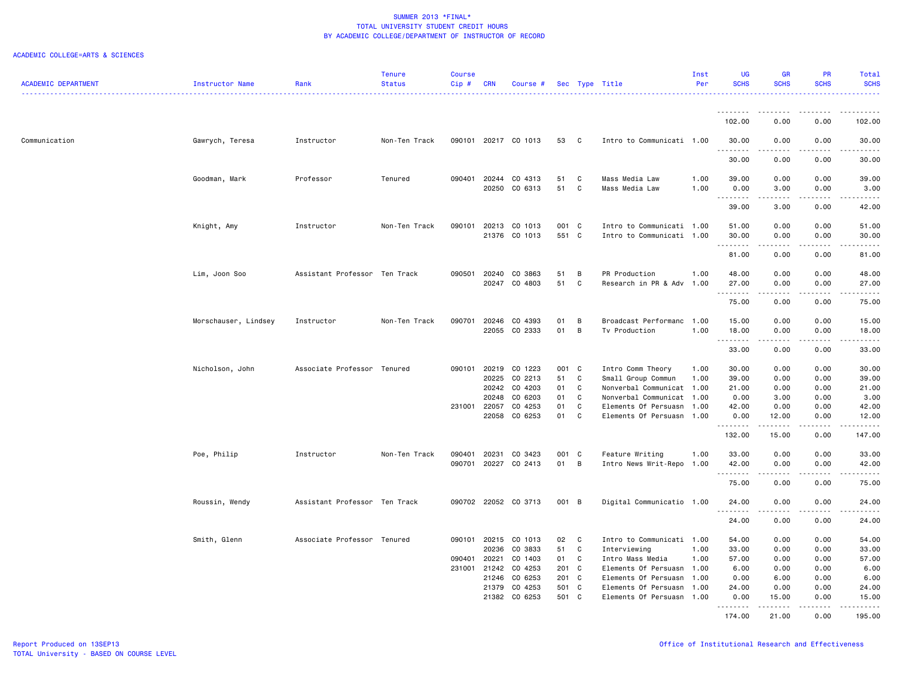SUMMER 2013 *FINAL*
TOTAL UNIVERSITY STUDENT CREDIT HOURS
BY ACADEMIC COLLEGE/DEPARTMENT OF INSTRUCTOR OF RECORD

ACADEMIC COLLEGE=ARTS & SCIENCES

| ACADEMIC DEPARTMENT | Instructor Name | Rank | Tenure Status | Course Cip # | CRN | Course # | Sec | Type | Title | Inst Per | UG SCHS | GR SCHS | PR SCHS | Total SCHS |
|---|---|---|---|---|---|---|---|---|---|---|---|---|---|---|
| | | | | | | | | | | | 102.00 | 0.00 | 0.00 | 102.00 |
| Communication | Gawrych, Teresa | Instructor | Non-Ten Track | 090101 | 20217 | CO 1013 | 53 | C | Intro to Communicati | 1.00 | 30.00 | 0.00 | 0.00 | 30.00 |
| | | | | | | | | | | | 30.00 | 0.00 | 0.00 | 30.00 |
| | Goodman, Mark | Professor | Tenured | 090401 | 20244 | CO 4313 | 51 | C | Mass Media Law | 1.00 | 39.00 | 0.00 | 0.00 | 39.00 |
| | | | | | 20250 | CO 6313 | 51 | C | Mass Media Law | 1.00 | 0.00 | 3.00 | 0.00 | 3.00 |
| | | | | | | | | | | | 39.00 | 3.00 | 0.00 | 42.00 |
| | Knight, Amy | Instructor | Non-Ten Track | 090101 | 20213 | CO 1013 | 001 | C | Intro to Communicati | 1.00 | 51.00 | 0.00 | 0.00 | 51.00 |
| | | | | | 21376 | CO 1013 | 551 | C | Intro to Communicati | 1.00 | 30.00 | 0.00 | 0.00 | 30.00 |
| | | | | | | | | | | | 81.00 | 0.00 | 0.00 | 81.00 |
| | Lim, Joon Soo | Assistant Professor | Ten Track | 090501 | 20240 | CO 3863 | 51 | B | PR Production | 1.00 | 48.00 | 0.00 | 0.00 | 48.00 |
| | | | | | 20247 | CO 4803 | 51 | C | Research in PR & Adv | 1.00 | 27.00 | 0.00 | 0.00 | 27.00 |
| | | | | | | | | | | | 75.00 | 0.00 | 0.00 | 75.00 |
| | Morschauser, Lindsey | Instructor | Non-Ten Track | 090701 | 20246 | CO 4393 | 01 | B | Broadcast Performanc | 1.00 | 15.00 | 0.00 | 0.00 | 15.00 |
| | | | | | 22055 | CO 2333 | 01 | B | Tv Production | 1.00 | 18.00 | 0.00 | 0.00 | 18.00 |
| | | | | | | | | | | | 33.00 | 0.00 | 0.00 | 33.00 |
| | Nicholson, John | Associate Professor | Tenured | 090101 | 20219 | CO 1223 | 001 | C | Intro Comm Theory | 1.00 | 30.00 | 0.00 | 0.00 | 30.00 |
| | | | | | 20225 | CO 2213 | 51 | C | Small Group Commun | 1.00 | 39.00 | 0.00 | 0.00 | 39.00 |
| | | | | | 20242 | CO 4203 | 01 | C | Nonverbal Communicat | 1.00 | 21.00 | 0.00 | 0.00 | 21.00 |
| | | | | | 20248 | CO 6203 | 01 | C | Nonverbal Communicat | 1.00 | 0.00 | 3.00 | 0.00 | 3.00 |
| | | | | 231001 | 22057 | CO 4253 | 01 | C | Elements Of Persuasn | 1.00 | 42.00 | 0.00 | 0.00 | 42.00 |
| | | | | | 22058 | CO 6253 | 01 | C | Elements Of Persuasn | 1.00 | 0.00 | 12.00 | 0.00 | 12.00 |
| | | | | | | | | | | | 132.00 | 15.00 | 0.00 | 147.00 |
| | Poe, Philip | Instructor | Non-Ten Track | 090401 | 20231 | CO 3423 | 001 | C | Feature Writing | 1.00 | 33.00 | 0.00 | 0.00 | 33.00 |
| | | | | 090701 | 20227 | CO 2413 | 01 | B | Intro News Writ-Repo | 1.00 | 42.00 | 0.00 | 0.00 | 42.00 |
| | | | | | | | | | | | 75.00 | 0.00 | 0.00 | 75.00 |
| | Roussin, Wendy | Assistant Professor | Ten Track | 090702 | 22052 | CO 3713 | 001 | B | Digital Communicatio | 1.00 | 24.00 | 0.00 | 0.00 | 24.00 |
| | | | | | | | | | | | 24.00 | 0.00 | 0.00 | 24.00 |
| | Smith, Glenn | Associate Professor | Tenured | 090101 | 20215 | CO 1013 | 02 | C | Intro to Communicati | 1.00 | 54.00 | 0.00 | 0.00 | 54.00 |
| | | | | | 20236 | CO 3833 | 51 | C | Interviewing | 1.00 | 33.00 | 0.00 | 0.00 | 33.00 |
| | | | | 090401 | 20221 | CO 1403 | 01 | C | Intro Mass Media | 1.00 | 57.00 | 0.00 | 0.00 | 57.00 |
| | | | | 231001 | 21242 | CO 4253 | 201 | C | Elements Of Persuasn | 1.00 | 6.00 | 0.00 | 0.00 | 6.00 |
| | | | | | 21246 | CO 6253 | 201 | C | Elements Of Persuasn | 1.00 | 0.00 | 6.00 | 0.00 | 6.00 |
| | | | | | 21379 | CO 4253 | 501 | C | Elements Of Persuasn | 1.00 | 24.00 | 0.00 | 0.00 | 24.00 |
| | | | | | 21382 | CO 6253 | 501 | C | Elements Of Persuasn | 1.00 | 0.00 | 15.00 | 0.00 | 15.00 |
| | | | | | | | | | | | 174.00 | 21.00 | 0.00 | 195.00 |

Report Produced on 13SEP13
TOTAL University - BASED ON COURSE LEVEL

Office of Institutional Research and Effectiveness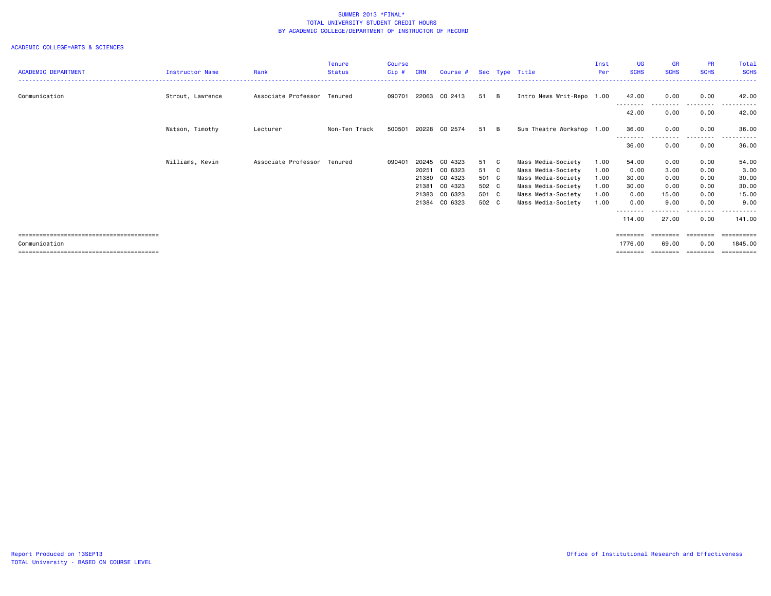SUMMER 2013 *FINAL*
TOTAL UNIVERSITY STUDENT CREDIT HOURS
BY ACADEMIC COLLEGE/DEPARTMENT OF INSTRUCTOR OF RECORD

ACADEMIC COLLEGE=ARTS & SCIENCES

| ACADEMIC DEPARTMENT | Instructor Name | Rank | Tenure Status | Course Cip # | CRN | Course # | Sec | Type | Title | Inst Per | UG SCHS | GR SCHS | PR SCHS | Total SCHS |
|---|---|---|---|---|---|---|---|---|---|---|---|---|---|---|
| Communication | Strout, Lawrence | Associate Professor | Tenured | 090701 | 22063 | CO 2413 | 51 | B | Intro News Writ-Repo | 1.00 | 42.00 | 0.00 | 0.00 | 42.00 |
| | | | | | | | | | | | 42.00 | 0.00 | 0.00 | 42.00 |
| | Watson, Timothy | Lecturer | Non-Ten Track | 500501 | 20228 | CO 2574 | 51 | B | Sum Theatre Workshop | 1.00 | 36.00 | 0.00 | 0.00 | 36.00 |
| | | | | | | | | | | | 36.00 | 0.00 | 0.00 | 36.00 |
| | Williams, Kevin | Associate Professor | Tenured | 090401 | 20245 | CO 4323 | 51 | C | Mass Media-Society | 1.00 | 54.00 | 0.00 | 0.00 | 54.00 |
| | | | | | 20251 | CO 6323 | 51 | C | Mass Media-Society | 1.00 | 0.00 | 3.00 | 0.00 | 3.00 |
| | | | | | 21380 | CO 4323 | 501 | C | Mass Media-Society | 1.00 | 30.00 | 0.00 | 0.00 | 30.00 |
| | | | | | 21381 | CO 4323 | 502 | C | Mass Media-Society | 1.00 | 30.00 | 0.00 | 0.00 | 30.00 |
| | | | | | 21383 | CO 6323 | 501 | C | Mass Media-Society | 1.00 | 0.00 | 15.00 | 0.00 | 15.00 |
| | | | | | 21384 | CO 6323 | 502 | C | Mass Media-Society | 1.00 | 0.00 | 9.00 | 0.00 | 9.00 |
| | | | | | | | | | | | 114.00 | 27.00 | 0.00 | 141.00 |
| Communication | | | | | | | | | | | 1776.00 | 69.00 | 0.00 | 1845.00 |

Report Produced on 13SEP13
TOTAL University - BASED ON COURSE LEVEL

Office of Institutional Research and Effectiveness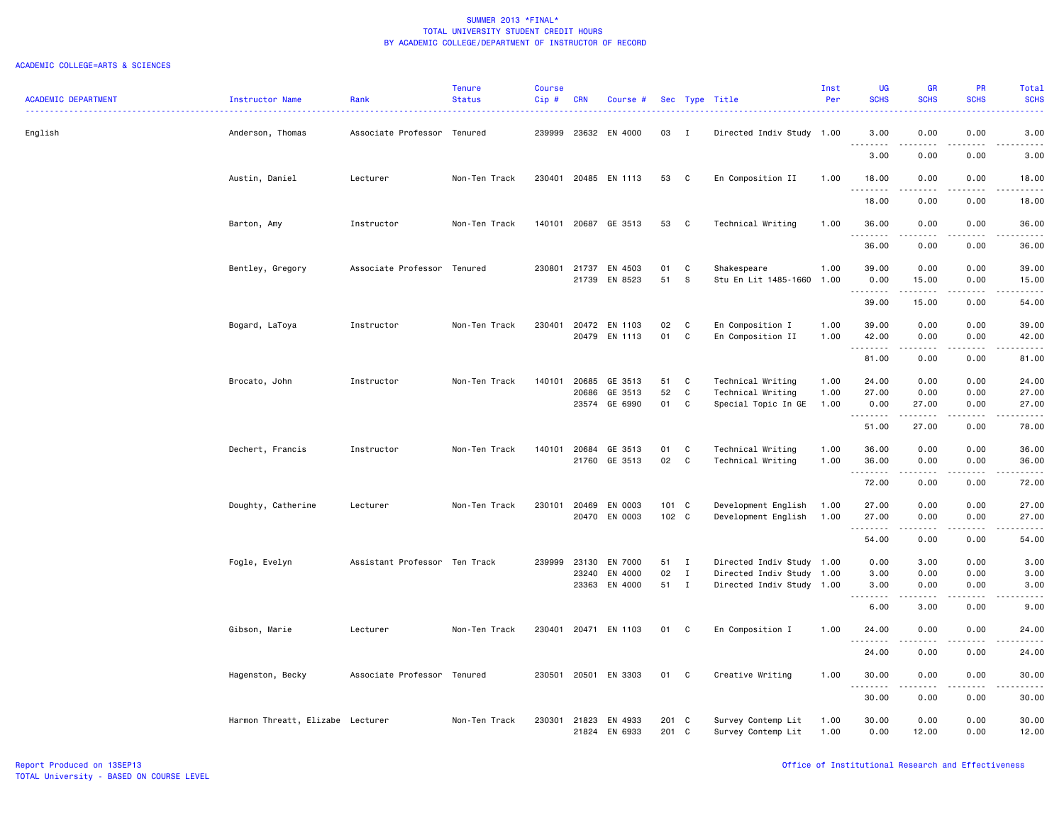SUMMER 2013 *FINAL*
TOTAL UNIVERSITY STUDENT CREDIT HOURS
BY ACADEMIC COLLEGE/DEPARTMENT OF INSTRUCTOR OF RECORD

ACADEMIC COLLEGE=ARTS & SCIENCES

| ACADEMIC DEPARTMENT | Instructor Name | Rank | Tenure Status | Course Cip # | CRN | Course # | Sec | Type | Title | Inst Per | UG SCHS | GR SCHS | PR SCHS | Total SCHS |
|---|---|---|---|---|---|---|---|---|---|---|---|---|---|---|
| English | Anderson, Thomas | Associate Professor | Tenured | 239999 | 23632 | EN 4000 | 03 | I | Directed Indiv Study | 1.00 | 3.00 | 0.00 | 0.00 | 3.00 |
| | | | | | | | | | | | 3.00 | 0.00 | 0.00 | 3.00 |
| | Austin, Daniel | Lecturer | Non-Ten Track | 230401 | 20485 | EN 1113 | 53 | C | En Composition II | 1.00 | 18.00 | 0.00 | 0.00 | 18.00 |
| | | | | | | | | | | | 18.00 | 0.00 | 0.00 | 18.00 |
| | Barton, Amy | Instructor | Non-Ten Track | 140101 | 20687 | GE 3513 | 53 | C | Technical Writing | 1.00 | 36.00 | 0.00 | 0.00 | 36.00 |
| | | | | | | | | | | | 36.00 | 0.00 | 0.00 | 36.00 |
| | Bentley, Gregory | Associate Professor | Tenured | 230801 | 21737 | EN 4503 | 01 | C | Shakespeare | 1.00 | 39.00 | 0.00 | 0.00 | 39.00 |
| | | | | | 21739 | EN 8523 | 51 | S | Stu En Lit 1485-1660 | 1.00 | 0.00 | 15.00 | 0.00 | 15.00 |
| | | | | | | | | | | | 39.00 | 15.00 | 0.00 | 54.00 |
| | Bogard, LaToya | Instructor | Non-Ten Track | 230401 | 20472 | EN 1103 | 02 | C | En Composition I | 1.00 | 39.00 | 0.00 | 0.00 | 39.00 |
| | | | | | 20479 | EN 1113 | 01 | C | En Composition II | 1.00 | 42.00 | 0.00 | 0.00 | 42.00 |
| | | | | | | | | | | | 81.00 | 0.00 | 0.00 | 81.00 |
| | Brocato, John | Instructor | Non-Ten Track | 140101 | 20685 | GE 3513 | 51 | C | Technical Writing | 1.00 | 24.00 | 0.00 | 0.00 | 24.00 |
| | | | | | 20686 | GE 3513 | 52 | C | Technical Writing | 1.00 | 27.00 | 0.00 | 0.00 | 27.00 |
| | | | | | 23574 | GE 6990 | 01 | C | Special Topic In GE | 1.00 | 0.00 | 27.00 | 0.00 | 27.00 |
| | | | | | | | | | | | 51.00 | 27.00 | 0.00 | 78.00 |
| | Dechert, Francis | Instructor | Non-Ten Track | 140101 | 20684 | GE 3513 | 01 | C | Technical Writing | 1.00 | 36.00 | 0.00 | 0.00 | 36.00 |
| | | | | | 21760 | GE 3513 | 02 | C | Technical Writing | 1.00 | 36.00 | 0.00 | 0.00 | 36.00 |
| | | | | | | | | | | | 72.00 | 0.00 | 0.00 | 72.00 |
| | Doughty, Catherine | Lecturer | Non-Ten Track | 230101 | 20469 | EN 0003 | 101 | C | Development English | 1.00 | 27.00 | 0.00 | 0.00 | 27.00 |
| | | | | | 20470 | EN 0003 | 102 | C | Development English | 1.00 | 27.00 | 0.00 | 0.00 | 27.00 |
| | | | | | | | | | | | 54.00 | 0.00 | 0.00 | 54.00 |
| | Fogle, Evelyn | Assistant Professor | Ten Track | 239999 | 23130 | EN 7000 | 51 | I | Directed Indiv Study | 1.00 | 0.00 | 3.00 | 0.00 | 3.00 |
| | | | | | 23240 | EN 4000 | 02 | I | Directed Indiv Study | 1.00 | 3.00 | 0.00 | 0.00 | 3.00 |
| | | | | | 23363 | EN 4000 | 51 | I | Directed Indiv Study | 1.00 | 3.00 | 0.00 | 0.00 | 3.00 |
| | | | | | | | | | | | 6.00 | 3.00 | 0.00 | 9.00 |
| | Gibson, Marie | Lecturer | Non-Ten Track | 230401 | 20471 | EN 1103 | 01 | C | En Composition I | 1.00 | 24.00 | 0.00 | 0.00 | 24.00 |
| | | | | | | | | | | | 24.00 | 0.00 | 0.00 | 24.00 |
| | Hagenston, Becky | Associate Professor | Tenured | 230501 | 20501 | EN 3303 | 01 | C | Creative Writing | 1.00 | 30.00 | 0.00 | 0.00 | 30.00 |
| | | | | | | | | | | | 30.00 | 0.00 | 0.00 | 30.00 |
| | Harmon Threatt, Elizabe | Lecturer | Non-Ten Track | 230301 | 21823 | EN 4933 | 201 | C | Survey Contemp Lit | 1.00 | 30.00 | 0.00 | 0.00 | 30.00 |
| | | | | | 21824 | EN 6933 | 201 | C | Survey Contemp Lit | 1.00 | 0.00 | 12.00 | 0.00 | 12.00 |

Report Produced on 13SEP13
TOTAL University - BASED ON COURSE LEVEL

Office of Institutional Research and Effectiveness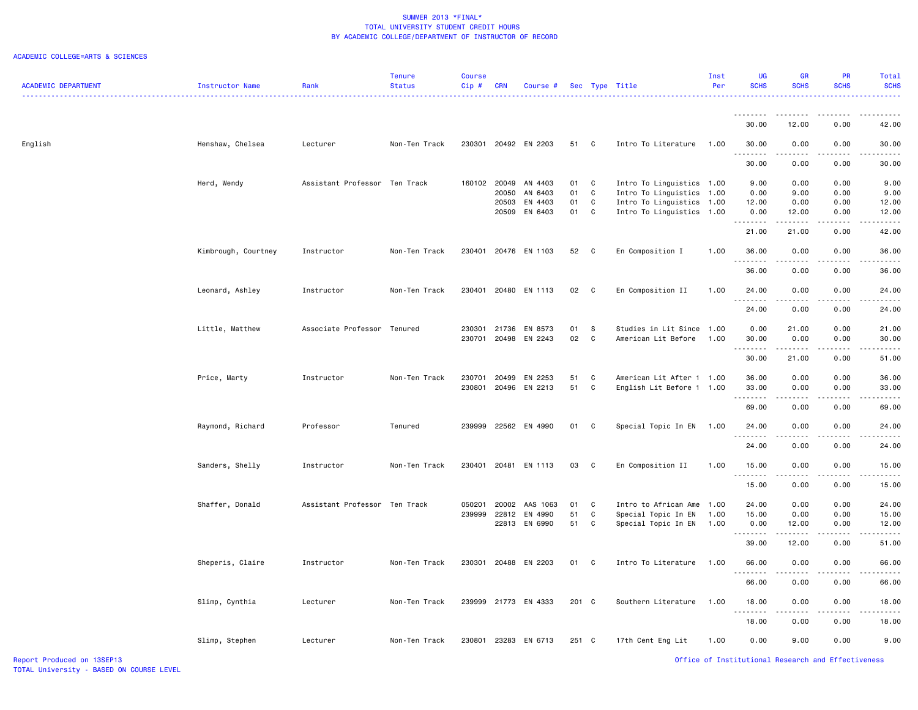SUMMER 2013 *FINAL*
TOTAL UNIVERSITY STUDENT CREDIT HOURS
BY ACADEMIC COLLEGE/DEPARTMENT OF INSTRUCTOR OF RECORD

ACADEMIC COLLEGE=ARTS & SCIENCES

| ACADEMIC DEPARTMENT | Instructor Name | Rank | Tenure Status | Course Cip # | CRN | Course # | Sec | Type | Title | Inst Per | UG SCHS | GR SCHS | PR SCHS | Total SCHS |
|---|---|---|---|---|---|---|---|---|---|---|---|---|---|---|
| | | | | | | | | | | | 30.00 | 12.00 | 0.00 | 42.00 |
| English | Henshaw, Chelsea | Lecturer | Non-Ten Track | 230301 | 20492 | EN 2203 | 51 | C | Intro To Literature | 1.00 | 30.00 | 0.00 | 0.00 | 30.00 |
| | | | | | | | | | | | 30.00 | 0.00 | 0.00 | 30.00 |
| | Herd, Wendy | Assistant Professor | Ten Track | 160102 | 20049 | AN 4403 | 01 | C | Intro To Linguistics | 1.00 | 9.00 | 0.00 | 0.00 | 9.00 |
| | | | | | 20050 | AN 6403 | 01 | C | Intro To Linguistics | 1.00 | 0.00 | 9.00 | 0.00 | 9.00 |
| | | | | | 20503 | EN 4403 | 01 | C | Intro To Linguistics | 1.00 | 12.00 | 0.00 | 0.00 | 12.00 |
| | | | | | 20509 | EN 6403 | 01 | C | Intro To Linguistics | 1.00 | 0.00 | 12.00 | 0.00 | 12.00 |
| | | | | | | | | | | | 21.00 | 21.00 | 0.00 | 42.00 |
| | Kimbrough, Courtney | Instructor | Non-Ten Track | 230401 | 20476 | EN 1103 | 52 | C | En Composition I | 1.00 | 36.00 | 0.00 | 0.00 | 36.00 |
| | | | | | | | | | | | 36.00 | 0.00 | 0.00 | 36.00 |
| | Leonard, Ashley | Instructor | Non-Ten Track | 230401 | 20480 | EN 1113 | 02 | C | En Composition II | 1.00 | 24.00 | 0.00 | 0.00 | 24.00 |
| | | | | | | | | | | | 24.00 | 0.00 | 0.00 | 24.00 |
| | Little, Matthew | Associate Professor | Tenured | 230301 | 21736 | EN 8573 | 01 | S | Studies in Lit Since | 1.00 | 0.00 | 21.00 | 0.00 | 21.00 |
| | | | | 230701 | 20498 | EN 2243 | 02 | C | American Lit Before | 1.00 | 30.00 | 0.00 | 0.00 | 30.00 |
| | | | | | | | | | | | 30.00 | 21.00 | 0.00 | 51.00 |
| | Price, Marty | Instructor | Non-Ten Track | 230701 | 20499 | EN 2253 | 51 | C | American Lit After 1 | 1.00 | 36.00 | 0.00 | 0.00 | 36.00 |
| | | | | 230801 | 20496 | EN 2213 | 51 | C | English Lit Before 1 | 1.00 | 33.00 | 0.00 | 0.00 | 33.00 |
| | | | | | | | | | | | 69.00 | 0.00 | 0.00 | 69.00 |
| | Raymond, Richard | Professor | Tenured | 239999 | 22562 | EN 4990 | 01 | C | Special Topic In EN | 1.00 | 24.00 | 0.00 | 0.00 | 24.00 |
| | | | | | | | | | | | 24.00 | 0.00 | 0.00 | 24.00 |
| | Sanders, Shelly | Instructor | Non-Ten Track | 230401 | 20481 | EN 1113 | 03 | C | En Composition II | 1.00 | 15.00 | 0.00 | 0.00 | 15.00 |
| | | | | | | | | | | | 15.00 | 0.00 | 0.00 | 15.00 |
| | Shaffer, Donald | Assistant Professor | Ten Track | 050201 | 20002 | AAS 1063 | 01 | C | Intro to African Ame | 1.00 | 24.00 | 0.00 | 0.00 | 24.00 |
| | | | | 239999 | 22812 | EN 4990 | 51 | C | Special Topic In EN | 1.00 | 15.00 | 0.00 | 0.00 | 15.00 |
| | | | | | 22813 | EN 6990 | 51 | C | Special Topic In EN | 1.00 | 0.00 | 12.00 | 0.00 | 12.00 |
| | | | | | | | | | | | 39.00 | 12.00 | 0.00 | 51.00 |
| | Sheperis, Claire | Instructor | Non-Ten Track | 230301 | 20488 | EN 2203 | 01 | C | Intro To Literature | 1.00 | 66.00 | 0.00 | 0.00 | 66.00 |
| | | | | | | | | | | | 66.00 | 0.00 | 0.00 | 66.00 |
| | Slimp, Cynthia | Lecturer | Non-Ten Track | 239999 | 21773 | EN 4333 | 201 | C | Southern Literature | 1.00 | 18.00 | 0.00 | 0.00 | 18.00 |
| | | | | | | | | | | | 18.00 | 0.00 | 0.00 | 18.00 |
| | Slimp, Stephen | Lecturer | Non-Ten Track | 230801 | 23283 | EN 6713 | 251 | C | 17th Cent Eng Lit | 1.00 | 0.00 | 9.00 | 0.00 | 9.00 |

Report Produced on 13SEP13
TOTAL University - BASED ON COURSE LEVEL

Office of Institutional Research and Effectiveness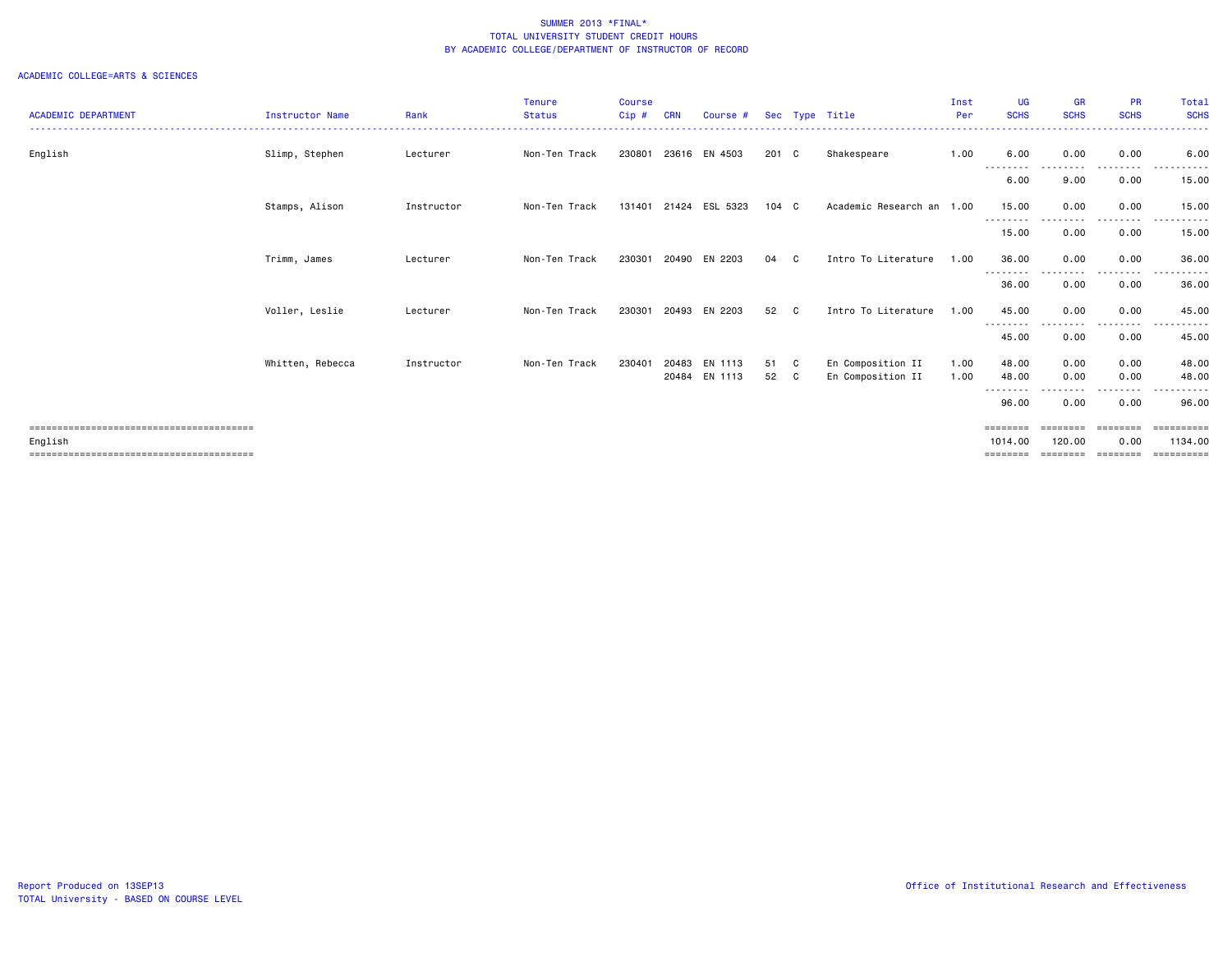SUMMER 2013 *FINAL*
TOTAL UNIVERSITY STUDENT CREDIT HOURS
BY ACADEMIC COLLEGE/DEPARTMENT OF INSTRUCTOR OF RECORD

ACADEMIC COLLEGE=ARTS & SCIENCES

| ACADEMIC DEPARTMENT | Instructor Name | Rank | Tenure Status | Course Cip # | CRN | Course # | Sec | Type | Title | Inst Per | UG SCHS | GR SCHS | PR SCHS | Total SCHS |
|---|---|---|---|---|---|---|---|---|---|---|---|---|---|---|
| English | Slimp, Stephen | Lecturer | Non-Ten Track | 230801 | 23616 | EN 4503 | 201 | C | Shakespeare | 1.00 | 6.00 | 0.00 | 0.00 | 6.00 |
| | | | | | | | | | | | 6.00 | 9.00 | 0.00 | 15.00 |
| | Stamps, Alison | Instructor | Non-Ten Track | 131401 | 21424 | ESL 5323 | 104 | C | Academic Research an | 1.00 | 15.00 | 0.00 | 0.00 | 15.00 |
| | | | | | | | | | | | 15.00 | 0.00 | 0.00 | 15.00 |
| | Trimm, James | Lecturer | Non-Ten Track | 230301 | 20490 | EN 2203 | 04 | C | Intro To Literature | 1.00 | 36.00 | 0.00 | 0.00 | 36.00 |
| | | | | | | | | | | | 36.00 | 0.00 | 0.00 | 36.00 |
| | Voller, Leslie | Lecturer | Non-Ten Track | 230301 | 20493 | EN 2203 | 52 | C | Intro To Literature | 1.00 | 45.00 | 0.00 | 0.00 | 45.00 |
| | | | | | | | | | | | 45.00 | 0.00 | 0.00 | 45.00 |
| | Whitten, Rebecca | Instructor | Non-Ten Track | 230401 | 20483 | EN 1113 | 51 | C | En Composition II | 1.00 | 48.00 | 0.00 | 0.00 | 48.00 |
| | | | | | 20484 | EN 1113 | 52 | C | En Composition II | 1.00 | 48.00 | 0.00 | 0.00 | 48.00 |
| | | | | | | | | | | | 96.00 | 0.00 | 0.00 | 96.00 |
| English | | | | | | | | | | | 1014.00 | 120.00 | 0.00 | 1134.00 |

Report Produced on 13SEP13
TOTAL University - BASED ON COURSE LEVEL

Office of Institutional Research and Effectiveness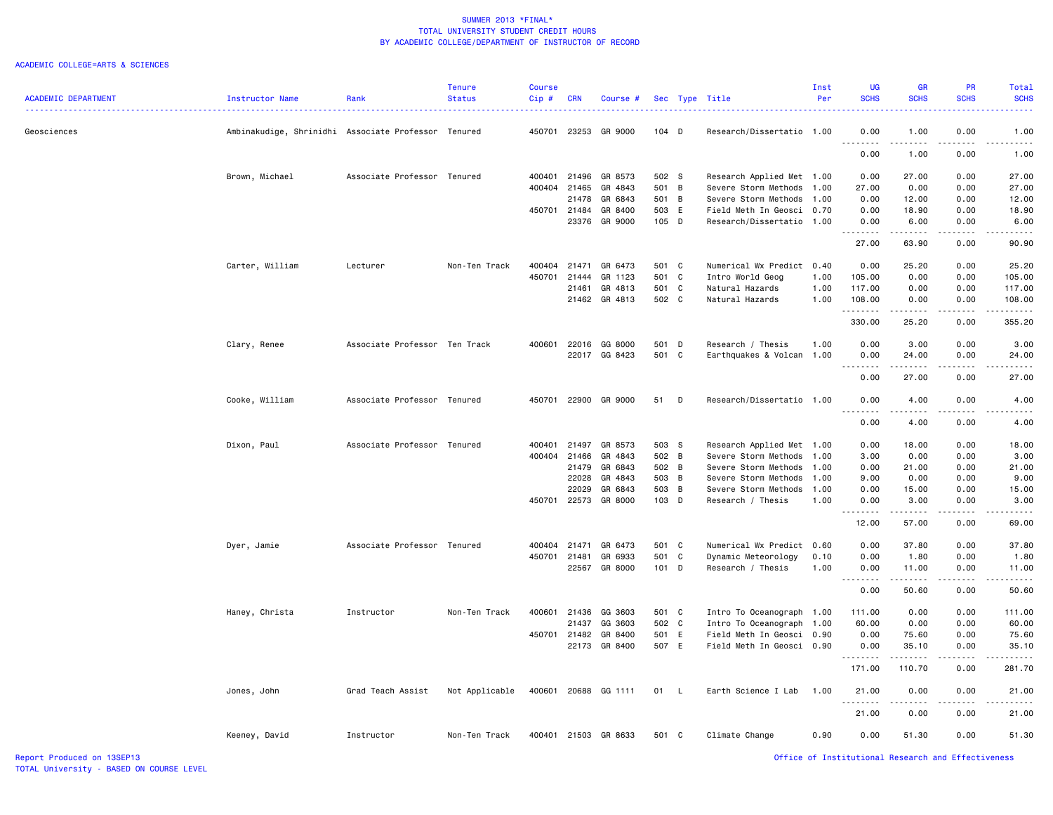SUMMER 2013 *FINAL*
TOTAL UNIVERSITY STUDENT CREDIT HOURS
BY ACADEMIC COLLEGE/DEPARTMENT OF INSTRUCTOR OF RECORD

ACADEMIC COLLEGE=ARTS & SCIENCES

| ACADEMIC DEPARTMENT | Instructor Name | Rank | Tenure Status | Course Cip # | CRN | Course # | Sec | Type | Title | Inst Per | UG SCHS | GR SCHS | PR SCHS | Total SCHS |
|---|---|---|---|---|---|---|---|---|---|---|---|---|---|---|
| Geosciences | Ambinakudige, Shrinidhi | Associate Professor | Tenured | 450701 | 23253 | GR 9000 | 104 | D | Research/Dissertatio | 1.00 | 0.00 | 1.00 | 0.00 | 1.00 |
| | | | | | | | | | | | 0.00 | 1.00 | 0.00 | 1.00 |
| | Brown, Michael | Associate Professor | Tenured | 400401 | 21496 | GR 8573 | 502 | S | Research Applied Met | 1.00 | 0.00 | 27.00 | 0.00 | 27.00 |
| | | | | 400404 | 21465 | GR 4843 | 501 | B | Severe Storm Methods | 1.00 | 27.00 | 0.00 | 0.00 | 27.00 |
| | | | | | 21478 | GR 6843 | 501 | B | Severe Storm Methods | 1.00 | 0.00 | 12.00 | 0.00 | 12.00 |
| | | | | 450701 | 21484 | GR 8400 | 503 | E | Field Meth In Geosci | 0.70 | 0.00 | 18.90 | 0.00 | 18.90 |
| | | | | | 23376 | GR 9000 | 105 | D | Research/Dissertatio | 1.00 | 0.00 | 6.00 | 0.00 | 6.00 |
| | | | | | | | | | | | 27.00 | 63.90 | 0.00 | 90.90 |
| | Carter, William | Lecturer | Non-Ten Track | 400404 | 21471 | GR 6473 | 501 | C | Numerical Wx Predict | 0.40 | 0.00 | 25.20 | 0.00 | 25.20 |
| | | | | 450701 | 21444 | GR 1123 | 501 | C | Intro World Geog | 1.00 | 105.00 | 0.00 | 0.00 | 105.00 |
| | | | | | 21461 | GR 4813 | 501 | C | Natural Hazards | 1.00 | 117.00 | 0.00 | 0.00 | 117.00 |
| | | | | | 21462 | GR 4813 | 502 | C | Natural Hazards | 1.00 | 108.00 | 0.00 | 0.00 | 108.00 |
| | | | | | | | | | | | 330.00 | 25.20 | 0.00 | 355.20 |
| | Clary, Renee | Associate Professor | Ten Track | 400601 | 22016 | GG 8000 | 501 | D | Research / Thesis | 1.00 | 0.00 | 3.00 | 0.00 | 3.00 |
| | | | | | 22017 | GG 8423 | 501 | C | Earthquakes & Volcan | 1.00 | 0.00 | 24.00 | 0.00 | 24.00 |
| | | | | | | | | | | | 0.00 | 27.00 | 0.00 | 27.00 |
| | Cooke, William | Associate Professor | Tenured | 450701 | 22900 | GR 9000 | 51 | D | Research/Dissertatio | 1.00 | 0.00 | 4.00 | 0.00 | 4.00 |
| | | | | | | | | | | | 0.00 | 4.00 | 0.00 | 4.00 |
| | Dixon, Paul | Associate Professor | Tenured | 400401 | 21497 | GR 8573 | 503 | S | Research Applied Met | 1.00 | 0.00 | 18.00 | 0.00 | 18.00 |
| | | | | 400404 | 21466 | GR 4843 | 502 | B | Severe Storm Methods | 1.00 | 3.00 | 0.00 | 0.00 | 3.00 |
| | | | | | 21479 | GR 6843 | 502 | B | Severe Storm Methods | 1.00 | 0.00 | 21.00 | 0.00 | 21.00 |
| | | | | | 22028 | GR 4843 | 503 | B | Severe Storm Methods | 1.00 | 9.00 | 0.00 | 0.00 | 9.00 |
| | | | | | 22029 | GR 6843 | 503 | B | Severe Storm Methods | 1.00 | 0.00 | 15.00 | 0.00 | 15.00 |
| | | | | 450701 | 22573 | GR 8000 | 103 | D | Research / Thesis | 1.00 | 0.00 | 3.00 | 0.00 | 3.00 |
| | | | | | | | | | | | 12.00 | 57.00 | 0.00 | 69.00 |
| | Dyer, Jamie | Associate Professor | Tenured | 400404 | 21471 | GR 6473 | 501 | C | Numerical Wx Predict | 0.60 | 0.00 | 37.80 | 0.00 | 37.80 |
| | | | | 450701 | 21481 | GR 6933 | 501 | C | Dynamic Meteorology | 0.10 | 0.00 | 1.80 | 0.00 | 1.80 |
| | | | | | 22567 | GR 8000 | 101 | D | Research / Thesis | 1.00 | 0.00 | 11.00 | 0.00 | 11.00 |
| | | | | | | | | | | | 0.00 | 50.60 | 0.00 | 50.60 |
| | Haney, Christa | Instructor | Non-Ten Track | 400601 | 21436 | GG 3603 | 501 | C | Intro To Oceanograph | 1.00 | 111.00 | 0.00 | 0.00 | 111.00 |
| | | | | | 21437 | GG 3603 | 502 | C | Intro To Oceanograph | 1.00 | 60.00 | 0.00 | 0.00 | 60.00 |
| | | | | 450701 | 21482 | GR 8400 | 501 | E | Field Meth In Geosci | 0.90 | 0.00 | 75.60 | 0.00 | 75.60 |
| | | | | | 22173 | GR 8400 | 507 | E | Field Meth In Geosci | 0.90 | 0.00 | 35.10 | 0.00 | 35.10 |
| | | | | | | | | | | | 171.00 | 110.70 | 0.00 | 281.70 |
| | Jones, John | Grad Teach Assist | Not Applicable | 400601 | 20688 | GG 1111 | 01 | L | Earth Science I Lab | 1.00 | 21.00 | 0.00 | 0.00 | 21.00 |
| | | | | | | | | | | | 21.00 | 0.00 | 0.00 | 21.00 |
| | Keeney, David | Instructor | Non-Ten Track | 400401 | 21503 | GR 8633 | 501 | C | Climate Change | 0.90 | 0.00 | 51.30 | 0.00 | 51.30 |

Report Produced on 13SEP13
TOTAL University - BASED ON COURSE LEVEL
Office of Institutional Research and Effectiveness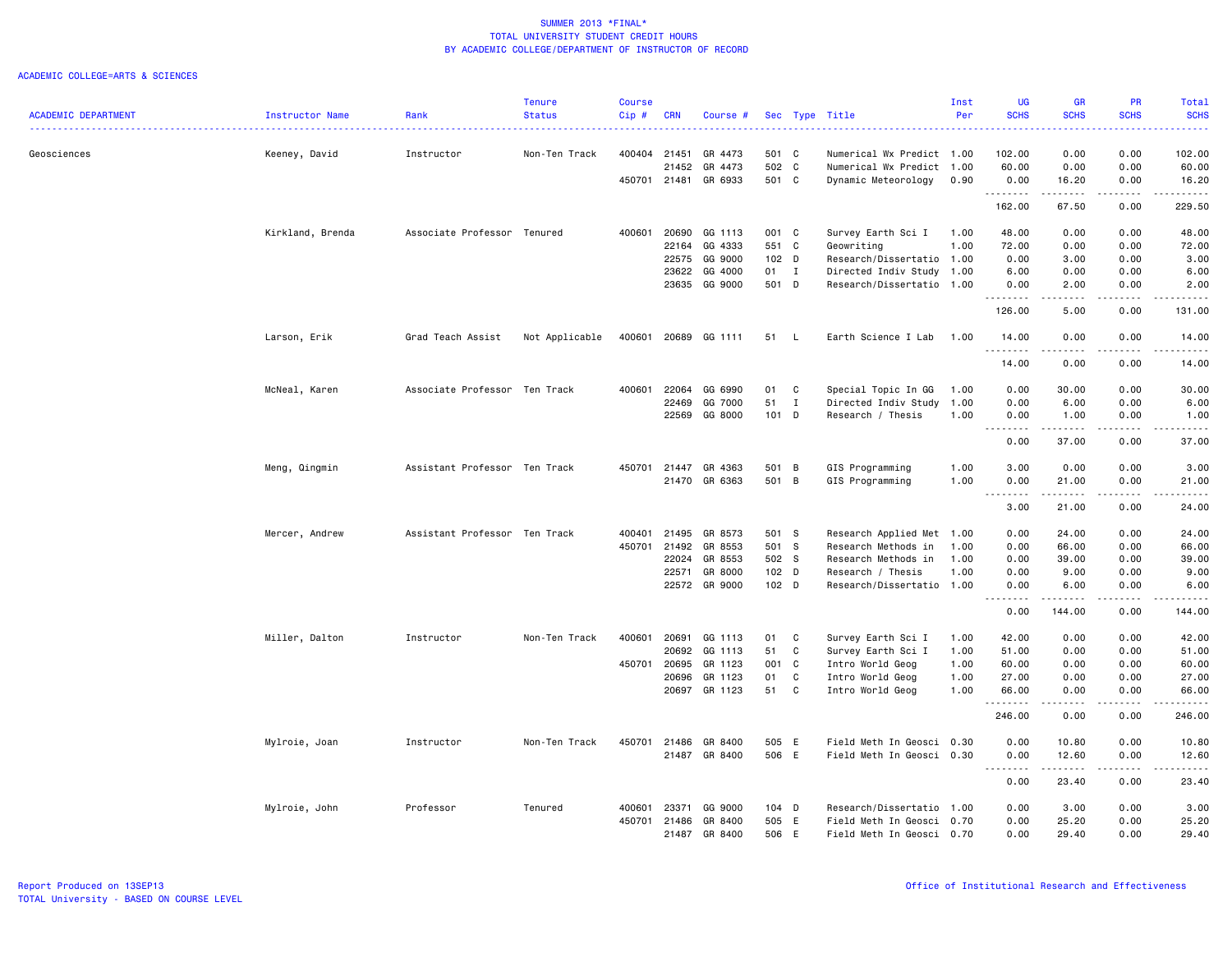SUMMER 2013 *FINAL*
TOTAL UNIVERSITY STUDENT CREDIT HOURS
BY ACADEMIC COLLEGE/DEPARTMENT OF INSTRUCTOR OF RECORD

ACADEMIC COLLEGE=ARTS & SCIENCES

| ACADEMIC DEPARTMENT | Instructor Name | Rank | Tenure Status | Course Cip # | CRN | Course # | Sec | Type | Title | Inst Per | UG SCHS | GR SCHS | PR SCHS | Total SCHS |
|---|---|---|---|---|---|---|---|---|---|---|---|---|---|---|
| Geosciences | Keeney, David | Instructor | Non-Ten Track | 400404 | 21451 | GR 4473 | 501 | C | Numerical Wx Predict | 1.00 | 102.00 | 0.00 | 0.00 | 102.00 |
| | | | | | 21452 | GR 4473 | 502 | C | Numerical Wx Predict | 1.00 | 60.00 | 0.00 | 0.00 | 60.00 |
| | | | | 450701 | 21481 | GR 6933 | 501 | C | Dynamic Meteorology | 0.90 | 0.00 | 16.20 | 0.00 | 16.20 |
| | | | | | | | | | | | 162.00 | 67.50 | 0.00 | 229.50 |
| | Kirkland, Brenda | Associate Professor | Tenured | 400601 | 20690 | GG 1113 | 001 | C | Survey Earth Sci I | 1.00 | 48.00 | 0.00 | 0.00 | 48.00 |
| | | | | | 22164 | GG 4333 | 551 | C | Geowriting | 1.00 | 72.00 | 0.00 | 0.00 | 72.00 |
| | | | | | 22575 | GG 9000 | 102 | D | Research/Dissertatio | 1.00 | 0.00 | 3.00 | 0.00 | 3.00 |
| | | | | | 23622 | GG 4000 | 01 | I | Directed Indiv Study | 1.00 | 6.00 | 0.00 | 0.00 | 6.00 |
| | | | | | 23635 | GG 9000 | 501 | D | Research/Dissertatio | 1.00 | 0.00 | 2.00 | 0.00 | 2.00 |
| | | | | | | | | | | | 126.00 | 5.00 | 0.00 | 131.00 |
| | Larson, Erik | Grad Teach Assist | Not Applicable | 400601 | 20689 | GG 1111 | 51 | L | Earth Science I Lab | 1.00 | 14.00 | 0.00 | 0.00 | 14.00 |
| | | | | | | | | | | | 14.00 | 0.00 | 0.00 | 14.00 |
| | McNeal, Karen | Associate Professor | Ten Track | 400601 | 22064 | GG 6990 | 01 | C | Special Topic In GG | 1.00 | 0.00 | 30.00 | 0.00 | 30.00 |
| | | | | | 22469 | GG 7000 | 51 | I | Directed Indiv Study | 1.00 | 0.00 | 6.00 | 0.00 | 6.00 |
| | | | | | 22569 | GG 8000 | 101 | D | Research / Thesis | 1.00 | 0.00 | 1.00 | 0.00 | 1.00 |
| | | | | | | | | | | | 0.00 | 37.00 | 0.00 | 37.00 |
| | Meng, Qingmin | Assistant Professor | Ten Track | 450701 | 21447 | GR 4363 | 501 | B | GIS Programming | 1.00 | 3.00 | 0.00 | 0.00 | 3.00 |
| | | | | | 21470 | GR 6363 | 501 | B | GIS Programming | 1.00 | 0.00 | 21.00 | 0.00 | 21.00 |
| | | | | | | | | | | | 3.00 | 21.00 | 0.00 | 24.00 |
| | Mercer, Andrew | Assistant Professor | Ten Track | 400401 | 21495 | GR 8573 | 501 | S | Research Applied Met | 1.00 | 0.00 | 24.00 | 0.00 | 24.00 |
| | | | | 450701 | 21492 | GR 8553 | 501 | S | Research Methods in | 1.00 | 0.00 | 66.00 | 0.00 | 66.00 |
| | | | | | 22024 | GR 8553 | 502 | S | Research Methods in | 1.00 | 0.00 | 39.00 | 0.00 | 39.00 |
| | | | | | 22571 | GR 8000 | 102 | D | Research / Thesis | 1.00 | 0.00 | 9.00 | 0.00 | 9.00 |
| | | | | | 22572 | GR 9000 | 102 | D | Research/Dissertatio | 1.00 | 0.00 | 6.00 | 0.00 | 6.00 |
| | | | | | | | | | | | 0.00 | 144.00 | 0.00 | 144.00 |
| | Miller, Dalton | Instructor | Non-Ten Track | 400601 | 20691 | GG 1113 | 01 | C | Survey Earth Sci I | 1.00 | 42.00 | 0.00 | 0.00 | 42.00 |
| | | | | | 20692 | GG 1113 | 51 | C | Survey Earth Sci I | 1.00 | 51.00 | 0.00 | 0.00 | 51.00 |
| | | | | 450701 | 20695 | GR 1123 | 001 | C | Intro World Geog | 1.00 | 60.00 | 0.00 | 0.00 | 60.00 |
| | | | | | 20696 | GR 1123 | 01 | C | Intro World Geog | 1.00 | 27.00 | 0.00 | 0.00 | 27.00 |
| | | | | | 20697 | GR 1123 | 51 | C | Intro World Geog | 1.00 | 66.00 | 0.00 | 0.00 | 66.00 |
| | | | | | | | | | | | 246.00 | 0.00 | 0.00 | 246.00 |
| | Mylroie, Joan | Instructor | Non-Ten Track | 450701 | 21486 | GR 8400 | 505 | E | Field Meth In Geosci | 0.30 | 0.00 | 10.80 | 0.00 | 10.80 |
| | | | | | 21487 | GR 8400 | 506 | E | Field Meth In Geosci | 0.30 | 0.00 | 12.60 | 0.00 | 12.60 |
| | | | | | | | | | | | 0.00 | 23.40 | 0.00 | 23.40 |
| | Mylroie, John | Professor | Tenured | 400601 | 23371 | GG 9000 | 104 | D | Research/Dissertatio | 1.00 | 0.00 | 3.00 | 0.00 | 3.00 |
| | | | | 450701 | 21486 | GR 8400 | 505 | E | Field Meth In Geosci | 0.70 | 0.00 | 25.20 | 0.00 | 25.20 |
| | | | | | 21487 | GR 8400 | 506 | E | Field Meth In Geosci | 0.70 | 0.00 | 29.40 | 0.00 | 29.40 |

Report Produced on 13SEP13
TOTAL University - BASED ON COURSE LEVEL

Office of Institutional Research and Effectiveness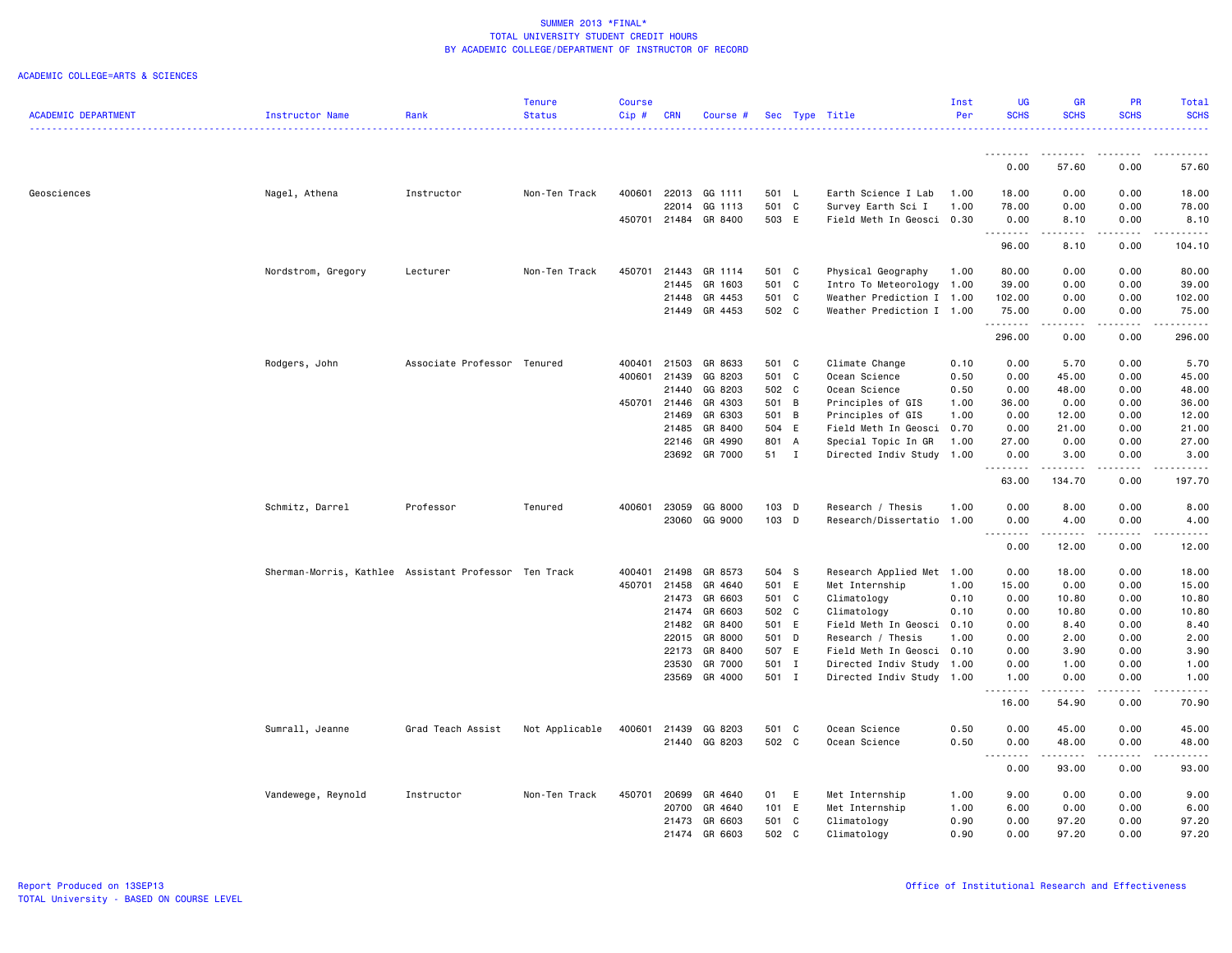SUMMER 2013 *FINAL*
TOTAL UNIVERSITY STUDENT CREDIT HOURS
BY ACADEMIC COLLEGE/DEPARTMENT OF INSTRUCTOR OF RECORD

ACADEMIC COLLEGE=ARTS & SCIENCES

| ACADEMIC DEPARTMENT | Instructor Name | Rank | Tenure Status | Course Cip # | CRN | Course # | Sec | Type | Title | Inst Per | UG SCHS | GR SCHS | PR SCHS | Total SCHS |
|---|---|---|---|---|---|---|---|---|---|---|---|---|---|---|
| | | | | | | | | | | | 0.00 | 57.60 | 0.00 | 57.60 |
| Geosciences | Nagel, Athena | Instructor | Non-Ten Track | 400601 | 22013 | GG 1111 | 501 | L | Earth Science I Lab | 1.00 | 18.00 | 0.00 | 0.00 | 18.00 |
| | | | | | 22014 | GG 1113 | 501 | C | Survey Earth Sci I | 1.00 | 78.00 | 0.00 | 0.00 | 78.00 |
| | | | | 450701 | 21484 | GR 8400 | 503 | E | Field Meth In Geosci | 0.30 | 0.00 | 8.10 | 0.00 | 8.10 |
| | | | | | | | | | | | 96.00 | 8.10 | 0.00 | 104.10 |
| | Nordstrom, Gregory | Lecturer | Non-Ten Track | 450701 | 21443 | GR 1114 | 501 | C | Physical Geography | 1.00 | 80.00 | 0.00 | 0.00 | 80.00 |
| | | | | | 21445 | GR 1603 | 501 | C | Intro To Meteorology | 1.00 | 39.00 | 0.00 | 0.00 | 39.00 |
| | | | | | 21448 | GR 4453 | 501 | C | Weather Prediction I | 1.00 | 102.00 | 0.00 | 0.00 | 102.00 |
| | | | | | 21449 | GR 4453 | 502 | C | Weather Prediction I | 1.00 | 75.00 | 0.00 | 0.00 | 75.00 |
| | | | | | | | | | | | 296.00 | 0.00 | 0.00 | 296.00 |
| | Rodgers, John | Associate Professor | Tenured | 400401 | 21503 | GR 8633 | 501 | C | Climate Change | 0.10 | 0.00 | 5.70 | 0.00 | 5.70 |
| | | | | 400601 | 21439 | GG 8203 | 501 | C | Ocean Science | 0.50 | 0.00 | 45.00 | 0.00 | 45.00 |
| | | | | | 21440 | GG 8203 | 502 | C | Ocean Science | 0.50 | 0.00 | 48.00 | 0.00 | 48.00 |
| | | | | 450701 | 21446 | GR 4303 | 501 | B | Principles of GIS | 1.00 | 36.00 | 0.00 | 0.00 | 36.00 |
| | | | | | 21469 | GR 6303 | 501 | B | Principles of GIS | 1.00 | 0.00 | 12.00 | 0.00 | 12.00 |
| | | | | | 21485 | GR 8400 | 504 | E | Field Meth In Geosci | 0.70 | 0.00 | 21.00 | 0.00 | 21.00 |
| | | | | | 22146 | GR 4990 | 801 | A | Special Topic In GR | 1.00 | 27.00 | 0.00 | 0.00 | 27.00 |
| | | | | | 23692 | GR 7000 | 51 | I | Directed Indiv Study | 1.00 | 0.00 | 3.00 | 0.00 | 3.00 |
| | | | | | | | | | | | 63.00 | 134.70 | 0.00 | 197.70 |
| | Schmitz, Darrel | Professor | Tenured | 400601 | 23059 | GG 8000 | 103 | D | Research / Thesis | 1.00 | 0.00 | 8.00 | 0.00 | 8.00 |
| | | | | | 23060 | GG 9000 | 103 | D | Research/Dissertatio | 1.00 | 0.00 | 4.00 | 0.00 | 4.00 |
| | | | | | | | | | | | 0.00 | 12.00 | 0.00 | 12.00 |
| | Sherman-Morris, Kathlee | Assistant Professor | Ten Track | 400401 | 21498 | GR 8573 | 504 | S | Research Applied Met | 1.00 | 0.00 | 18.00 | 0.00 | 18.00 |
| | | | | 450701 | 21458 | GR 4640 | 501 | E | Met Internship | 1.00 | 15.00 | 0.00 | 0.00 | 15.00 |
| | | | | | 21473 | GR 6603 | 501 | C | Climatology | 0.10 | 0.00 | 10.80 | 0.00 | 10.80 |
| | | | | | 21474 | GR 6603 | 502 | C | Climatology | 0.10 | 0.00 | 10.80 | 0.00 | 10.80 |
| | | | | | 21482 | GR 8400 | 501 | E | Field Meth In Geosci | 0.10 | 0.00 | 8.40 | 0.00 | 8.40 |
| | | | | | 22015 | GR 8000 | 501 | D | Research / Thesis | 1.00 | 0.00 | 2.00 | 0.00 | 2.00 |
| | | | | | 22173 | GR 8400 | 507 | E | Field Meth In Geosci | 0.10 | 0.00 | 3.90 | 0.00 | 3.90 |
| | | | | | 23530 | GR 7000 | 501 | I | Directed Indiv Study | 1.00 | 0.00 | 1.00 | 0.00 | 1.00 |
| | | | | | 23569 | GR 4000 | 501 | I | Directed Indiv Study | 1.00 | 1.00 | 0.00 | 0.00 | 1.00 |
| | | | | | | | | | | | 16.00 | 54.90 | 0.00 | 70.90 |
| | Sumrall, Jeanne | Grad Teach Assist | Not Applicable | 400601 | 21439 | GG 8203 | 501 | C | Ocean Science | 0.50 | 0.00 | 45.00 | 0.00 | 45.00 |
| | | | | | 21440 | GG 8203 | 502 | C | Ocean Science | 0.50 | 0.00 | 48.00 | 0.00 | 48.00 |
| | | | | | | | | | | | 0.00 | 93.00 | 0.00 | 93.00 |
| | Vandewege, Reynold | Instructor | Non-Ten Track | 450701 | 20699 | GR 4640 | 01 | E | Met Internship | 1.00 | 9.00 | 0.00 | 0.00 | 9.00 |
| | | | | | 20700 | GR 4640 | 101 | E | Met Internship | 1.00 | 6.00 | 0.00 | 0.00 | 6.00 |
| | | | | | 21473 | GR 6603 | 501 | C | Climatology | 0.90 | 0.00 | 97.20 | 0.00 | 97.20 |
| | | | | | 21474 | GR 6603 | 502 | C | Climatology | 0.90 | 0.00 | 97.20 | 0.00 | 97.20 |

Report Produced on 13SEP13
TOTAL University - BASED ON COURSE LEVEL

Office of Institutional Research and Effectiveness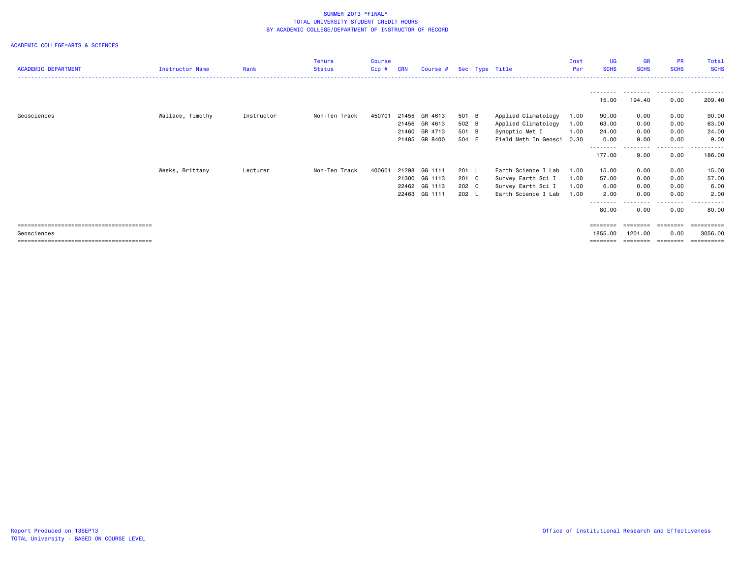SUMMER 2013 *FINAL*
TOTAL UNIVERSITY STUDENT CREDIT HOURS
BY ACADEMIC COLLEGE/DEPARTMENT OF INSTRUCTOR OF RECORD

ACADEMIC COLLEGE=ARTS & SCIENCES

| ACADEMIC DEPARTMENT | Instructor Name | Rank | Tenure Status | Course Cip # | CRN | Course # | Sec | Type | Title | Inst Per | UG SCHS | GR SCHS | PR SCHS | Total SCHS |
|---|---|---|---|---|---|---|---|---|---|---|---|---|---|---|
| | | | | | | | | | | | 15.00 | 194.40 | 0.00 | 209.40 |
| Geosciences | Wallace, Timothy | Instructor | Non-Ten Track | 450701 | 21455 | GR 4613 | 501 | B | Applied Climatology | 1.00 | 90.00 | 0.00 | 0.00 | 90.00 |
| | | | | | 21456 | GR 4613 | 502 | B | Applied Climatology | 1.00 | 63.00 | 0.00 | 0.00 | 63.00 |
| | | | | | 21460 | GR 4713 | 501 | B | Synoptic Met I | 1.00 | 24.00 | 0.00 | 0.00 | 24.00 |
| | | | | | 21485 | GR 8400 | 504 | E | Field Meth In Geosci | 0.30 | 0.00 | 9.00 | 0.00 | 9.00 |
| | | | | | | | | | | | 177.00 | 9.00 | 0.00 | 186.00 |
| | Weeks, Brittany | Lecturer | Non-Ten Track | 400601 | 21298 | GG 1111 | 201 | L | Earth Science I Lab | 1.00 | 15.00 | 0.00 | 0.00 | 15.00 |
| | | | | | 21300 | GG 1113 | 201 | C | Survey Earth Sci I | 1.00 | 57.00 | 0.00 | 0.00 | 57.00 |
| | | | | | 22462 | GG 1113 | 202 | C | Survey Earth Sci I | 1.00 | 6.00 | 0.00 | 0.00 | 6.00 |
| | | | | | 22463 | GG 1111 | 202 | L | Earth Science I Lab | 1.00 | 2.00 | 0.00 | 0.00 | 2.00 |
| | | | | | | | | | | | 80.00 | 0.00 | 0.00 | 80.00 |
| Geosciences | | | | | | | | | | | 1855.00 | 1201.00 | 0.00 | 3056.00 |

Report Produced on 13SEP13
TOTAL University - BASED ON COURSE LEVEL

Office of Institutional Research and Effectiveness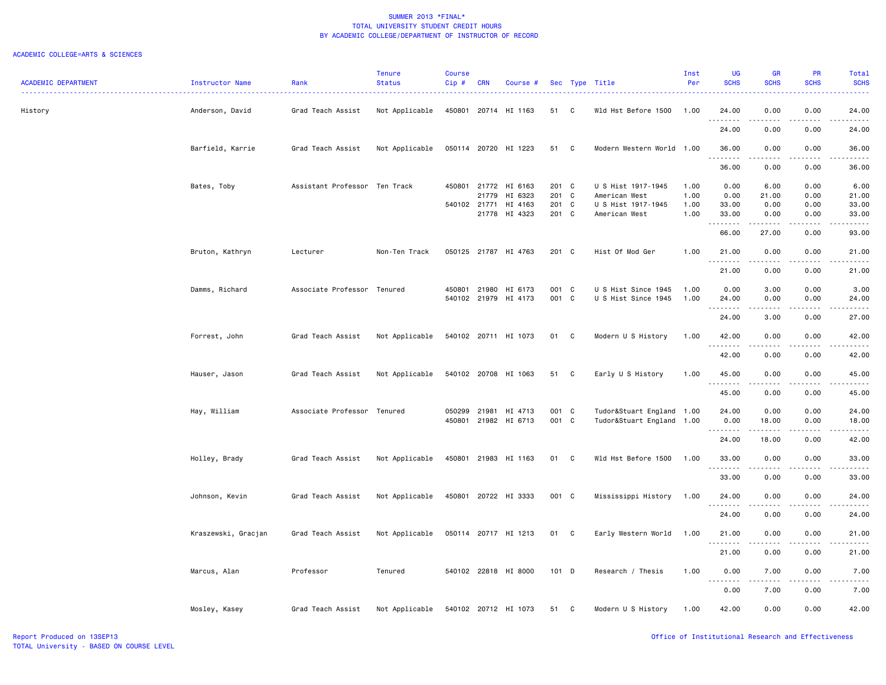SUMMER 2013 *FINAL*
TOTAL UNIVERSITY STUDENT CREDIT HOURS
BY ACADEMIC COLLEGE/DEPARTMENT OF INSTRUCTOR OF RECORD

ACADEMIC COLLEGE=ARTS & SCIENCES

| ACADEMIC DEPARTMENT | Instructor Name | Rank | Tenure Status | Course Cip # | CRN | Course # | Sec | Type | Title | Inst Per | UG SCHS | GR SCHS | PR SCHS | Total SCHS |
|---|---|---|---|---|---|---|---|---|---|---|---|---|---|---|
| History | Anderson, David | Grad Teach Assist | Not Applicable | 450801 | 20714 | HI 1163 | 51 | C | Wld Hst Before 1500 | 1.00 | 24.00 | 0.00 | 0.00 | 24.00 |
| | | | | | | | | | | | 24.00 | 0.00 | 0.00 | 24.00 |
| | Barfield, Karrie | Grad Teach Assist | Not Applicable | 050114 | 20720 | HI 1223 | 51 | C | Modern Western World | 1.00 | 36.00 | 0.00 | 0.00 | 36.00 |
| | | | | | | | | | | | 36.00 | 0.00 | 0.00 | 36.00 |
| | Bates, Toby | Assistant Professor | Ten Track | 450801 | 21772 | HI 6163 | 201 | C | U S Hist 1917-1945 | 1.00 | 0.00 | 6.00 | 0.00 | 6.00 |
| | | | | | 21779 | HI 6323 | 201 | C | American West | 1.00 | 0.00 | 21.00 | 0.00 | 21.00 |
| | | | | 540102 | 21771 | HI 4163 | 201 | C | U S Hist 1917-1945 | 1.00 | 33.00 | 0.00 | 0.00 | 33.00 |
| | | | | | 21778 | HI 4323 | 201 | C | American West | 1.00 | 33.00 | 0.00 | 0.00 | 33.00 |
| | | | | | | | | | | | 66.00 | 27.00 | 0.00 | 93.00 |
| | Bruton, Kathryn | Lecturer | Non-Ten Track | 050125 | 21787 | HI 4763 | 201 | C | Hist Of Mod Ger | 1.00 | 21.00 | 0.00 | 0.00 | 21.00 |
| | | | | | | | | | | | 21.00 | 0.00 | 0.00 | 21.00 |
| | Damms, Richard | Associate Professor | Tenured | 450801 | 21980 | HI 6173 | 001 | C | U S Hist Since 1945 | 1.00 | 0.00 | 3.00 | 0.00 | 3.00 |
| | | | | 540102 | 21979 | HI 4173 | 001 | C | U S Hist Since 1945 | 1.00 | 24.00 | 0.00 | 0.00 | 24.00 |
| | | | | | | | | | | | 24.00 | 3.00 | 0.00 | 27.00 |
| | Forrest, John | Grad Teach Assist | Not Applicable | 540102 | 20711 | HI 1073 | 01 | C | Modern U S History | 1.00 | 42.00 | 0.00 | 0.00 | 42.00 |
| | | | | | | | | | | | 42.00 | 0.00 | 0.00 | 42.00 |
| | Hauser, Jason | Grad Teach Assist | Not Applicable | 540102 | 20708 | HI 1063 | 51 | C | Early U S History | 1.00 | 45.00 | 0.00 | 0.00 | 45.00 |
| | | | | | | | | | | | 45.00 | 0.00 | 0.00 | 45.00 |
| | Hay, William | Associate Professor | Tenured | 050299 | 21981 | HI 4713 | 001 | C | Tudor&Stuart England | 1.00 | 24.00 | 0.00 | 0.00 | 24.00 |
| | | | | 450801 | 21982 | HI 6713 | 001 | C | Tudor&Stuart England | 1.00 | 0.00 | 18.00 | 0.00 | 18.00 |
| | | | | | | | | | | | 24.00 | 18.00 | 0.00 | 42.00 |
| | Holley, Brady | Grad Teach Assist | Not Applicable | 450801 | 21983 | HI 1163 | 01 | C | Wld Hst Before 1500 | 1.00 | 33.00 | 0.00 | 0.00 | 33.00 |
| | | | | | | | | | | | 33.00 | 0.00 | 0.00 | 33.00 |
| | Johnson, Kevin | Grad Teach Assist | Not Applicable | 450801 | 20722 | HI 3333 | 001 | C | Mississippi History | 1.00 | 24.00 | 0.00 | 0.00 | 24.00 |
| | | | | | | | | | | | 24.00 | 0.00 | 0.00 | 24.00 |
| | Kraszewski, Gracjan | Grad Teach Assist | Not Applicable | 050114 | 20717 | HI 1213 | 01 | C | Early Western World | 1.00 | 21.00 | 0.00 | 0.00 | 21.00 |
| | | | | | | | | | | | 21.00 | 0.00 | 0.00 | 21.00 |
| | Marcus, Alan | Professor | Tenured | 540102 | 22818 | HI 8000 | 101 | D | Research / Thesis | 1.00 | 0.00 | 7.00 | 0.00 | 7.00 |
| | | | | | | | | | | | 0.00 | 7.00 | 0.00 | 7.00 |
| | Mosley, Kasey | Grad Teach Assist | Not Applicable | 540102 | 20712 | HI 1073 | 51 | C | Modern U S History | 1.00 | 42.00 | 0.00 | 0.00 | 42.00 |

Report Produced on 13SEP13
TOTAL University - BASED ON COURSE LEVEL

Office of Institutional Research and Effectiveness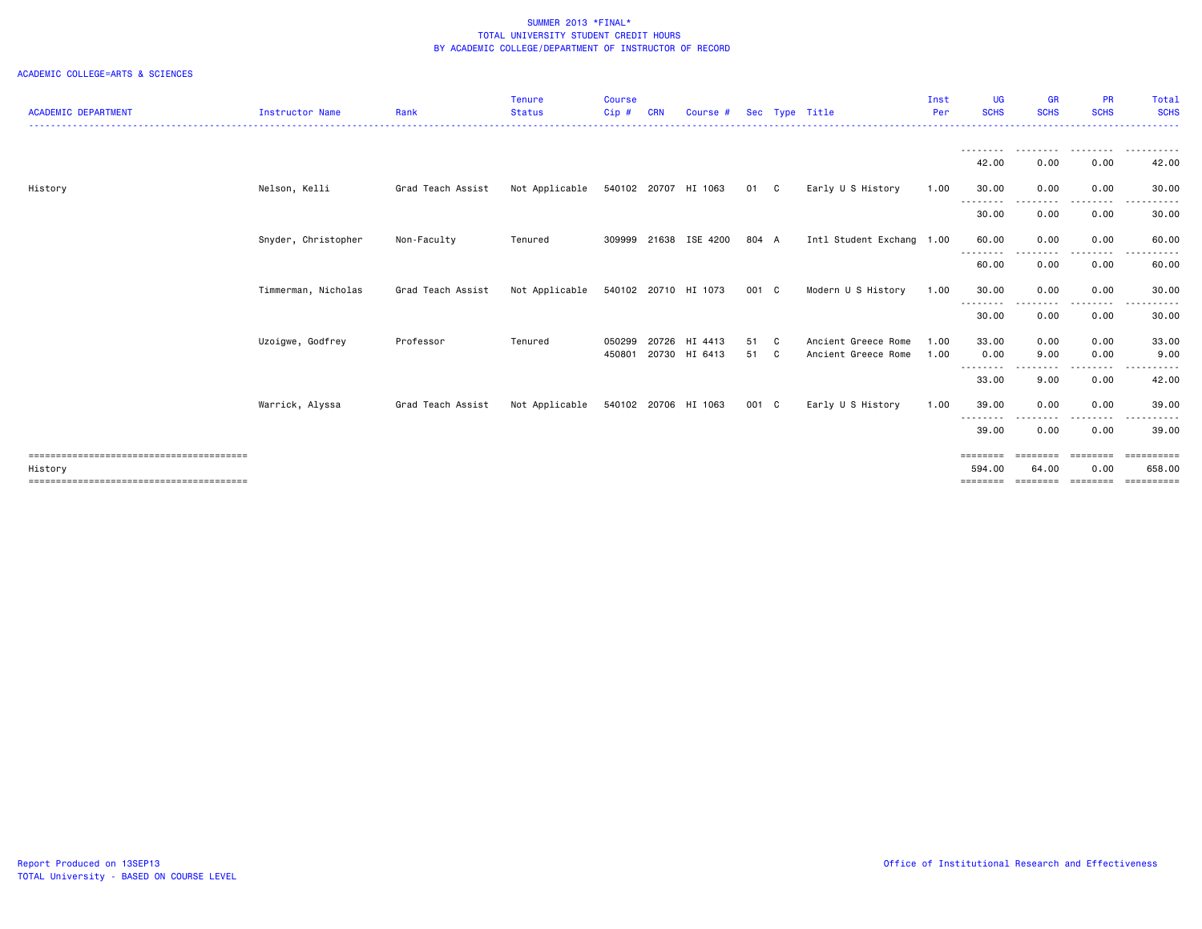SUMMER 2013 *FINAL*
TOTAL UNIVERSITY STUDENT CREDIT HOURS
BY ACADEMIC COLLEGE/DEPARTMENT OF INSTRUCTOR OF RECORD

ACADEMIC COLLEGE=ARTS & SCIENCES

| ACADEMIC DEPARTMENT | Instructor Name | Rank | Tenure Status | Course Cip # | CRN | Course # | Sec | Type | Title | Inst Per | UG SCHS | GR SCHS | PR SCHS | Total SCHS |
|---|---|---|---|---|---|---|---|---|---|---|---|---|---|---|
| | | | | | | | | | | | 42.00 | 0.00 | 0.00 | 42.00 |
| History | Nelson, Kelli | Grad Teach Assist | Not Applicable | 540102 | 20707 | HI 1063 | 01 | C | Early U S History | 1.00 | 30.00 | 0.00 | 0.00 | 30.00 |
| | | | | | | | | | | | 30.00 | 0.00 | 0.00 | 30.00 |
| | Snyder, Christopher | Non-Faculty | Tenured | 309999 | 21638 | ISE 4200 | 804 | A | Intl Student Exchang | 1.00 | 60.00 | 0.00 | 0.00 | 60.00 |
| | | | | | | | | | | | 60.00 | 0.00 | 0.00 | 60.00 |
| | Timmerman, Nicholas | Grad Teach Assist | Not Applicable | 540102 | 20710 | HI 1073 | 001 | C | Modern U S History | 1.00 | 30.00 | 0.00 | 0.00 | 30.00 |
| | | | | | | | | | | | 30.00 | 0.00 | 0.00 | 30.00 |
| | Uzoigwe, Godfrey | Professor | Tenured | 050299 | 20726 | HI 4413 | 51 | C | Ancient Greece Rome | 1.00 | 33.00 | 0.00 | 0.00 | 33.00 |
| | | | | 450801 | 20730 | HI 6413 | 51 | C | Ancient Greece Rome | 1.00 | 0.00 | 9.00 | 0.00 | 9.00 |
| | | | | | | | | | | | 33.00 | 9.00 | 0.00 | 42.00 |
| | Warrick, Alyssa | Grad Teach Assist | Not Applicable | 540102 | 20706 | HI 1063 | 001 | C | Early U S History | 1.00 | 39.00 | 0.00 | 0.00 | 39.00 |
| | | | | | | | | | | | 39.00 | 0.00 | 0.00 | 39.00 |
| History | | | | | | | | | | | 594.00 | 64.00 | 0.00 | 658.00 |

Report Produced on 13SEP13
TOTAL University - BASED ON COURSE LEVEL

Office of Institutional Research and Effectiveness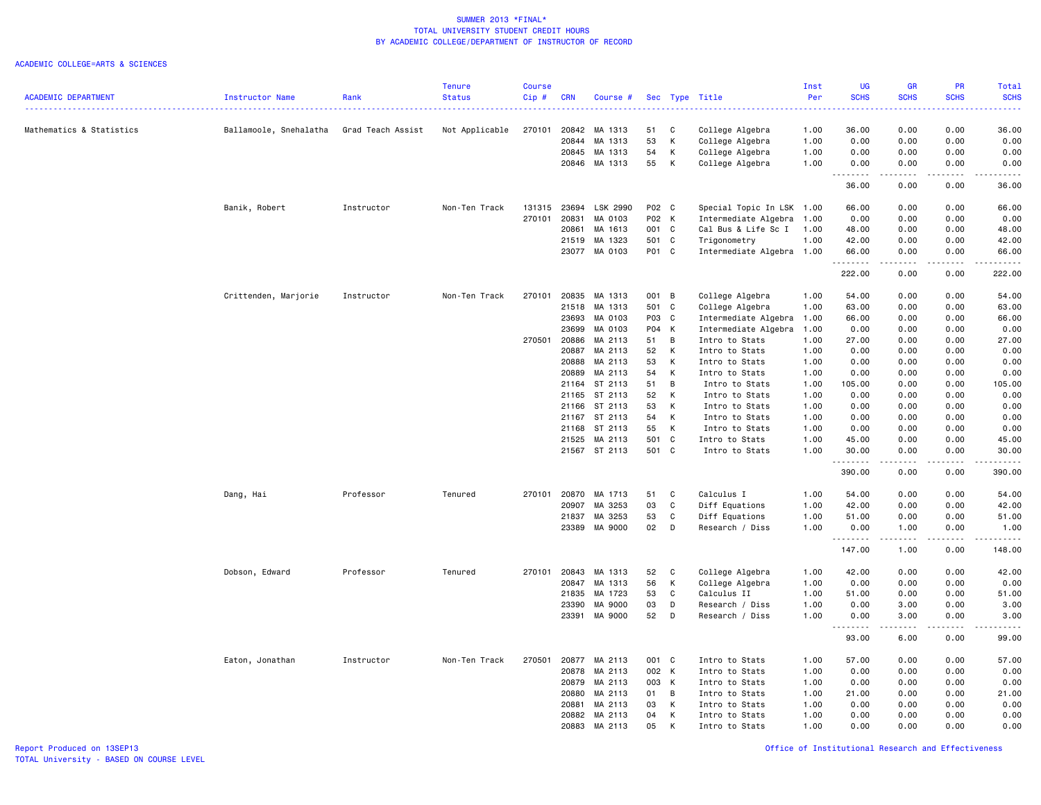SUMMER 2013 *FINAL*
TOTAL UNIVERSITY STUDENT CREDIT HOURS
BY ACADEMIC COLLEGE/DEPARTMENT OF INSTRUCTOR OF RECORD

ACADEMIC COLLEGE=ARTS & SCIENCES

| ACADEMIC DEPARTMENT | Instructor Name | Rank | Tenure Status | Course Cip # | CRN | Course # | Sec | Type | Title | Inst Per | UG SCHS | GR SCHS | PR SCHS | Total SCHS |
|---|---|---|---|---|---|---|---|---|---|---|---|---|---|---|
| Mathematics & Statistics | Ballamoole, Snehalatha | Grad Teach Assist | Not Applicable | 270101 | 20842 | MA 1313 | 51 | C | College Algebra | 1.00 | 36.00 | 0.00 | 0.00 | 36.00 |
| | | | | | 20844 | MA 1313 | 53 | K | College Algebra | 1.00 | 0.00 | 0.00 | 0.00 | 0.00 |
| | | | | | 20845 | MA 1313 | 54 | K | College Algebra | 1.00 | 0.00 | 0.00 | 0.00 | 0.00 |
| | | | | | 20846 | MA 1313 | 55 | K | College Algebra | 1.00 | 0.00 | 0.00 | 0.00 | 0.00 |
| | | | | | | | | | | | 36.00 | 0.00 | 0.00 | 36.00 |
| | Banik, Robert | Instructor | Non-Ten Track | 131315 | 23694 | LSK 2990 | P02 | C | Special Topic In LSK | 1.00 | 66.00 | 0.00 | 0.00 | 66.00 |
| | | | | 270101 | 20831 | MA 0103 | P02 | K | Intermediate Algebra | 1.00 | 0.00 | 0.00 | 0.00 | 0.00 |
| | | | | | 20861 | MA 1613 | 001 | C | Cal Bus & Life Sc I | 1.00 | 48.00 | 0.00 | 0.00 | 48.00 |
| | | | | | 21519 | MA 1323 | 501 | C | Trigonometry | 1.00 | 42.00 | 0.00 | 0.00 | 42.00 |
| | | | | | 23077 | MA 0103 | P01 | C | Intermediate Algebra | 1.00 | 66.00 | 0.00 | 0.00 | 66.00 |
| | | | | | | | | | | | 222.00 | 0.00 | 0.00 | 222.00 |
| | Crittenden, Marjorie | Instructor | Non-Ten Track | 270101 | 20835 | MA 1313 | 001 | B | College Algebra | 1.00 | 54.00 | 0.00 | 0.00 | 54.00 |
| | | | | | 21518 | MA 1313 | 501 | C | College Algebra | 1.00 | 63.00 | 0.00 | 0.00 | 63.00 |
| | | | | | 23693 | MA 0103 | P03 | C | Intermediate Algebra | 1.00 | 66.00 | 0.00 | 0.00 | 66.00 |
| | | | | | 23699 | MA 0103 | P04 | K | Intermediate Algebra | 1.00 | 0.00 | 0.00 | 0.00 | 0.00 |
| | | | | 270501 | 20886 | MA 2113 | 51 | B | Intro to Stats | 1.00 | 27.00 | 0.00 | 0.00 | 27.00 |
| | | | | | 20887 | MA 2113 | 52 | K | Intro to Stats | 1.00 | 0.00 | 0.00 | 0.00 | 0.00 |
| | | | | | 20888 | MA 2113 | 53 | K | Intro to Stats | 1.00 | 0.00 | 0.00 | 0.00 | 0.00 |
| | | | | | 20889 | MA 2113 | 54 | K | Intro to Stats | 1.00 | 0.00 | 0.00 | 0.00 | 0.00 |
| | | | | | 21164 | ST 2113 | 51 | B | Intro to Stats | 1.00 | 105.00 | 0.00 | 0.00 | 105.00 |
| | | | | | 21165 | ST 2113 | 52 | K | Intro to Stats | 1.00 | 0.00 | 0.00 | 0.00 | 0.00 |
| | | | | | 21166 | ST 2113 | 53 | K | Intro to Stats | 1.00 | 0.00 | 0.00 | 0.00 | 0.00 |
| | | | | | 21167 | ST 2113 | 54 | K | Intro to Stats | 1.00 | 0.00 | 0.00 | 0.00 | 0.00 |
| | | | | | 21168 | ST 2113 | 55 | K | Intro to Stats | 1.00 | 0.00 | 0.00 | 0.00 | 0.00 |
| | | | | | 21525 | MA 2113 | 501 | C | Intro to Stats | 1.00 | 45.00 | 0.00 | 0.00 | 45.00 |
| | | | | | 21567 | ST 2113 | 501 | C | Intro to Stats | 1.00 | 30.00 | 0.00 | 0.00 | 30.00 |
| | | | | | | | | | | | 390.00 | 0.00 | 0.00 | 390.00 |
| | Dang, Hai | Professor | Tenured | 270101 | 20870 | MA 1713 | 51 | C | Calculus I | 1.00 | 54.00 | 0.00 | 0.00 | 54.00 |
| | | | | | 20907 | MA 3253 | 03 | C | Diff Equations | 1.00 | 42.00 | 0.00 | 0.00 | 42.00 |
| | | | | | 21837 | MA 3253 | 53 | C | Diff Equations | 1.00 | 51.00 | 0.00 | 0.00 | 51.00 |
| | | | | | 23389 | MA 9000 | 02 | D | Research / Diss | 1.00 | 0.00 | 1.00 | 0.00 | 1.00 |
| | | | | | | | | | | | 147.00 | 1.00 | 0.00 | 148.00 |
| | Dobson, Edward | Professor | Tenured | 270101 | 20843 | MA 1313 | 52 | C | College Algebra | 1.00 | 42.00 | 0.00 | 0.00 | 42.00 |
| | | | | | 20847 | MA 1313 | 56 | K | College Algebra | 1.00 | 0.00 | 0.00 | 0.00 | 0.00 |
| | | | | | 21835 | MA 1723 | 53 | C | Calculus II | 1.00 | 51.00 | 0.00 | 0.00 | 51.00 |
| | | | | | 23390 | MA 9000 | 03 | D | Research / Diss | 1.00 | 0.00 | 3.00 | 0.00 | 3.00 |
| | | | | | 23391 | MA 9000 | 52 | D | Research / Diss | 1.00 | 0.00 | 3.00 | 0.00 | 3.00 |
| | | | | | | | | | | | 93.00 | 6.00 | 0.00 | 99.00 |
| | Eaton, Jonathan | Instructor | Non-Ten Track | 270501 | 20877 | MA 2113 | 001 | C | Intro to Stats | 1.00 | 57.00 | 0.00 | 0.00 | 57.00 |
| | | | | | 20878 | MA 2113 | 002 | K | Intro to Stats | 1.00 | 0.00 | 0.00 | 0.00 | 0.00 |
| | | | | | 20879 | MA 2113 | 003 | K | Intro to Stats | 1.00 | 0.00 | 0.00 | 0.00 | 0.00 |
| | | | | | 20880 | MA 2113 | 01 | B | Intro to Stats | 1.00 | 21.00 | 0.00 | 0.00 | 21.00 |
| | | | | | 20881 | MA 2113 | 03 | K | Intro to Stats | 1.00 | 0.00 | 0.00 | 0.00 | 0.00 |
| | | | | | 20882 | MA 2113 | 04 | K | Intro to Stats | 1.00 | 0.00 | 0.00 | 0.00 | 0.00 |
| | | | | | 20883 | MA 2113 | 05 | K | Intro to Stats | 1.00 | 0.00 | 0.00 | 0.00 | 0.00 |

Report Produced on 13SEP13
TOTAL University - BASED ON COURSE LEVEL

Office of Institutional Research and Effectiveness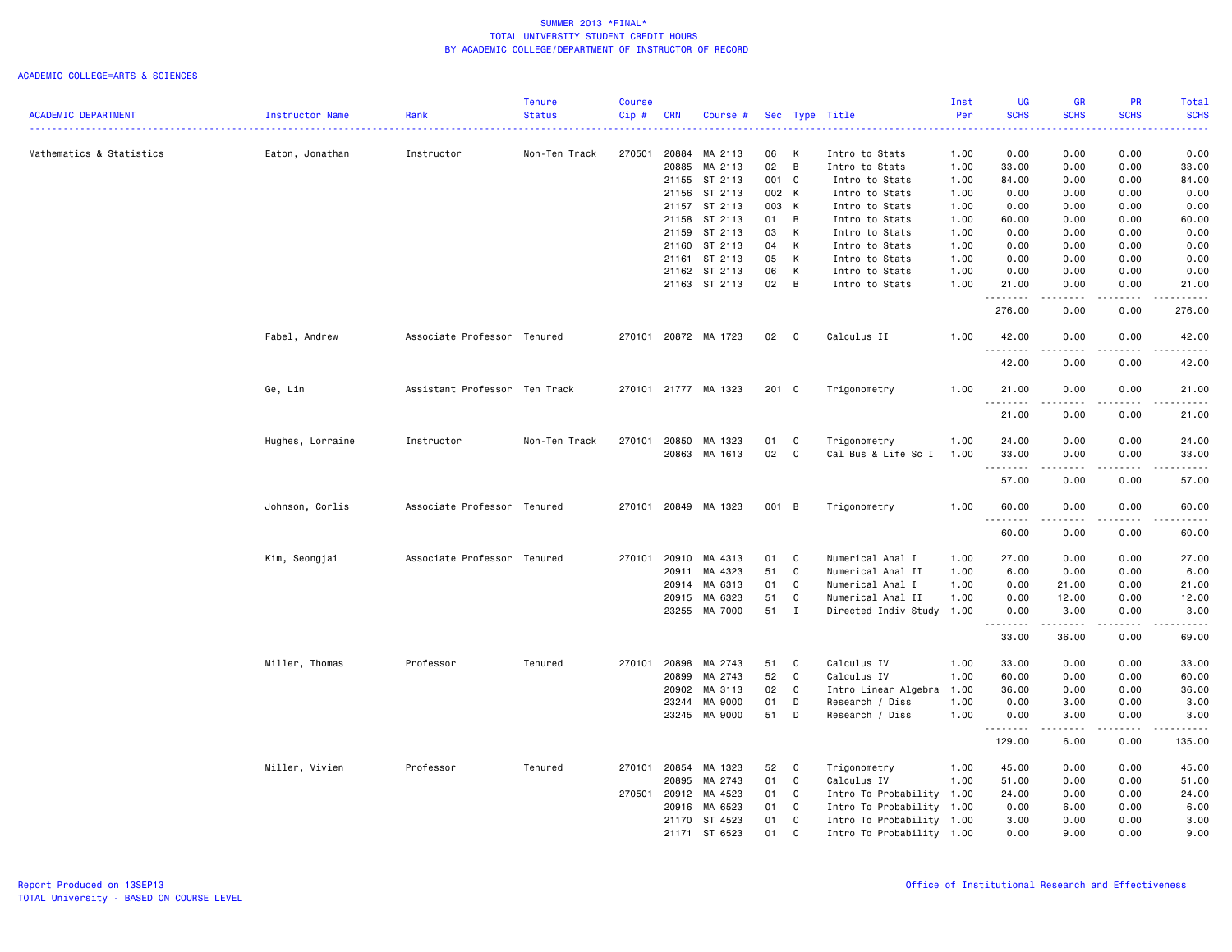SUMMER 2013 *FINAL*
TOTAL UNIVERSITY STUDENT CREDIT HOURS
BY ACADEMIC COLLEGE/DEPARTMENT OF INSTRUCTOR OF RECORD

ACADEMIC COLLEGE=ARTS & SCIENCES

| ACADEMIC DEPARTMENT | Instructor Name | Rank | Tenure Status | Course Cip # | CRN | Course # | Sec | Type | Title | Inst Per | UG SCHS | GR SCHS | PR SCHS | Total SCHS |
|---|---|---|---|---|---|---|---|---|---|---|---|---|---|---|
| Mathematics & Statistics | Eaton, Jonathan | Instructor | Non-Ten Track | 270501 | 20884 | MA 2113 | 06 | K | Intro to Stats | 1.00 | 0.00 | 0.00 | 0.00 | 0.00 |
| | | | | | 20885 | MA 2113 | 02 | B | Intro to Stats | 1.00 | 33.00 | 0.00 | 0.00 | 33.00 |
| | | | | | 21155 | ST 2113 | 001 | C | Intro to Stats | 1.00 | 84.00 | 0.00 | 0.00 | 84.00 |
| | | | | | 21156 | ST 2113 | 002 | K | Intro to Stats | 1.00 | 0.00 | 0.00 | 0.00 | 0.00 |
| | | | | | 21157 | ST 2113 | 003 | K | Intro to Stats | 1.00 | 0.00 | 0.00 | 0.00 | 0.00 |
| | | | | | 21158 | ST 2113 | 01 | B | Intro to Stats | 1.00 | 60.00 | 0.00 | 0.00 | 60.00 |
| | | | | | 21159 | ST 2113 | 03 | K | Intro to Stats | 1.00 | 0.00 | 0.00 | 0.00 | 0.00 |
| | | | | | 21160 | ST 2113 | 04 | K | Intro to Stats | 1.00 | 0.00 | 0.00 | 0.00 | 0.00 |
| | | | | | 21161 | ST 2113 | 05 | K | Intro to Stats | 1.00 | 0.00 | 0.00 | 0.00 | 0.00 |
| | | | | | 21162 | ST 2113 | 06 | K | Intro to Stats | 1.00 | 0.00 | 0.00 | 0.00 | 0.00 |
| | | | | | 21163 | ST 2113 | 02 | B | Intro to Stats | 1.00 | 21.00 | 0.00 | 0.00 | 21.00 |
| | | | | | | | | | | | 276.00 | 0.00 | 0.00 | 276.00 |
| | Fabel, Andrew | Associate Professor | Tenured | 270101 | 20872 | MA 1723 | 02 | C | Calculus II | 1.00 | 42.00 | 0.00 | 0.00 | 42.00 |
| | | | | | | | | | | | 42.00 | 0.00 | 0.00 | 42.00 |
| | Ge, Lin | Assistant Professor | Ten Track | 270101 | 21777 | MA 1323 | 201 | C | Trigonometry | 1.00 | 21.00 | 0.00 | 0.00 | 21.00 |
| | | | | | | | | | | | 21.00 | 0.00 | 0.00 | 21.00 |
| | Hughes, Lorraine | Instructor | Non-Ten Track | 270101 | 20850 | MA 1323 | 01 | C | Trigonometry | 1.00 | 24.00 | 0.00 | 0.00 | 24.00 |
| | | | | | 20863 | MA 1613 | 02 | C | Cal Bus & Life Sc I | 1.00 | 33.00 | 0.00 | 0.00 | 33.00 |
| | | | | | | | | | | | 57.00 | 0.00 | 0.00 | 57.00 |
| | Johnson, Corlis | Associate Professor | Tenured | 270101 | 20849 | MA 1323 | 001 | B | Trigonometry | 1.00 | 60.00 | 0.00 | 0.00 | 60.00 |
| | | | | | | | | | | | 60.00 | 0.00 | 0.00 | 60.00 |
| | Kim, Seongjai | Associate Professor | Tenured | 270101 | 20910 | MA 4313 | 01 | C | Numerical Anal I | 1.00 | 27.00 | 0.00 | 0.00 | 27.00 |
| | | | | | 20911 | MA 4323 | 51 | C | Numerical Anal II | 1.00 | 6.00 | 0.00 | 0.00 | 6.00 |
| | | | | | 20914 | MA 6313 | 01 | C | Numerical Anal I | 1.00 | 0.00 | 21.00 | 0.00 | 21.00 |
| | | | | | 20915 | MA 6323 | 51 | C | Numerical Anal II | 1.00 | 0.00 | 12.00 | 0.00 | 12.00 |
| | | | | | 23255 | MA 7000 | 51 | I | Directed Indiv Study | 1.00 | 0.00 | 3.00 | 0.00 | 3.00 |
| | | | | | | | | | | | 33.00 | 36.00 | 0.00 | 69.00 |
| | Miller, Thomas | Professor | Tenured | 270101 | 20898 | MA 2743 | 51 | C | Calculus IV | 1.00 | 33.00 | 0.00 | 0.00 | 33.00 |
| | | | | | 20899 | MA 2743 | 52 | C | Calculus IV | 1.00 | 60.00 | 0.00 | 0.00 | 60.00 |
| | | | | | 20902 | MA 3113 | 02 | C | Intro Linear Algebra | 1.00 | 36.00 | 0.00 | 0.00 | 36.00 |
| | | | | | 23244 | MA 9000 | 01 | D | Research / Diss | 1.00 | 0.00 | 3.00 | 0.00 | 3.00 |
| | | | | | 23245 | MA 9000 | 51 | D | Research / Diss | 1.00 | 0.00 | 3.00 | 0.00 | 3.00 |
| | | | | | | | | | | | 129.00 | 6.00 | 0.00 | 135.00 |
| | Miller, Vivien | Professor | Tenured | 270101 | 20854 | MA 1323 | 52 | C | Trigonometry | 1.00 | 45.00 | 0.00 | 0.00 | 45.00 |
| | | | | | 20895 | MA 2743 | 01 | C | Calculus IV | 1.00 | 51.00 | 0.00 | 0.00 | 51.00 |
| | | | | 270501 | 20912 | MA 4523 | 01 | C | Intro To Probability | 1.00 | 24.00 | 0.00 | 0.00 | 24.00 |
| | | | | | 20916 | MA 6523 | 01 | C | Intro To Probability | 1.00 | 0.00 | 6.00 | 0.00 | 6.00 |
| | | | | | 21170 | ST 4523 | 01 | C | Intro To Probability | 1.00 | 3.00 | 0.00 | 0.00 | 3.00 |
| | | | | | 21171 | ST 6523 | 01 | C | Intro To Probability | 1.00 | 0.00 | 9.00 | 0.00 | 9.00 |

Report Produced on 13SEP13
TOTAL University - BASED ON COURSE LEVEL

Office of Institutional Research and Effectiveness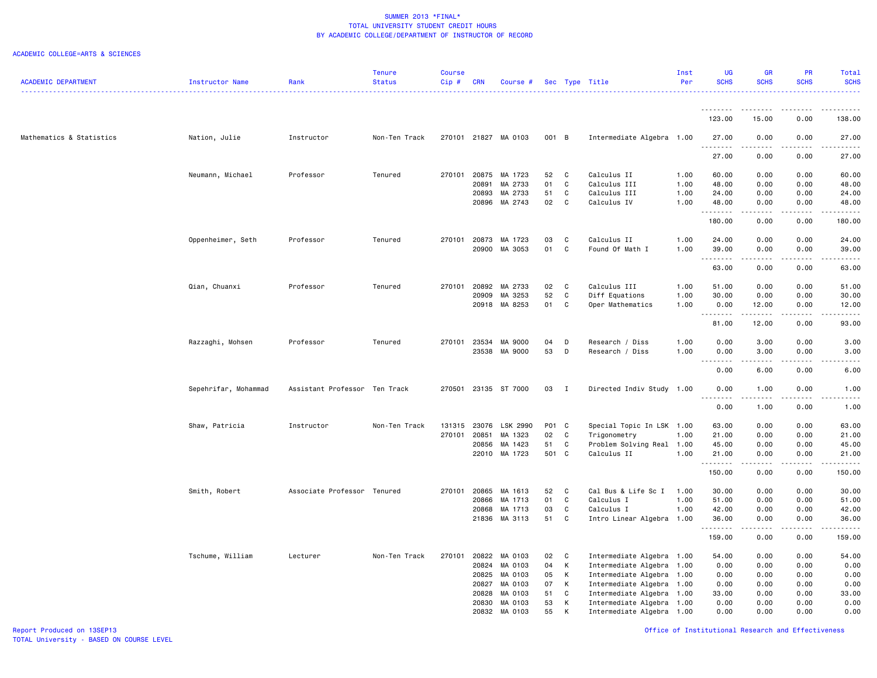# SUMMER 2013 *FINAL*
## TOTAL UNIVERSITY STUDENT CREDIT HOURS
## BY ACADEMIC COLLEGE/DEPARTMENT OF INSTRUCTOR OF RECORD

ACADEMIC COLLEGE=ARTS & SCIENCES

| ACADEMIC DEPARTMENT | Instructor Name | Rank | Tenure Status | Course Cip # | CRN | Course # | Sec | Type | Title | Inst Per | UG SCHS | GR SCHS | PR SCHS | Total SCHS |
|---|---|---|---|---|---|---|---|---|---|---|---|---|---|---|
| | | | | | | | | | | | 123.00 | 15.00 | 0.00 | 138.00 |
| Mathematics & Statistics | Nation, Julie | Instructor | Non-Ten Track | 270101 | 21827 | MA 0103 | 001 | B | Intermediate Algebra | 1.00 | 27.00 | 0.00 | 0.00 | 27.00 |
| | | | | | | | | | | | 27.00 | 0.00 | 0.00 | 27.00 |
| | Neumann, Michael | Professor | Tenured | 270101 | 20875 | MA 1723 | 52 | C | Calculus II | 1.00 | 60.00 | 0.00 | 0.00 | 60.00 |
| | | | | | 20891 | MA 2733 | 01 | C | Calculus III | 1.00 | 48.00 | 0.00 | 0.00 | 48.00 |
| | | | | | 20893 | MA 2733 | 51 | C | Calculus III | 1.00 | 24.00 | 0.00 | 0.00 | 24.00 |
| | | | | | 20896 | MA 2743 | 02 | C | Calculus IV | 1.00 | 48.00 | 0.00 | 0.00 | 48.00 |
| | | | | | | | | | | | 180.00 | 0.00 | 0.00 | 180.00 |
| | Oppenheimer, Seth | Professor | Tenured | 270101 | 20873 | MA 1723 | 03 | C | Calculus II | 1.00 | 24.00 | 0.00 | 0.00 | 24.00 |
| | | | | | 20900 | MA 3053 | 01 | C | Found Of Math I | 1.00 | 39.00 | 0.00 | 0.00 | 39.00 |
| | | | | | | | | | | | 63.00 | 0.00 | 0.00 | 63.00 |
| | Qian, Chuanxi | Professor | Tenured | 270101 | 20892 | MA 2733 | 02 | C | Calculus III | 1.00 | 51.00 | 0.00 | 0.00 | 51.00 |
| | | | | | 20909 | MA 3253 | 52 | C | Diff Equations | 1.00 | 30.00 | 0.00 | 0.00 | 30.00 |
| | | | | | 20918 | MA 8253 | 01 | C | Oper Mathematics | 1.00 | 0.00 | 12.00 | 0.00 | 12.00 |
| | | | | | | | | | | | 81.00 | 12.00 | 0.00 | 93.00 |
| | Razzaghi, Mohsen | Professor | Tenured | 270101 | 23534 | MA 9000 | 04 | D | Research / Diss | 1.00 | 0.00 | 3.00 | 0.00 | 3.00 |
| | | | | | 23538 | MA 9000 | 53 | D | Research / Diss | 1.00 | 0.00 | 3.00 | 0.00 | 3.00 |
| | | | | | | | | | | | 0.00 | 6.00 | 0.00 | 6.00 |
| | Sepehrifar, Mohammad | Assistant Professor | Ten Track | 270501 | 23135 | ST 7000 | 03 | I | Directed Indiv Study | 1.00 | 0.00 | 1.00 | 0.00 | 1.00 |
| | | | | | | | | | | | 0.00 | 1.00 | 0.00 | 1.00 |
| | Shaw, Patricia | Instructor | Non-Ten Track | 131315 | 23076 | LSK 2990 | P01 | C | Special Topic In LSK | 1.00 | 63.00 | 0.00 | 0.00 | 63.00 |
| | | | | 270101 | 20851 | MA 1323 | 02 | C | Trigonometry | 1.00 | 21.00 | 0.00 | 0.00 | 21.00 |
| | | | | | 20856 | MA 1423 | 51 | C | Problem Solving Real | 1.00 | 45.00 | 0.00 | 0.00 | 45.00 |
| | | | | | 22010 | MA 1723 | 501 | C | Calculus II | 1.00 | 21.00 | 0.00 | 0.00 | 21.00 |
| | | | | | | | | | | | 150.00 | 0.00 | 0.00 | 150.00 |
| | Smith, Robert | Associate Professor | Tenured | 270101 | 20865 | MA 1613 | 52 | C | Cal Bus & Life Sc I | 1.00 | 30.00 | 0.00 | 0.00 | 30.00 |
| | | | | | 20866 | MA 1713 | 01 | C | Calculus I | 1.00 | 51.00 | 0.00 | 0.00 | 51.00 |
| | | | | | 20868 | MA 1713 | 03 | C | Calculus I | 1.00 | 42.00 | 0.00 | 0.00 | 42.00 |
| | | | | | 21836 | MA 3113 | 51 | C | Intro Linear Algebra | 1.00 | 36.00 | 0.00 | 0.00 | 36.00 |
| | | | | | | | | | | | 159.00 | 0.00 | 0.00 | 159.00 |
| | Tschume, William | Lecturer | Non-Ten Track | 270101 | 20822 | MA 0103 | 02 | C | Intermediate Algebra | 1.00 | 54.00 | 0.00 | 0.00 | 54.00 |
| | | | | | 20824 | MA 0103 | 04 | K | Intermediate Algebra | 1.00 | 0.00 | 0.00 | 0.00 | 0.00 |
| | | | | | 20825 | MA 0103 | 05 | K | Intermediate Algebra | 1.00 | 0.00 | 0.00 | 0.00 | 0.00 |
| | | | | | 20827 | MA 0103 | 07 | K | Intermediate Algebra | 1.00 | 0.00 | 0.00 | 0.00 | 0.00 |
| | | | | | 20828 | MA 0103 | 51 | C | Intermediate Algebra | 1.00 | 33.00 | 0.00 | 0.00 | 33.00 |
| | | | | | 20830 | MA 0103 | 53 | K | Intermediate Algebra | 1.00 | 0.00 | 0.00 | 0.00 | 0.00 |
| | | | | | 20832 | MA 0103 | 55 | K | Intermediate Algebra | 1.00 | 0.00 | 0.00 | 0.00 | 0.00 |

Report Produced on 13SEP13
TOTAL University - BASED ON COURSE LEVEL

Office of Institutional Research and Effectiveness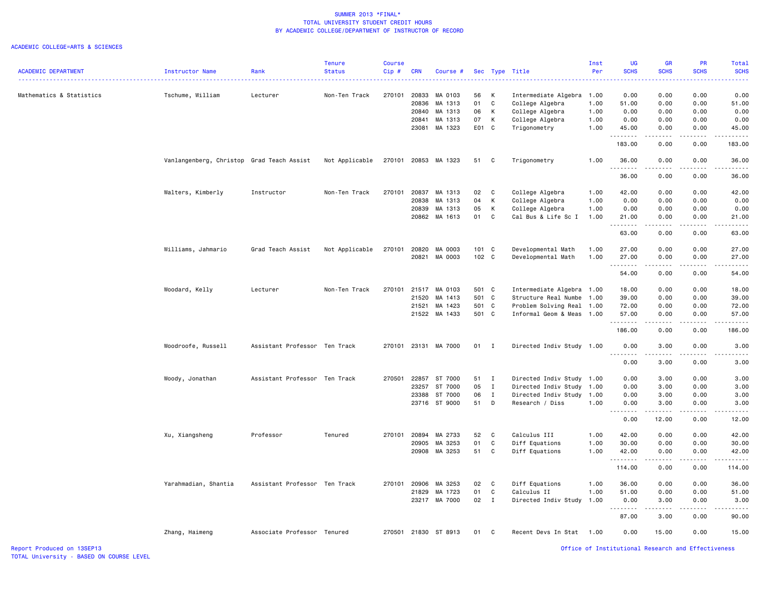SUMMER 2013 *FINAL*
TOTAL UNIVERSITY STUDENT CREDIT HOURS
BY ACADEMIC COLLEGE/DEPARTMENT OF INSTRUCTOR OF RECORD

ACADEMIC COLLEGE=ARTS & SCIENCES

| ACADEMIC DEPARTMENT | Instructor Name | Rank | Tenure Status | Course Cip # | CRN | Course # | Sec | Type | Title | Inst Per | UG SCHS | GR SCHS | PR SCHS | Total SCHS |
|---|---|---|---|---|---|---|---|---|---|---|---|---|---|---|
| Mathematics & Statistics | Tschume, William | Lecturer | Non-Ten Track | 270101 | 20833 | MA 0103 | 56 | K | Intermediate Algebra | 1.00 | 0.00 | 0.00 | 0.00 | 0.00 |
| | | | | | 20836 | MA 1313 | 01 | C | College Algebra | 1.00 | 51.00 | 0.00 | 0.00 | 51.00 |
| | | | | | 20840 | MA 1313 | 06 | K | College Algebra | 1.00 | 0.00 | 0.00 | 0.00 | 0.00 |
| | | | | | 20841 | MA 1313 | 07 | K | College Algebra | 1.00 | 0.00 | 0.00 | 0.00 | 0.00 |
| | | | | | 23081 | MA 1323 | E01 | C | Trigonometry | 1.00 | 45.00 | 0.00 | 0.00 | 45.00 |
| | | | | | | | | | | | 183.00 | 0.00 | 0.00 | 183.00 |
| | Vanlangenberg, Christop | Grad Teach Assist | Not Applicable | 270101 | 20853 | MA 1323 | 51 | C | Trigonometry | 1.00 | 36.00 | 0.00 | 0.00 | 36.00 |
| | | | | | | | | | | | 36.00 | 0.00 | 0.00 | 36.00 |
| | Walters, Kimberly | Instructor | Non-Ten Track | 270101 | 20837 | MA 1313 | 02 | C | College Algebra | 1.00 | 42.00 | 0.00 | 0.00 | 42.00 |
| | | | | | 20838 | MA 1313 | 04 | K | College Algebra | 1.00 | 0.00 | 0.00 | 0.00 | 0.00 |
| | | | | | 20839 | MA 1313 | 05 | K | College Algebra | 1.00 | 0.00 | 0.00 | 0.00 | 0.00 |
| | | | | | 20862 | MA 1613 | 01 | C | Cal Bus & Life Sc I | 1.00 | 21.00 | 0.00 | 0.00 | 21.00 |
| | | | | | | | | | | | 63.00 | 0.00 | 0.00 | 63.00 |
| | Williams, Jahmario | Grad Teach Assist | Not Applicable | 270101 | 20820 | MA 0003 | 101 | C | Developmental Math | 1.00 | 27.00 | 0.00 | 0.00 | 27.00 |
| | | | | | 20821 | MA 0003 | 102 | C | Developmental Math | 1.00 | 27.00 | 0.00 | 0.00 | 27.00 |
| | | | | | | | | | | | 54.00 | 0.00 | 0.00 | 54.00 |
| | Woodard, Kelly | Lecturer | Non-Ten Track | 270101 | 21517 | MA 0103 | 501 | C | Intermediate Algebra | 1.00 | 18.00 | 0.00 | 0.00 | 18.00 |
| | | | | | 21520 | MA 1413 | 501 | C | Structure Real Numbe | 1.00 | 39.00 | 0.00 | 0.00 | 39.00 |
| | | | | | 21521 | MA 1423 | 501 | C | Problem Solving Real | 1.00 | 72.00 | 0.00 | 0.00 | 72.00 |
| | | | | | 21522 | MA 1433 | 501 | C | Informal Geom & Meas | 1.00 | 57.00 | 0.00 | 0.00 | 57.00 |
| | | | | | | | | | | | 186.00 | 0.00 | 0.00 | 186.00 |
| | Woodroofe, Russell | Assistant Professor | Ten Track | 270101 | 23131 | MA 7000 | 01 | I | Directed Indiv Study | 1.00 | 0.00 | 3.00 | 0.00 | 3.00 |
| | | | | | | | | | | | 0.00 | 3.00 | 0.00 | 3.00 |
| | Woody, Jonathan | Assistant Professor | Ten Track | 270501 | 22857 | ST 7000 | 51 | I | Directed Indiv Study | 1.00 | 0.00 | 3.00 | 0.00 | 3.00 |
| | | | | | 23257 | ST 7000 | 05 | I | Directed Indiv Study | 1.00 | 0.00 | 3.00 | 0.00 | 3.00 |
| | | | | | 23388 | ST 7000 | 06 | I | Directed Indiv Study | 1.00 | 0.00 | 3.00 | 0.00 | 3.00 |
| | | | | | 23716 | ST 9000 | 51 | D | Research / Diss | 1.00 | 0.00 | 3.00 | 0.00 | 3.00 |
| | | | | | | | | | | | 0.00 | 12.00 | 0.00 | 12.00 |
| | Xu, Xiangsheng | Professor | Tenured | 270101 | 20894 | MA 2733 | 52 | C | Calculus III | 1.00 | 42.00 | 0.00 | 0.00 | 42.00 |
| | | | | | 20905 | MA 3253 | 01 | C | Diff Equations | 1.00 | 30.00 | 0.00 | 0.00 | 30.00 |
| | | | | | 20908 | MA 3253 | 51 | C | Diff Equations | 1.00 | 42.00 | 0.00 | 0.00 | 42.00 |
| | | | | | | | | | | | 114.00 | 0.00 | 0.00 | 114.00 |
| | Yarahmadian, Shantia | Assistant Professor | Ten Track | 270101 | 20906 | MA 3253 | 02 | C | Diff Equations | 1.00 | 36.00 | 0.00 | 0.00 | 36.00 |
| | | | | | 21829 | MA 1723 | 01 | C | Calculus II | 1.00 | 51.00 | 0.00 | 0.00 | 51.00 |
| | | | | | 23217 | MA 7000 | 02 | I | Directed Indiv Study | 1.00 | 0.00 | 3.00 | 0.00 | 3.00 |
| | | | | | | | | | | | 87.00 | 3.00 | 0.00 | 90.00 |
| | Zhang, Haimeng | Associate Professor | Tenured | 270501 | 21830 | ST 8913 | 01 | C | Recent Devs In Stat | 1.00 | 0.00 | 15.00 | 0.00 | 15.00 |

Report Produced on 13SEP13
TOTAL University - BASED ON COURSE LEVEL

Office of Institutional Research and Effectiveness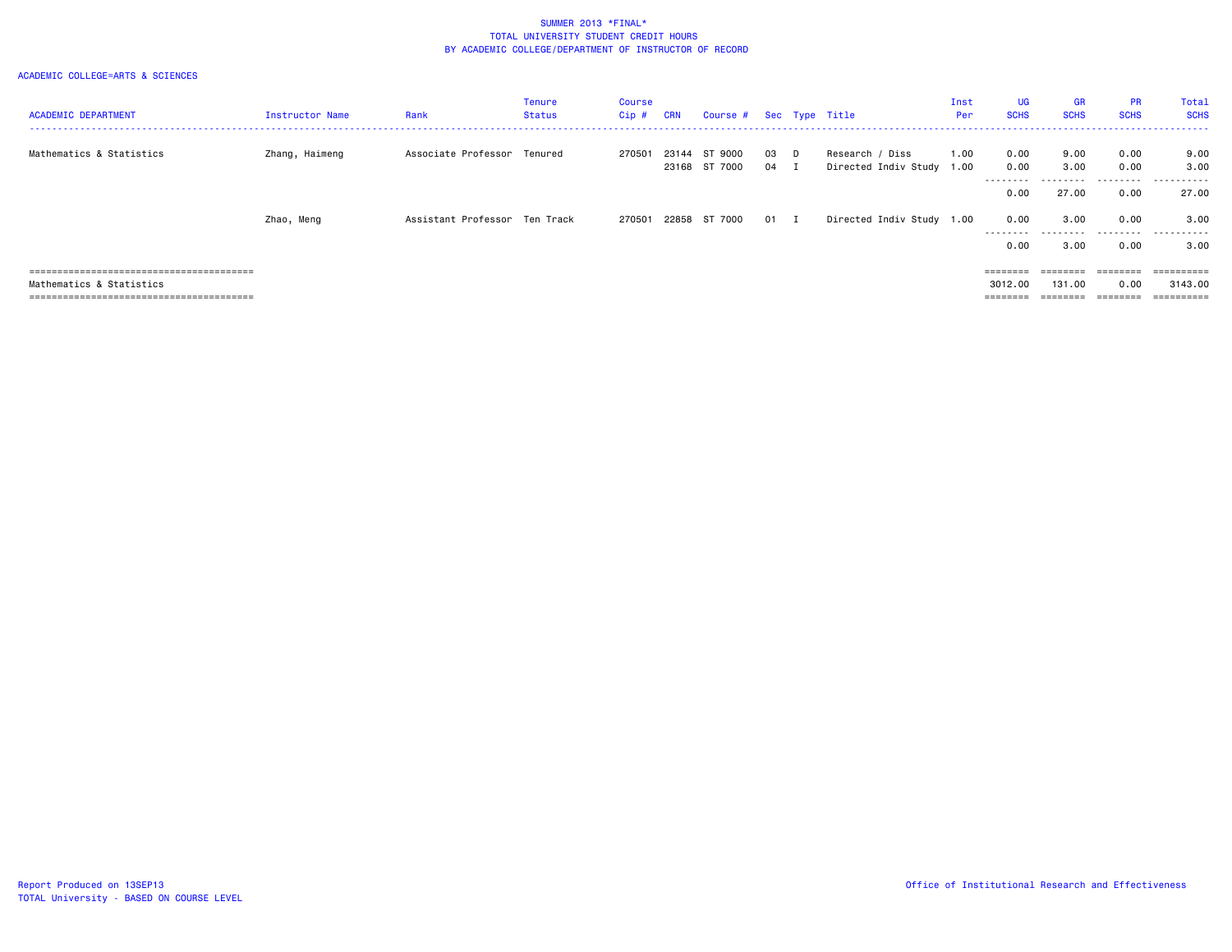SUMMER 2013 *FINAL*
TOTAL UNIVERSITY STUDENT CREDIT HOURS
BY ACADEMIC COLLEGE/DEPARTMENT OF INSTRUCTOR OF RECORD

ACADEMIC COLLEGE=ARTS & SCIENCES

| ACADEMIC DEPARTMENT | Instructor Name | Rank | Tenure Status | Course Cip # | CRN | Course # | Sec | Type | Title | Inst Per | UG SCHS | GR SCHS | PR SCHS | Total SCHS |
|---|---|---|---|---|---|---|---|---|---|---|---|---|---|---|
| Mathematics & Statistics | Zhang, Haimeng | Associate Professor | Tenured | 270501 | 23144 | ST 9000 | 03 | D | Research / Diss | 1.00 | 0.00 | 9.00 | 0.00 | 9.00 |
| | | | | | 23168 | ST 7000 | 04 | I | Directed Indiv Study | 1.00 | 0.00 | 3.00 | 0.00 | 3.00 |
| | | | | | | | | | | | 0.00 | 27.00 | 0.00 | 27.00 |
| | Zhao, Meng | Assistant Professor | Ten Track | 270501 | 22858 | ST 7000 | 01 | I | Directed Indiv Study | 1.00 | 0.00 | 3.00 | 0.00 | 3.00 |
| | | | | | | | | | | | 0.00 | 3.00 | 0.00 | 3.00 |
| Mathematics & Statistics | | | | | | | | | | | 3012.00 | 131.00 | 0.00 | 3143.00 |

Report Produced on 13SEP13
TOTAL University - BASED ON COURSE LEVEL

Office of Institutional Research and Effectiveness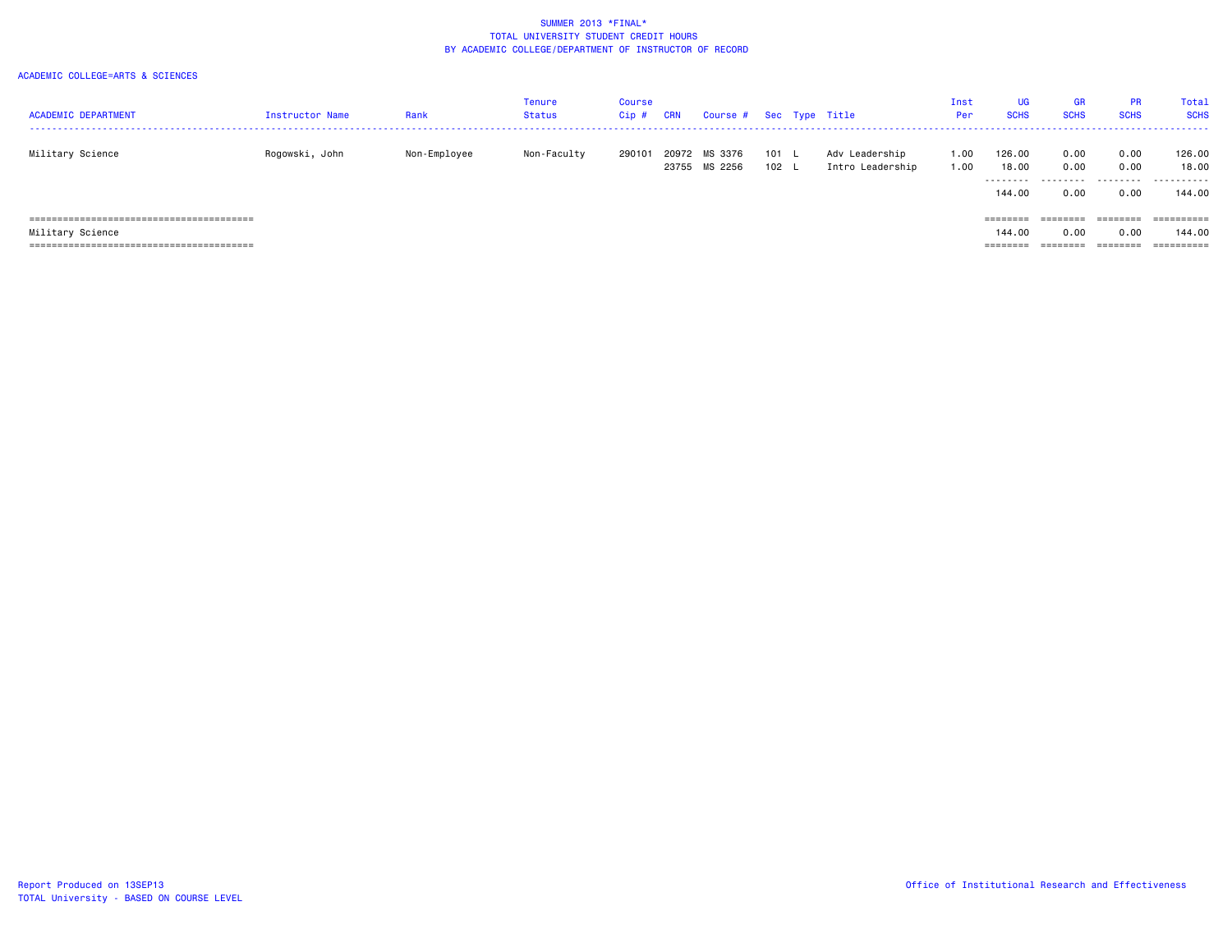# SUMMER 2013 *FINAL*
## TOTAL UNIVERSITY STUDENT CREDIT HOURS
## BY ACADEMIC COLLEGE/DEPARTMENT OF INSTRUCTOR OF RECORD

ACADEMIC COLLEGE=ARTS & SCIENCES

| ACADEMIC DEPARTMENT | Instructor Name | Rank | Tenure Status | Course Cip # | CRN | Course # | Sec | Type | Title | Inst Per | UG SCHS | GR SCHS | PR SCHS | Total SCHS |
|---|---|---|---|---|---|---|---|---|---|---|---|---|---|---|
| Military Science | Rogowski, John | Non-Employee | Non-Faculty | 290101 | 20972 | MS 3376 | 101 | L | Adv Leadership | 1.00 | 126.00 | 0.00 | 0.00 | 126.00 |
| | | | | | 23755 | MS 2256 | 102 | L | Intro Leadership | 1.00 | 18.00 | 0.00 | 0.00 | 18.00 |
| | | | | | | | | | | | 144.00 | 0.00 | 0.00 | 144.00 |
| Military Science | | | | | | | | | | | 144.00 | 0.00 | 0.00 | 144.00 |

Report Produced on 13SEP13
TOTAL University - BASED ON COURSE LEVEL

Office of Institutional Research and Effectiveness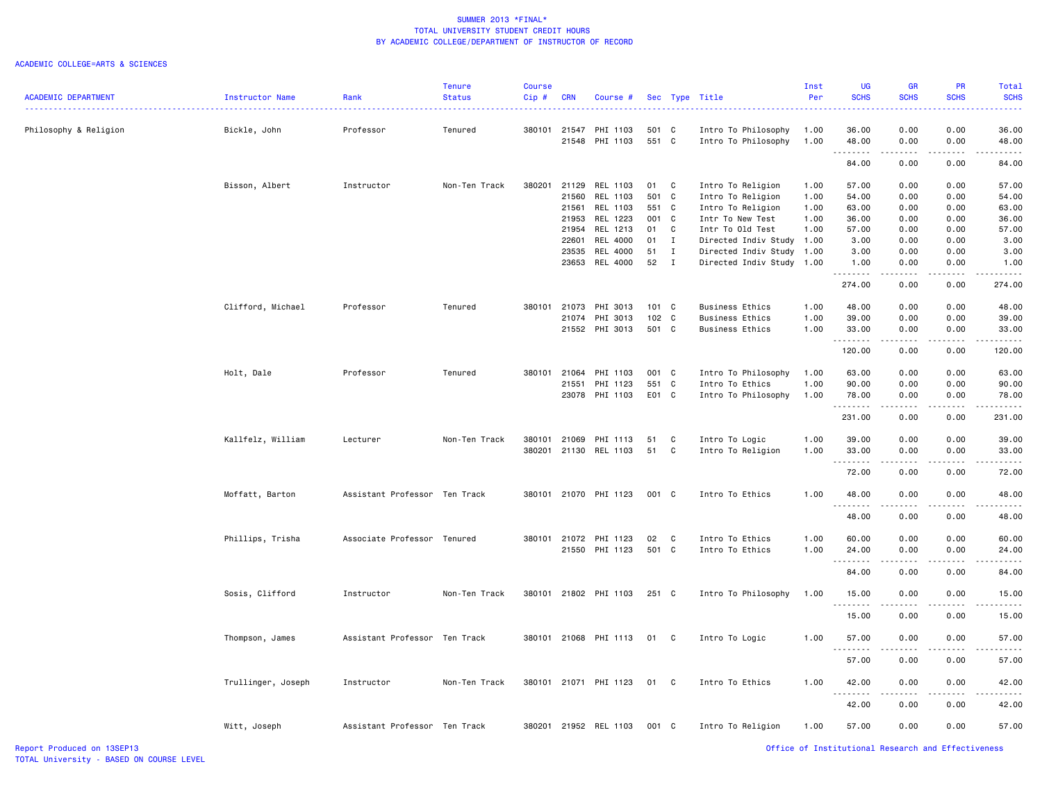SUMMER 2013 *FINAL*
TOTAL UNIVERSITY STUDENT CREDIT HOURS
BY ACADEMIC COLLEGE/DEPARTMENT OF INSTRUCTOR OF RECORD

ACADEMIC COLLEGE=ARTS & SCIENCES

| ACADEMIC DEPARTMENT | Instructor Name | Rank | Tenure Status | Course Cip # | CRN | Course # | Sec | Type | Title | Inst Per | UG SCHS | GR SCHS | PR SCHS | Total SCHS |
|---|---|---|---|---|---|---|---|---|---|---|---|---|---|---|
| Philosophy & Religion | Bickle, John | Professor | Tenured | 380101 | 21547 | PHI 1103 | 501 | C | Intro To Philosophy | 1.00 | 36.00 | 0.00 | 0.00 | 36.00 |
| | | | | | 21548 | PHI 1103 | 551 | C | Intro To Philosophy | 1.00 | 48.00 | 0.00 | 0.00 | 48.00 |
| | | | | | | | | | | | 84.00 | 0.00 | 0.00 | 84.00 |
| | Bisson, Albert | Instructor | Non-Ten Track | 380201 | 21129 | REL 1103 | 01 | C | Intro To Religion | 1.00 | 57.00 | 0.00 | 0.00 | 57.00 |
| | | | | | 21560 | REL 1103 | 501 | C | Intro To Religion | 1.00 | 54.00 | 0.00 | 0.00 | 54.00 |
| | | | | | 21561 | REL 1103 | 551 | C | Intro To Religion | 1.00 | 63.00 | 0.00 | 0.00 | 63.00 |
| | | | | | 21953 | REL 1223 | 001 | C | Intr To New Test | 1.00 | 36.00 | 0.00 | 0.00 | 36.00 |
| | | | | | 21954 | REL 1213 | 01 | C | Intr To Old Test | 1.00 | 57.00 | 0.00 | 0.00 | 57.00 |
| | | | | | 22601 | REL 4000 | 01 | I | Directed Indiv Study | 1.00 | 3.00 | 0.00 | 0.00 | 3.00 |
| | | | | | 23535 | REL 4000 | 51 | I | Directed Indiv Study | 1.00 | 3.00 | 0.00 | 0.00 | 3.00 |
| | | | | | 23653 | REL 4000 | 52 | I | Directed Indiv Study | 1.00 | 1.00 | 0.00 | 0.00 | 1.00 |
| | | | | | | | | | | | 274.00 | 0.00 | 0.00 | 274.00 |
| | Clifford, Michael | Professor | Tenured | 380101 | 21073 | PHI 3013 | 101 | C | Business Ethics | 1.00 | 48.00 | 0.00 | 0.00 | 48.00 |
| | | | | | 21074 | PHI 3013 | 102 | C | Business Ethics | 1.00 | 39.00 | 0.00 | 0.00 | 39.00 |
| | | | | | 21552 | PHI 3013 | 501 | C | Business Ethics | 1.00 | 33.00 | 0.00 | 0.00 | 33.00 |
| | | | | | | | | | | | 120.00 | 0.00 | 0.00 | 120.00 |
| | Holt, Dale | Professor | Tenured | 380101 | 21064 | PHI 1103 | 001 | C | Intro To Philosophy | 1.00 | 63.00 | 0.00 | 0.00 | 63.00 |
| | | | | | 21551 | PHI 1123 | 551 | C | Intro To Ethics | 1.00 | 90.00 | 0.00 | 0.00 | 90.00 |
| | | | | | 23078 | PHI 1103 | E01 | C | Intro To Philosophy | 1.00 | 78.00 | 0.00 | 0.00 | 78.00 |
| | | | | | | | | | | | 231.00 | 0.00 | 0.00 | 231.00 |
| | Kallfelz, William | Lecturer | Non-Ten Track | 380101 | 21069 | PHI 1113 | 51 | C | Intro To Logic | 1.00 | 39.00 | 0.00 | 0.00 | 39.00 |
| | | | | 380201 | 21130 | REL 1103 | 51 | C | Intro To Religion | 1.00 | 33.00 | 0.00 | 0.00 | 33.00 |
| | | | | | | | | | | | 72.00 | 0.00 | 0.00 | 72.00 |
| | Moffatt, Barton | Assistant Professor | Ten Track | 380101 | 21070 | PHI 1123 | 001 | C | Intro To Ethics | 1.00 | 48.00 | 0.00 | 0.00 | 48.00 |
| | | | | | | | | | | | 48.00 | 0.00 | 0.00 | 48.00 |
| | Phillips, Trisha | Associate Professor | Tenured | 380101 | 21072 | PHI 1123 | 02 | C | Intro To Ethics | 1.00 | 60.00 | 0.00 | 0.00 | 60.00 |
| | | | | | 21550 | PHI 1123 | 501 | C | Intro To Ethics | 1.00 | 24.00 | 0.00 | 0.00 | 24.00 |
| | | | | | | | | | | | 84.00 | 0.00 | 0.00 | 84.00 |
| | Sosis, Clifford | Instructor | Non-Ten Track | 380101 | 21802 | PHI 1103 | 251 | C | Intro To Philosophy | 1.00 | 15.00 | 0.00 | 0.00 | 15.00 |
| | | | | | | | | | | | 15.00 | 0.00 | 0.00 | 15.00 |
| | Thompson, James | Assistant Professor | Ten Track | 380101 | 21068 | PHI 1113 | 01 | C | Intro To Logic | 1.00 | 57.00 | 0.00 | 0.00 | 57.00 |
| | | | | | | | | | | | 57.00 | 0.00 | 0.00 | 57.00 |
| | Trullinger, Joseph | Instructor | Non-Ten Track | 380101 | 21071 | PHI 1123 | 01 | C | Intro To Ethics | 1.00 | 42.00 | 0.00 | 0.00 | 42.00 |
| | | | | | | | | | | | 42.00 | 0.00 | 0.00 | 42.00 |
| | Witt, Joseph | Assistant Professor | Ten Track | 380201 | 21952 | REL 1103 | 001 | C | Intro To Religion | 1.00 | 57.00 | 0.00 | 0.00 | 57.00 |

Report Produced on 13SEP13
TOTAL University - BASED ON COURSE LEVEL

Office of Institutional Research and Effectiveness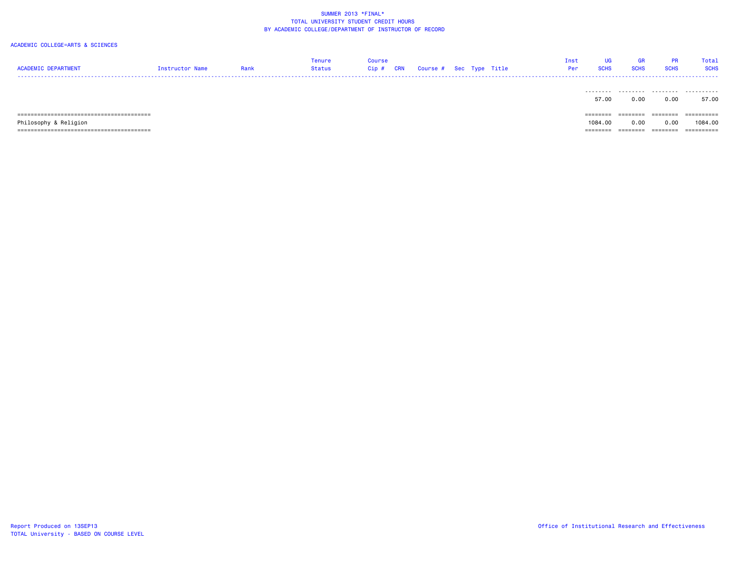SUMMER 2013 *FINAL*
TOTAL UNIVERSITY STUDENT CREDIT HOURS
BY ACADEMIC COLLEGE/DEPARTMENT OF INSTRUCTOR OF RECORD

ACADEMIC COLLEGE=ARTS & SCIENCES

| ACADEMIC DEPARTMENT | Instructor Name | Rank | Tenure Status | Course Cip # | CRN | Course # | Sec | Type | Title | Inst Per | UG SCHS | GR SCHS | PR SCHS | Total SCHS |
|---|---|---|---|---|---|---|---|---|---|---|---|---|---|---|
| | | | | | | | | | | | 57.00 | 0.00 | 0.00 | 57.00 |
| Philosophy & Religion | | | | | | | | | | | 1084.00 | 0.00 | 0.00 | 1084.00 |

Report Produced on 13SEP13
TOTAL University - BASED ON COURSE LEVEL

Office of Institutional Research and Effectiveness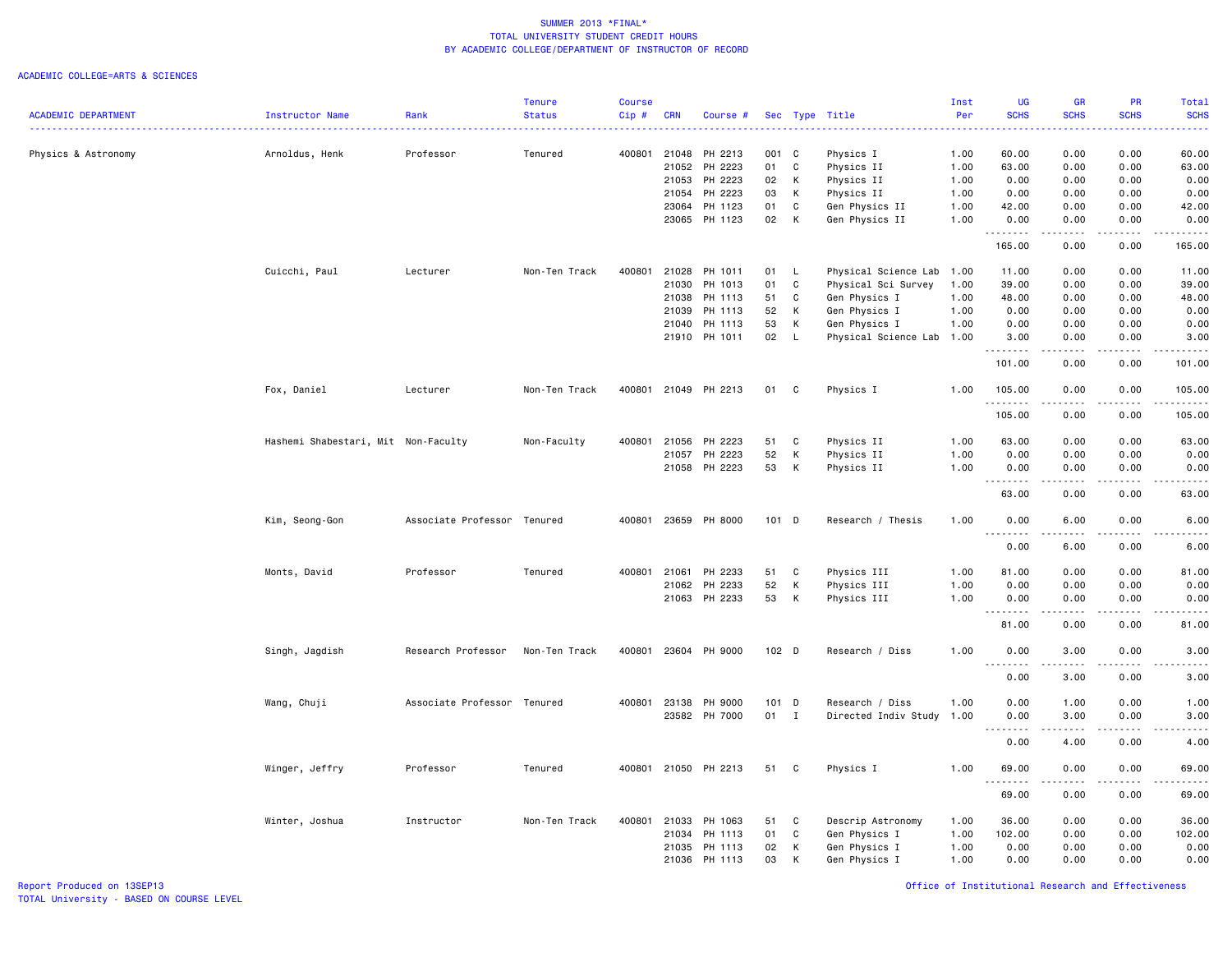SUMMER 2013 *FINAL*
TOTAL UNIVERSITY STUDENT CREDIT HOURS
BY ACADEMIC COLLEGE/DEPARTMENT OF INSTRUCTOR OF RECORD

ACADEMIC COLLEGE=ARTS & SCIENCES

| ACADEMIC DEPARTMENT | Instructor Name | Rank | Tenure Status | Course Cip # | CRN | Course # | Sec | Type | Title | Inst Per | UG SCHS | GR SCHS | PR SCHS | Total SCHS |
|---|---|---|---|---|---|---|---|---|---|---|---|---|---|---|
| Physics & Astronomy | Arnoldus, Henk | Professor | Tenured | 400801 | 21048 | PH 2213 | 001 | C | Physics I | 1.00 | 60.00 | 0.00 | 0.00 | 60.00 |
| | | | | | 21052 | PH 2223 | 01 | C | Physics II | 1.00 | 63.00 | 0.00 | 0.00 | 63.00 |
| | | | | | 21053 | PH 2223 | 02 | K | Physics II | 1.00 | 0.00 | 0.00 | 0.00 | 0.00 |
| | | | | | 21054 | PH 2223 | 03 | K | Physics II | 1.00 | 0.00 | 0.00 | 0.00 | 0.00 |
| | | | | | 23064 | PH 1123 | 01 | C | Gen Physics II | 1.00 | 42.00 | 0.00 | 0.00 | 42.00 |
| | | | | | 23065 | PH 1123 | 02 | K | Gen Physics II | 1.00 | 0.00 | 0.00 | 0.00 | 0.00 |
| | | | | | | | | | | | 165.00 | 0.00 | 0.00 | 165.00 |
| | Cuicchi, Paul | Lecturer | Non-Ten Track | 400801 | 21028 | PH 1011 | 01 | L | Physical Science Lab | 1.00 | 11.00 | 0.00 | 0.00 | 11.00 |
| | | | | | 21030 | PH 1013 | 01 | C | Physical Sci Survey | 1.00 | 39.00 | 0.00 | 0.00 | 39.00 |
| | | | | | 21038 | PH 1113 | 51 | C | Gen Physics I | 1.00 | 48.00 | 0.00 | 0.00 | 48.00 |
| | | | | | 21039 | PH 1113 | 52 | K | Gen Physics I | 1.00 | 0.00 | 0.00 | 0.00 | 0.00 |
| | | | | | 21040 | PH 1113 | 53 | K | Gen Physics I | 1.00 | 0.00 | 0.00 | 0.00 | 0.00 |
| | | | | | 21910 | PH 1011 | 02 | L | Physical Science Lab | 1.00 | 3.00 | 0.00 | 0.00 | 3.00 |
| | | | | | | | | | | | 101.00 | 0.00 | 0.00 | 101.00 |
| | Fox, Daniel | Lecturer | Non-Ten Track | 400801 | 21049 | PH 2213 | 01 | C | Physics I | 1.00 | 105.00 | 0.00 | 0.00 | 105.00 |
| | | | | | | | | | | | 105.00 | 0.00 | 0.00 | 105.00 |
| | Hashemi Shabestari, Mit | Non-Faculty | Non-Faculty | 400801 | 21056 | PH 2223 | 51 | C | Physics II | 1.00 | 63.00 | 0.00 | 0.00 | 63.00 |
| | | | | | 21057 | PH 2223 | 52 | K | Physics II | 1.00 | 0.00 | 0.00 | 0.00 | 0.00 |
| | | | | | 21058 | PH 2223 | 53 | K | Physics II | 1.00 | 0.00 | 0.00 | 0.00 | 0.00 |
| | | | | | | | | | | | 63.00 | 0.00 | 0.00 | 63.00 |
| | Kim, Seong-Gon | Associate Professor | Tenured | 400801 | 23659 | PH 8000 | 101 | D | Research / Thesis | 1.00 | 0.00 | 6.00 | 0.00 | 6.00 |
| | | | | | | | | | | | 0.00 | 6.00 | 0.00 | 6.00 |
| | Monts, David | Professor | Tenured | 400801 | 21061 | PH 2233 | 51 | C | Physics III | 1.00 | 81.00 | 0.00 | 0.00 | 81.00 |
| | | | | | 21062 | PH 2233 | 52 | K | Physics III | 1.00 | 0.00 | 0.00 | 0.00 | 0.00 |
| | | | | | 21063 | PH 2233 | 53 | K | Physics III | 1.00 | 0.00 | 0.00 | 0.00 | 0.00 |
| | | | | | | | | | | | 81.00 | 0.00 | 0.00 | 81.00 |
| | Singh, Jagdish | Research Professor | Non-Ten Track | 400801 | 23604 | PH 9000 | 102 | D | Research / Diss | 1.00 | 0.00 | 3.00 | 0.00 | 3.00 |
| | | | | | | | | | | | 0.00 | 3.00 | 0.00 | 3.00 |
| | Wang, Chuji | Associate Professor | Tenured | 400801 | 23138 | PH 9000 | 101 | D | Research / Diss | 1.00 | 0.00 | 1.00 | 0.00 | 1.00 |
| | | | | | 23582 | PH 7000 | 01 | I | Directed Indiv Study | 1.00 | 0.00 | 3.00 | 0.00 | 3.00 |
| | | | | | | | | | | | 0.00 | 4.00 | 0.00 | 4.00 |
| | Winger, Jeffry | Professor | Tenured | 400801 | 21050 | PH 2213 | 51 | C | Physics I | 1.00 | 69.00 | 0.00 | 0.00 | 69.00 |
| | | | | | | | | | | | 69.00 | 0.00 | 0.00 | 69.00 |
| | Winter, Joshua | Instructor | Non-Ten Track | 400801 | 21033 | PH 1063 | 51 | C | Descrip Astronomy | 1.00 | 36.00 | 0.00 | 0.00 | 36.00 |
| | | | | | 21034 | PH 1113 | 01 | C | Gen Physics I | 1.00 | 102.00 | 0.00 | 0.00 | 102.00 |
| | | | | | 21035 | PH 1113 | 02 | K | Gen Physics I | 1.00 | 0.00 | 0.00 | 0.00 | 0.00 |
| | | | | | 21036 | PH 1113 | 03 | K | Gen Physics I | 1.00 | 0.00 | 0.00 | 0.00 | 0.00 |

Report Produced on 13SEP13
TOTAL University - BASED ON COURSE LEVEL

Office of Institutional Research and Effectiveness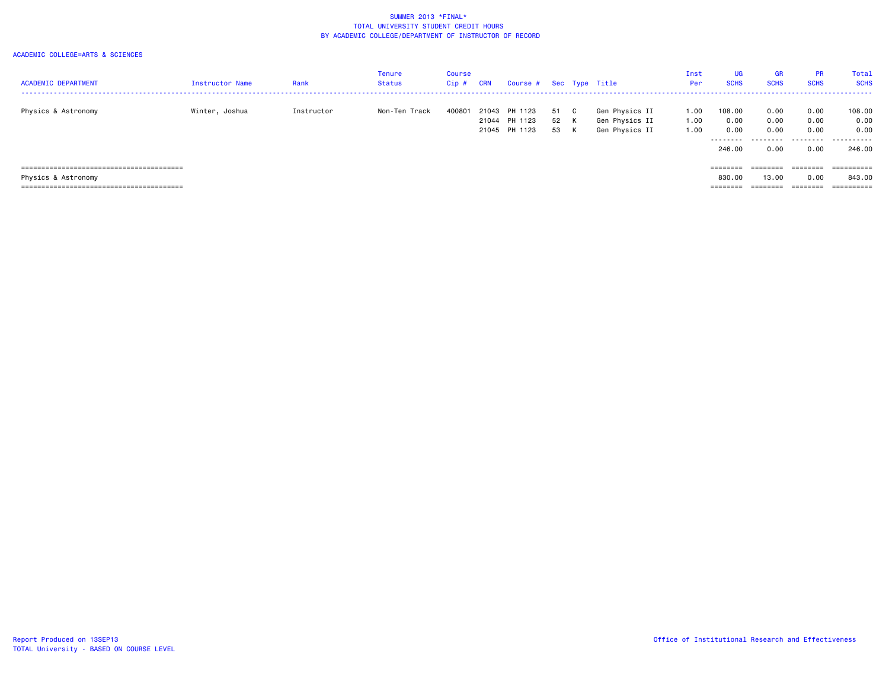SUMMER 2013 *FINAL*
TOTAL UNIVERSITY STUDENT CREDIT HOURS
BY ACADEMIC COLLEGE/DEPARTMENT OF INSTRUCTOR OF RECORD

ACADEMIC COLLEGE=ARTS & SCIENCES

| ACADEMIC DEPARTMENT | Instructor Name | Rank | Tenure Status | Course Cip # | CRN | Course # | Sec | Type | Title | Inst Per | UG SCHS | GR SCHS | PR SCHS | Total SCHS |
|---|---|---|---|---|---|---|---|---|---|---|---|---|---|---|
| Physics & Astronomy | Winter, Joshua | Instructor | Non-Ten Track | 400801 | 21043 | PH 1123 | 51 | C | Gen Physics II | 1.00 | 108.00 | 0.00 | 0.00 | 108.00 |
| | | | | | 21044 | PH 1123 | 52 | K | Gen Physics II | 1.00 | 0.00 | 0.00 | 0.00 | 0.00 |
| | | | | | 21045 | PH 1123 | 53 | K | Gen Physics II | 1.00 | 0.00 | 0.00 | 0.00 | 0.00 |
| | | | | | | | | | | | 246.00 | 0.00 | 0.00 | 246.00 |
| Physics & Astronomy | | | | | | | | | | | 830.00 | 13.00 | 0.00 | 843.00 |

Report Produced on 13SEP13
TOTAL University - BASED ON COURSE LEVEL

Office of Institutional Research and Effectiveness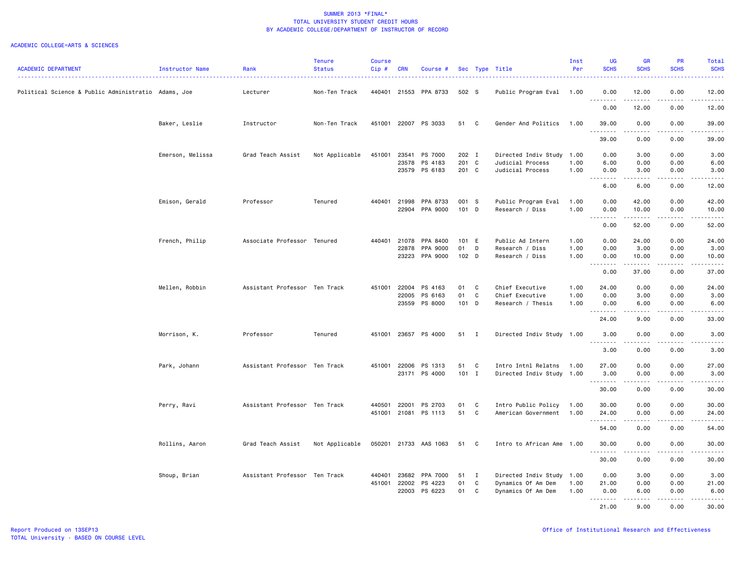# SUMMER 2013 *FINAL*
## TOTAL UNIVERSITY STUDENT CREDIT HOURS
## BY ACADEMIC COLLEGE/DEPARTMENT OF INSTRUCTOR OF RECORD

ACADEMIC COLLEGE=ARTS & SCIENCES

| ACADEMIC DEPARTMENT | Instructor Name | Rank | Tenure Status | Course Cip # | CRN | Course # | Sec | Type | Title | Inst Per | UG SCHS | GR SCHS | PR SCHS | Total SCHS |
|---|---|---|---|---|---|---|---|---|---|---|---|---|---|---|
| Political Science & Public Administratio | Adams, Joe | Lecturer | Non-Ten Track | 440401 | 21553 | PPA 8733 | 502 | S | Public Program Eval | 1.00 | 0.00 | 12.00 | 0.00 | 12.00 |
| | | | | | | | | | | | 0.00 | 12.00 | 0.00 | 12.00 |
| | Baker, Leslie | Instructor | Non-Ten Track | 451001 | 22007 | PS 3033 | 51 | C | Gender And Politics | 1.00 | 39.00 | 0.00 | 0.00 | 39.00 |
| | | | | | | | | | | | 39.00 | 0.00 | 0.00 | 39.00 |
| | Emerson, Melissa | Grad Teach Assist | Not Applicable | 451001 | 23541 | PS 7000 | 202 | I | Directed Indiv Study | 1.00 | 0.00 | 3.00 | 0.00 | 3.00 |
| | | | | | 23578 | PS 4183 | 201 | C | Judicial Process | 1.00 | 6.00 | 0.00 | 0.00 | 6.00 |
| | | | | | 23579 | PS 6183 | 201 | C | Judicial Process | 1.00 | 0.00 | 3.00 | 0.00 | 3.00 |
| | | | | | | | | | | | 6.00 | 6.00 | 0.00 | 12.00 |
| | Emison, Gerald | Professor | Tenured | 440401 | 21998 | PPA 8733 | 001 | S | Public Program Eval | 1.00 | 0.00 | 42.00 | 0.00 | 42.00 |
| | | | | | 22904 | PPA 9000 | 101 | D | Research / Diss | 1.00 | 0.00 | 10.00 | 0.00 | 10.00 |
| | | | | | | | | | | | 0.00 | 52.00 | 0.00 | 52.00 |
| | French, Philip | Associate Professor | Tenured | 440401 | 21078 | PPA 8400 | 101 | E | Public Ad Intern | 1.00 | 0.00 | 24.00 | 0.00 | 24.00 |
| | | | | | 22878 | PPA 9000 | 01 | D | Research / Diss | 1.00 | 0.00 | 3.00 | 0.00 | 3.00 |
| | | | | | 23223 | PPA 9000 | 102 | D | Research / Diss | 1.00 | 0.00 | 10.00 | 0.00 | 10.00 |
| | | | | | | | | | | | 0.00 | 37.00 | 0.00 | 37.00 |
| | Mellen, Robbin | Assistant Professor | Ten Track | 451001 | 22004 | PS 4163 | 01 | C | Chief Executive | 1.00 | 24.00 | 0.00 | 0.00 | 24.00 |
| | | | | | 22005 | PS 6163 | 01 | C | Chief Executive | 1.00 | 0.00 | 3.00 | 0.00 | 3.00 |
| | | | | | 23559 | PS 8000 | 101 | D | Research / Thesis | 1.00 | 0.00 | 6.00 | 0.00 | 6.00 |
| | | | | | | | | | | | 24.00 | 9.00 | 0.00 | 33.00 |
| | Morrison, K. | Professor | Tenured | 451001 | 23657 | PS 4000 | 51 | I | Directed Indiv Study | 1.00 | 3.00 | 0.00 | 0.00 | 3.00 |
| | | | | | | | | | | | 3.00 | 0.00 | 0.00 | 3.00 |
| | Park, Johann | Assistant Professor | Ten Track | 451001 | 22006 | PS 1313 | 51 | C | Intro Intntl Relatns | 1.00 | 27.00 | 0.00 | 0.00 | 27.00 |
| | | | | | 23171 | PS 4000 | 101 | I | Directed Indiv Study | 1.00 | 3.00 | 0.00 | 0.00 | 3.00 |
| | | | | | | | | | | | 30.00 | 0.00 | 0.00 | 30.00 |
| | Perry, Ravi | Assistant Professor | Ten Track | 440501 | 22001 | PS 2703 | 01 | C | Intro Public Policy | 1.00 | 30.00 | 0.00 | 0.00 | 30.00 |
| | | | | 451001 | 21081 | PS 1113 | 51 | C | American Government | 1.00 | 24.00 | 0.00 | 0.00 | 24.00 |
| | | | | | | | | | | | 54.00 | 0.00 | 0.00 | 54.00 |
| | Rollins, Aaron | Grad Teach Assist | Not Applicable | 050201 | 21733 | AAS 1063 | 51 | C | Intro to African Ame | 1.00 | 30.00 | 0.00 | 0.00 | 30.00 |
| | | | | | | | | | | | 30.00 | 0.00 | 0.00 | 30.00 |
| | Shoup, Brian | Assistant Professor | Ten Track | 440401 | 23682 | PPA 7000 | 51 | I | Directed Indiv Study | 1.00 | 0.00 | 3.00 | 0.00 | 3.00 |
| | | | | 451001 | 22002 | PS 4223 | 01 | C | Dynamics Of Am Dem | 1.00 | 21.00 | 0.00 | 0.00 | 21.00 |
| | | | | | 22003 | PS 6223 | 01 | C | Dynamics Of Am Dem | 1.00 | 0.00 | 6.00 | 0.00 | 6.00 |
| | | | | | | | | | | | 21.00 | 9.00 | 0.00 | 30.00 |

Report Produced on 13SEP13
TOTAL University - BASED ON COURSE LEVEL

Office of Institutional Research and Effectiveness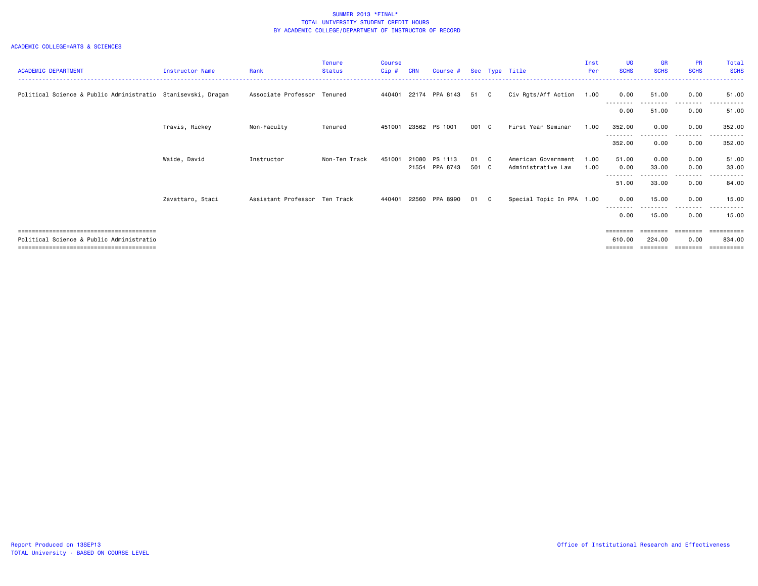SUMMER 2013 *FINAL*
TOTAL UNIVERSITY STUDENT CREDIT HOURS
BY ACADEMIC COLLEGE/DEPARTMENT OF INSTRUCTOR OF RECORD

ACADEMIC COLLEGE=ARTS & SCIENCES

| ACADEMIC DEPARTMENT | Instructor Name | Rank | Tenure Status | Course Cip # | CRN | Course # | Sec | Type | Title | Inst Per | UG SCHS | GR SCHS | PR SCHS | Total SCHS |
|---|---|---|---|---|---|---|---|---|---|---|---|---|---|---|
| Political Science & Public Administratio | Stanisevski, Dragan | Associate Professor | Tenured | 440401 | 22174 | PPA 8143 | 51 | C | Civ Rgts/Aff Action | 1.00 | 0.00 | 51.00 | 0.00 | 51.00 |
| | | | | | | | | | | | 0.00 | 51.00 | 0.00 | 51.00 |
| | Travis, Rickey | Non-Faculty | Tenured | 451001 | 23562 | PS 1001 | 001 | C | First Year Seminar | 1.00 | 352.00 | 0.00 | 0.00 | 352.00 |
| | | | | | | | | | | | 352.00 | 0.00 | 0.00 | 352.00 |
| | Waide, David | Instructor | Non-Ten Track | 451001 | 21080 | PS 1113 | 01 | C | American Government | 1.00 | 51.00 | 0.00 | 0.00 | 51.00 |
| | | | | | 21554 | PPA 8743 | 501 | C | Administrative Law | 1.00 | 0.00 | 33.00 | 0.00 | 33.00 |
| | | | | | | | | | | | 51.00 | 33.00 | 0.00 | 84.00 |
| | Zavattaro, Staci | Assistant Professor | Ten Track | 440401 | 22560 | PPA 8990 | 01 | C | Special Topic In PPA | 1.00 | 0.00 | 15.00 | 0.00 | 15.00 |
| | | | | | | | | | | | 0.00 | 15.00 | 0.00 | 15.00 |
| Political Science & Public Administratio | | | | | | | | | | | 610.00 | 224.00 | 0.00 | 834.00 |

Report Produced on 13SEP13
TOTAL University - BASED ON COURSE LEVEL

Office of Institutional Research and Effectiveness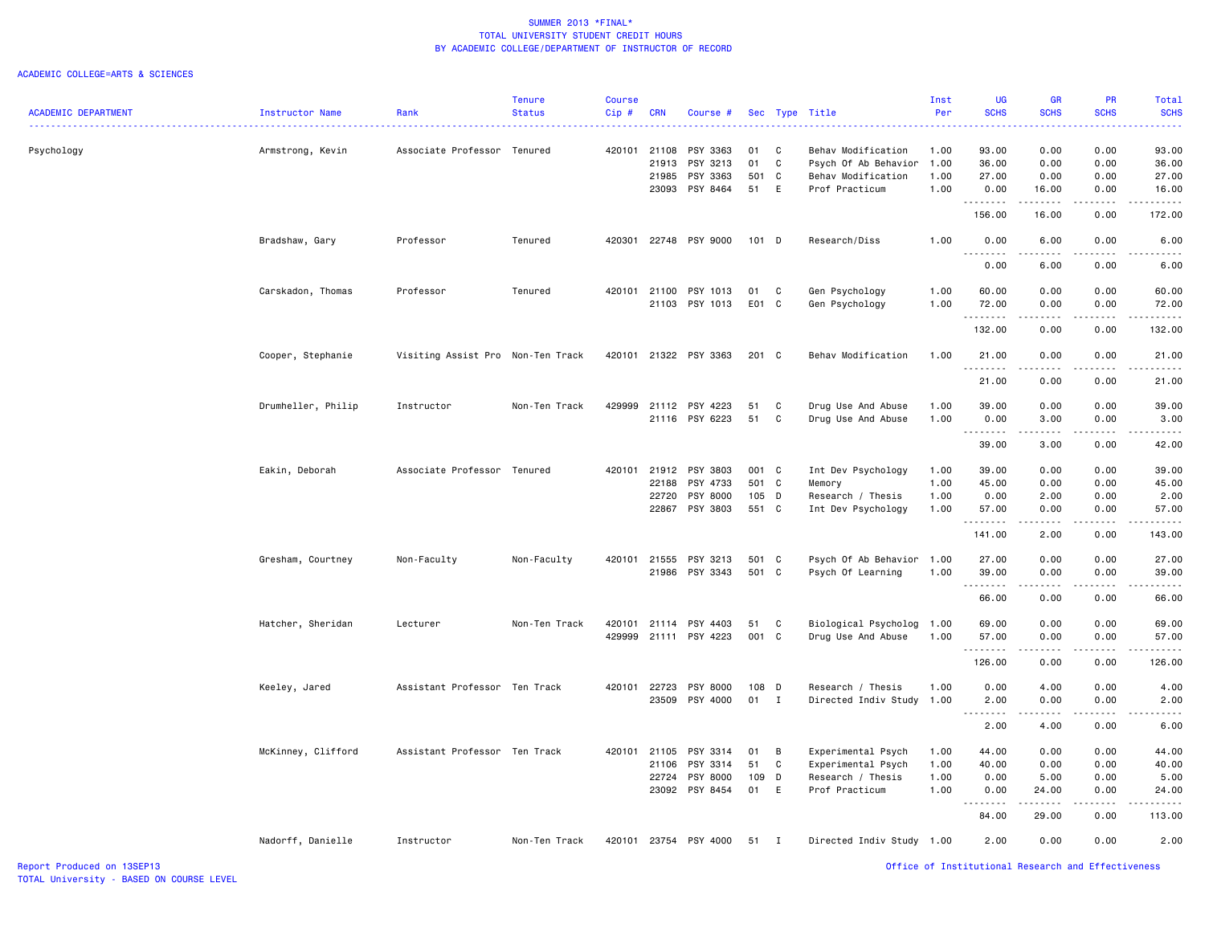SUMMER 2013 *FINAL*
TOTAL UNIVERSITY STUDENT CREDIT HOURS
BY ACADEMIC COLLEGE/DEPARTMENT OF INSTRUCTOR OF RECORD

ACADEMIC COLLEGE=ARTS & SCIENCES

| ACADEMIC DEPARTMENT | Instructor Name | Rank | Tenure Status | Course Cip # | CRN | Course # | Sec | Type | Title | Inst Per | UG SCHS | GR SCHS | PR SCHS | Total SCHS |
|---|---|---|---|---|---|---|---|---|---|---|---|---|---|---|
| Psychology | Armstrong, Kevin | Associate Professor | Tenured | 420101 | 21108 | PSY 3363 | 01 | C | Behav Modification | 1.00 | 93.00 | 0.00 | 0.00 | 93.00 |
| | | | | | 21913 | PSY 3213 | 01 | C | Psych Of Ab Behavior | 1.00 | 36.00 | 0.00 | 0.00 | 36.00 |
| | | | | | 21985 | PSY 3363 | 501 | C | Behav Modification | 1.00 | 27.00 | 0.00 | 0.00 | 27.00 |
| | | | | | 23093 | PSY 8464 | 51 | E | Prof Practicum | 1.00 | 0.00 | 16.00 | 0.00 | 16.00 |
| | | | | | | | | | | | 156.00 | 16.00 | 0.00 | 172.00 |
| | Bradshaw, Gary | Professor | Tenured | 420301 | 22748 | PSY 9000 | 101 | D | Research/Diss | 1.00 | 0.00 | 6.00 | 0.00 | 6.00 |
| | | | | | | | | | | | 0.00 | 6.00 | 0.00 | 6.00 |
| | Carskadon, Thomas | Professor | Tenured | 420101 | 21100 | PSY 1013 | 01 | C | Gen Psychology | 1.00 | 60.00 | 0.00 | 0.00 | 60.00 |
| | | | | | 21103 | PSY 1013 | E01 | C | Gen Psychology | 1.00 | 72.00 | 0.00 | 0.00 | 72.00 |
| | | | | | | | | | | | 132.00 | 0.00 | 0.00 | 132.00 |
| | Cooper, Stephanie | Visiting Assist Pro | Non-Ten Track | 420101 | 21322 | PSY 3363 | 201 | C | Behav Modification | 1.00 | 21.00 | 0.00 | 0.00 | 21.00 |
| | | | | | | | | | | | 21.00 | 0.00 | 0.00 | 21.00 |
| | Drumheller, Philip | Instructor | Non-Ten Track | 429999 | 21112 | PSY 4223 | 51 | C | Drug Use And Abuse | 1.00 | 39.00 | 0.00 | 0.00 | 39.00 |
| | | | | | 21116 | PSY 6223 | 51 | C | Drug Use And Abuse | 1.00 | 0.00 | 3.00 | 0.00 | 3.00 |
| | | | | | | | | | | | 39.00 | 3.00 | 0.00 | 42.00 |
| | Eakin, Deborah | Associate Professor | Tenured | 420101 | 21912 | PSY 3803 | 001 | C | Int Dev Psychology | 1.00 | 39.00 | 0.00 | 0.00 | 39.00 |
| | | | | | 22188 | PSY 4733 | 501 | C | Memory | 1.00 | 45.00 | 0.00 | 0.00 | 45.00 |
| | | | | | 22720 | PSY 8000 | 105 | D | Research / Thesis | 1.00 | 0.00 | 2.00 | 0.00 | 2.00 |
| | | | | | 22867 | PSY 3803 | 551 | C | Int Dev Psychology | 1.00 | 57.00 | 0.00 | 0.00 | 57.00 |
| | | | | | | | | | | | 141.00 | 2.00 | 0.00 | 143.00 |
| | Gresham, Courtney | Non-Faculty | Non-Faculty | 420101 | 21555 | PSY 3213 | 501 | C | Psych Of Ab Behavior | 1.00 | 27.00 | 0.00 | 0.00 | 27.00 |
| | | | | | 21986 | PSY 3343 | 501 | C | Psych Of Learning | 1.00 | 39.00 | 0.00 | 0.00 | 39.00 |
| | | | | | | | | | | | 66.00 | 0.00 | 0.00 | 66.00 |
| | Hatcher, Sheridan | Lecturer | Non-Ten Track | 420101 | 21114 | PSY 4403 | 51 | C | Biological Psycholog | 1.00 | 69.00 | 0.00 | 0.00 | 69.00 |
| | | | | 429999 | 21111 | PSY 4223 | 001 | C | Drug Use And Abuse | 1.00 | 57.00 | 0.00 | 0.00 | 57.00 |
| | | | | | | | | | | | 126.00 | 0.00 | 0.00 | 126.00 |
| | Keeley, Jared | Assistant Professor | Ten Track | 420101 | 22723 | PSY 8000 | 108 | D | Research / Thesis | 1.00 | 0.00 | 4.00 | 0.00 | 4.00 |
| | | | | | 23509 | PSY 4000 | 01 | I | Directed Indiv Study | 1.00 | 2.00 | 0.00 | 0.00 | 2.00 |
| | | | | | | | | | | | 2.00 | 4.00 | 0.00 | 6.00 |
| | McKinney, Clifford | Assistant Professor | Ten Track | 420101 | 21105 | PSY 3314 | 01 | B | Experimental Psych | 1.00 | 44.00 | 0.00 | 0.00 | 44.00 |
| | | | | | 21106 | PSY 3314 | 51 | C | Experimental Psych | 1.00 | 40.00 | 0.00 | 0.00 | 40.00 |
| | | | | | 22724 | PSY 8000 | 109 | D | Research / Thesis | 1.00 | 0.00 | 5.00 | 0.00 | 5.00 |
| | | | | | 23092 | PSY 8454 | 01 | E | Prof Practicum | 1.00 | 0.00 | 24.00 | 0.00 | 24.00 |
| | | | | | | | | | | | 84.00 | 29.00 | 0.00 | 113.00 |
| | Nadorff, Danielle | Instructor | Non-Ten Track | 420101 | 23754 | PSY 4000 | 51 | I | Directed Indiv Study | 1.00 | 2.00 | 0.00 | 0.00 | 2.00 |

Report Produced on 13SEP13
TOTAL University - BASED ON COURSE LEVEL

Office of Institutional Research and Effectiveness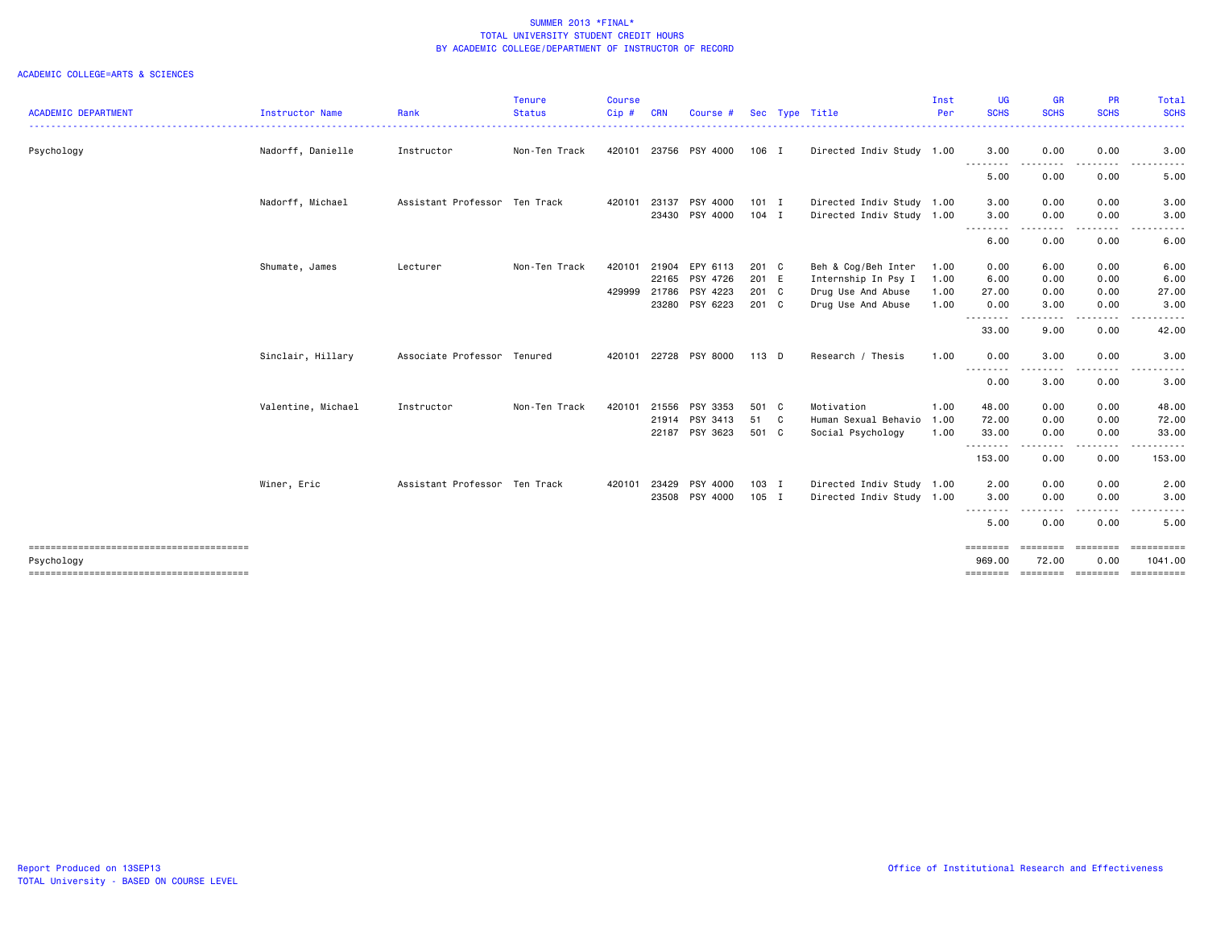SUMMER 2013 *FINAL*
TOTAL UNIVERSITY STUDENT CREDIT HOURS
BY ACADEMIC COLLEGE/DEPARTMENT OF INSTRUCTOR OF RECORD

ACADEMIC COLLEGE=ARTS & SCIENCES

| ACADEMIC DEPARTMENT | Instructor Name | Rank | Tenure Status | Course Cip # | CRN | Course # | Sec | Type | Title | Inst Per | UG SCHS | GR SCHS | PR SCHS | Total SCHS |
|---|---|---|---|---|---|---|---|---|---|---|---|---|---|---|
| Psychology | Nadorff, Danielle | Instructor | Non-Ten Track | 420101 | 23756 | PSY 4000 | 106 | I | Directed Indiv Study | 1.00 | 3.00 | 0.00 | 0.00 | 3.00 |
| | | | | | | | | | | | 5.00 | 0.00 | 0.00 | 5.00 |
| | Nadorff, Michael | Assistant Professor | Ten Track | 420101 | 23137 | PSY 4000 | 101 | I | Directed Indiv Study | 1.00 | 3.00 | 0.00 | 0.00 | 3.00 |
| | | | | | 23430 | PSY 4000 | 104 | I | Directed Indiv Study | 1.00 | 3.00 | 0.00 | 0.00 | 3.00 |
| | | | | | | | | | | | 6.00 | 0.00 | 0.00 | 6.00 |
| | Shumate, James | Lecturer | Non-Ten Track | 420101 | 21904 | EPY 6113 | 201 | C | Beh & Cog/Beh Inter | 1.00 | 0.00 | 6.00 | 0.00 | 6.00 |
| | | | | | 22165 | PSY 4726 | 201 | E | Internship In Psy I | 1.00 | 6.00 | 0.00 | 0.00 | 6.00 |
| | | | | 429999 | 21786 | PSY 4223 | 201 | C | Drug Use And Abuse | 1.00 | 27.00 | 0.00 | 0.00 | 27.00 |
| | | | | | 23280 | PSY 6223 | 201 | C | Drug Use And Abuse | 1.00 | 0.00 | 3.00 | 0.00 | 3.00 |
| | | | | | | | | | | | 33.00 | 9.00 | 0.00 | 42.00 |
| | Sinclair, Hillary | Associate Professor | Tenured | 420101 | 22728 | PSY 8000 | 113 | D | Research / Thesis | 1.00 | 0.00 | 3.00 | 0.00 | 3.00 |
| | | | | | | | | | | | 0.00 | 3.00 | 0.00 | 3.00 |
| | Valentine, Michael | Instructor | Non-Ten Track | 420101 | 21556 | PSY 3353 | 501 | C | Motivation | 1.00 | 48.00 | 0.00 | 0.00 | 48.00 |
| | | | | | 21914 | PSY 3413 | 51 | C | Human Sexual Behavio | 1.00 | 72.00 | 0.00 | 0.00 | 72.00 |
| | | | | | 22187 | PSY 3623 | 501 | C | Social Psychology | 1.00 | 33.00 | 0.00 | 0.00 | 33.00 |
| | | | | | | | | | | | 153.00 | 0.00 | 0.00 | 153.00 |
| | Winer, Eric | Assistant Professor | Ten Track | 420101 | 23429 | PSY 4000 | 103 | I | Directed Indiv Study | 1.00 | 2.00 | 0.00 | 0.00 | 2.00 |
| | | | | | 23508 | PSY 4000 | 105 | I | Directed Indiv Study | 1.00 | 3.00 | 0.00 | 0.00 | 3.00 |
| | | | | | | | | | | | 5.00 | 0.00 | 0.00 | 5.00 |
| Psychology | | | | | | | | | | | 969.00 | 72.00 | 0.00 | 1041.00 |

Report Produced on 13SEP13
TOTAL University - BASED ON COURSE LEVEL

Office of Institutional Research and Effectiveness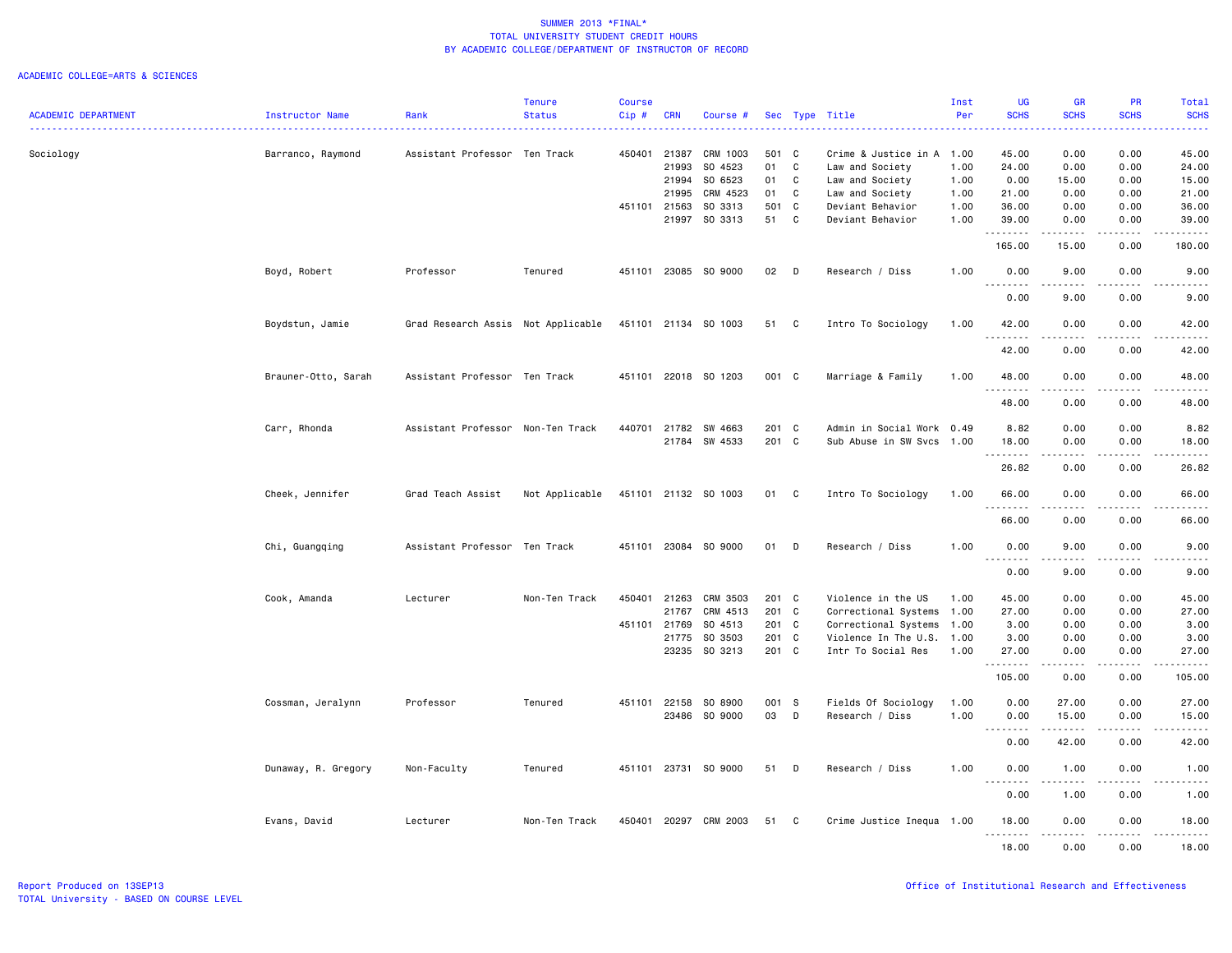SUMMER 2013 *FINAL*
TOTAL UNIVERSITY STUDENT CREDIT HOURS
BY ACADEMIC COLLEGE/DEPARTMENT OF INSTRUCTOR OF RECORD

ACADEMIC COLLEGE=ARTS & SCIENCES

| ACADEMIC DEPARTMENT | Instructor Name | Rank | Tenure Status | Course Cip # | CRN | Course # | Sec | Type | Title | Inst Per | UG SCHS | GR SCHS | PR SCHS | Total SCHS |
|---|---|---|---|---|---|---|---|---|---|---|---|---|---|---|
| Sociology | Barranco, Raymond | Assistant Professor | Ten Track | 450401 | 21387 | CRM 1003 | 501 | C | Crime & Justice in A | 1.00 | 45.00 | 0.00 | 0.00 | 45.00 |
| | | | | | 21993 | SO 4523 | 01 | C | Law and Society | 1.00 | 24.00 | 0.00 | 0.00 | 24.00 |
| | | | | | 21994 | SO 6523 | 01 | C | Law and Society | 1.00 | 0.00 | 15.00 | 0.00 | 15.00 |
| | | | | | 21995 | CRM 4523 | 01 | C | Law and Society | 1.00 | 21.00 | 0.00 | 0.00 | 21.00 |
| | | | | 451101 | 21563 | SO 3313 | 501 | C | Deviant Behavior | 1.00 | 36.00 | 0.00 | 0.00 | 36.00 |
| | | | | | 21997 | SO 3313 | 51 | C | Deviant Behavior | 1.00 | 39.00 | 0.00 | 0.00 | 39.00 |
| | | | | | | | | | | | 165.00 | 15.00 | 0.00 | 180.00 |
| | Boyd, Robert | Professor | Tenured | 451101 | 23085 | SO 9000 | 02 | D | Research / Diss | 1.00 | 0.00 | 9.00 | 0.00 | 9.00 |
| | | | | | | | | | | | 0.00 | 9.00 | 0.00 | 9.00 |
| | Boydstun, Jamie | Grad Research Assis | Not Applicable | 451101 | 21134 | SO 1003 | 51 | C | Intro To Sociology | 1.00 | 42.00 | 0.00 | 0.00 | 42.00 |
| | | | | | | | | | | | 42.00 | 0.00 | 0.00 | 42.00 |
| | Brauner-Otto, Sarah | Assistant Professor | Ten Track | 451101 | 22018 | SO 1203 | 001 | C | Marriage & Family | 1.00 | 48.00 | 0.00 | 0.00 | 48.00 |
| | | | | | | | | | | | 48.00 | 0.00 | 0.00 | 48.00 |
| | Carr, Rhonda | Assistant Professor | Non-Ten Track | 440701 | 21782 | SW 4663 | 201 | C | Admin in Social Work | 0.49 | 8.82 | 0.00 | 0.00 | 8.82 |
| | | | | | 21784 | SW 4533 | 201 | C | Sub Abuse in SW Svcs | 1.00 | 18.00 | 0.00 | 0.00 | 18.00 |
| | | | | | | | | | | | 26.82 | 0.00 | 0.00 | 26.82 |
| | Cheek, Jennifer | Grad Teach Assist | Not Applicable | 451101 | 21132 | SO 1003 | 01 | C | Intro To Sociology | 1.00 | 66.00 | 0.00 | 0.00 | 66.00 |
| | | | | | | | | | | | 66.00 | 0.00 | 0.00 | 66.00 |
| | Chi, Guangqing | Assistant Professor | Ten Track | 451101 | 23084 | SO 9000 | 01 | D | Research / Diss | 1.00 | 0.00 | 9.00 | 0.00 | 9.00 |
| | | | | | | | | | | | 0.00 | 9.00 | 0.00 | 9.00 |
| | Cook, Amanda | Lecturer | Non-Ten Track | 450401 | 21263 | CRM 3503 | 201 | C | Violence in the US | 1.00 | 45.00 | 0.00 | 0.00 | 45.00 |
| | | | | | 21767 | CRM 4513 | 201 | C | Correctional Systems | 1.00 | 27.00 | 0.00 | 0.00 | 27.00 |
| | | | | 451101 | 21769 | SO 4513 | 201 | C | Correctional Systems | 1.00 | 3.00 | 0.00 | 0.00 | 3.00 |
| | | | | | 21775 | SO 3503 | 201 | C | Violence In The U.S. | 1.00 | 3.00 | 0.00 | 0.00 | 3.00 |
| | | | | | 23235 | SO 3213 | 201 | C | Intr To Social Res | 1.00 | 27.00 | 0.00 | 0.00 | 27.00 |
| | | | | | | | | | | | 105.00 | 0.00 | 0.00 | 105.00 |
| | Cossman, Jeralynn | Professor | Tenured | 451101 | 22158 | SO 8900 | 001 | S | Fields Of Sociology | 1.00 | 0.00 | 27.00 | 0.00 | 27.00 |
| | | | | | 23486 | SO 9000 | 03 | D | Research / Diss | 1.00 | 0.00 | 15.00 | 0.00 | 15.00 |
| | | | | | | | | | | | 0.00 | 42.00 | 0.00 | 42.00 |
| | Dunaway, R. Gregory | Non-Faculty | Tenured | 451101 | 23731 | SO 9000 | 51 | D | Research / Diss | 1.00 | 0.00 | 1.00 | 0.00 | 1.00 |
| | | | | | | | | | | | 0.00 | 1.00 | 0.00 | 1.00 |
| | Evans, David | Lecturer | Non-Ten Track | 450401 | 20297 | CRM 2003 | 51 | C | Crime Justice Inequa | 1.00 | 18.00 | 0.00 | 0.00 | 18.00 |
| | | | | | | | | | | | 18.00 | 0.00 | 0.00 | 18.00 |

Report Produced on 13SEP13
TOTAL University - BASED ON COURSE LEVEL

Office of Institutional Research and Effectiveness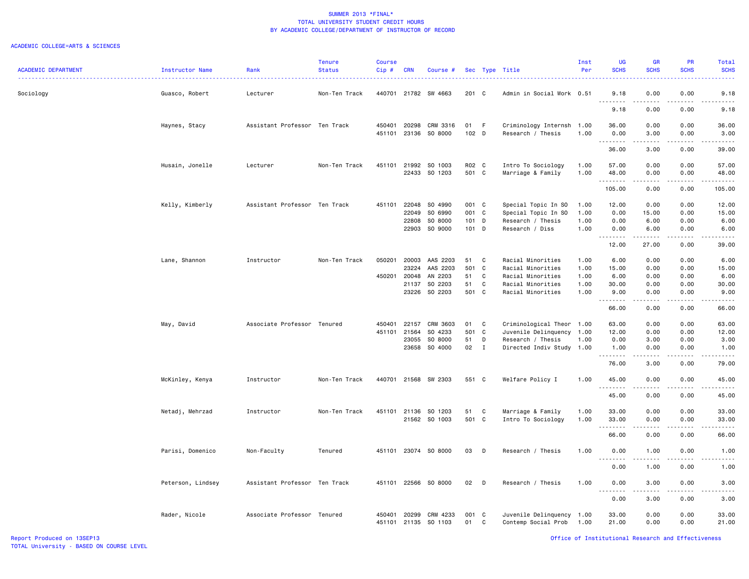SUMMER 2013 *FINAL*
TOTAL UNIVERSITY STUDENT CREDIT HOURS
BY ACADEMIC COLLEGE/DEPARTMENT OF INSTRUCTOR OF RECORD

ACADEMIC COLLEGE=ARTS & SCIENCES

| ACADEMIC DEPARTMENT | Instructor Name | Rank | Tenure Status | Course Cip # | CRN | Course # | Sec | Type | Title | Inst Per | UG SCHS | GR SCHS | PR SCHS | Total SCHS |
|---|---|---|---|---|---|---|---|---|---|---|---|---|---|---|
| Sociology | Guasco, Robert | Lecturer | Non-Ten Track | 440701 | 21782 | SW 4663 | 201 | C | Admin in Social Work | 0.51 | 9.18 | 0.00 | 0.00 | 9.18 |
| | | | | | | | | | | | 9.18 | 0.00 | 0.00 | 9.18 |
| | Haynes, Stacy | Assistant Professor | Ten Track | 450401 | 20298 | CRM 3316 | 01 | F | Criminology Internsh | 1.00 | 36.00 | 0.00 | 0.00 | 36.00 |
| | | | | 451101 | 23136 | SO 8000 | 102 | D | Research / Thesis | 1.00 | 0.00 | 3.00 | 0.00 | 3.00 |
| | | | | | | | | | | | 36.00 | 3.00 | 0.00 | 39.00 |
| | Husain, Jonelle | Lecturer | Non-Ten Track | 451101 | 21992 | SO 1003 | R02 | C | Intro To Sociology | 1.00 | 57.00 | 0.00 | 0.00 | 57.00 |
| | | | | | 22433 | SO 1203 | 501 | C | Marriage & Family | 1.00 | 48.00 | 0.00 | 0.00 | 48.00 |
| | | | | | | | | | | | 105.00 | 0.00 | 0.00 | 105.00 |
| | Kelly, Kimberly | Assistant Professor | Ten Track | 451101 | 22048 | SO 4990 | 001 | C | Special Topic In SO | 1.00 | 12.00 | 0.00 | 0.00 | 12.00 |
| | | | | | 22049 | SO 6990 | 001 | C | Special Topic In SO | 1.00 | 0.00 | 15.00 | 0.00 | 15.00 |
| | | | | | 22808 | SO 8000 | 101 | D | Research / Thesis | 1.00 | 0.00 | 6.00 | 0.00 | 6.00 |
| | | | | | 22903 | SO 9000 | 101 | D | Research / Diss | 1.00 | 0.00 | 6.00 | 0.00 | 6.00 |
| | | | | | | | | | | | 12.00 | 27.00 | 0.00 | 39.00 |
| | Lane, Shannon | Instructor | Non-Ten Track | 050201 | 20003 | AAS 2203 | 51 | C | Racial Minorities | 1.00 | 6.00 | 0.00 | 0.00 | 6.00 |
| | | | | | 23224 | AAS 2203 | 501 | C | Racial Minorities | 1.00 | 15.00 | 0.00 | 0.00 | 15.00 |
| | | | | 450201 | 20048 | AN 2203 | 51 | C | Racial Minorities | 1.00 | 6.00 | 0.00 | 0.00 | 6.00 |
| | | | | | 21137 | SO 2203 | 51 | C | Racial Minorities | 1.00 | 30.00 | 0.00 | 0.00 | 30.00 |
| | | | | | 23226 | SO 2203 | 501 | C | Racial Minorities | 1.00 | 9.00 | 0.00 | 0.00 | 9.00 |
| | | | | | | | | | | | 66.00 | 0.00 | 0.00 | 66.00 |
| | May, David | Associate Professor | Tenured | 450401 | 22157 | CRM 3603 | 01 | C | Criminological Theor | 1.00 | 63.00 | 0.00 | 0.00 | 63.00 |
| | | | | 451101 | 21564 | SO 4233 | 501 | C | Juvenile Delinquency | 1.00 | 12.00 | 0.00 | 0.00 | 12.00 |
| | | | | | 23055 | SO 8000 | 51 | D | Research / Thesis | 1.00 | 0.00 | 3.00 | 0.00 | 3.00 |
| | | | | | 23658 | SO 4000 | 02 | I | Directed Indiv Study | 1.00 | 1.00 | 0.00 | 0.00 | 1.00 |
| | | | | | | | | | | | 76.00 | 3.00 | 0.00 | 79.00 |
| | McKinley, Kenya | Instructor | Non-Ten Track | 440701 | 21568 | SW 2303 | 551 | C | Welfare Policy I | 1.00 | 45.00 | 0.00 | 0.00 | 45.00 |
| | | | | | | | | | | | 45.00 | 0.00 | 0.00 | 45.00 |
| | Netadj, Mehrzad | Instructor | Non-Ten Track | 451101 | 21136 | SO 1203 | 51 | C | Marriage & Family | 1.00 | 33.00 | 0.00 | 0.00 | 33.00 |
| | | | | | 21562 | SO 1003 | 501 | C | Intro To Sociology | 1.00 | 33.00 | 0.00 | 0.00 | 33.00 |
| | | | | | | | | | | | 66.00 | 0.00 | 0.00 | 66.00 |
| | Parisi, Domenico | Non-Faculty | Tenured | 451101 | 23074 | SO 8000 | 03 | D | Research / Thesis | 1.00 | 0.00 | 1.00 | 0.00 | 1.00 |
| | | | | | | | | | | | 0.00 | 1.00 | 0.00 | 1.00 |
| | Peterson, Lindsey | Assistant Professor | Ten Track | 451101 | 22566 | SO 8000 | 02 | D | Research / Thesis | 1.00 | 0.00 | 3.00 | 0.00 | 3.00 |
| | | | | | | | | | | | 0.00 | 3.00 | 0.00 | 3.00 |
| | Rader, Nicole | Associate Professor | Tenured | 450401 | 20299 | CRM 4233 | 001 | C | Juvenile Delinquency | 1.00 | 33.00 | 0.00 | 0.00 | 33.00 |
| | | | | 451101 | 21135 | SO 1103 | 01 | C | Contemp Social Prob | 1.00 | 21.00 | 0.00 | 0.00 | 21.00 |

Report Produced on 13SEP13
TOTAL University - BASED ON COURSE LEVEL

Office of Institutional Research and Effectiveness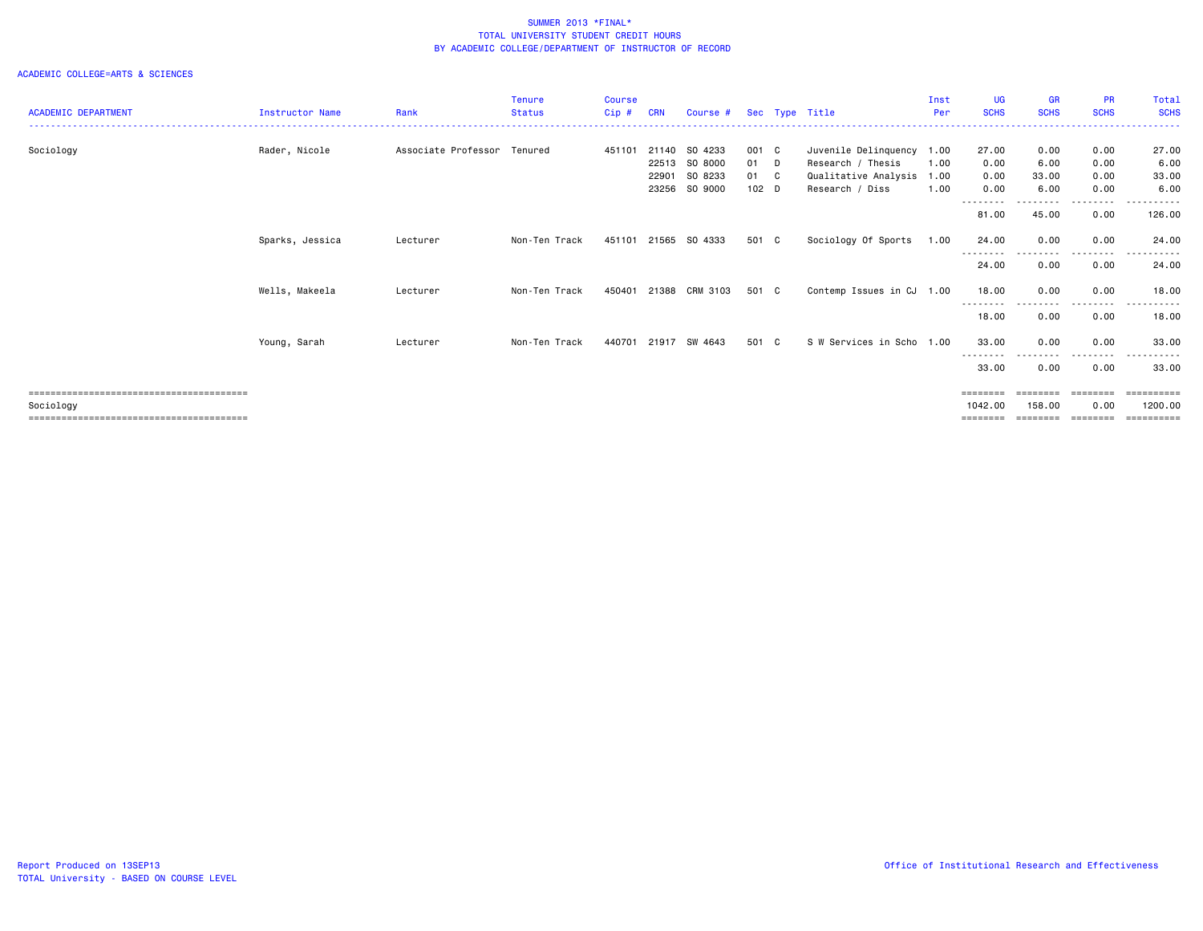SUMMER 2013 *FINAL*
TOTAL UNIVERSITY STUDENT CREDIT HOURS
BY ACADEMIC COLLEGE/DEPARTMENT OF INSTRUCTOR OF RECORD

ACADEMIC COLLEGE=ARTS & SCIENCES

| ACADEMIC DEPARTMENT | Instructor Name | Rank | Tenure Status | Course Cip # | CRN | Course # | Sec | Type | Title | Inst Per | UG SCHS | GR SCHS | PR SCHS | Total SCHS |
|---|---|---|---|---|---|---|---|---|---|---|---|---|---|---|
| Sociology | Rader, Nicole | Associate Professor | Tenured | 451101 | 21140 | SO 4233 | 001 | C | Juvenile Delinquency | 1.00 | 27.00 | 0.00 | 0.00 | 27.00 |
| | | | | | 22513 | SO 8000 | 01 | D | Research / Thesis | 1.00 | 0.00 | 6.00 | 0.00 | 6.00 |
| | | | | | 22901 | SO 8233 | 01 | C | Qualitative Analysis | 1.00 | 0.00 | 33.00 | 0.00 | 33.00 |
| | | | | | 23256 | SO 9000 | 102 | D | Research / Diss | 1.00 | 0.00 | 6.00 | 0.00 | 6.00 |
| | | | | | | | | | | | 81.00 | 45.00 | 0.00 | 126.00 |
| | Sparks, Jessica | Lecturer | Non-Ten Track | 451101 | 21565 | SO 4333 | 501 | C | Sociology Of Sports | 1.00 | 24.00 | 0.00 | 0.00 | 24.00 |
| | | | | | | | | | | | 24.00 | 0.00 | 0.00 | 24.00 |
| | Wells, Makeela | Lecturer | Non-Ten Track | 450401 | 21388 | CRM 3103 | 501 | C | Contemp Issues in CJ | 1.00 | 18.00 | 0.00 | 0.00 | 18.00 |
| | | | | | | | | | | | 18.00 | 0.00 | 0.00 | 18.00 |
| | Young, Sarah | Lecturer | Non-Ten Track | 440701 | 21917 | SW 4643 | 501 | C | S W Services in Scho | 1.00 | 33.00 | 0.00 | 0.00 | 33.00 |
| | | | | | | | | | | | 33.00 | 0.00 | 0.00 | 33.00 |
| Sociology | | | | | | | | | | | 1042.00 | 158.00 | 0.00 | 1200.00 |

Report Produced on 13SEP13
TOTAL University - BASED ON COURSE LEVEL

Office of Institutional Research and Effectiveness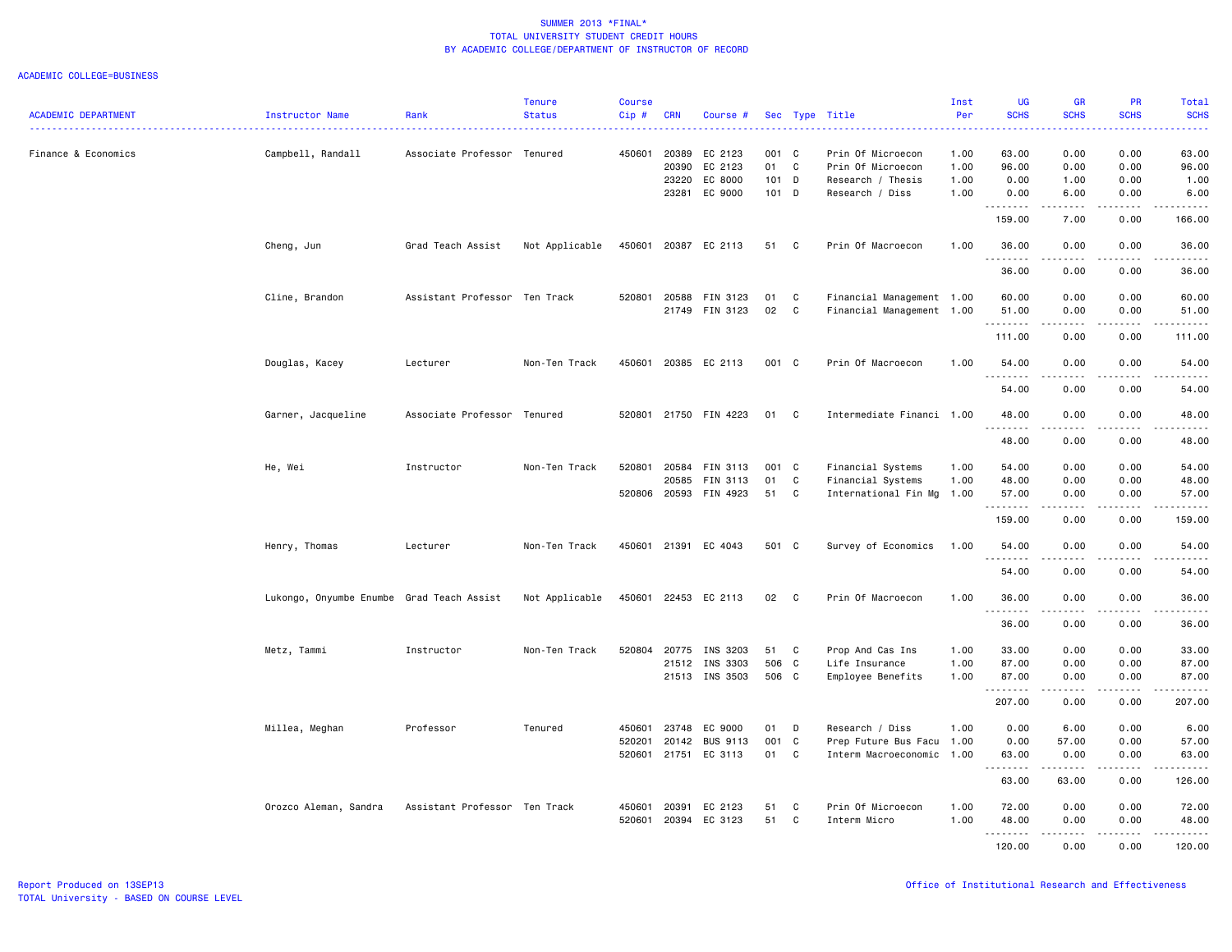SUMMER 2013 *FINAL*
TOTAL UNIVERSITY STUDENT CREDIT HOURS
BY ACADEMIC COLLEGE/DEPARTMENT OF INSTRUCTOR OF RECORD

ACADEMIC COLLEGE=BUSINESS

| ACADEMIC DEPARTMENT | Instructor Name | Rank | Tenure Status | Course Cip # | CRN | Course # | Sec | Type | Title | Inst Per | UG SCHS | GR SCHS | PR SCHS | Total SCHS |
|---|---|---|---|---|---|---|---|---|---|---|---|---|---|---|
| Finance & Economics | Campbell, Randall | Associate Professor | Tenured | 450601 | 20389 | EC 2123 | 001 | C | Prin Of Microecon | 1.00 | 63.00 | 0.00 | 0.00 | 63.00 |
| | | | | | 20390 | EC 2123 | 01 | C | Prin Of Microecon | 1.00 | 96.00 | 0.00 | 0.00 | 96.00 |
| | | | | | 23220 | EC 8000 | 101 | D | Research / Thesis | 1.00 | 0.00 | 1.00 | 0.00 | 1.00 |
| | | | | | 23281 | EC 9000 | 101 | D | Research / Diss | 1.00 | 0.00 | 6.00 | 0.00 | 6.00 |
| | | | | | | | | | | | 159.00 | 7.00 | 0.00 | 166.00 |
| | Cheng, Jun | Grad Teach Assist | Not Applicable | 450601 | 20387 | EC 2113 | 51 | C | Prin Of Macroecon | 1.00 | 36.00 | 0.00 | 0.00 | 36.00 |
| | | | | | | | | | | | 36.00 | 0.00 | 0.00 | 36.00 |
| | Cline, Brandon | Assistant Professor | Ten Track | 520801 | 20588 | FIN 3123 | 01 | C | Financial Management | 1.00 | 60.00 | 0.00 | 0.00 | 60.00 |
| | | | | | 21749 | FIN 3123 | 02 | C | Financial Management | 1.00 | 51.00 | 0.00 | 0.00 | 51.00 |
| | | | | | | | | | | | 111.00 | 0.00 | 0.00 | 111.00 |
| | Douglas, Kacey | Lecturer | Non-Ten Track | 450601 | 20385 | EC 2113 | 001 | C | Prin Of Macroecon | 1.00 | 54.00 | 0.00 | 0.00 | 54.00 |
| | | | | | | | | | | | 54.00 | 0.00 | 0.00 | 54.00 |
| | Garner, Jacqueline | Associate Professor | Tenured | 520801 | 21750 | FIN 4223 | 01 | C | Intermediate Financi | 1.00 | 48.00 | 0.00 | 0.00 | 48.00 |
| | | | | | | | | | | | 48.00 | 0.00 | 0.00 | 48.00 |
| | He, Wei | Instructor | Non-Ten Track | 520801 | 20584 | FIN 3113 | 001 | C | Financial Systems | 1.00 | 54.00 | 0.00 | 0.00 | 54.00 |
| | | | | | 20585 | FIN 3113 | 01 | C | Financial Systems | 1.00 | 48.00 | 0.00 | 0.00 | 48.00 |
| | | | | 520806 | 20593 | FIN 4923 | 51 | C | International Fin Mg | 1.00 | 57.00 | 0.00 | 0.00 | 57.00 |
| | | | | | | | | | | | 159.00 | 0.00 | 0.00 | 159.00 |
| | Henry, Thomas | Lecturer | Non-Ten Track | 450601 | 21391 | EC 4043 | 501 | C | Survey of Economics | 1.00 | 54.00 | 0.00 | 0.00 | 54.00 |
| | | | | | | | | | | | 54.00 | 0.00 | 0.00 | 54.00 |
| | Lukongo, Onyumbe Enumbe | Grad Teach Assist | Not Applicable | 450601 | 22453 | EC 2113 | 02 | C | Prin Of Macroecon | 1.00 | 36.00 | 0.00 | 0.00 | 36.00 |
| | | | | | | | | | | | 36.00 | 0.00 | 0.00 | 36.00 |
| | Metz, Tammi | Instructor | Non-Ten Track | 520804 | 20775 | INS 3203 | 51 | C | Prop And Cas Ins | 1.00 | 33.00 | 0.00 | 0.00 | 33.00 |
| | | | | | 21512 | INS 3303 | 506 | C | Life Insurance | 1.00 | 87.00 | 0.00 | 0.00 | 87.00 |
| | | | | | 21513 | INS 3503 | 506 | C | Employee Benefits | 1.00 | 87.00 | 0.00 | 0.00 | 87.00 |
| | | | | | | | | | | | 207.00 | 0.00 | 0.00 | 207.00 |
| | Millea, Meghan | Professor | Tenured | 450601 | 23748 | EC 9000 | 01 | D | Research / Diss | 1.00 | 0.00 | 6.00 | 0.00 | 6.00 |
| | | | | 520201 | 20142 | BUS 9113 | 001 | C | Prep Future Bus Facu | 1.00 | 0.00 | 57.00 | 0.00 | 57.00 |
| | | | | 520601 | 21751 | EC 3113 | 01 | C | Interm Macroeconomic | 1.00 | 63.00 | 0.00 | 0.00 | 63.00 |
| | | | | | | | | | | | 63.00 | 63.00 | 0.00 | 126.00 |
| | Orozco Aleman, Sandra | Assistant Professor | Ten Track | 450601 | 20391 | EC 2123 | 51 | C | Prin Of Microecon | 1.00 | 72.00 | 0.00 | 0.00 | 72.00 |
| | | | | 520601 | 20394 | EC 3123 | 51 | C | Interm Micro | 1.00 | 48.00 | 0.00 | 0.00 | 48.00 |
| | | | | | | | | | | | 120.00 | 0.00 | 0.00 | 120.00 |

Report Produced on 13SEP13
TOTAL University - BASED ON COURSE LEVEL

Office of Institutional Research and Effectiveness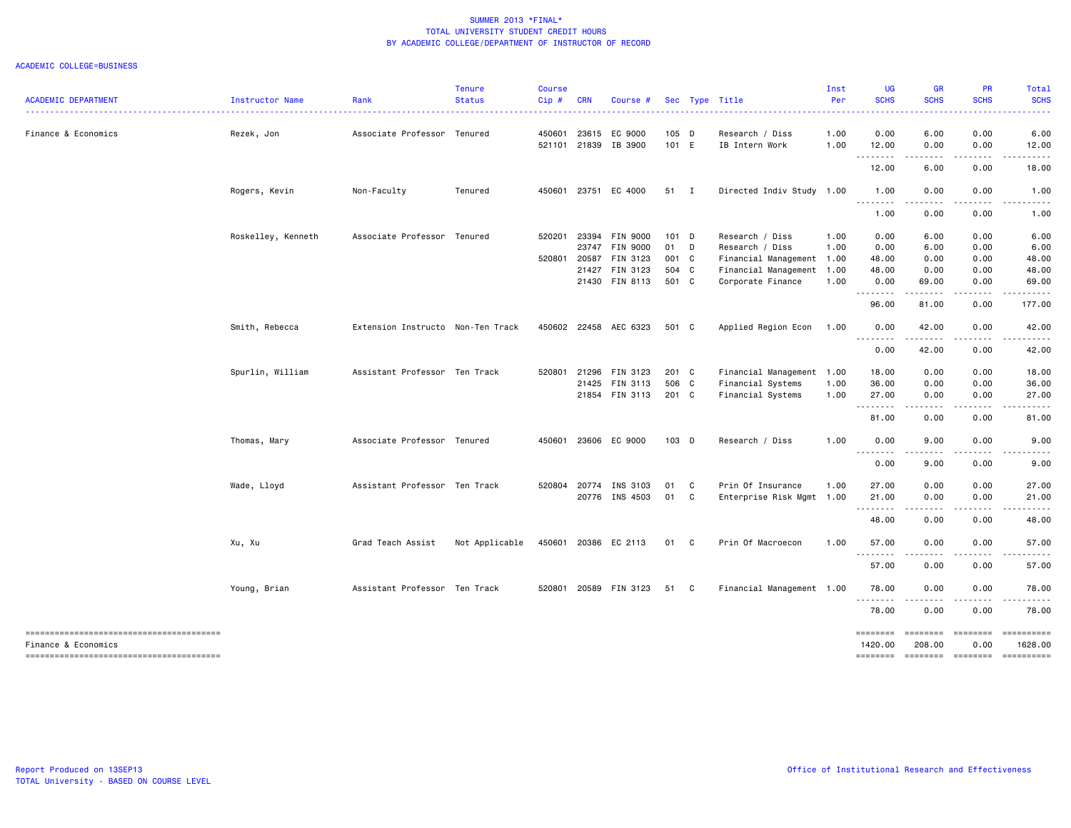SUMMER 2013 *FINAL*
TOTAL UNIVERSITY STUDENT CREDIT HOURS
BY ACADEMIC COLLEGE/DEPARTMENT OF INSTRUCTOR OF RECORD

ACADEMIC COLLEGE=BUSINESS

| ACADEMIC DEPARTMENT | Instructor Name | Rank | Tenure Status | Course Cip # | CRN | Course # | Sec | Type | Title | Inst Per | UG SCHS | GR SCHS | PR SCHS | Total SCHS |
|---|---|---|---|---|---|---|---|---|---|---|---|---|---|---|
| Finance & Economics | Rezek, Jon | Associate Professor | Tenured | 450601 | 23615 | EC 9000 | 105 | D | Research / Diss | 1.00 | 0.00 | 6.00 | 0.00 | 6.00 |
| | | | | 521101 | 21839 | IB 3900 | 101 | E | IB Intern Work | 1.00 | 12.00 | 0.00 | 0.00 | 12.00 |
| | | | | | | | | | | | 12.00 | 6.00 | 0.00 | 18.00 |
| | Rogers, Kevin | Non-Faculty | Tenured | 450601 | 23751 | EC 4000 | 51 | I | Directed Indiv Study | 1.00 | 1.00 | 0.00 | 0.00 | 1.00 |
| | | | | | | | | | | | 1.00 | 0.00 | 0.00 | 1.00 |
| | Roskelley, Kenneth | Associate Professor | Tenured | 520201 | 23394 | FIN 9000 | 101 | D | Research / Diss | 1.00 | 0.00 | 6.00 | 0.00 | 6.00 |
| | | | | | 23747 | FIN 9000 | 01 | D | Research / Diss | 1.00 | 0.00 | 6.00 | 0.00 | 6.00 |
| | | | | 520801 | 20587 | FIN 3123 | 001 | C | Financial Management | 1.00 | 48.00 | 0.00 | 0.00 | 48.00 |
| | | | | | 21427 | FIN 3123 | 504 | C | Financial Management | 1.00 | 48.00 | 0.00 | 0.00 | 48.00 |
| | | | | | 21430 | FIN 8113 | 501 | C | Corporate Finance | 1.00 | 0.00 | 69.00 | 0.00 | 69.00 |
| | | | | | | | | | | | 96.00 | 81.00 | 0.00 | 177.00 |
| | Smith, Rebecca | Extension Instructo | Non-Ten Track | 450602 | 22458 | AEC 6323 | 501 | C | Applied Region Econ | 1.00 | 0.00 | 42.00 | 0.00 | 42.00 |
| | | | | | | | | | | | 0.00 | 42.00 | 0.00 | 42.00 |
| | Spurlin, William | Assistant Professor | Ten Track | 520801 | 21296 | FIN 3123 | 201 | C | Financial Management | 1.00 | 18.00 | 0.00 | 0.00 | 18.00 |
| | | | | | 21425 | FIN 3113 | 506 | C | Financial Systems | 1.00 | 36.00 | 0.00 | 0.00 | 36.00 |
| | | | | | 21854 | FIN 3113 | 201 | C | Financial Systems | 1.00 | 27.00 | 0.00 | 0.00 | 27.00 |
| | | | | | | | | | | | 81.00 | 0.00 | 0.00 | 81.00 |
| | Thomas, Mary | Associate Professor | Tenured | 450601 | 23606 | EC 9000 | 103 | D | Research / Diss | 1.00 | 0.00 | 9.00 | 0.00 | 9.00 |
| | | | | | | | | | | | 0.00 | 9.00 | 0.00 | 9.00 |
| | Wade, Lloyd | Assistant Professor | Ten Track | 520804 | 20774 | INS 3103 | 01 | C | Prin Of Insurance | 1.00 | 27.00 | 0.00 | 0.00 | 27.00 |
| | | | | | 20776 | INS 4503 | 01 | C | Enterprise Risk Mgmt | 1.00 | 21.00 | 0.00 | 0.00 | 21.00 |
| | | | | | | | | | | | 48.00 | 0.00 | 0.00 | 48.00 |
| | Xu, Xu | Grad Teach Assist | Not Applicable | 450601 | 20386 | EC 2113 | 01 | C | Prin Of Macroecon | 1.00 | 57.00 | 0.00 | 0.00 | 57.00 |
| | | | | | | | | | | | 57.00 | 0.00 | 0.00 | 57.00 |
| | Young, Brian | Assistant Professor | Ten Track | 520801 | 20589 | FIN 3123 | 51 | C | Financial Management | 1.00 | 78.00 | 0.00 | 0.00 | 78.00 |
| | | | | | | | | | | | 78.00 | 0.00 | 0.00 | 78.00 |
| Finance & Economics | | | | | | | | | | | 1420.00 | 208.00 | 0.00 | 1628.00 |

Report Produced on 13SEP13
TOTAL University - BASED ON COURSE LEVEL

Office of Institutional Research and Effectiveness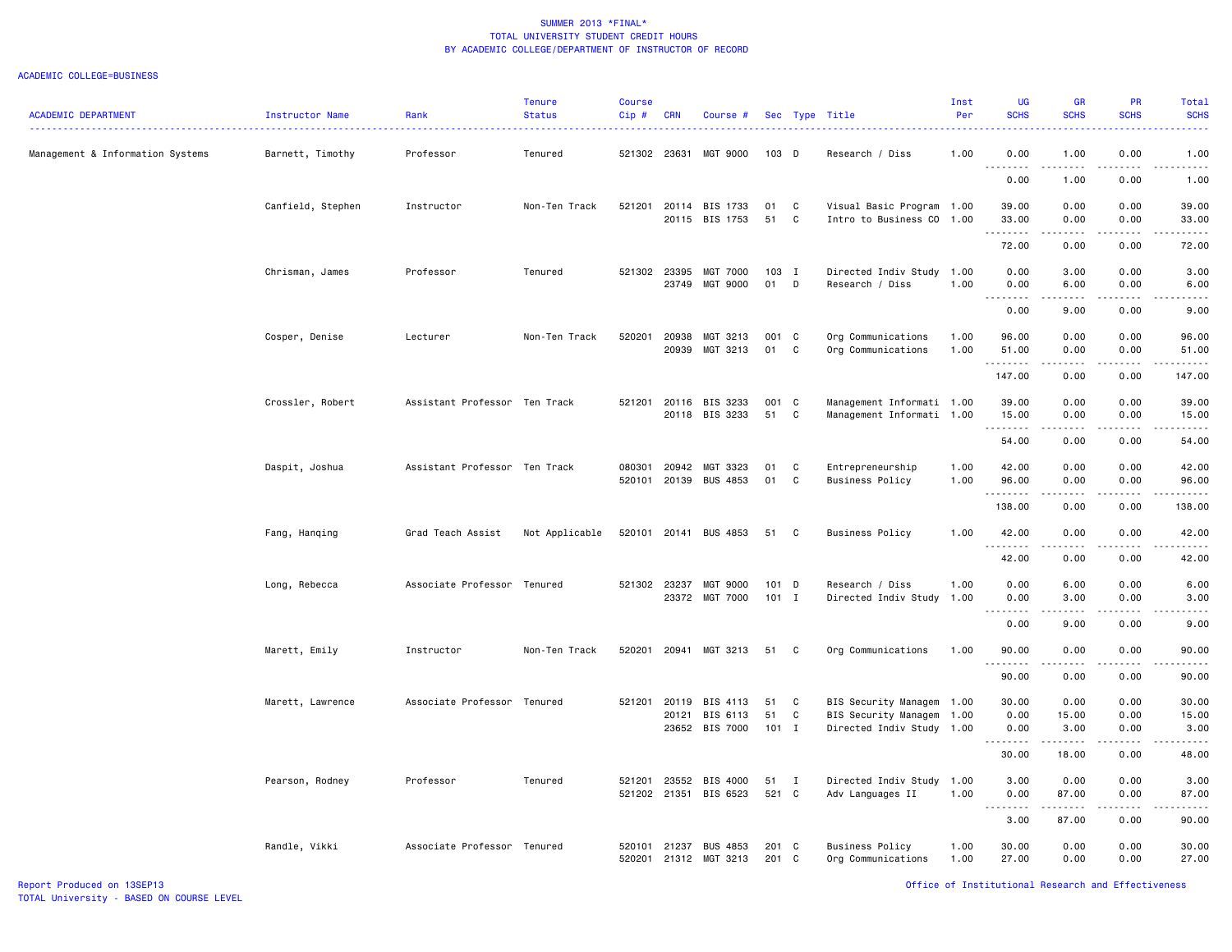SUMMER 2013 *FINAL*
TOTAL UNIVERSITY STUDENT CREDIT HOURS
BY ACADEMIC COLLEGE/DEPARTMENT OF INSTRUCTOR OF RECORD

ACADEMIC COLLEGE=BUSINESS

| ACADEMIC DEPARTMENT | Instructor Name | Rank | Tenure Status | Course Cip # | CRN | Course # | Sec | Type | Title | Inst Per | UG SCHS | GR SCHS | PR SCHS | Total SCHS |
|---|---|---|---|---|---|---|---|---|---|---|---|---|---|---|
| Management & Information Systems | Barnett, Timothy | Professor | Tenured | 521302 | 23631 | MGT 9000 | 103 | D | Research / Diss | 1.00 | 0.00 | 1.00 | 0.00 | 1.00 |
| | | | | | | | | | | | 0.00 | 1.00 | 0.00 | 1.00 |
| | Canfield, Stephen | Instructor | Non-Ten Track | 521201 | 20114 | BIS 1733 | 01 | C | Visual Basic Program | 1.00 | 39.00 | 0.00 | 0.00 | 39.00 |
| | | | | | 20115 | BIS 1753 | 51 | C | Intro to Business CO | 1.00 | 33.00 | 0.00 | 0.00 | 33.00 |
| | | | | | | | | | | | 72.00 | 0.00 | 0.00 | 72.00 |
| | Chrisman, James | Professor | Tenured | 521302 | 23395 | MGT 7000 | 103 | I | Directed Indiv Study | 1.00 | 0.00 | 3.00 | 0.00 | 3.00 |
| | | | | | 23749 | MGT 9000 | 01 | D | Research / Diss | 1.00 | 0.00 | 6.00 | 0.00 | 6.00 |
| | | | | | | | | | | | 0.00 | 9.00 | 0.00 | 9.00 |
| | Cosper, Denise | Lecturer | Non-Ten Track | 520201 | 20938 | MGT 3213 | 001 | C | Org Communications | 1.00 | 96.00 | 0.00 | 0.00 | 96.00 |
| | | | | | 20939 | MGT 3213 | 01 | C | Org Communications | 1.00 | 51.00 | 0.00 | 0.00 | 51.00 |
| | | | | | | | | | | | 147.00 | 0.00 | 0.00 | 147.00 |
| | Crossler, Robert | Assistant Professor | Ten Track | 521201 | 20116 | BIS 3233 | 001 | C | Management Informati | 1.00 | 39.00 | 0.00 | 0.00 | 39.00 |
| | | | | | 20118 | BIS 3233 | 51 | C | Management Informati | 1.00 | 15.00 | 0.00 | 0.00 | 15.00 |
| | | | | | | | | | | | 54.00 | 0.00 | 0.00 | 54.00 |
| | Daspit, Joshua | Assistant Professor | Ten Track | 080301 | 20942 | MGT 3323 | 01 | C | Entrepreneurship | 1.00 | 42.00 | 0.00 | 0.00 | 42.00 |
| | | | | 520101 | 20139 | BUS 4853 | 01 | C | Business Policy | 1.00 | 96.00 | 0.00 | 0.00 | 96.00 |
| | | | | | | | | | | | 138.00 | 0.00 | 0.00 | 138.00 |
| | Fang, Hanqing | Grad Teach Assist | Not Applicable | 520101 | 20141 | BUS 4853 | 51 | C | Business Policy | 1.00 | 42.00 | 0.00 | 0.00 | 42.00 |
| | | | | | | | | | | | 42.00 | 0.00 | 0.00 | 42.00 |
| | Long, Rebecca | Associate Professor | Tenured | 521302 | 23237 | MGT 9000 | 101 | D | Research / Diss | 1.00 | 0.00 | 6.00 | 0.00 | 6.00 |
| | | | | | 23372 | MGT 7000 | 101 | I | Directed Indiv Study | 1.00 | 0.00 | 3.00 | 0.00 | 3.00 |
| | | | | | | | | | | | 0.00 | 9.00 | 0.00 | 9.00 |
| | Marett, Emily | Instructor | Non-Ten Track | 520201 | 20941 | MGT 3213 | 51 | C | Org Communications | 1.00 | 90.00 | 0.00 | 0.00 | 90.00 |
| | | | | | | | | | | | 90.00 | 0.00 | 0.00 | 90.00 |
| | Marett, Lawrence | Associate Professor | Tenured | 521201 | 20119 | BIS 4113 | 51 | C | BIS Security Managem | 1.00 | 30.00 | 0.00 | 0.00 | 30.00 |
| | | | | | 20121 | BIS 6113 | 51 | C | BIS Security Managem | 1.00 | 0.00 | 15.00 | 0.00 | 15.00 |
| | | | | | 23652 | BIS 7000 | 101 | I | Directed Indiv Study | 1.00 | 0.00 | 3.00 | 0.00 | 3.00 |
| | | | | | | | | | | | 30.00 | 18.00 | 0.00 | 48.00 |
| | Pearson, Rodney | Professor | Tenured | 521201 | 23552 | BIS 4000 | 51 | I | Directed Indiv Study | 1.00 | 3.00 | 0.00 | 0.00 | 3.00 |
| | | | | 521202 | 21351 | BIS 6523 | 521 | C | Adv Languages II | 1.00 | 0.00 | 87.00 | 0.00 | 87.00 |
| | | | | | | | | | | | 3.00 | 87.00 | 0.00 | 90.00 |
| | Randle, Vikki | Associate Professor | Tenured | 520101 | 21237 | BUS 4853 | 201 | C | Business Policy | 1.00 | 30.00 | 0.00 | 0.00 | 30.00 |
| | | | | 520201 | 21312 | MGT 3213 | 201 | C | Org Communications | 1.00 | 27.00 | 0.00 | 0.00 | 27.00 |

Report Produced on 13SEP13
TOTAL University - BASED ON COURSE LEVEL
Office of Institutional Research and Effectiveness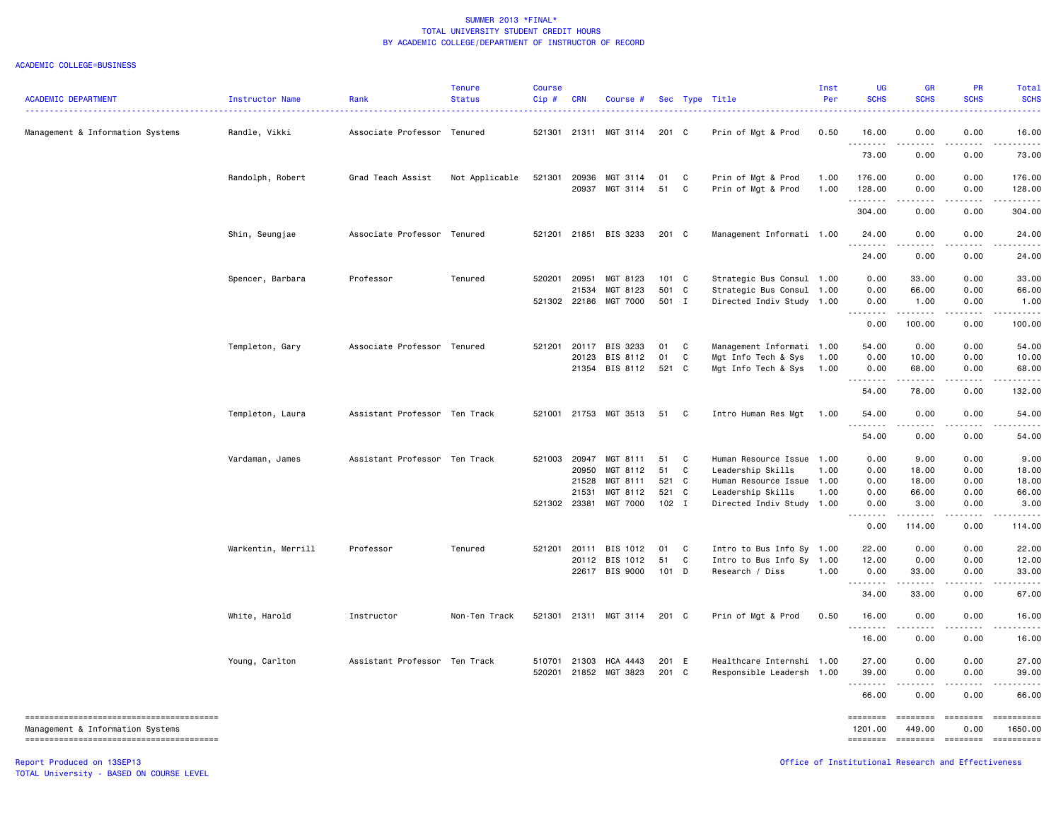SUMMER 2013 *FINAL*
TOTAL UNIVERSITY STUDENT CREDIT HOURS
BY ACADEMIC COLLEGE/DEPARTMENT OF INSTRUCTOR OF RECORD

ACADEMIC COLLEGE=BUSINESS

| ACADEMIC DEPARTMENT | Instructor Name | Rank | Tenure Status | Course Cip # | CRN | Course # | Sec | Type | Title | Inst Per | UG SCHS | GR SCHS | PR SCHS | Total SCHS |
|---|---|---|---|---|---|---|---|---|---|---|---|---|---|---|
| Management & Information Systems | Randle, Vikki | Associate Professor | Tenured | 521301 | 21311 | MGT 3114 | 201 | C | Prin of Mgt & Prod | 0.50 | 16.00 | 0.00 | 0.00 | 16.00 |
| | | | | | | | | | | | 73.00 | 0.00 | 0.00 | 73.00 |
| | Randolph, Robert | Grad Teach Assist | Not Applicable | 521301 | 20936 | MGT 3114 | 01 | C | Prin of Mgt & Prod | 1.00 | 176.00 | 0.00 | 0.00 | 176.00 |
| | | | | | 20937 | MGT 3114 | 51 | C | Prin of Mgt & Prod | 1.00 | 128.00 | 0.00 | 0.00 | 128.00 |
| | | | | | | | | | | | 304.00 | 0.00 | 0.00 | 304.00 |
| | Shin, Seungjae | Associate Professor | Tenured | 521201 | 21851 | BIS 3233 | 201 | C | Management Informati | 1.00 | 24.00 | 0.00 | 0.00 | 24.00 |
| | | | | | | | | | | | 24.00 | 0.00 | 0.00 | 24.00 |
| | Spencer, Barbara | Professor | Tenured | 520201 | 20951 | MGT 8123 | 101 | C | Strategic Bus Consul | 1.00 | 0.00 | 33.00 | 0.00 | 33.00 |
| | | | | | 21534 | MGT 8123 | 501 | C | Strategic Bus Consul | 1.00 | 0.00 | 66.00 | 0.00 | 66.00 |
| | | | | 521302 | 22186 | MGT 7000 | 501 | I | Directed Indiv Study | 1.00 | 0.00 | 1.00 | 0.00 | 1.00 |
| | | | | | | | | | | | 0.00 | 100.00 | 0.00 | 100.00 |
| | Templeton, Gary | Associate Professor | Tenured | 521201 | 20117 | BIS 3233 | 01 | C | Management Informati | 1.00 | 54.00 | 0.00 | 0.00 | 54.00 |
| | | | | | 20123 | BIS 8112 | 01 | C | Mgt Info Tech & Sys | 1.00 | 0.00 | 10.00 | 0.00 | 10.00 |
| | | | | | 21354 | BIS 8112 | 521 | C | Mgt Info Tech & Sys | 1.00 | 0.00 | 68.00 | 0.00 | 68.00 |
| | | | | | | | | | | | 54.00 | 78.00 | 0.00 | 132.00 |
| | Templeton, Laura | Assistant Professor | Ten Track | 521001 | 21753 | MGT 3513 | 51 | C | Intro Human Res Mgt | 1.00 | 54.00 | 0.00 | 0.00 | 54.00 |
| | | | | | | | | | | | 54.00 | 0.00 | 0.00 | 54.00 |
| | Vardaman, James | Assistant Professor | Ten Track | 521003 | 20947 | MGT 8111 | 51 | C | Human Resource Issue | 1.00 | 0.00 | 9.00 | 0.00 | 9.00 |
| | | | | | 20950 | MGT 8112 | 51 | C | Leadership Skills | 1.00 | 0.00 | 18.00 | 0.00 | 18.00 |
| | | | | | 21528 | MGT 8111 | 521 | C | Human Resource Issue | 1.00 | 0.00 | 18.00 | 0.00 | 18.00 |
| | | | | | 21531 | MGT 8112 | 521 | C | Leadership Skills | 1.00 | 0.00 | 66.00 | 0.00 | 66.00 |
| | | | | 521302 | 23381 | MGT 7000 | 102 | I | Directed Indiv Study | 1.00 | 0.00 | 3.00 | 0.00 | 3.00 |
| | | | | | | | | | | | 0.00 | 114.00 | 0.00 | 114.00 |
| | Warkentin, Merrill | Professor | Tenured | 521201 | 20111 | BIS 1012 | 01 | C | Intro to Bus Info Sy | 1.00 | 22.00 | 0.00 | 0.00 | 22.00 |
| | | | | | 20112 | BIS 1012 | 51 | C | Intro to Bus Info Sy | 1.00 | 12.00 | 0.00 | 0.00 | 12.00 |
| | | | | | 22617 | BIS 9000 | 101 | D | Research / Diss | 1.00 | 0.00 | 33.00 | 0.00 | 33.00 |
| | | | | | | | | | | | 34.00 | 33.00 | 0.00 | 67.00 |
| | White, Harold | Instructor | Non-Ten Track | 521301 | 21311 | MGT 3114 | 201 | C | Prin of Mgt & Prod | 0.50 | 16.00 | 0.00 | 0.00 | 16.00 |
| | | | | | | | | | | | 16.00 | 0.00 | 0.00 | 16.00 |
| | Young, Carlton | Assistant Professor | Ten Track | 510701 | 21303 | HCA 4443 | 201 | E | Healthcare Internshi | 1.00 | 27.00 | 0.00 | 0.00 | 27.00 |
| | | | | 520201 | 21852 | MGT 3823 | 201 | C | Responsible Leadersh | 1.00 | 39.00 | 0.00 | 0.00 | 39.00 |
| | | | | | | | | | | | 66.00 | 0.00 | 0.00 | 66.00 |
| Management & Information Systems | | | | | | | | | | | 1201.00 | 449.00 | 0.00 | 1650.00 |

Report Produced on 13SEP13
TOTAL University - BASED ON COURSE LEVEL

Office of Institutional Research and Effectiveness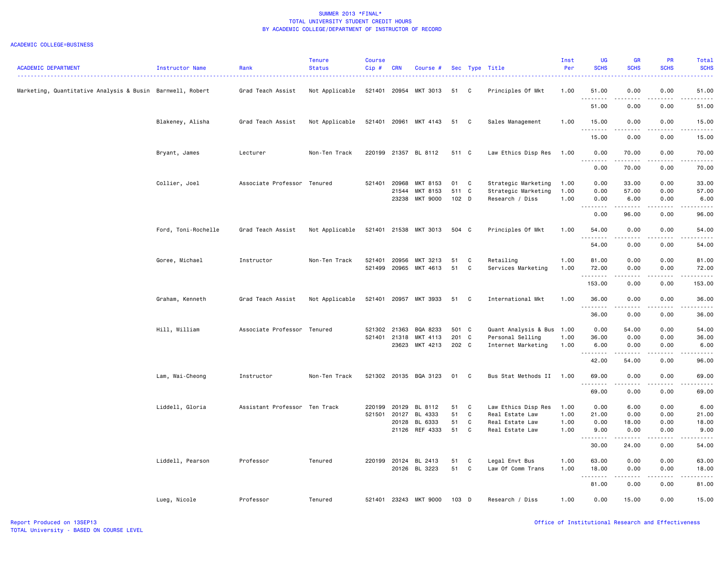# SUMMER 2013 *FINAL*
## TOTAL UNIVERSITY STUDENT CREDIT HOURS
## BY ACADEMIC COLLEGE/DEPARTMENT OF INSTRUCTOR OF RECORD

ACADEMIC COLLEGE=BUSINESS

| ACADEMIC DEPARTMENT | Instructor Name | Rank | Tenure Status | Course Cip # | CRN | Course # | Sec | Type | Title | Inst Per | UG SCHS | GR SCHS | PR SCHS | Total SCHS |
|---|---|---|---|---|---|---|---|---|---|---|---|---|---|---|
| Marketing, Quantitative Analysis & Busin | Barnwell, Robert | Grad Teach Assist | Not Applicable | 521401 | 20954 | MKT 3013 | 51 | C | Principles Of Mkt | 1.00 | 51.00 | 0.00 | 0.00 | 51.00 |
| | | | | | | | | | | | 51.00 | 0.00 | 0.00 | 51.00 |
| | Blakeney, Alisha | Grad Teach Assist | Not Applicable | 521401 | 20961 | MKT 4143 | 51 | C | Sales Management | 1.00 | 15.00 | 0.00 | 0.00 | 15.00 |
| | | | | | | | | | | | 15.00 | 0.00 | 0.00 | 15.00 |
| | Bryant, James | Lecturer | Non-Ten Track | 220199 | 21357 | BL 8112 | 511 | C | Law Ethics Disp Res | 1.00 | 0.00 | 70.00 | 0.00 | 70.00 |
| | | | | | | | | | | | 0.00 | 70.00 | 0.00 | 70.00 |
| | Collier, Joel | Associate Professor | Tenured | 521401 | 20968 | MKT 8153 | 01 | C | Strategic Marketing | 1.00 | 0.00 | 33.00 | 0.00 | 33.00 |
| | | | | | 21544 | MKT 8153 | 511 | C | Strategic Marketing | 1.00 | 0.00 | 57.00 | 0.00 | 57.00 |
| | | | | | 23238 | MKT 9000 | 102 | D | Research / Diss | 1.00 | 0.00 | 6.00 | 0.00 | 6.00 |
| | | | | | | | | | | | 0.00 | 96.00 | 0.00 | 96.00 |
| | Ford, Toni-Rochelle | Grad Teach Assist | Not Applicable | 521401 | 21538 | MKT 3013 | 504 | C | Principles Of Mkt | 1.00 | 54.00 | 0.00 | 0.00 | 54.00 |
| | | | | | | | | | | | 54.00 | 0.00 | 0.00 | 54.00 |
| | Goree, Michael | Instructor | Non-Ten Track | 521401 | 20956 | MKT 3213 | 51 | C | Retailing | 1.00 | 81.00 | 0.00 | 0.00 | 81.00 |
| | | | | 521499 | 20965 | MKT 4613 | 51 | C | Services Marketing | 1.00 | 72.00 | 0.00 | 0.00 | 72.00 |
| | | | | | | | | | | | 153.00 | 0.00 | 0.00 | 153.00 |
| | Graham, Kenneth | Grad Teach Assist | Not Applicable | 521401 | 20957 | MKT 3933 | 51 | C | International Mkt | 1.00 | 36.00 | 0.00 | 0.00 | 36.00 |
| | | | | | | | | | | | 36.00 | 0.00 | 0.00 | 36.00 |
| | Hill, William | Associate Professor | Tenured | 521302 | 21363 | BQA 8233 | 501 | C | Quant Analysis & Bus | 1.00 | 0.00 | 54.00 | 0.00 | 54.00 |
| | | | | 521401 | 21318 | MKT 4113 | 201 | C | Personal Selling | 1.00 | 36.00 | 0.00 | 0.00 | 36.00 |
| | | | | | 23623 | MKT 4213 | 202 | C | Internet Marketing | 1.00 | 6.00 | 0.00 | 0.00 | 6.00 |
| | | | | | | | | | | | 42.00 | 54.00 | 0.00 | 96.00 |
| | Lam, Wai-Cheong | Instructor | Non-Ten Track | 521302 | 20135 | BQA 3123 | 01 | C | Bus Stat Methods II | 1.00 | 69.00 | 0.00 | 0.00 | 69.00 |
| | | | | | | | | | | | 69.00 | 0.00 | 0.00 | 69.00 |
| | Liddell, Gloria | Assistant Professor | Ten Track | 220199 | 20129 | BL 8112 | 51 | C | Law Ethics Disp Res | 1.00 | 0.00 | 6.00 | 0.00 | 6.00 |
| | | | | 521501 | 20127 | BL 4333 | 51 | C | Real Estate Law | 1.00 | 21.00 | 0.00 | 0.00 | 21.00 |
| | | | | | 20128 | BL 6333 | 51 | C | Real Estate Law | 1.00 | 0.00 | 18.00 | 0.00 | 18.00 |
| | | | | | 21126 | REF 4333 | 51 | C | Real Estate Law | 1.00 | 9.00 | 0.00 | 0.00 | 9.00 |
| | | | | | | | | | | | 30.00 | 24.00 | 0.00 | 54.00 |
| | Liddell, Pearson | Professor | Tenured | 220199 | 20124 | BL 2413 | 51 | C | Legal Envt Bus | 1.00 | 63.00 | 0.00 | 0.00 | 63.00 |
| | | | | | 20126 | BL 3223 | 51 | C | Law Of Comm Trans | 1.00 | 18.00 | 0.00 | 0.00 | 18.00 |
| | | | | | | | | | | | 81.00 | 0.00 | 0.00 | 81.00 |
| | Lueg, Nicole | Professor | Tenured | 521401 | 23243 | MKT 9000 | 103 | D | Research / Diss | 1.00 | 0.00 | 15.00 | 0.00 | 15.00 |

Report Produced on 13SEP13
TOTAL University - BASED ON COURSE LEVEL

Office of Institutional Research and Effectiveness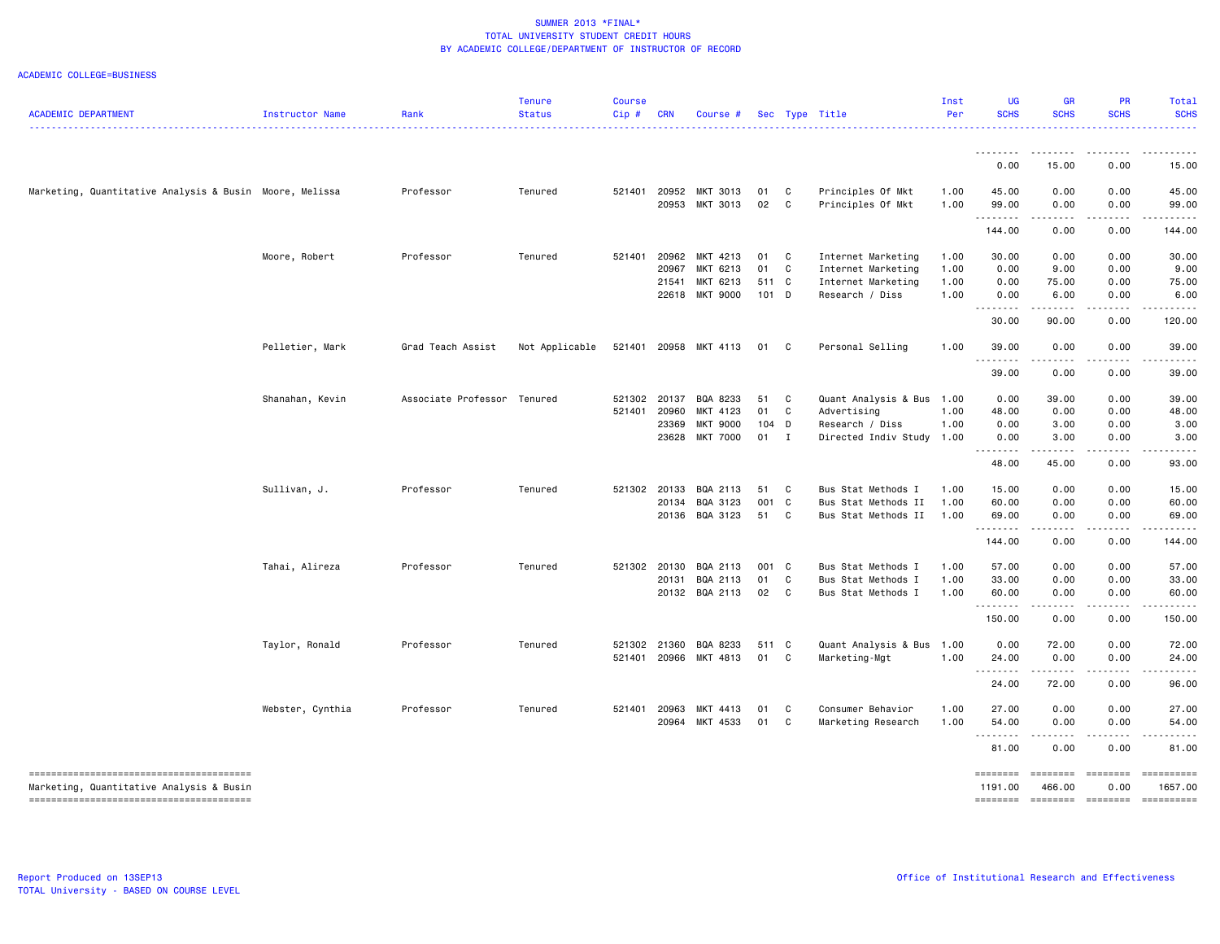SUMMER 2013 *FINAL*
TOTAL UNIVERSITY STUDENT CREDIT HOURS
BY ACADEMIC COLLEGE/DEPARTMENT OF INSTRUCTOR OF RECORD

ACADEMIC COLLEGE=BUSINESS

| ACADEMIC DEPARTMENT | Instructor Name | Rank | Tenure Status | Course Cip # | CRN | Course # | Sec | Type | Title | Inst Per | UG SCHS | GR SCHS | PR SCHS | Total SCHS |
|---|---|---|---|---|---|---|---|---|---|---|---|---|---|---|
| | | | | | | | | | | | 0.00 | 15.00 | 0.00 | 15.00 |
| Marketing, Quantitative Analysis & Busin | Moore, Melissa | Professor | Tenured | 521401 | 20952 | MKT 3013 | 01 | C | Principles Of Mkt | 1.00 | 45.00 | 0.00 | 0.00 | 45.00 |
| | | | | | 20953 | MKT 3013 | 02 | C | Principles Of Mkt | 1.00 | 99.00 | 0.00 | 0.00 | 99.00 |
| | | | | | | | | | | | 144.00 | 0.00 | 0.00 | 144.00 |
| | Moore, Robert | Professor | Tenured | 521401 | 20962 | MKT 4213 | 01 | C | Internet Marketing | 1.00 | 30.00 | 0.00 | 0.00 | 30.00 |
| | | | | | 20967 | MKT 6213 | 01 | C | Internet Marketing | 1.00 | 0.00 | 9.00 | 0.00 | 9.00 |
| | | | | | 21541 | MKT 6213 | 511 | C | Internet Marketing | 1.00 | 0.00 | 75.00 | 0.00 | 75.00 |
| | | | | | 22618 | MKT 9000 | 101 | D | Research / Diss | 1.00 | 0.00 | 6.00 | 0.00 | 6.00 |
| | | | | | | | | | | | 30.00 | 90.00 | 0.00 | 120.00 |
| | Pelletier, Mark | Grad Teach Assist | Not Applicable | 521401 | 20958 | MKT 4113 | 01 | C | Personal Selling | 1.00 | 39.00 | 0.00 | 0.00 | 39.00 |
| | | | | | | | | | | | 39.00 | 0.00 | 0.00 | 39.00 |
| | Shanahan, Kevin | Associate Professor | Tenured | 521302 | 20137 | BQA 8233 | 51 | C | Quant Analysis & Bus | 1.00 | 0.00 | 39.00 | 0.00 | 39.00 |
| | | | | 521401 | 20960 | MKT 4123 | 01 | C | Advertising | 1.00 | 48.00 | 0.00 | 0.00 | 48.00 |
| | | | | | 23369 | MKT 9000 | 104 | D | Research / Diss | 1.00 | 0.00 | 3.00 | 0.00 | 3.00 |
| | | | | | 23628 | MKT 7000 | 01 | I | Directed Indiv Study | 1.00 | 0.00 | 3.00 | 0.00 | 3.00 |
| | | | | | | | | | | | 48.00 | 45.00 | 0.00 | 93.00 |
| | Sullivan, J. | Professor | Tenured | 521302 | 20133 | BQA 2113 | 51 | C | Bus Stat Methods I | 1.00 | 15.00 | 0.00 | 0.00 | 15.00 |
| | | | | | 20134 | BQA 3123 | 001 | C | Bus Stat Methods II | 1.00 | 60.00 | 0.00 | 0.00 | 60.00 |
| | | | | | 20136 | BQA 3123 | 51 | C | Bus Stat Methods II | 1.00 | 69.00 | 0.00 | 0.00 | 69.00 |
| | | | | | | | | | | | 144.00 | 0.00 | 0.00 | 144.00 |
| | Tahai, Alireza | Professor | Tenured | 521302 | 20130 | BQA 2113 | 001 | C | Bus Stat Methods I | 1.00 | 57.00 | 0.00 | 0.00 | 57.00 |
| | | | | | 20131 | BQA 2113 | 01 | C | Bus Stat Methods I | 1.00 | 33.00 | 0.00 | 0.00 | 33.00 |
| | | | | | 20132 | BQA 2113 | 02 | C | Bus Stat Methods I | 1.00 | 60.00 | 0.00 | 0.00 | 60.00 |
| | | | | | | | | | | | 150.00 | 0.00 | 0.00 | 150.00 |
| | Taylor, Ronald | Professor | Tenured | 521302 | 21360 | BQA 8233 | 511 | C | Quant Analysis & Bus | 1.00 | 0.00 | 72.00 | 0.00 | 72.00 |
| | | | | 521401 | 20966 | MKT 4813 | 01 | C | Marketing-Mgt | 1.00 | 24.00 | 0.00 | 0.00 | 24.00 |
| | | | | | | | | | | | 24.00 | 72.00 | 0.00 | 96.00 |
| | Webster, Cynthia | Professor | Tenured | 521401 | 20963 | MKT 4413 | 01 | C | Consumer Behavior | 1.00 | 27.00 | 0.00 | 0.00 | 27.00 |
| | | | | | 20964 | MKT 4533 | 01 | C | Marketing Research | 1.00 | 54.00 | 0.00 | 0.00 | 54.00 |
| | | | | | | | | | | | 81.00 | 0.00 | 0.00 | 81.00 |
| Marketing, Quantitative Analysis & Busin | | | | | | | | | | | 1191.00 | 466.00 | 0.00 | 1657.00 |

Report Produced on 13SEP13
TOTAL University - BASED ON COURSE LEVEL

Office of Institutional Research and Effectiveness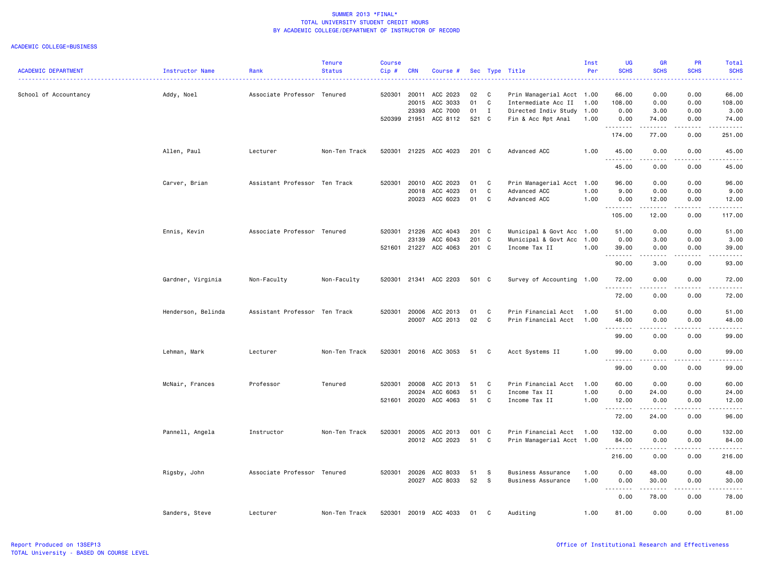SUMMER 2013 *FINAL*
TOTAL UNIVERSITY STUDENT CREDIT HOURS
BY ACADEMIC COLLEGE/DEPARTMENT OF INSTRUCTOR OF RECORD

ACADEMIC COLLEGE=BUSINESS

| ACADEMIC DEPARTMENT | Instructor Name | Rank | Tenure Status | Course Cip # | CRN | Course # | Sec | Type | Title | Inst Per | UG SCHS | GR SCHS | PR SCHS | Total SCHS |
|---|---|---|---|---|---|---|---|---|---|---|---|---|---|---|
| School of Accountancy | Addy, Noel | Associate Professor | Tenured | 520301 | 20011 | ACC 2023 | 02 | C | Prin Managerial Acct | 1.00 | 66.00 | 0.00 | 0.00 | 66.00 |
| | | | | | 20015 | ACC 3033 | 01 | C | Intermediate Acc II | 1.00 | 108.00 | 0.00 | 0.00 | 108.00 |
| | | | | | 23393 | ACC 7000 | 01 | I | Directed Indiv Study | 1.00 | 0.00 | 3.00 | 0.00 | 3.00 |
| | | | | 520399 | 21951 | ACC 8112 | 521 | C | Fin & Acc Rpt Anal | 1.00 | 0.00 | 74.00 | 0.00 | 74.00 |
| | | | | | | | | | | | 174.00 | 77.00 | 0.00 | 251.00 |
| | Allen, Paul | Lecturer | Non-Ten Track | 520301 | 21225 | ACC 4023 | 201 | C | Advanced ACC | 1.00 | 45.00 | 0.00 | 0.00 | 45.00 |
| | | | | | | | | | | | 45.00 | 0.00 | 0.00 | 45.00 |
| | Carver, Brian | Assistant Professor | Ten Track | 520301 | 20010 | ACC 2023 | 01 | C | Prin Managerial Acct | 1.00 | 96.00 | 0.00 | 0.00 | 96.00 |
| | | | | | 20018 | ACC 4023 | 01 | C | Advanced ACC | 1.00 | 9.00 | 0.00 | 0.00 | 9.00 |
| | | | | | 20023 | ACC 6023 | 01 | C | Advanced ACC | 1.00 | 0.00 | 12.00 | 0.00 | 12.00 |
| | | | | | | | | | | | 105.00 | 12.00 | 0.00 | 117.00 |
| | Ennis, Kevin | Associate Professor | Tenured | 520301 | 21226 | ACC 4043 | 201 | C | Municipal & Govt Acc | 1.00 | 51.00 | 0.00 | 0.00 | 51.00 |
| | | | | | 23139 | ACC 6043 | 201 | C | Municipal & Govt Acc | 1.00 | 0.00 | 3.00 | 0.00 | 3.00 |
| | | | | 521601 | 21227 | ACC 4063 | 201 | C | Income Tax II | 1.00 | 39.00 | 0.00 | 0.00 | 39.00 |
| | | | | | | | | | | | 90.00 | 3.00 | 0.00 | 93.00 |
| | Gardner, Virginia | Non-Faculty | Non-Faculty | 520301 | 21341 | ACC 2203 | 501 | C | Survey of Accounting | 1.00 | 72.00 | 0.00 | 0.00 | 72.00 |
| | | | | | | | | | | | 72.00 | 0.00 | 0.00 | 72.00 |
| | Henderson, Belinda | Assistant Professor | Ten Track | 520301 | 20006 | ACC 2013 | 01 | C | Prin Financial Acct | 1.00 | 51.00 | 0.00 | 0.00 | 51.00 |
| | | | | | 20007 | ACC 2013 | 02 | C | Prin Financial Acct | 1.00 | 48.00 | 0.00 | 0.00 | 48.00 |
| | | | | | | | | | | | 99.00 | 0.00 | 0.00 | 99.00 |
| | Lehman, Mark | Lecturer | Non-Ten Track | 520301 | 20016 | ACC 3053 | 51 | C | Acct Systems II | 1.00 | 99.00 | 0.00 | 0.00 | 99.00 |
| | | | | | | | | | | | 99.00 | 0.00 | 0.00 | 99.00 |
| | McNair, Frances | Professor | Tenured | 520301 | 20008 | ACC 2013 | 51 | C | Prin Financial Acct | 1.00 | 60.00 | 0.00 | 0.00 | 60.00 |
| | | | | | 20024 | ACC 6063 | 51 | C | Income Tax II | 1.00 | 0.00 | 24.00 | 0.00 | 24.00 |
| | | | | 521601 | 20020 | ACC 4063 | 51 | C | Income Tax II | 1.00 | 12.00 | 0.00 | 0.00 | 12.00 |
| | | | | | | | | | | | 72.00 | 24.00 | 0.00 | 96.00 |
| | Pannell, Angela | Instructor | Non-Ten Track | 520301 | 20005 | ACC 2013 | 001 | C | Prin Financial Acct | 1.00 | 132.00 | 0.00 | 0.00 | 132.00 |
| | | | | | 20012 | ACC 2023 | 51 | C | Prin Managerial Acct | 1.00 | 84.00 | 0.00 | 0.00 | 84.00 |
| | | | | | | | | | | | 216.00 | 0.00 | 0.00 | 216.00 |
| | Rigsby, John | Associate Professor | Tenured | 520301 | 20026 | ACC 8033 | 51 | S | Business Assurance | 1.00 | 0.00 | 48.00 | 0.00 | 48.00 |
| | | | | | 20027 | ACC 8033 | 52 | S | Business Assurance | 1.00 | 0.00 | 30.00 | 0.00 | 30.00 |
| | | | | | | | | | | | 0.00 | 78.00 | 0.00 | 78.00 |
| | Sanders, Steve | Lecturer | Non-Ten Track | 520301 | 20019 | ACC 4033 | 01 | C | Auditing | 1.00 | 81.00 | 0.00 | 0.00 | 81.00 |

Report Produced on 13SEP13
TOTAL University - BASED ON COURSE LEVEL

Office of Institutional Research and Effectiveness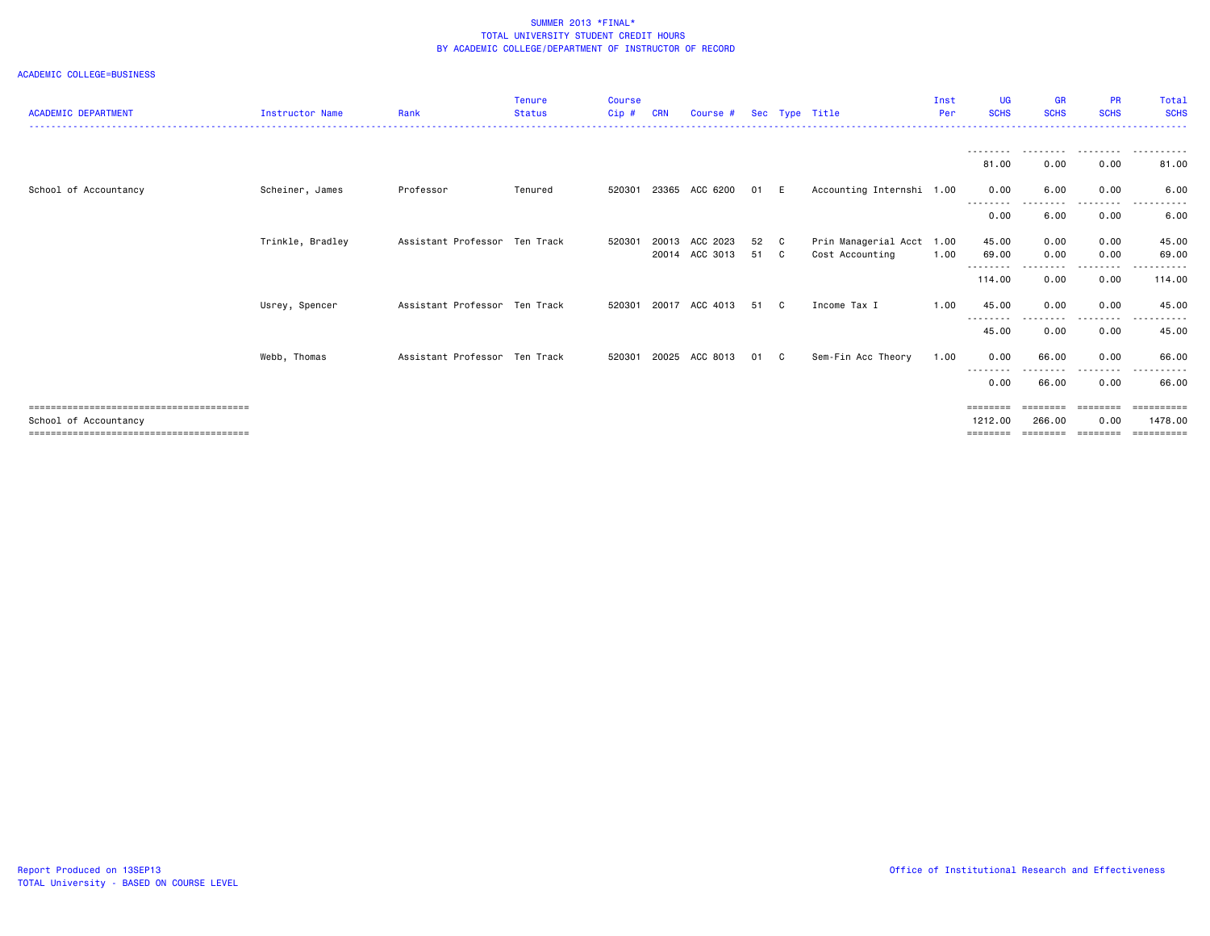SUMMER 2013 *FINAL*
TOTAL UNIVERSITY STUDENT CREDIT HOURS
BY ACADEMIC COLLEGE/DEPARTMENT OF INSTRUCTOR OF RECORD

ACADEMIC COLLEGE=BUSINESS

| ACADEMIC DEPARTMENT | Instructor Name | Rank | Tenure Status | Course Cip # | CRN | Course # | Sec | Type | Title | Inst Per | UG SCHS | GR SCHS | PR SCHS | Total SCHS |
|---|---|---|---|---|---|---|---|---|---|---|---|---|---|---|
| | | | | | | | | | | | 81.00 | 0.00 | 0.00 | 81.00 |
| School of Accountancy | Scheiner, James | Professor | Tenured | 520301 | 23365 | ACC 6200 | 01 | E | Accounting Internshi | 1.00 | 0.00 | 6.00 | 0.00 | 6.00 |
| | | | | | | | | | | | 0.00 | 6.00 | 0.00 | 6.00 |
| | Trinkle, Bradley | Assistant Professor | Ten Track | 520301 | 20013 | ACC 2023 | 52 | C | Prin Managerial Acct | 1.00 | 45.00 | 0.00 | 0.00 | 45.00 |
| | | | | | 20014 | ACC 3013 | 51 | C | Cost Accounting | 1.00 | 69.00 | 0.00 | 0.00 | 69.00 |
| | | | | | | | | | | | 114.00 | 0.00 | 0.00 | 114.00 |
| | Usrey, Spencer | Assistant Professor | Ten Track | 520301 | 20017 | ACC 4013 | 51 | C | Income Tax I | 1.00 | 45.00 | 0.00 | 0.00 | 45.00 |
| | | | | | | | | | | | 45.00 | 0.00 | 0.00 | 45.00 |
| | Webb, Thomas | Assistant Professor | Ten Track | 520301 | 20025 | ACC 8013 | 01 | C | Sem-Fin Acc Theory | 1.00 | 0.00 | 66.00 | 0.00 | 66.00 |
| | | | | | | | | | | | 0.00 | 66.00 | 0.00 | 66.00 |
| School of Accountancy | | | | | | | | | | | 1212.00 | 266.00 | 0.00 | 1478.00 |

Report Produced on 13SEP13
TOTAL University - BASED ON COURSE LEVEL

Office of Institutional Research and Effectiveness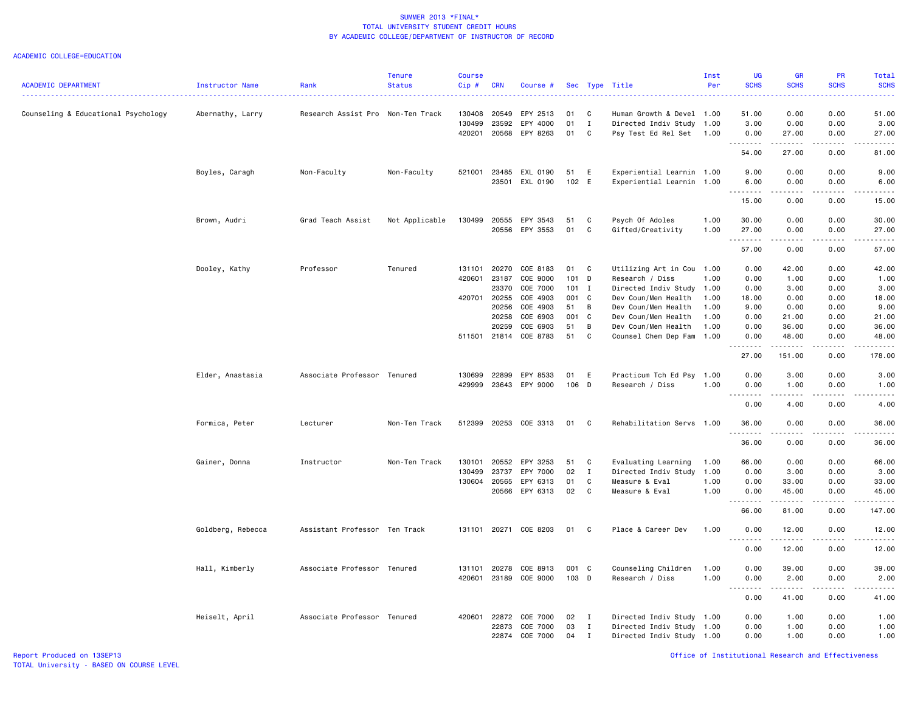SUMMER 2013 *FINAL*
TOTAL UNIVERSITY STUDENT CREDIT HOURS
BY ACADEMIC COLLEGE/DEPARTMENT OF INSTRUCTOR OF RECORD

ACADEMIC COLLEGE=EDUCATION

| ACADEMIC DEPARTMENT | Instructor Name | Rank | Tenure Status | Course Cip # | CRN | Course # | Sec | Type | Title | Inst Per | UG SCHS | GR SCHS | PR SCHS | Total SCHS |
|---|---|---|---|---|---|---|---|---|---|---|---|---|---|---|
| Counseling & Educational Psychology | Abernathy, Larry | Research Assist Pro | Non-Ten Track | 130408 | 20549 | EPY 2513 | 01 | C | Human Growth & Devel | 1.00 | 51.00 | 0.00 | 0.00 | 51.00 |
| | | | | 130499 | 23592 | EPY 4000 | 01 | I | Directed Indiv Study | 1.00 | 3.00 | 0.00 | 0.00 | 3.00 |
| | | | | 420201 | 20568 | EPY 8263 | 01 | C | Psy Test Ed Rel Set | 1.00 | 0.00 | 27.00 | 0.00 | 27.00 |
| | | | | | | | | | | | 54.00 | 27.00 | 0.00 | 81.00 |
| | Boyles, Caragh | Non-Faculty | Non-Faculty | 521001 | 23485 | EXL 0190 | 51 | E | Experiential Learnin | 1.00 | 9.00 | 0.00 | 0.00 | 9.00 |
| | | | | | 23501 | EXL 0190 | 102 | E | Experiential Learnin | 1.00 | 6.00 | 0.00 | 0.00 | 6.00 |
| | | | | | | | | | | | 15.00 | 0.00 | 0.00 | 15.00 |
| | Brown, Audri | Grad Teach Assist | Not Applicable | 130499 | 20555 | EPY 3543 | 51 | C | Psych Of Adoles | 1.00 | 30.00 | 0.00 | 0.00 | 30.00 |
| | | | | | 20556 | EPY 3553 | 01 | C | Gifted/Creativity | 1.00 | 27.00 | 0.00 | 0.00 | 27.00 |
| | | | | | | | | | | | 57.00 | 0.00 | 0.00 | 57.00 |
| | Dooley, Kathy | Professor | Tenured | 131101 | 20270 | COE 8183 | 01 | C | Utilizing Art in Cou | 1.00 | 0.00 | 42.00 | 0.00 | 42.00 |
| | | | | 420601 | 23187 | COE 9000 | 101 | D | Research / Diss | 1.00 | 0.00 | 1.00 | 0.00 | 1.00 |
| | | | | | 23370 | COE 7000 | 101 | I | Directed Indiv Study | 1.00 | 0.00 | 3.00 | 0.00 | 3.00 |
| | | | | 420701 | 20255 | COE 4903 | 001 | C | Dev Coun/Men Health | 1.00 | 18.00 | 0.00 | 0.00 | 18.00 |
| | | | | | 20256 | COE 4903 | 51 | B | Dev Coun/Men Health | 1.00 | 9.00 | 0.00 | 0.00 | 9.00 |
| | | | | | 20258 | COE 6903 | 001 | C | Dev Coun/Men Health | 1.00 | 0.00 | 21.00 | 0.00 | 21.00 |
| | | | | | 20259 | COE 6903 | 51 | B | Dev Coun/Men Health | 1.00 | 0.00 | 36.00 | 0.00 | 36.00 |
| | | | | 511501 | 21814 | COE 8783 | 51 | C | Counsel Chem Dep Fam | 1.00 | 0.00 | 48.00 | 0.00 | 48.00 |
| | | | | | | | | | | | 27.00 | 151.00 | 0.00 | 178.00 |
| | Elder, Anastasia | Associate Professor | Tenured | 130699 | 22899 | EPY 8533 | 01 | E | Practicum Tch Ed Psy | 1.00 | 0.00 | 3.00 | 0.00 | 3.00 |
| | | | | 429999 | 23643 | EPY 9000 | 106 | D | Research / Diss | 1.00 | 0.00 | 1.00 | 0.00 | 1.00 |
| | | | | | | | | | | | 0.00 | 4.00 | 0.00 | 4.00 |
| | Formica, Peter | Lecturer | Non-Ten Track | 512399 | 20253 | COE 3313 | 01 | C | Rehabilitation Servs | 1.00 | 36.00 | 0.00 | 0.00 | 36.00 |
| | | | | | | | | | | | 36.00 | 0.00 | 0.00 | 36.00 |
| | Gainer, Donna | Instructor | Non-Ten Track | 130101 | 20552 | EPY 3253 | 51 | C | Evaluating Learning | 1.00 | 66.00 | 0.00 | 0.00 | 66.00 |
| | | | | 130499 | 23737 | EPY 7000 | 02 | I | Directed Indiv Study | 1.00 | 0.00 | 3.00 | 0.00 | 3.00 |
| | | | | 130604 | 20565 | EPY 6313 | 01 | C | Measure & Eval | 1.00 | 0.00 | 33.00 | 0.00 | 33.00 |
| | | | | | 20566 | EPY 6313 | 02 | C | Measure & Eval | 1.00 | 0.00 | 45.00 | 0.00 | 45.00 |
| | | | | | | | | | | | 66.00 | 81.00 | 0.00 | 147.00 |
| | Goldberg, Rebecca | Assistant Professor | Ten Track | 131101 | 20271 | COE 8203 | 01 | C | Place & Career Dev | 1.00 | 0.00 | 12.00 | 0.00 | 12.00 |
| | | | | | | | | | | | 0.00 | 12.00 | 0.00 | 12.00 |
| | Hall, Kimberly | Associate Professor | Tenured | 131101 | 20278 | COE 8913 | 001 | C | Counseling Children | 1.00 | 0.00 | 39.00 | 0.00 | 39.00 |
| | | | | 420601 | 23189 | COE 9000 | 103 | D | Research / Diss | 1.00 | 0.00 | 2.00 | 0.00 | 2.00 |
| | | | | | | | | | | | 0.00 | 41.00 | 0.00 | 41.00 |
| | Heiselt, April | Associate Professor | Tenured | 420601 | 22872 | COE 7000 | 02 | I | Directed Indiv Study | 1.00 | 0.00 | 1.00 | 0.00 | 1.00 |
| | | | | | 22873 | COE 7000 | 03 | I | Directed Indiv Study | 1.00 | 0.00 | 1.00 | 0.00 | 1.00 |
| | | | | | 22874 | COE 7000 | 04 | I | Directed Indiv Study | 1.00 | 0.00 | 1.00 | 0.00 | 1.00 |

Report Produced on 13SEP13
TOTAL University - BASED ON COURSE LEVEL

Office of Institutional Research and Effectiveness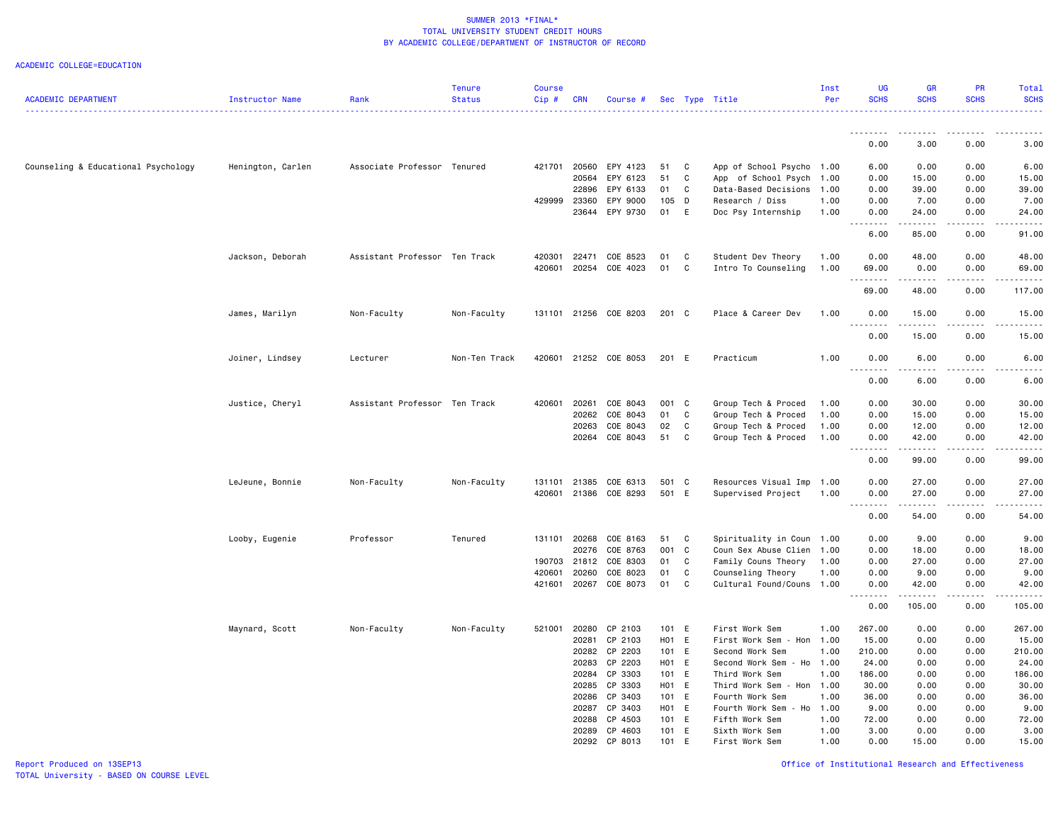SUMMER 2013 *FINAL*
TOTAL UNIVERSITY STUDENT CREDIT HOURS
BY ACADEMIC COLLEGE/DEPARTMENT OF INSTRUCTOR OF RECORD

ACADEMIC COLLEGE=EDUCATION

| ACADEMIC DEPARTMENT | Instructor Name | Rank | Tenure Status | Course Cip # | CRN | Course # | Sec | Type | Title | Inst Per | UG SCHS | GR SCHS | PR SCHS | Total SCHS |
|---|---|---|---|---|---|---|---|---|---|---|---|---|---|---|
| | | | | | | | | | | | 0.00 | 3.00 | 0.00 | 3.00 |
| Counseling & Educational Psychology | Henington, Carlen | Associate Professor | Tenured | 421701 | 20560 | EPY 4123 | 51 | C | App of School Psycho | 1.00 | 6.00 | 0.00 | 0.00 | 6.00 |
| | | | | | 20564 | EPY 6123 | 51 | C | App of School Psych | 1.00 | 0.00 | 15.00 | 0.00 | 15.00 |
| | | | | | 22896 | EPY 6133 | 01 | C | Data-Based Decisions | 1.00 | 0.00 | 39.00 | 0.00 | 39.00 |
| | | | | 429999 | 23360 | EPY 9000 | 105 | D | Research / Diss | 1.00 | 0.00 | 7.00 | 0.00 | 7.00 |
| | | | | | 23644 | EPY 9730 | 01 | E | Doc Psy Internship | 1.00 | 0.00 | 24.00 | 0.00 | 24.00 |
| | | | | | | | | | | | 6.00 | 85.00 | 0.00 | 91.00 |
| | Jackson, Deborah | Assistant Professor | Ten Track | 420301 | 22471 | COE 8523 | 01 | C | Student Dev Theory | 1.00 | 0.00 | 48.00 | 0.00 | 48.00 |
| | | | | 420601 | 20254 | COE 4023 | 01 | C | Intro To Counseling | 1.00 | 69.00 | 0.00 | 0.00 | 69.00 |
| | | | | | | | | | | | 69.00 | 48.00 | 0.00 | 117.00 |
| | James, Marilyn | Non-Faculty | Non-Faculty | 131101 | 21256 | COE 8203 | 201 | C | Place & Career Dev | 1.00 | 0.00 | 15.00 | 0.00 | 15.00 |
| | | | | | | | | | | | 0.00 | 15.00 | 0.00 | 15.00 |
| | Joiner, Lindsey | Lecturer | Non-Ten Track | 420601 | 21252 | COE 8053 | 201 | E | Practicum | 1.00 | 0.00 | 6.00 | 0.00 | 6.00 |
| | | | | | | | | | | | 0.00 | 6.00 | 0.00 | 6.00 |
| | Justice, Cheryl | Assistant Professor | Ten Track | 420601 | 20261 | COE 8043 | 001 | C | Group Tech & Proced | 1.00 | 0.00 | 30.00 | 0.00 | 30.00 |
| | | | | | 20262 | COE 8043 | 01 | C | Group Tech & Proced | 1.00 | 0.00 | 15.00 | 0.00 | 15.00 |
| | | | | | 20263 | COE 8043 | 02 | C | Group Tech & Proced | 1.00 | 0.00 | 12.00 | 0.00 | 12.00 |
| | | | | | 20264 | COE 8043 | 51 | C | Group Tech & Proced | 1.00 | 0.00 | 42.00 | 0.00 | 42.00 |
| | | | | | | | | | | | 0.00 | 99.00 | 0.00 | 99.00 |
| | LeJeune, Bonnie | Non-Faculty | Non-Faculty | 131101 | 21385 | COE 6313 | 501 | C | Resources Visual Imp | 1.00 | 0.00 | 27.00 | 0.00 | 27.00 |
| | | | | 420601 | 21386 | COE 8293 | 501 | E | Supervised Project | 1.00 | 0.00 | 27.00 | 0.00 | 27.00 |
| | | | | | | | | | | | 0.00 | 54.00 | 0.00 | 54.00 |
| | Looby, Eugenie | Professor | Tenured | 131101 | 20268 | COE 8163 | 51 | C | Spirituality in Coun | 1.00 | 0.00 | 9.00 | 0.00 | 9.00 |
| | | | | | 20276 | COE 8763 | 001 | C | Coun Sex Abuse Clien | 1.00 | 0.00 | 18.00 | 0.00 | 18.00 |
| | | | | 190703 | 21812 | COE 8303 | 01 | C | Family Couns Theory | 1.00 | 0.00 | 27.00 | 0.00 | 27.00 |
| | | | | 420601 | 20260 | COE 8023 | 01 | C | Counseling Theory | 1.00 | 0.00 | 9.00 | 0.00 | 9.00 |
| | | | | 421601 | 20267 | COE 8073 | 01 | C | Cultural Found/Couns | 1.00 | 0.00 | 42.00 | 0.00 | 42.00 |
| | | | | | | | | | | | 0.00 | 105.00 | 0.00 | 105.00 |
| | Maynard, Scott | Non-Faculty | Non-Faculty | 521001 | 20280 | CP 2103 | 101 | E | First Work Sem | 1.00 | 267.00 | 0.00 | 0.00 | 267.00 |
| | | | | | 20281 | CP 2103 | H01 | E | First Work Sem - Hon | 1.00 | 15.00 | 0.00 | 0.00 | 15.00 |
| | | | | | 20282 | CP 2203 | 101 | E | Second Work Sem | 1.00 | 210.00 | 0.00 | 0.00 | 210.00 |
| | | | | | 20283 | CP 2203 | H01 | E | Second Work Sem - Ho | 1.00 | 24.00 | 0.00 | 0.00 | 24.00 |
| | | | | | 20284 | CP 3303 | 101 | E | Third Work Sem | 1.00 | 186.00 | 0.00 | 0.00 | 186.00 |
| | | | | | 20285 | CP 3303 | H01 | E | Third Work Sem - Hon | 1.00 | 30.00 | 0.00 | 0.00 | 30.00 |
| | | | | | 20286 | CP 3403 | 101 | E | Fourth Work Sem | 1.00 | 36.00 | 0.00 | 0.00 | 36.00 |
| | | | | | 20287 | CP 3403 | H01 | E | Fourth Work Sem - Ho | 1.00 | 9.00 | 0.00 | 0.00 | 9.00 |
| | | | | | 20288 | CP 4503 | 101 | E | Fifth Work Sem | 1.00 | 72.00 | 0.00 | 0.00 | 72.00 |
| | | | | | 20289 | CP 4603 | 101 | E | Sixth Work Sem | 1.00 | 3.00 | 0.00 | 0.00 | 3.00 |
| | | | | | 20292 | CP 8013 | 101 | E | First Work Sem | 1.00 | 0.00 | 15.00 | 0.00 | 15.00 |

Report Produced on 13SEP13
TOTAL University - BASED ON COURSE LEVEL

Office of Institutional Research and Effectiveness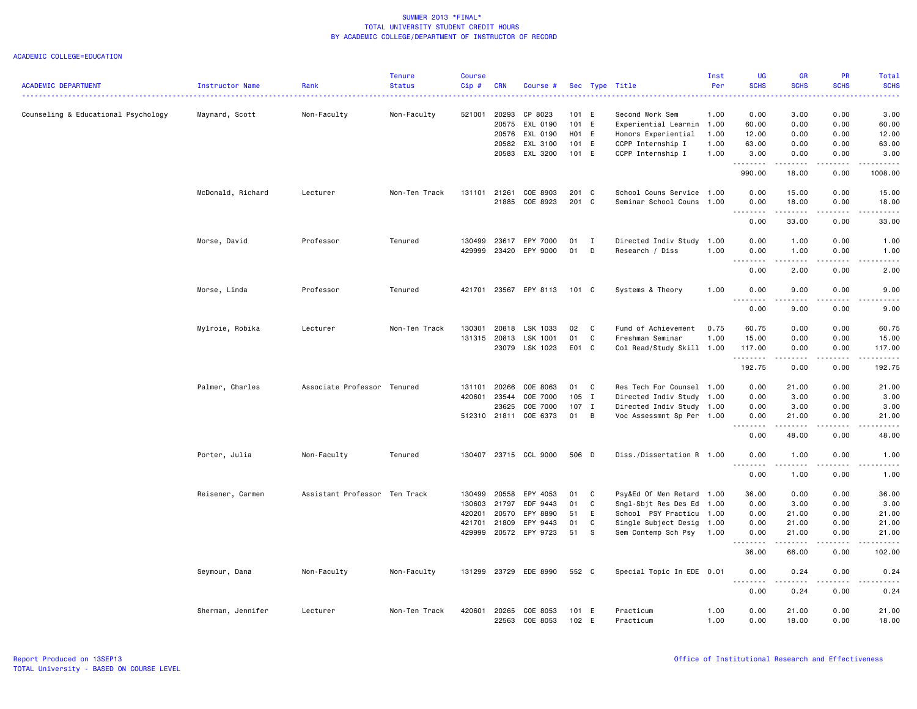SUMMER 2013 *FINAL*
TOTAL UNIVERSITY STUDENT CREDIT HOURS
BY ACADEMIC COLLEGE/DEPARTMENT OF INSTRUCTOR OF RECORD

ACADEMIC COLLEGE=EDUCATION

| ACADEMIC DEPARTMENT | Instructor Name | Rank | Tenure Status | Course Cip # | CRN | Course # | Sec | Type | Title | Inst Per | UG SCHS | GR SCHS | PR SCHS | Total SCHS |
|---|---|---|---|---|---|---|---|---|---|---|---|---|---|---|
| Counseling & Educational Psychology | Maynard, Scott | Non-Faculty | Non-Faculty | 521001 | 20293 | CP 8023 | 101 | E | Second Work Sem | 1.00 | 0.00 | 3.00 | 0.00 | 3.00 |
| | | | | | 20575 | EXL 0190 | 101 | E | Experiential Learnin | 1.00 | 60.00 | 0.00 | 0.00 | 60.00 |
| | | | | | 20576 | EXL 0190 | H01 | E | Honors Experiential | 1.00 | 12.00 | 0.00 | 0.00 | 12.00 |
| | | | | | 20582 | EXL 3100 | 101 | E | CCPP Internship I | 1.00 | 63.00 | 0.00 | 0.00 | 63.00 |
| | | | | | 20583 | EXL 3200 | 101 | E | CCPP Internship I | 1.00 | 3.00 | 0.00 | 0.00 | 3.00 |
| | | | | | | | | | | | 990.00 | 18.00 | 0.00 | 1008.00 |
| | McDonald, Richard | Lecturer | Non-Ten Track | 131101 | 21261 | COE 8903 | 201 | C | School Couns Service | 1.00 | 0.00 | 15.00 | 0.00 | 15.00 |
| | | | | | 21885 | COE 8923 | 201 | C | Seminar School Couns | 1.00 | 0.00 | 18.00 | 0.00 | 18.00 |
| | | | | | | | | | | | 0.00 | 33.00 | 0.00 | 33.00 |
| | Morse, David | Professor | Tenured | 130499 | 23617 | EPY 7000 | 01 | I | Directed Indiv Study | 1.00 | 0.00 | 1.00 | 0.00 | 1.00 |
| | | | | 429999 | 23420 | EPY 9000 | 01 | D | Research / Diss | 1.00 | 0.00 | 1.00 | 0.00 | 1.00 |
| | | | | | | | | | | | 0.00 | 2.00 | 0.00 | 2.00 |
| | Morse, Linda | Professor | Tenured | 421701 | 23567 | EPY 8113 | 101 | C | Systems & Theory | 1.00 | 0.00 | 9.00 | 0.00 | 9.00 |
| | | | | | | | | | | | 0.00 | 9.00 | 0.00 | 9.00 |
| | Mylroie, Robika | Lecturer | Non-Ten Track | 130301 | 20818 | LSK 1033 | 02 | C | Fund of Achievement | 0.75 | 60.75 | 0.00 | 0.00 | 60.75 |
| | | | | 131315 | 20813 | LSK 1001 | 01 | C | Freshman Seminar | 1.00 | 15.00 | 0.00 | 0.00 | 15.00 |
| | | | | | 23079 | LSK 1023 | E01 | C | Col Read/Study Skill | 1.00 | 117.00 | 0.00 | 0.00 | 117.00 |
| | | | | | | | | | | | 192.75 | 0.00 | 0.00 | 192.75 |
| | Palmer, Charles | Associate Professor | Tenured | 131101 | 20266 | COE 8063 | 01 | C | Res Tech For Counsel | 1.00 | 0.00 | 21.00 | 0.00 | 21.00 |
| | | | | 420601 | 23544 | COE 7000 | 105 | I | Directed Indiv Study | 1.00 | 0.00 | 3.00 | 0.00 | 3.00 |
| | | | | | 23625 | COE 7000 | 107 | I | Directed Indiv Study | 1.00 | 0.00 | 3.00 | 0.00 | 3.00 |
| | | | | 512310 | 21811 | COE 6373 | 01 | B | Voc Assessmnt Sp Per | 1.00 | 0.00 | 21.00 | 0.00 | 21.00 |
| | | | | | | | | | | | 0.00 | 48.00 | 0.00 | 48.00 |
| | Porter, Julia | Non-Faculty | Tenured | 130407 | 23715 | CCL 9000 | 506 | D | Diss./Dissertation R | 1.00 | 0.00 | 1.00 | 0.00 | 1.00 |
| | | | | | | | | | | | 0.00 | 1.00 | 0.00 | 1.00 |
| | Reisener, Carmen | Assistant Professor | Ten Track | 130499 | 20558 | EPY 4053 | 01 | C | Psy&Ed Of Men Retard | 1.00 | 36.00 | 0.00 | 0.00 | 36.00 |
| | | | | 130603 | 21797 | EDF 9443 | 01 | C | Sngl-Sbjt Res Des Ed | 1.00 | 0.00 | 3.00 | 0.00 | 3.00 |
| | | | | 420201 | 20570 | EPY 8890 | 51 | E | School PSY Practicu | 1.00 | 0.00 | 21.00 | 0.00 | 21.00 |
| | | | | 421701 | 21809 | EPY 9443 | 01 | C | Single Subject Desig | 1.00 | 0.00 | 21.00 | 0.00 | 21.00 |
| | | | | 429999 | 20572 | EPY 9723 | 51 | S | Sem Contemp Sch Psy | 1.00 | 0.00 | 21.00 | 0.00 | 21.00 |
| | | | | | | | | | | | 36.00 | 66.00 | 0.00 | 102.00 |
| | Seymour, Dana | Non-Faculty | Non-Faculty | 131299 | 23729 | EDE 8990 | 552 | C | Special Topic In EDE | 0.01 | 0.00 | 0.24 | 0.00 | 0.24 |
| | | | | | | | | | | | 0.00 | 0.24 | 0.00 | 0.24 |
| | Sherman, Jennifer | Lecturer | Non-Ten Track | 420601 | 20265 | COE 8053 | 101 | E | Practicum | 1.00 | 0.00 | 21.00 | 0.00 | 21.00 |
| | | | | | 22563 | COE 8053 | 102 | E | Practicum | 1.00 | 0.00 | 18.00 | 0.00 | 18.00 |

Report Produced on 13SEP13
TOTAL University - BASED ON COURSE LEVEL

Office of Institutional Research and Effectiveness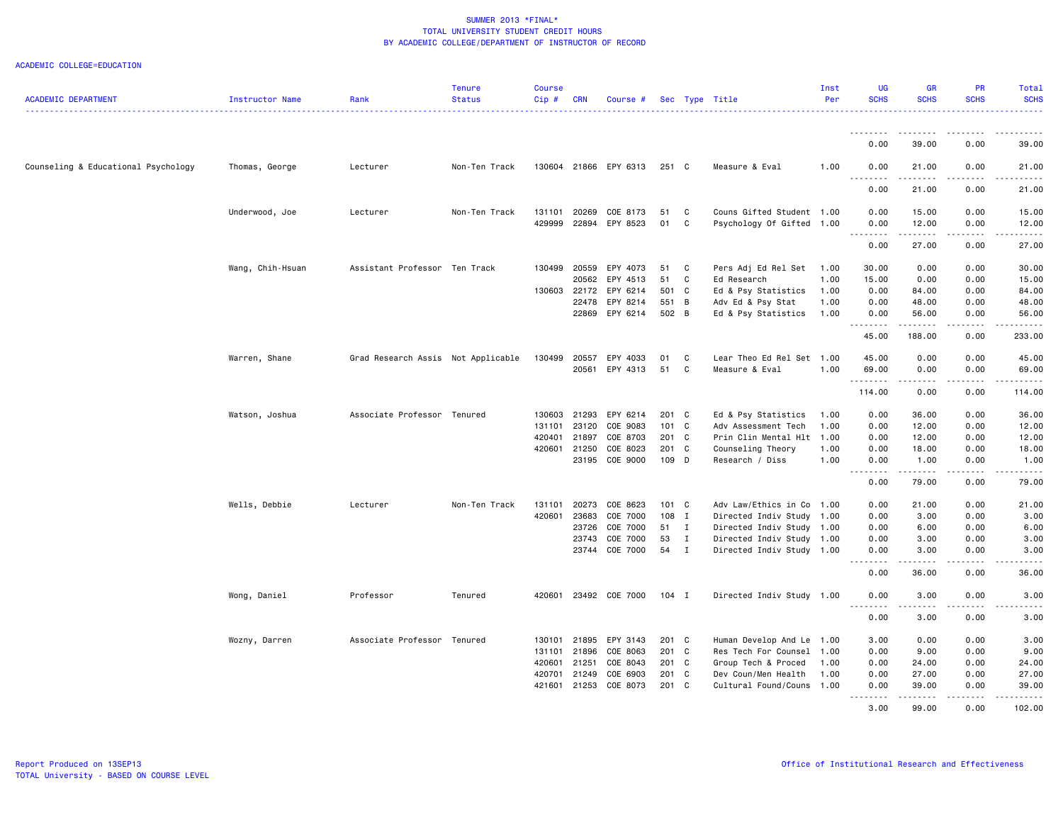SUMMER 2013 *FINAL*
TOTAL UNIVERSITY STUDENT CREDIT HOURS
BY ACADEMIC COLLEGE/DEPARTMENT OF INSTRUCTOR OF RECORD

ACADEMIC COLLEGE=EDUCATION

| ACADEMIC DEPARTMENT | Instructor Name | Rank | Tenure Status | Course Cip # | CRN | Course # | Sec | Type | Title | Inst Per | UG SCHS | GR SCHS | PR SCHS | Total SCHS |
|---|---|---|---|---|---|---|---|---|---|---|---|---|---|---|
| | | | | | | | | | | | 0.00 | 39.00 | 0.00 | 39.00 |
| Counseling & Educational Psychology | Thomas, George | Lecturer | Non-Ten Track | 130604 | 21866 | EPY 6313 | 251 | C | Measure & Eval | 1.00 | 0.00 | 21.00 | 0.00 | 21.00 |
| | | | | | | | | | | | 0.00 | 21.00 | 0.00 | 21.00 |
| | Underwood, Joe | Lecturer | Non-Ten Track | 131101 | 20269 | COE 8173 | 51 | C | Couns Gifted Student | 1.00 | 0.00 | 15.00 | 0.00 | 15.00 |
| | | | | 429999 | 22894 | EPY 8523 | 01 | C | Psychology Of Gifted | 1.00 | 0.00 | 12.00 | 0.00 | 12.00 |
| | | | | | | | | | | | 0.00 | 27.00 | 0.00 | 27.00 |
| | Wang, Chih-Hsuan | Assistant Professor | Ten Track | 130499 | 20559 | EPY 4073 | 51 | C | Pers Adj Ed Rel Set | 1.00 | 30.00 | 0.00 | 0.00 | 30.00 |
| | | | | | 20562 | EPY 4513 | 51 | C | Ed Research | 1.00 | 15.00 | 0.00 | 0.00 | 15.00 |
| | | | | 130603 | 22172 | EPY 6214 | 501 | C | Ed & Psy Statistics | 1.00 | 0.00 | 84.00 | 0.00 | 84.00 |
| | | | | | 22478 | EPY 8214 | 551 | B | Adv Ed & Psy Stat | 1.00 | 0.00 | 48.00 | 0.00 | 48.00 |
| | | | | | 22869 | EPY 6214 | 502 | B | Ed & Psy Statistics | 1.00 | 0.00 | 56.00 | 0.00 | 56.00 |
| | | | | | | | | | | | 45.00 | 188.00 | 0.00 | 233.00 |
| | Warren, Shane | Grad Research Assis | Not Applicable | 130499 | 20557 | EPY 4033 | 01 | C | Lear Theo Ed Rel Set | 1.00 | 45.00 | 0.00 | 0.00 | 45.00 |
| | | | | | 20561 | EPY 4313 | 51 | C | Measure & Eval | 1.00 | 69.00 | 0.00 | 0.00 | 69.00 |
| | | | | | | | | | | | 114.00 | 0.00 | 0.00 | 114.00 |
| | Watson, Joshua | Associate Professor | Tenured | 130603 | 21293 | EPY 6214 | 201 | C | Ed & Psy Statistics | 1.00 | 0.00 | 36.00 | 0.00 | 36.00 |
| | | | | 131101 | 23120 | COE 9083 | 101 | C | Adv Assessment Tech | 1.00 | 0.00 | 12.00 | 0.00 | 12.00 |
| | | | | 420401 | 21897 | COE 8703 | 201 | C | Prin Clin Mental Hlt | 1.00 | 0.00 | 12.00 | 0.00 | 12.00 |
| | | | | 420601 | 21250 | COE 8023 | 201 | C | Counseling Theory | 1.00 | 0.00 | 18.00 | 0.00 | 18.00 |
| | | | | | 23195 | COE 9000 | 109 | D | Research / Diss | 1.00 | 0.00 | 1.00 | 0.00 | 1.00 |
| | | | | | | | | | | | 0.00 | 79.00 | 0.00 | 79.00 |
| | Wells, Debbie | Lecturer | Non-Ten Track | 131101 | 20273 | COE 8623 | 101 | C | Adv Law/Ethics in Co | 1.00 | 0.00 | 21.00 | 0.00 | 21.00 |
| | | | | 420601 | 23683 | COE 7000 | 108 | I | Directed Indiv Study | 1.00 | 0.00 | 3.00 | 0.00 | 3.00 |
| | | | | | 23726 | COE 7000 | 51 | I | Directed Indiv Study | 1.00 | 0.00 | 6.00 | 0.00 | 6.00 |
| | | | | | 23743 | COE 7000 | 53 | I | Directed Indiv Study | 1.00 | 0.00 | 3.00 | 0.00 | 3.00 |
| | | | | | 23744 | COE 7000 | 54 | I | Directed Indiv Study | 1.00 | 0.00 | 3.00 | 0.00 | 3.00 |
| | | | | | | | | | | | 0.00 | 36.00 | 0.00 | 36.00 |
| | Wong, Daniel | Professor | Tenured | 420601 | 23492 | COE 7000 | 104 | I | Directed Indiv Study | 1.00 | 0.00 | 3.00 | 0.00 | 3.00 |
| | | | | | | | | | | | 0.00 | 3.00 | 0.00 | 3.00 |
| | Wozny, Darren | Associate Professor | Tenured | 130101 | 21895 | EPY 3143 | 201 | C | Human Develop And Le | 1.00 | 3.00 | 0.00 | 0.00 | 3.00 |
| | | | | 131101 | 21896 | COE 8063 | 201 | C | Res Tech For Counsel | 1.00 | 0.00 | 9.00 | 0.00 | 9.00 |
| | | | | 420601 | 21251 | COE 8043 | 201 | C | Group Tech & Proced | 1.00 | 0.00 | 24.00 | 0.00 | 24.00 |
| | | | | 420701 | 21249 | COE 6903 | 201 | C | Dev Coun/Men Health | 1.00 | 0.00 | 27.00 | 0.00 | 27.00 |
| | | | | 421601 | 21253 | COE 8073 | 201 | C | Cultural Found/Couns | 1.00 | 0.00 | 39.00 | 0.00 | 39.00 |
| | | | | | | | | | | | 3.00 | 99.00 | 0.00 | 102.00 |

Report Produced on 13SEP13
TOTAL University - BASED ON COURSE LEVEL

Office of Institutional Research and Effectiveness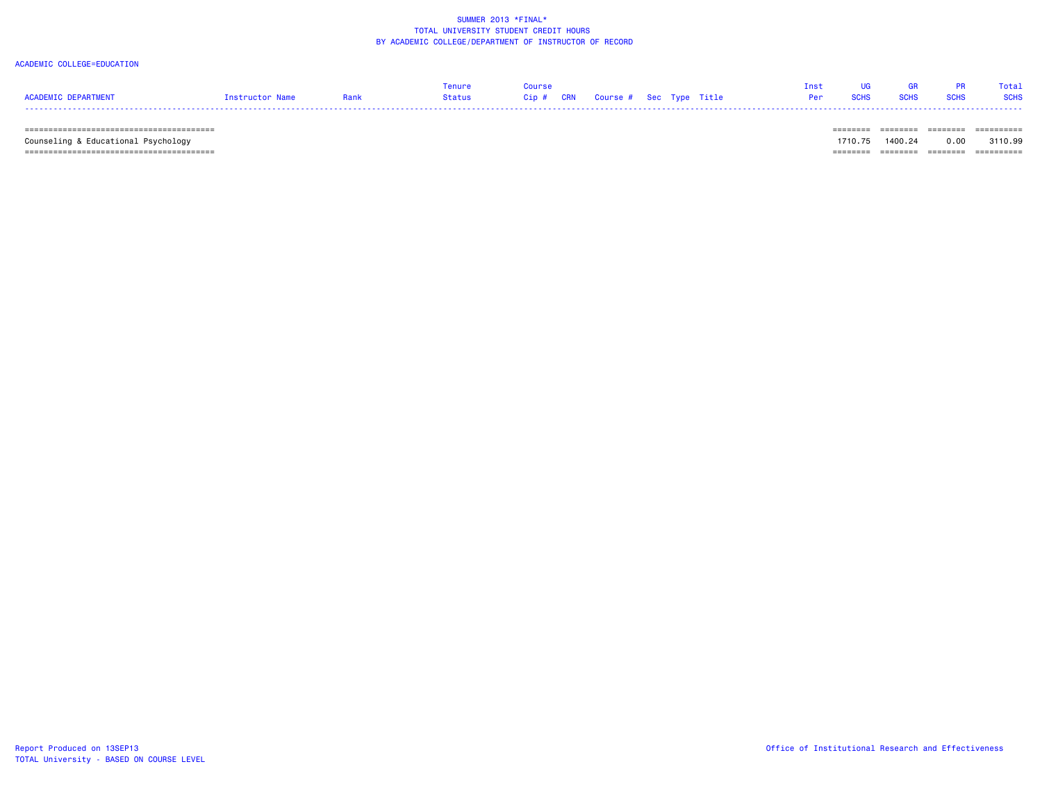SUMMER 2013 *FINAL*
TOTAL UNIVERSITY STUDENT CREDIT HOURS
BY ACADEMIC COLLEGE/DEPARTMENT OF INSTRUCTOR OF RECORD

ACADEMIC COLLEGE=EDUCATION

| ACADEMIC DEPARTMENT | Instructor Name | Rank | Tenure Status | Course Cip # | CRN | Course # | Sec | Type | Title | Inst Per | UG SCHS | GR SCHS | PR SCHS | Total SCHS |
|---|---|---|---|---|---|---|---|---|---|---|---|---|---|---|
| Counseling & Educational Psychology | | | | | | | | | | | 1710.75 | 1400.24 | 0.00 | 3110.99 |

Report Produced on 13SEP13
TOTAL University - BASED ON COURSE LEVEL

Office of Institutional Research and Effectiveness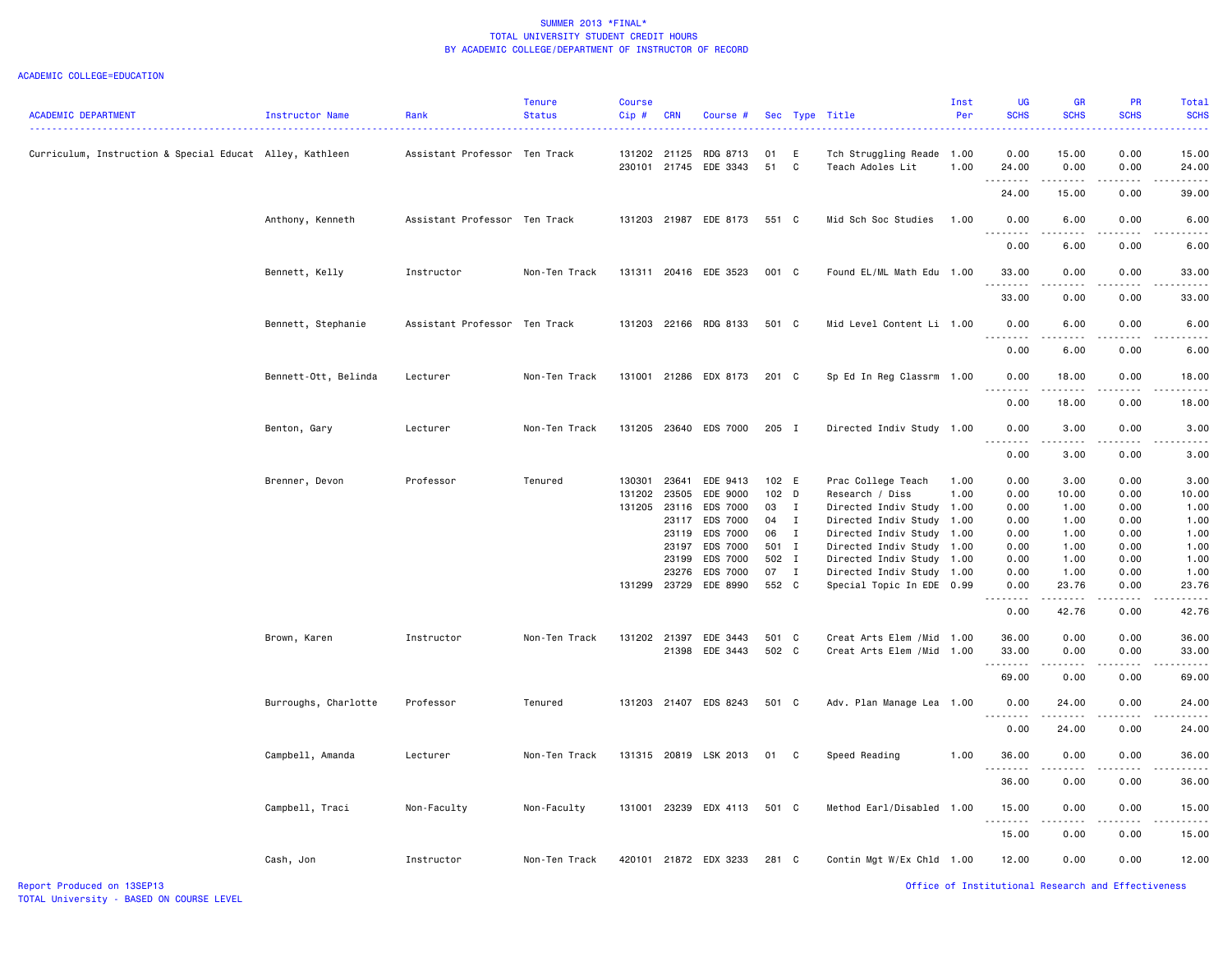SUMMER 2013 *FINAL*
TOTAL UNIVERSITY STUDENT CREDIT HOURS
BY ACADEMIC COLLEGE/DEPARTMENT OF INSTRUCTOR OF RECORD

ACADEMIC COLLEGE=EDUCATION

| ACADEMIC DEPARTMENT | Instructor Name | Rank | Tenure Status | Course Cip # | CRN | Course # | Sec | Type | Title | Inst Per | UG SCHS | GR SCHS | PR SCHS | Total SCHS |
|---|---|---|---|---|---|---|---|---|---|---|---|---|---|---|
| Curriculum, Instruction & Special Educat | Alley, Kathleen | Assistant Professor | Ten Track | 131202 | 21125 | RDG 8713 | 01 | E | Tch Struggling Reade | 1.00 | 0.00 | 15.00 | 0.00 | 15.00 |
| | | | | 230101 | 21745 | EDE 3343 | 51 | C | Teach Adoles Lit | 1.00 | 24.00 | 0.00 | 0.00 | 24.00 |
| | | | | | | | | | | | 24.00 | 15.00 | 0.00 | 39.00 |
| | Anthony, Kenneth | Assistant Professor | Ten Track | 131203 | 21987 | EDE 8173 | 551 | C | Mid Sch Soc Studies | 1.00 | 0.00 | 6.00 | 0.00 | 6.00 |
| | | | | | | | | | | | 0.00 | 6.00 | 0.00 | 6.00 |
| | Bennett, Kelly | Instructor | Non-Ten Track | 131311 | 20416 | EDE 3523 | 001 | C | Found EL/ML Math Edu | 1.00 | 33.00 | 0.00 | 0.00 | 33.00 |
| | | | | | | | | | | | 33.00 | 0.00 | 0.00 | 33.00 |
| | Bennett, Stephanie | Assistant Professor | Ten Track | 131203 | 22166 | RDG 8133 | 501 | C | Mid Level Content Li | 1.00 | 0.00 | 6.00 | 0.00 | 6.00 |
| | | | | | | | | | | | 0.00 | 6.00 | 0.00 | 6.00 |
| | Bennett-Ott, Belinda | Lecturer | Non-Ten Track | 131001 | 21286 | EDX 8173 | 201 | C | Sp Ed In Reg Classrm | 1.00 | 0.00 | 18.00 | 0.00 | 18.00 |
| | | | | | | | | | | | 0.00 | 18.00 | 0.00 | 18.00 |
| | Benton, Gary | Lecturer | Non-Ten Track | 131205 | 23640 | EDS 7000 | 205 | I | Directed Indiv Study | 1.00 | 0.00 | 3.00 | 0.00 | 3.00 |
| | | | | | | | | | | | 0.00 | 3.00 | 0.00 | 3.00 |
| | Brenner, Devon | Professor | Tenured | 130301 | 23641 | EDE 9413 | 102 | E | Prac College Teach | 1.00 | 0.00 | 3.00 | 0.00 | 3.00 |
| | | | | 131202 | 23505 | EDE 9000 | 102 | D | Research / Diss | 1.00 | 0.00 | 10.00 | 0.00 | 10.00 |
| | | | | 131205 | 23116 | EDS 7000 | 03 | I | Directed Indiv Study | 1.00 | 0.00 | 1.00 | 0.00 | 1.00 |
| | | | | | 23117 | EDS 7000 | 04 | I | Directed Indiv Study | 1.00 | 0.00 | 1.00 | 0.00 | 1.00 |
| | | | | | 23119 | EDS 7000 | 06 | I | Directed Indiv Study | 1.00 | 0.00 | 1.00 | 0.00 | 1.00 |
| | | | | | 23197 | EDS 7000 | 501 | I | Directed Indiv Study | 1.00 | 0.00 | 1.00 | 0.00 | 1.00 |
| | | | | | 23199 | EDS 7000 | 502 | I | Directed Indiv Study | 1.00 | 0.00 | 1.00 | 0.00 | 1.00 |
| | | | | | 23276 | EDS 7000 | 07 | I | Directed Indiv Study | 1.00 | 0.00 | 1.00 | 0.00 | 1.00 |
| | | | | 131299 | 23729 | EDE 8990 | 552 | C | Special Topic In EDE | 0.99 | 0.00 | 23.76 | 0.00 | 23.76 |
| | | | | | | | | | | | 0.00 | 42.76 | 0.00 | 42.76 |
| | Brown, Karen | Instructor | Non-Ten Track | 131202 | 21397 | EDE 3443 | 501 | C | Creat Arts Elem /Mid | 1.00 | 36.00 | 0.00 | 0.00 | 36.00 |
| | | | | | 21398 | EDE 3443 | 502 | C | Creat Arts Elem /Mid | 1.00 | 33.00 | 0.00 | 0.00 | 33.00 |
| | | | | | | | | | | | 69.00 | 0.00 | 0.00 | 69.00 |
| | Burroughs, Charlotte | Professor | Tenured | 131203 | 21407 | EDS 8243 | 501 | C | Adv. Plan Manage Lea | 1.00 | 0.00 | 24.00 | 0.00 | 24.00 |
| | | | | | | | | | | | 0.00 | 24.00 | 0.00 | 24.00 |
| | Campbell, Amanda | Lecturer | Non-Ten Track | 131315 | 20819 | LSK 2013 | 01 | C | Speed Reading | 1.00 | 36.00 | 0.00 | 0.00 | 36.00 |
| | | | | | | | | | | | 36.00 | 0.00 | 0.00 | 36.00 |
| | Campbell, Traci | Non-Faculty | Non-Faculty | 131001 | 23239 | EDX 4113 | 501 | C | Method Earl/Disabled | 1.00 | 15.00 | 0.00 | 0.00 | 15.00 |
| | | | | | | | | | | | 15.00 | 0.00 | 0.00 | 15.00 |
| | Cash, Jon | Instructor | Non-Ten Track | 420101 | 21872 | EDX 3233 | 281 | C | Contin Mgt W/Ex Chld | 1.00 | 12.00 | 0.00 | 0.00 | 12.00 |

Report Produced on 13SEP13
TOTAL University - BASED ON COURSE LEVEL

Office of Institutional Research and Effectiveness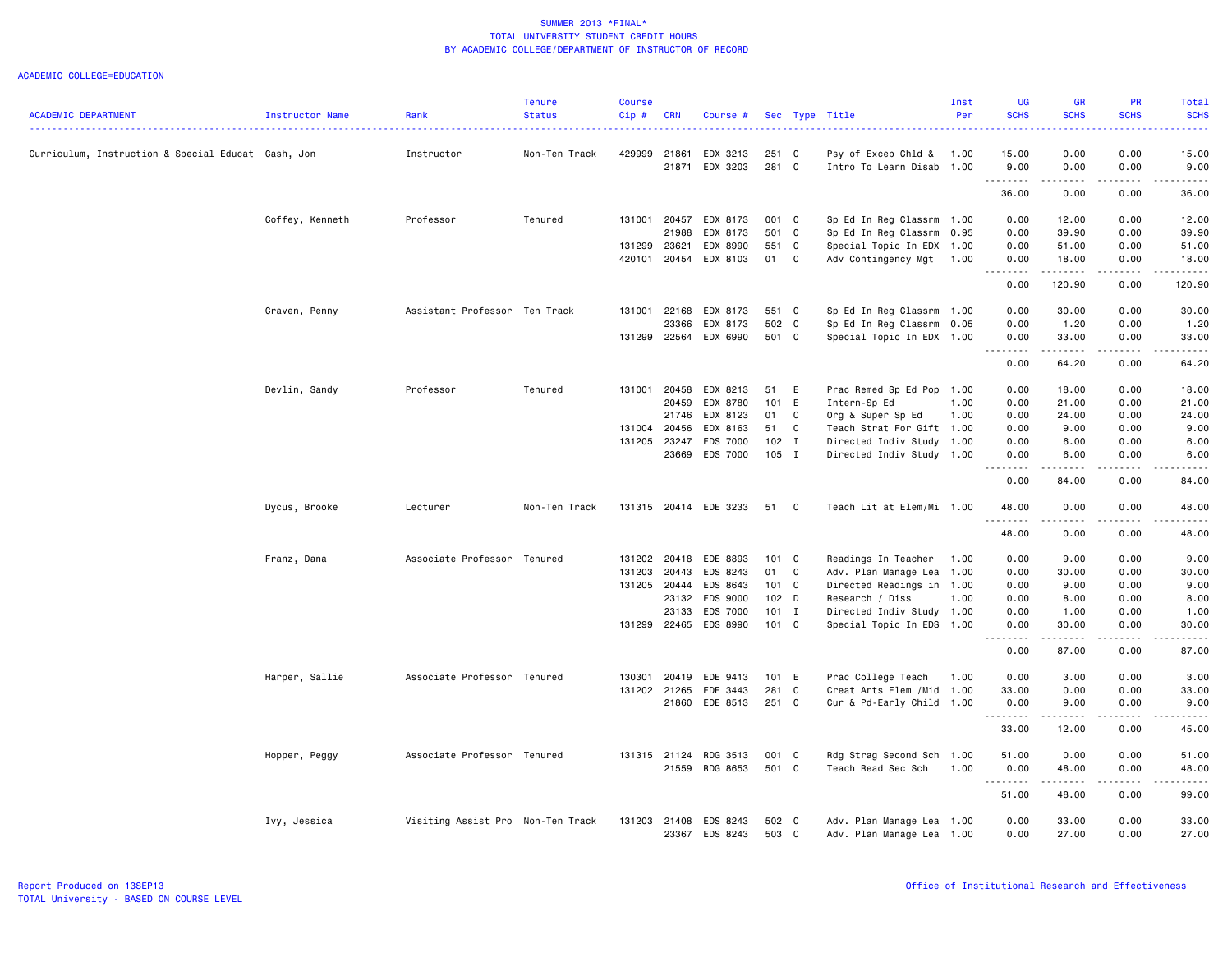# SUMMER 2013 *FINAL*
## TOTAL UNIVERSITY STUDENT CREDIT HOURS
## BY ACADEMIC COLLEGE/DEPARTMENT OF INSTRUCTOR OF RECORD

ACADEMIC COLLEGE=EDUCATION

| ACADEMIC DEPARTMENT | Instructor Name | Rank | Tenure Status | Course Cip # | CRN | Course # | Sec | Type | Title | Inst Per | UG SCHS | GR SCHS | PR SCHS | Total SCHS |
|---|---|---|---|---|---|---|---|---|---|---|---|---|---|---|
| Curriculum, Instruction & Special Educat | Cash, Jon | Instructor | Non-Ten Track | 429999 | 21861 | EDX 3213 | 251 | C | Psy of Excep Chld & | 1.00 | 15.00 | 0.00 | 0.00 | 15.00 |
| | | | | | 21871 | EDX 3203 | 281 | C | Intro To Learn Disab | 1.00 | 9.00 | 0.00 | 0.00 | 9.00 |
| | | | | | | | | | | | 36.00 | 0.00 | 0.00 | 36.00 |
| | Coffey, Kenneth | Professor | Tenured | 131001 | 20457 | EDX 8173 | 001 | C | Sp Ed In Reg Classrm | 1.00 | 0.00 | 12.00 | 0.00 | 12.00 |
| | | | | | 21988 | EDX 8173 | 501 | C | Sp Ed In Reg Classrm | 0.95 | 0.00 | 39.90 | 0.00 | 39.90 |
| | | | | 131299 | 23621 | EDX 8990 | 551 | C | Special Topic In EDX | 1.00 | 0.00 | 51.00 | 0.00 | 51.00 |
| | | | | 420101 | 20454 | EDX 8103 | 01 | C | Adv Contingency Mgt | 1.00 | 0.00 | 18.00 | 0.00 | 18.00 |
| | | | | | | | | | | | 0.00 | 120.90 | 0.00 | 120.90 |
| | Craven, Penny | Assistant Professor | Ten Track | 131001 | 22168 | EDX 8173 | 551 | C | Sp Ed In Reg Classrm | 1.00 | 0.00 | 30.00 | 0.00 | 30.00 |
| | | | | | 23366 | EDX 8173 | 502 | C | Sp Ed In Reg Classrm | 0.05 | 0.00 | 1.20 | 0.00 | 1.20 |
| | | | | 131299 | 22564 | EDX 6990 | 501 | C | Special Topic In EDX | 1.00 | 0.00 | 33.00 | 0.00 | 33.00 |
| | | | | | | | | | | | 0.00 | 64.20 | 0.00 | 64.20 |
| | Devlin, Sandy | Professor | Tenured | 131001 | 20458 | EDX 8213 | 51 | E | Prac Remed Sp Ed Pop | 1.00 | 0.00 | 18.00 | 0.00 | 18.00 |
| | | | | | 20459 | EDX 8780 | 101 | E | Intern-Sp Ed | 1.00 | 0.00 | 21.00 | 0.00 | 21.00 |
| | | | | | 21746 | EDX 8123 | 01 | C | Org & Super Sp Ed | 1.00 | 0.00 | 24.00 | 0.00 | 24.00 |
| | | | | 131004 | 20456 | EDX 8163 | 51 | C | Teach Strat For Gift | 1.00 | 0.00 | 9.00 | 0.00 | 9.00 |
| | | | | 131205 | 23247 | EDS 7000 | 102 | I | Directed Indiv Study | 1.00 | 0.00 | 6.00 | 0.00 | 6.00 |
| | | | | | 23669 | EDS 7000 | 105 | I | Directed Indiv Study | 1.00 | 0.00 | 6.00 | 0.00 | 6.00 |
| | | | | | | | | | | | 0.00 | 84.00 | 0.00 | 84.00 |
| | Dycus, Brooke | Lecturer | Non-Ten Track | 131315 | 20414 | EDE 3233 | 51 | C | Teach Lit at Elem/Mi | 1.00 | 48.00 | 0.00 | 0.00 | 48.00 |
| | | | | | | | | | | | 48.00 | 0.00 | 0.00 | 48.00 |
| | Franz, Dana | Associate Professor | Tenured | 131202 | 20418 | EDE 8893 | 101 | C | Readings In Teacher | 1.00 | 0.00 | 9.00 | 0.00 | 9.00 |
| | | | | 131203 | 20443 | EDS 8243 | 01 | C | Adv. Plan Manage Lea | 1.00 | 0.00 | 30.00 | 0.00 | 30.00 |
| | | | | 131205 | 20444 | EDS 8643 | 101 | C | Directed Readings in | 1.00 | 0.00 | 9.00 | 0.00 | 9.00 |
| | | | | | 23132 | EDS 9000 | 102 | D | Research / Diss | 1.00 | 0.00 | 8.00 | 0.00 | 8.00 |
| | | | | | 23133 | EDS 7000 | 101 | I | Directed Indiv Study | 1.00 | 0.00 | 1.00 | 0.00 | 1.00 |
| | | | | 131299 | 22465 | EDS 8990 | 101 | C | Special Topic In EDS | 1.00 | 0.00 | 30.00 | 0.00 | 30.00 |
| | | | | | | | | | | | 0.00 | 87.00 | 0.00 | 87.00 |
| | Harper, Sallie | Associate Professor | Tenured | 130301 | 20419 | EDE 9413 | 101 | E | Prac College Teach | 1.00 | 0.00 | 3.00 | 0.00 | 3.00 |
| | | | | 131202 | 21265 | EDE 3443 | 281 | C | Creat Arts Elem /Mid | 1.00 | 33.00 | 0.00 | 0.00 | 33.00 |
| | | | | | 21860 | EDE 8513 | 251 | C | Cur & Pd-Early Child | 1.00 | 0.00 | 9.00 | 0.00 | 9.00 |
| | | | | | | | | | | | 33.00 | 12.00 | 0.00 | 45.00 |
| | Hopper, Peggy | Associate Professor | Tenured | 131315 | 21124 | RDG 3513 | 001 | C | Rdg Strag Second Sch | 1.00 | 51.00 | 0.00 | 0.00 | 51.00 |
| | | | | | 21559 | RDG 8653 | 501 | C | Teach Read Sec Sch | 1.00 | 0.00 | 48.00 | 0.00 | 48.00 |
| | | | | | | | | | | | 51.00 | 48.00 | 0.00 | 99.00 |
| | Ivy, Jessica | Visiting Assist Pro | Non-Ten Track | 131203 | 21408 | EDS 8243 | 502 | C | Adv. Plan Manage Lea | 1.00 | 0.00 | 33.00 | 0.00 | 33.00 |
| | | | | | 23367 | EDS 8243 | 503 | C | Adv. Plan Manage Lea | 1.00 | 0.00 | 27.00 | 0.00 | 27.00 |

Report Produced on 13SEP13
TOTAL University - BASED ON COURSE LEVEL

Office of Institutional Research and Effectiveness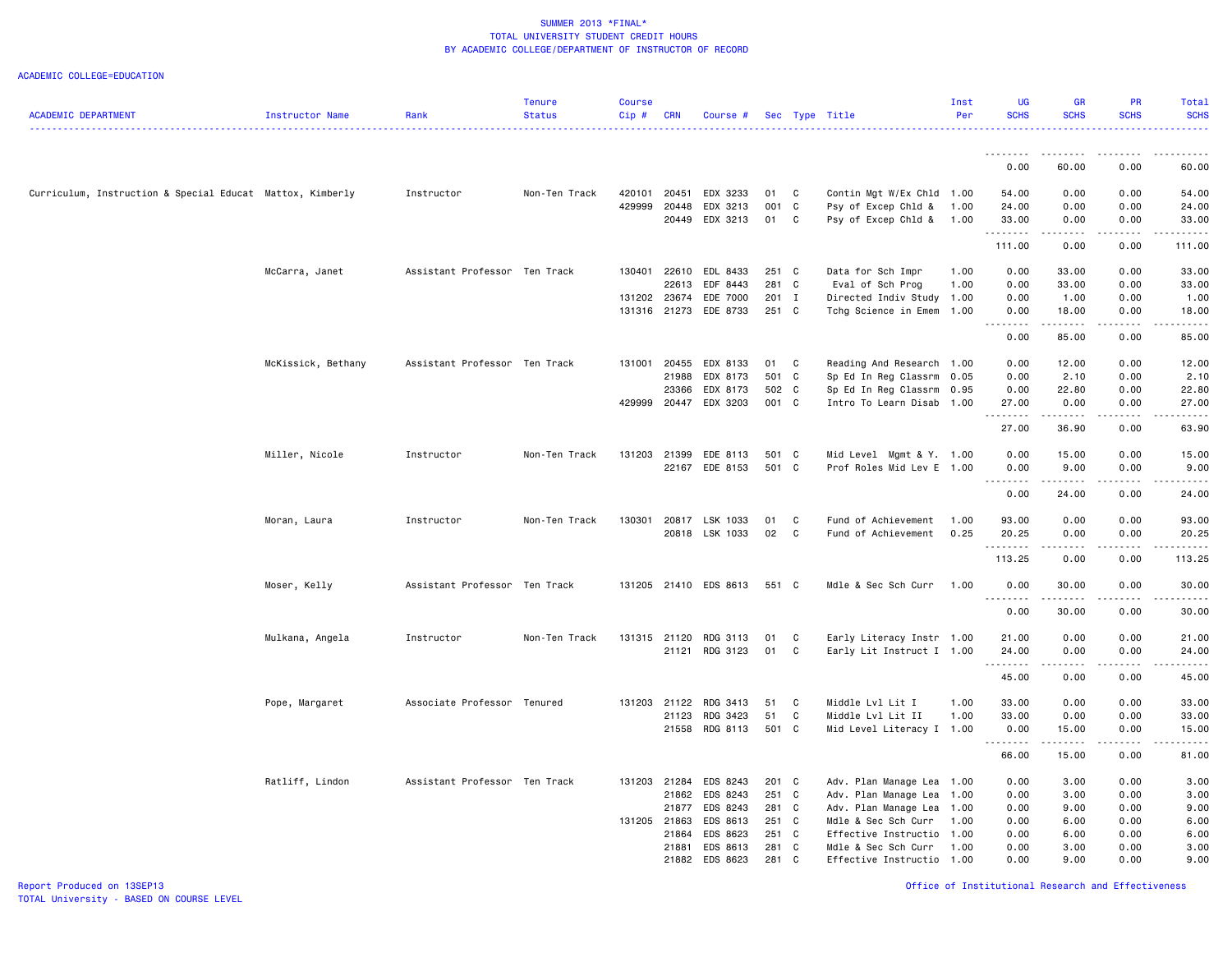SUMMER 2013 *FINAL*
TOTAL UNIVERSITY STUDENT CREDIT HOURS
BY ACADEMIC COLLEGE/DEPARTMENT OF INSTRUCTOR OF RECORD

ACADEMIC COLLEGE=EDUCATION

| ACADEMIC DEPARTMENT | Instructor Name | Rank | Tenure Status | Course Cip # | CRN | Course # | Sec | Type | Title | Inst Per | UG SCHS | GR SCHS | PR SCHS | Total SCHS |
|---|---|---|---|---|---|---|---|---|---|---|---|---|---|---|
| | | | | | | | | | | | 0.00 | 60.00 | 0.00 | 60.00 |
| Curriculum, Instruction & Special Educat | Mattox, Kimberly | Instructor | Non-Ten Track | 420101 | 20451 | EDX 3233 | 01 | C | Contin Mgt W/Ex Chld | 1.00 | 54.00 | 0.00 | 0.00 | 54.00 |
| | | | | 429999 | 20448 | EDX 3213 | 001 | C | Psy of Excep Chld & | 1.00 | 24.00 | 0.00 | 0.00 | 24.00 |
| | | | | | 20449 | EDX 3213 | 01 | C | Psy of Excep Chld & | 1.00 | 33.00 | 0.00 | 0.00 | 33.00 |
| | | | | | | | | | | | 111.00 | 0.00 | 0.00 | 111.00 |
| | McCarra, Janet | Assistant Professor | Ten Track | 130401 | 22610 | EDL 8433 | 251 | C | Data for Sch Impr | 1.00 | 0.00 | 33.00 | 0.00 | 33.00 |
| | | | | | 22613 | EDF 8443 | 281 | C | Eval of Sch Prog | 1.00 | 0.00 | 33.00 | 0.00 | 33.00 |
| | | | | 131202 | 23674 | EDE 7000 | 201 | I | Directed Indiv Study | 1.00 | 0.00 | 1.00 | 0.00 | 1.00 |
| | | | | 131316 | 21273 | EDE 8733 | 251 | C | Tchg Science in Emem | 1.00 | 0.00 | 18.00 | 0.00 | 18.00 |
| | | | | | | | | | | | 0.00 | 85.00 | 0.00 | 85.00 |
| | McKissick, Bethany | Assistant Professor | Ten Track | 131001 | 20455 | EDX 8133 | 01 | C | Reading And Research | 1.00 | 0.00 | 12.00 | 0.00 | 12.00 |
| | | | | | 21988 | EDX 8173 | 501 | C | Sp Ed In Reg Classrm | 0.05 | 0.00 | 2.10 | 0.00 | 2.10 |
| | | | | | 23366 | EDX 8173 | 502 | C | Sp Ed In Reg Classrm | 0.95 | 0.00 | 22.80 | 0.00 | 22.80 |
| | | | | 429999 | 20447 | EDX 3203 | 001 | C | Intro To Learn Disab | 1.00 | 27.00 | 0.00 | 0.00 | 27.00 |
| | | | | | | | | | | | 27.00 | 36.90 | 0.00 | 63.90 |
| | Miller, Nicole | Instructor | Non-Ten Track | 131203 | 21399 | EDE 8113 | 501 | C | Mid Level Mgmt & Y. | 1.00 | 0.00 | 15.00 | 0.00 | 15.00 |
| | | | | | 22167 | EDE 8153 | 501 | C | Prof Roles Mid Lev E | 1.00 | 0.00 | 9.00 | 0.00 | 9.00 |
| | | | | | | | | | | | 0.00 | 24.00 | 0.00 | 24.00 |
| | Moran, Laura | Instructor | Non-Ten Track | 130301 | 20817 | LSK 1033 | 01 | C | Fund of Achievement | 1.00 | 93.00 | 0.00 | 0.00 | 93.00 |
| | | | | | 20818 | LSK 1033 | 02 | C | Fund of Achievement | 0.25 | 20.25 | 0.00 | 0.00 | 20.25 |
| | | | | | | | | | | | 113.25 | 0.00 | 0.00 | 113.25 |
| | Moser, Kelly | Assistant Professor | Ten Track | 131205 | 21410 | EDS 8613 | 551 | C | Mdle & Sec Sch Curr | 1.00 | 0.00 | 30.00 | 0.00 | 30.00 |
| | | | | | | | | | | | 0.00 | 30.00 | 0.00 | 30.00 |
| | Mulkana, Angela | Instructor | Non-Ten Track | 131315 | 21120 | RDG 3113 | 01 | C | Early Literacy Instr | 1.00 | 21.00 | 0.00 | 0.00 | 21.00 |
| | | | | | 21121 | RDG 3123 | 01 | C | Early Lit Instruct I | 1.00 | 24.00 | 0.00 | 0.00 | 24.00 |
| | | | | | | | | | | | 45.00 | 0.00 | 0.00 | 45.00 |
| | Pope, Margaret | Associate Professor | Tenured | 131203 | 21122 | RDG 3413 | 51 | C | Middle Lvl Lit I | 1.00 | 33.00 | 0.00 | 0.00 | 33.00 |
| | | | | | 21123 | RDG 3423 | 51 | C | Middle Lvl Lit II | 1.00 | 33.00 | 0.00 | 0.00 | 33.00 |
| | | | | | 21558 | RDG 8113 | 501 | C | Mid Level Literacy I | 1.00 | 0.00 | 15.00 | 0.00 | 15.00 |
| | | | | | | | | | | | 66.00 | 15.00 | 0.00 | 81.00 |
| | Ratliff, Lindon | Assistant Professor | Ten Track | 131203 | 21284 | EDS 8243 | 201 | C | Adv. Plan Manage Lea | 1.00 | 0.00 | 3.00 | 0.00 | 3.00 |
| | | | | | 21862 | EDS 8243 | 251 | C | Adv. Plan Manage Lea | 1.00 | 0.00 | 3.00 | 0.00 | 3.00 |
| | | | | | 21877 | EDS 8243 | 281 | C | Adv. Plan Manage Lea | 1.00 | 0.00 | 9.00 | 0.00 | 9.00 |
| | | | | 131205 | 21863 | EDS 8613 | 251 | C | Mdle & Sec Sch Curr | 1.00 | 0.00 | 6.00 | 0.00 | 6.00 |
| | | | | | 21864 | EDS 8623 | 251 | C | Effective Instructio | 1.00 | 0.00 | 6.00 | 0.00 | 6.00 |
| | | | | | 21881 | EDS 8613 | 281 | C | Mdle & Sec Sch Curr | 1.00 | 0.00 | 3.00 | 0.00 | 3.00 |
| | | | | | 21882 | EDS 8623 | 281 | C | Effective Instructio | 1.00 | 0.00 | 9.00 | 0.00 | 9.00 |

Report Produced on 13SEP13
TOTAL University - BASED ON COURSE LEVEL

Office of Institutional Research and Effectiveness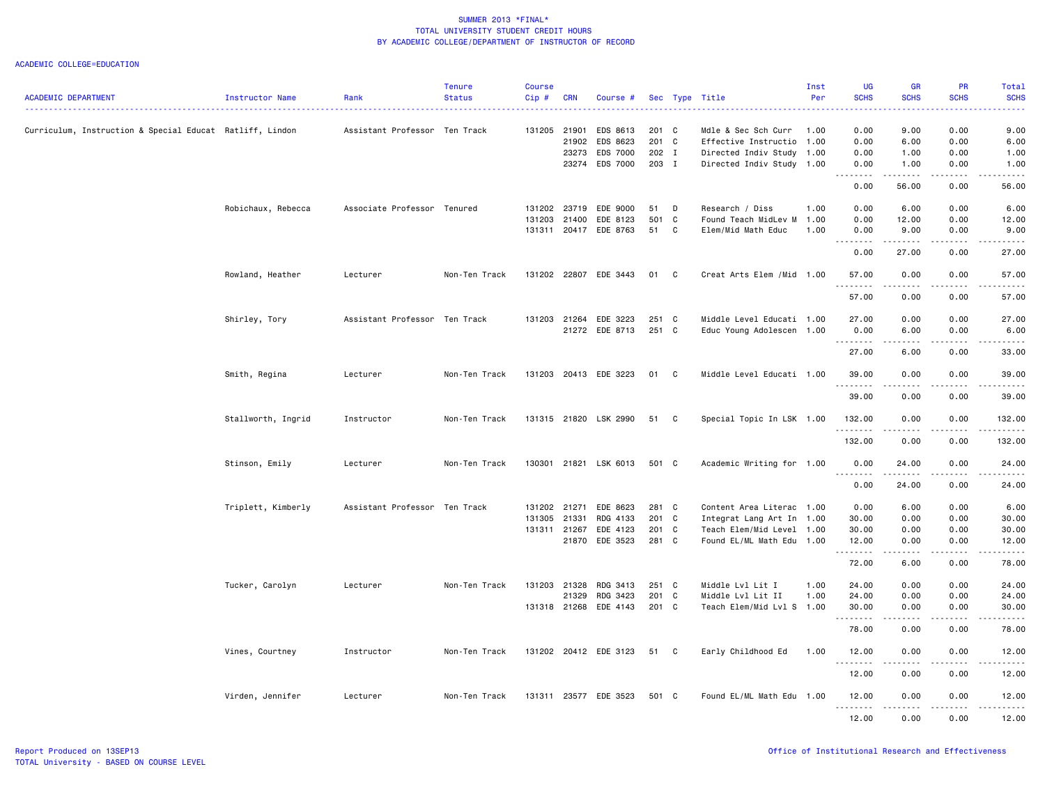SUMMER 2013 *FINAL*
TOTAL UNIVERSITY STUDENT CREDIT HOURS
BY ACADEMIC COLLEGE/DEPARTMENT OF INSTRUCTOR OF RECORD

ACADEMIC COLLEGE=EDUCATION

| ACADEMIC DEPARTMENT | Instructor Name | Rank | Tenure Status | Course Cip # | CRN | Course # | Sec | Type | Title | Inst Per | UG SCHS | GR SCHS | PR SCHS | Total SCHS |
|---|---|---|---|---|---|---|---|---|---|---|---|---|---|---|
| Curriculum, Instruction & Special Educat | Ratliff, Lindon | Assistant Professor | Ten Track | 131205 | 21901 | EDS 8613 | 201 | C | Mdle & Sec Sch Curr | 1.00 | 0.00 | 9.00 | 0.00 | 9.00 |
| | | | | | 21902 | EDS 8623 | 201 | C | Effective Instructio | 1.00 | 0.00 | 6.00 | 0.00 | 6.00 |
| | | | | | 23273 | EDS 7000 | 202 | I | Directed Indiv Study | 1.00 | 0.00 | 1.00 | 0.00 | 1.00 |
| | | | | | 23274 | EDS 7000 | 203 | I | Directed Indiv Study | 1.00 | 0.00 | 1.00 | 0.00 | 1.00 |
| | | | | | | | | | | | 0.00 | 56.00 | 0.00 | 56.00 |
| | Robichaux, Rebecca | Associate Professor | Tenured | 131202 | 23719 | EDE 9000 | 51 | D | Research / Diss | 1.00 | 0.00 | 6.00 | 0.00 | 6.00 |
| | | | | 131203 | 21400 | EDE 8123 | 501 | C | Found Teach MidLev M | 1.00 | 0.00 | 12.00 | 0.00 | 12.00 |
| | | | | 131311 | 20417 | EDE 8763 | 51 | C | Elem/Mid Math Educ | 1.00 | 0.00 | 9.00 | 0.00 | 9.00 |
| | | | | | | | | | | | 0.00 | 27.00 | 0.00 | 27.00 |
| | Rowland, Heather | Lecturer | Non-Ten Track | 131202 | 22807 | EDE 3443 | 01 | C | Creat Arts Elem /Mid | 1.00 | 57.00 | 0.00 | 0.00 | 57.00 |
| | | | | | | | | | | | 57.00 | 0.00 | 0.00 | 57.00 |
| | Shirley, Tory | Assistant Professor | Ten Track | 131203 | 21264 | EDE 3223 | 251 | C | Middle Level Educati | 1.00 | 27.00 | 0.00 | 0.00 | 27.00 |
| | | | | | 21272 | EDE 8713 | 251 | C | Educ Young Adolescen | 1.00 | 0.00 | 6.00 | 0.00 | 6.00 |
| | | | | | | | | | | | 27.00 | 6.00 | 0.00 | 33.00 |
| | Smith, Regina | Lecturer | Non-Ten Track | 131203 | 20413 | EDE 3223 | 01 | C | Middle Level Educati | 1.00 | 39.00 | 0.00 | 0.00 | 39.00 |
| | | | | | | | | | | | 39.00 | 0.00 | 0.00 | 39.00 |
| | Stallworth, Ingrid | Instructor | Non-Ten Track | 131315 | 21820 | LSK 2990 | 51 | C | Special Topic In LSK | 1.00 | 132.00 | 0.00 | 0.00 | 132.00 |
| | | | | | | | | | | | 132.00 | 0.00 | 0.00 | 132.00 |
| | Stinson, Emily | Lecturer | Non-Ten Track | 130301 | 21821 | LSK 6013 | 501 | C | Academic Writing for | 1.00 | 0.00 | 24.00 | 0.00 | 24.00 |
| | | | | | | | | | | | 0.00 | 24.00 | 0.00 | 24.00 |
| | Triplett, Kimberly | Assistant Professor | Ten Track | 131202 | 21271 | EDE 8623 | 281 | C | Content Area Literac | 1.00 | 0.00 | 6.00 | 0.00 | 6.00 |
| | | | | 131305 | 21331 | RDG 4133 | 201 | C | Integrat Lang Art In | 1.00 | 30.00 | 0.00 | 0.00 | 30.00 |
| | | | | 131311 | 21267 | EDE 4123 | 201 | C | Teach Elem/Mid Level | 1.00 | 30.00 | 0.00 | 0.00 | 30.00 |
| | | | | | 21870 | EDE 3523 | 281 | C | Found EL/ML Math Edu | 1.00 | 12.00 | 0.00 | 0.00 | 12.00 |
| | | | | | | | | | | | 72.00 | 6.00 | 0.00 | 78.00 |
| | Tucker, Carolyn | Lecturer | Non-Ten Track | 131203 | 21328 | RDG 3413 | 251 | C | Middle Lvl Lit I | 1.00 | 24.00 | 0.00 | 0.00 | 24.00 |
| | | | | | 21329 | RDG 3423 | 201 | C | Middle Lvl Lit II | 1.00 | 24.00 | 0.00 | 0.00 | 24.00 |
| | | | | 131318 | 21268 | EDE 4143 | 201 | C | Teach Elem/Mid Lvl S | 1.00 | 30.00 | 0.00 | 0.00 | 30.00 |
| | | | | | | | | | | | 78.00 | 0.00 | 0.00 | 78.00 |
| | Vines, Courtney | Instructor | Non-Ten Track | 131202 | 20412 | EDE 3123 | 51 | C | Early Childhood Ed | 1.00 | 12.00 | 0.00 | 0.00 | 12.00 |
| | | | | | | | | | | | 12.00 | 0.00 | 0.00 | 12.00 |
| | Virden, Jennifer | Lecturer | Non-Ten Track | 131311 | 23577 | EDE 3523 | 501 | C | Found EL/ML Math Edu | 1.00 | 12.00 | 0.00 | 0.00 | 12.00 |
| | | | | | | | | | | | 12.00 | 0.00 | 0.00 | 12.00 |

Report Produced on 13SEP13
TOTAL University - BASED ON COURSE LEVEL

Office of Institutional Research and Effectiveness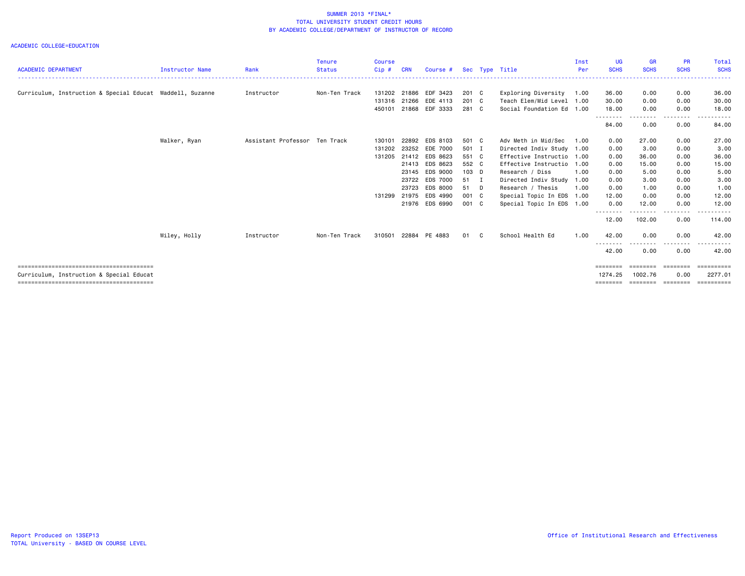SUMMER 2013 *FINAL*
TOTAL UNIVERSITY STUDENT CREDIT HOURS
BY ACADEMIC COLLEGE/DEPARTMENT OF INSTRUCTOR OF RECORD

ACADEMIC COLLEGE=EDUCATION

| ACADEMIC DEPARTMENT | Instructor Name | Rank | Tenure Status | Course Cip # | CRN | Course # | Sec | Type | Title | Inst Per | UG SCHS | GR SCHS | PR SCHS | Total SCHS |
|---|---|---|---|---|---|---|---|---|---|---|---|---|---|---|
| Curriculum, Instruction & Special Educat | Waddell, Suzanne | Instructor | Non-Ten Track | 131202 | 21886 | EDF 3423 | 201 | C | Exploring Diversity | 1.00 | 36.00 | 0.00 | 0.00 | 36.00 |
| | | | | 131316 | 21266 | EDE 4113 | 201 | C | Teach Elem/Mid Level | 1.00 | 30.00 | 0.00 | 0.00 | 30.00 |
| | | | | 450101 | 21868 | EDF 3333 | 281 | C | Social Foundation Ed | 1.00 | 18.00 | 0.00 | 0.00 | 18.00 |
| | | | | | | | | | | | 84.00 | 0.00 | 0.00 | 84.00 |
| | Walker, Ryan | Assistant Professor | Ten Track | 130101 | 22892 | EDS 8103 | 501 | C | Adv Meth in Mid/Sec | 1.00 | 0.00 | 27.00 | 0.00 | 27.00 |
| | | | | 131202 | 23252 | EDE 7000 | 501 | I | Directed Indiv Study | 1.00 | 0.00 | 3.00 | 0.00 | 3.00 |
| | | | | 131205 | 21412 | EDS 8623 | 551 | C | Effective Instructio | 1.00 | 0.00 | 36.00 | 0.00 | 36.00 |
| | | | | | 21413 | EDS 8623 | 552 | C | Effective Instructio | 1.00 | 0.00 | 15.00 | 0.00 | 15.00 |
| | | | | | 23145 | EDS 9000 | 103 | D | Research / Diss | 1.00 | 0.00 | 5.00 | 0.00 | 5.00 |
| | | | | | 23722 | EDS 7000 | 51 | I | Directed Indiv Study | 1.00 | 0.00 | 3.00 | 0.00 | 3.00 |
| | | | | | 23723 | EDS 8000 | 51 | D | Research / Thesis | 1.00 | 0.00 | 1.00 | 0.00 | 1.00 |
| | | | | 131299 | 21975 | EDS 4990 | 001 | C | Special Topic In EDS | 1.00 | 12.00 | 0.00 | 0.00 | 12.00 |
| | | | | | 21976 | EDS 6990 | 001 | C | Special Topic In EDS | 1.00 | 0.00 | 12.00 | 0.00 | 12.00 |
| | | | | | | | | | | | 12.00 | 102.00 | 0.00 | 114.00 |
| | Wiley, Holly | Instructor | Non-Ten Track | 310501 | 22884 | PE 4883 | 01 | C | School Health Ed | 1.00 | 42.00 | 0.00 | 0.00 | 42.00 |
| | | | | | | | | | | | 42.00 | 0.00 | 0.00 | 42.00 |
| Curriculum, Instruction & Special Educat | | | | | | | | | | | 1274.25 | 1002.76 | 0.00 | 2277.01 |

Report Produced on 13SEP13
TOTAL University - BASED ON COURSE LEVEL

Office of Institutional Research and Effectiveness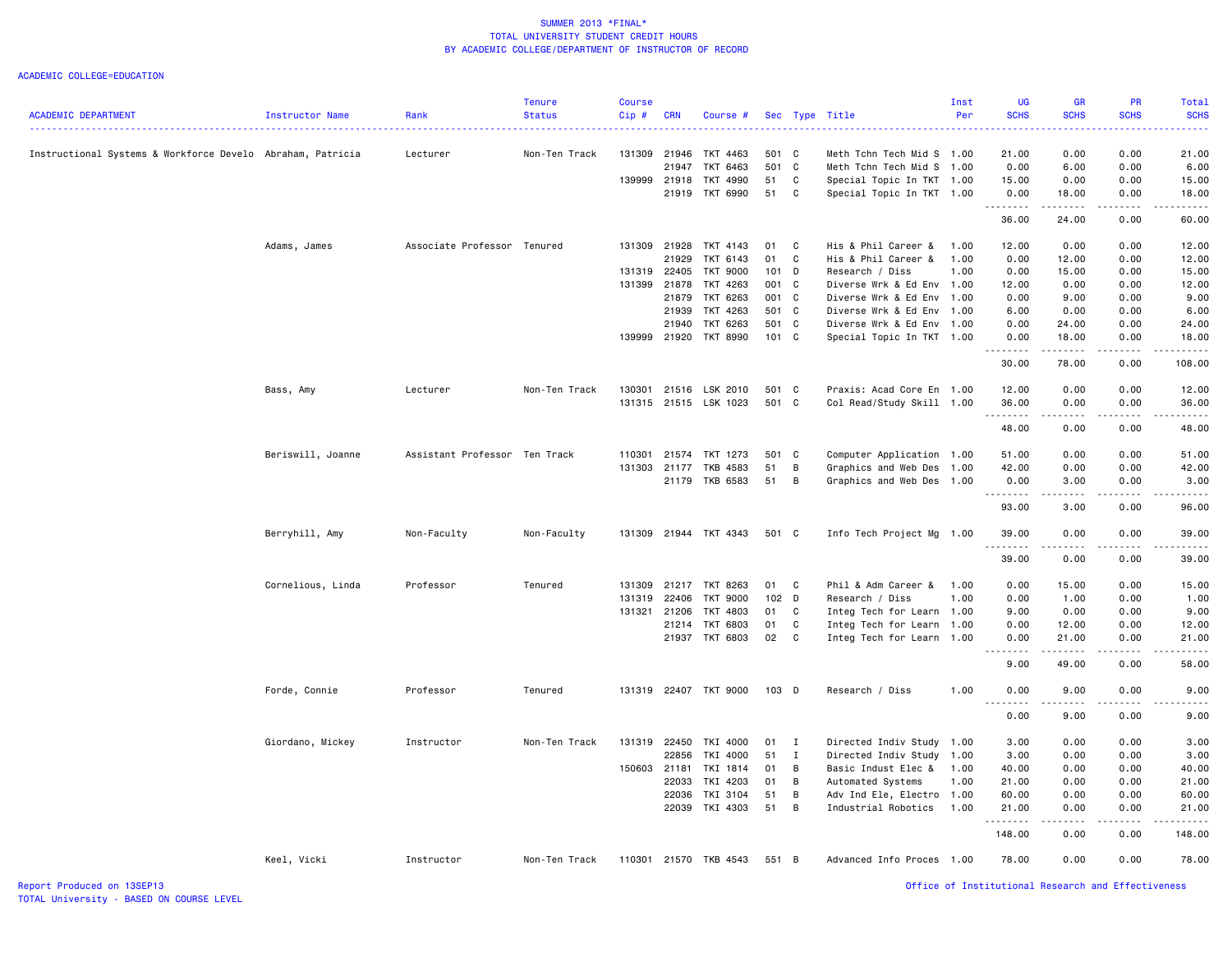# SUMMER 2013 *FINAL*
## TOTAL UNIVERSITY STUDENT CREDIT HOURS
## BY ACADEMIC COLLEGE/DEPARTMENT OF INSTRUCTOR OF RECORD

ACADEMIC COLLEGE=EDUCATION

| ACADEMIC DEPARTMENT | Instructor Name | Rank | Tenure Status | Course Cip # | CRN | Course # | Sec | Type | Title | Inst Per | UG SCHS | GR SCHS | PR SCHS | Total SCHS |
|---|---|---|---|---|---|---|---|---|---|---|---|---|---|---|
| Instructional Systems & Workforce Develo | Abraham, Patricia | Lecturer | Non-Ten Track | 131309 | 21946 | TKT 4463 | 501 | C | Meth Tchn Tech Mid S | 1.00 | 21.00 | 0.00 | 0.00 | 21.00 |
| | | | | | 21947 | TKT 6463 | 501 | C | Meth Tchn Tech Mid S | 1.00 | 0.00 | 6.00 | 0.00 | 6.00 |
| | | | | 139999 | 21918 | TKT 4990 | 51 | C | Special Topic In TKT | 1.00 | 15.00 | 0.00 | 0.00 | 15.00 |
| | | | | | 21919 | TKT 6990 | 51 | C | Special Topic In TKT | 1.00 | 0.00 | 18.00 | 0.00 | 18.00 |
| | | | | | | | | | | | 36.00 | 24.00 | 0.00 | 60.00 |
| | Adams, James | Associate Professor | Tenured | 131309 | 21928 | TKT 4143 | 01 | C | His & Phil Career & | 1.00 | 12.00 | 0.00 | 0.00 | 12.00 |
| | | | | | 21929 | TKT 6143 | 01 | C | His & Phil Career & | 1.00 | 0.00 | 12.00 | 0.00 | 12.00 |
| | | | | 131319 | 22405 | TKT 9000 | 101 | D | Research / Diss | 1.00 | 0.00 | 15.00 | 0.00 | 15.00 |
| | | | | 131399 | 21878 | TKT 4263 | 001 | C | Diverse Wrk & Ed Env | 1.00 | 12.00 | 0.00 | 0.00 | 12.00 |
| | | | | | 21879 | TKT 6263 | 001 | C | Diverse Wrk & Ed Env | 1.00 | 0.00 | 9.00 | 0.00 | 9.00 |
| | | | | | 21939 | TKT 4263 | 501 | C | Diverse Wrk & Ed Env | 1.00 | 6.00 | 0.00 | 0.00 | 6.00 |
| | | | | | 21940 | TKT 6263 | 501 | C | Diverse Wrk & Ed Env | 1.00 | 0.00 | 24.00 | 0.00 | 24.00 |
| | | | | 139999 | 21920 | TKT 8990 | 101 | C | Special Topic In TKT | 1.00 | 0.00 | 18.00 | 0.00 | 18.00 |
| | | | | | | | | | | | 30.00 | 78.00 | 0.00 | 108.00 |
| | Bass, Amy | Lecturer | Non-Ten Track | 130301 | 21516 | LSK 2010 | 501 | C | Praxis: Acad Core En | 1.00 | 12.00 | 0.00 | 0.00 | 12.00 |
| | | | | 131315 | 21515 | LSK 1023 | 501 | C | Col Read/Study Skill | 1.00 | 36.00 | 0.00 | 0.00 | 36.00 |
| | | | | | | | | | | | 48.00 | 0.00 | 0.00 | 48.00 |
| | Beriswill, Joanne | Assistant Professor | Ten Track | 110301 | 21574 | TKT 1273 | 501 | C | Computer Application | 1.00 | 51.00 | 0.00 | 0.00 | 51.00 |
| | | | | 131303 | 21177 | TKB 4583 | 51 | B | Graphics and Web Des | 1.00 | 42.00 | 0.00 | 0.00 | 42.00 |
| | | | | | 21179 | TKB 6583 | 51 | B | Graphics and Web Des | 1.00 | 0.00 | 3.00 | 0.00 | 3.00 |
| | | | | | | | | | | | 93.00 | 3.00 | 0.00 | 96.00 |
| | Berryhill, Amy | Non-Faculty | Non-Faculty | 131309 | 21944 | TKT 4343 | 501 | C | Info Tech Project Mg | 1.00 | 39.00 | 0.00 | 0.00 | 39.00 |
| | | | | | | | | | | | 39.00 | 0.00 | 0.00 | 39.00 |
| | Cornelious, Linda | Professor | Tenured | 131309 | 21217 | TKT 8263 | 01 | C | Phil & Adm Career & | 1.00 | 0.00 | 15.00 | 0.00 | 15.00 |
| | | | | 131319 | 22406 | TKT 9000 | 102 | D | Research / Diss | 1.00 | 0.00 | 1.00 | 0.00 | 1.00 |
| | | | | 131321 | 21206 | TKT 4803 | 01 | C | Integ Tech for Learn | 1.00 | 9.00 | 0.00 | 0.00 | 9.00 |
| | | | | | 21214 | TKT 6803 | 01 | C | Integ Tech for Learn | 1.00 | 0.00 | 12.00 | 0.00 | 12.00 |
| | | | | | 21937 | TKT 6803 | 02 | C | Integ Tech for Learn | 1.00 | 0.00 | 21.00 | 0.00 | 21.00 |
| | | | | | | | | | | | 9.00 | 49.00 | 0.00 | 58.00 |
| | Forde, Connie | Professor | Tenured | 131319 | 22407 | TKT 9000 | 103 | D | Research / Diss | 1.00 | 0.00 | 9.00 | 0.00 | 9.00 |
| | | | | | | | | | | | 0.00 | 9.00 | 0.00 | 9.00 |
| | Giordano, Mickey | Instructor | Non-Ten Track | 131319 | 22450 | TKI 4000 | 01 | I | Directed Indiv Study | 1.00 | 3.00 | 0.00 | 0.00 | 3.00 |
| | | | | | 22856 | TKI 4000 | 51 | I | Directed Indiv Study | 1.00 | 3.00 | 0.00 | 0.00 | 3.00 |
| | | | | 150603 | 21181 | TKI 1814 | 01 | B | Basic Indust Elec & | 1.00 | 40.00 | 0.00 | 0.00 | 40.00 |
| | | | | | 22033 | TKI 4203 | 01 | B | Automated Systems | 1.00 | 21.00 | 0.00 | 0.00 | 21.00 |
| | | | | | 22036 | TKI 3104 | 51 | B | Adv Ind Ele, Electro | 1.00 | 60.00 | 0.00 | 0.00 | 60.00 |
| | | | | | 22039 | TKI 4303 | 51 | B | Industrial Robotics | 1.00 | 21.00 | 0.00 | 0.00 | 21.00 |
| | | | | | | | | | | | 148.00 | 0.00 | 0.00 | 148.00 |
| | Keel, Vicki | Instructor | Non-Ten Track | 110301 | 21570 | TKB 4543 | 551 | B | Advanced Info Proces | 1.00 | 78.00 | 0.00 | 0.00 | 78.00 |

Report Produced on 13SEP13
TOTAL University - BASED ON COURSE LEVEL

Office of Institutional Research and Effectiveness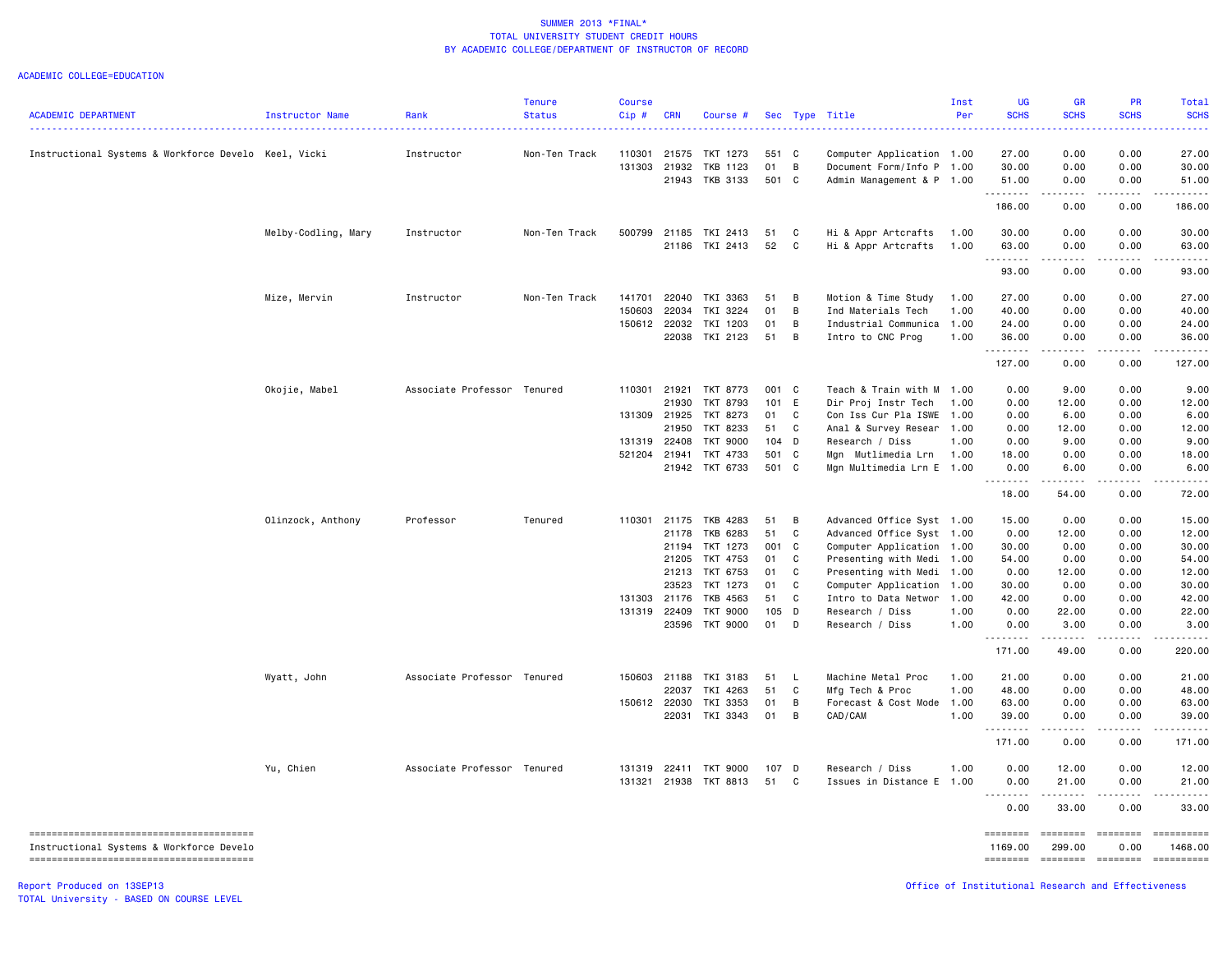SUMMER 2013 *FINAL*
TOTAL UNIVERSITY STUDENT CREDIT HOURS
BY ACADEMIC COLLEGE/DEPARTMENT OF INSTRUCTOR OF RECORD

ACADEMIC COLLEGE=EDUCATION

| ACADEMIC DEPARTMENT | Instructor Name | Rank | Tenure Status | Course Cip # | CRN | Course # | Sec | Type | Title | Inst Per | UG SCHS | GR SCHS | PR SCHS | Total SCHS |
|---|---|---|---|---|---|---|---|---|---|---|---|---|---|---|
| Instructional Systems & Workforce Develo | Keel, Vicki | Instructor | Non-Ten Track | 110301 | 21575 | TKT 1273 | 551 | C | Computer Application | 1.00 | 27.00 | 0.00 | 0.00 | 27.00 |
| | | | | 131303 | 21932 | TKB 1123 | 01 | B | Document Form/Info P | 1.00 | 30.00 | 0.00 | 0.00 | 30.00 |
| | | | | | 21943 | TKB 3133 | 501 | C | Admin Management & P | 1.00 | 51.00 | 0.00 | 0.00 | 51.00 |
| | | | | | | | | | | | 186.00 | 0.00 | 0.00 | 186.00 |
| | Melby-Codling, Mary | Instructor | Non-Ten Track | 500799 | 21185 | TKI 2413 | 51 | C | Hi & Appr Artcrafts | 1.00 | 30.00 | 0.00 | 0.00 | 30.00 |
| | | | | | 21186 | TKI 2413 | 52 | C | Hi & Appr Artcrafts | 1.00 | 63.00 | 0.00 | 0.00 | 63.00 |
| | | | | | | | | | | | 93.00 | 0.00 | 0.00 | 93.00 |
| | Mize, Mervin | Instructor | Non-Ten Track | 141701 | 22040 | TKI 3363 | 51 | B | Motion & Time Study | 1.00 | 27.00 | 0.00 | 0.00 | 27.00 |
| | | | | 150603 | 22034 | TKI 3224 | 01 | B | Ind Materials Tech | 1.00 | 40.00 | 0.00 | 0.00 | 40.00 |
| | | | | 150612 | 22032 | TKI 1203 | 01 | B | Industrial Communica | 1.00 | 24.00 | 0.00 | 0.00 | 24.00 |
| | | | | | 22038 | TKI 2123 | 51 | B | Intro to CNC Prog | 1.00 | 36.00 | 0.00 | 0.00 | 36.00 |
| | | | | | | | | | | | 127.00 | 0.00 | 0.00 | 127.00 |
| | Okojie, Mabel | Associate Professor | Tenured | 110301 | 21921 | TKT 8773 | 001 | C | Teach & Train with M | 1.00 | 0.00 | 9.00 | 0.00 | 9.00 |
| | | | | | 21930 | TKT 8793 | 101 | E | Dir Proj Instr Tech | 1.00 | 0.00 | 12.00 | 0.00 | 12.00 |
| | | | | 131309 | 21925 | TKT 8273 | 01 | C | Con Iss Cur Pla ISWE | 1.00 | 0.00 | 6.00 | 0.00 | 6.00 |
| | | | | | 21950 | TKT 8233 | 51 | C | Anal & Survey Resear | 1.00 | 0.00 | 12.00 | 0.00 | 12.00 |
| | | | | 131319 | 22408 | TKT 9000 | 104 | D | Research / Diss | 1.00 | 0.00 | 9.00 | 0.00 | 9.00 |
| | | | | 521204 | 21941 | TKT 4733 | 501 | C | Mgn Mutlimedia Lrn | 1.00 | 18.00 | 0.00 | 0.00 | 18.00 |
| | | | | | 21942 | TKT 6733 | 501 | C | Mgn Multimedia Lrn E | 1.00 | 0.00 | 6.00 | 0.00 | 6.00 |
| | | | | | | | | | | | 18.00 | 54.00 | 0.00 | 72.00 |
| | Olinzock, Anthony | Professor | Tenured | 110301 | 21175 | TKB 4283 | 51 | B | Advanced Office Syst | 1.00 | 15.00 | 0.00 | 0.00 | 15.00 |
| | | | | | 21178 | TKB 6283 | 51 | C | Advanced Office Syst | 1.00 | 0.00 | 12.00 | 0.00 | 12.00 |
| | | | | | 21194 | TKT 1273 | 001 | C | Computer Application | 1.00 | 30.00 | 0.00 | 0.00 | 30.00 |
| | | | | | 21205 | TKT 4753 | 01 | C | Presenting with Medi | 1.00 | 54.00 | 0.00 | 0.00 | 54.00 |
| | | | | | 21213 | TKT 6753 | 01 | C | Presenting with Medi | 1.00 | 0.00 | 12.00 | 0.00 | 12.00 |
| | | | | | 23523 | TKT 1273 | 01 | C | Computer Application | 1.00 | 30.00 | 0.00 | 0.00 | 30.00 |
| | | | | 131303 | 21176 | TKB 4563 | 51 | C | Intro to Data Networ | 1.00 | 42.00 | 0.00 | 0.00 | 42.00 |
| | | | | 131319 | 22409 | TKT 9000 | 105 | D | Research / Diss | 1.00 | 0.00 | 22.00 | 0.00 | 22.00 |
| | | | | | 23596 | TKT 9000 | 01 | D | Research / Diss | 1.00 | 0.00 | 3.00 | 0.00 | 3.00 |
| | | | | | | | | | | | 171.00 | 49.00 | 0.00 | 220.00 |
| | Wyatt, John | Associate Professor | Tenured | 150603 | 21188 | TKI 3183 | 51 | L | Machine Metal Proc | 1.00 | 21.00 | 0.00 | 0.00 | 21.00 |
| | | | | | 22037 | TKI 4263 | 51 | C | Mfg Tech & Proc | 1.00 | 48.00 | 0.00 | 0.00 | 48.00 |
| | | | | 150612 | 22030 | TKI 3353 | 01 | B | Forecast & Cost Mode | 1.00 | 63.00 | 0.00 | 0.00 | 63.00 |
| | | | | | 22031 | TKI 3343 | 01 | B | CAD/CAM | 1.00 | 39.00 | 0.00 | 0.00 | 39.00 |
| | | | | | | | | | | | 171.00 | 0.00 | 0.00 | 171.00 |
| | Yu, Chien | Associate Professor | Tenured | 131319 | 22411 | TKT 9000 | 107 | D | Research / Diss | 1.00 | 0.00 | 12.00 | 0.00 | 12.00 |
| | | | | 131321 | 21938 | TKT 8813 | 51 | C | Issues in Distance E | 1.00 | 0.00 | 21.00 | 0.00 | 21.00 |
| | | | | | | | | | | | 0.00 | 33.00 | 0.00 | 33.00 |
| Instructional Systems & Workforce Develo | | | | | | | | | | | 1169.00 | 299.00 | 0.00 | 1468.00 |

Report Produced on 13SEP13
TOTAL University - BASED ON COURSE LEVEL

Office of Institutional Research and Effectiveness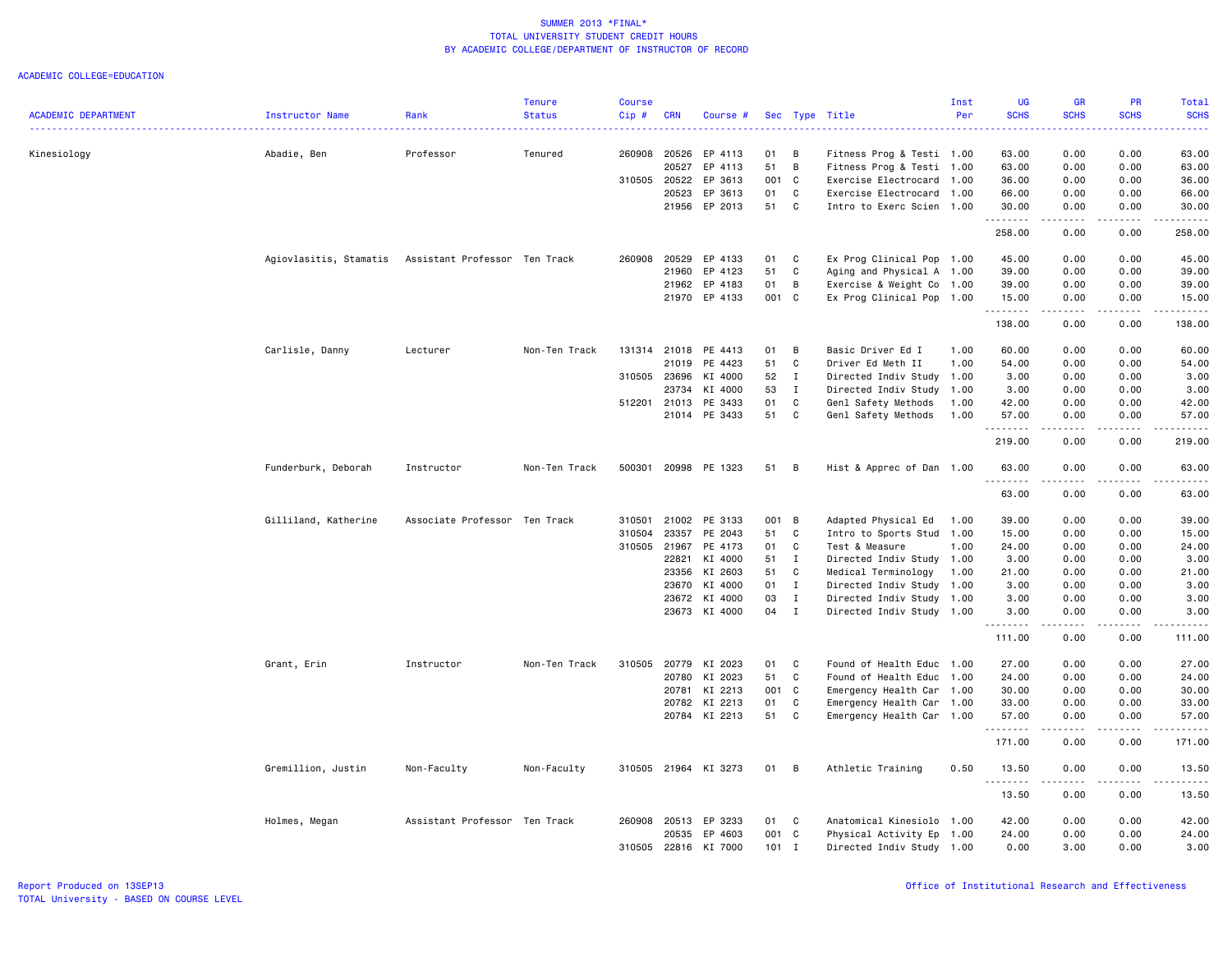# SUMMER 2013 *FINAL*
## TOTAL UNIVERSITY STUDENT CREDIT HOURS
## BY ACADEMIC COLLEGE/DEPARTMENT OF INSTRUCTOR OF RECORD

ACADEMIC COLLEGE=EDUCATION

| ACADEMIC DEPARTMENT | Instructor Name | Rank | Tenure Status | Course Cip # | CRN | Course # | Sec | Type | Title | Inst Per | UG SCHS | GR SCHS | PR SCHS | Total SCHS |
|---|---|---|---|---|---|---|---|---|---|---|---|---|---|---|
| Kinesiology | Abadie, Ben | Professor | Tenured | 260908 | 20526 | EP 4113 | 01 | B | Fitness Prog & Testi | 1.00 | 63.00 | 0.00 | 0.00 | 63.00 |
| | | | | | 20527 | EP 4113 | 51 | B | Fitness Prog & Testi | 1.00 | 63.00 | 0.00 | 0.00 | 63.00 |
| | | | | 310505 | 20522 | EP 3613 | 001 | C | Exercise Electrocard | 1.00 | 36.00 | 0.00 | 0.00 | 36.00 |
| | | | | | 20523 | EP 3613 | 01 | C | Exercise Electrocard | 1.00 | 66.00 | 0.00 | 0.00 | 66.00 |
| | | | | | 21956 | EP 2013 | 51 | C | Intro to Exerc Scien | 1.00 | 30.00 | 0.00 | 0.00 | 30.00 |
| | | | | | | | | | | | 258.00 | 0.00 | 0.00 | 258.00 |
| | Agiovlasitis, Stamatis | Assistant Professor | Ten Track | 260908 | 20529 | EP 4133 | 01 | C | Ex Prog Clinical Pop | 1.00 | 45.00 | 0.00 | 0.00 | 45.00 |
| | | | | | 21960 | EP 4123 | 51 | C | Aging and Physical A | 1.00 | 39.00 | 0.00 | 0.00 | 39.00 |
| | | | | | 21962 | EP 4183 | 01 | B | Exercise & Weight Co | 1.00 | 39.00 | 0.00 | 0.00 | 39.00 |
| | | | | | 21970 | EP 4133 | 001 | C | Ex Prog Clinical Pop | 1.00 | 15.00 | 0.00 | 0.00 | 15.00 |
| | | | | | | | | | | | 138.00 | 0.00 | 0.00 | 138.00 |
| | Carlisle, Danny | Lecturer | Non-Ten Track | 131314 | 21018 | PE 4413 | 01 | B | Basic Driver Ed I | 1.00 | 60.00 | 0.00 | 0.00 | 60.00 |
| | | | | | 21019 | PE 4423 | 51 | C | Driver Ed Meth II | 1.00 | 54.00 | 0.00 | 0.00 | 54.00 |
| | | | | 310505 | 23696 | KI 4000 | 52 | I | Directed Indiv Study | 1.00 | 3.00 | 0.00 | 0.00 | 3.00 |
| | | | | | 23734 | KI 4000 | 53 | I | Directed Indiv Study | 1.00 | 3.00 | 0.00 | 0.00 | 3.00 |
| | | | | 512201 | 21013 | PE 3433 | 01 | C | Genl Safety Methods | 1.00 | 42.00 | 0.00 | 0.00 | 42.00 |
| | | | | | 21014 | PE 3433 | 51 | C | Genl Safety Methods | 1.00 | 57.00 | 0.00 | 0.00 | 57.00 |
| | | | | | | | | | | | 219.00 | 0.00 | 0.00 | 219.00 |
| | Funderburk, Deborah | Instructor | Non-Ten Track | 500301 | 20998 | PE 1323 | 51 | B | Hist & Apprec of Dan | 1.00 | 63.00 | 0.00 | 0.00 | 63.00 |
| | | | | | | | | | | | 63.00 | 0.00 | 0.00 | 63.00 |
| | Gilliland, Katherine | Associate Professor | Ten Track | 310501 | 21002 | PE 3133 | 001 | B | Adapted Physical Ed | 1.00 | 39.00 | 0.00 | 0.00 | 39.00 |
| | | | | 310504 | 23357 | PE 2043 | 51 | C | Intro to Sports Stud | 1.00 | 15.00 | 0.00 | 0.00 | 15.00 |
| | | | | 310505 | 21967 | PE 4173 | 01 | C | Test & Measure | 1.00 | 24.00 | 0.00 | 0.00 | 24.00 |
| | | | | | 22821 | KI 4000 | 51 | I | Directed Indiv Study | 1.00 | 3.00 | 0.00 | 0.00 | 3.00 |
| | | | | | 23356 | KI 2603 | 51 | C | Medical Terminology | 1.00 | 21.00 | 0.00 | 0.00 | 21.00 |
| | | | | | 23670 | KI 4000 | 01 | I | Directed Indiv Study | 1.00 | 3.00 | 0.00 | 0.00 | 3.00 |
| | | | | | 23672 | KI 4000 | 03 | I | Directed Indiv Study | 1.00 | 3.00 | 0.00 | 0.00 | 3.00 |
| | | | | | 23673 | KI 4000 | 04 | I | Directed Indiv Study | 1.00 | 3.00 | 0.00 | 0.00 | 3.00 |
| | | | | | | | | | | | 111.00 | 0.00 | 0.00 | 111.00 |
| | Grant, Erin | Instructor | Non-Ten Track | 310505 | 20779 | KI 2023 | 01 | C | Found of Health Educ | 1.00 | 27.00 | 0.00 | 0.00 | 27.00 |
| | | | | | 20780 | KI 2023 | 51 | C | Found of Health Educ | 1.00 | 24.00 | 0.00 | 0.00 | 24.00 |
| | | | | | 20781 | KI 2213 | 001 | C | Emergency Health Car | 1.00 | 30.00 | 0.00 | 0.00 | 30.00 |
| | | | | | 20782 | KI 2213 | 01 | C | Emergency Health Car | 1.00 | 33.00 | 0.00 | 0.00 | 33.00 |
| | | | | | 20784 | KI 2213 | 51 | C | Emergency Health Car | 1.00 | 57.00 | 0.00 | 0.00 | 57.00 |
| | | | | | | | | | | | 171.00 | 0.00 | 0.00 | 171.00 |
| | Gremillion, Justin | Non-Faculty | Non-Faculty | 310505 | 21964 | KI 3273 | 01 | B | Athletic Training | 0.50 | 13.50 | 0.00 | 0.00 | 13.50 |
| | | | | | | | | | | | 13.50 | 0.00 | 0.00 | 13.50 |
| | Holmes, Megan | Assistant Professor | Ten Track | 260908 | 20513 | EP 3233 | 01 | C | Anatomical Kinesiolo | 1.00 | 42.00 | 0.00 | 0.00 | 42.00 |
| | | | | | 20535 | EP 4603 | 001 | C | Physical Activity Ep | 1.00 | 24.00 | 0.00 | 0.00 | 24.00 |
| | | | | 310505 | 22816 | KI 7000 | 101 | I | Directed Indiv Study | 1.00 | 0.00 | 3.00 | 0.00 | 3.00 |

Report Produced on 13SEP13
TOTAL University - BASED ON COURSE LEVEL

Office of Institutional Research and Effectiveness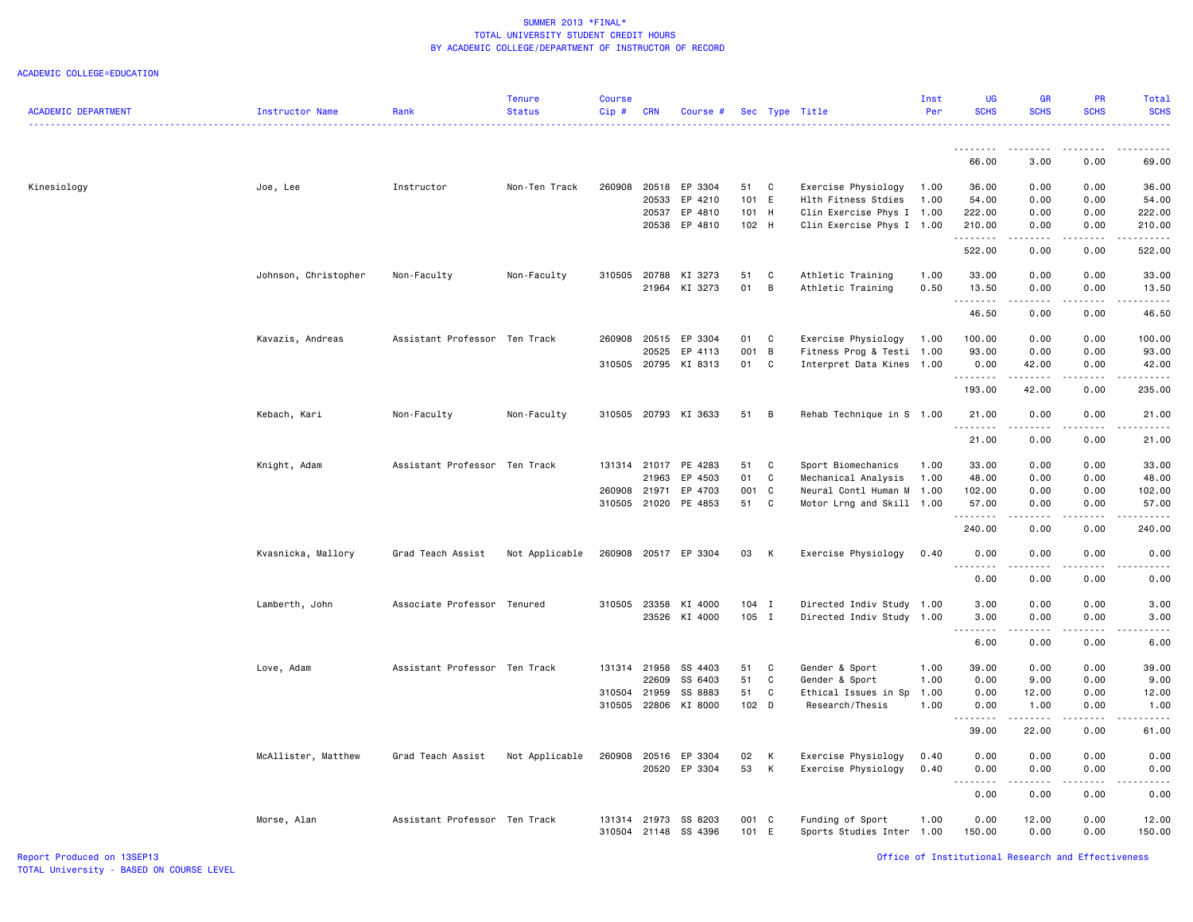# SUMMER 2013 *FINAL*
## TOTAL UNIVERSITY STUDENT CREDIT HOURS
## BY ACADEMIC COLLEGE/DEPARTMENT OF INSTRUCTOR OF RECORD

ACADEMIC COLLEGE=EDUCATION

| ACADEMIC DEPARTMENT | Instructor Name | Rank | Tenure Status | Course Cip # | CRN | Course # | Sec | Type | Title | Inst Per | UG SCHS | GR SCHS | PR SCHS | Total SCHS |
|---|---|---|---|---|---|---|---|---|---|---|---|---|---|---|
| | | | | | | | | | | | 66.00 | 3.00 | 0.00 | 69.00 |
| Kinesiology | Joe, Lee | Instructor | Non-Ten Track | 260908 | 20518 | EP 3304 | 51 | C | Exercise Physiology | 1.00 | 36.00 | 0.00 | 0.00 | 36.00 |
| | | | | | 20533 | EP 4210 | 101 | E | Hlth Fitness Stdies | 1.00 | 54.00 | 0.00 | 0.00 | 54.00 |
| | | | | | 20537 | EP 4810 | 101 | H | Clin Exercise Phys I | 1.00 | 222.00 | 0.00 | 0.00 | 222.00 |
| | | | | | 20538 | EP 4810 | 102 | H | Clin Exercise Phys I | 1.00 | 210.00 | 0.00 | 0.00 | 210.00 |
| | | | | | | | | | | | 522.00 | 0.00 | 0.00 | 522.00 |
| | Johnson, Christopher | Non-Faculty | Non-Faculty | 310505 | 20788 | KI 3273 | 51 | C | Athletic Training | 1.00 | 33.00 | 0.00 | 0.00 | 33.00 |
| | | | | | 21964 | KI 3273 | 01 | B | Athletic Training | 0.50 | 13.50 | 0.00 | 0.00 | 13.50 |
| | | | | | | | | | | | 46.50 | 0.00 | 0.00 | 46.50 |
| | Kavazis, Andreas | Assistant Professor | Ten Track | 260908 | 20515 | EP 3304 | 01 | C | Exercise Physiology | 1.00 | 100.00 | 0.00 | 0.00 | 100.00 |
| | | | | | 20525 | EP 4113 | 001 | B | Fitness Prog & Testi | 1.00 | 93.00 | 0.00 | 0.00 | 93.00 |
| | | | | 310505 | 20795 | KI 8313 | 01 | C | Interpret Data Kines | 1.00 | 0.00 | 42.00 | 0.00 | 42.00 |
| | | | | | | | | | | | 193.00 | 42.00 | 0.00 | 235.00 |
| | Kebach, Kari | Non-Faculty | Non-Faculty | 310505 | 20793 | KI 3633 | 51 | B | Rehab Technique in S | 1.00 | 21.00 | 0.00 | 0.00 | 21.00 |
| | | | | | | | | | | | 21.00 | 0.00 | 0.00 | 21.00 |
| | Knight, Adam | Assistant Professor | Ten Track | 131314 | 21017 | PE 4283 | 51 | C | Sport Biomechanics | 1.00 | 33.00 | 0.00 | 0.00 | 33.00 |
| | | | | | 21963 | EP 4503 | 01 | C | Mechanical Analysis | 1.00 | 48.00 | 0.00 | 0.00 | 48.00 |
| | | | | 260908 | 21971 | EP 4703 | 001 | C | Neural Contl Human M | 1.00 | 102.00 | 0.00 | 0.00 | 102.00 |
| | | | | 310505 | 21020 | PE 4853 | 51 | C | Motor Lrng and Skill | 1.00 | 57.00 | 0.00 | 0.00 | 57.00 |
| | | | | | | | | | | | 240.00 | 0.00 | 0.00 | 240.00 |
| | Kvasnicka, Mallory | Grad Teach Assist | Not Applicable | 260908 | 20517 | EP 3304 | 03 | K | Exercise Physiology | 0.40 | 0.00 | 0.00 | 0.00 | 0.00 |
| | | | | | | | | | | | 0.00 | 0.00 | 0.00 | 0.00 |
| | Lamberth, John | Associate Professor | Tenured | 310505 | 23358 | KI 4000 | 104 | I | Directed Indiv Study | 1.00 | 3.00 | 0.00 | 0.00 | 3.00 |
| | | | | | 23526 | KI 4000 | 105 | I | Directed Indiv Study | 1.00 | 3.00 | 0.00 | 0.00 | 3.00 |
| | | | | | | | | | | | 6.00 | 0.00 | 0.00 | 6.00 |
| | Love, Adam | Assistant Professor | Ten Track | 131314 | 21958 | SS 4403 | 51 | C | Gender & Sport | 1.00 | 39.00 | 0.00 | 0.00 | 39.00 |
| | | | | | 22609 | SS 6403 | 51 | C | Gender & Sport | 1.00 | 0.00 | 9.00 | 0.00 | 9.00 |
| | | | | 310504 | 21959 | SS 8883 | 51 | C | Ethical Issues in Sp | 1.00 | 0.00 | 12.00 | 0.00 | 12.00 |
| | | | | 310505 | 22806 | KI 8000 | 102 | D | Research/Thesis | 1.00 | 0.00 | 1.00 | 0.00 | 1.00 |
| | | | | | | | | | | | 39.00 | 22.00 | 0.00 | 61.00 |
| | McAllister, Matthew | Grad Teach Assist | Not Applicable | 260908 | 20516 | EP 3304 | 02 | K | Exercise Physiology | 0.40 | 0.00 | 0.00 | 0.00 | 0.00 |
| | | | | | 20520 | EP 3304 | 53 | K | Exercise Physiology | 0.40 | 0.00 | 0.00 | 0.00 | 0.00 |
| | | | | | | | | | | | 0.00 | 0.00 | 0.00 | 0.00 |
| | Morse, Alan | Assistant Professor | Ten Track | 131314 | 21973 | SS 8203 | 001 | C | Funding of Sport | 1.00 | 0.00 | 12.00 | 0.00 | 12.00 |
| | | | | 310504 | 21148 | SS 4396 | 101 | E | Sports Studies Inter | 1.00 | 150.00 | 0.00 | 0.00 | 150.00 |

Report Produced on 13SEP13
TOTAL University - BASED ON COURSE LEVEL

Office of Institutional Research and Effectiveness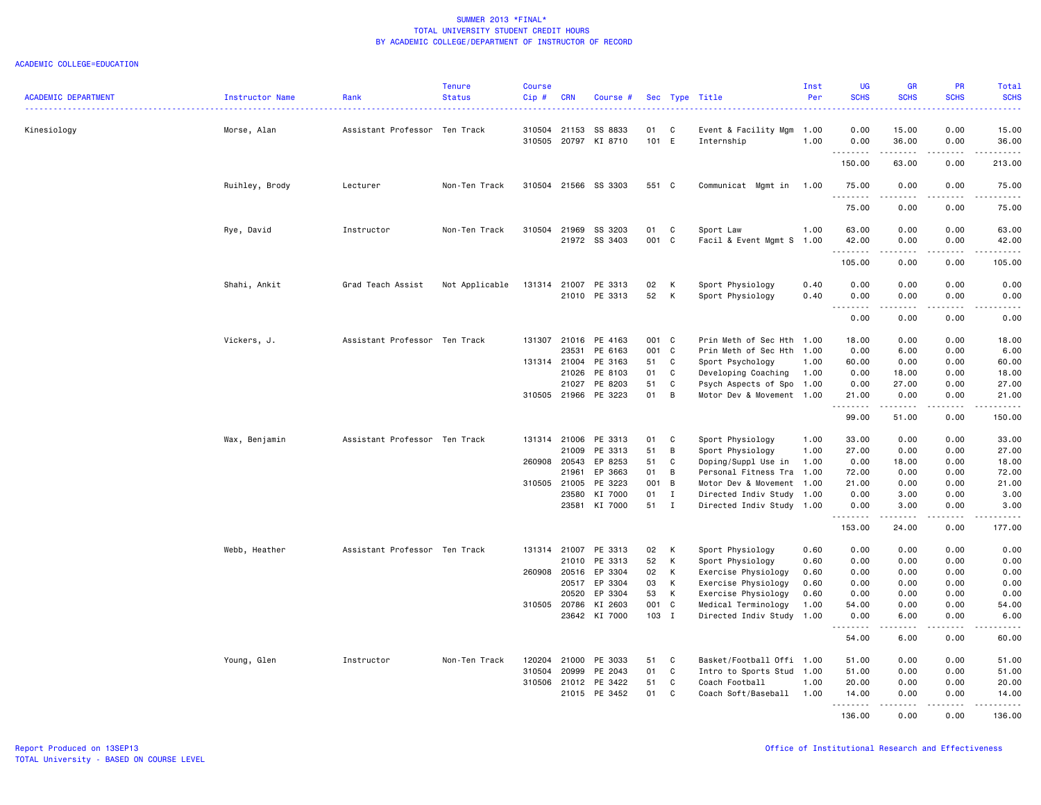SUMMER 2013 *FINAL*
TOTAL UNIVERSITY STUDENT CREDIT HOURS
BY ACADEMIC COLLEGE/DEPARTMENT OF INSTRUCTOR OF RECORD

ACADEMIC COLLEGE=EDUCATION

| ACADEMIC DEPARTMENT | Instructor Name | Rank | Tenure Status | Course Cip # | CRN | Course # | Sec | Type | Title | Inst Per | UG SCHS | GR SCHS | PR SCHS | Total SCHS |
|---|---|---|---|---|---|---|---|---|---|---|---|---|---|---|
| Kinesiology | Morse, Alan | Assistant Professor | Ten Track | 310504 | 21153 | SS 8833 | 01 | C | Event & Facility Mgm | 1.00 | 0.00 | 15.00 | 0.00 | 15.00 |
| | | | | 310505 | 20797 | KI 8710 | 101 | E | Internship | 1.00 | 0.00 | 36.00 | 0.00 | 36.00 |
| | | | | | | | | | | | 150.00 | 63.00 | 0.00 | 213.00 |
| | Ruihley, Brody | Lecturer | Non-Ten Track | 310504 | 21566 | SS 3303 | 551 | C | Communicat Mgmt in | 1.00 | 75.00 | 0.00 | 0.00 | 75.00 |
| | | | | | | | | | | | 75.00 | 0.00 | 0.00 | 75.00 |
| | Rye, David | Instructor | Non-Ten Track | 310504 | 21969 | SS 3203 | 01 | C | Sport Law | 1.00 | 63.00 | 0.00 | 0.00 | 63.00 |
| | | | | | 21972 | SS 3403 | 001 | C | Facil & Event Mgmt S | 1.00 | 42.00 | 0.00 | 0.00 | 42.00 |
| | | | | | | | | | | | 105.00 | 0.00 | 0.00 | 105.00 |
| | Shahi, Ankit | Grad Teach Assist | Not Applicable | 131314 | 21007 | PE 3313 | 02 | K | Sport Physiology | 0.40 | 0.00 | 0.00 | 0.00 | 0.00 |
| | | | | | 21010 | PE 3313 | 52 | K | Sport Physiology | 0.40 | 0.00 | 0.00 | 0.00 | 0.00 |
| | | | | | | | | | | | 0.00 | 0.00 | 0.00 | 0.00 |
| | Vickers, J. | Assistant Professor | Ten Track | 131307 | 21016 | PE 4163 | 001 | C | Prin Meth of Sec Hth | 1.00 | 18.00 | 0.00 | 0.00 | 18.00 |
| | | | | | 23531 | PE 6163 | 001 | C | Prin Meth of Sec Hth | 1.00 | 0.00 | 6.00 | 0.00 | 6.00 |
| | | | | 131314 | 21004 | PE 3163 | 51 | C | Sport Psychology | 1.00 | 60.00 | 0.00 | 0.00 | 60.00 |
| | | | | | 21026 | PE 8103 | 01 | C | Developing Coaching | 1.00 | 0.00 | 18.00 | 0.00 | 18.00 |
| | | | | | 21027 | PE 8203 | 51 | C | Psych Aspects of Spo | 1.00 | 0.00 | 27.00 | 0.00 | 27.00 |
| | | | | 310505 | 21966 | PE 3223 | 01 | B | Motor Dev & Movement | 1.00 | 21.00 | 0.00 | 0.00 | 21.00 |
| | | | | | | | | | | | 99.00 | 51.00 | 0.00 | 150.00 |
| | Wax, Benjamin | Assistant Professor | Ten Track | 131314 | 21006 | PE 3313 | 01 | C | Sport Physiology | 1.00 | 33.00 | 0.00 | 0.00 | 33.00 |
| | | | | | 21009 | PE 3313 | 51 | B | Sport Physiology | 1.00 | 27.00 | 0.00 | 0.00 | 27.00 |
| | | | | 260908 | 20543 | EP 8253 | 51 | C | Doping/Suppl Use in | 1.00 | 0.00 | 18.00 | 0.00 | 18.00 |
| | | | | | 21961 | EP 3663 | 01 | B | Personal Fitness Tra | 1.00 | 72.00 | 0.00 | 0.00 | 72.00 |
| | | | | 310505 | 21005 | PE 3223 | 001 | B | Motor Dev & Movement | 1.00 | 21.00 | 0.00 | 0.00 | 21.00 |
| | | | | | 23580 | KI 7000 | 01 | I | Directed Indiv Study | 1.00 | 0.00 | 3.00 | 0.00 | 3.00 |
| | | | | | 23581 | KI 7000 | 51 | I | Directed Indiv Study | 1.00 | 0.00 | 3.00 | 0.00 | 3.00 |
| | | | | | | | | | | | 153.00 | 24.00 | 0.00 | 177.00 |
| | Webb, Heather | Assistant Professor | Ten Track | 131314 | 21007 | PE 3313 | 02 | K | Sport Physiology | 0.60 | 0.00 | 0.00 | 0.00 | 0.00 |
| | | | | | 21010 | PE 3313 | 52 | K | Sport Physiology | 0.60 | 0.00 | 0.00 | 0.00 | 0.00 |
| | | | | 260908 | 20516 | EP 3304 | 02 | K | Exercise Physiology | 0.60 | 0.00 | 0.00 | 0.00 | 0.00 |
| | | | | | 20517 | EP 3304 | 03 | K | Exercise Physiology | 0.60 | 0.00 | 0.00 | 0.00 | 0.00 |
| | | | | | 20520 | EP 3304 | 53 | K | Exercise Physiology | 0.60 | 0.00 | 0.00 | 0.00 | 0.00 |
| | | | | 310505 | 20786 | KI 2603 | 001 | C | Medical Terminology | 1.00 | 54.00 | 0.00 | 0.00 | 54.00 |
| | | | | | 23642 | KI 7000 | 103 | I | Directed Indiv Study | 1.00 | 0.00 | 6.00 | 0.00 | 6.00 |
| | | | | | | | | | | | 54.00 | 6.00 | 0.00 | 60.00 |
| | Young, Glen | Instructor | Non-Ten Track | 120204 | 21000 | PE 3033 | 51 | C | Basket/Football Offi | 1.00 | 51.00 | 0.00 | 0.00 | 51.00 |
| | | | | 310504 | 20999 | PE 2043 | 01 | C | Intro to Sports Stud | 1.00 | 51.00 | 0.00 | 0.00 | 51.00 |
| | | | | 310506 | 21012 | PE 3422 | 51 | C | Coach Football | 1.00 | 20.00 | 0.00 | 0.00 | 20.00 |
| | | | | | 21015 | PE 3452 | 01 | C | Coach Soft/Baseball | 1.00 | 14.00 | 0.00 | 0.00 | 14.00 |
| | | | | | | | | | | | 136.00 | 0.00 | 0.00 | 136.00 |

Report Produced on 13SEP13
TOTAL University - BASED ON COURSE LEVEL

Office of Institutional Research and Effectiveness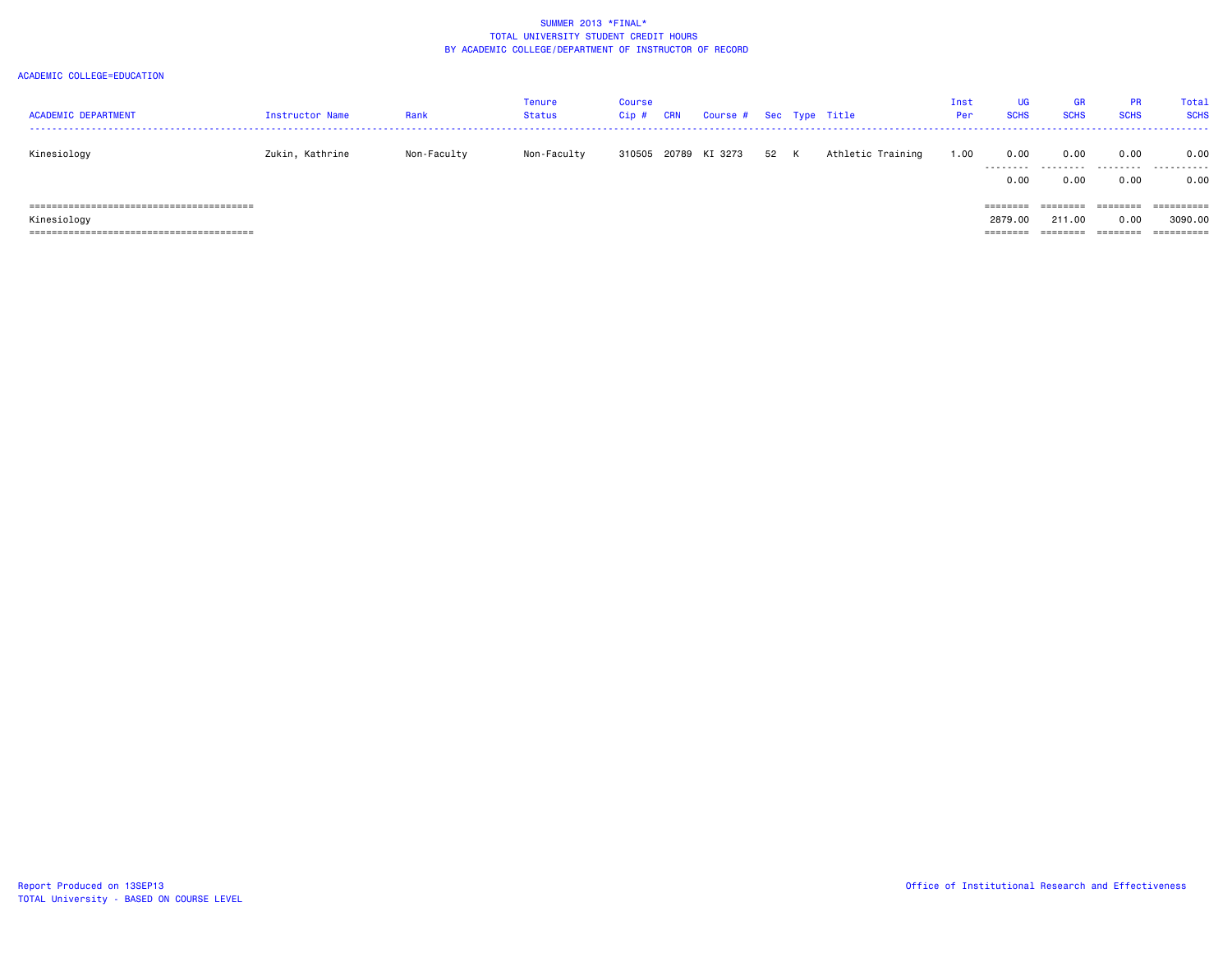SUMMER 2013 *FINAL*
TOTAL UNIVERSITY STUDENT CREDIT HOURS
BY ACADEMIC COLLEGE/DEPARTMENT OF INSTRUCTOR OF RECORD

ACADEMIC COLLEGE=EDUCATION

| ACADEMIC DEPARTMENT | Instructor Name | Rank | Tenure Status | Course Cip # | CRN | Course # | Sec | Type | Title | Inst Per | UG SCHS | GR SCHS | PR SCHS | Total SCHS |
|---|---|---|---|---|---|---|---|---|---|---|---|---|---|---|
| Kinesiology | Zukin, Kathrine | Non-Faculty | Non-Faculty | 310505 | 20789 | KI 3273 | 52 | K | Athletic Training | 1.00 | 0.00 | 0.00 | 0.00 | 0.00 |
| | | | | | | | | | | | 0.00 | 0.00 | 0.00 | 0.00 |
| Kinesiology | | | | | | | | | | | 2879.00 | 211.00 | 0.00 | 3090.00 |

Report Produced on 13SEP13
TOTAL University - BASED ON COURSE LEVEL

Office of Institutional Research and Effectiveness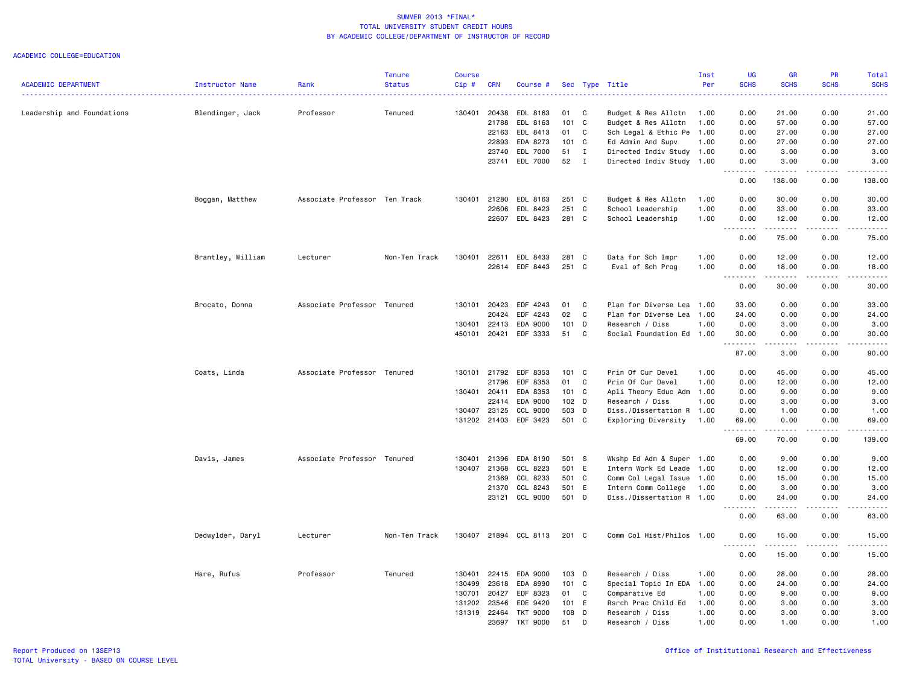SUMMER 2013 *FINAL*
TOTAL UNIVERSITY STUDENT CREDIT HOURS
BY ACADEMIC COLLEGE/DEPARTMENT OF INSTRUCTOR OF RECORD

ACADEMIC COLLEGE=EDUCATION

| ACADEMIC DEPARTMENT | Instructor Name | Rank | Tenure Status | Course Cip # | CRN | Course # | Sec | Type | Title | Inst Per | UG SCHS | GR SCHS | PR SCHS | Total SCHS |
|---|---|---|---|---|---|---|---|---|---|---|---|---|---|---|
| Leadership and Foundations | Blendinger, Jack | Professor | Tenured | 130401 | 20438 | EDL 8163 | 01 | C | Budget & Res Allctn | 1.00 | 0.00 | 21.00 | 0.00 | 21.00 |
| | | | | | 21788 | EDL 8163 | 101 | C | Budget & Res Allctn | 1.00 | 0.00 | 57.00 | 0.00 | 57.00 |
| | | | | | 22163 | EDL 8413 | 01 | C | Sch Legal & Ethic Pe | 1.00 | 0.00 | 27.00 | 0.00 | 27.00 |
| | | | | | 22893 | EDA 8273 | 101 | C | Ed Admin And Supv | 1.00 | 0.00 | 27.00 | 0.00 | 27.00 |
| | | | | | 23740 | EDL 7000 | 51 | I | Directed Indiv Study | 1.00 | 0.00 | 3.00 | 0.00 | 3.00 |
| | | | | | 23741 | EDL 7000 | 52 | I | Directed Indiv Study | 1.00 | 0.00 | 3.00 | 0.00 | 3.00 |
| | | | | | | | | | | | 0.00 | 138.00 | 0.00 | 138.00 |
| | Boggan, Matthew | Associate Professor | Ten Track | 130401 | 21280 | EDL 8163 | 251 | C | Budget & Res Allctn | 1.00 | 0.00 | 30.00 | 0.00 | 30.00 |
| | | | | | 22606 | EDL 8423 | 251 | C | School Leadership | 1.00 | 0.00 | 33.00 | 0.00 | 33.00 |
| | | | | | 22607 | EDL 8423 | 281 | C | School Leadership | 1.00 | 0.00 | 12.00 | 0.00 | 12.00 |
| | | | | | | | | | | | 0.00 | 75.00 | 0.00 | 75.00 |
| | Brantley, William | Lecturer | Non-Ten Track | 130401 | 22611 | EDL 8433 | 281 | C | Data for Sch Impr | 1.00 | 0.00 | 12.00 | 0.00 | 12.00 |
| | | | | | 22614 | EDF 8443 | 251 | C | Eval of Sch Prog | 1.00 | 0.00 | 18.00 | 0.00 | 18.00 |
| | | | | | | | | | | | 0.00 | 30.00 | 0.00 | 30.00 |
| | Brocato, Donna | Associate Professor | Tenured | 130101 | 20423 | EDF 4243 | 01 | C | Plan for Diverse Lea | 1.00 | 33.00 | 0.00 | 0.00 | 33.00 |
| | | | | | 20424 | EDF 4243 | 02 | C | Plan for Diverse Lea | 1.00 | 24.00 | 0.00 | 0.00 | 24.00 |
| | | | | 130401 | 22413 | EDA 9000 | 101 | D | Research / Diss | 1.00 | 0.00 | 3.00 | 0.00 | 3.00 |
| | | | | 450101 | 20421 | EDF 3333 | 51 | C | Social Foundation Ed | 1.00 | 30.00 | 0.00 | 0.00 | 30.00 |
| | | | | | | | | | | | 87.00 | 3.00 | 0.00 | 90.00 |
| | Coats, Linda | Associate Professor | Tenured | 130101 | 21792 | EDF 8353 | 101 | C | Prin Of Cur Devel | 1.00 | 0.00 | 45.00 | 0.00 | 45.00 |
| | | | | | 21796 | EDF 8353 | 01 | C | Prin Of Cur Devel | 1.00 | 0.00 | 12.00 | 0.00 | 12.00 |
| | | | | 130401 | 20411 | EDA 8353 | 101 | C | Apli Theory Educ Adm | 1.00 | 0.00 | 9.00 | 0.00 | 9.00 |
| | | | | | 22414 | EDA 9000 | 102 | D | Research / Diss | 1.00 | 0.00 | 3.00 | 0.00 | 3.00 |
| | | | | 130407 | 23125 | CCL 9000 | 503 | D | Diss./Dissertation R | 1.00 | 0.00 | 1.00 | 0.00 | 1.00 |
| | | | | 131202 | 21403 | EDF 3423 | 501 | C | Exploring Diversity | 1.00 | 69.00 | 0.00 | 0.00 | 69.00 |
| | | | | | | | | | | | 69.00 | 70.00 | 0.00 | 139.00 |
| | Davis, James | Associate Professor | Tenured | 130401 | 21396 | EDA 8190 | 501 | S | Wkshp Ed Adm & Super | 1.00 | 0.00 | 9.00 | 0.00 | 9.00 |
| | | | | 130407 | 21368 | CCL 8223 | 501 | E | Intern Work Ed Leade | 1.00 | 0.00 | 12.00 | 0.00 | 12.00 |
| | | | | | 21369 | CCL 8233 | 501 | C | Comm Col Legal Issue | 1.00 | 0.00 | 15.00 | 0.00 | 15.00 |
| | | | | | 21370 | CCL 8243 | 501 | E | Intern Comm College | 1.00 | 0.00 | 3.00 | 0.00 | 3.00 |
| | | | | | 23121 | CCL 9000 | 501 | D | Diss./Dissertation R | 1.00 | 0.00 | 24.00 | 0.00 | 24.00 |
| | | | | | | | | | | | 0.00 | 63.00 | 0.00 | 63.00 |
| | Dedwylder, Daryl | Lecturer | Non-Ten Track | 130407 | 21894 | CCL 8113 | 201 | C | Comm Col Hist/Philos | 1.00 | 0.00 | 15.00 | 0.00 | 15.00 |
| | | | | | | | | | | | 0.00 | 15.00 | 0.00 | 15.00 |
| | Hare, Rufus | Professor | Tenured | 130401 | 22415 | EDA 9000 | 103 | D | Research / Diss | 1.00 | 0.00 | 28.00 | 0.00 | 28.00 |
| | | | | 130499 | 23618 | EDA 8990 | 101 | C | Special Topic In EDA | 1.00 | 0.00 | 24.00 | 0.00 | 24.00 |
| | | | | 130701 | 20427 | EDF 8323 | 01 | C | Comparative Ed | 1.00 | 0.00 | 9.00 | 0.00 | 9.00 |
| | | | | 131202 | 23546 | EDE 9420 | 101 | E | Rsrch Prac Child Ed | 1.00 | 0.00 | 3.00 | 0.00 | 3.00 |
| | | | | 131319 | 22464 | TKT 9000 | 108 | D | Research / Diss | 1.00 | 0.00 | 3.00 | 0.00 | 3.00 |
| | | | | | 23697 | TKT 9000 | 51 | D | Research / Diss | 1.00 | 0.00 | 1.00 | 0.00 | 1.00 |

Report Produced on 13SEP13
TOTAL University - BASED ON COURSE LEVEL

Office of Institutional Research and Effectiveness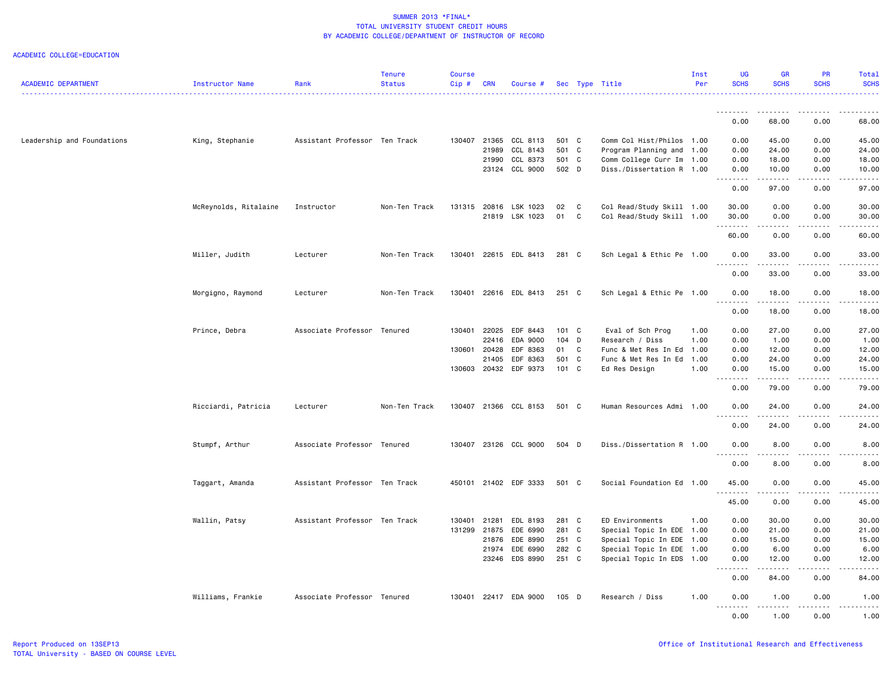SUMMER 2013 *FINAL*
TOTAL UNIVERSITY STUDENT CREDIT HOURS
BY ACADEMIC COLLEGE/DEPARTMENT OF INSTRUCTOR OF RECORD

ACADEMIC COLLEGE=EDUCATION

| ACADEMIC DEPARTMENT | Instructor Name | Rank | Tenure Status | Course Cip # | CRN | Course # | Sec | Type | Title | Inst Per | UG SCHS | GR SCHS | PR SCHS | Total SCHS |
|---|---|---|---|---|---|---|---|---|---|---|---|---|---|---|
| | | | | | | | | | | | 0.00 | 68.00 | 0.00 | 68.00 |
| Leadership and Foundations | King, Stephanie | Assistant Professor | Ten Track | 130407 | 21365 | CCL 8113 | 501 | C | Comm Col Hist/Philos | 1.00 | 0.00 | 45.00 | 0.00 | 45.00 |
| | | | | | 21989 | CCL 8143 | 501 | C | Program Planning and | 1.00 | 0.00 | 24.00 | 0.00 | 24.00 |
| | | | | | 21990 | CCL 8373 | 501 | C | Comm College Curr Im | 1.00 | 0.00 | 18.00 | 0.00 | 18.00 |
| | | | | | 23124 | CCL 9000 | 502 | D | Diss./Dissertation R | 1.00 | 0.00 | 10.00 | 0.00 | 10.00 |
| | | | | | | | | | | | 0.00 | 97.00 | 0.00 | 97.00 |
| | McReynolds, Ritalaine | Instructor | Non-Ten Track | 131315 | 20816 | LSK 1023 | 02 | C | Col Read/Study Skill | 1.00 | 30.00 | 0.00 | 0.00 | 30.00 |
| | | | | | 21819 | LSK 1023 | 01 | C | Col Read/Study Skill | 1.00 | 30.00 | 0.00 | 0.00 | 30.00 |
| | | | | | | | | | | | 60.00 | 0.00 | 0.00 | 60.00 |
| | Miller, Judith | Lecturer | Non-Ten Track | 130401 | 22615 | EDL 8413 | 281 | C | Sch Legal & Ethic Pe | 1.00 | 0.00 | 33.00 | 0.00 | 33.00 |
| | | | | | | | | | | | 0.00 | 33.00 | 0.00 | 33.00 |
| | Morgigno, Raymond | Lecturer | Non-Ten Track | 130401 | 22616 | EDL 8413 | 251 | C | Sch Legal & Ethic Pe | 1.00 | 0.00 | 18.00 | 0.00 | 18.00 |
| | | | | | | | | | | | 0.00 | 18.00 | 0.00 | 18.00 |
| | Prince, Debra | Associate Professor | Tenured | 130401 | 22025 | EDF 8443 | 101 | C | Eval of Sch Prog | 1.00 | 0.00 | 27.00 | 0.00 | 27.00 |
| | | | | | 22416 | EDA 9000 | 104 | D | Research / Diss | 1.00 | 0.00 | 1.00 | 0.00 | 1.00 |
| | | | | 130601 | 20428 | EDF 8363 | 01 | C | Func & Met Res In Ed | 1.00 | 0.00 | 12.00 | 0.00 | 12.00 |
| | | | | | 21405 | EDF 8363 | 501 | C | Func & Met Res In Ed | 1.00 | 0.00 | 24.00 | 0.00 | 24.00 |
| | | | | 130603 | 20432 | EDF 9373 | 101 | C | Ed Res Design | 1.00 | 0.00 | 15.00 | 0.00 | 15.00 |
| | | | | | | | | | | | 0.00 | 79.00 | 0.00 | 79.00 |
| | Ricciardi, Patricia | Lecturer | Non-Ten Track | 130407 | 21366 | CCL 8153 | 501 | C | Human Resources Admi | 1.00 | 0.00 | 24.00 | 0.00 | 24.00 |
| | | | | | | | | | | | 0.00 | 24.00 | 0.00 | 24.00 |
| | Stumpf, Arthur | Associate Professor | Tenured | 130407 | 23126 | CCL 9000 | 504 | D | Diss./Dissertation R | 1.00 | 0.00 | 8.00 | 0.00 | 8.00 |
| | | | | | | | | | | | 0.00 | 8.00 | 0.00 | 8.00 |
| | Taggart, Amanda | Assistant Professor | Ten Track | 450101 | 21402 | EDF 3333 | 501 | C | Social Foundation Ed | 1.00 | 45.00 | 0.00 | 0.00 | 45.00 |
| | | | | | | | | | | | 45.00 | 0.00 | 0.00 | 45.00 |
| | Wallin, Patsy | Assistant Professor | Ten Track | 130401 | 21281 | EDL 8193 | 281 | C | ED Environments | 1.00 | 0.00 | 30.00 | 0.00 | 30.00 |
| | | | | 131299 | 21875 | EDE 6990 | 281 | C | Special Topic In EDE | 1.00 | 0.00 | 21.00 | 0.00 | 21.00 |
| | | | | | 21876 | EDE 8990 | 251 | C | Special Topic In EDE | 1.00 | 0.00 | 15.00 | 0.00 | 15.00 |
| | | | | | 21974 | EDE 6990 | 282 | C | Special Topic In EDE | 1.00 | 0.00 | 6.00 | 0.00 | 6.00 |
| | | | | | 23246 | EDS 8990 | 251 | C | Special Topic In EDS | 1.00 | 0.00 | 12.00 | 0.00 | 12.00 |
| | | | | | | | | | | | 0.00 | 84.00 | 0.00 | 84.00 |
| | Williams, Frankie | Associate Professor | Tenured | 130401 | 22417 | EDA 9000 | 105 | D | Research / Diss | 1.00 | 0.00 | 1.00 | 0.00 | 1.00 |
| | | | | | | | | | | | 0.00 | 1.00 | 0.00 | 1.00 |

Report Produced on 13SEP13
TOTAL University - BASED ON COURSE LEVEL

Office of Institutional Research and Effectiveness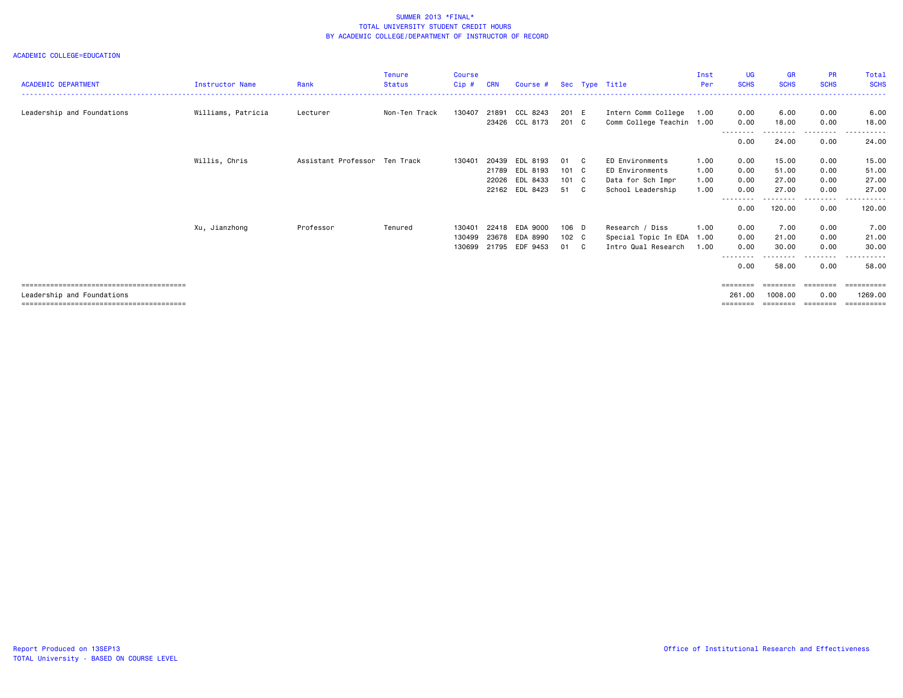SUMMER 2013 *FINAL*
TOTAL UNIVERSITY STUDENT CREDIT HOURS
BY ACADEMIC COLLEGE/DEPARTMENT OF INSTRUCTOR OF RECORD

ACADEMIC COLLEGE=EDUCATION

| ACADEMIC DEPARTMENT | Instructor Name | Rank | Tenure Status | Course Cip # | CRN | Course # | Sec | Type | Title | Inst Per | UG SCHS | GR SCHS | PR SCHS | Total SCHS |
|---|---|---|---|---|---|---|---|---|---|---|---|---|---|---|
| Leadership and Foundations | Williams, Patricia | Lecturer | Non-Ten Track | 130407 | 21891 | CCL 8243 | 201 | E | Intern Comm College | 1.00 | 0.00 | 6.00 | 0.00 | 6.00 |
| | | | | | 23426 | CCL 8173 | 201 | C | Comm College Teachin | 1.00 | 0.00 | 18.00 | 0.00 | 18.00 |
| | | | | | | | | | | | 0.00 | 24.00 | 0.00 | 24.00 |
| | Willis, Chris | Assistant Professor | Ten Track | 130401 | 20439 | EDL 8193 | 01 | C | ED Environments | 1.00 | 0.00 | 15.00 | 0.00 | 15.00 |
| | | | | | 21789 | EDL 8193 | 101 | C | ED Environments | 1.00 | 0.00 | 51.00 | 0.00 | 51.00 |
| | | | | | 22026 | EDL 8433 | 101 | C | Data for Sch Impr | 1.00 | 0.00 | 27.00 | 0.00 | 27.00 |
| | | | | | 22162 | EDL 8423 | 51 | C | School Leadership | 1.00 | 0.00 | 27.00 | 0.00 | 27.00 |
| | | | | | | | | | | | 0.00 | 120.00 | 0.00 | 120.00 |
| | Xu, Jianzhong | Professor | Tenured | 130401 | 22418 | EDA 9000 | 106 | D | Research / Diss | 1.00 | 0.00 | 7.00 | 0.00 | 7.00 |
| | | | | 130499 | 23678 | EDA 8990 | 102 | C | Special Topic In EDA | 1.00 | 0.00 | 21.00 | 0.00 | 21.00 |
| | | | | 130699 | 21795 | EDF 9453 | 01 | C | Intro Qual Research | 1.00 | 0.00 | 30.00 | 0.00 | 30.00 |
| | | | | | | | | | | | 0.00 | 58.00 | 0.00 | 58.00 |
| Leadership and Foundations | | | | | | | | | | | 261.00 | 1008.00 | 0.00 | 1269.00 |

Report Produced on 13SEP13
TOTAL University - BASED ON COURSE LEVEL

Office of Institutional Research and Effectiveness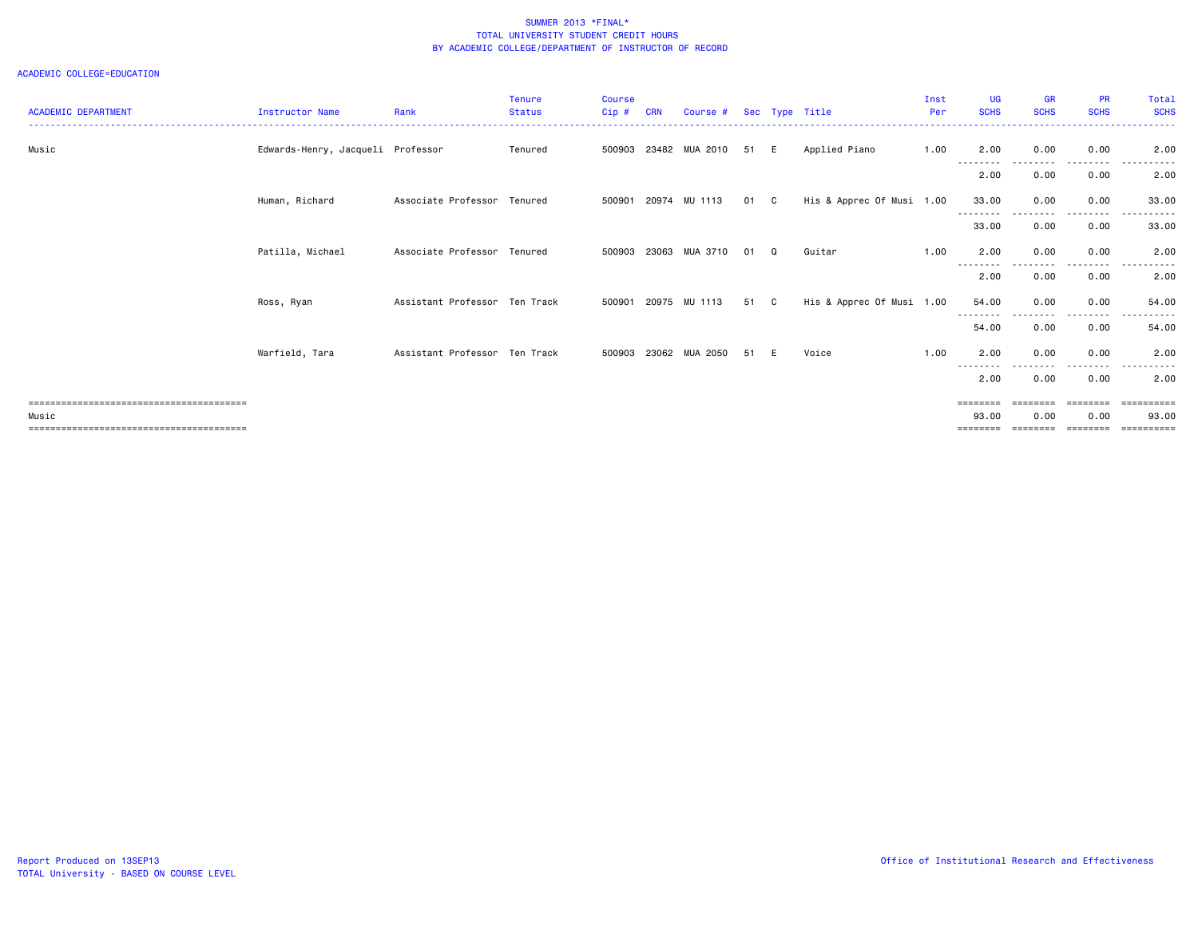SUMMER 2013 *FINAL*
TOTAL UNIVERSITY STUDENT CREDIT HOURS
BY ACADEMIC COLLEGE/DEPARTMENT OF INSTRUCTOR OF RECORD

ACADEMIC COLLEGE=EDUCATION

| ACADEMIC DEPARTMENT | Instructor Name | Rank | Tenure Status | Course Cip # | CRN | Course # | Sec | Type | Title | Inst Per | UG SCHS | GR SCHS | PR SCHS | Total SCHS |
|---|---|---|---|---|---|---|---|---|---|---|---|---|---|---|
| Music | Edwards-Henry, Jacqueli | Professor | Tenured | 500903 | 23482 | MUA 2010 | 51 | E | Applied Piano | 1.00 | 2.00 | 0.00 | 0.00 | 2.00 |
| | | | | | | | | | | | 2.00 | 0.00 | 0.00 | 2.00 |
| | Human, Richard | Associate Professor | Tenured | 500901 | 20974 | MU 1113 | 01 | C | His & Apprec Of Musi | 1.00 | 33.00 | 0.00 | 0.00 | 33.00 |
| | | | | | | | | | | | 33.00 | 0.00 | 0.00 | 33.00 |
| | Patilla, Michael | Associate Professor | Tenured | 500903 | 23063 | MUA 3710 | 01 | Q | Guitar | 1.00 | 2.00 | 0.00 | 0.00 | 2.00 |
| | | | | | | | | | | | 2.00 | 0.00 | 0.00 | 2.00 |
| | Ross, Ryan | Assistant Professor | Ten Track | 500901 | 20975 | MU 1113 | 51 | C | His & Apprec Of Musi | 1.00 | 54.00 | 0.00 | 0.00 | 54.00 |
| | | | | | | | | | | | 54.00 | 0.00 | 0.00 | 54.00 |
| | Warfield, Tara | Assistant Professor | Ten Track | 500903 | 23062 | MUA 2050 | 51 | E | Voice | 1.00 | 2.00 | 0.00 | 0.00 | 2.00 |
| | | | | | | | | | | | 2.00 | 0.00 | 0.00 | 2.00 |
| Music | | | | | | | | | | | 93.00 | 0.00 | 0.00 | 93.00 |

Report Produced on 13SEP13
TOTAL University - BASED ON COURSE LEVEL

Office of Institutional Research and Effectiveness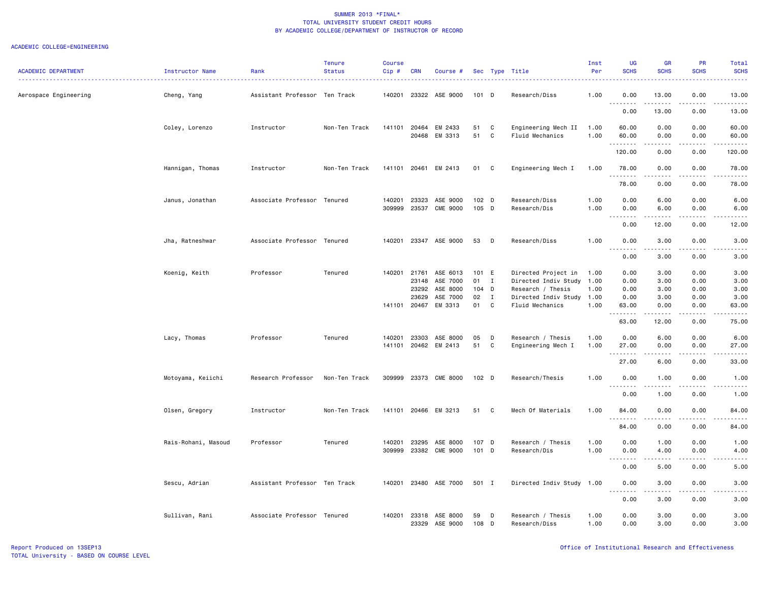SUMMER 2013 *FINAL*
TOTAL UNIVERSITY STUDENT CREDIT HOURS
BY ACADEMIC COLLEGE/DEPARTMENT OF INSTRUCTOR OF RECORD

ACADEMIC COLLEGE=ENGINEERING

| ACADEMIC DEPARTMENT | Instructor Name | Rank | Tenure Status | Course Cip # | CRN | Course # | Sec | Type | Title | Inst Per | UG SCHS | GR SCHS | PR SCHS | Total SCHS |
|---|---|---|---|---|---|---|---|---|---|---|---|---|---|---|
| Aerospace Engineering | Cheng, Yang | Assistant Professor | Ten Track | 140201 | 23322 | ASE 9000 | 101 | D | Research/Diss | 1.00 | 0.00 | 13.00 | 0.00 | 13.00 |
| | | | | | | | | | | | 0.00 | 13.00 | 0.00 | 13.00 |
| | Coley, Lorenzo | Instructor | Non-Ten Track | 141101 | 20464 | EM 2433 | 51 | C | Engineering Mech II | 1.00 | 60.00 | 0.00 | 0.00 | 60.00 |
| | | | | | 20468 | EM 3313 | 51 | C | Fluid Mechanics | 1.00 | 60.00 | 0.00 | 0.00 | 60.00 |
| | | | | | | | | | | | 120.00 | 0.00 | 0.00 | 120.00 |
| | Hannigan, Thomas | Instructor | Non-Ten Track | 141101 | 20461 | EM 2413 | 01 | C | Engineering Mech I | 1.00 | 78.00 | 0.00 | 0.00 | 78.00 |
| | | | | | | | | | | | 78.00 | 0.00 | 0.00 | 78.00 |
| | Janus, Jonathan | Associate Professor | Tenured | 140201 | 23323 | ASE 9000 | 102 | D | Research/Diss | 1.00 | 0.00 | 6.00 | 0.00 | 6.00 |
| | | | | 309999 | 23537 | CME 9000 | 105 | D | Research/Dis | 1.00 | 0.00 | 6.00 | 0.00 | 6.00 |
| | | | | | | | | | | | 0.00 | 12.00 | 0.00 | 12.00 |
| | Jha, Ratneshwar | Associate Professor | Tenured | 140201 | 23347 | ASE 9000 | 53 | D | Research/Diss | 1.00 | 0.00 | 3.00 | 0.00 | 3.00 |
| | | | | | | | | | | | 0.00 | 3.00 | 0.00 | 3.00 |
| | Koenig, Keith | Professor | Tenured | 140201 | 21761 | ASE 6013 | 101 | E | Directed Project in | 1.00 | 0.00 | 3.00 | 0.00 | 3.00 |
| | | | | | 23148 | ASE 7000 | 01 | I | Directed Indiv Study | 1.00 | 0.00 | 3.00 | 0.00 | 3.00 |
| | | | | | 23292 | ASE 8000 | 104 | D | Research / Thesis | 1.00 | 0.00 | 3.00 | 0.00 | 3.00 |
| | | | | | 23629 | ASE 7000 | 02 | I | Directed Indiv Study | 1.00 | 0.00 | 3.00 | 0.00 | 3.00 |
| | | | | 141101 | 20467 | EM 3313 | 01 | C | Fluid Mechanics | 1.00 | 63.00 | 0.00 | 0.00 | 63.00 |
| | | | | | | | | | | | 63.00 | 12.00 | 0.00 | 75.00 |
| | Lacy, Thomas | Professor | Tenured | 140201 | 23303 | ASE 8000 | 05 | D | Research / Thesis | 1.00 | 0.00 | 6.00 | 0.00 | 6.00 |
| | | | | 141101 | 20462 | EM 2413 | 51 | C | Engineering Mech I | 1.00 | 27.00 | 0.00 | 0.00 | 27.00 |
| | | | | | | | | | | | 27.00 | 6.00 | 0.00 | 33.00 |
| | Motoyama, Keiichi | Research Professor | Non-Ten Track | 309999 | 23373 | CME 8000 | 102 | D | Research/Thesis | 1.00 | 0.00 | 1.00 | 0.00 | 1.00 |
| | | | | | | | | | | | 0.00 | 1.00 | 0.00 | 1.00 |
| | Olsen, Gregory | Instructor | Non-Ten Track | 141101 | 20466 | EM 3213 | 51 | C | Mech Of Materials | 1.00 | 84.00 | 0.00 | 0.00 | 84.00 |
| | | | | | | | | | | | 84.00 | 0.00 | 0.00 | 84.00 |
| | Rais-Rohani, Masoud | Professor | Tenured | 140201 | 23295 | ASE 8000 | 107 | D | Research / Thesis | 1.00 | 0.00 | 1.00 | 0.00 | 1.00 |
| | | | | 309999 | 23382 | CME 9000 | 101 | D | Research/Dis | 1.00 | 0.00 | 4.00 | 0.00 | 4.00 |
| | | | | | | | | | | | 0.00 | 5.00 | 0.00 | 5.00 |
| | Sescu, Adrian | Assistant Professor | Ten Track | 140201 | 23480 | ASE 7000 | 501 | I | Directed Indiv Study | 1.00 | 0.00 | 3.00 | 0.00 | 3.00 |
| | | | | | | | | | | | 0.00 | 3.00 | 0.00 | 3.00 |
| | Sullivan, Rani | Associate Professor | Tenured | 140201 | 23318 | ASE 8000 | 59 | D | Research / Thesis | 1.00 | 0.00 | 3.00 | 0.00 | 3.00 |
| | | | | | 23329 | ASE 9000 | 108 | D | Research/Diss | 1.00 | 0.00 | 3.00 | 0.00 | 3.00 |

Report Produced on 13SEP13
TOTAL University - BASED ON COURSE LEVEL

Office of Institutional Research and Effectiveness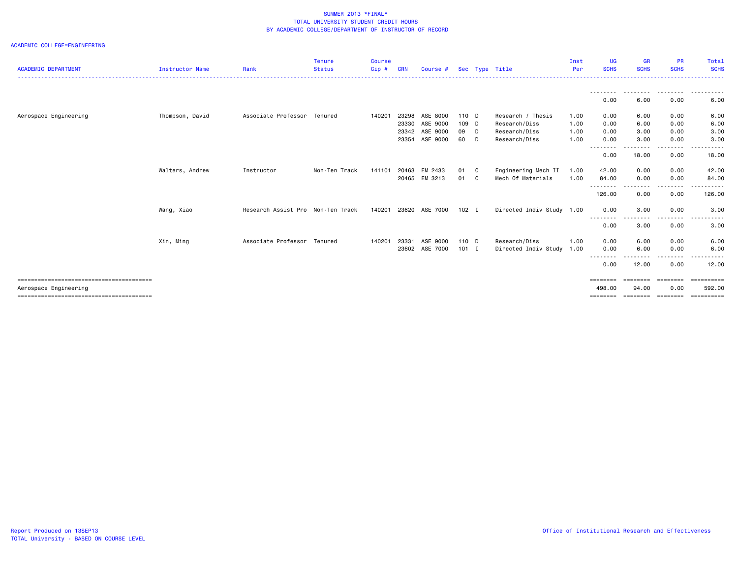SUMMER 2013 *FINAL*
TOTAL UNIVERSITY STUDENT CREDIT HOURS
BY ACADEMIC COLLEGE/DEPARTMENT OF INSTRUCTOR OF RECORD

ACADEMIC COLLEGE=ENGINEERING

| ACADEMIC DEPARTMENT | Instructor Name | Rank | Tenure Status | Course Cip # | CRN | Course # | Sec | Type | Title | Inst Per | UG SCHS | GR SCHS | PR SCHS | Total SCHS |
|---|---|---|---|---|---|---|---|---|---|---|---|---|---|---|
| | | | | | | | | | | | 0.00 | 6.00 | 0.00 | 6.00 |
| Aerospace Engineering | Thompson, David | Associate Professor | Tenured | 140201 | 23298 | ASE 8000 | 110 | D | Research / Thesis | 1.00 | 0.00 | 6.00 | 0.00 | 6.00 |
| | | | | | 23330 | ASE 9000 | 109 | D | Research/Diss | 1.00 | 0.00 | 6.00 | 0.00 | 6.00 |
| | | | | | 23342 | ASE 9000 | 09 | D | Research/Diss | 1.00 | 0.00 | 3.00 | 0.00 | 3.00 |
| | | | | | 23354 | ASE 9000 | 60 | D | Research/Diss | 1.00 | 0.00 | 3.00 | 0.00 | 3.00 |
| | | | | | | | | | | | 0.00 | 18.00 | 0.00 | 18.00 |
| | Walters, Andrew | Instructor | Non-Ten Track | 141101 | 20463 | EM 2433 | 01 | C | Engineering Mech II | 1.00 | 42.00 | 0.00 | 0.00 | 42.00 |
| | | | | | 20465 | EM 3213 | 01 | C | Mech Of Materials | 1.00 | 84.00 | 0.00 | 0.00 | 84.00 |
| | | | | | | | | | | | 126.00 | 0.00 | 0.00 | 126.00 |
| | Wang, Xiao | Research Assist Pro | Non-Ten Track | 140201 | 23620 | ASE 7000 | 102 | I | Directed Indiv Study | 1.00 | 0.00 | 3.00 | 0.00 | 3.00 |
| | | | | | | | | | | | 0.00 | 3.00 | 0.00 | 3.00 |
| | Xin, Ming | Associate Professor | Tenured | 140201 | 23331 | ASE 9000 | 110 | D | Research/Diss | 1.00 | 0.00 | 6.00 | 0.00 | 6.00 |
| | | | | | 23602 | ASE 7000 | 101 | I | Directed Indiv Study | 1.00 | 0.00 | 6.00 | 0.00 | 6.00 |
| | | | | | | | | | | | 0.00 | 12.00 | 0.00 | 12.00 |
| Aerospace Engineering | | | | | | | | | | | 498.00 | 94.00 | 0.00 | 592.00 |

Report Produced on 13SEP13
TOTAL University - BASED ON COURSE LEVEL

Office of Institutional Research and Effectiveness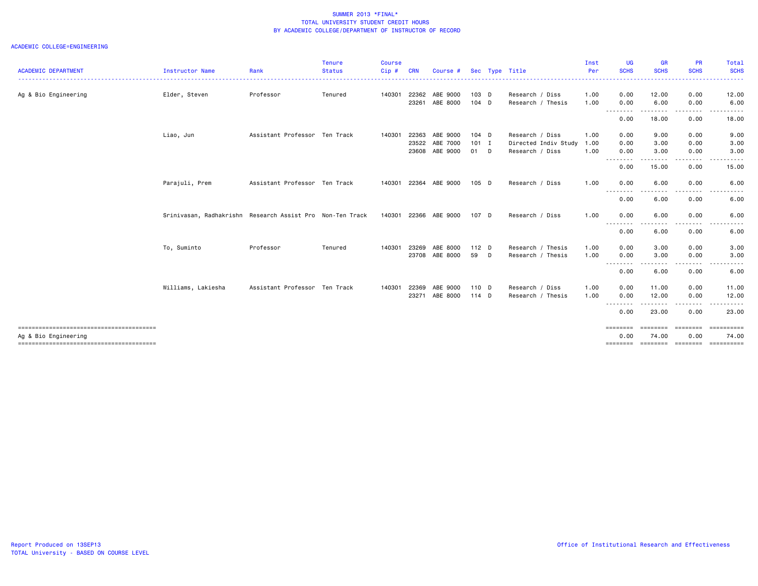SUMMER 2013 *FINAL*
TOTAL UNIVERSITY STUDENT CREDIT HOURS
BY ACADEMIC COLLEGE/DEPARTMENT OF INSTRUCTOR OF RECORD

ACADEMIC COLLEGE=ENGINEERING

| ACADEMIC DEPARTMENT | Instructor Name | Rank | Tenure Status | Course Cip # | CRN | Course # | Sec | Type | Title | Inst Per | UG SCHS | GR SCHS | PR SCHS | Total SCHS |
|---|---|---|---|---|---|---|---|---|---|---|---|---|---|---|
| Ag & Bio Engineering | Elder, Steven | Professor | Tenured | 140301 | 22362 | ABE 9000 | 103 | D | Research / Diss | 1.00 | 0.00 | 12.00 | 0.00 | 12.00 |
| | | | | | 23261 | ABE 8000 | 104 | D | Research / Thesis | 1.00 | 0.00 | 6.00 | 0.00 | 6.00 |
| | | | | | | | | | | | 0.00 | 18.00 | 0.00 | 18.00 |
| | Liao, Jun | Assistant Professor | Ten Track | 140301 | 22363 | ABE 9000 | 104 | D | Research / Diss | 1.00 | 0.00 | 9.00 | 0.00 | 9.00 |
| | | | | | 23522 | ABE 7000 | 101 | I | Directed Indiv Study | 1.00 | 0.00 | 3.00 | 0.00 | 3.00 |
| | | | | | 23608 | ABE 9000 | 01 | D | Research / Diss | 1.00 | 0.00 | 3.00 | 0.00 | 3.00 |
| | | | | | | | | | | | 0.00 | 15.00 | 0.00 | 15.00 |
| | Parajuli, Prem | Assistant Professor | Ten Track | 140301 | 22364 | ABE 9000 | 105 | D | Research / Diss | 1.00 | 0.00 | 6.00 | 0.00 | 6.00 |
| | | | | | | | | | | | 0.00 | 6.00 | 0.00 | 6.00 |
| | Srinivasan, Radhakrishn | Research Assist Pro | Non-Ten Track | 140301 | 22366 | ABE 9000 | 107 | D | Research / Diss | 1.00 | 0.00 | 6.00 | 0.00 | 6.00 |
| | | | | | | | | | | | 0.00 | 6.00 | 0.00 | 6.00 |
| | To, Suminto | Professor | Tenured | 140301 | 23269 | ABE 8000 | 112 | D | Research / Thesis | 1.00 | 0.00 | 3.00 | 0.00 | 3.00 |
| | | | | | 23708 | ABE 8000 | 59 | D | Research / Thesis | 1.00 | 0.00 | 3.00 | 0.00 | 3.00 |
| | | | | | | | | | | | 0.00 | 6.00 | 0.00 | 6.00 |
| | Williams, Lakiesha | Assistant Professor | Ten Track | 140301 | 22369 | ABE 9000 | 110 | D | Research / Diss | 1.00 | 0.00 | 11.00 | 0.00 | 11.00 |
| | | | | | 23271 | ABE 8000 | 114 | D | Research / Thesis | 1.00 | 0.00 | 12.00 | 0.00 | 12.00 |
| | | | | | | | | | | | 0.00 | 23.00 | 0.00 | 23.00 |
| Ag & Bio Engineering | | | | | | | | | | | 0.00 | 74.00 | 0.00 | 74.00 |

Report Produced on 13SEP13
TOTAL University - BASED ON COURSE LEVEL

Office of Institutional Research and Effectiveness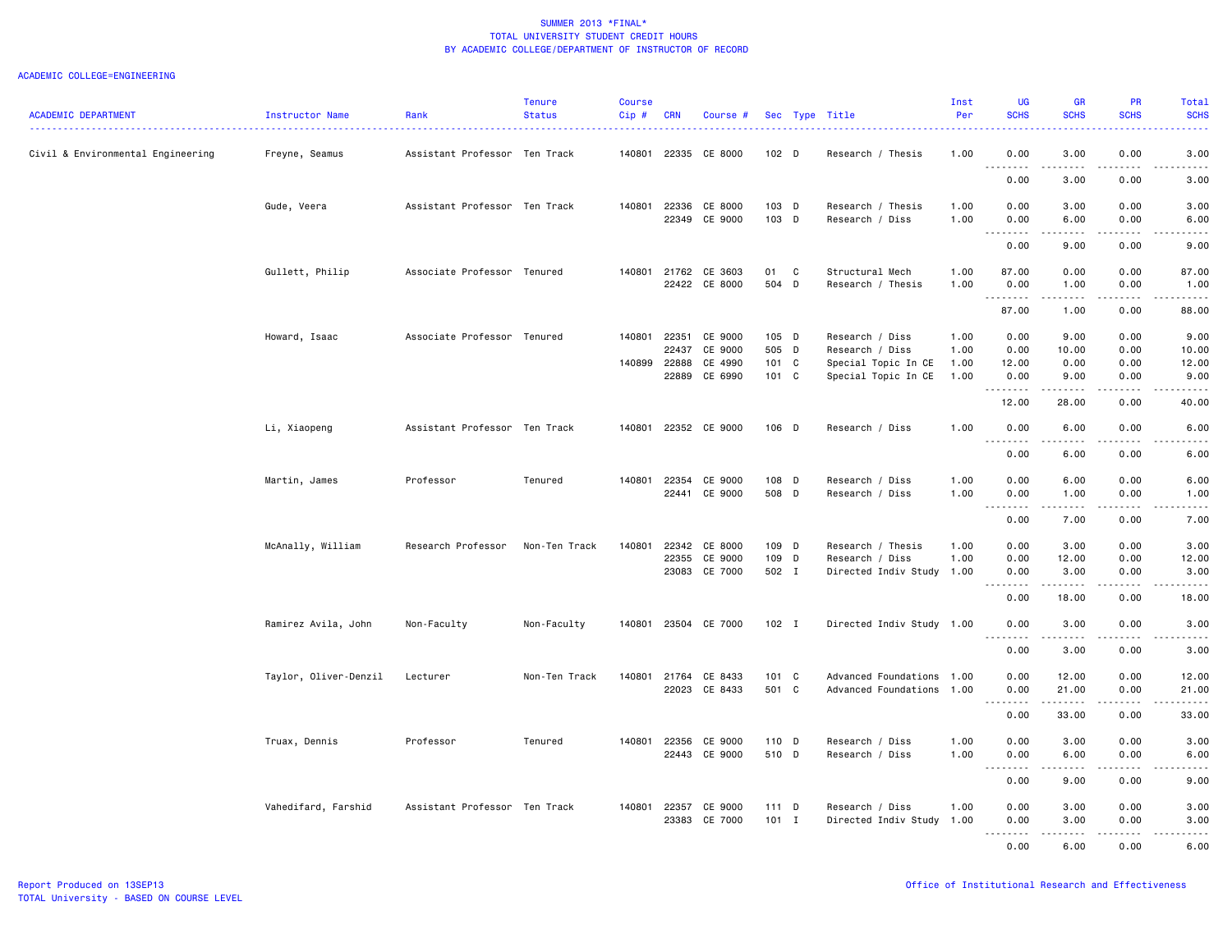# SUMMER 2013 *FINAL*
## TOTAL UNIVERSITY STUDENT CREDIT HOURS
## BY ACADEMIC COLLEGE/DEPARTMENT OF INSTRUCTOR OF RECORD

ACADEMIC COLLEGE=ENGINEERING

| ACADEMIC DEPARTMENT | Instructor Name | Rank | Tenure Status | Course Cip # | CRN | Course # | Sec | Type | Title | Inst Per | UG SCHS | GR SCHS | PR SCHS | Total SCHS |
|---|---|---|---|---|---|---|---|---|---|---|---|---|---|---|
| Civil & Environmental Engineering | Freyne, Seamus | Assistant Professor | Ten Track | 140801 | 22335 | CE 8000 | 102 | D | Research / Thesis | 1.00 | 0.00 | 3.00 | 0.00 | 3.00 |
| | | | | | | | | | | | 0.00 | 3.00 | 0.00 | 3.00 |
| | Gude, Veera | Assistant Professor | Ten Track | 140801 | 22336 | CE 8000 | 103 | D | Research / Thesis | 1.00 | 0.00 | 3.00 | 0.00 | 3.00 |
| | | | | | 22349 | CE 9000 | 103 | D | Research / Diss | 1.00 | 0.00 | 6.00 | 0.00 | 6.00 |
| | | | | | | | | | | | 0.00 | 9.00 | 0.00 | 9.00 |
| | Gullett, Philip | Associate Professor | Tenured | 140801 | 21762 | CE 3603 | 01 | C | Structural Mech | 1.00 | 87.00 | 0.00 | 0.00 | 87.00 |
| | | | | | 22422 | CE 8000 | 504 | D | Research / Thesis | 1.00 | 0.00 | 1.00 | 0.00 | 1.00 |
| | | | | | | | | | | | 87.00 | 1.00 | 0.00 | 88.00 |
| | Howard, Isaac | Associate Professor | Tenured | 140801 | 22351 | CE 9000 | 105 | D | Research / Diss | 1.00 | 0.00 | 9.00 | 0.00 | 9.00 |
| | | | | | 22437 | CE 9000 | 505 | D | Research / Diss | 1.00 | 0.00 | 10.00 | 0.00 | 10.00 |
| | | | | 140899 | 22888 | CE 4990 | 101 | C | Special Topic In CE | 1.00 | 12.00 | 0.00 | 0.00 | 12.00 |
| | | | | | 22889 | CE 6990 | 101 | C | Special Topic In CE | 1.00 | 0.00 | 9.00 | 0.00 | 9.00 |
| | | | | | | | | | | | 12.00 | 28.00 | 0.00 | 40.00 |
| | Li, Xiaopeng | Assistant Professor | Ten Track | 140801 | 22352 | CE 9000 | 106 | D | Research / Diss | 1.00 | 0.00 | 6.00 | 0.00 | 6.00 |
| | | | | | | | | | | | 0.00 | 6.00 | 0.00 | 6.00 |
| | Martin, James | Professor | Tenured | 140801 | 22354 | CE 9000 | 108 | D | Research / Diss | 1.00 | 0.00 | 6.00 | 0.00 | 6.00 |
| | | | | | 22441 | CE 9000 | 508 | D | Research / Diss | 1.00 | 0.00 | 1.00 | 0.00 | 1.00 |
| | | | | | | | | | | | 0.00 | 7.00 | 0.00 | 7.00 |
| | McAnally, William | Research Professor | Non-Ten Track | 140801 | 22342 | CE 8000 | 109 | D | Research / Thesis | 1.00 | 0.00 | 3.00 | 0.00 | 3.00 |
| | | | | | 22355 | CE 9000 | 109 | D | Research / Diss | 1.00 | 0.00 | 12.00 | 0.00 | 12.00 |
| | | | | | 23083 | CE 7000 | 502 | I | Directed Indiv Study | 1.00 | 0.00 | 3.00 | 0.00 | 3.00 |
| | | | | | | | | | | | 0.00 | 18.00 | 0.00 | 18.00 |
| | Ramirez Avila, John | Non-Faculty | Non-Faculty | 140801 | 23504 | CE 7000 | 102 | I | Directed Indiv Study | 1.00 | 0.00 | 3.00 | 0.00 | 3.00 |
| | | | | | | | | | | | 0.00 | 3.00 | 0.00 | 3.00 |
| | Taylor, Oliver-Denzil | Lecturer | Non-Ten Track | 140801 | 21764 | CE 8433 | 101 | C | Advanced Foundations | 1.00 | 0.00 | 12.00 | 0.00 | 12.00 |
| | | | | | 22023 | CE 8433 | 501 | C | Advanced Foundations | 1.00 | 0.00 | 21.00 | 0.00 | 21.00 |
| | | | | | | | | | | | 0.00 | 33.00 | 0.00 | 33.00 |
| | Truax, Dennis | Professor | Tenured | 140801 | 22356 | CE 9000 | 110 | D | Research / Diss | 1.00 | 0.00 | 3.00 | 0.00 | 3.00 |
| | | | | | 22443 | CE 9000 | 510 | D | Research / Diss | 1.00 | 0.00 | 6.00 | 0.00 | 6.00 |
| | | | | | | | | | | | 0.00 | 9.00 | 0.00 | 9.00 |
| | Vahedifard, Farshid | Assistant Professor | Ten Track | 140801 | 22357 | CE 9000 | 111 | D | Research / Diss | 1.00 | 0.00 | 3.00 | 0.00 | 3.00 |
| | | | | | 23383 | CE 7000 | 101 | I | Directed Indiv Study | 1.00 | 0.00 | 3.00 | 0.00 | 3.00 |
| | | | | | | | | | | | 0.00 | 6.00 | 0.00 | 6.00 |

Report Produced on 13SEP13
TOTAL University - BASED ON COURSE LEVEL

Office of Institutional Research and Effectiveness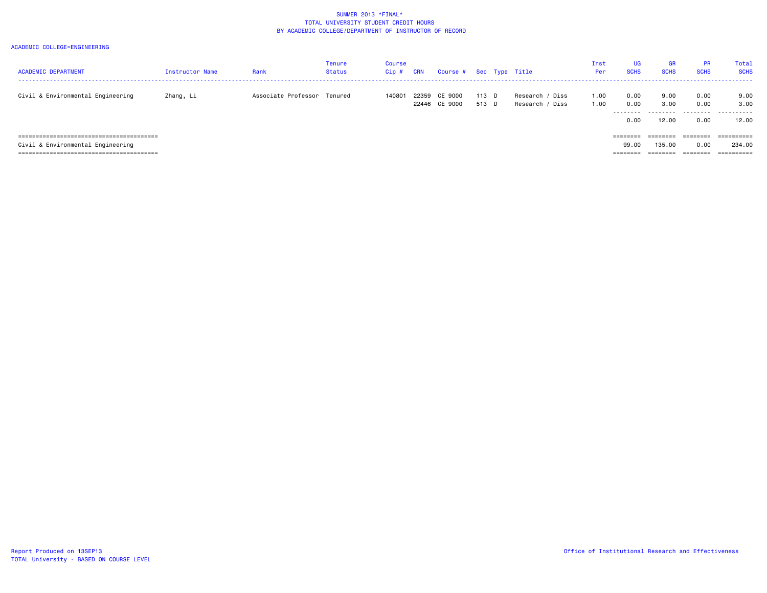SUMMER 2013 *FINAL*
TOTAL UNIVERSITY STUDENT CREDIT HOURS
BY ACADEMIC COLLEGE/DEPARTMENT OF INSTRUCTOR OF RECORD

ACADEMIC COLLEGE=ENGINEERING

| ACADEMIC DEPARTMENT | Instructor Name | Rank | Tenure Status | Course Cip # | CRN | Course # | Sec | Type | Title | Inst Per | UG SCHS | GR SCHS | PR SCHS | Total SCHS |
|---|---|---|---|---|---|---|---|---|---|---|---|---|---|---|
| Civil & Environmental Engineering | Zhang, Li | Associate Professor | Tenured | 140801 | 22359 | CE 9000 | 113 | D | Research / Diss | 1.00 | 0.00 | 9.00 | 0.00 | 9.00 |
| | | | | | 22446 | CE 9000 | 513 | D | Research / Diss | 1.00 | 0.00 | 3.00 | 0.00 | 3.00 |
| | | | | | | | | | | | 0.00 | 12.00 | 0.00 | 12.00 |
| Civil & Environmental Engineering | | | | | | | | | | | 99.00 | 135.00 | 0.00 | 234.00 |

Report Produced on 13SEP13
TOTAL University - BASED ON COURSE LEVEL

Office of Institutional Research and Effectiveness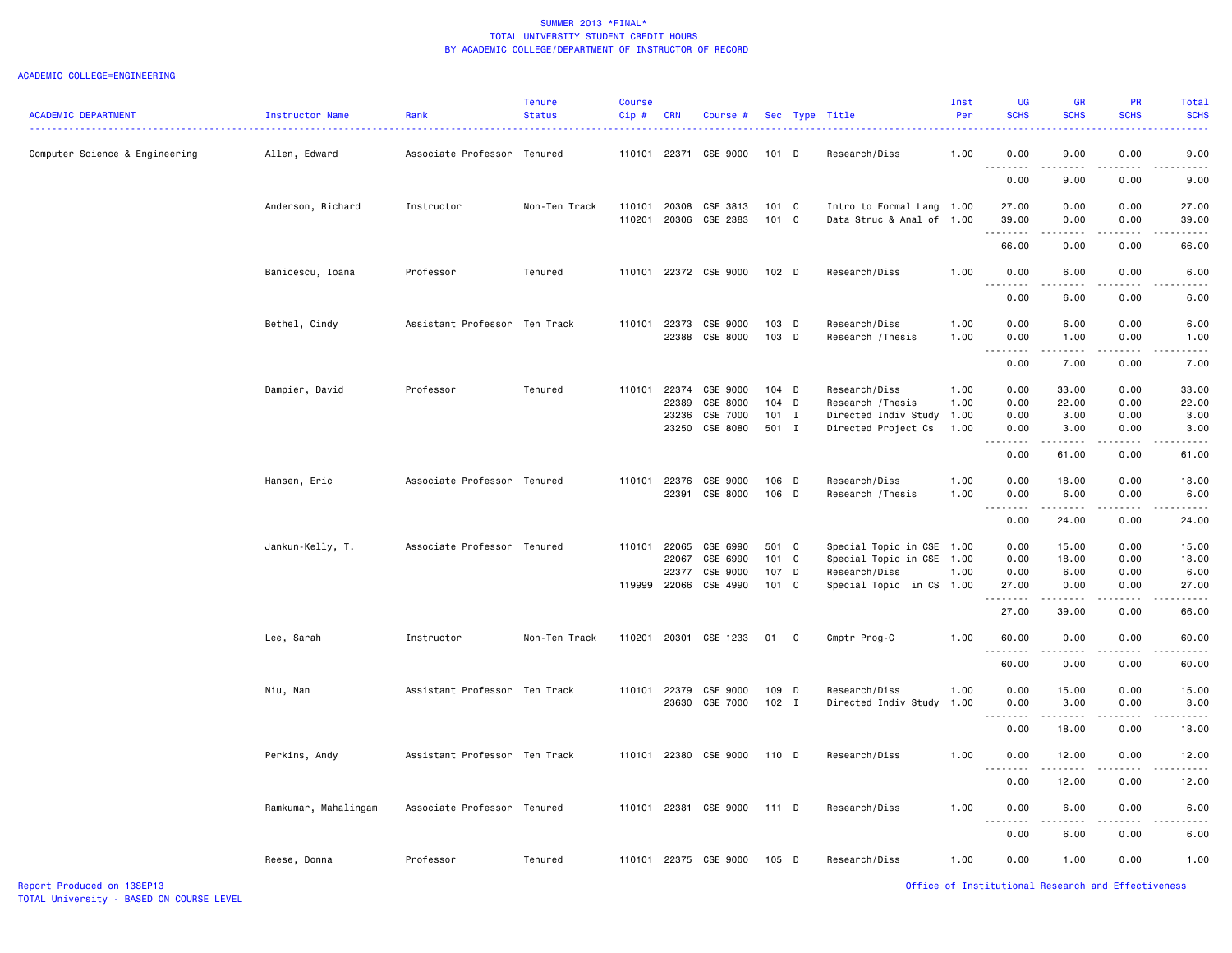SUMMER 2013 *FINAL*
TOTAL UNIVERSITY STUDENT CREDIT HOURS
BY ACADEMIC COLLEGE/DEPARTMENT OF INSTRUCTOR OF RECORD

ACADEMIC COLLEGE=ENGINEERING

| ACADEMIC DEPARTMENT | Instructor Name | Rank | Tenure Status | Course Cip # | CRN | Course # | Sec | Type | Title | Inst Per | UG SCHS | GR SCHS | PR SCHS | Total SCHS |
|---|---|---|---|---|---|---|---|---|---|---|---|---|---|---|
| Computer Science & Engineering | Allen, Edward | Associate Professor | Tenured | 110101 | 22371 | CSE 9000 | 101 | D | Research/Diss | 1.00 | 0.00 | 9.00 | 0.00 | 9.00 |
| | | | | | | | | | | | 0.00 | 9.00 | 0.00 | 9.00 |
| | Anderson, Richard | Instructor | Non-Ten Track | 110101 | 20308 | CSE 3813 | 101 | C | Intro to Formal Lang | 1.00 | 27.00 | 0.00 | 0.00 | 27.00 |
| | | | | 110201 | 20306 | CSE 2383 | 101 | C | Data Struc & Anal of | 1.00 | 39.00 | 0.00 | 0.00 | 39.00 |
| | | | | | | | | | | | 66.00 | 0.00 | 0.00 | 66.00 |
| | Banicescu, Ioana | Professor | Tenured | 110101 | 22372 | CSE 9000 | 102 | D | Research/Diss | 1.00 | 0.00 | 6.00 | 0.00 | 6.00 |
| | | | | | | | | | | | 0.00 | 6.00 | 0.00 | 6.00 |
| | Bethel, Cindy | Assistant Professor | Ten Track | 110101 | 22373 | CSE 9000 | 103 | D | Research/Diss | 1.00 | 0.00 | 6.00 | 0.00 | 6.00 |
| | | | | | 22388 | CSE 8000 | 103 | D | Research /Thesis | 1.00 | 0.00 | 1.00 | 0.00 | 1.00 |
| | | | | | | | | | | | 0.00 | 7.00 | 0.00 | 7.00 |
| | Dampier, David | Professor | Tenured | 110101 | 22374 | CSE 9000 | 104 | D | Research/Diss | 1.00 | 0.00 | 33.00 | 0.00 | 33.00 |
| | | | | | 22389 | CSE 8000 | 104 | D | Research /Thesis | 1.00 | 0.00 | 22.00 | 0.00 | 22.00 |
| | | | | | 23236 | CSE 7000 | 101 | I | Directed Indiv Study | 1.00 | 0.00 | 3.00 | 0.00 | 3.00 |
| | | | | | 23250 | CSE 8080 | 501 | I | Directed Project Cs | 1.00 | 0.00 | 3.00 | 0.00 | 3.00 |
| | | | | | | | | | | | 0.00 | 61.00 | 0.00 | 61.00 |
| | Hansen, Eric | Associate Professor | Tenured | 110101 | 22376 | CSE 9000 | 106 | D | Research/Diss | 1.00 | 0.00 | 18.00 | 0.00 | 18.00 |
| | | | | | 22391 | CSE 8000 | 106 | D | Research /Thesis | 1.00 | 0.00 | 6.00 | 0.00 | 6.00 |
| | | | | | | | | | | | 0.00 | 24.00 | 0.00 | 24.00 |
| | Jankun-Kelly, T. | Associate Professor | Tenured | 110101 | 22065 | CSE 6990 | 501 | C | Special Topic in CSE | 1.00 | 0.00 | 15.00 | 0.00 | 15.00 |
| | | | | | 22067 | CSE 6990 | 101 | C | Special Topic in CSE | 1.00 | 0.00 | 18.00 | 0.00 | 18.00 |
| | | | | | 22377 | CSE 9000 | 107 | D | Research/Diss | 1.00 | 0.00 | 6.00 | 0.00 | 6.00 |
| | | | | 119999 | 22066 | CSE 4990 | 101 | C | Special Topic in CS | 1.00 | 27.00 | 0.00 | 0.00 | 27.00 |
| | | | | | | | | | | | 27.00 | 39.00 | 0.00 | 66.00 |
| | Lee, Sarah | Instructor | Non-Ten Track | 110201 | 20301 | CSE 1233 | 01 | C | Cmptr Prog-C | 1.00 | 60.00 | 0.00 | 0.00 | 60.00 |
| | | | | | | | | | | | 60.00 | 0.00 | 0.00 | 60.00 |
| | Niu, Nan | Assistant Professor | Ten Track | 110101 | 22379 | CSE 9000 | 109 | D | Research/Diss | 1.00 | 0.00 | 15.00 | 0.00 | 15.00 |
| | | | | | 23630 | CSE 7000 | 102 | I | Directed Indiv Study | 1.00 | 0.00 | 3.00 | 0.00 | 3.00 |
| | | | | | | | | | | | 0.00 | 18.00 | 0.00 | 18.00 |
| | Perkins, Andy | Assistant Professor | Ten Track | 110101 | 22380 | CSE 9000 | 110 | D | Research/Diss | 1.00 | 0.00 | 12.00 | 0.00 | 12.00 |
| | | | | | | | | | | | 0.00 | 12.00 | 0.00 | 12.00 |
| | Ramkumar, Mahalingam | Associate Professor | Tenured | 110101 | 22381 | CSE 9000 | 111 | D | Research/Diss | 1.00 | 0.00 | 6.00 | 0.00 | 6.00 |
| | | | | | | | | | | | 0.00 | 6.00 | 0.00 | 6.00 |
| | Reese, Donna | Professor | Tenured | 110101 | 22375 | CSE 9000 | 105 | D | Research/Diss | 1.00 | 0.00 | 1.00 | 0.00 | 1.00 |

Report Produced on 13SEP13
TOTAL University - BASED ON COURSE LEVEL

Office of Institutional Research and Effectiveness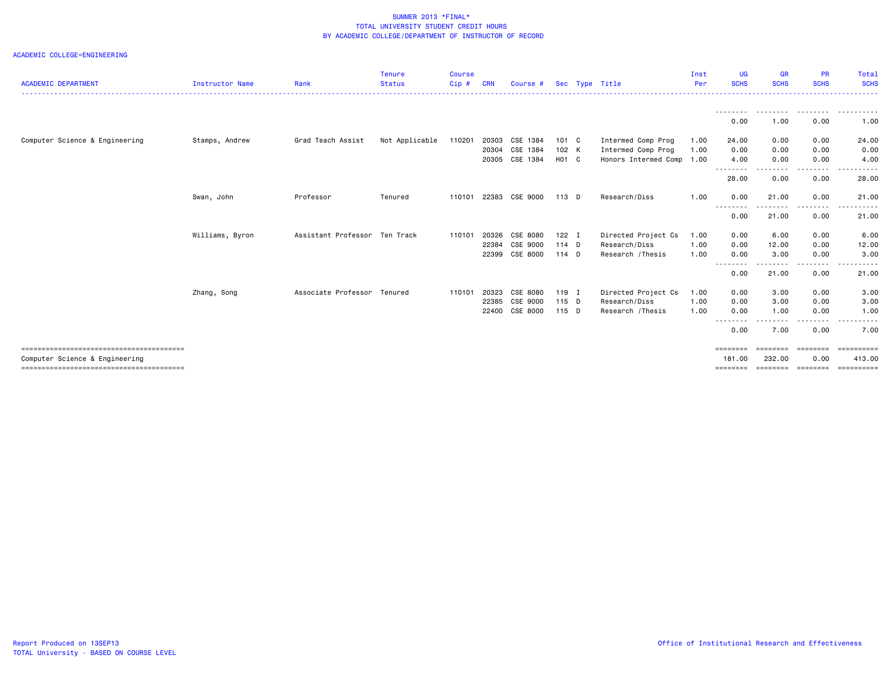SUMMER 2013 *FINAL*
TOTAL UNIVERSITY STUDENT CREDIT HOURS
BY ACADEMIC COLLEGE/DEPARTMENT OF INSTRUCTOR OF RECORD

ACADEMIC COLLEGE=ENGINEERING

| ACADEMIC DEPARTMENT | Instructor Name | Rank | Tenure Status | Course Cip # | CRN | Course # | Sec | Type | Title | Inst Per | UG SCHS | GR SCHS | PR SCHS | Total SCHS |
|---|---|---|---|---|---|---|---|---|---|---|---|---|---|---|
| | | | | | | | | | | | 0.00 | 1.00 | 0.00 | 1.00 |
| Computer Science & Engineering | Stamps, Andrew | Grad Teach Assist | Not Applicable | 110201 | 20303 | CSE 1384 | 101 | C | Intermed Comp Prog | 1.00 | 24.00 | 0.00 | 0.00 | 24.00 |
| | | | | | 20304 | CSE 1384 | 102 | K | Intermed Comp Prog | 1.00 | 0.00 | 0.00 | 0.00 | 0.00 |
| | | | | | 20305 | CSE 1384 | H01 | C | Honors Intermed Comp | 1.00 | 4.00 | 0.00 | 0.00 | 4.00 |
| | | | | | | | | | | | 28.00 | 0.00 | 0.00 | 28.00 |
| | Swan, John | Professor | Tenured | 110101 | 22383 | CSE 9000 | 113 | D | Research/Diss | 1.00 | 0.00 | 21.00 | 0.00 | 21.00 |
| | | | | | | | | | | | 0.00 | 21.00 | 0.00 | 21.00 |
| | Williams, Byron | Assistant Professor | Ten Track | 110101 | 20326 | CSE 8080 | 122 | I | Directed Project Cs | 1.00 | 0.00 | 6.00 | 0.00 | 6.00 |
| | | | | | 22384 | CSE 9000 | 114 | D | Research/Diss | 1.00 | 0.00 | 12.00 | 0.00 | 12.00 |
| | | | | | 22399 | CSE 8000 | 114 | D | Research /Thesis | 1.00 | 0.00 | 3.00 | 0.00 | 3.00 |
| | | | | | | | | | | | 0.00 | 21.00 | 0.00 | 21.00 |
| | Zhang, Song | Associate Professor | Tenured | 110101 | 20323 | CSE 8080 | 119 | I | Directed Project Cs | 1.00 | 0.00 | 3.00 | 0.00 | 3.00 |
| | | | | | 22385 | CSE 9000 | 115 | D | Research/Diss | 1.00 | 0.00 | 3.00 | 0.00 | 3.00 |
| | | | | | 22400 | CSE 8000 | 115 | D | Research /Thesis | 1.00 | 0.00 | 1.00 | 0.00 | 1.00 |
| | | | | | | | | | | | 0.00 | 7.00 | 0.00 | 7.00 |
| Computer Science & Engineering | | | | | | | | | | | 181.00 | 232.00 | 0.00 | 413.00 |

Report Produced on 13SEP13
TOTAL University - BASED ON COURSE LEVEL

Office of Institutional Research and Effectiveness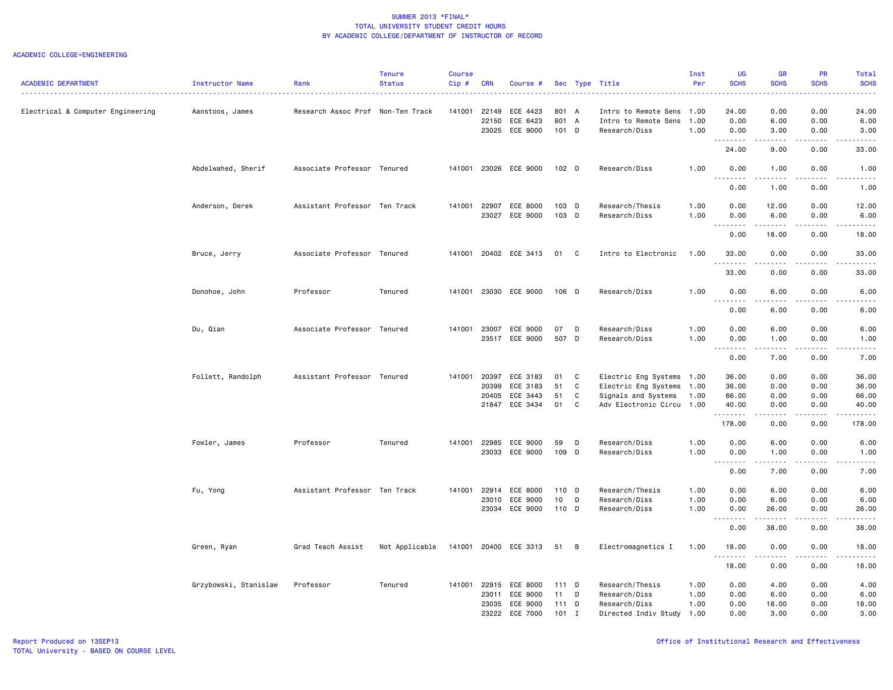SUMMER 2013 *FINAL*
TOTAL UNIVERSITY STUDENT CREDIT HOURS
BY ACADEMIC COLLEGE/DEPARTMENT OF INSTRUCTOR OF RECORD

ACADEMIC COLLEGE=ENGINEERING

| ACADEMIC DEPARTMENT | Instructor Name | Rank | Tenure Status | Course Cip # | CRN | Course # | Sec | Type | Title | Inst Per | UG SCHS | GR SCHS | PR SCHS | Total SCHS |
|---|---|---|---|---|---|---|---|---|---|---|---|---|---|---|
| Electrical & Computer Engineering | Aanstoos, James | Research Assoc Prof | Non-Ten Track | 141001 | 22149 | ECE 4423 | 801 | A | Intro to Remote Sens | 1.00 | 24.00 | 0.00 | 0.00 | 24.00 |
| | | | | | 22150 | ECE 6423 | 801 | A | Intro to Remote Sens | 1.00 | 0.00 | 6.00 | 0.00 | 6.00 |
| | | | | | 23025 | ECE 9000 | 101 | D | Research/Diss | 1.00 | 0.00 | 3.00 | 0.00 | 3.00 |
| | | | | | | | | | | | 24.00 | 9.00 | 0.00 | 33.00 |
| | Abdelwahed, Sherif | Associate Professor | Tenured | 141001 | 23026 | ECE 9000 | 102 | D | Research/Diss | 1.00 | 0.00 | 1.00 | 0.00 | 1.00 |
| | | | | | | | | | | | 0.00 | 1.00 | 0.00 | 1.00 |
| | Anderson, Derek | Assistant Professor | Ten Track | 141001 | 22907 | ECE 8000 | 103 | D | Research/Thesis | 1.00 | 0.00 | 12.00 | 0.00 | 12.00 |
| | | | | | 23027 | ECE 9000 | 103 | D | Research/Diss | 1.00 | 0.00 | 6.00 | 0.00 | 6.00 |
| | | | | | | | | | | | 0.00 | 18.00 | 0.00 | 18.00 |
| | Bruce, Jerry | Associate Professor | Tenured | 141001 | 20402 | ECE 3413 | 01 | C | Intro to Electronic | 1.00 | 33.00 | 0.00 | 0.00 | 33.00 |
| | | | | | | | | | | | 33.00 | 0.00 | 0.00 | 33.00 |
| | Donohoe, John | Professor | Tenured | 141001 | 23030 | ECE 9000 | 106 | D | Research/Diss | 1.00 | 0.00 | 6.00 | 0.00 | 6.00 |
| | | | | | | | | | | | 0.00 | 6.00 | 0.00 | 6.00 |
| | Du, Qian | Associate Professor | Tenured | 141001 | 23007 | ECE 9000 | 07 | D | Research/Diss | 1.00 | 0.00 | 6.00 | 0.00 | 6.00 |
| | | | | | 23517 | ECE 9000 | 507 | D | Research/Diss | 1.00 | 0.00 | 1.00 | 0.00 | 1.00 |
| | | | | | | | | | | | 0.00 | 7.00 | 0.00 | 7.00 |
| | Follett, Randolph | Assistant Professor | Tenured | 141001 | 20397 | ECE 3183 | 01 | C | Electric Eng Systems | 1.00 | 36.00 | 0.00 | 0.00 | 36.00 |
| | | | | | 20399 | ECE 3183 | 51 | C | Electric Eng Systems | 1.00 | 36.00 | 0.00 | 0.00 | 36.00 |
| | | | | | 20405 | ECE 3443 | 51 | C | Signals and Systems | 1.00 | 66.00 | 0.00 | 0.00 | 66.00 |
| | | | | | 21847 | ECE 3434 | 01 | C | Adv Electronic Circu | 1.00 | 40.00 | 0.00 | 0.00 | 40.00 |
| | | | | | | | | | | | 178.00 | 0.00 | 0.00 | 178.00 |
| | Fowler, James | Professor | Tenured | 141001 | 22985 | ECE 9000 | 59 | D | Research/Diss | 1.00 | 0.00 | 6.00 | 0.00 | 6.00 |
| | | | | | 23033 | ECE 9000 | 109 | D | Research/Diss | 1.00 | 0.00 | 1.00 | 0.00 | 1.00 |
| | | | | | | | | | | | 0.00 | 7.00 | 0.00 | 7.00 |
| | Fu, Yong | Assistant Professor | Ten Track | 141001 | 22914 | ECE 8000 | 110 | D | Research/Thesis | 1.00 | 0.00 | 6.00 | 0.00 | 6.00 |
| | | | | | 23010 | ECE 9000 | 10 | D | Research/Diss | 1.00 | 0.00 | 6.00 | 0.00 | 6.00 |
| | | | | | 23034 | ECE 9000 | 110 | D | Research/Diss | 1.00 | 0.00 | 26.00 | 0.00 | 26.00 |
| | | | | | | | | | | | 0.00 | 38.00 | 0.00 | 38.00 |
| | Green, Ryan | Grad Teach Assist | Not Applicable | 141001 | 20400 | ECE 3313 | 51 | B | Electromagnetics I | 1.00 | 18.00 | 0.00 | 0.00 | 18.00 |
| | | | | | | | | | | | 18.00 | 0.00 | 0.00 | 18.00 |
| | Grzybowski, Stanislaw | Professor | Tenured | 141001 | 22915 | ECE 8000 | 111 | D | Research/Thesis | 1.00 | 0.00 | 4.00 | 0.00 | 4.00 |
| | | | | | 23011 | ECE 9000 | 11 | D | Research/Diss | 1.00 | 0.00 | 6.00 | 0.00 | 6.00 |
| | | | | | 23035 | ECE 9000 | 111 | D | Research/Diss | 1.00 | 0.00 | 18.00 | 0.00 | 18.00 |
| | | | | | 23222 | ECE 7000 | 101 | I | Directed Indiv Study | 1.00 | 0.00 | 3.00 | 0.00 | 3.00 |

Report Produced on 13SEP13
TOTAL University - BASED ON COURSE LEVEL

Office of Institutional Research and Effectiveness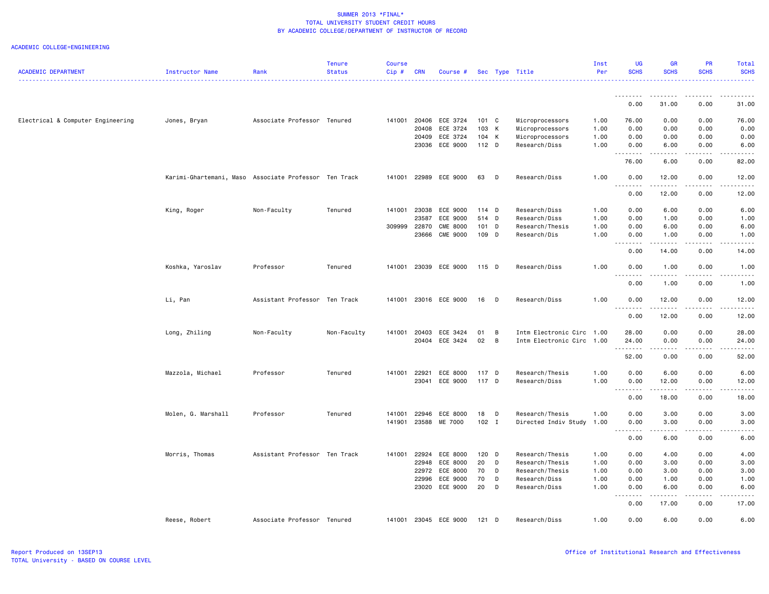SUMMER 2013 *FINAL*
TOTAL UNIVERSITY STUDENT CREDIT HOURS
BY ACADEMIC COLLEGE/DEPARTMENT OF INSTRUCTOR OF RECORD

ACADEMIC COLLEGE=ENGINEERING

| ACADEMIC DEPARTMENT | Instructor Name | Rank | Tenure Status | Course Cip # | CRN | Course # | Sec | Type | Title | Inst Per | UG SCHS | GR SCHS | PR SCHS | Total SCHS |
|---|---|---|---|---|---|---|---|---|---|---|---|---|---|---|
| | | | | | | | | | | | 0.00 | 31.00 | 0.00 | 31.00 |
| Electrical & Computer Engineering | Jones, Bryan | Associate Professor | Tenured | 141001 | 20406 | ECE 3724 | 101 | C | Microprocessors | 1.00 | 76.00 | 0.00 | 0.00 | 76.00 |
| | | | | | 20408 | ECE 3724 | 103 | K | Microprocessors | 1.00 | 0.00 | 0.00 | 0.00 | 0.00 |
| | | | | | 20409 | ECE 3724 | 104 | K | Microprocessors | 1.00 | 0.00 | 0.00 | 0.00 | 0.00 |
| | | | | | 23036 | ECE 9000 | 112 | D | Research/Diss | 1.00 | 0.00 | 6.00 | 0.00 | 6.00 |
| | | | | | | | | | | | 76.00 | 6.00 | 0.00 | 82.00 |
| | Karimi-Ghartemani, Maso | Associate Professor | Ten Track | 141001 | 22989 | ECE 9000 | 63 | D | Research/Diss | 1.00 | 0.00 | 12.00 | 0.00 | 12.00 |
| | | | | | | | | | | | 0.00 | 12.00 | 0.00 | 12.00 |
| | King, Roger | Non-Faculty | Tenured | 141001 | 23038 | ECE 9000 | 114 | D | Research/Diss | 1.00 | 0.00 | 6.00 | 0.00 | 6.00 |
| | | | | | 23587 | ECE 9000 | 514 | D | Research/Diss | 1.00 | 0.00 | 1.00 | 0.00 | 1.00 |
| | | | | 309999 | 22870 | CME 8000 | 101 | D | Research/Thesis | 1.00 | 0.00 | 6.00 | 0.00 | 6.00 |
| | | | | | 23666 | CME 9000 | 109 | D | Research/Dis | 1.00 | 0.00 | 1.00 | 0.00 | 1.00 |
| | | | | | | | | | | | 0.00 | 14.00 | 0.00 | 14.00 |
| | Koshka, Yaroslav | Professor | Tenured | 141001 | 23039 | ECE 9000 | 115 | D | Research/Diss | 1.00 | 0.00 | 1.00 | 0.00 | 1.00 |
| | | | | | | | | | | | 0.00 | 1.00 | 0.00 | 1.00 |
| | Li, Pan | Assistant Professor | Ten Track | 141001 | 23016 | ECE 9000 | 16 | D | Research/Diss | 1.00 | 0.00 | 12.00 | 0.00 | 12.00 |
| | | | | | | | | | | | 0.00 | 12.00 | 0.00 | 12.00 |
| | Long, Zhiling | Non-Faculty | Non-Faculty | 141001 | 20403 | ECE 3424 | 01 | B | Intm Electronic Circ | 1.00 | 28.00 | 0.00 | 0.00 | 28.00 |
| | | | | | 20404 | ECE 3424 | 02 | B | Intm Electronic Circ | 1.00 | 24.00 | 0.00 | 0.00 | 24.00 |
| | | | | | | | | | | | 52.00 | 0.00 | 0.00 | 52.00 |
| | Mazzola, Michael | Professor | Tenured | 141001 | 22921 | ECE 8000 | 117 | D | Research/Thesis | 1.00 | 0.00 | 6.00 | 0.00 | 6.00 |
| | | | | | 23041 | ECE 9000 | 117 | D | Research/Diss | 1.00 | 0.00 | 12.00 | 0.00 | 12.00 |
| | | | | | | | | | | | 0.00 | 18.00 | 0.00 | 18.00 |
| | Molen, G. Marshall | Professor | Tenured | 141001 | 22946 | ECE 8000 | 18 | D | Research/Thesis | 1.00 | 0.00 | 3.00 | 0.00 | 3.00 |
| | | | | 141901 | 23588 | ME 7000 | 102 | I | Directed Indiv Study | 1.00 | 0.00 | 3.00 | 0.00 | 3.00 |
| | | | | | | | | | | | 0.00 | 6.00 | 0.00 | 6.00 |
| | Morris, Thomas | Assistant Professor | Ten Track | 141001 | 22924 | ECE 8000 | 120 | D | Research/Thesis | 1.00 | 0.00 | 4.00 | 0.00 | 4.00 |
| | | | | | 22948 | ECE 8000 | 20 | D | Research/Thesis | 1.00 | 0.00 | 3.00 | 0.00 | 3.00 |
| | | | | | 22972 | ECE 8000 | 70 | D | Research/Thesis | 1.00 | 0.00 | 3.00 | 0.00 | 3.00 |
| | | | | | 22996 | ECE 9000 | 70 | D | Research/Diss | 1.00 | 0.00 | 1.00 | 0.00 | 1.00 |
| | | | | | 23020 | ECE 9000 | 20 | D | Research/Diss | 1.00 | 0.00 | 6.00 | 0.00 | 6.00 |
| | | | | | | | | | | | 0.00 | 17.00 | 0.00 | 17.00 |
| | Reese, Robert | Associate Professor | Tenured | 141001 | 23045 | ECE 9000 | 121 | D | Research/Diss | 1.00 | 0.00 | 6.00 | 0.00 | 6.00 |

Report Produced on 13SEP13
TOTAL University - BASED ON COURSE LEVEL

Office of Institutional Research and Effectiveness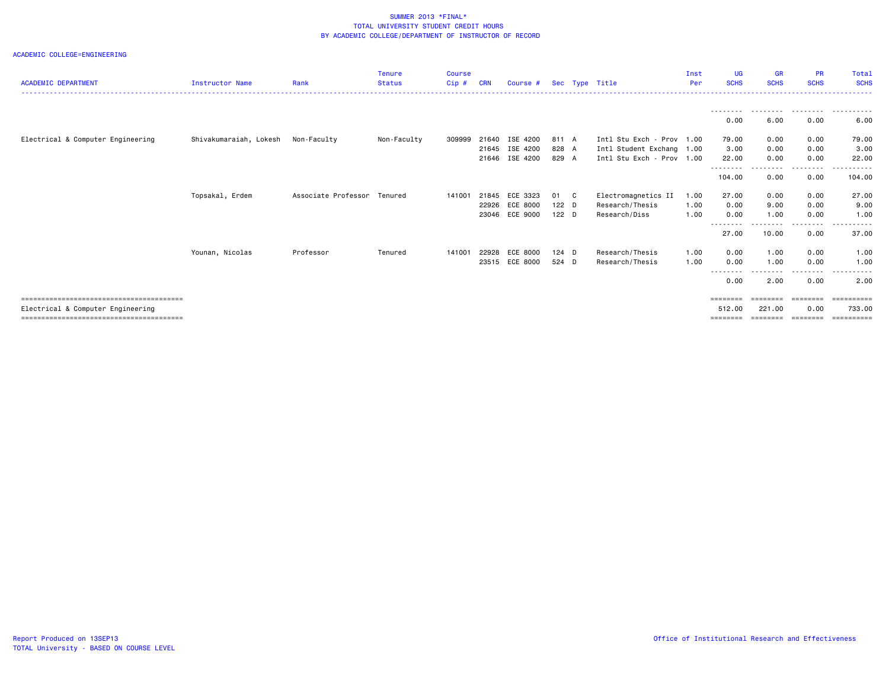SUMMER 2013 *FINAL*
TOTAL UNIVERSITY STUDENT CREDIT HOURS
BY ACADEMIC COLLEGE/DEPARTMENT OF INSTRUCTOR OF RECORD

ACADEMIC COLLEGE=ENGINEERING

| ACADEMIC DEPARTMENT | Instructor Name | Rank | Tenure Status | Course Cip # | CRN | Course # | Sec | Type | Title | Inst Per | UG SCHS | GR SCHS | PR SCHS | Total SCHS |
|---|---|---|---|---|---|---|---|---|---|---|---|---|---|---|
| | | | | | | | | | | | 0.00 | 6.00 | 0.00 | 6.00 |
| Electrical & Computer Engineering | Shivakumaraiah, Lokesh | Non-Faculty | Non-Faculty | 309999 | 21640 | ISE 4200 | 811 | A | Intl Stu Exch - Prov | 1.00 | 79.00 | 0.00 | 0.00 | 79.00 |
| | | | | | 21645 | ISE 4200 | 828 | A | Intl Student Exchang | 1.00 | 3.00 | 0.00 | 0.00 | 3.00 |
| | | | | | 21646 | ISE 4200 | 829 | A | Intl Stu Exch - Prov | 1.00 | 22.00 | 0.00 | 0.00 | 22.00 |
| | | | | | | | | | | | 104.00 | 0.00 | 0.00 | 104.00 |
| | Topsakal, Erdem | Associate Professor | Tenured | 141001 | 21845 | ECE 3323 | 01 | C | Electromagnetics II | 1.00 | 27.00 | 0.00 | 0.00 | 27.00 |
| | | | | | 22926 | ECE 8000 | 122 | D | Research/Thesis | 1.00 | 0.00 | 9.00 | 0.00 | 9.00 |
| | | | | | 23046 | ECE 9000 | 122 | D | Research/Diss | 1.00 | 0.00 | 1.00 | 0.00 | 1.00 |
| | | | | | | | | | | | 27.00 | 10.00 | 0.00 | 37.00 |
| | Younan, Nicolas | Professor | Tenured | 141001 | 22928 | ECE 8000 | 124 | D | Research/Thesis | 1.00 | 0.00 | 1.00 | 0.00 | 1.00 |
| | | | | | 23515 | ECE 8000 | 524 | D | Research/Thesis | 1.00 | 0.00 | 1.00 | 0.00 | 1.00 |
| | | | | | | | | | | | 0.00 | 2.00 | 0.00 | 2.00 |
| Electrical & Computer Engineering | | | | | | | | | | | 512.00 | 221.00 | 0.00 | 733.00 |

Report Produced on 13SEP13
TOTAL University - BASED ON COURSE LEVEL

Office of Institutional Research and Effectiveness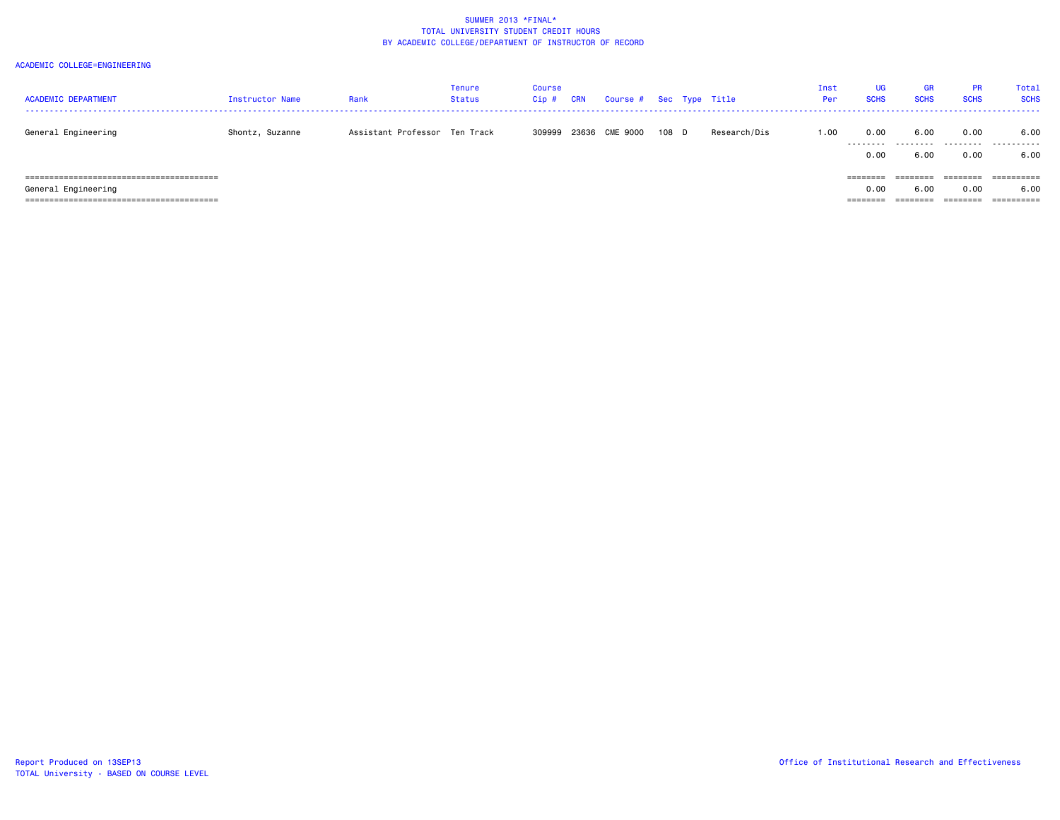SUMMER 2013 *FINAL*
TOTAL UNIVERSITY STUDENT CREDIT HOURS
BY ACADEMIC COLLEGE/DEPARTMENT OF INSTRUCTOR OF RECORD

ACADEMIC COLLEGE=ENGINEERING

| ACADEMIC DEPARTMENT | Instructor Name | Rank | Tenure Status | Course Cip # | CRN | Course # | Sec | Type | Title | Inst Per | UG SCHS | GR SCHS | PR SCHS | Total SCHS |
|---|---|---|---|---|---|---|---|---|---|---|---|---|---|---|
| General Engineering | Shontz, Suzanne | Assistant Professor | Ten Track | 309999 | 23636 | CME 9000 | 108 | D | Research/Dis | 1.00 | 0.00 | 6.00 | 0.00 | 6.00 |
| | | | | | | | | | | | 0.00 | 6.00 | 0.00 | 6.00 |
| General Engineering | | | | | | | | | | | 0.00 | 6.00 | 0.00 | 6.00 |

Report Produced on 13SEP13
TOTAL University - BASED ON COURSE LEVEL

Office of Institutional Research and Effectiveness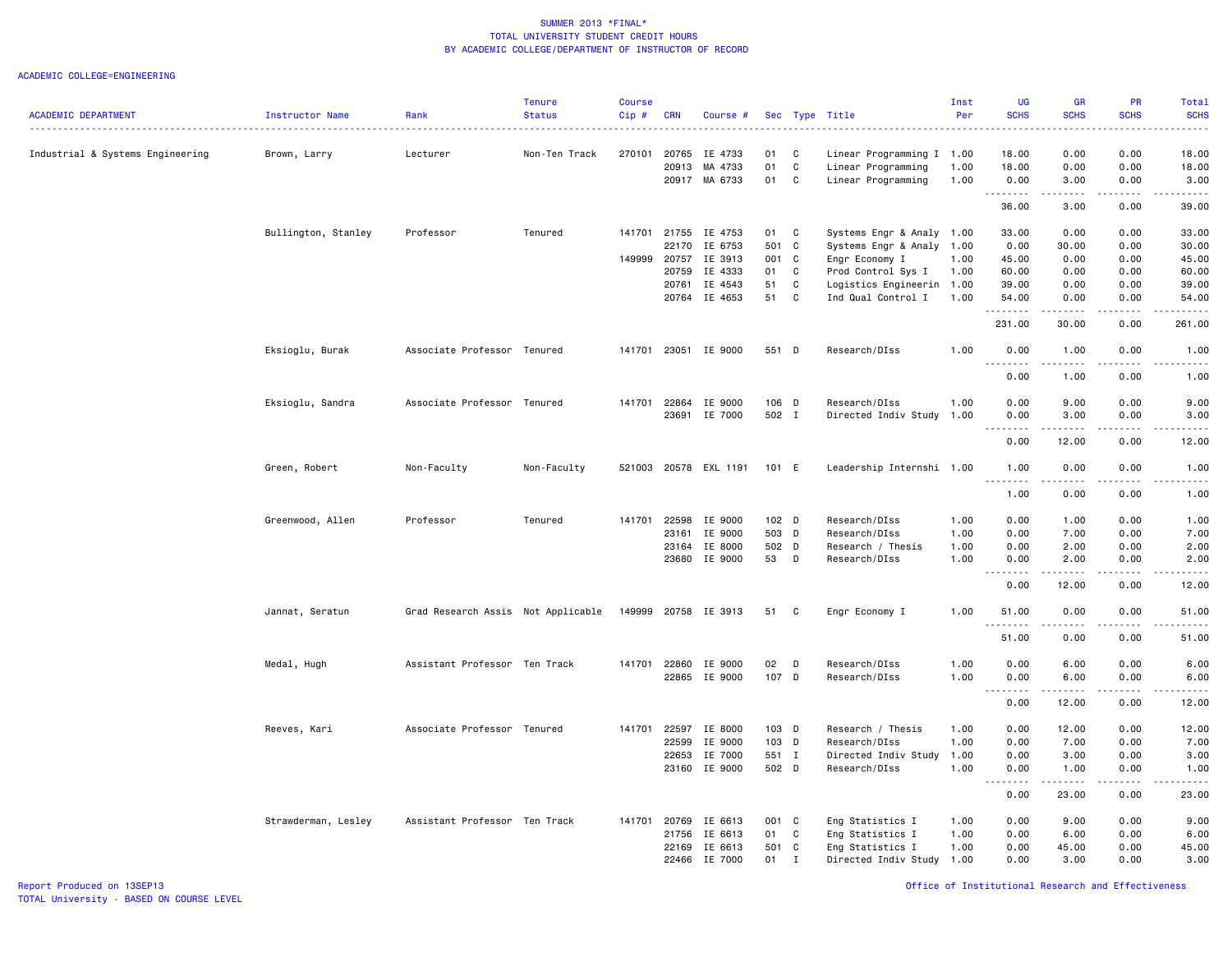SUMMER 2013 *FINAL*
TOTAL UNIVERSITY STUDENT CREDIT HOURS
BY ACADEMIC COLLEGE/DEPARTMENT OF INSTRUCTOR OF RECORD

ACADEMIC COLLEGE=ENGINEERING

| ACADEMIC DEPARTMENT | Instructor Name | Rank | Tenure Status | Course Cip # | CRN | Course # | Sec | Type | Title | Inst Per | UG SCHS | GR SCHS | PR SCHS | Total SCHS |
|---|---|---|---|---|---|---|---|---|---|---|---|---|---|---|
| Industrial & Systems Engineering | Brown, Larry | Lecturer | Non-Ten Track | 270101 | 20765 | IE 4733 | 01 | C | Linear Programming I | 1.00 | 18.00 | 0.00 | 0.00 | 18.00 |
| | | | | | 20913 | MA 4733 | 01 | C | Linear Programming | 1.00 | 18.00 | 0.00 | 0.00 | 18.00 |
| | | | | | 20917 | MA 6733 | 01 | C | Linear Programming | 1.00 | 0.00 | 3.00 | 0.00 | 3.00 |
| | | | | | | | | | | | 36.00 | 3.00 | 0.00 | 39.00 |
| | Bullington, Stanley | Professor | Tenured | 141701 | 21755 | IE 4753 | 01 | C | Systems Engr & Analy | 1.00 | 33.00 | 0.00 | 0.00 | 33.00 |
| | | | | | 22170 | IE 6753 | 501 | C | Systems Engr & Analy | 1.00 | 0.00 | 30.00 | 0.00 | 30.00 |
| | | | | 149999 | 20757 | IE 3913 | 001 | C | Engr Economy I | 1.00 | 45.00 | 0.00 | 0.00 | 45.00 |
| | | | | | 20759 | IE 4333 | 01 | C | Prod Control Sys I | 1.00 | 60.00 | 0.00 | 0.00 | 60.00 |
| | | | | | 20761 | IE 4543 | 51 | C | Logistics Engineerin | 1.00 | 39.00 | 0.00 | 0.00 | 39.00 |
| | | | | | 20764 | IE 4653 | 51 | C | Ind Qual Control I | 1.00 | 54.00 | 0.00 | 0.00 | 54.00 |
| | | | | | | | | | | | 231.00 | 30.00 | 0.00 | 261.00 |
| | Eksioglu, Burak | Associate Professor | Tenured | 141701 | 23051 | IE 9000 | 551 | D | Research/DIss | 1.00 | 0.00 | 1.00 | 0.00 | 1.00 |
| | | | | | | | | | | | 0.00 | 1.00 | 0.00 | 1.00 |
| | Eksioglu, Sandra | Associate Professor | Tenured | 141701 | 22864 | IE 9000 | 106 | D | Research/DIss | 1.00 | 0.00 | 9.00 | 0.00 | 9.00 |
| | | | | | 23691 | IE 7000 | 502 | I | Directed Indiv Study | 1.00 | 0.00 | 3.00 | 0.00 | 3.00 |
| | | | | | | | | | | | 0.00 | 12.00 | 0.00 | 12.00 |
| | Green, Robert | Non-Faculty | Non-Faculty | 521003 | 20578 | EXL 1191 | 101 | E | Leadership Internshi | 1.00 | 1.00 | 0.00 | 0.00 | 1.00 |
| | | | | | | | | | | | 1.00 | 0.00 | 0.00 | 1.00 |
| | Greenwood, Allen | Professor | Tenured | 141701 | 22598 | IE 9000 | 102 | D | Research/DIss | 1.00 | 0.00 | 1.00 | 0.00 | 1.00 |
| | | | | | 23161 | IE 9000 | 503 | D | Research/DIss | 1.00 | 0.00 | 7.00 | 0.00 | 7.00 |
| | | | | | 23164 | IE 8000 | 502 | D | Research / Thesis | 1.00 | 0.00 | 2.00 | 0.00 | 2.00 |
| | | | | | 23680 | IE 9000 | 53 | D | Research/DIss | 1.00 | 0.00 | 2.00 | 0.00 | 2.00 |
| | | | | | | | | | | | 0.00 | 12.00 | 0.00 | 12.00 |
| | Jannat, Seratun | Grad Research Assis | Not Applicable | 149999 | 20758 | IE 3913 | 51 | C | Engr Economy I | 1.00 | 51.00 | 0.00 | 0.00 | 51.00 |
| | | | | | | | | | | | 51.00 | 0.00 | 0.00 | 51.00 |
| | Medal, Hugh | Assistant Professor | Ten Track | 141701 | 22860 | IE 9000 | 02 | D | Research/DIss | 1.00 | 0.00 | 6.00 | 0.00 | 6.00 |
| | | | | | 22865 | IE 9000 | 107 | D | Research/DIss | 1.00 | 0.00 | 6.00 | 0.00 | 6.00 |
| | | | | | | | | | | | 0.00 | 12.00 | 0.00 | 12.00 |
| | Reeves, Kari | Associate Professor | Tenured | 141701 | 22597 | IE 8000 | 103 | D | Research / Thesis | 1.00 | 0.00 | 12.00 | 0.00 | 12.00 |
| | | | | | 22599 | IE 9000 | 103 | D | Research/DIss | 1.00 | 0.00 | 7.00 | 0.00 | 7.00 |
| | | | | | 22653 | IE 7000 | 551 | I | Directed Indiv Study | 1.00 | 0.00 | 3.00 | 0.00 | 3.00 |
| | | | | | 23160 | IE 9000 | 502 | D | Research/DIss | 1.00 | 0.00 | 1.00 | 0.00 | 1.00 |
| | | | | | | | | | | | 0.00 | 23.00 | 0.00 | 23.00 |
| | Strawderman, Lesley | Assistant Professor | Ten Track | 141701 | 20769 | IE 6613 | 001 | C | Eng Statistics I | 1.00 | 0.00 | 9.00 | 0.00 | 9.00 |
| | | | | | 21756 | IE 6613 | 01 | C | Eng Statistics I | 1.00 | 0.00 | 6.00 | 0.00 | 6.00 |
| | | | | | 22169 | IE 6613 | 501 | C | Eng Statistics I | 1.00 | 0.00 | 45.00 | 0.00 | 45.00 |
| | | | | | 22466 | IE 7000 | 01 | I | Directed Indiv Study | 1.00 | 0.00 | 3.00 | 0.00 | 3.00 |

Report Produced on 13SEP13
TOTAL University - BASED ON COURSE LEVEL

Office of Institutional Research and Effectiveness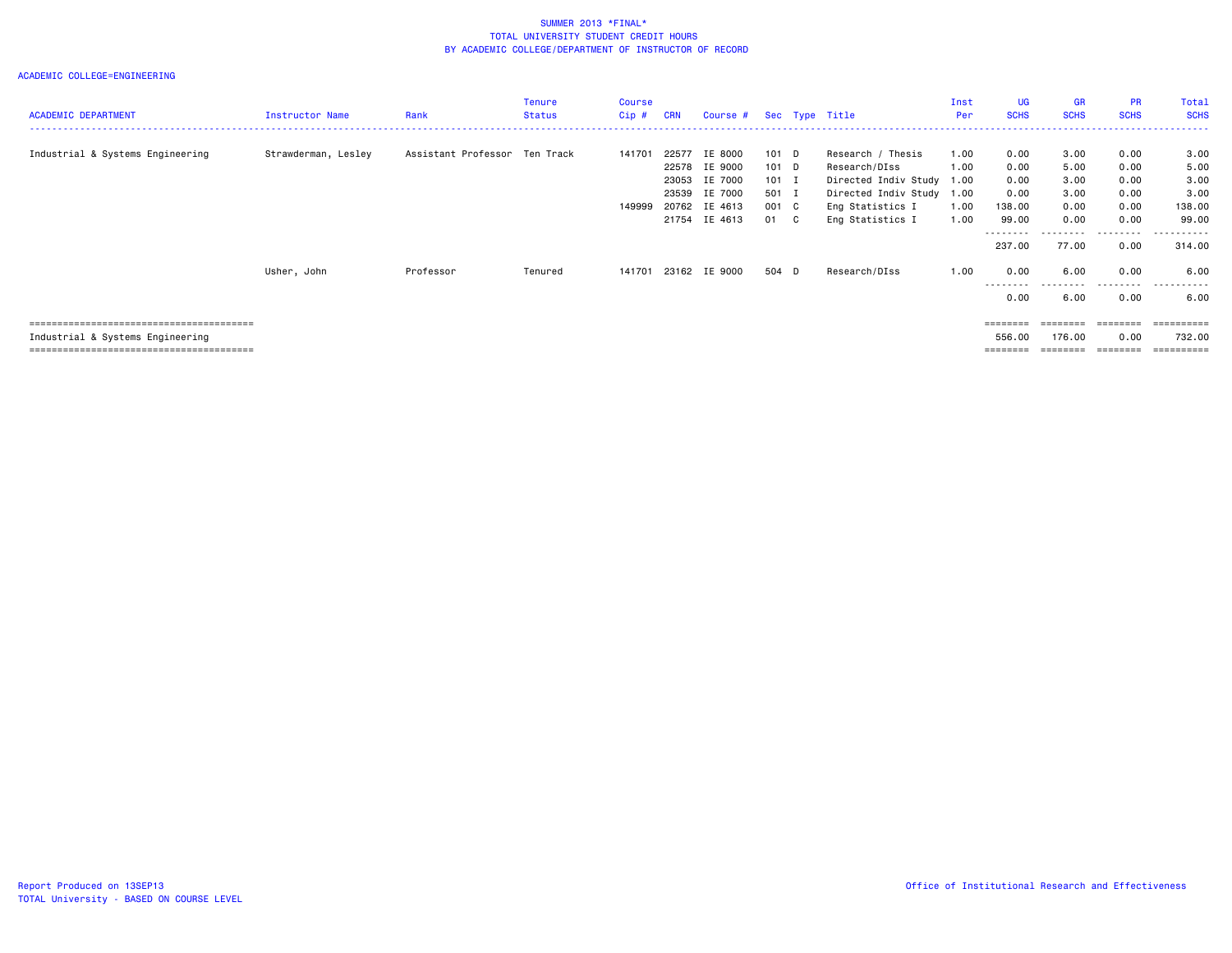SUMMER 2013 *FINAL*
TOTAL UNIVERSITY STUDENT CREDIT HOURS
BY ACADEMIC COLLEGE/DEPARTMENT OF INSTRUCTOR OF RECORD

ACADEMIC COLLEGE=ENGINEERING

| ACADEMIC DEPARTMENT | Instructor Name | Rank | Tenure Status | Course Cip # | CRN | Course # | Sec | Type | Title | Inst Per | UG SCHS | GR SCHS | PR SCHS | Total SCHS |
|---|---|---|---|---|---|---|---|---|---|---|---|---|---|---|
| Industrial & Systems Engineering | Strawderman, Lesley | Assistant Professor | Ten Track | 141701 | 22577 | IE 8000 | 101 | D | Research / Thesis | 1.00 | 0.00 | 3.00 | 0.00 | 3.00 |
| | | | | | 22578 | IE 9000 | 101 | D | Research/DIss | 1.00 | 0.00 | 5.00 | 0.00 | 5.00 |
| | | | | | 23053 | IE 7000 | 101 | I | Directed Indiv Study | 1.00 | 0.00 | 3.00 | 0.00 | 3.00 |
| | | | | | 23539 | IE 7000 | 501 | I | Directed Indiv Study | 1.00 | 0.00 | 3.00 | 0.00 | 3.00 |
| | | | | 149999 | 20762 | IE 4613 | 001 | C | Eng Statistics I | 1.00 | 138.00 | 0.00 | 0.00 | 138.00 |
| | | | | | 21754 | IE 4613 | 01 | C | Eng Statistics I | 1.00 | 99.00 | 0.00 | 0.00 | 99.00 |
| | | | | | | | | | | | 237.00 | 77.00 | 0.00 | 314.00 |
| | Usher, John | Professor | Tenured | 141701 | 23162 | IE 9000 | 504 | D | Research/DIss | 1.00 | 0.00 | 6.00 | 0.00 | 6.00 |
| | | | | | | | | | | | 0.00 | 6.00 | 0.00 | 6.00 |
| Industrial & Systems Engineering | | | | | | | | | | | 556.00 | 176.00 | 0.00 | 732.00 |

Report Produced on 13SEP13
TOTAL University - BASED ON COURSE LEVEL

Office of Institutional Research and Effectiveness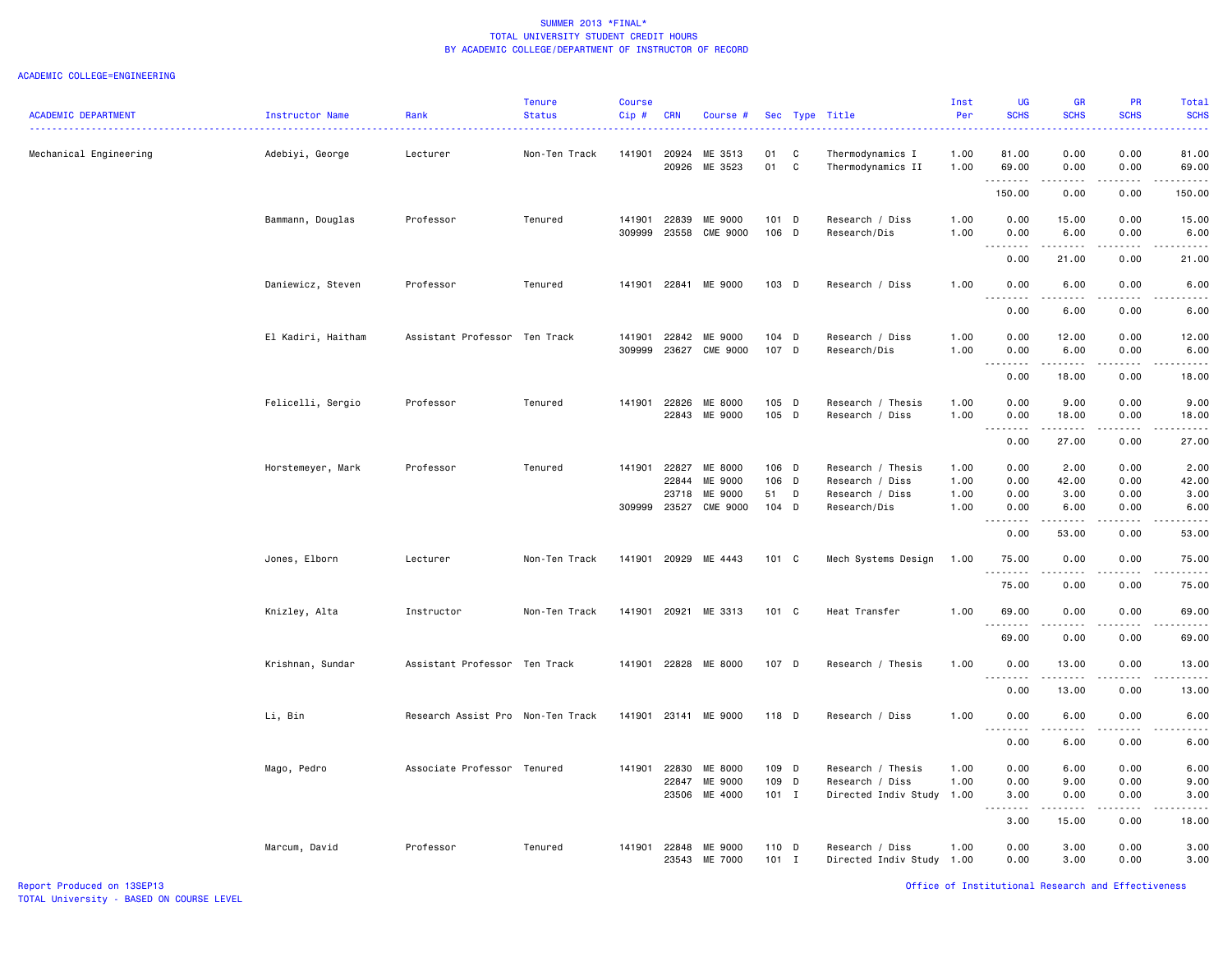SUMMER 2013 *FINAL*
TOTAL UNIVERSITY STUDENT CREDIT HOURS
BY ACADEMIC COLLEGE/DEPARTMENT OF INSTRUCTOR OF RECORD

ACADEMIC COLLEGE=ENGINEERING

| ACADEMIC DEPARTMENT | Instructor Name | Rank | Tenure Status | Course Cip # | CRN | Course # | Sec | Type | Title | Inst Per | UG SCHS | GR SCHS | PR SCHS | Total SCHS |
|---|---|---|---|---|---|---|---|---|---|---|---|---|---|---|
| Mechanical Engineering | Adebiyi, George | Lecturer | Non-Ten Track | 141901 | 20924 | ME 3513 | 01 | C | Thermodynamics I | 1.00 | 81.00 | 0.00 | 0.00 | 81.00 |
| | | | | | 20926 | ME 3523 | 01 | C | Thermodynamics II | 1.00 | 69.00 | 0.00 | 0.00 | 69.00 |
| | | | | | | | | | | | 150.00 | 0.00 | 0.00 | 150.00 |
| | Bammann, Douglas | Professor | Tenured | 141901 | 22839 | ME 9000 | 101 | D | Research / Diss | 1.00 | 0.00 | 15.00 | 0.00 | 15.00 |
| | | | | 309999 | 23558 | CME 9000 | 106 | D | Research/Dis | 1.00 | 0.00 | 6.00 | 0.00 | 6.00 |
| | | | | | | | | | | | 0.00 | 21.00 | 0.00 | 21.00 |
| | Daniewicz, Steven | Professor | Tenured | 141901 | 22841 | ME 9000 | 103 | D | Research / Diss | 1.00 | 0.00 | 6.00 | 0.00 | 6.00 |
| | | | | | | | | | | | 0.00 | 6.00 | 0.00 | 6.00 |
| | El Kadiri, Haitham | Assistant Professor | Ten Track | 141901 | 22842 | ME 9000 | 104 | D | Research / Diss | 1.00 | 0.00 | 12.00 | 0.00 | 12.00 |
| | | | | 309999 | 23627 | CME 9000 | 107 | D | Research/Dis | 1.00 | 0.00 | 6.00 | 0.00 | 6.00 |
| | | | | | | | | | | | 0.00 | 18.00 | 0.00 | 18.00 |
| | Felicelli, Sergio | Professor | Tenured | 141901 | 22826 | ME 8000 | 105 | D | Research / Thesis | 1.00 | 0.00 | 9.00 | 0.00 | 9.00 |
| | | | | | 22843 | ME 9000 | 105 | D | Research / Diss | 1.00 | 0.00 | 18.00 | 0.00 | 18.00 |
| | | | | | | | | | | | 0.00 | 27.00 | 0.00 | 27.00 |
| | Horstemeyer, Mark | Professor | Tenured | 141901 | 22827 | ME 8000 | 106 | D | Research / Thesis | 1.00 | 0.00 | 2.00 | 0.00 | 2.00 |
| | | | | | 22844 | ME 9000 | 106 | D | Research / Diss | 1.00 | 0.00 | 42.00 | 0.00 | 42.00 |
| | | | | | 23718 | ME 9000 | 51 | D | Research / Diss | 1.00 | 0.00 | 3.00 | 0.00 | 3.00 |
| | | | | 309999 | 23527 | CME 9000 | 104 | D | Research/Dis | 1.00 | 0.00 | 6.00 | 0.00 | 6.00 |
| | | | | | | | | | | | 0.00 | 53.00 | 0.00 | 53.00 |
| | Jones, Elborn | Lecturer | Non-Ten Track | 141901 | 20929 | ME 4443 | 101 | C | Mech Systems Design | 1.00 | 75.00 | 0.00 | 0.00 | 75.00 |
| | | | | | | | | | | | 75.00 | 0.00 | 0.00 | 75.00 |
| | Knizley, Alta | Instructor | Non-Ten Track | 141901 | 20921 | ME 3313 | 101 | C | Heat Transfer | 1.00 | 69.00 | 0.00 | 0.00 | 69.00 |
| | | | | | | | | | | | 69.00 | 0.00 | 0.00 | 69.00 |
| | Krishnan, Sundar | Assistant Professor | Ten Track | 141901 | 22828 | ME 8000 | 107 | D | Research / Thesis | 1.00 | 0.00 | 13.00 | 0.00 | 13.00 |
| | | | | | | | | | | | 0.00 | 13.00 | 0.00 | 13.00 |
| | Li, Bin | Research Assist Pro | Non-Ten Track | 141901 | 23141 | ME 9000 | 118 | D | Research / Diss | 1.00 | 0.00 | 6.00 | 0.00 | 6.00 |
| | | | | | | | | | | | 0.00 | 6.00 | 0.00 | 6.00 |
| | Mago, Pedro | Associate Professor | Tenured | 141901 | 22830 | ME 8000 | 109 | D | Research / Thesis | 1.00 | 0.00 | 6.00 | 0.00 | 6.00 |
| | | | | | 22847 | ME 9000 | 109 | D | Research / Diss | 1.00 | 0.00 | 9.00 | 0.00 | 9.00 |
| | | | | | 23506 | ME 4000 | 101 | I | Directed Indiv Study | 1.00 | 3.00 | 0.00 | 0.00 | 3.00 |
| | | | | | | | | | | | 3.00 | 15.00 | 0.00 | 18.00 |
| | Marcum, David | Professor | Tenured | 141901 | 22848 | ME 9000 | 110 | D | Research / Diss | 1.00 | 0.00 | 3.00 | 0.00 | 3.00 |
| | | | | | 23543 | ME 7000 | 101 | I | Directed Indiv Study | 1.00 | 0.00 | 3.00 | 0.00 | 3.00 |

Report Produced on 13SEP13
TOTAL University - BASED ON COURSE LEVEL

Office of Institutional Research and Effectiveness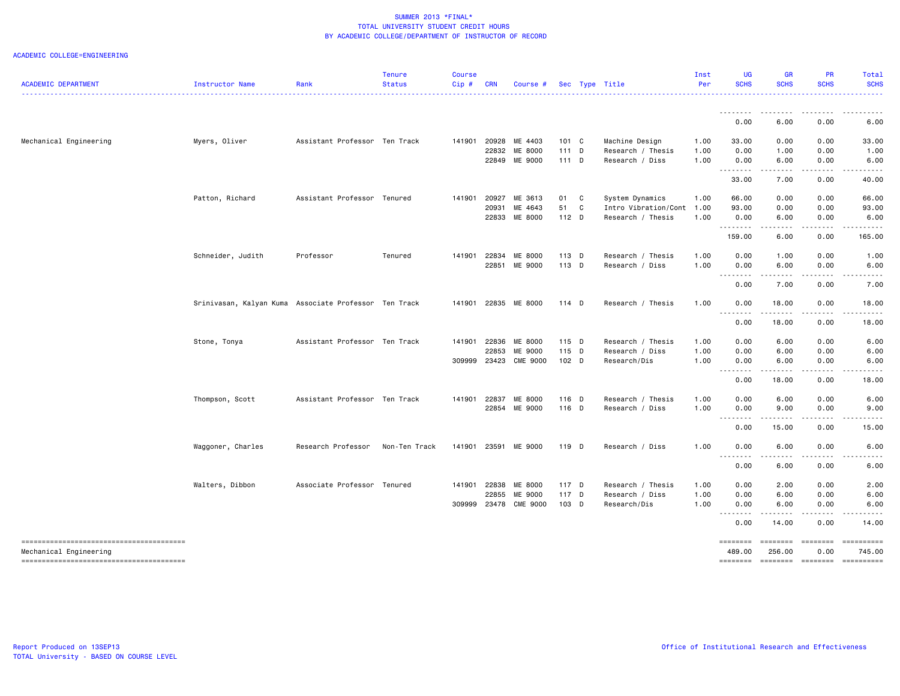SUMMER 2013 *FINAL*
TOTAL UNIVERSITY STUDENT CREDIT HOURS
BY ACADEMIC COLLEGE/DEPARTMENT OF INSTRUCTOR OF RECORD

ACADEMIC COLLEGE=ENGINEERING

| ACADEMIC DEPARTMENT | Instructor Name | Rank | Tenure Status | Course Cip # | CRN | Course # | Sec | Type | Title | Inst Per | UG SCHS | GR SCHS | PR SCHS | Total SCHS |
|---|---|---|---|---|---|---|---|---|---|---|---|---|---|---|
| | | | | | | | | | | | 0.00 | 6.00 | 0.00 | 6.00 |
| Mechanical Engineering | Myers, Oliver | Assistant Professor | Ten Track | 141901 | 20928 | ME 4403 | 101 | C | Machine Design | 1.00 | 33.00 | 0.00 | 0.00 | 33.00 |
| | | | | | 22832 | ME 8000 | 111 | D | Research / Thesis | 1.00 | 0.00 | 1.00 | 0.00 | 1.00 |
| | | | | | 22849 | ME 9000 | 111 | D | Research / Diss | 1.00 | 0.00 | 6.00 | 0.00 | 6.00 |
| | | | | | | | | | | | 33.00 | 7.00 | 0.00 | 40.00 |
| | Patton, Richard | Assistant Professor | Tenured | 141901 | 20927 | ME 3613 | 01 | C | System Dynamics | 1.00 | 66.00 | 0.00 | 0.00 | 66.00 |
| | | | | | 20931 | ME 4643 | 51 | C | Intro Vibration/Cont | 1.00 | 93.00 | 0.00 | 0.00 | 93.00 |
| | | | | | 22833 | ME 8000 | 112 | D | Research / Thesis | 1.00 | 0.00 | 6.00 | 0.00 | 6.00 |
| | | | | | | | | | | | 159.00 | 6.00 | 0.00 | 165.00 |
| | Schneider, Judith | Professor | Tenured | 141901 | 22834 | ME 8000 | 113 | D | Research / Thesis | 1.00 | 0.00 | 1.00 | 0.00 | 1.00 |
| | | | | | 22851 | ME 9000 | 113 | D | Research / Diss | 1.00 | 0.00 | 6.00 | 0.00 | 6.00 |
| | | | | | | | | | | | 0.00 | 7.00 | 0.00 | 7.00 |
| | Srinivasan, Kalyan Kuma | Associate Professor | Ten Track | 141901 | 22835 | ME 8000 | 114 | D | Research / Thesis | 1.00 | 0.00 | 18.00 | 0.00 | 18.00 |
| | | | | | | | | | | | 0.00 | 18.00 | 0.00 | 18.00 |
| | Stone, Tonya | Assistant Professor | Ten Track | 141901 | 22836 | ME 8000 | 115 | D | Research / Thesis | 1.00 | 0.00 | 6.00 | 0.00 | 6.00 |
| | | | | | 22853 | ME 9000 | 115 | D | Research / Diss | 1.00 | 0.00 | 6.00 | 0.00 | 6.00 |
| | | | | 309999 | 23423 | CME 9000 | 102 | D | Research/Dis | 1.00 | 0.00 | 6.00 | 0.00 | 6.00 |
| | | | | | | | | | | | 0.00 | 18.00 | 0.00 | 18.00 |
| | Thompson, Scott | Assistant Professor | Ten Track | 141901 | 22837 | ME 8000 | 116 | D | Research / Thesis | 1.00 | 0.00 | 6.00 | 0.00 | 6.00 |
| | | | | | 22854 | ME 9000 | 116 | D | Research / Diss | 1.00 | 0.00 | 9.00 | 0.00 | 9.00 |
| | | | | | | | | | | | 0.00 | 15.00 | 0.00 | 15.00 |
| | Waggoner, Charles | Research Professor | Non-Ten Track | 141901 | 23591 | ME 9000 | 119 | D | Research / Diss | 1.00 | 0.00 | 6.00 | 0.00 | 6.00 |
| | | | | | | | | | | | 0.00 | 6.00 | 0.00 | 6.00 |
| | Walters, Dibbon | Associate Professor | Tenured | 141901 | 22838 | ME 8000 | 117 | D | Research / Thesis | 1.00 | 0.00 | 2.00 | 0.00 | 2.00 |
| | | | | | 22855 | ME 9000 | 117 | D | Research / Diss | 1.00 | 0.00 | 6.00 | 0.00 | 6.00 |
| | | | | 309999 | 23478 | CME 9000 | 103 | D | Research/Dis | 1.00 | 0.00 | 6.00 | 0.00 | 6.00 |
| | | | | | | | | | | | 0.00 | 14.00 | 0.00 | 14.00 |
| Mechanical Engineering | | | | | | | | | | | 489.00 | 256.00 | 0.00 | 745.00 |

Report Produced on 13SEP13
TOTAL University - BASED ON COURSE LEVEL

Office of Institutional Research and Effectiveness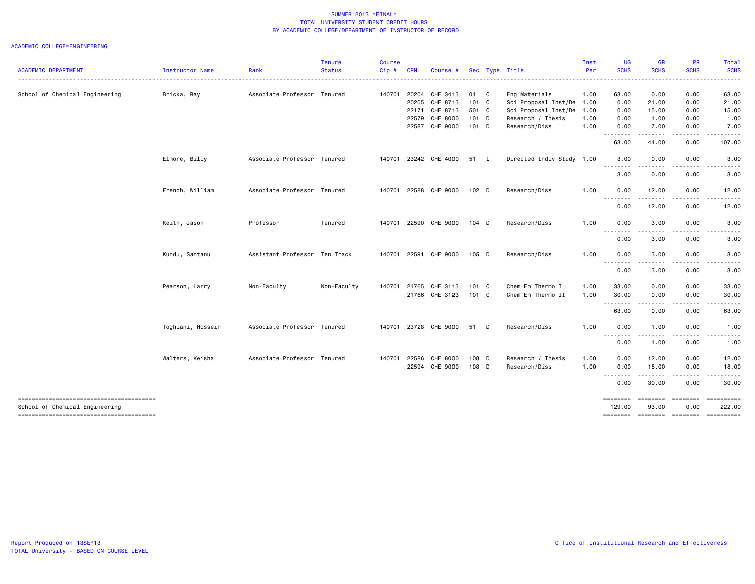SUMMER 2013 *FINAL*
TOTAL UNIVERSITY STUDENT CREDIT HOURS
BY ACADEMIC COLLEGE/DEPARTMENT OF INSTRUCTOR OF RECORD

ACADEMIC COLLEGE=ENGINEERING

| ACADEMIC DEPARTMENT | Instructor Name | Rank | Tenure Status | Course Cip # | CRN | Course # | Sec | Type | Title | Inst Per | UG SCHS | GR SCHS | PR SCHS | Total SCHS |
|---|---|---|---|---|---|---|---|---|---|---|---|---|---|---|
| School of Chemical Engineering | Bricka, Ray | Associate Professor | Tenured | 140701 | 20204 | CHE 3413 | 01 | C | Eng Materials | 1.00 | 63.00 | 0.00 | 0.00 | 63.00 |
| | | | | | 20205 | CHE 8713 | 101 | C | Sci Proposal Inst/De | 1.00 | 0.00 | 21.00 | 0.00 | 21.00 |
| | | | | | 22171 | CHE 8713 | 501 | C | Sci Proposal Inst/De | 1.00 | 0.00 | 15.00 | 0.00 | 15.00 |
| | | | | | 22579 | CHE 8000 | 101 | D | Research / Thesis | 1.00 | 0.00 | 1.00 | 0.00 | 1.00 |
| | | | | | 22587 | CHE 9000 | 101 | D | Research/Diss | 1.00 | 0.00 | 7.00 | 0.00 | 7.00 |
| | | | | | | | | | | | 63.00 | 44.00 | 0.00 | 107.00 |
| | Elmore, Billy | Associate Professor | Tenured | 140701 | 23242 | CHE 4000 | 51 | I | Directed Indiv Study | 1.00 | 3.00 | 0.00 | 0.00 | 3.00 |
| | | | | | | | | | | | 3.00 | 0.00 | 0.00 | 3.00 |
| | French, William | Associate Professor | Tenured | 140701 | 22588 | CHE 9000 | 102 | D | Research/Diss | 1.00 | 0.00 | 12.00 | 0.00 | 12.00 |
| | | | | | | | | | | | 0.00 | 12.00 | 0.00 | 12.00 |
| | Keith, Jason | Professor | Tenured | 140701 | 22590 | CHE 9000 | 104 | D | Research/Diss | 1.00 | 0.00 | 3.00 | 0.00 | 3.00 |
| | | | | | | | | | | | 0.00 | 3.00 | 0.00 | 3.00 |
| | Kundu, Santanu | Assistant Professor | Ten Track | 140701 | 22591 | CHE 9000 | 105 | D | Research/Diss | 1.00 | 0.00 | 3.00 | 0.00 | 3.00 |
| | | | | | | | | | | | 0.00 | 3.00 | 0.00 | 3.00 |
| | Pearson, Larry | Non-Faculty | Non-Faculty | 140701 | 21765 | CHE 3113 | 101 | C | Chem En Thermo I | 1.00 | 33.00 | 0.00 | 0.00 | 33.00 |
| | | | | | 21766 | CHE 3123 | 101 | C | Chem En Thermo II | 1.00 | 30.00 | 0.00 | 0.00 | 30.00 |
| | | | | | | | | | | | 63.00 | 0.00 | 0.00 | 63.00 |
| | Toghiani, Hossein | Associate Professor | Tenured | 140701 | 23728 | CHE 9000 | 51 | D | Research/Diss | 1.00 | 0.00 | 1.00 | 0.00 | 1.00 |
| | | | | | | | | | | | 0.00 | 1.00 | 0.00 | 1.00 |
| | Walters, Keisha | Associate Professor | Tenured | 140701 | 22586 | CHE 8000 | 108 | D | Research / Thesis | 1.00 | 0.00 | 12.00 | 0.00 | 12.00 |
| | | | | | 22594 | CHE 9000 | 108 | D | Research/Diss | 1.00 | 0.00 | 18.00 | 0.00 | 18.00 |
| | | | | | | | | | | | 0.00 | 30.00 | 0.00 | 30.00 |
| School of Chemical Engineering | | | | | | | | | | | 129.00 | 93.00 | 0.00 | 222.00 |

Report Produced on 13SEP13
TOTAL University - BASED ON COURSE LEVEL

Office of Institutional Research and Effectiveness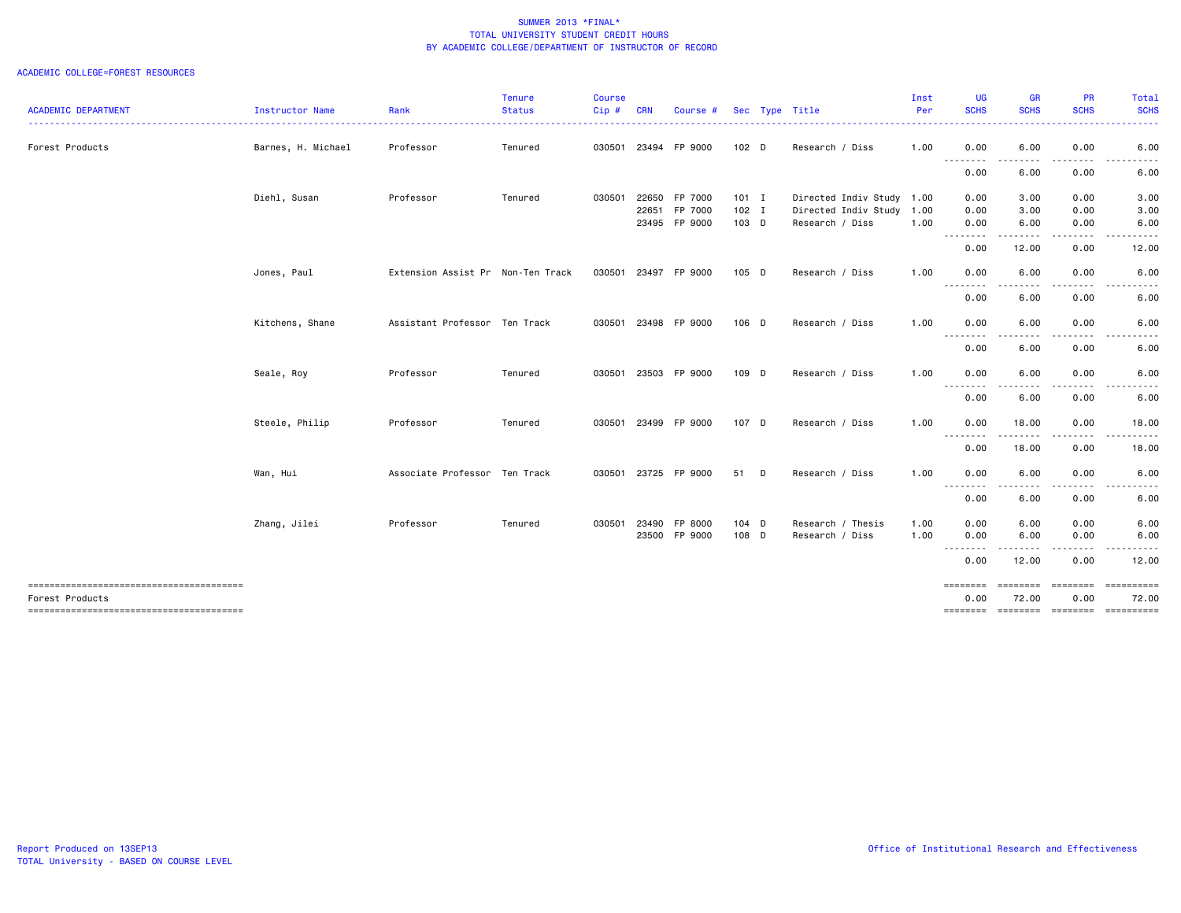SUMMER 2013 *FINAL*
TOTAL UNIVERSITY STUDENT CREDIT HOURS
BY ACADEMIC COLLEGE/DEPARTMENT OF INSTRUCTOR OF RECORD

ACADEMIC COLLEGE=FOREST RESOURCES

| ACADEMIC DEPARTMENT | Instructor Name | Rank | Tenure Status | Course Cip # | CRN | Course # | Sec | Type | Title | Inst Per | UG SCHS | GR SCHS | PR SCHS | Total SCHS |
|---|---|---|---|---|---|---|---|---|---|---|---|---|---|---|
| Forest Products | Barnes, H. Michael | Professor | Tenured | 030501 | 23494 | FP 9000 | 102 | D | Research / Diss | 1.00 | 0.00 | 6.00 | 0.00 | 6.00 |
| | | | | | | | | | | | 0.00 | 6.00 | 0.00 | 6.00 |
| | Diehl, Susan | Professor | Tenured | 030501 | 22650 | FP 7000 | 101 | I | Directed Indiv Study | 1.00 | 0.00 | 3.00 | 0.00 | 3.00 |
| | | | | | 22651 | FP 7000 | 102 | I | Directed Indiv Study | 1.00 | 0.00 | 3.00 | 0.00 | 3.00 |
| | | | | | 23495 | FP 9000 | 103 | D | Research / Diss | 1.00 | 0.00 | 6.00 | 0.00 | 6.00 |
| | | | | | | | | | | | 0.00 | 12.00 | 0.00 | 12.00 |
| | Jones, Paul | Extension Assist Pr | Non-Ten Track | 030501 | 23497 | FP 9000 | 105 | D | Research / Diss | 1.00 | 0.00 | 6.00 | 0.00 | 6.00 |
| | | | | | | | | | | | 0.00 | 6.00 | 0.00 | 6.00 |
| | Kitchens, Shane | Assistant Professor | Ten Track | 030501 | 23498 | FP 9000 | 106 | D | Research / Diss | 1.00 | 0.00 | 6.00 | 0.00 | 6.00 |
| | | | | | | | | | | | 0.00 | 6.00 | 0.00 | 6.00 |
| | Seale, Roy | Professor | Tenured | 030501 | 23503 | FP 9000 | 109 | D | Research / Diss | 1.00 | 0.00 | 6.00 | 0.00 | 6.00 |
| | | | | | | | | | | | 0.00 | 6.00 | 0.00 | 6.00 |
| | Steele, Philip | Professor | Tenured | 030501 | 23499 | FP 9000 | 107 | D | Research / Diss | 1.00 | 0.00 | 18.00 | 0.00 | 18.00 |
| | | | | | | | | | | | 0.00 | 18.00 | 0.00 | 18.00 |
| | Wan, Hui | Associate Professor | Ten Track | 030501 | 23725 | FP 9000 | 51 | D | Research / Diss | 1.00 | 0.00 | 6.00 | 0.00 | 6.00 |
| | | | | | | | | | | | 0.00 | 6.00 | 0.00 | 6.00 |
| | Zhang, Jilei | Professor | Tenured | 030501 | 23490 | FP 8000 | 104 | D | Research / Thesis | 1.00 | 0.00 | 6.00 | 0.00 | 6.00 |
| | | | | | 23500 | FP 9000 | 108 | D | Research / Diss | 1.00 | 0.00 | 6.00 | 0.00 | 6.00 |
| | | | | | | | | | | | 0.00 | 12.00 | 0.00 | 12.00 |
| Forest Products | | | | | | | | | | | 0.00 | 72.00 | 0.00 | 72.00 |

Report Produced on 13SEP13
TOTAL University - BASED ON COURSE LEVEL

Office of Institutional Research and Effectiveness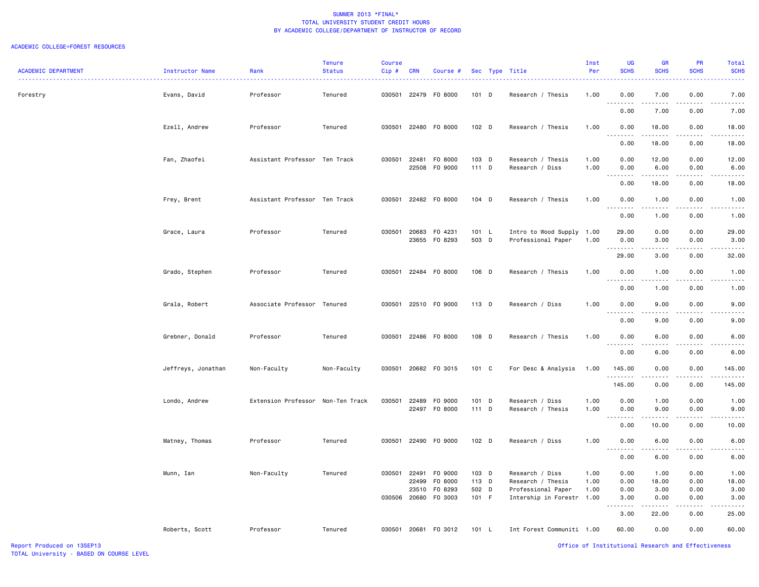SUMMER 2013 *FINAL*
TOTAL UNIVERSITY STUDENT CREDIT HOURS
BY ACADEMIC COLLEGE/DEPARTMENT OF INSTRUCTOR OF RECORD

ACADEMIC COLLEGE=FOREST RESOURCES

| ACADEMIC DEPARTMENT | Instructor Name | Rank | Tenure Status | Course Cip # | CRN | Course # | Sec | Type | Title | Inst Per | UG SCHS | GR SCHS | PR SCHS | Total SCHS |
|---|---|---|---|---|---|---|---|---|---|---|---|---|---|---|
| Forestry | Evans, David | Professor | Tenured | 030501 | 22479 | FO 8000 | 101 | D | Research / Thesis | 1.00 | 0.00 | 7.00 | 0.00 | 7.00 |
| | | | | | | | | | | | 0.00 | 7.00 | 0.00 | 7.00 |
| | Ezell, Andrew | Professor | Tenured | 030501 | 22480 | FO 8000 | 102 | D | Research / Thesis | 1.00 | 0.00 | 18.00 | 0.00 | 18.00 |
| | | | | | | | | | | | 0.00 | 18.00 | 0.00 | 18.00 |
| | Fan, Zhaofei | Assistant Professor | Ten Track | 030501 | 22481 | FO 8000 | 103 | D | Research / Thesis | 1.00 | 0.00 | 12.00 | 0.00 | 12.00 |
| | | | | | 22508 | FO 9000 | 111 | D | Research / Diss | 1.00 | 0.00 | 6.00 | 0.00 | 6.00 |
| | | | | | | | | | | | 0.00 | 18.00 | 0.00 | 18.00 |
| | Frey, Brent | Assistant Professor | Ten Track | 030501 | 22482 | FO 8000 | 104 | D | Research / Thesis | 1.00 | 0.00 | 1.00 | 0.00 | 1.00 |
| | | | | | | | | | | | 0.00 | 1.00 | 0.00 | 1.00 |
| | Grace, Laura | Professor | Tenured | 030501 | 20683 | FO 4231 | 101 | L | Intro to Wood Supply | 1.00 | 29.00 | 0.00 | 0.00 | 29.00 |
| | | | | | 23655 | FO 8293 | 503 | D | Professional Paper | 1.00 | 0.00 | 3.00 | 0.00 | 3.00 |
| | | | | | | | | | | | 29.00 | 3.00 | 0.00 | 32.00 |
| | Grado, Stephen | Professor | Tenured | 030501 | 22484 | FO 8000 | 106 | D | Research / Thesis | 1.00 | 0.00 | 1.00 | 0.00 | 1.00 |
| | | | | | | | | | | | 0.00 | 1.00 | 0.00 | 1.00 |
| | Grala, Robert | Associate Professor | Tenured | 030501 | 22510 | FO 9000 | 113 | D | Research / Diss | 1.00 | 0.00 | 9.00 | 0.00 | 9.00 |
| | | | | | | | | | | | 0.00 | 9.00 | 0.00 | 9.00 |
| | Grebner, Donald | Professor | Tenured | 030501 | 22486 | FO 8000 | 108 | D | Research / Thesis | 1.00 | 0.00 | 6.00 | 0.00 | 6.00 |
| | | | | | | | | | | | 0.00 | 6.00 | 0.00 | 6.00 |
| | Jeffreys, Jonathan | Non-Faculty | Non-Faculty | 030501 | 20682 | FO 3015 | 101 | C | For Desc & Analysis | 1.00 | 145.00 | 0.00 | 0.00 | 145.00 |
| | | | | | | | | | | | 145.00 | 0.00 | 0.00 | 145.00 |
| | Londo, Andrew | Extension Professor | Non-Ten Track | 030501 | 22489 | FO 9000 | 101 | D | Research / Diss | 1.00 | 0.00 | 1.00 | 0.00 | 1.00 |
| | | | | | 22497 | FO 8000 | 111 | D | Research / Thesis | 1.00 | 0.00 | 9.00 | 0.00 | 9.00 |
| | | | | | | | | | | | 0.00 | 10.00 | 0.00 | 10.00 |
| | Matney, Thomas | Professor | Tenured | 030501 | 22490 | FO 9000 | 102 | D | Research / Diss | 1.00 | 0.00 | 6.00 | 0.00 | 6.00 |
| | | | | | | | | | | | 0.00 | 6.00 | 0.00 | 6.00 |
| | Munn, Ian | Non-Faculty | Tenured | 030501 | 22491 | FO 9000 | 103 | D | Research / Diss | 1.00 | 0.00 | 1.00 | 0.00 | 1.00 |
| | | | | | 22499 | FO 8000 | 113 | D | Research / Thesis | 1.00 | 0.00 | 18.00 | 0.00 | 18.00 |
| | | | | | 23510 | FO 8293 | 502 | D | Professional Paper | 1.00 | 0.00 | 3.00 | 0.00 | 3.00 |
| | | | | 030506 | 20680 | FO 3003 | 101 | F | Intership in Forestr | 1.00 | 3.00 | 0.00 | 0.00 | 3.00 |
| | | | | | | | | | | | 3.00 | 22.00 | 0.00 | 25.00 |
| | Roberts, Scott | Professor | Tenured | 030501 | 20681 | FO 3012 | 101 | L | Int Forest Communiti | 1.00 | 60.00 | 0.00 | 0.00 | 60.00 |

Report Produced on 13SEP13
TOTAL University - BASED ON COURSE LEVEL

Office of Institutional Research and Effectiveness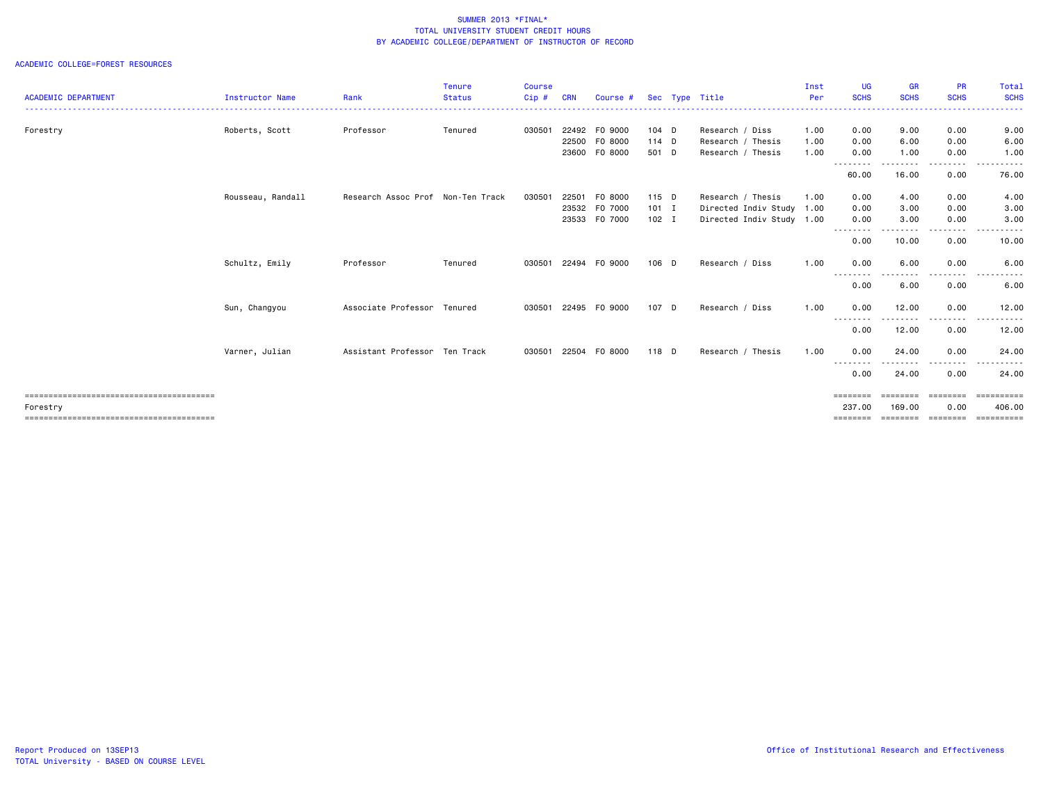SUMMER 2013 *FINAL*
TOTAL UNIVERSITY STUDENT CREDIT HOURS
BY ACADEMIC COLLEGE/DEPARTMENT OF INSTRUCTOR OF RECORD

ACADEMIC COLLEGE=FOREST RESOURCES

| ACADEMIC DEPARTMENT | Instructor Name | Rank | Tenure Status | Course Cip # | CRN | Course # | Sec | Type | Title | Inst Per | UG SCHS | GR SCHS | PR SCHS | Total SCHS |
|---|---|---|---|---|---|---|---|---|---|---|---|---|---|---|
| Forestry | Roberts, Scott | Professor | Tenured | 030501 | 22492 | FO 9000 | 104 | D | Research / Diss | 1.00 | 0.00 | 9.00 | 0.00 | 9.00 |
| | | | | | 22500 | FO 8000 | 114 | D | Research / Thesis | 1.00 | 0.00 | 6.00 | 0.00 | 6.00 |
| | | | | | 23600 | FO 8000 | 501 | D | Research / Thesis | 1.00 | 0.00 | 1.00 | 0.00 | 1.00 |
| | | | | | | | | | | | 60.00 | 16.00 | 0.00 | 76.00 |
| | Rousseau, Randall | Research Assoc Prof | Non-Ten Track | 030501 | 22501 | FO 8000 | 115 | D | Research / Thesis | 1.00 | 0.00 | 4.00 | 0.00 | 4.00 |
| | | | | | 23532 | FO 7000 | 101 | I | Directed Indiv Study | 1.00 | 0.00 | 3.00 | 0.00 | 3.00 |
| | | | | | 23533 | FO 7000 | 102 | I | Directed Indiv Study | 1.00 | 0.00 | 3.00 | 0.00 | 3.00 |
| | | | | | | | | | | | 0.00 | 10.00 | 0.00 | 10.00 |
| | Schultz, Emily | Professor | Tenured | 030501 | 22494 | FO 9000 | 106 | D | Research / Diss | 1.00 | 0.00 | 6.00 | 0.00 | 6.00 |
| | | | | | | | | | | | 0.00 | 6.00 | 0.00 | 6.00 |
| | Sun, Changyou | Associate Professor | Tenured | 030501 | 22495 | FO 9000 | 107 | D | Research / Diss | 1.00 | 0.00 | 12.00 | 0.00 | 12.00 |
| | | | | | | | | | | | 0.00 | 12.00 | 0.00 | 12.00 |
| | Varner, Julian | Assistant Professor | Ten Track | 030501 | 22504 | FO 8000 | 118 | D | Research / Thesis | 1.00 | 0.00 | 24.00 | 0.00 | 24.00 |
| | | | | | | | | | | | 0.00 | 24.00 | 0.00 | 24.00 |
| Forestry | | | | | | | | | | | 237.00 | 169.00 | 0.00 | 406.00 |

Report Produced on 13SEP13
TOTAL University - BASED ON COURSE LEVEL

Office of Institutional Research and Effectiveness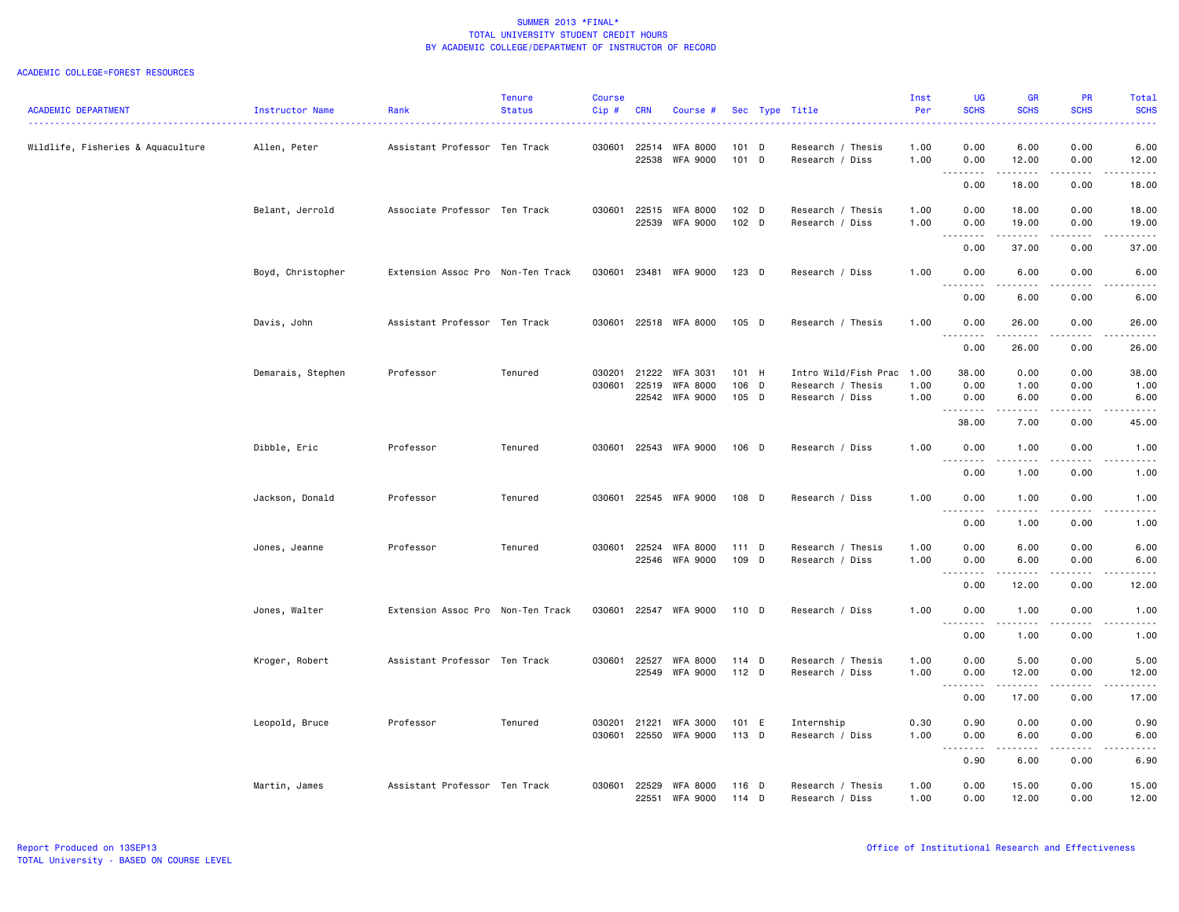SUMMER 2013 *FINAL*
TOTAL UNIVERSITY STUDENT CREDIT HOURS
BY ACADEMIC COLLEGE/DEPARTMENT OF INSTRUCTOR OF RECORD

ACADEMIC COLLEGE=FOREST RESOURCES

| ACADEMIC DEPARTMENT | Instructor Name | Rank | Tenure Status | Course Cip # | CRN | Course # | Sec | Type | Title | Inst Per | UG SCHS | GR SCHS | PR SCHS | Total SCHS |
|---|---|---|---|---|---|---|---|---|---|---|---|---|---|---|
| Wildlife, Fisheries & Aquaculture | Allen, Peter | Assistant Professor | Ten Track | 030601 | 22514 | WFA 8000 | 101 | D | Research / Thesis | 1.00 | 0.00 | 6.00 | 0.00 | 6.00 |
| | | | | | 22538 | WFA 9000 | 101 | D | Research / Diss | 1.00 | 0.00 | 12.00 | 0.00 | 12.00 |
| | | | | | | | | | | | 0.00 | 18.00 | 0.00 | 18.00 |
| | Belant, Jerrold | Associate Professor | Ten Track | 030601 | 22515 | WFA 8000 | 102 | D | Research / Thesis | 1.00 | 0.00 | 18.00 | 0.00 | 18.00 |
| | | | | | 22539 | WFA 9000 | 102 | D | Research / Diss | 1.00 | 0.00 | 19.00 | 0.00 | 19.00 |
| | | | | | | | | | | | 0.00 | 37.00 | 0.00 | 37.00 |
| | Boyd, Christopher | Extension Assoc Pro | Non-Ten Track | 030601 | 23481 | WFA 9000 | 123 | D | Research / Diss | 1.00 | 0.00 | 6.00 | 0.00 | 6.00 |
| | | | | | | | | | | | 0.00 | 6.00 | 0.00 | 6.00 |
| | Davis, John | Assistant Professor | Ten Track | 030601 | 22518 | WFA 8000 | 105 | D | Research / Thesis | 1.00 | 0.00 | 26.00 | 0.00 | 26.00 |
| | | | | | | | | | | | 0.00 | 26.00 | 0.00 | 26.00 |
| | Demarais, Stephen | Professor | Tenured | 030201 | 21222 | WFA 3031 | 101 | H | Intro Wild/Fish Prac | 1.00 | 38.00 | 0.00 | 0.00 | 38.00 |
| | | | | 030601 | 22519 | WFA 8000 | 106 | D | Research / Thesis | 1.00 | 0.00 | 1.00 | 0.00 | 1.00 |
| | | | | | 22542 | WFA 9000 | 105 | D | Research / Diss | 1.00 | 0.00 | 6.00 | 0.00 | 6.00 |
| | | | | | | | | | | | 38.00 | 7.00 | 0.00 | 45.00 |
| | Dibble, Eric | Professor | Tenured | 030601 | 22543 | WFA 9000 | 106 | D | Research / Diss | 1.00 | 0.00 | 1.00 | 0.00 | 1.00 |
| | | | | | | | | | | | 0.00 | 1.00 | 0.00 | 1.00 |
| | Jackson, Donald | Professor | Tenured | 030601 | 22545 | WFA 9000 | 108 | D | Research / Diss | 1.00 | 0.00 | 1.00 | 0.00 | 1.00 |
| | | | | | | | | | | | 0.00 | 1.00 | 0.00 | 1.00 |
| | Jones, Jeanne | Professor | Tenured | 030601 | 22524 | WFA 8000 | 111 | D | Research / Thesis | 1.00 | 0.00 | 6.00 | 0.00 | 6.00 |
| | | | | | 22546 | WFA 9000 | 109 | D | Research / Diss | 1.00 | 0.00 | 6.00 | 0.00 | 6.00 |
| | | | | | | | | | | | 0.00 | 12.00 | 0.00 | 12.00 |
| | Jones, Walter | Extension Assoc Pro | Non-Ten Track | 030601 | 22547 | WFA 9000 | 110 | D | Research / Diss | 1.00 | 0.00 | 1.00 | 0.00 | 1.00 |
| | | | | | | | | | | | 0.00 | 1.00 | 0.00 | 1.00 |
| | Kroger, Robert | Assistant Professor | Ten Track | 030601 | 22527 | WFA 8000 | 114 | D | Research / Thesis | 1.00 | 0.00 | 5.00 | 0.00 | 5.00 |
| | | | | | 22549 | WFA 9000 | 112 | D | Research / Diss | 1.00 | 0.00 | 12.00 | 0.00 | 12.00 |
| | | | | | | | | | | | 0.00 | 17.00 | 0.00 | 17.00 |
| | Leopold, Bruce | Professor | Tenured | 030201 | 21221 | WFA 3000 | 101 | E | Internship | 0.30 | 0.90 | 0.00 | 0.00 | 0.90 |
| | | | | 030601 | 22550 | WFA 9000 | 113 | D | Research / Diss | 1.00 | 0.00 | 6.00 | 0.00 | 6.00 |
| | | | | | | | | | | | 0.90 | 6.00 | 0.00 | 6.90 |
| | Martin, James | Assistant Professor | Ten Track | 030601 | 22529 | WFA 8000 | 116 | D | Research / Thesis | 1.00 | 0.00 | 15.00 | 0.00 | 15.00 |
| | | | | | 22551 | WFA 9000 | 114 | D | Research / Diss | 1.00 | 0.00 | 12.00 | 0.00 | 12.00 |

Report Produced on 13SEP13
TOTAL University - BASED ON COURSE LEVEL

Office of Institutional Research and Effectiveness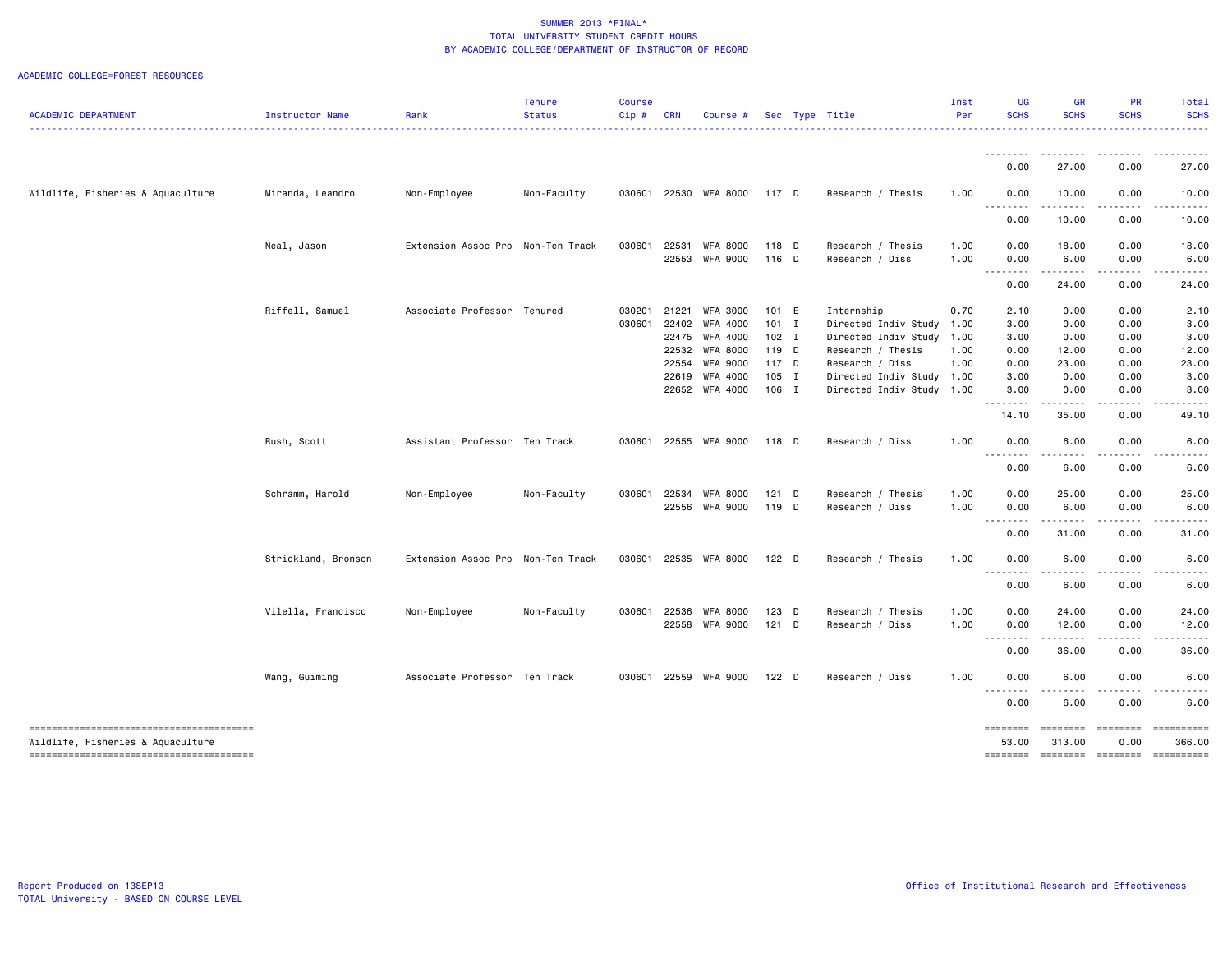SUMMER 2013 *FINAL*
TOTAL UNIVERSITY STUDENT CREDIT HOURS
BY ACADEMIC COLLEGE/DEPARTMENT OF INSTRUCTOR OF RECORD

ACADEMIC COLLEGE=FOREST RESOURCES

| ACADEMIC DEPARTMENT | Instructor Name | Rank | Tenure Status | Course Cip # | CRN | Course # | Sec | Type | Title | Inst Per | UG SCHS | GR SCHS | PR SCHS | Total SCHS |
|---|---|---|---|---|---|---|---|---|---|---|---|---|---|---|
| | | | | | | | | | | | 0.00 | 27.00 | 0.00 | 27.00 |
| Wildlife, Fisheries & Aquaculture | Miranda, Leandro | Non-Employee | Non-Faculty | 030601 | 22530 | WFA 8000 | 117 | D | Research / Thesis | 1.00 | 0.00 | 10.00 | 0.00 | 10.00 |
| | | | | | | | | | | | 0.00 | 10.00 | 0.00 | 10.00 |
| | Neal, Jason | Extension Assoc Pro | Non-Ten Track | 030601 | 22531 | WFA 8000 | 118 | D | Research / Thesis | 1.00 | 0.00 | 18.00 | 0.00 | 18.00 |
| | | | | | 22553 | WFA 9000 | 116 | D | Research / Diss | 1.00 | 0.00 | 6.00 | 0.00 | 6.00 |
| | | | | | | | | | | | 0.00 | 24.00 | 0.00 | 24.00 |
| | Riffell, Samuel | Associate Professor | Tenured | 030201 | 21221 | WFA 3000 | 101 | E | Internship | 0.70 | 2.10 | 0.00 | 0.00 | 2.10 |
| | | | | 030601 | 22402 | WFA 4000 | 101 | I | Directed Indiv Study | 1.00 | 3.00 | 0.00 | 0.00 | 3.00 |
| | | | | | 22475 | WFA 4000 | 102 | I | Directed Indiv Study | 1.00 | 3.00 | 0.00 | 0.00 | 3.00 |
| | | | | | 22532 | WFA 8000 | 119 | D | Research / Thesis | 1.00 | 0.00 | 12.00 | 0.00 | 12.00 |
| | | | | | 22554 | WFA 9000 | 117 | D | Research / Diss | 1.00 | 0.00 | 23.00 | 0.00 | 23.00 |
| | | | | | 22619 | WFA 4000 | 105 | I | Directed Indiv Study | 1.00 | 3.00 | 0.00 | 0.00 | 3.00 |
| | | | | | 22652 | WFA 4000 | 106 | I | Directed Indiv Study | 1.00 | 3.00 | 0.00 | 0.00 | 3.00 |
| | | | | | | | | | | | 14.10 | 35.00 | 0.00 | 49.10 |
| | Rush, Scott | Assistant Professor | Ten Track | 030601 | 22555 | WFA 9000 | 118 | D | Research / Diss | 1.00 | 0.00 | 6.00 | 0.00 | 6.00 |
| | | | | | | | | | | | 0.00 | 6.00 | 0.00 | 6.00 |
| | Schramm, Harold | Non-Employee | Non-Faculty | 030601 | 22534 | WFA 8000 | 121 | D | Research / Thesis | 1.00 | 0.00 | 25.00 | 0.00 | 25.00 |
| | | | | | 22556 | WFA 9000 | 119 | D | Research / Diss | 1.00 | 0.00 | 6.00 | 0.00 | 6.00 |
| | | | | | | | | | | | 0.00 | 31.00 | 0.00 | 31.00 |
| | Strickland, Bronson | Extension Assoc Pro | Non-Ten Track | 030601 | 22535 | WFA 8000 | 122 | D | Research / Thesis | 1.00 | 0.00 | 6.00 | 0.00 | 6.00 |
| | | | | | | | | | | | 0.00 | 6.00 | 0.00 | 6.00 |
| | Vilella, Francisco | Non-Employee | Non-Faculty | 030601 | 22536 | WFA 8000 | 123 | D | Research / Thesis | 1.00 | 0.00 | 24.00 | 0.00 | 24.00 |
| | | | | | 22558 | WFA 9000 | 121 | D | Research / Diss | 1.00 | 0.00 | 12.00 | 0.00 | 12.00 |
| | | | | | | | | | | | 0.00 | 36.00 | 0.00 | 36.00 |
| | Wang, Guiming | Associate Professor | Ten Track | 030601 | 22559 | WFA 9000 | 122 | D | Research / Diss | 1.00 | 0.00 | 6.00 | 0.00 | 6.00 |
| | | | | | | | | | | | 0.00 | 6.00 | 0.00 | 6.00 |
| Wildlife, Fisheries & Aquaculture | | | | | | | | | | | 53.00 | 313.00 | 0.00 | 366.00 |

Report Produced on 13SEP13
TOTAL University - BASED ON COURSE LEVEL

Office of Institutional Research and Effectiveness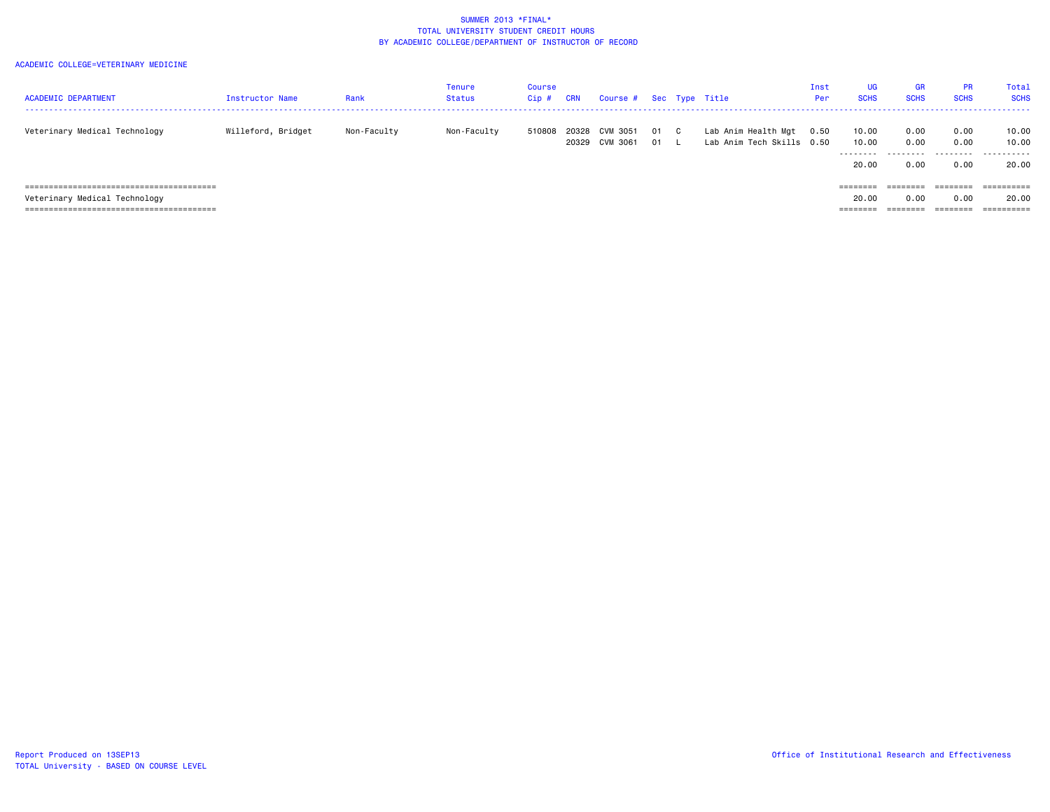SUMMER 2013 *FINAL*
TOTAL UNIVERSITY STUDENT CREDIT HOURS
BY ACADEMIC COLLEGE/DEPARTMENT OF INSTRUCTOR OF RECORD

ACADEMIC COLLEGE=VETERINARY MEDICINE

| ACADEMIC DEPARTMENT | Instructor Name | Rank | Tenure Status | Course Cip # | CRN | Course # | Sec | Type | Title | Inst Per | UG SCHS | GR SCHS | PR SCHS | Total SCHS |
|---|---|---|---|---|---|---|---|---|---|---|---|---|---|---|
| Veterinary Medical Technology | Willeford, Bridget | Non-Faculty | Non-Faculty | 510808 | 20328 | CVM 3051 | 01 | C | Lab Anim Health Mgt | 0.50 | 10.00 | 0.00 | 0.00 | 10.00 |
| | | | | | 20329 | CVM 3061 | 01 | L | Lab Anim Tech Skills | 0.50 | 10.00 | 0.00 | 0.00 | 10.00 |
| | | | | | | | | | | | 20.00 | 0.00 | 0.00 | 20.00 |
| Veterinary Medical Technology | | | | | | | | | | | 20.00 | 0.00 | 0.00 | 20.00 |

Report Produced on 13SEP13
TOTAL University - BASED ON COURSE LEVEL

Office of Institutional Research and Effectiveness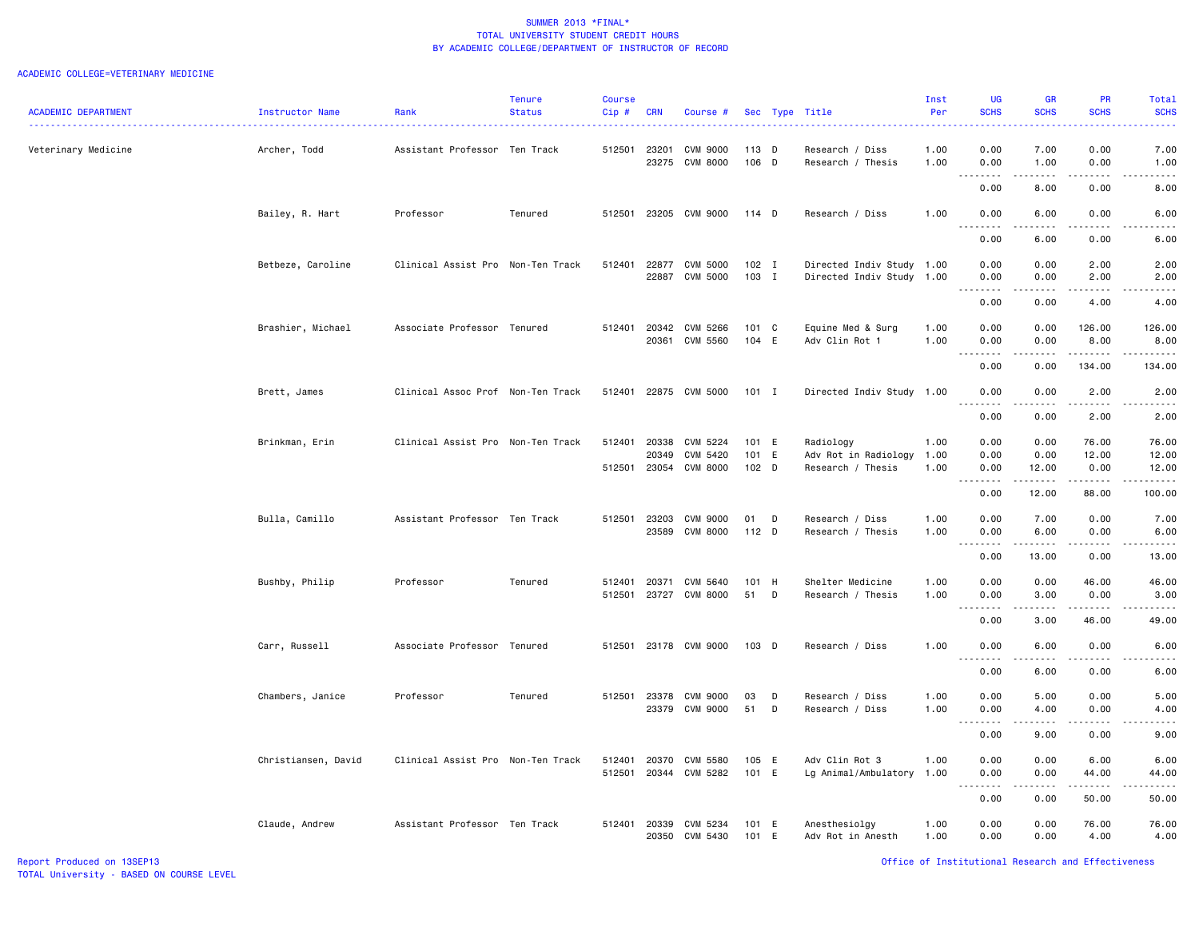SUMMER 2013 *FINAL*
TOTAL UNIVERSITY STUDENT CREDIT HOURS
BY ACADEMIC COLLEGE/DEPARTMENT OF INSTRUCTOR OF RECORD

ACADEMIC COLLEGE=VETERINARY MEDICINE

| ACADEMIC DEPARTMENT | Instructor Name | Rank | Tenure Status | Course Cip # | CRN | Course # | Sec | Type | Title | Inst Per | UG SCHS | GR SCHS | PR SCHS | Total SCHS |
|---|---|---|---|---|---|---|---|---|---|---|---|---|---|---|
| Veterinary Medicine | Archer, Todd | Assistant Professor | Ten Track | 512501 | 23201 | CVM 9000 | 113 | D | Research / Diss | 1.00 | 0.00 | 7.00 | 0.00 | 7.00 |
| | | | | | 23275 | CVM 8000 | 106 | D | Research / Thesis | 1.00 | 0.00 | 1.00 | 0.00 | 1.00 |
| | | | | | | | | | | | 0.00 | 8.00 | 0.00 | 8.00 |
| | Bailey, R. Hart | Professor | Tenured | 512501 | 23205 | CVM 9000 | 114 | D | Research / Diss | 1.00 | 0.00 | 6.00 | 0.00 | 6.00 |
| | | | | | | | | | | | 0.00 | 6.00 | 0.00 | 6.00 |
| | Betbeze, Caroline | Clinical Assist Pro | Non-Ten Track | 512401 | 22877 | CVM 5000 | 102 | I | Directed Indiv Study | 1.00 | 0.00 | 0.00 | 2.00 | 2.00 |
| | | | | | 22887 | CVM 5000 | 103 | I | Directed Indiv Study | 1.00 | 0.00 | 0.00 | 2.00 | 2.00 |
| | | | | | | | | | | | 0.00 | 0.00 | 4.00 | 4.00 |
| | Brashier, Michael | Associate Professor | Tenured | 512401 | 20342 | CVM 5266 | 101 | C | Equine Med & Surg | 1.00 | 0.00 | 0.00 | 126.00 | 126.00 |
| | | | | | 20361 | CVM 5560 | 104 | E | Adv Clin Rot 1 | 1.00 | 0.00 | 0.00 | 8.00 | 8.00 |
| | | | | | | | | | | | 0.00 | 0.00 | 134.00 | 134.00 |
| | Brett, James | Clinical Assoc Prof | Non-Ten Track | 512401 | 22875 | CVM 5000 | 101 | I | Directed Indiv Study | 1.00 | 0.00 | 0.00 | 2.00 | 2.00 |
| | | | | | | | | | | | 0.00 | 0.00 | 2.00 | 2.00 |
| | Brinkman, Erin | Clinical Assist Pro | Non-Ten Track | 512401 | 20338 | CVM 5224 | 101 | E | Radiology | 1.00 | 0.00 | 0.00 | 76.00 | 76.00 |
| | | | | | 20349 | CVM 5420 | 101 | E | Adv Rot in Radiology | 1.00 | 0.00 | 0.00 | 12.00 | 12.00 |
| | | | | 512501 | 23054 | CVM 8000 | 102 | D | Research / Thesis | 1.00 | 0.00 | 12.00 | 0.00 | 12.00 |
| | | | | | | | | | | | 0.00 | 12.00 | 88.00 | 100.00 |
| | Bulla, Camillo | Assistant Professor | Ten Track | 512501 | 23203 | CVM 9000 | 01 | D | Research / Diss | 1.00 | 0.00 | 7.00 | 0.00 | 7.00 |
| | | | | | 23589 | CVM 8000 | 112 | D | Research / Thesis | 1.00 | 0.00 | 6.00 | 0.00 | 6.00 |
| | | | | | | | | | | | 0.00 | 13.00 | 0.00 | 13.00 |
| | Bushby, Philip | Professor | Tenured | 512401 | 20371 | CVM 5640 | 101 | H | Shelter Medicine | 1.00 | 0.00 | 0.00 | 46.00 | 46.00 |
| | | | | 512501 | 23727 | CVM 8000 | 51 | D | Research / Thesis | 1.00 | 0.00 | 3.00 | 0.00 | 3.00 |
| | | | | | | | | | | | 0.00 | 3.00 | 46.00 | 49.00 |
| | Carr, Russell | Associate Professor | Tenured | 512501 | 23178 | CVM 9000 | 103 | D | Research / Diss | 1.00 | 0.00 | 6.00 | 0.00 | 6.00 |
| | | | | | | | | | | | 0.00 | 6.00 | 0.00 | 6.00 |
| | Chambers, Janice | Professor | Tenured | 512501 | 23378 | CVM 9000 | 03 | D | Research / Diss | 1.00 | 0.00 | 5.00 | 0.00 | 5.00 |
| | | | | | 23379 | CVM 9000 | 51 | D | Research / Diss | 1.00 | 0.00 | 4.00 | 0.00 | 4.00 |
| | | | | | | | | | | | 0.00 | 9.00 | 0.00 | 9.00 |
| | Christiansen, David | Clinical Assist Pro | Non-Ten Track | 512401 | 20370 | CVM 5580 | 105 | E | Adv Clin Rot 3 | 1.00 | 0.00 | 0.00 | 6.00 | 6.00 |
| | | | | 512501 | 20344 | CVM 5282 | 101 | E | Lg Animal/Ambulatory | 1.00 | 0.00 | 0.00 | 44.00 | 44.00 |
| | | | | | | | | | | | 0.00 | 0.00 | 50.00 | 50.00 |
| | Claude, Andrew | Assistant Professor | Ten Track | 512401 | 20339 | CVM 5234 | 101 | E | Anesthesiolgy | 1.00 | 0.00 | 0.00 | 76.00 | 76.00 |
| | | | | | 20350 | CVM 5430 | 101 | E | Adv Rot in Anesth | 1.00 | 0.00 | 0.00 | 4.00 | 4.00 |

Report Produced on 13SEP13
TOTAL University - BASED ON COURSE LEVEL

Office of Institutional Research and Effectiveness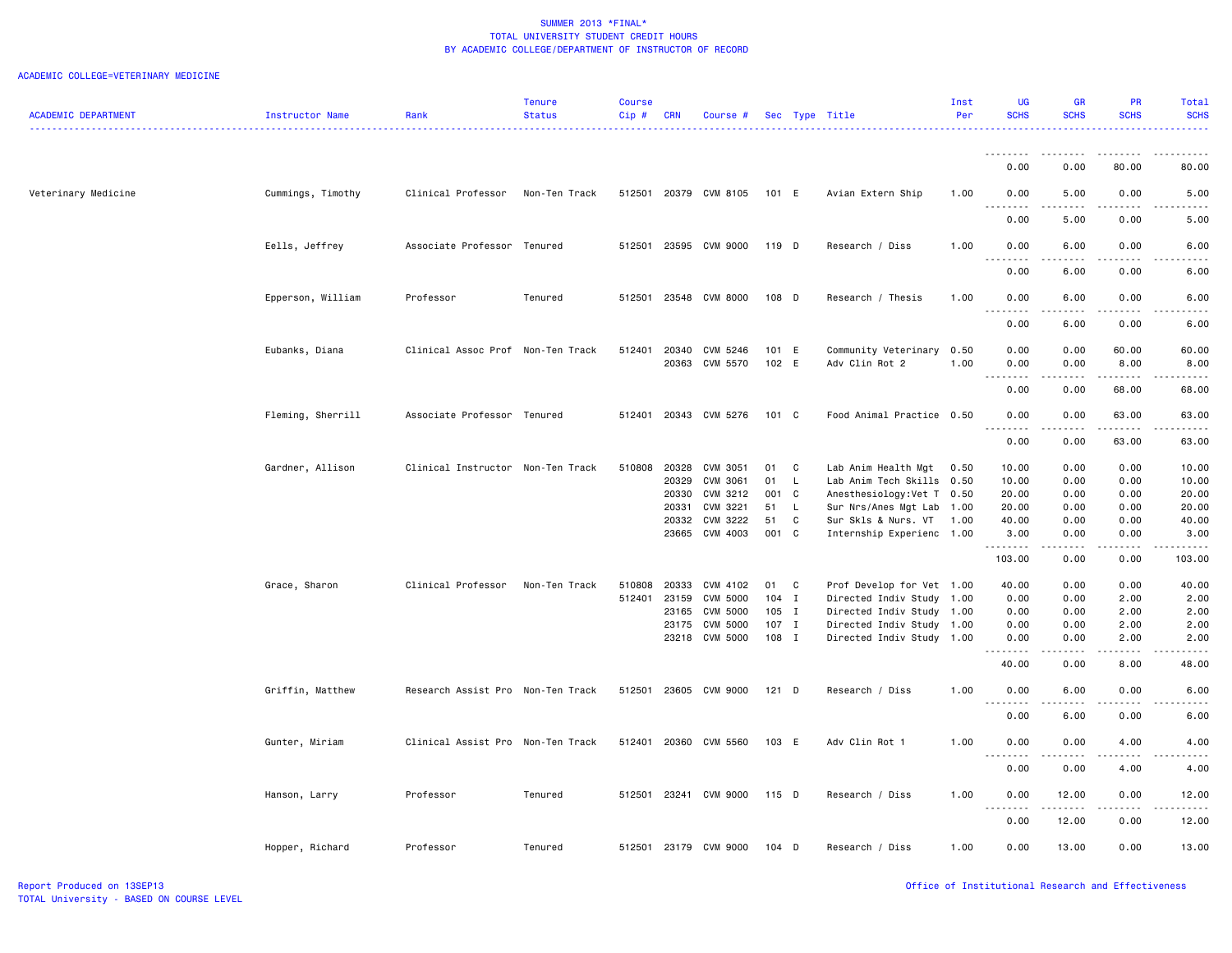SUMMER 2013 *FINAL*
TOTAL UNIVERSITY STUDENT CREDIT HOURS
BY ACADEMIC COLLEGE/DEPARTMENT OF INSTRUCTOR OF RECORD

ACADEMIC COLLEGE=VETERINARY MEDICINE

| ACADEMIC DEPARTMENT | Instructor Name | Rank | Tenure Status | Course Cip # | CRN | Course # | Sec | Type | Title | Inst Per | UG SCHS | GR SCHS | PR SCHS | Total SCHS |
|---|---|---|---|---|---|---|---|---|---|---|---|---|---|---|
| | | | | | | | | | | | 0.00 | 0.00 | 80.00 | 80.00 |
| Veterinary Medicine | Cummings, Timothy | Clinical Professor | Non-Ten Track | 512501 | 20379 | CVM 8105 | 101 | E | Avian Extern Ship | 1.00 | 0.00 | 5.00 | 0.00 | 5.00 |
| | | | | | | | | | | | 0.00 | 5.00 | 0.00 | 5.00 |
| | Eells, Jeffrey | Associate Professor | Tenured | 512501 | 23595 | CVM 9000 | 119 | D | Research / Diss | 1.00 | 0.00 | 6.00 | 0.00 | 6.00 |
| | | | | | | | | | | | 0.00 | 6.00 | 0.00 | 6.00 |
| | Epperson, William | Professor | Tenured | 512501 | 23548 | CVM 8000 | 108 | D | Research / Thesis | 1.00 | 0.00 | 6.00 | 0.00 | 6.00 |
| | | | | | | | | | | | 0.00 | 6.00 | 0.00 | 6.00 |
| | Eubanks, Diana | Clinical Assoc Prof | Non-Ten Track | 512401 | 20340 | CVM 5246 | 101 | E | Community Veterinary | 0.50 | 0.00 | 0.00 | 60.00 | 60.00 |
| | | | | | 20363 | CVM 5570 | 102 | E | Adv Clin Rot 2 | 1.00 | 0.00 | 0.00 | 8.00 | 8.00 |
| | | | | | | | | | | | 0.00 | 0.00 | 68.00 | 68.00 |
| | Fleming, Sherrill | Associate Professor | Tenured | 512401 | 20343 | CVM 5276 | 101 | C | Food Animal Practice | 0.50 | 0.00 | 0.00 | 63.00 | 63.00 |
| | | | | | | | | | | | 0.00 | 0.00 | 63.00 | 63.00 |
| | Gardner, Allison | Clinical Instructor | Non-Ten Track | 510808 | 20328 | CVM 3051 | 01 | C | Lab Anim Health Mgt | 0.50 | 10.00 | 0.00 | 0.00 | 10.00 |
| | | | | | 20329 | CVM 3061 | 01 | L | Lab Anim Tech Skills | 0.50 | 10.00 | 0.00 | 0.00 | 10.00 |
| | | | | | 20330 | CVM 3212 | 001 | C | Anesthesiology:Vet T | 0.50 | 20.00 | 0.00 | 0.00 | 20.00 |
| | | | | | 20331 | CVM 3221 | 51 | L | Sur Nrs/Anes Mgt Lab | 1.00 | 20.00 | 0.00 | 0.00 | 20.00 |
| | | | | | 20332 | CVM 3222 | 51 | C | Sur Skls & Nurs. VT | 1.00 | 40.00 | 0.00 | 0.00 | 40.00 |
| | | | | | 23665 | CVM 4003 | 001 | C | Internship Experienc | 1.00 | 3.00 | 0.00 | 0.00 | 3.00 |
| | | | | | | | | | | | 103.00 | 0.00 | 0.00 | 103.00 |
| | Grace, Sharon | Clinical Professor | Non-Ten Track | 510808 | 20333 | CVM 4102 | 01 | C | Prof Develop for Vet | 1.00 | 40.00 | 0.00 | 0.00 | 40.00 |
| | | | | 512401 | 23159 | CVM 5000 | 104 | I | Directed Indiv Study | 1.00 | 0.00 | 0.00 | 2.00 | 2.00 |
| | | | | | 23165 | CVM 5000 | 105 | I | Directed Indiv Study | 1.00 | 0.00 | 0.00 | 2.00 | 2.00 |
| | | | | | 23175 | CVM 5000 | 107 | I | Directed Indiv Study | 1.00 | 0.00 | 0.00 | 2.00 | 2.00 |
| | | | | | 23218 | CVM 5000 | 108 | I | Directed Indiv Study | 1.00 | 0.00 | 0.00 | 2.00 | 2.00 |
| | | | | | | | | | | | 40.00 | 0.00 | 8.00 | 48.00 |
| | Griffin, Matthew | Research Assist Pro | Non-Ten Track | 512501 | 23605 | CVM 9000 | 121 | D | Research / Diss | 1.00 | 0.00 | 6.00 | 0.00 | 6.00 |
| | | | | | | | | | | | 0.00 | 6.00 | 0.00 | 6.00 |
| | Gunter, Miriam | Clinical Assist Pro | Non-Ten Track | 512401 | 20360 | CVM 5560 | 103 | E | Adv Clin Rot 1 | 1.00 | 0.00 | 0.00 | 4.00 | 4.00 |
| | | | | | | | | | | | 0.00 | 0.00 | 4.00 | 4.00 |
| | Hanson, Larry | Professor | Tenured | 512501 | 23241 | CVM 9000 | 115 | D | Research / Diss | 1.00 | 0.00 | 12.00 | 0.00 | 12.00 |
| | | | | | | | | | | | 0.00 | 12.00 | 0.00 | 12.00 |
| | Hopper, Richard | Professor | Tenured | 512501 | 23179 | CVM 9000 | 104 | D | Research / Diss | 1.00 | 0.00 | 13.00 | 0.00 | 13.00 |

Report Produced on 13SEP13
TOTAL University - BASED ON COURSE LEVEL

Office of Institutional Research and Effectiveness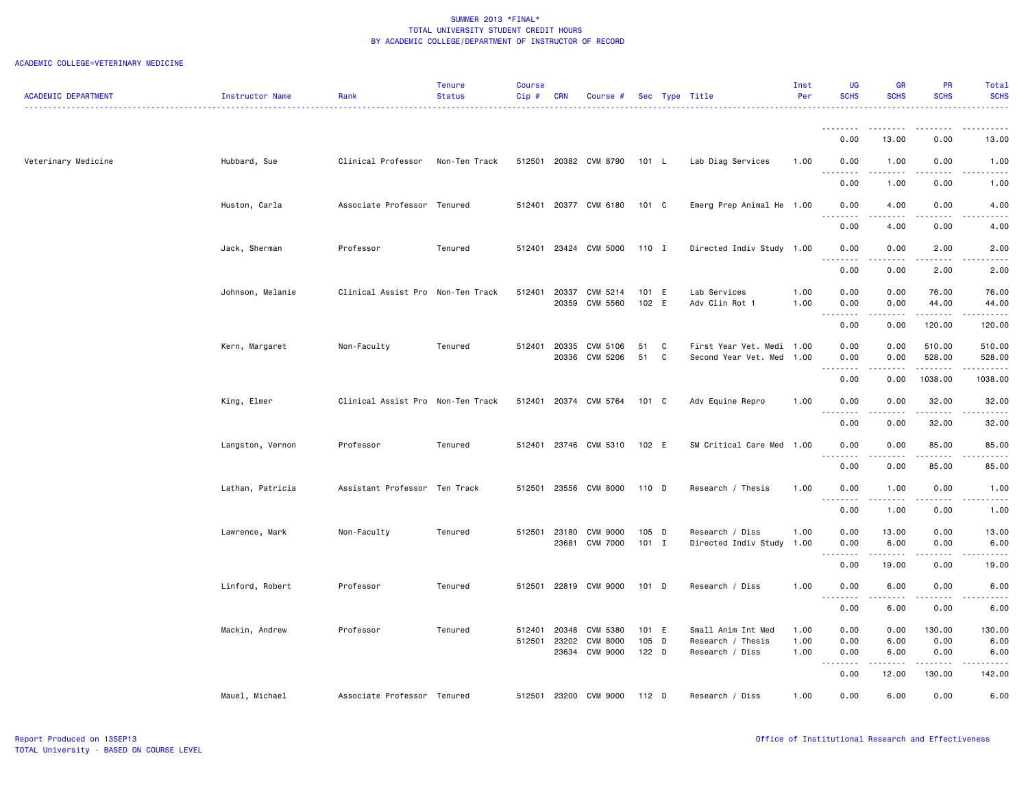SUMMER 2013 *FINAL*
TOTAL UNIVERSITY STUDENT CREDIT HOURS
BY ACADEMIC COLLEGE/DEPARTMENT OF INSTRUCTOR OF RECORD

ACADEMIC COLLEGE=VETERINARY MEDICINE

| ACADEMIC DEPARTMENT | Instructor Name | Rank | Tenure Status | Course Cip # | CRN | Course # | Sec | Type | Title | Inst Per | UG SCHS | GR SCHS | PR SCHS | Total SCHS |
|---|---|---|---|---|---|---|---|---|---|---|---|---|---|---|
| | | | | | | | | | | | 0.00 | 13.00 | 0.00 | 13.00 |
| Veterinary Medicine | Hubbard, Sue | Clinical Professor | Non-Ten Track | 512501 | 20382 | CVM 8790 | 101 | L | Lab Diag Services | 1.00 | 0.00 | 1.00 | 0.00 | 1.00 |
| | | | | | | | | | | | 0.00 | 1.00 | 0.00 | 1.00 |
| | Huston, Carla | Associate Professor | Tenured | 512401 | 20377 | CVM 6180 | 101 | C | Emerg Prep Animal He | 1.00 | 0.00 | 4.00 | 0.00 | 4.00 |
| | | | | | | | | | | | 0.00 | 4.00 | 0.00 | 4.00 |
| | Jack, Sherman | Professor | Tenured | 512401 | 23424 | CVM 5000 | 110 | I | Directed Indiv Study | 1.00 | 0.00 | 0.00 | 2.00 | 2.00 |
| | | | | | | | | | | | 0.00 | 0.00 | 2.00 | 2.00 |
| | Johnson, Melanie | Clinical Assist Pro | Non-Ten Track | 512401 | 20337 | CVM 5214 | 101 | E | Lab Services | 1.00 | 0.00 | 0.00 | 76.00 | 76.00 |
| | | | | | 20359 | CVM 5560 | 102 | E | Adv Clin Rot 1 | 1.00 | 0.00 | 0.00 | 44.00 | 44.00 |
| | | | | | | | | | | | 0.00 | 0.00 | 120.00 | 120.00 |
| | Kern, Margaret | Non-Faculty | Tenured | 512401 | 20335 | CVM 5106 | 51 | C | First Year Vet. Medi | 1.00 | 0.00 | 0.00 | 510.00 | 510.00 |
| | | | | | 20336 | CVM 5206 | 51 | C | Second Year Vet. Med | 1.00 | 0.00 | 0.00 | 528.00 | 528.00 |
| | | | | | | | | | | | 0.00 | 0.00 | 1038.00 | 1038.00 |
| | King, Elmer | Clinical Assist Pro | Non-Ten Track | 512401 | 20374 | CVM 5764 | 101 | C | Adv Equine Repro | 1.00 | 0.00 | 0.00 | 32.00 | 32.00 |
| | | | | | | | | | | | 0.00 | 0.00 | 32.00 | 32.00 |
| | Langston, Vernon | Professor | Tenured | 512401 | 23746 | CVM 5310 | 102 | E | SM Critical Care Med | 1.00 | 0.00 | 0.00 | 85.00 | 85.00 |
| | | | | | | | | | | | 0.00 | 0.00 | 85.00 | 85.00 |
| | Lathan, Patricia | Assistant Professor | Ten Track | 512501 | 23556 | CVM 8000 | 110 | D | Research / Thesis | 1.00 | 0.00 | 1.00 | 0.00 | 1.00 |
| | | | | | | | | | | | 0.00 | 1.00 | 0.00 | 1.00 |
| | Lawrence, Mark | Non-Faculty | Tenured | 512501 | 23180 | CVM 9000 | 105 | D | Research / Diss | 1.00 | 0.00 | 13.00 | 0.00 | 13.00 |
| | | | | | 23681 | CVM 7000 | 101 | I | Directed Indiv Study | 1.00 | 0.00 | 6.00 | 0.00 | 6.00 |
| | | | | | | | | | | | 0.00 | 19.00 | 0.00 | 19.00 |
| | Linford, Robert | Professor | Tenured | 512501 | 22819 | CVM 9000 | 101 | D | Research / Diss | 1.00 | 0.00 | 6.00 | 0.00 | 6.00 |
| | | | | | | | | | | | 0.00 | 6.00 | 0.00 | 6.00 |
| | Mackin, Andrew | Professor | Tenured | 512401 | 20348 | CVM 5380 | 101 | E | Small Anim Int Med | 1.00 | 0.00 | 0.00 | 130.00 | 130.00 |
| | | | | 512501 | 23202 | CVM 8000 | 105 | D | Research / Thesis | 1.00 | 0.00 | 6.00 | 0.00 | 6.00 |
| | | | | | 23634 | CVM 9000 | 122 | D | Research / Diss | 1.00 | 0.00 | 6.00 | 0.00 | 6.00 |
| | | | | | | | | | | | 0.00 | 12.00 | 130.00 | 142.00 |
| | Mauel, Michael | Associate Professor | Tenured | 512501 | 23200 | CVM 9000 | 112 | D | Research / Diss | 1.00 | 0.00 | 6.00 | 0.00 | 6.00 |

Report Produced on 13SEP13
TOTAL University - BASED ON COURSE LEVEL

Office of Institutional Research and Effectiveness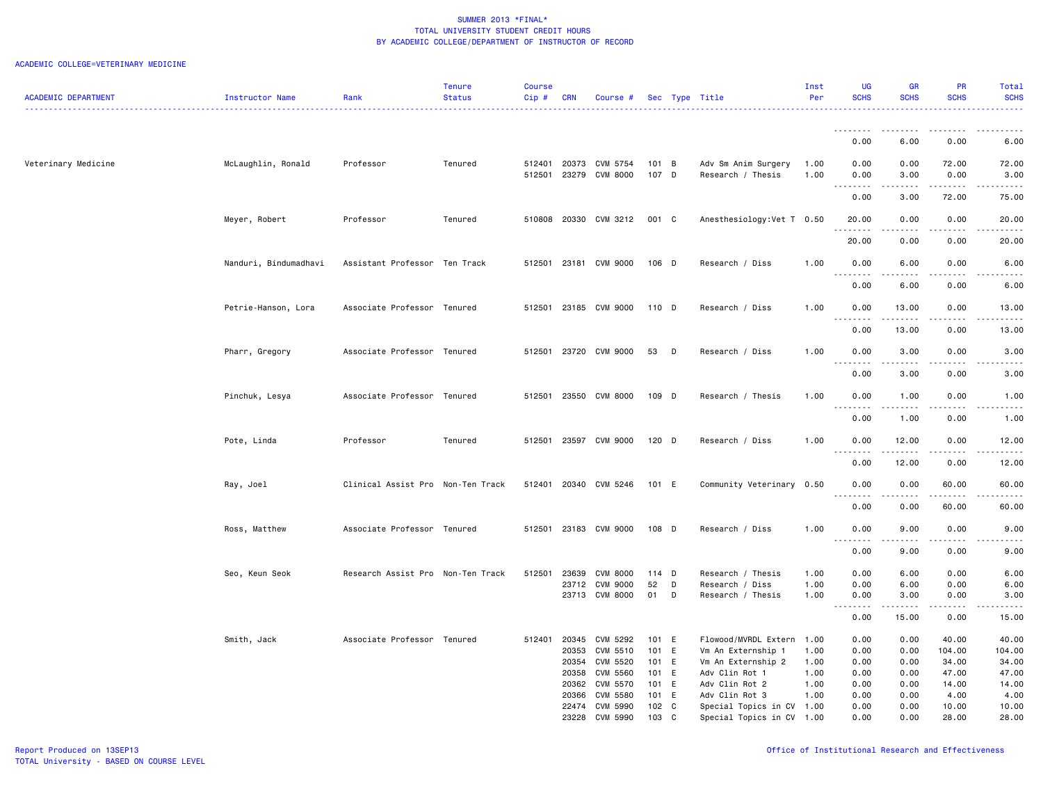SUMMER 2013 *FINAL*
TOTAL UNIVERSITY STUDENT CREDIT HOURS
BY ACADEMIC COLLEGE/DEPARTMENT OF INSTRUCTOR OF RECORD

ACADEMIC COLLEGE=VETERINARY MEDICINE

| ACADEMIC DEPARTMENT | Instructor Name | Rank | Tenure Status | Course Cip # | CRN | Course # | Sec | Type | Title | Inst Per | UG SCHS | GR SCHS | PR SCHS | Total SCHS |
|---|---|---|---|---|---|---|---|---|---|---|---|---|---|---|
| | | | | | | | | | | | 0.00 | 6.00 | 0.00 | 6.00 |
| Veterinary Medicine | McLaughlin, Ronald | Professor | Tenured | 512401 | 20373 | CVM 5754 | 101 | B | Adv Sm Anim Surgery | 1.00 | 0.00 | 0.00 | 72.00 | 72.00 |
| | | | | 512501 | 23279 | CVM 8000 | 107 | D | Research / Thesis | 1.00 | 0.00 | 3.00 | 0.00 | 3.00 |
| | | | | | | | | | | | 0.00 | 3.00 | 72.00 | 75.00 |
| | Meyer, Robert | Professor | Tenured | 510808 | 20330 | CVM 3212 | 001 | C | Anesthesiology:Vet T | 0.50 | 20.00 | 0.00 | 0.00 | 20.00 |
| | | | | | | | | | | | 20.00 | 0.00 | 0.00 | 20.00 |
| | Nanduri, Bindumadhavi | Assistant Professor | Ten Track | 512501 | 23181 | CVM 9000 | 106 | D | Research / Diss | 1.00 | 0.00 | 6.00 | 0.00 | 6.00 |
| | | | | | | | | | | | 0.00 | 6.00 | 0.00 | 6.00 |
| | Petrie-Hanson, Lora | Associate Professor | Tenured | 512501 | 23185 | CVM 9000 | 110 | D | Research / Diss | 1.00 | 0.00 | 13.00 | 0.00 | 13.00 |
| | | | | | | | | | | | 0.00 | 13.00 | 0.00 | 13.00 |
| | Pharr, Gregory | Associate Professor | Tenured | 512501 | 23720 | CVM 9000 | 53 | D | Research / Diss | 1.00 | 0.00 | 3.00 | 0.00 | 3.00 |
| | | | | | | | | | | | 0.00 | 3.00 | 0.00 | 3.00 |
| | Pinchuk, Lesya | Associate Professor | Tenured | 512501 | 23550 | CVM 8000 | 109 | D | Research / Thesis | 1.00 | 0.00 | 1.00 | 0.00 | 1.00 |
| | | | | | | | | | | | 0.00 | 1.00 | 0.00 | 1.00 |
| | Pote, Linda | Professor | Tenured | 512501 | 23597 | CVM 9000 | 120 | D | Research / Diss | 1.00 | 0.00 | 12.00 | 0.00 | 12.00 |
| | | | | | | | | | | | 0.00 | 12.00 | 0.00 | 12.00 |
| | Ray, Joel | Clinical Assist Pro | Non-Ten Track | 512401 | 20340 | CVM 5246 | 101 | E | Community Veterinary | 0.50 | 0.00 | 0.00 | 60.00 | 60.00 |
| | | | | | | | | | | | 0.00 | 0.00 | 60.00 | 60.00 |
| | Ross, Matthew | Associate Professor | Tenured | 512501 | 23183 | CVM 9000 | 108 | D | Research / Diss | 1.00 | 0.00 | 9.00 | 0.00 | 9.00 |
| | | | | | | | | | | | 0.00 | 9.00 | 0.00 | 9.00 |
| | Seo, Keun Seok | Research Assist Pro | Non-Ten Track | 512501 | 23639 | CVM 8000 | 114 | D | Research / Thesis | 1.00 | 0.00 | 6.00 | 0.00 | 6.00 |
| | | | | | 23712 | CVM 9000 | 52 | D | Research / Diss | 1.00 | 0.00 | 6.00 | 0.00 | 6.00 |
| | | | | | 23713 | CVM 8000 | 01 | D | Research / Thesis | 1.00 | 0.00 | 3.00 | 0.00 | 3.00 |
| | | | | | | | | | | | 0.00 | 15.00 | 0.00 | 15.00 |
| | Smith, Jack | Associate Professor | Tenured | 512401 | 20345 | CVM 5292 | 101 | E | Flowood/MVRDL Extern | 1.00 | 0.00 | 0.00 | 40.00 | 40.00 |
| | | | | | 20353 | CVM 5510 | 101 | E | Vm An Externship 1 | 1.00 | 0.00 | 0.00 | 104.00 | 104.00 |
| | | | | | 20354 | CVM 5520 | 101 | E | Vm An Externship 2 | 1.00 | 0.00 | 0.00 | 34.00 | 34.00 |
| | | | | | 20358 | CVM 5560 | 101 | E | Adv Clin Rot 1 | 1.00 | 0.00 | 0.00 | 47.00 | 47.00 |
| | | | | | 20362 | CVM 5570 | 101 | E | Adv Clin Rot 2 | 1.00 | 0.00 | 0.00 | 14.00 | 14.00 |
| | | | | | 20366 | CVM 5580 | 101 | E | Adv Clin Rot 3 | 1.00 | 0.00 | 0.00 | 4.00 | 4.00 |
| | | | | | 22474 | CVM 5990 | 102 | C | Special Topics in CV | 1.00 | 0.00 | 0.00 | 10.00 | 10.00 |
| | | | | | 23228 | CVM 5990 | 103 | C | Special Topics in CV | 1.00 | 0.00 | 0.00 | 28.00 | 28.00 |

Report Produced on 13SEP13
TOTAL University - BASED ON COURSE LEVEL

Office of Institutional Research and Effectiveness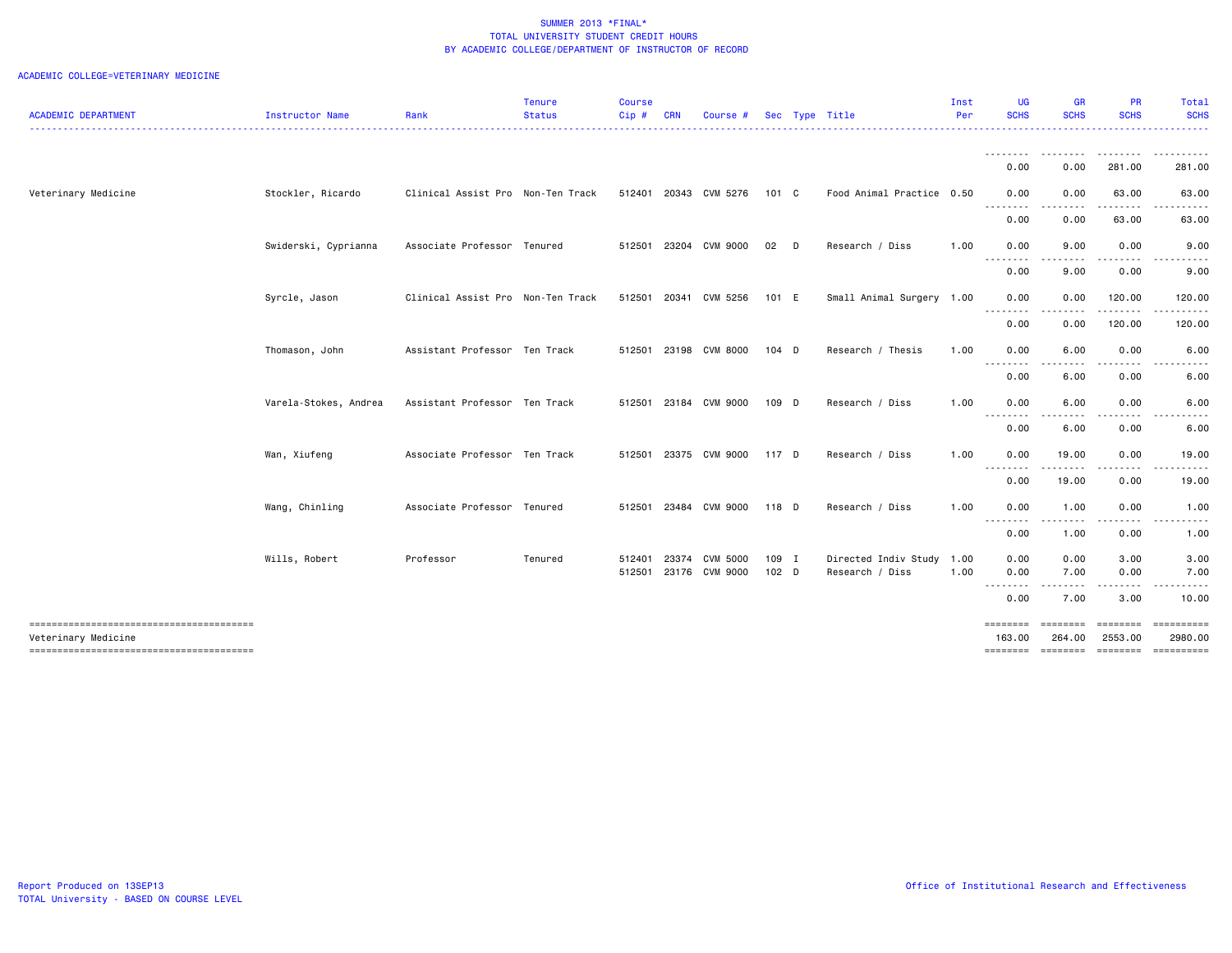SUMMER 2013 *FINAL*
TOTAL UNIVERSITY STUDENT CREDIT HOURS
BY ACADEMIC COLLEGE/DEPARTMENT OF INSTRUCTOR OF RECORD

ACADEMIC COLLEGE=VETERINARY MEDICINE

| ACADEMIC DEPARTMENT | Instructor Name | Rank | Tenure Status | Course Cip # | CRN | Course # | Sec | Type | Title | Inst Per | UG SCHS | GR SCHS | PR SCHS | Total SCHS |
|---|---|---|---|---|---|---|---|---|---|---|---|---|---|---|
| | | | | | | | | | | | 0.00 | 0.00 | 281.00 | 281.00 |
| Veterinary Medicine | Stockler, Ricardo | Clinical Assist Pro | Non-Ten Track | 512401 | 20343 | CVM 5276 | 101 | C | Food Animal Practice | 0.50 | 0.00 | 0.00 | 63.00 | 63.00 |
| | | | | | | | | | | | 0.00 | 0.00 | 63.00 | 63.00 |
| | Swiderski, Cyprianna | Associate Professor | Tenured | 512501 | 23204 | CVM 9000 | 02 | D | Research / Diss | 1.00 | 0.00 | 9.00 | 0.00 | 9.00 |
| | | | | | | | | | | | 0.00 | 9.00 | 0.00 | 9.00 |
| | Syrcle, Jason | Clinical Assist Pro | Non-Ten Track | 512501 | 20341 | CVM 5256 | 101 | E | Small Animal Surgery | 1.00 | 0.00 | 0.00 | 120.00 | 120.00 |
| | | | | | | | | | | | 0.00 | 0.00 | 120.00 | 120.00 |
| | Thomason, John | Assistant Professor | Ten Track | 512501 | 23198 | CVM 8000 | 104 | D | Research / Thesis | 1.00 | 0.00 | 6.00 | 0.00 | 6.00 |
| | | | | | | | | | | | 0.00 | 6.00 | 0.00 | 6.00 |
| | Varela-Stokes, Andrea | Assistant Professor | Ten Track | 512501 | 23184 | CVM 9000 | 109 | D | Research / Diss | 1.00 | 0.00 | 6.00 | 0.00 | 6.00 |
| | | | | | | | | | | | 0.00 | 6.00 | 0.00 | 6.00 |
| | Wan, Xiufeng | Associate Professor | Ten Track | 512501 | 23375 | CVM 9000 | 117 | D | Research / Diss | 1.00 | 0.00 | 19.00 | 0.00 | 19.00 |
| | | | | | | | | | | | 0.00 | 19.00 | 0.00 | 19.00 |
| | Wang, Chinling | Associate Professor | Tenured | 512501 | 23484 | CVM 9000 | 118 | D | Research / Diss | 1.00 | 0.00 | 1.00 | 0.00 | 1.00 |
| | | | | | | | | | | | 0.00 | 1.00 | 0.00 | 1.00 |
| | Wills, Robert | Professor | Tenured | 512401 | 23374 | CVM 5000 | 109 | I | Directed Indiv Study | 1.00 | 0.00 | 0.00 | 3.00 | 3.00 |
| | | | | 512501 | 23176 | CVM 9000 | 102 | D | Research / Diss | 1.00 | 0.00 | 7.00 | 0.00 | 7.00 |
| | | | | | | | | | | | 0.00 | 7.00 | 3.00 | 10.00 |
| Veterinary Medicine | | | | | | | | | | | 163.00 | 264.00 | 2553.00 | 2980.00 |

Report Produced on 13SEP13
TOTAL University - BASED ON COURSE LEVEL

Office of Institutional Research and Effectiveness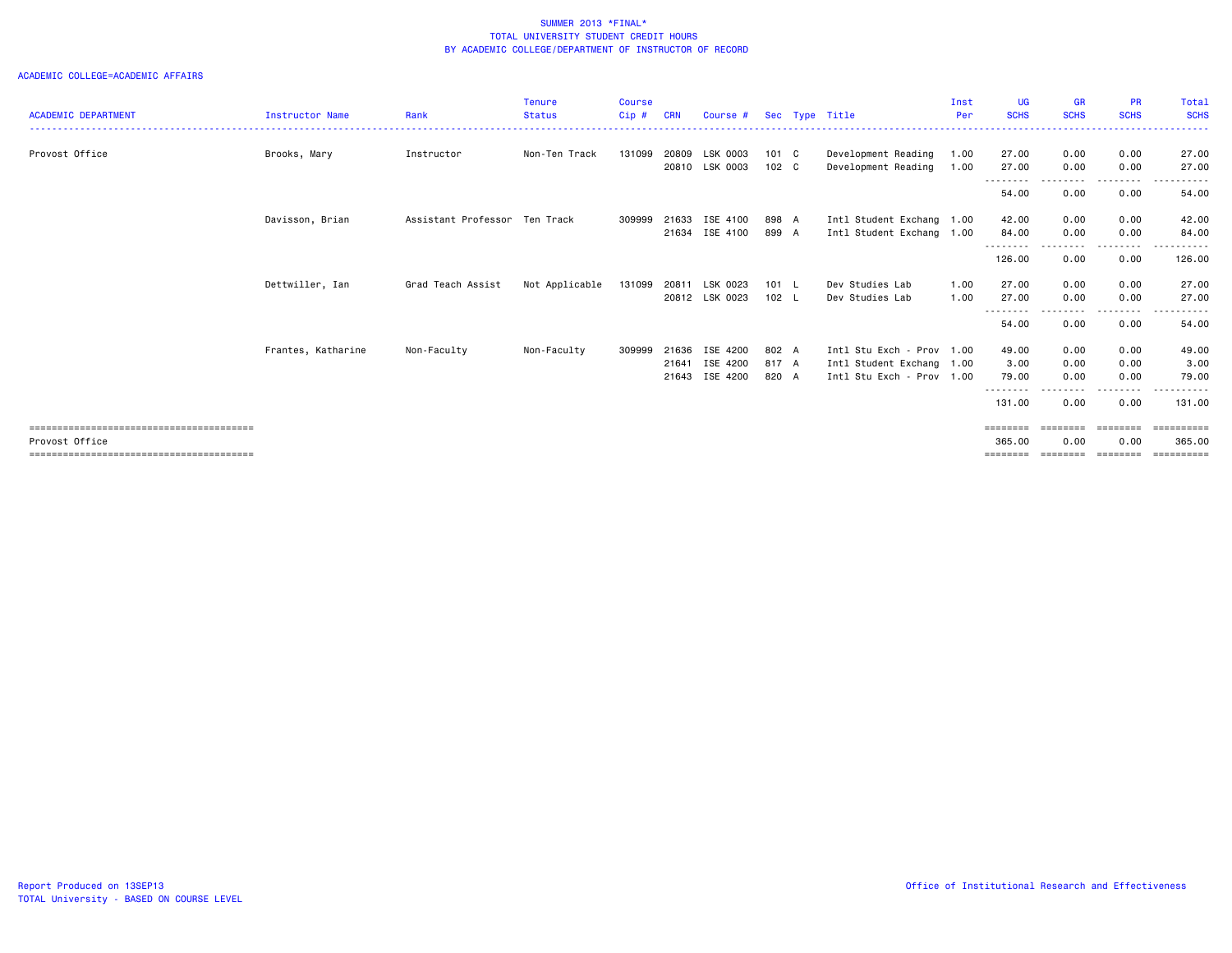SUMMER 2013 *FINAL*
TOTAL UNIVERSITY STUDENT CREDIT HOURS
BY ACADEMIC COLLEGE/DEPARTMENT OF INSTRUCTOR OF RECORD

ACADEMIC COLLEGE=ACADEMIC AFFAIRS

| ACADEMIC DEPARTMENT | Instructor Name | Rank | Tenure Status | Course Cip # | CRN | Course # | Sec | Type | Title | Inst Per | UG SCHS | GR SCHS | PR SCHS | Total SCHS |
|---|---|---|---|---|---|---|---|---|---|---|---|---|---|---|
| Provost Office | Brooks, Mary | Instructor | Non-Ten Track | 131099 | 20809 | LSK 0003 | 101 | C | Development Reading | 1.00 | 27.00 | 0.00 | 0.00 | 27.00 |
| | | | | | 20810 | LSK 0003 | 102 | C | Development Reading | 1.00 | 27.00 | 0.00 | 0.00 | 27.00 |
| | | | | | | | | | | | 54.00 | 0.00 | 0.00 | 54.00 |
| | Davisson, Brian | Assistant Professor | Ten Track | 309999 | 21633 | ISE 4100 | 898 | A | Intl Student Exchang | 1.00 | 42.00 | 0.00 | 0.00 | 42.00 |
| | | | | | 21634 | ISE 4100 | 899 | A | Intl Student Exchang | 1.00 | 84.00 | 0.00 | 0.00 | 84.00 |
| | | | | | | | | | | | 126.00 | 0.00 | 0.00 | 126.00 |
| | Dettwiller, Ian | Grad Teach Assist | Not Applicable | 131099 | 20811 | LSK 0023 | 101 | L | Dev Studies Lab | 1.00 | 27.00 | 0.00 | 0.00 | 27.00 |
| | | | | | 20812 | LSK 0023 | 102 | L | Dev Studies Lab | 1.00 | 27.00 | 0.00 | 0.00 | 27.00 |
| | | | | | | | | | | | 54.00 | 0.00 | 0.00 | 54.00 |
| | Frantes, Katharine | Non-Faculty | Non-Faculty | 309999 | 21636 | ISE 4200 | 802 | A | Intl Stu Exch - Prov | 1.00 | 49.00 | 0.00 | 0.00 | 49.00 |
| | | | | | 21641 | ISE 4200 | 817 | A | Intl Student Exchang | 1.00 | 3.00 | 0.00 | 0.00 | 3.00 |
| | | | | | 21643 | ISE 4200 | 820 | A | Intl Stu Exch - Prov | 1.00 | 79.00 | 0.00 | 0.00 | 79.00 |
| | | | | | | | | | | | 131.00 | 0.00 | 0.00 | 131.00 |
| Provost Office | | | | | | | | | | | 365.00 | 0.00 | 0.00 | 365.00 |

Report Produced on 13SEP13
TOTAL University - BASED ON COURSE LEVEL

Office of Institutional Research and Effectiveness